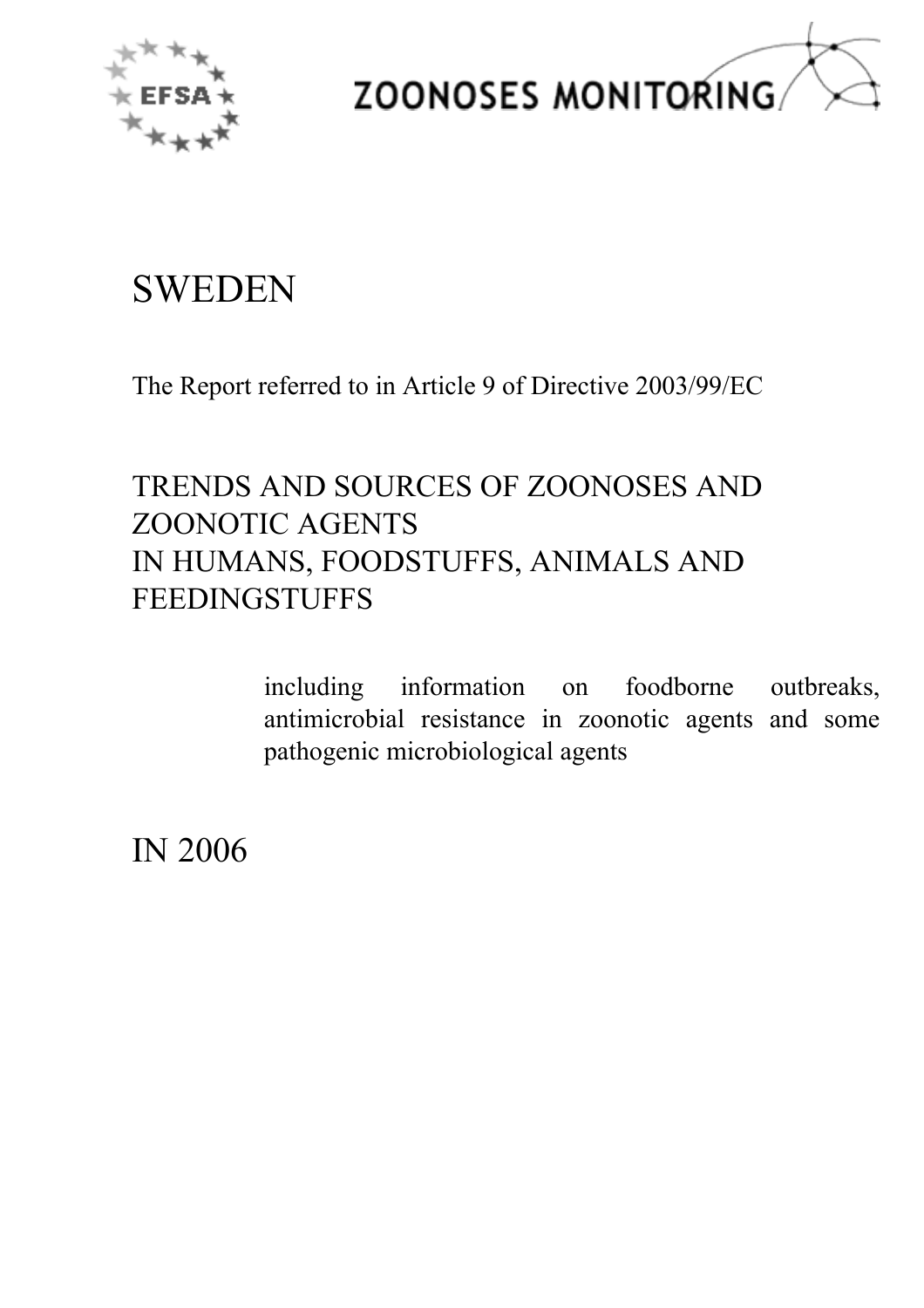EFSA

ZOONOSES MONITORING

# SWEDEN

The Report referred to in Article 9 of Directive 2003/99/EC

## TRENDS AND SOURCES OF ZOONOSES AND ZOONOTIC AGENTS IN HUMANS, FOODSTUFFS, ANIMALS AND FEEDINGSTUFFS

including information on foodborne outbreaks, antimicrobial resistance in zoonotic agents and some pathogenic microbiological agents

## IN 2006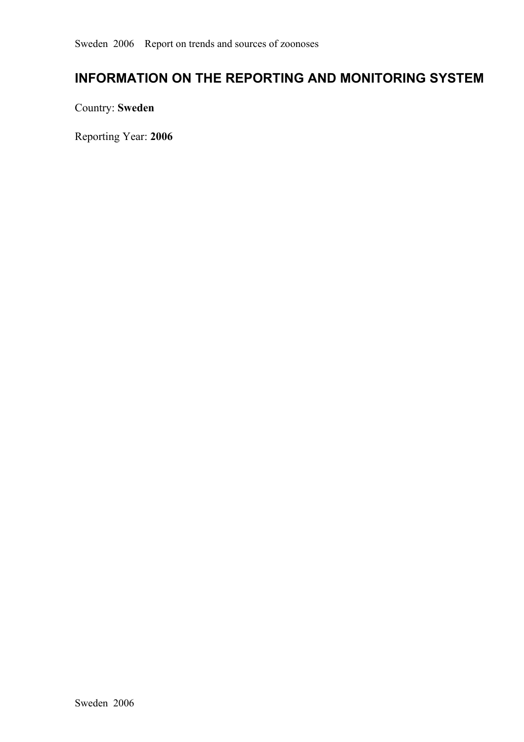# INFORMATION ON THE REPORTING AND MONITORING SYSTEM

Country: **Sweden**

Reporting Year: **2006**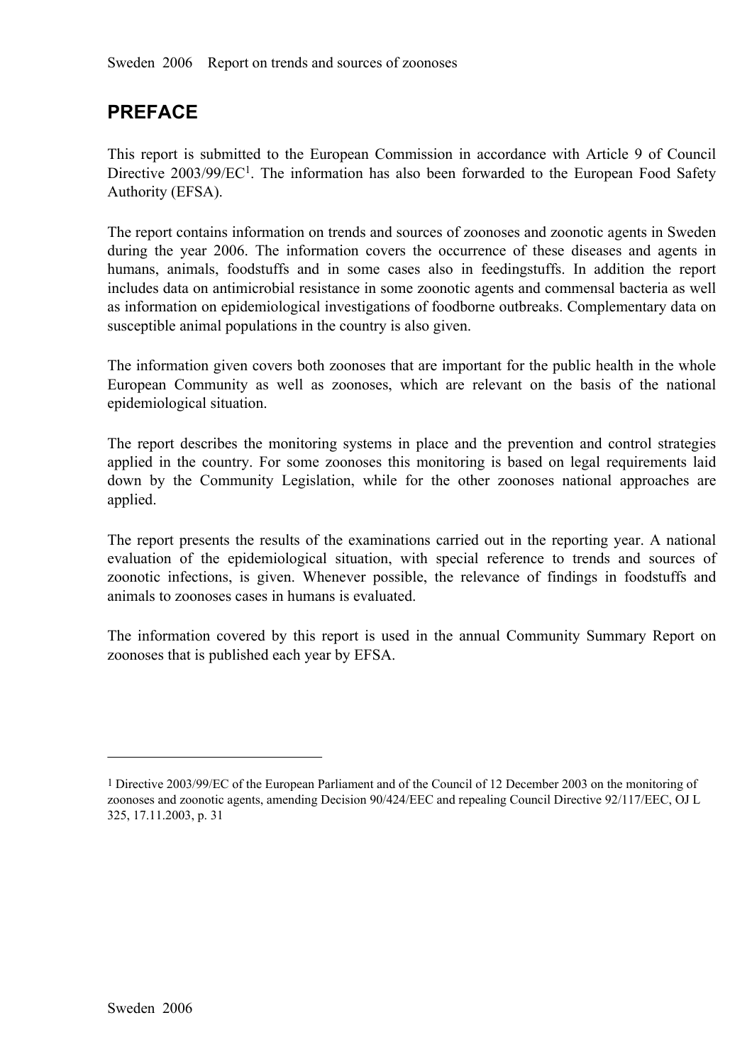# PREFACE

This report is submitted to the European Commission in accordance with Article 9 of Council Directive 2003/99/EC[1]. The information has also been forwarded to the European Food Safety Authority (EFSA).

The report contains information on trends and sources of zoonoses and zoonotic agents in Sweden during the year 2006. The information covers the occurrence of these diseases and agents in humans, animals, foodstuffs and in some cases also in feedingstuffs. In addition the report includes data on antimicrobial resistance in some zoonotic agents and commensal bacteria as well as information on epidemiological investigations of foodborne outbreaks. Complementary data on susceptible animal populations in the country is also given.

The information given covers both zoonoses that are important for the public health in the whole European Community as well as zoonoses, which are relevant on the basis of the national epidemiological situation.

The report describes the monitoring systems in place and the prevention and control strategies applied in the country. For some zoonoses this monitoring is based on legal requirements laid down by the Community Legislation, while for the other zoonoses national approaches are applied.

The report presents the results of the examinations carried out in the reporting year. A national evaluation of the epidemiological situation, with special reference to trends and sources of zoonotic infections, is given. Whenever possible, the relevance of findings in foodstuffs and animals to zoonoses cases in humans is evaluated.

The information covered by this report is used in the annual Community Summary Report on zoonoses that is published each year by EFSA.

---

[1] Directive 2003/99/EC of the European Parliament and of the Council of 12 December 2003 on the monitoring of zoonoses and zoonotic agents, amending Decision 90/424/EEC and repealing Council Directive 92/117/EEC, OJ L 325, 17.11.2003, p. 31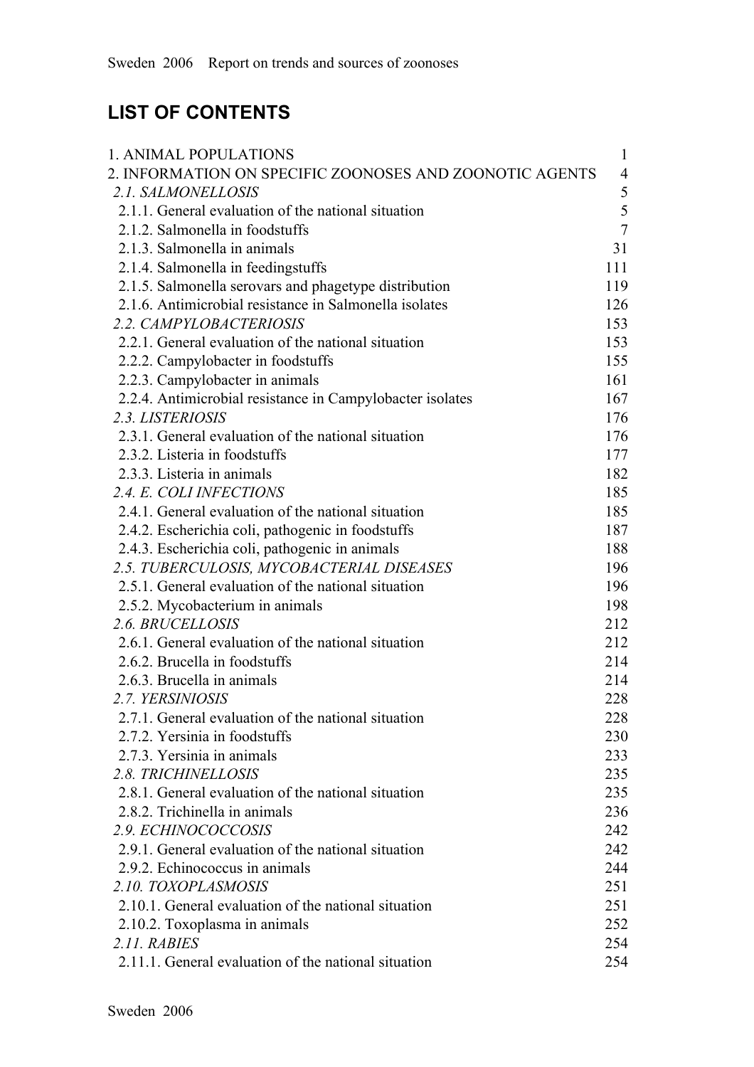# LIST OF CONTENTS

| | |
|---|---|
| 1. ANIMAL POPULATIONS | 1 |
| 2. INFORMATION ON SPECIFIC ZOONOSES AND ZOONOTIC AGENTS | 4 |
| *2.1. SALMONELLOSIS* | 5 |
| 2.1.1. General evaluation of the national situation | 5 |
| 2.1.2. Salmonella in foodstuffs | 7 |
| 2.1.3. Salmonella in animals | 31 |
| 2.1.4. Salmonella in feedingstuffs | 111 |
| 2.1.5. Salmonella serovars and phagetype distribution | 119 |
| 2.1.6. Antimicrobial resistance in Salmonella isolates | 126 |
| *2.2. CAMPYLOBACTERIOSIS* | 153 |
| 2.2.1. General evaluation of the national situation | 153 |
| 2.2.2. Campylobacter in foodstuffs | 155 |
| 2.2.3. Campylobacter in animals | 161 |
| 2.2.4. Antimicrobial resistance in Campylobacter isolates | 167 |
| *2.3. LISTERIOSIS* | 176 |
| 2.3.1. General evaluation of the national situation | 176 |
| 2.3.2. Listeria in foodstuffs | 177 |
| 2.3.3. Listeria in animals | 182 |
| *2.4. E. COLI INFECTIONS* | 185 |
| 2.4.1. General evaluation of the national situation | 185 |
| 2.4.2. Escherichia coli, pathogenic in foodstuffs | 187 |
| 2.4.3. Escherichia coli, pathogenic in animals | 188 |
| *2.5. TUBERCULOSIS, MYCOBACTERIAL DISEASES* | 196 |
| 2.5.1. General evaluation of the national situation | 196 |
| 2.5.2. Mycobacterium in animals | 198 |
| *2.6. BRUCELLOSIS* | 212 |
| 2.6.1. General evaluation of the national situation | 212 |
| 2.6.2. Brucella in foodstuffs | 214 |
| 2.6.3. Brucella in animals | 214 |
| *2.7. YERSINIOSIS* | 228 |
| 2.7.1. General evaluation of the national situation | 228 |
| 2.7.2. Yersinia in foodstuffs | 230 |
| 2.7.3. Yersinia in animals | 233 |
| *2.8. TRICHINELLOSIS* | 235 |
| 2.8.1. General evaluation of the national situation | 235 |
| 2.8.2. Trichinella in animals | 236 |
| *2.9. ECHINOCOCCOSIS* | 242 |
| 2.9.1. General evaluation of the national situation | 242 |
| 2.9.2. Echinococcus in animals | 244 |
| *2.10. TOXOPLASMOSIS* | 251 |
| 2.10.1. General evaluation of the national situation | 251 |
| 2.10.2. Toxoplasma in animals | 252 |
| *2.11. RABIES* | 254 |
| 2.11.1. General evaluation of the national situation | 254 |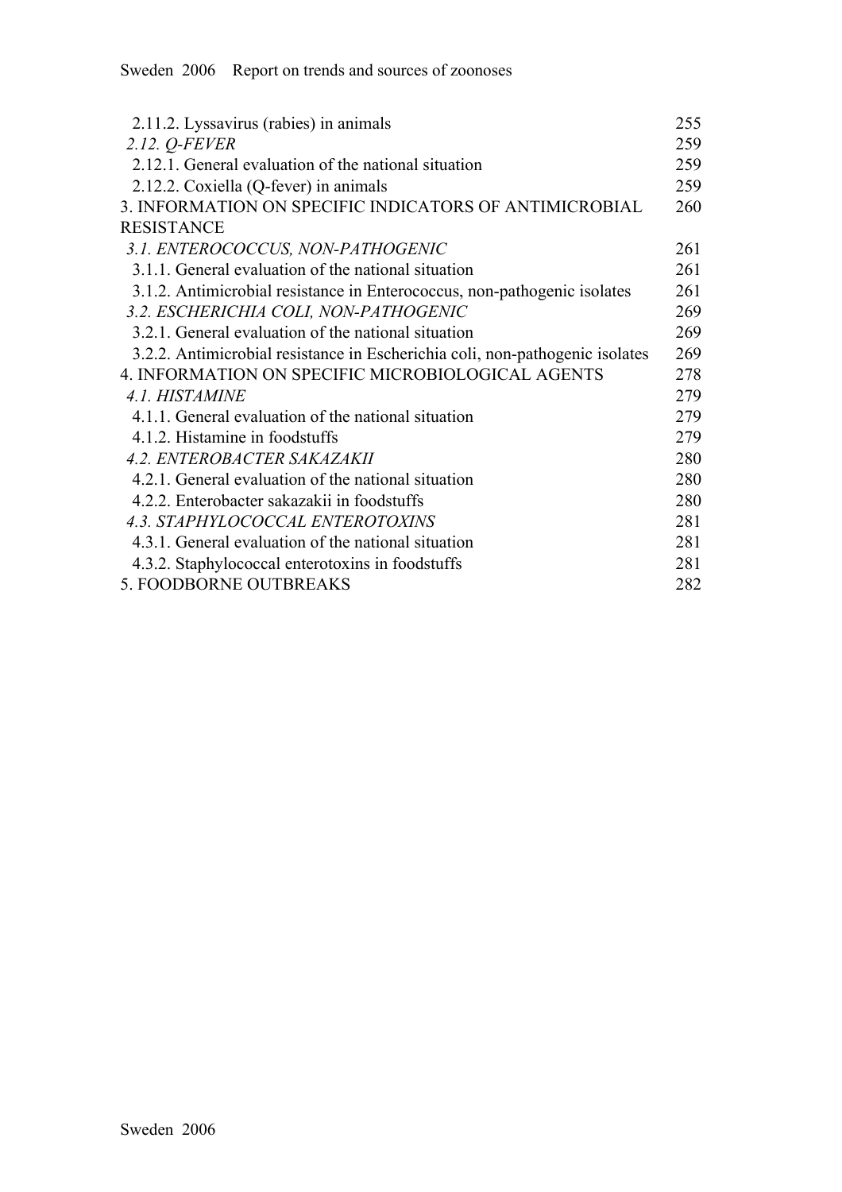| | |
|---|---|
| 2.11.2. Lyssavirus (rabies) in animals | 255 |
| *2.12. Q-FEVER* | 259 |
| 2.12.1. General evaluation of the national situation | 259 |
| 2.12.2. Coxiella (Q-fever) in animals | 259 |
| 3. INFORMATION ON SPECIFIC INDICATORS OF ANTIMICROBIAL RESISTANCE | 260 |
| *3.1. ENTEROCOCCUS, NON-PATHOGENIC* | 261 |
| 3.1.1. General evaluation of the national situation | 261 |
| 3.1.2. Antimicrobial resistance in Enterococcus, non-pathogenic isolates | 261 |
| *3.2. ESCHERICHIA COLI, NON-PATHOGENIC* | 269 |
| 3.2.1. General evaluation of the national situation | 269 |
| 3.2.2. Antimicrobial resistance in Escherichia coli, non-pathogenic isolates | 269 |
| 4. INFORMATION ON SPECIFIC MICROBIOLOGICAL AGENTS | 278 |
| *4.1. HISTAMINE* | 279 |
| 4.1.1. General evaluation of the national situation | 279 |
| 4.1.2. Histamine in foodstuffs | 279 |
| *4.2. ENTEROBACTER SAKAZAKII* | 280 |
| 4.2.1. General evaluation of the national situation | 280 |
| 4.2.2. Enterobacter sakazakii in foodstuffs | 280 |
| *4.3. STAPHYLOCOCCAL ENTEROTOXINS* | 281 |
| 4.3.1. General evaluation of the national situation | 281 |
| 4.3.2. Staphylococcal enterotoxins in foodstuffs | 281 |
| 5. FOODBORNE OUTBREAKS | 282 |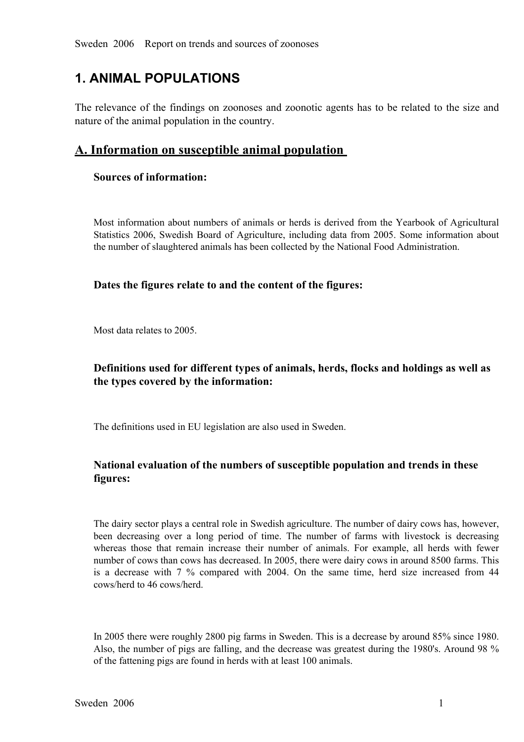# 1. ANIMAL POPULATIONS

The relevance of the findings on zoonoses and zoonotic agents has to be related to the size and nature of the animal population in the country.

## A. Information on susceptible animal population

### Sources of information:

Most information about numbers of animals or herds is derived from the Yearbook of Agricultural Statistics 2006, Swedish Board of Agriculture, including data from 2005. Some information about the number of slaughtered animals has been collected by the National Food Administration.

### Dates the figures relate to and the content of the figures:

Most data relates to 2005.

### Definitions used for different types of animals, herds, flocks and holdings as well as the types covered by the information:

The definitions used in EU legislation are also used in Sweden.

### National evaluation of the numbers of susceptible population and trends in these figures:

The dairy sector plays a central role in Swedish agriculture. The number of dairy cows has, however, been decreasing over a long period of time. The number of farms with livestock is decreasing whereas those that remain increase their number of animals. For example, all herds with fewer number of cows than cows has decreased. In 2005, there were dairy cows in around 8500 farms. This is a decrease with 7 % compared with 2004. On the same time, herd size increased from 44 cows/herd to 46 cows/herd.

In 2005 there were roughly 2800 pig farms in Sweden. This is a decrease by around 85% since 1980. Also, the number of pigs are falling, and the decrease was greatest during the 1980's. Around 98 % of the fattening pigs are found in herds with at least 100 animals.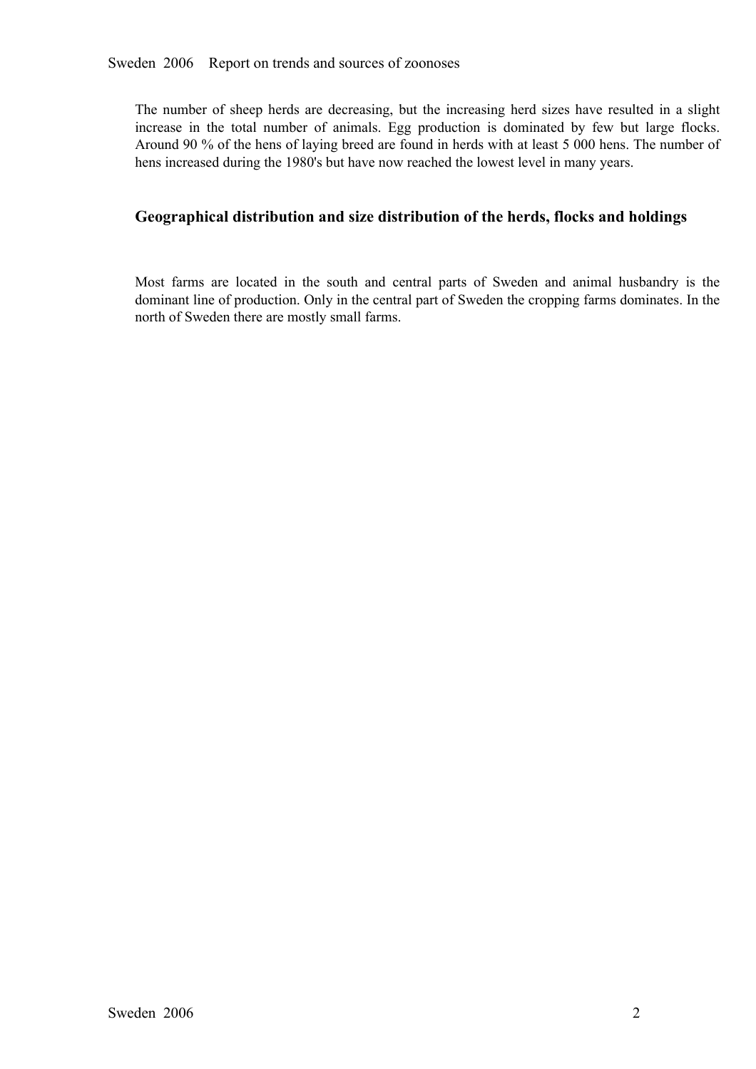The number of sheep herds are decreasing, but the increasing herd sizes have resulted in a slight increase in the total number of animals. Egg production is dominated by few but large flocks. Around 90 % of the hens of laying breed are found in herds with at least 5 000 hens. The number of hens increased during the 1980's but have now reached the lowest level in many years.

## Geographical distribution and size distribution of the herds, flocks and holdings

Most farms are located in the south and central parts of Sweden and animal husbandry is the dominant line of production. Only in the central part of Sweden the cropping farms dominates. In the north of Sweden there are mostly small farms.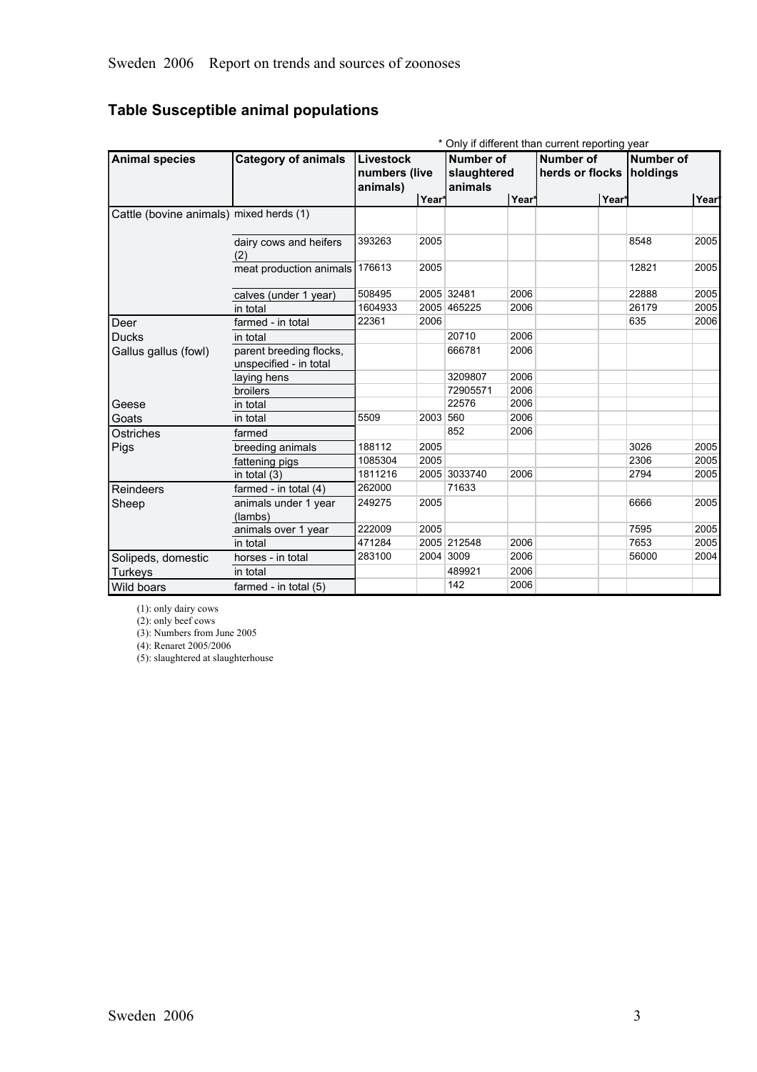## Table Susceptible animal populations

\* Only if different than current reporting year

| Animal species | Category of animals | Livestock numbers (live animals) | Year* | Number of slaughtered animals | Year* | Number of herds or flocks | Year* | Number of holdings | Year* |
|---|---|---|---|---|---|---|---|---|---|
| Cattle (bovine animals) | mixed herds (1) | | | | | | | | |
| | dairy cows and heifers (2) | 393263 | 2005 | | | | | 8548 | 2005 |
| | meat production animals | 176613 | 2005 | | | | | 12821 | 2005 |
| | calves (under 1 year) | 508495 | 2005 | 32481 | 2006 | | | 22888 | 2005 |
| | in total | 1604933 | 2005 | 465225 | 2006 | | | 26179 | 2005 |
| Deer | farmed - in total | 22361 | 2006 | | | | | 635 | 2006 |
| Ducks | in total | | | 20710 | 2006 | | | | |
| Gallus gallus (fowl) | parent breeding flocks, unspecified - in total | | | 666781 | 2006 | | | | |
| | laying hens | | | 3209807 | 2006 | | | | |
| | broilers | | | 72905571 | 2006 | | | | |
| Geese | in total | | | 22576 | 2006 | | | | |
| Goats | in total | 5509 | 2003 | 560 | 2006 | | | | |
| Ostriches | farmed | | | 852 | 2006 | | | | |
| Pigs | breeding animals | 188112 | 2005 | | | | | 3026 | 2005 |
| | fattening pigs | 1085304 | 2005 | | | | | 2306 | 2005 |
| | in total (3) | 1811216 | 2005 | 3033740 | 2006 | | | 2794 | 2005 |
| Reindeers | farmed - in total (4) | 262000 | | 71633 | | | | | |
| Sheep | animals under 1 year (lambs) | 249275 | 2005 | | | | | 6666 | 2005 |
| | animals over 1 year | 222009 | 2005 | | | | | 7595 | 2005 |
| | in total | 471284 | 2005 | 212548 | 2006 | | | 7653 | 2005 |
| Solipeds, domestic | horses - in total | 283100 | 2004 | 3009 | 2006 | | | 56000 | 2004 |
| Turkeys | in total | | | 489921 | 2006 | | | | |
| Wild boars | farmed - in total (5) | | | 142 | 2006 | | | | |

(1): only dairy cows

(2): only beef cows

(3): Numbers from June 2005

(4): Renaret 2005/2006

(5): slaughtered at slaughterhouse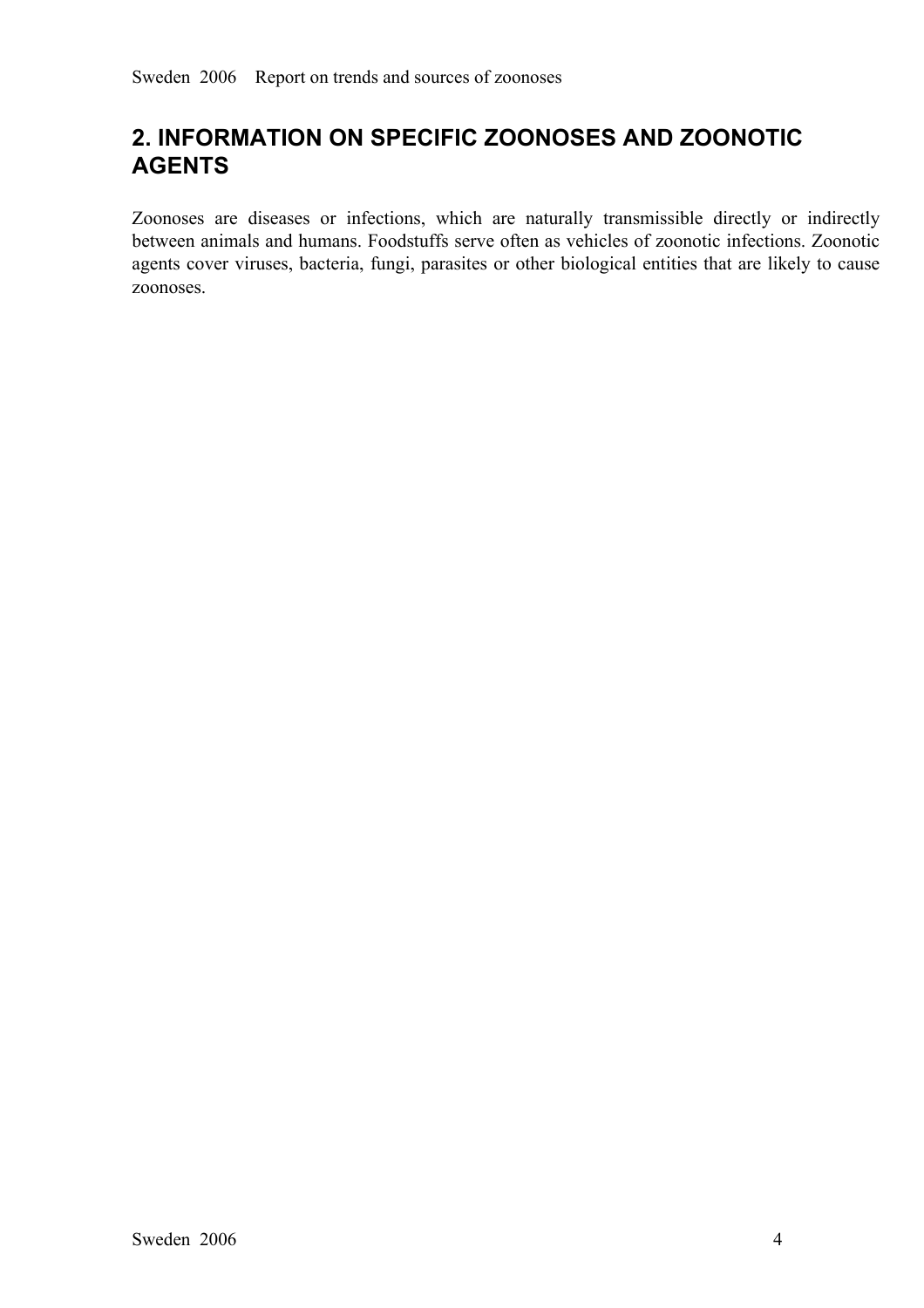# 2. INFORMATION ON SPECIFIC ZOONOSES AND ZOONOTIC AGENTS

Zoonoses are diseases or infections, which are naturally transmissible directly or indirectly between animals and humans. Foodstuffs serve often as vehicles of zoonotic infections. Zoonotic agents cover viruses, bacteria, fungi, parasites or other biological entities that are likely to cause zoonoses.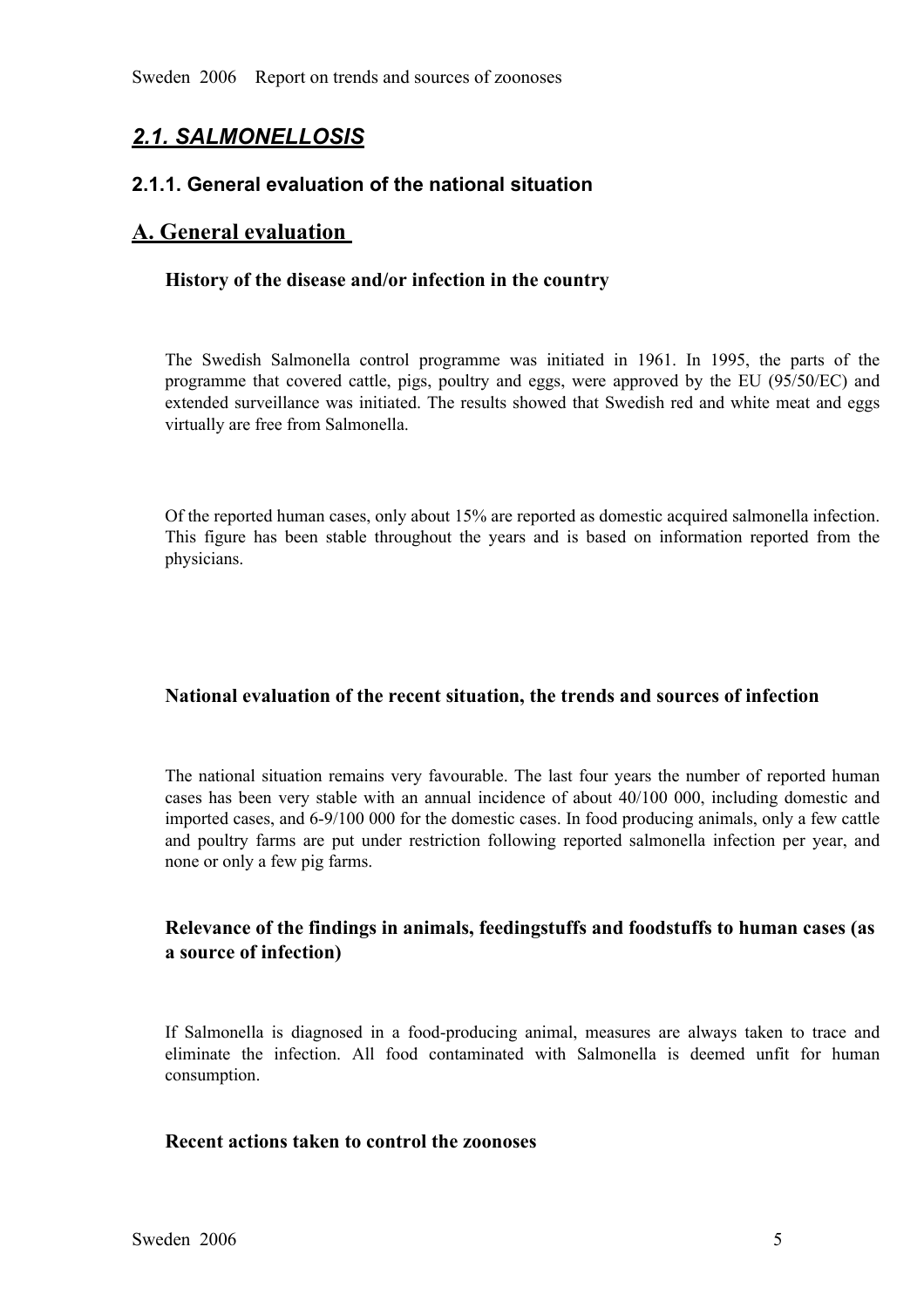## *2.1. SALMONELLOSIS*

### 2.1.1. General evaluation of the national situation

## A. General evaluation

#### History of the disease and/or infection in the country

The Swedish Salmonella control programme was initiated in 1961. In 1995, the parts of the programme that covered cattle, pigs, poultry and eggs, were approved by the EU (95/50/EC) and extended surveillance was initiated. The results showed that Swedish red and white meat and eggs virtually are free from Salmonella.

Of the reported human cases, only about 15% are reported as domestic acquired salmonella infection. This figure has been stable throughout the years and is based on information reported from the physicians.

#### National evaluation of the recent situation, the trends and sources of infection

The national situation remains very favourable. The last four years the number of reported human cases has been very stable with an annual incidence of about 40/100 000, including domestic and imported cases, and 6-9/100 000 for the domestic cases. In food producing animals, only a few cattle and poultry farms are put under restriction following reported salmonella infection per year, and none or only a few pig farms.

#### Relevance of the findings in animals, feedingstuffs and foodstuffs to human cases (as a source of infection)

If Salmonella is diagnosed in a food-producing animal, measures are always taken to trace and eliminate the infection. All food contaminated with Salmonella is deemed unfit for human consumption.

#### Recent actions taken to control the zoonoses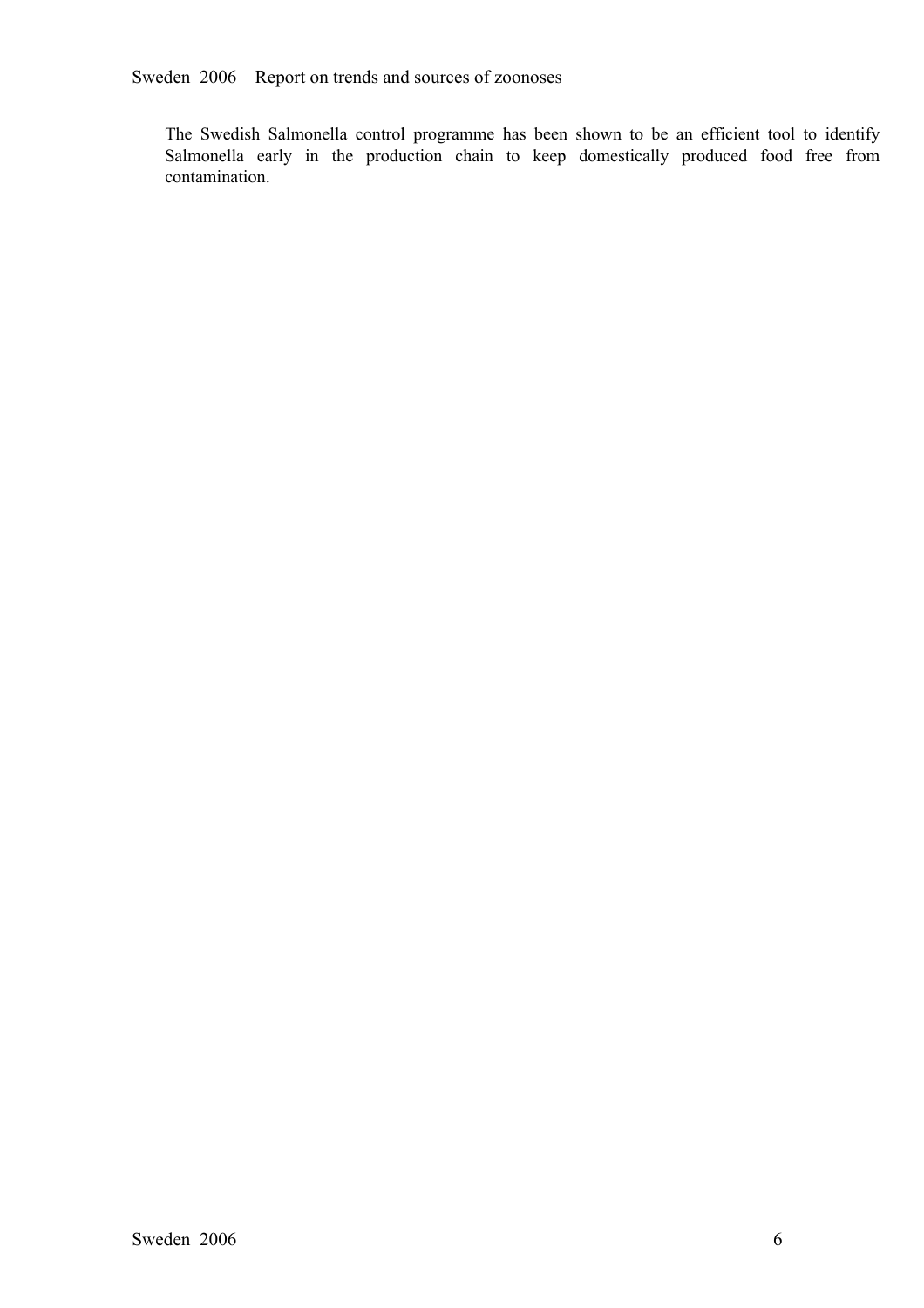The Swedish Salmonella control programme has been shown to be an efficient tool to identify Salmonella early in the production chain to keep domestically produced food free from contamination.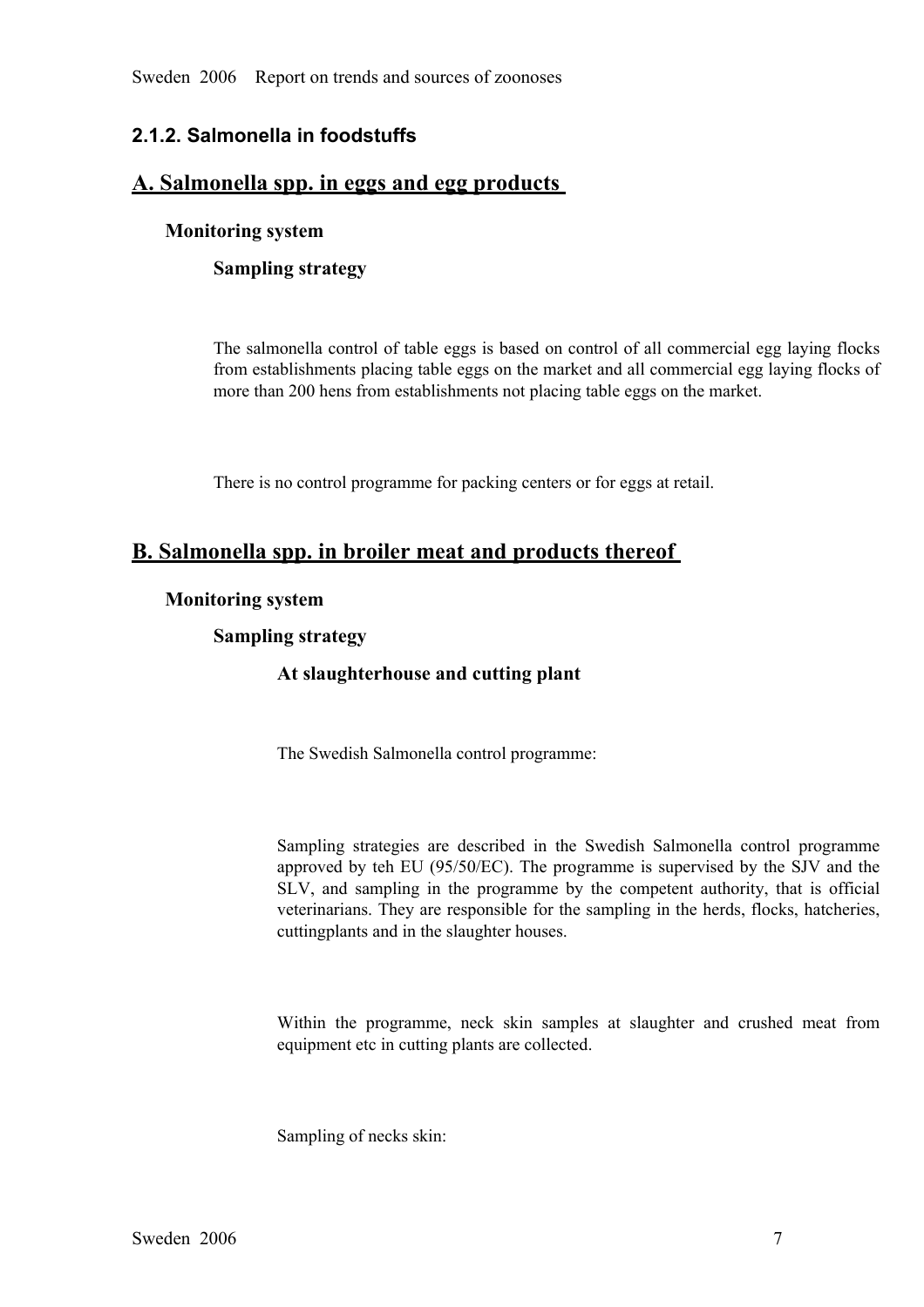## 2.1.2. Salmonella in foodstuffs

## A. Salmonella spp. in eggs and egg products

### Monitoring system

#### Sampling strategy

The salmonella control of table eggs is based on control of all commercial egg laying flocks from establishments placing table eggs on the market and all commercial egg laying flocks of more than 200 hens from establishments not placing table eggs on the market.

There is no control programme for packing centers or for eggs at retail.

## B. Salmonella spp. in broiler meat and products thereof

### Monitoring system

#### Sampling strategy

##### At slaughterhouse and cutting plant

The Swedish Salmonella control programme:

Sampling strategies are described in the Swedish Salmonella control programme approved by teh EU (95/50/EC). The programme is supervised by the SJV and the SLV, and sampling in the programme by the competent authority, that is official veterinarians. They are responsible for the sampling in the herds, flocks, hatcheries, cuttingplants and in the slaughter houses.

Within the programme, neck skin samples at slaughter and crushed meat from equipment etc in cutting plants are collected.

Sampling of necks skin: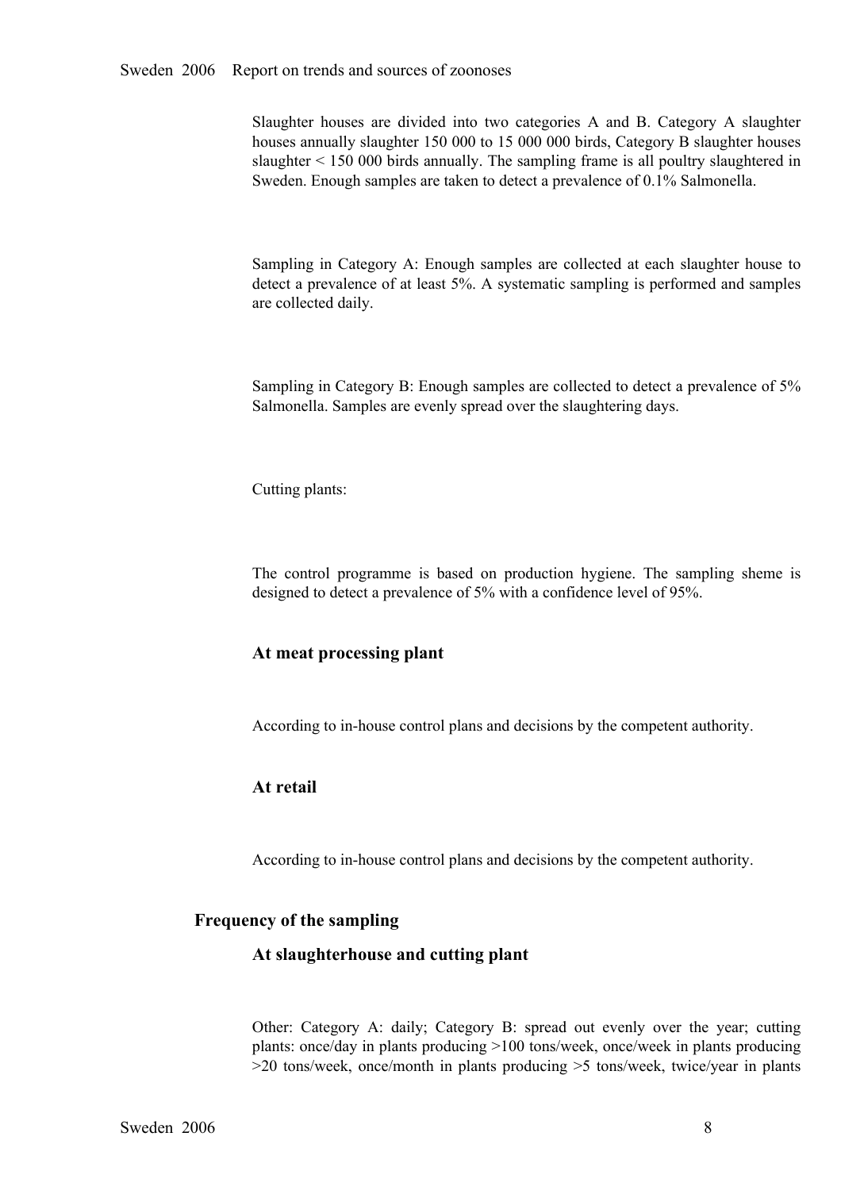Slaughter houses are divided into two categories A and B. Category A slaughter houses annually slaughter 150 000 to 15 000 000 birds, Category B slaughter houses slaughter < 150 000 birds annually. The sampling frame is all poultry slaughtered in Sweden. Enough samples are taken to detect a prevalence of 0.1% Salmonella.

Sampling in Category A: Enough samples are collected at each slaughter house to detect a prevalence of at least 5%. A systematic sampling is performed and samples are collected daily.

Sampling in Category B: Enough samples are collected to detect a prevalence of 5% Salmonella. Samples are evenly spread over the slaughtering days.

Cutting plants:

The control programme is based on production hygiene. The sampling sheme is designed to detect a prevalence of 5% with a confidence level of 95%.

### At meat processing plant

According to in-house control plans and decisions by the competent authority.

### At retail

According to in-house control plans and decisions by the competent authority.

## Frequency of the sampling

### At slaughterhouse and cutting plant

Other: Category A: daily; Category B: spread out evenly over the year; cutting plants: once/day in plants producing >100 tons/week, once/week in plants producing >20 tons/week, once/month in plants producing >5 tons/week, twice/year in plants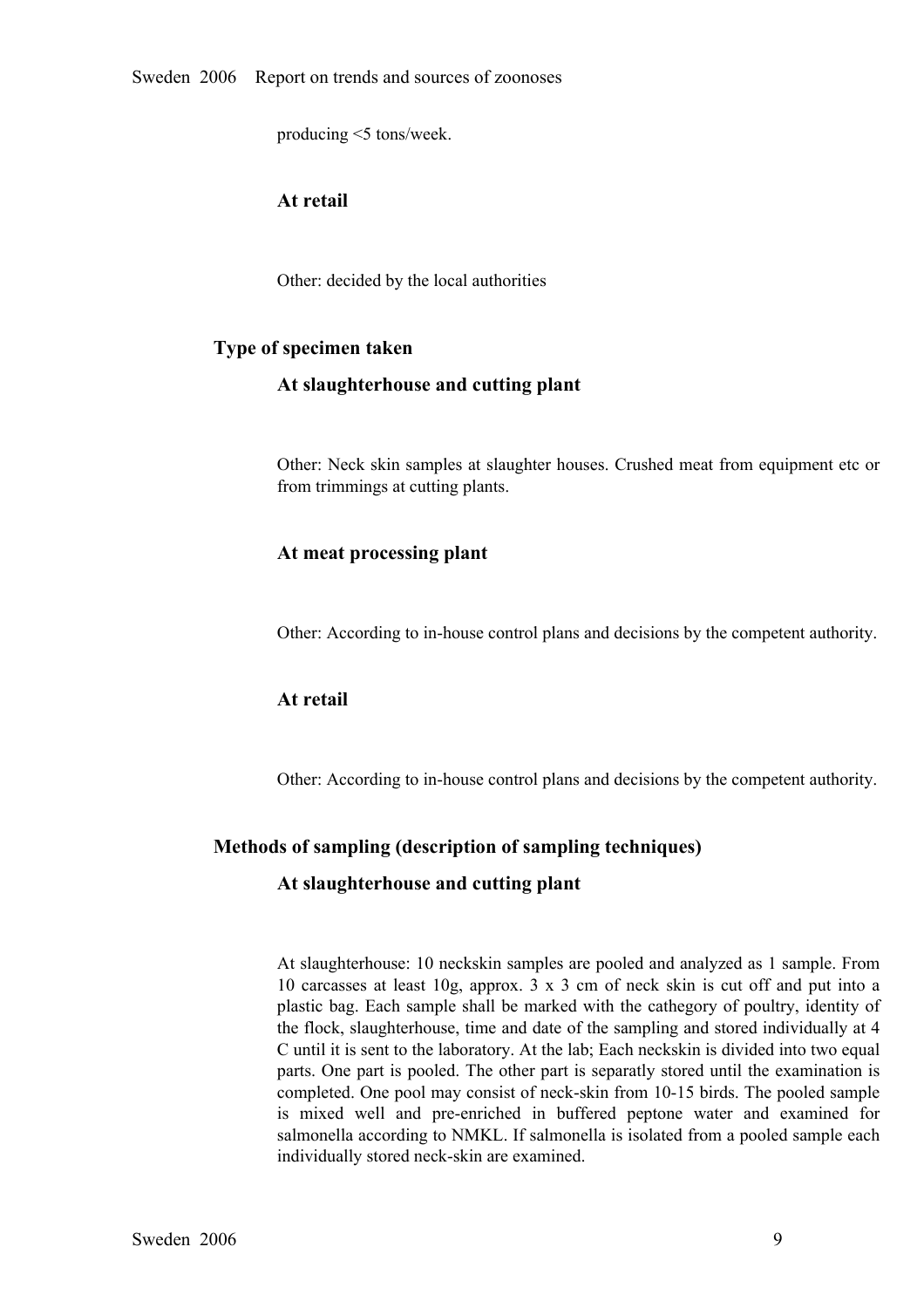producing <5 tons/week.

### At retail

Other: decided by the local authorities

## Type of specimen taken

### At slaughterhouse and cutting plant

Other: Neck skin samples at slaughter houses. Crushed meat from equipment etc or from trimmings at cutting plants.

### At meat processing plant

Other: According to in-house control plans and decisions by the competent authority.

### At retail

Other: According to in-house control plans and decisions by the competent authority.

## Methods of sampling (description of sampling techniques)

### At slaughterhouse and cutting plant

At slaughterhouse: 10 neckskin samples are pooled and analyzed as 1 sample. From 10 carcasses at least 10g, approx. 3 x 3 cm of neck skin is cut off and put into a plastic bag. Each sample shall be marked with the cathegory of poultry, identity of the flock, slaughterhouse, time and date of the sampling and stored individually at 4 C until it is sent to the laboratory. At the lab; Each neckskin is divided into two equal parts. One part is pooled. The other part is separatly stored until the examination is completed. One pool may consist of neck-skin from 10-15 birds. The pooled sample is mixed well and pre-enriched in buffered peptone water and examined for salmonella according to NMKL. If salmonella is isolated from a pooled sample each individually stored neck-skin are examined.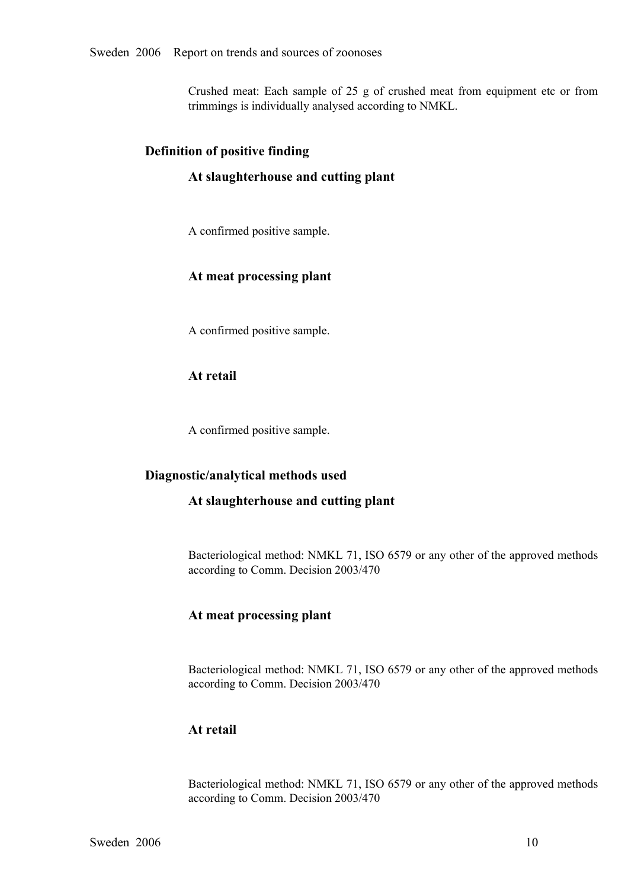Crushed meat: Each sample of 25 g of crushed meat from equipment etc or from trimmings is individually analysed according to NMKL.

## Definition of positive finding

### At slaughterhouse and cutting plant

A confirmed positive sample.

### At meat processing plant

A confirmed positive sample.

### At retail

A confirmed positive sample.

## Diagnostic/analytical methods used

### At slaughterhouse and cutting plant

Bacteriological method: NMKL 71, ISO 6579 or any other of the approved methods according to Comm. Decision 2003/470

### At meat processing plant

Bacteriological method: NMKL 71, ISO 6579 or any other of the approved methods according to Comm. Decision 2003/470

### At retail

Bacteriological method: NMKL 71, ISO 6579 or any other of the approved methods according to Comm. Decision 2003/470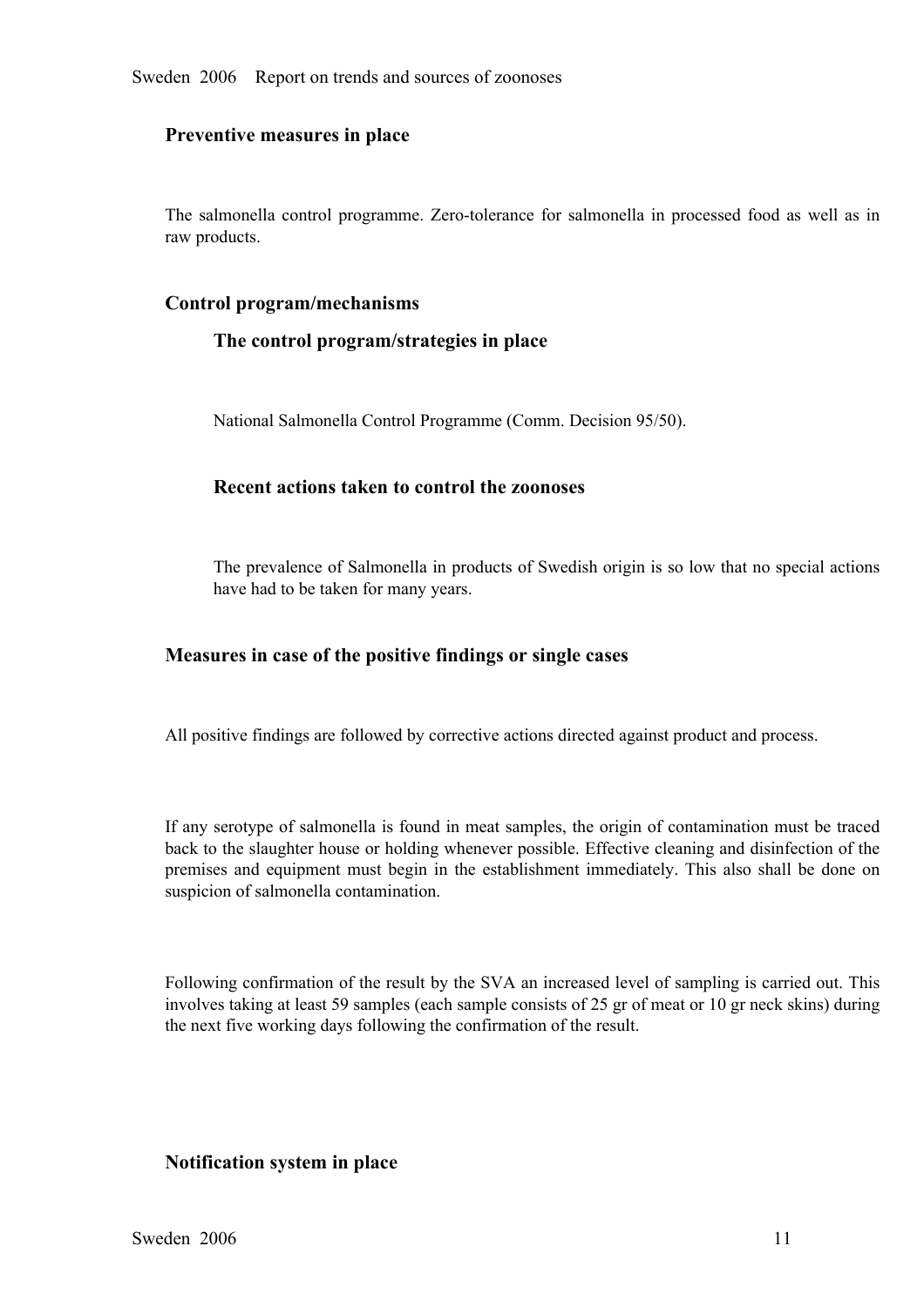## Preventive measures in place

The salmonella control programme. Zero-tolerance for salmonella in processed food as well as in raw products.

## Control program/mechanisms

### The control program/strategies in place

National Salmonella Control Programme (Comm. Decision 95/50).

### Recent actions taken to control the zoonoses

The prevalence of Salmonella in products of Swedish origin is so low that no special actions have had to be taken for many years.

## Measures in case of the positive findings or single cases

All positive findings are followed by corrective actions directed against product and process.

If any serotype of salmonella is found in meat samples, the origin of contamination must be traced back to the slaughter house or holding whenever possible. Effective cleaning and disinfection of the premises and equipment must begin in the establishment immediately. This also shall be done on suspicion of salmonella contamination.

Following confirmation of the result by the SVA an increased level of sampling is carried out. This involves taking at least 59 samples (each sample consists of 25 gr of meat or 10 gr neck skins) during the next five working days following the confirmation of the result.

## Notification system in place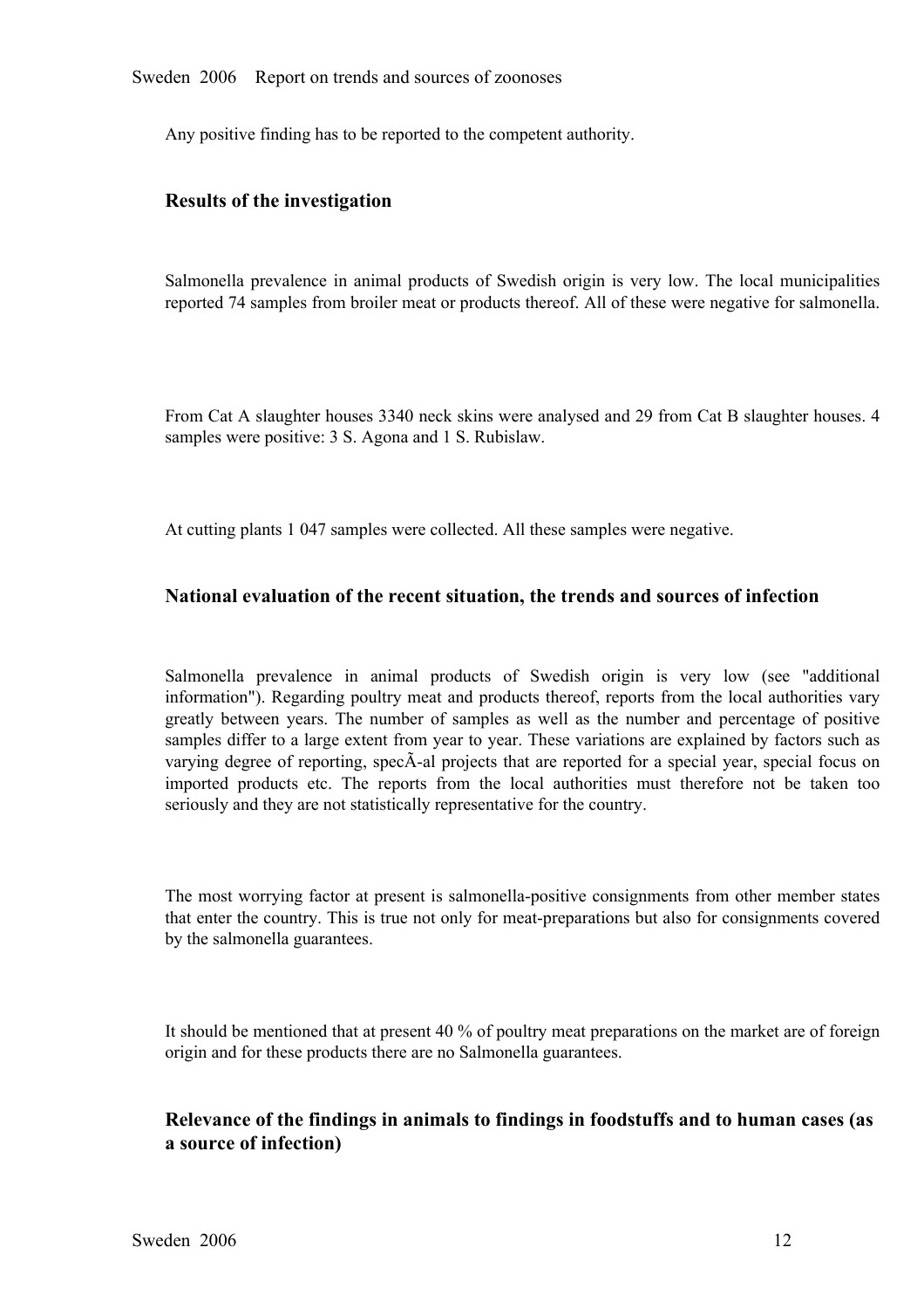Any positive finding has to be reported to the competent authority.

### Results of the investigation

Salmonella prevalence in animal products of Swedish origin is very low. The local municipalities reported 74 samples from broiler meat or products thereof. All of these were negative for salmonella.

From Cat A slaughter houses 3340 neck skins were analysed and 29 from Cat B slaughter houses. 4 samples were positive: 3 S. Agona and 1 S. Rubislaw.

At cutting plants 1 047 samples were collected. All these samples were negative.

### National evaluation of the recent situation, the trends and sources of infection

Salmonella prevalence in animal products of Swedish origin is very low (see "additional information"). Regarding poultry meat and products thereof, reports from the local authorities vary greatly between years. The number of samples as well as the number and percentage of positive samples differ to a large extent from year to year. These variations are explained by factors such as varying degree of reporting, specÃ-al projects that are reported for a special year, special focus on imported products etc. The reports from the local authorities must therefore not be taken too seriously and they are not statistically representative for the country.

The most worrying factor at present is salmonella-positive consignments from other member states that enter the country. This is true not only for meat-preparations but also for consignments covered by the salmonella guarantees.

It should be mentioned that at present 40 % of poultry meat preparations on the market are of foreign origin and for these products there are no Salmonella guarantees.

### Relevance of the findings in animals to findings in foodstuffs and to human cases (as a source of infection)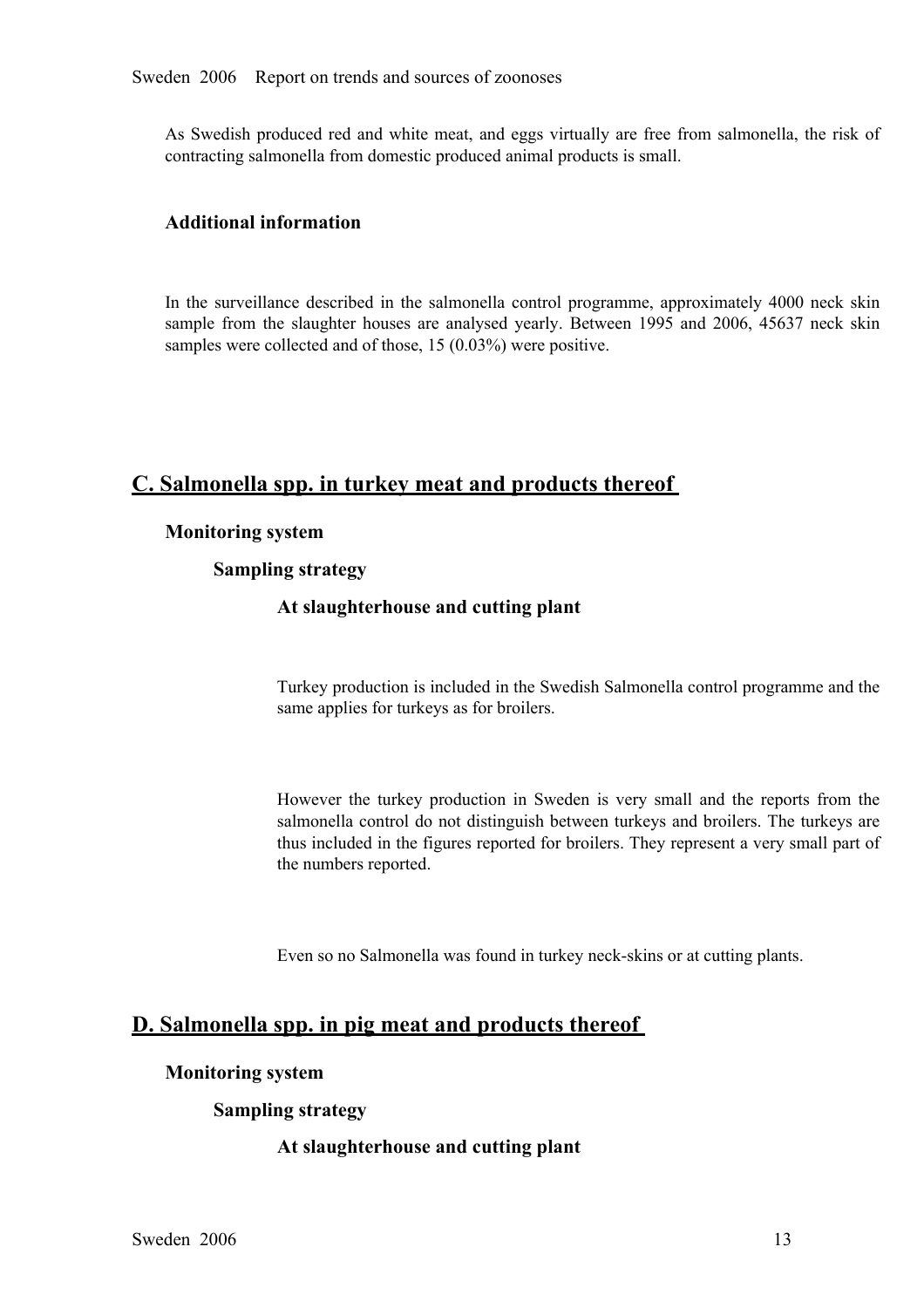As Swedish produced red and white meat, and eggs virtually are free from salmonella, the risk of contracting salmonella from domestic produced animal products is small.

### Additional information

In the surveillance described in the salmonella control programme, approximately 4000 neck skin sample from the slaughter houses are analysed yearly. Between 1995 and 2006, 45637 neck skin samples were collected and of those, 15 (0.03%) were positive.

## C. Salmonella spp. in turkey meat and products thereof

### Monitoring system

#### Sampling strategy

##### At slaughterhouse and cutting plant

Turkey production is included in the Swedish Salmonella control programme and the same applies for turkeys as for broilers.

However the turkey production in Sweden is very small and the reports from the salmonella control do not distinguish between turkeys and broilers. The turkeys are thus included in the figures reported for broilers. They represent a very small part of the numbers reported.

Even so no Salmonella was found in turkey neck-skins or at cutting plants.

## D. Salmonella spp. in pig meat and products thereof

### Monitoring system

#### Sampling strategy

##### At slaughterhouse and cutting plant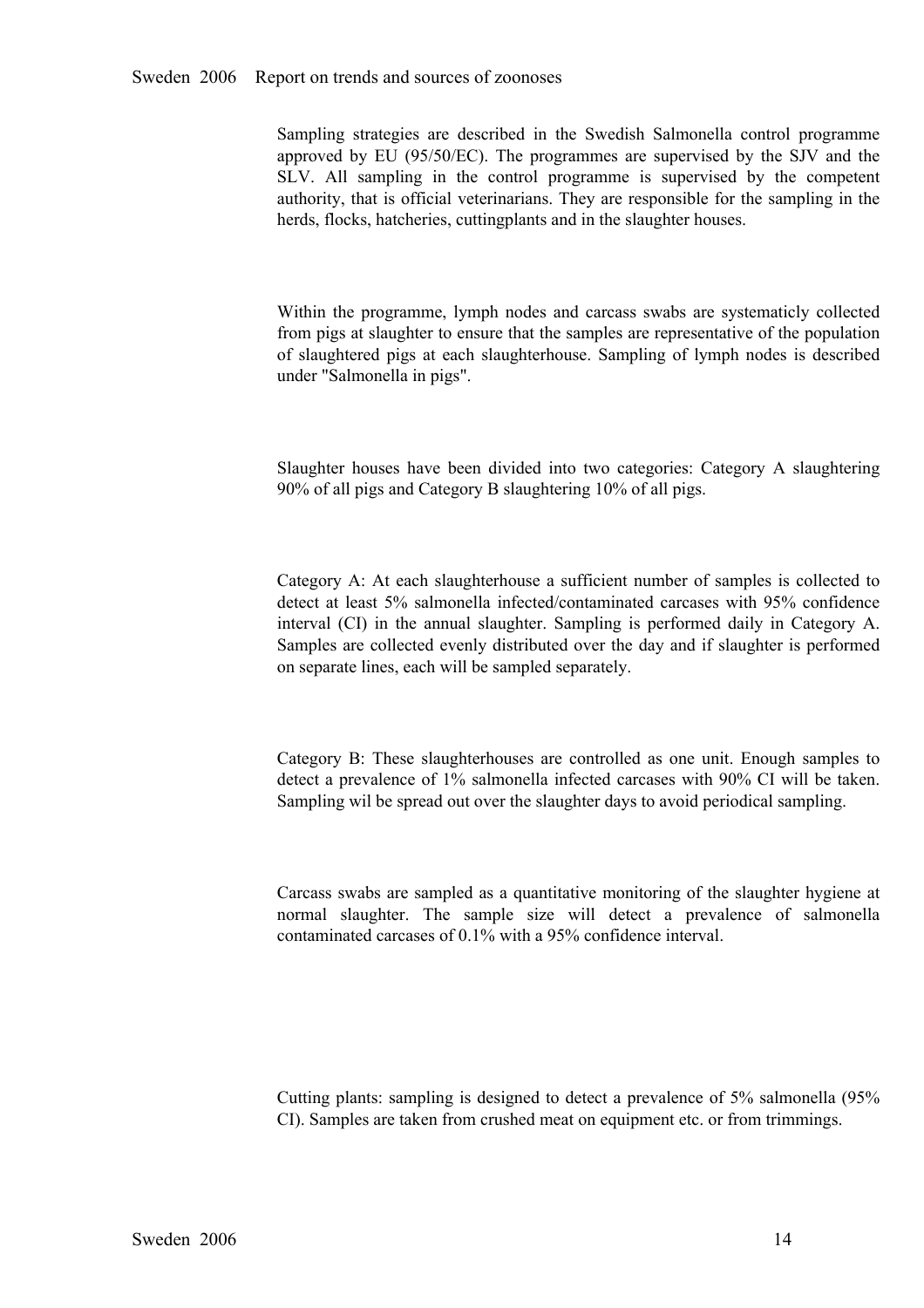Sampling strategies are described in the Swedish Salmonella control programme approved by EU (95/50/EC). The programmes are supervised by the SJV and the SLV. All sampling in the control programme is supervised by the competent authority, that is official veterinarians. They are responsible for the sampling in the herds, flocks, hatcheries, cuttingplants and in the slaughter houses.

Within the programme, lymph nodes and carcass swabs are systematicly collected from pigs at slaughter to ensure that the samples are representative of the population of slaughtered pigs at each slaughterhouse. Sampling of lymph nodes is described under "Salmonella in pigs".

Slaughter houses have been divided into two categories: Category A slaughtering 90% of all pigs and Category B slaughtering 10% of all pigs.

Category A: At each slaughterhouse a sufficient number of samples is collected to detect at least 5% salmonella infected/contaminated carcases with 95% confidence interval (CI) in the annual slaughter. Sampling is performed daily in Category A. Samples are collected evenly distributed over the day and if slaughter is performed on separate lines, each will be sampled separately.

Category B: These slaughterhouses are controlled as one unit. Enough samples to detect a prevalence of 1% salmonella infected carcases with 90% CI will be taken. Sampling wil be spread out over the slaughter days to avoid periodical sampling.

Carcass swabs are sampled as a quantitative monitoring of the slaughter hygiene at normal slaughter. The sample size will detect a prevalence of salmonella contaminated carcases of 0.1% with a 95% confidence interval.

Cutting plants: sampling is designed to detect a prevalence of 5% salmonella (95% CI). Samples are taken from crushed meat on equipment etc. or from trimmings.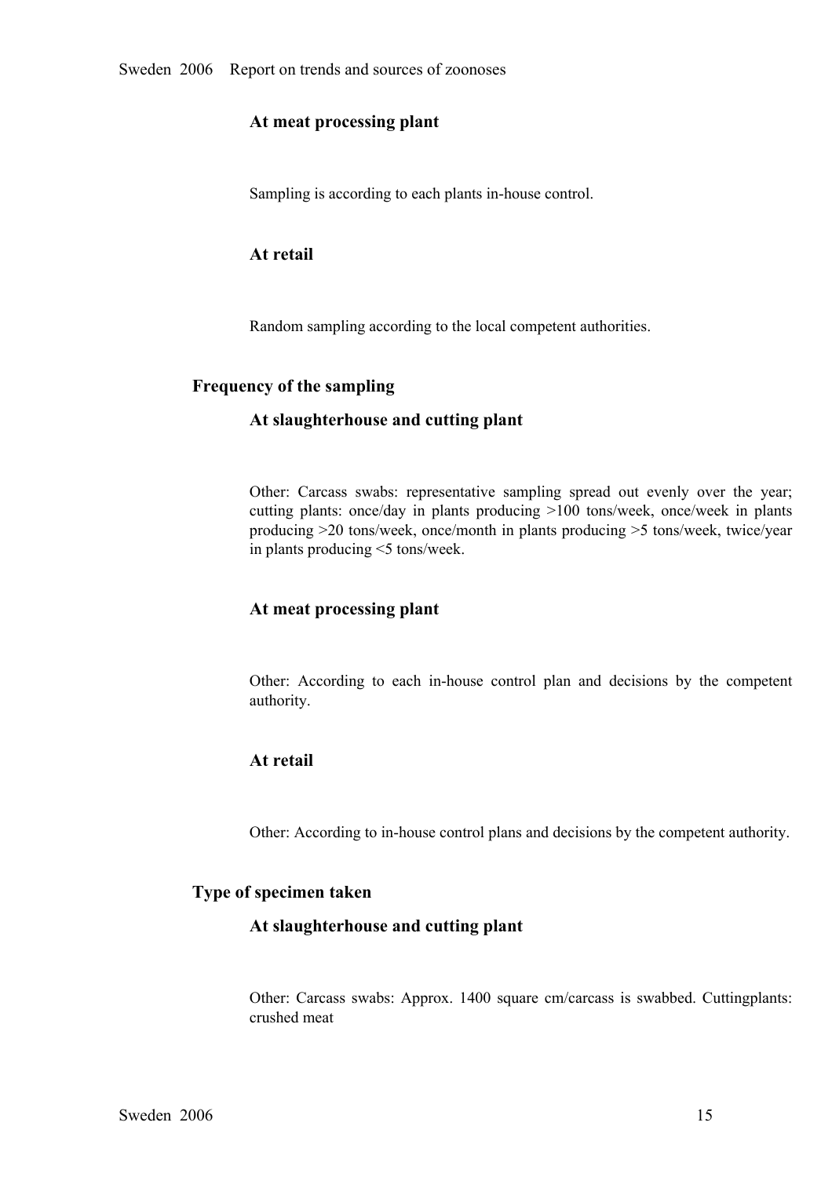### At meat processing plant

Sampling is according to each plants in-house control.

### At retail

Random sampling according to the local competent authorities.

## Frequency of the sampling

### At slaughterhouse and cutting plant

Other: Carcass swabs: representative sampling spread out evenly over the year; cutting plants: once/day in plants producing >100 tons/week, once/week in plants producing >20 tons/week, once/month in plants producing >5 tons/week, twice/year in plants producing <5 tons/week.

### At meat processing plant

Other: According to each in-house control plan and decisions by the competent authority.

### At retail

Other: According to in-house control plans and decisions by the competent authority.

## Type of specimen taken

### At slaughterhouse and cutting plant

Other: Carcass swabs: Approx. 1400 square cm/carcass is swabbed. Cuttingplants: crushed meat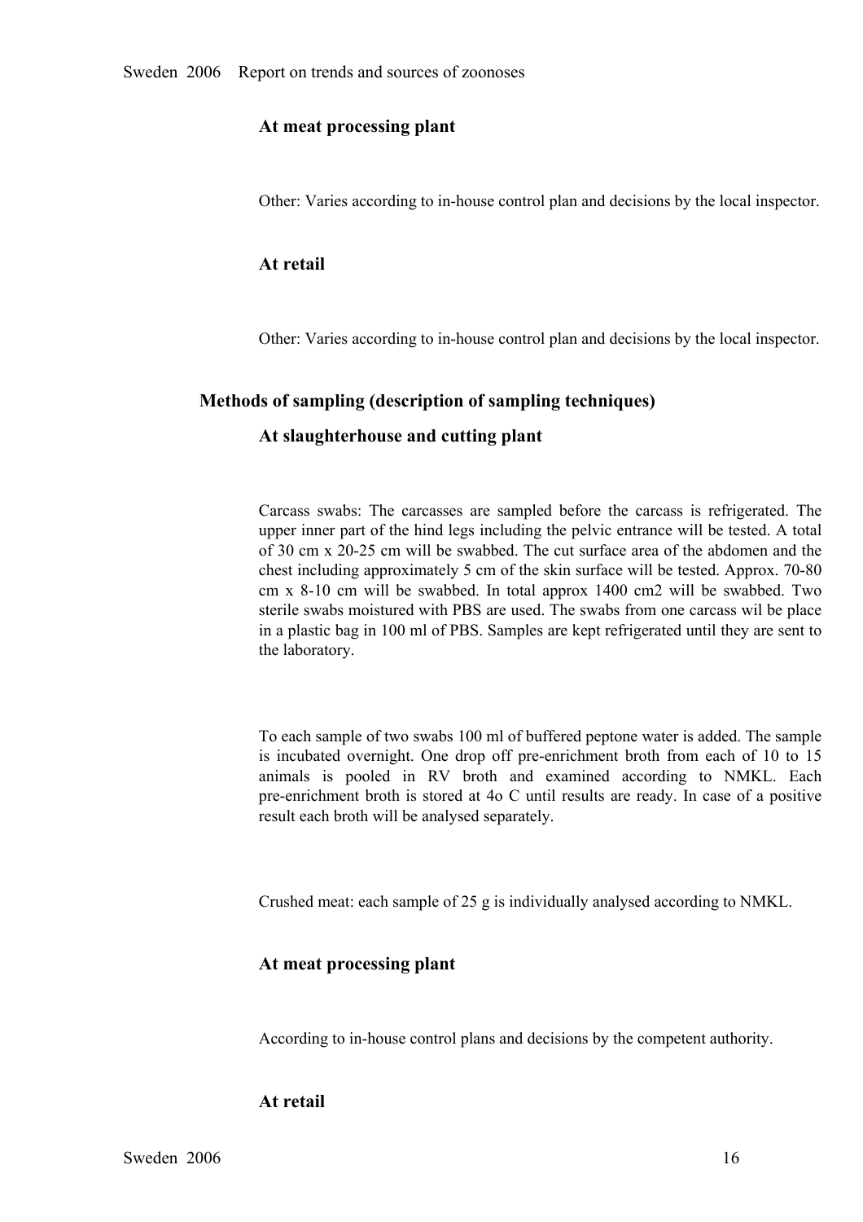#### At meat processing plant

Other: Varies according to in-house control plan and decisions by the local inspector.

#### At retail

Other: Varies according to in-house control plan and decisions by the local inspector.

### Methods of sampling (description of sampling techniques)

#### At slaughterhouse and cutting plant

Carcass swabs: The carcasses are sampled before the carcass is refrigerated. The upper inner part of the hind legs including the pelvic entrance will be tested. A total of 30 cm x 20-25 cm will be swabbed. The cut surface area of the abdomen and the chest including approximately 5 cm of the skin surface will be tested. Approx. 70-80 cm x 8-10 cm will be swabbed. In total approx 1400 cm2 will be swabbed. Two sterile swabs moistured with PBS are used. The swabs from one carcass wil be place in a plastic bag in 100 ml of PBS. Samples are kept refrigerated until they are sent to the laboratory.

To each sample of two swabs 100 ml of buffered peptone water is added. The sample is incubated overnight. One drop off pre-enrichment broth from each of 10 to 15 animals is pooled in RV broth and examined according to NMKL. Each pre-enrichment broth is stored at 4o C until results are ready. In case of a positive result each broth will be analysed separately.

Crushed meat: each sample of 25 g is individually analysed according to NMKL.

#### At meat processing plant

According to in-house control plans and decisions by the competent authority.

#### At retail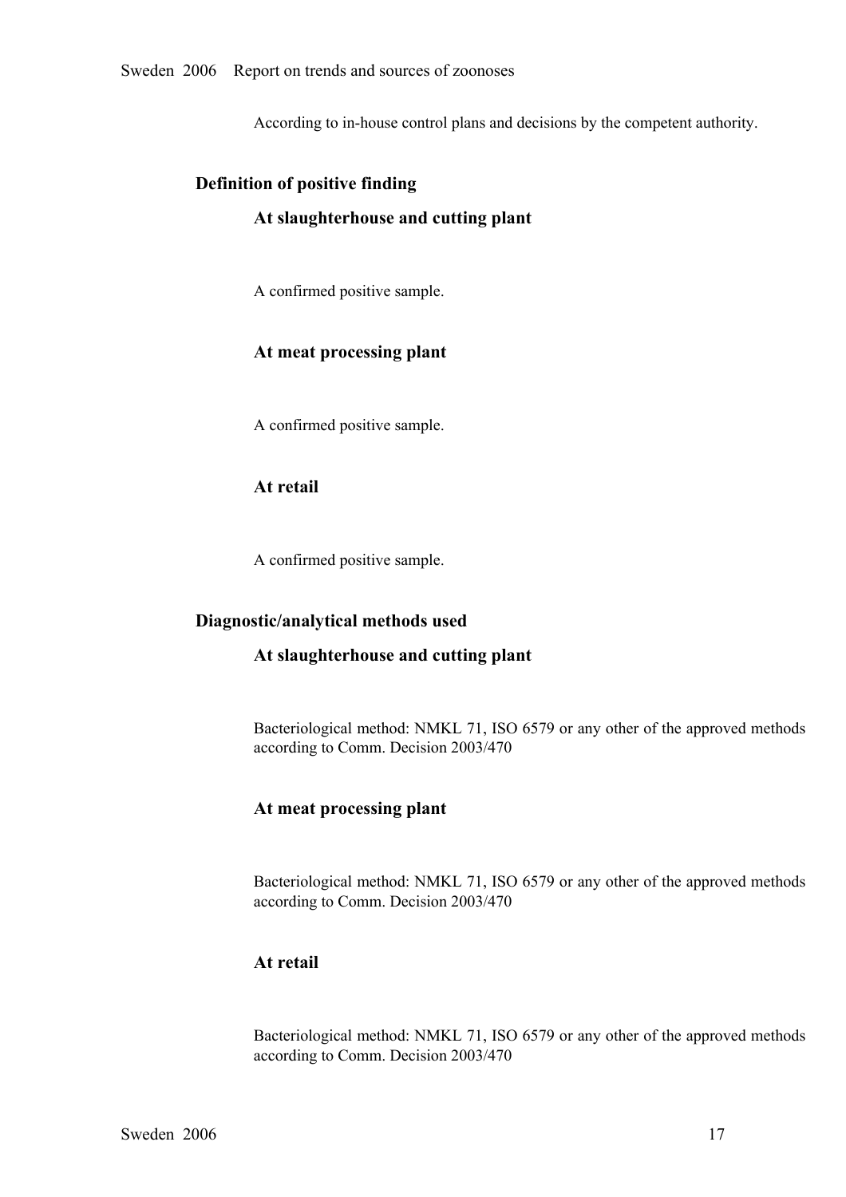According to in-house control plans and decisions by the competent authority.

### Definition of positive finding

#### At slaughterhouse and cutting plant

A confirmed positive sample.

#### At meat processing plant

A confirmed positive sample.

#### At retail

A confirmed positive sample.

### Diagnostic/analytical methods used

#### At slaughterhouse and cutting plant

Bacteriological method: NMKL 71, ISO 6579 or any other of the approved methods according to Comm. Decision 2003/470

#### At meat processing plant

Bacteriological method: NMKL 71, ISO 6579 or any other of the approved methods according to Comm. Decision 2003/470

#### At retail

Bacteriological method: NMKL 71, ISO 6579 or any other of the approved methods according to Comm. Decision 2003/470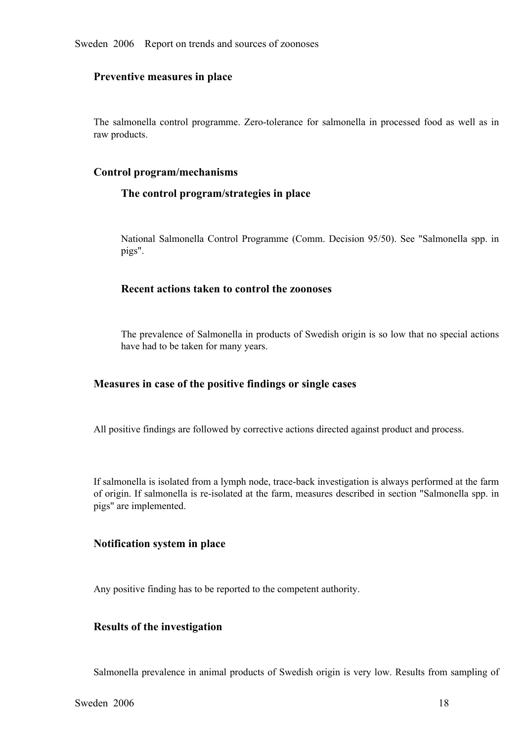### Preventive measures in place

The salmonella control programme. Zero-tolerance for salmonella in processed food as well as in raw products.

### Control program/mechanisms

#### The control program/strategies in place

National Salmonella Control Programme (Comm. Decision 95/50). See "Salmonella spp. in pigs".

#### Recent actions taken to control the zoonoses

The prevalence of Salmonella in products of Swedish origin is so low that no special actions have had to be taken for many years.

### Measures in case of the positive findings or single cases

All positive findings are followed by corrective actions directed against product and process.

If salmonella is isolated from a lymph node, trace-back investigation is always performed at the farm of origin. If salmonella is re-isolated at the farm, measures described in section "Salmonella spp. in pigs" are implemented.

### Notification system in place

Any positive finding has to be reported to the competent authority.

### Results of the investigation

Salmonella prevalence in animal products of Swedish origin is very low. Results from sampling of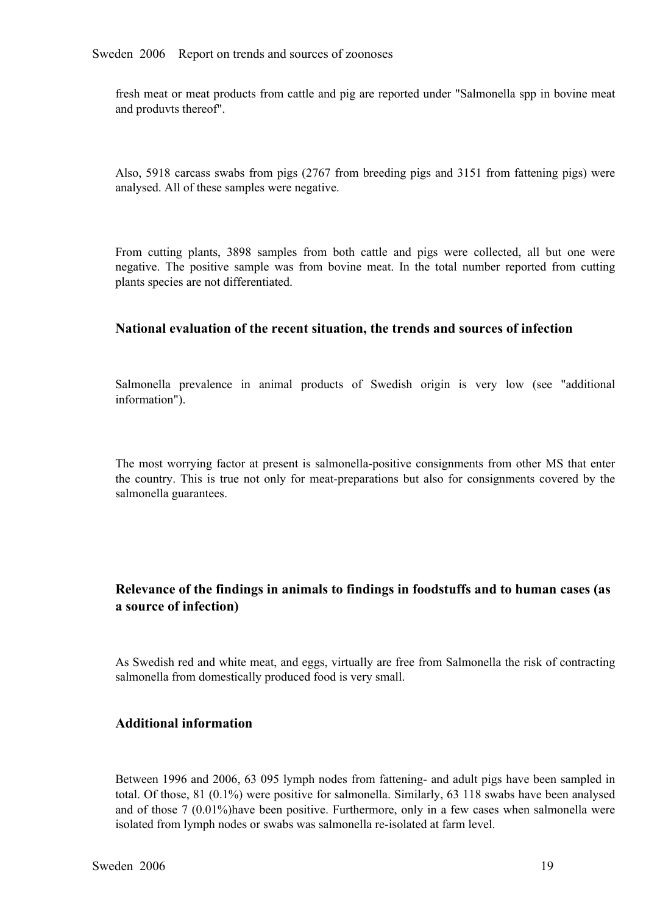fresh meat or meat products from cattle and pig are reported under "Salmonella spp in bovine meat and produvts thereof".

Also, 5918 carcass swabs from pigs (2767 from breeding pigs and 3151 from fattening pigs) were analysed. All of these samples were negative.

From cutting plants, 3898 samples from both cattle and pigs were collected, all but one were negative. The positive sample was from bovine meat. In the total number reported from cutting plants species are not differentiated.

### National evaluation of the recent situation, the trends and sources of infection

Salmonella prevalence in animal products of Swedish origin is very low (see "additional information").

The most worrying factor at present is salmonella-positive consignments from other MS that enter the country. This is true not only for meat-preparations but also for consignments covered by the salmonella guarantees.

### Relevance of the findings in animals to findings in foodstuffs and to human cases (as a source of infection)

As Swedish red and white meat, and eggs, virtually are free from Salmonella the risk of contracting salmonella from domestically produced food is very small.

### Additional information

Between 1996 and 2006, 63 095 lymph nodes from fattening- and adult pigs have been sampled in total. Of those, 81 (0.1%) were positive for salmonella. Similarly, 63 118 swabs have been analysed and of those 7 (0.01%)have been positive. Furthermore, only in a few cases when salmonella were isolated from lymph nodes or swabs was salmonella re-isolated at farm level.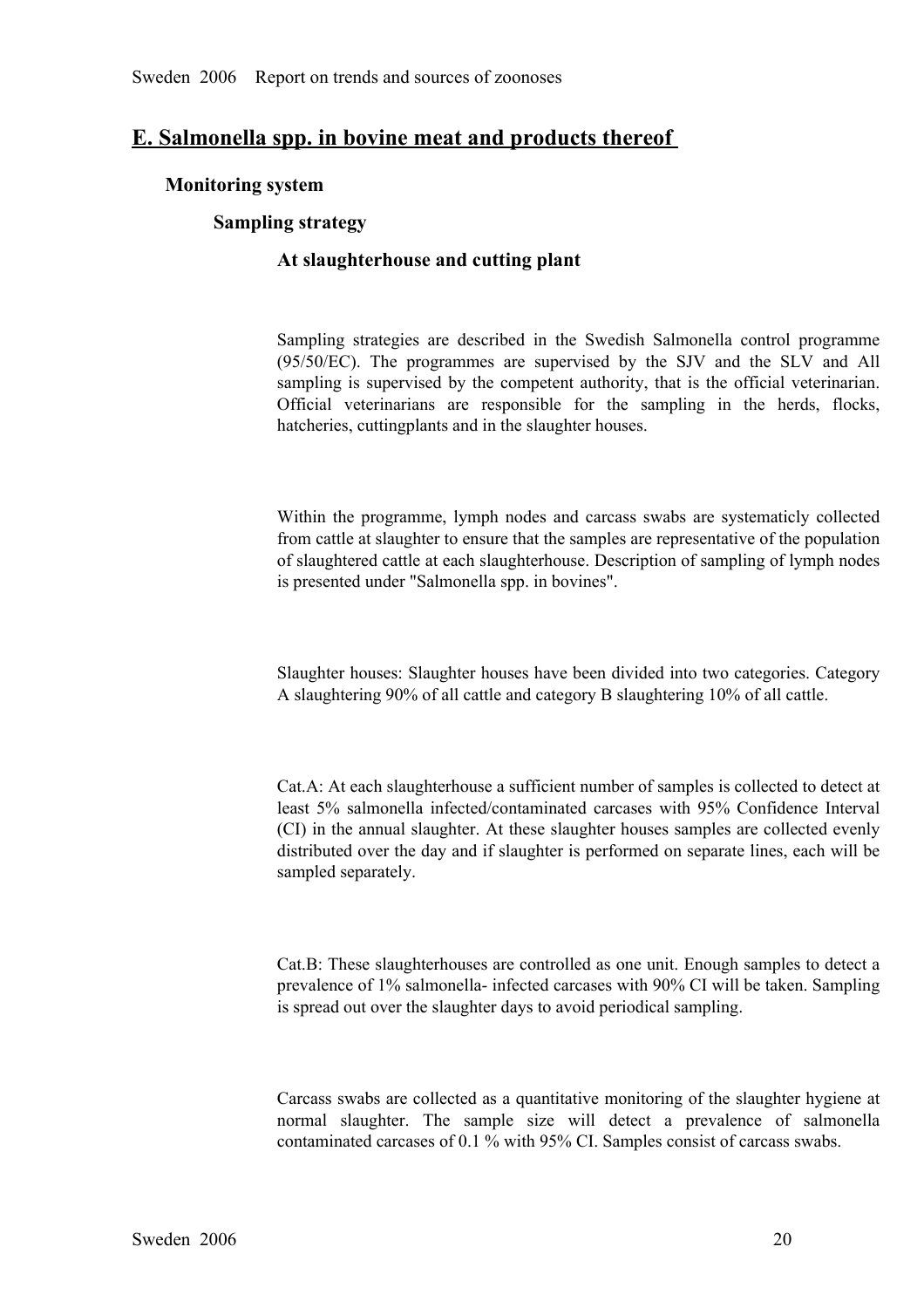## E. Salmonella spp. in bovine meat and products thereof

### Monitoring system

#### Sampling strategy

##### At slaughterhouse and cutting plant

Sampling strategies are described in the Swedish Salmonella control programme (95/50/EC). The programmes are supervised by the SJV and the SLV and All sampling is supervised by the competent authority, that is the official veterinarian. Official veterinarians are responsible for the sampling in the herds, flocks, hatcheries, cuttingplants and in the slaughter houses.

Within the programme, lymph nodes and carcass swabs are systematicly collected from cattle at slaughter to ensure that the samples are representative of the population of slaughtered cattle at each slaughterhouse. Description of sampling of lymph nodes is presented under "Salmonella spp. in bovines".

Slaughter houses: Slaughter houses have been divided into two categories. Category A slaughtering 90% of all cattle and category B slaughtering 10% of all cattle.

Cat.A: At each slaughterhouse a sufficient number of samples is collected to detect at least 5% salmonella infected/contaminated carcases with 95% Confidence Interval (CI) in the annual slaughter. At these slaughter houses samples are collected evenly distributed over the day and if slaughter is performed on separate lines, each will be sampled separately.

Cat.B: These slaughterhouses are controlled as one unit. Enough samples to detect a prevalence of 1% salmonella- infected carcases with 90% CI will be taken. Sampling is spread out over the slaughter days to avoid periodical sampling.

Carcass swabs are collected as a quantitative monitoring of the slaughter hygiene at normal slaughter. The sample size will detect a prevalence of salmonella contaminated carcases of 0.1 % with 95% CI. Samples consist of carcass swabs.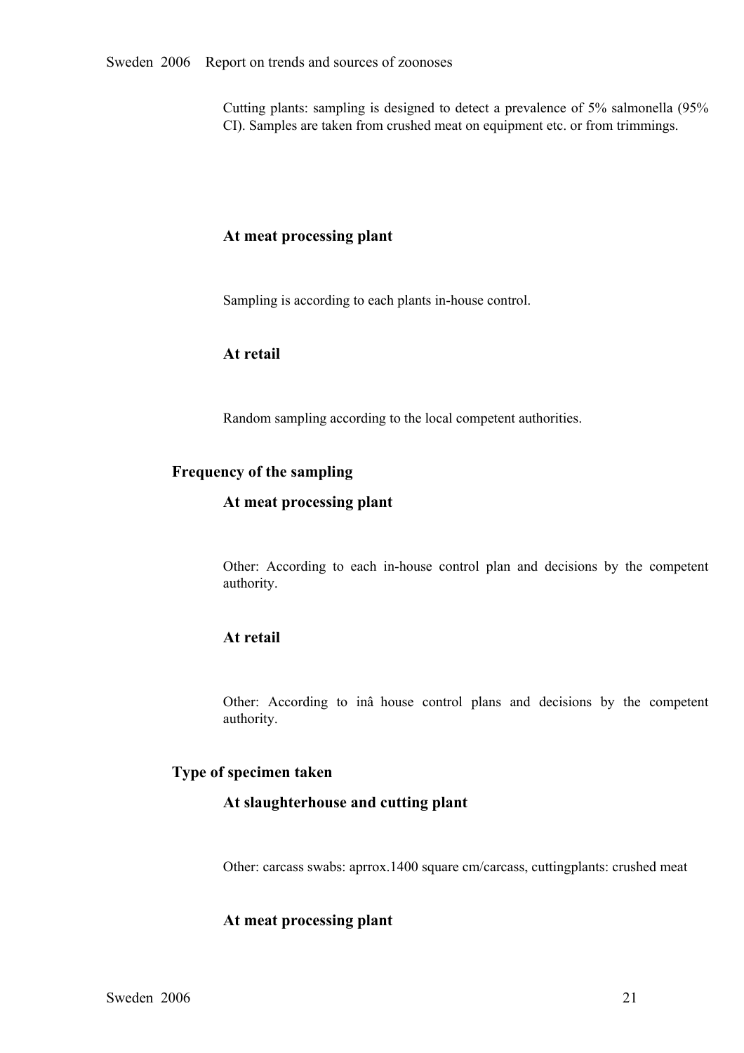Cutting plants: sampling is designed to detect a prevalence of 5% salmonella (95% CI). Samples are taken from crushed meat on equipment etc. or from trimmings.

### At meat processing plant

Sampling is according to each plants in-house control.

### At retail

Random sampling according to the local competent authorities.

## Frequency of the sampling

### At meat processing plant

Other: According to each in-house control plan and decisions by the competent authority.

### At retail

Other: According to inâ house control plans and decisions by the competent authority.

## Type of specimen taken

### At slaughterhouse and cutting plant

Other: carcass swabs: aprrox.1400 square cm/carcass, cuttingplants: crushed meat

### At meat processing plant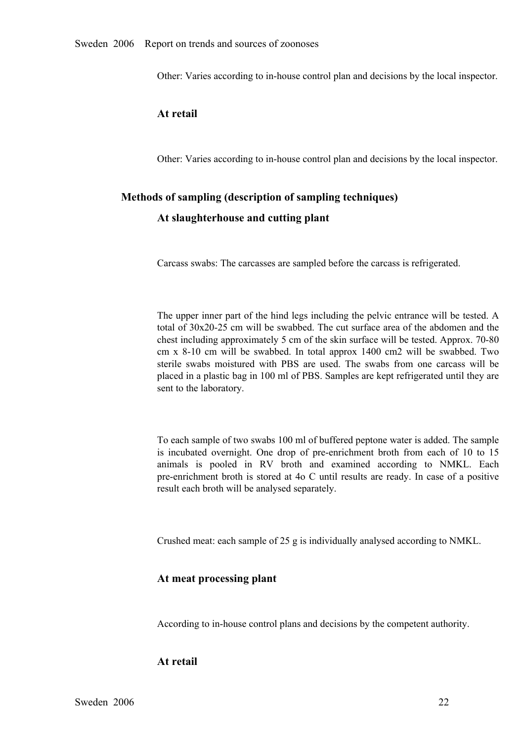Other: Varies according to in-house control plan and decisions by the local inspector.

### At retail

Other: Varies according to in-house control plan and decisions by the local inspector.

## Methods of sampling (description of sampling techniques)

### At slaughterhouse and cutting plant

Carcass swabs: The carcasses are sampled before the carcass is refrigerated.

The upper inner part of the hind legs including the pelvic entrance will be tested. A total of 30x20-25 cm will be swabbed. The cut surface area of the abdomen and the chest including approximately 5 cm of the skin surface will be tested. Approx. 70-80 cm x 8-10 cm will be swabbed. In total approx 1400 cm2 will be swabbed. Two sterile swabs moistured with PBS are used. The swabs from one carcass will be placed in a plastic bag in 100 ml of PBS. Samples are kept refrigerated until they are sent to the laboratory.

To each sample of two swabs 100 ml of buffered peptone water is added. The sample is incubated overnight. One drop of pre-enrichment broth from each of 10 to 15 animals is pooled in RV broth and examined according to NMKL. Each pre-enrichment broth is stored at 4o C until results are ready. In case of a positive result each broth will be analysed separately.

Crushed meat: each sample of 25 g is individually analysed according to NMKL.

### At meat processing plant

According to in-house control plans and decisions by the competent authority.

### At retail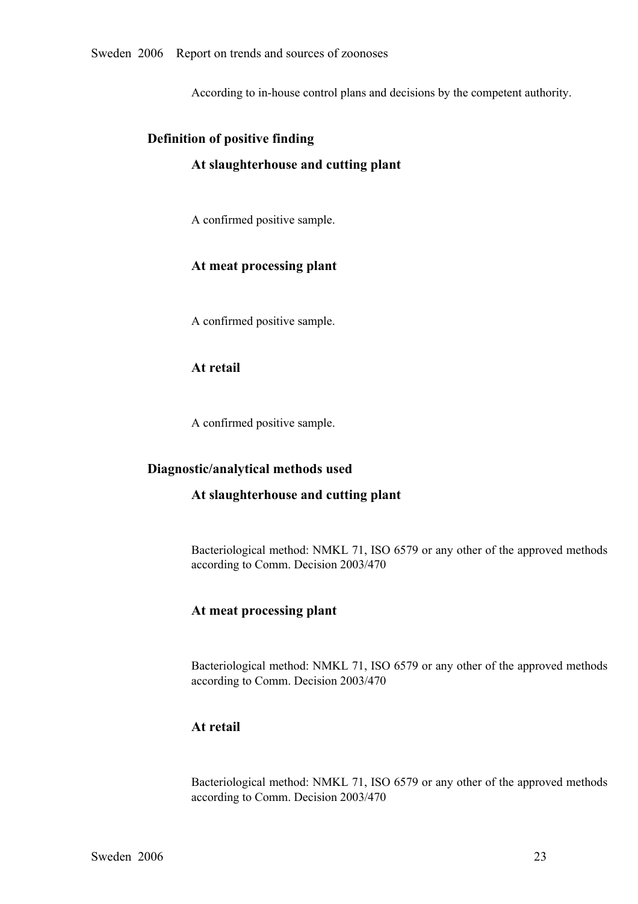According to in-house control plans and decisions by the competent authority.

### Definition of positive finding

#### At slaughterhouse and cutting plant

A confirmed positive sample.

#### At meat processing plant

A confirmed positive sample.

#### At retail

A confirmed positive sample.

### Diagnostic/analytical methods used

#### At slaughterhouse and cutting plant

Bacteriological method: NMKL 71, ISO 6579 or any other of the approved methods according to Comm. Decision 2003/470

#### At meat processing plant

Bacteriological method: NMKL 71, ISO 6579 or any other of the approved methods according to Comm. Decision 2003/470

#### At retail

Bacteriological method: NMKL 71, ISO 6579 or any other of the approved methods according to Comm. Decision 2003/470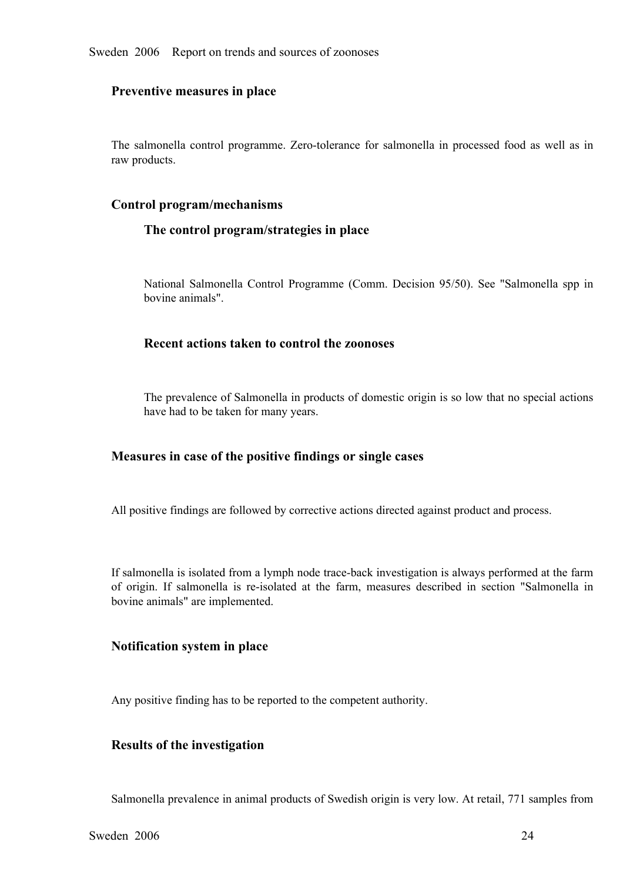### Preventive measures in place

The salmonella control programme. Zero-tolerance for salmonella in processed food as well as in raw products.

### Control program/mechanisms

#### The control program/strategies in place

National Salmonella Control Programme (Comm. Decision 95/50). See "Salmonella spp in bovine animals".

#### Recent actions taken to control the zoonoses

The prevalence of Salmonella in products of domestic origin is so low that no special actions have had to be taken for many years.

### Measures in case of the positive findings or single cases

All positive findings are followed by corrective actions directed against product and process.

If salmonella is isolated from a lymph node trace-back investigation is always performed at the farm of origin. If salmonella is re-isolated at the farm, measures described in section "Salmonella in bovine animals" are implemented.

### Notification system in place

Any positive finding has to be reported to the competent authority.

### Results of the investigation

Salmonella prevalence in animal products of Swedish origin is very low. At retail, 771 samples from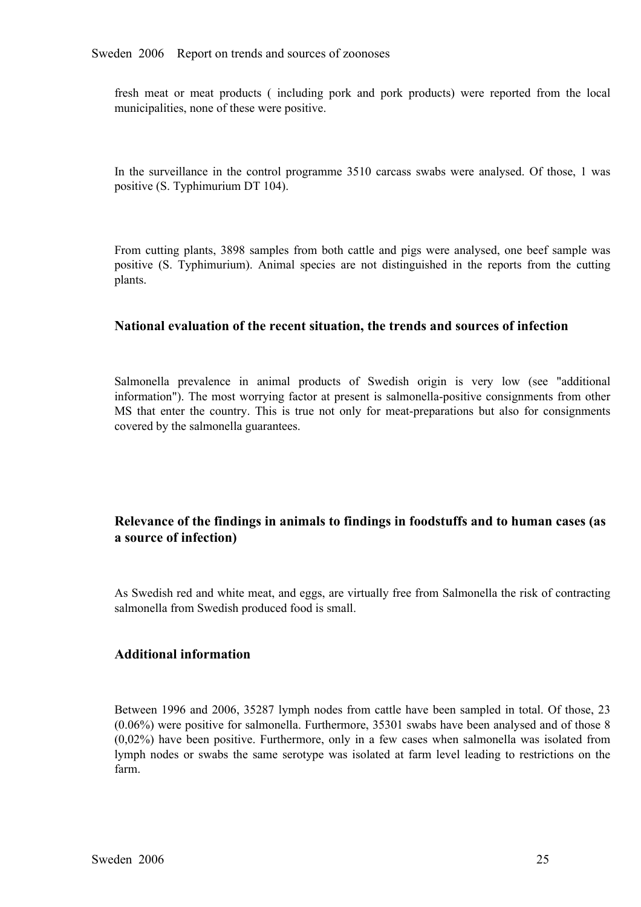fresh meat or meat products ( including pork and pork products) were reported from the local municipalities, none of these were positive.

In the surveillance in the control programme 3510 carcass swabs were analysed. Of those, 1 was positive (S. Typhimurium DT 104).

From cutting plants, 3898 samples from both cattle and pigs were analysed, one beef sample was positive (S. Typhimurium). Animal species are not distinguished in the reports from the cutting plants.

### National evaluation of the recent situation, the trends and sources of infection

Salmonella prevalence in animal products of Swedish origin is very low (see "additional information"). The most worrying factor at present is salmonella-positive consignments from other MS that enter the country. This is true not only for meat-preparations but also for consignments covered by the salmonella guarantees.

### Relevance of the findings in animals to findings in foodstuffs and to human cases (as a source of infection)

As Swedish red and white meat, and eggs, are virtually free from Salmonella the risk of contracting salmonella from Swedish produced food is small.

### Additional information

Between 1996 and 2006, 35287 lymph nodes from cattle have been sampled in total. Of those, 23 (0.06%) were positive for salmonella. Furthermore, 35301 swabs have been analysed and of those 8 (0,02%) have been positive. Furthermore, only in a few cases when salmonella was isolated from lymph nodes or swabs the same serotype was isolated at farm level leading to restrictions on the farm.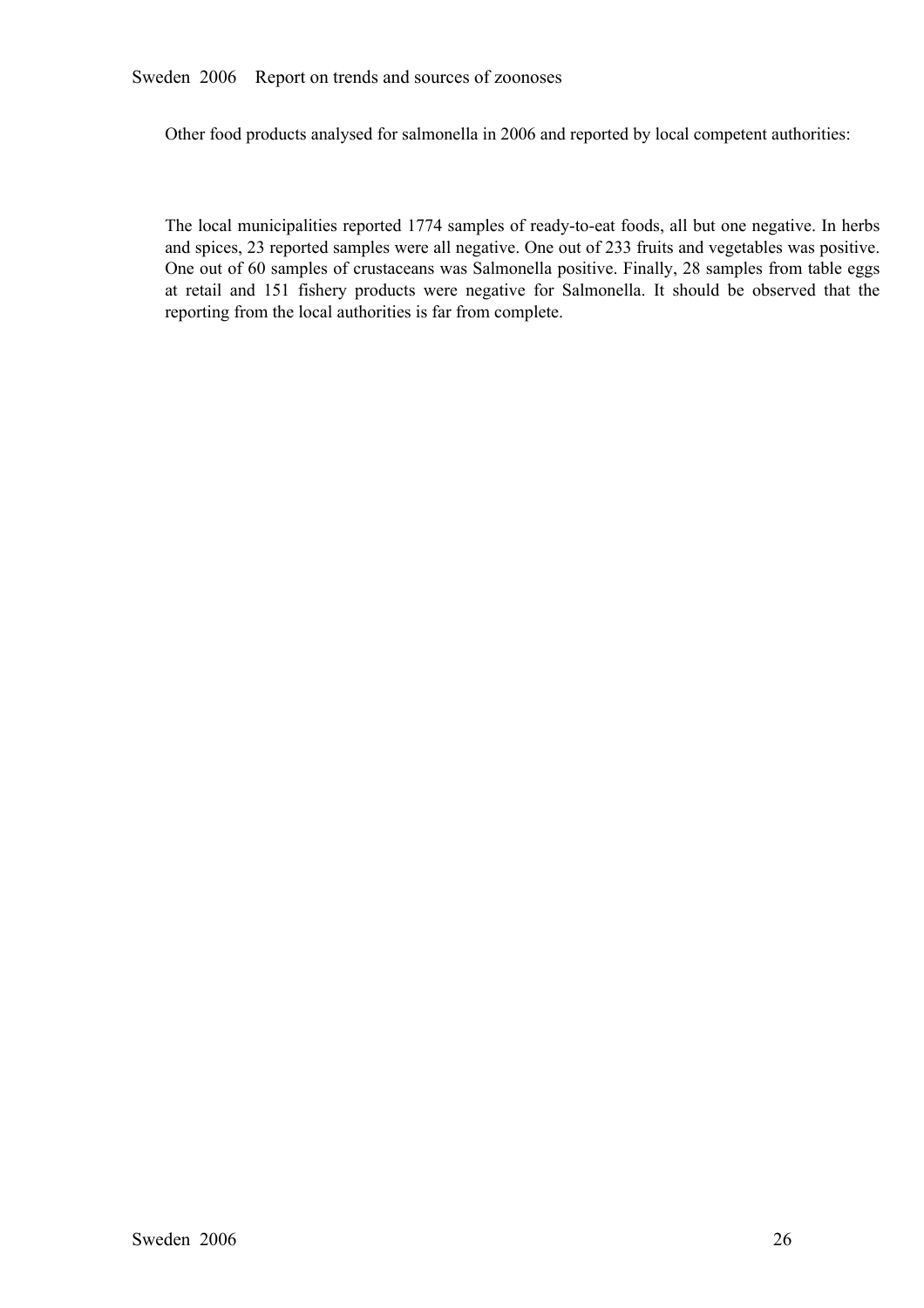Other food products analysed for salmonella in 2006 and reported by local competent authorities:

The local municipalities reported 1774 samples of ready-to-eat foods, all but one negative. In herbs and spices, 23 reported samples were all negative. One out of 233 fruits and vegetables was positive. One out of 60 samples of crustaceans was Salmonella positive. Finally, 28 samples from table eggs at retail and 151 fishery products were negative for Salmonella. It should be observed that the reporting from the local authorities is far from complete.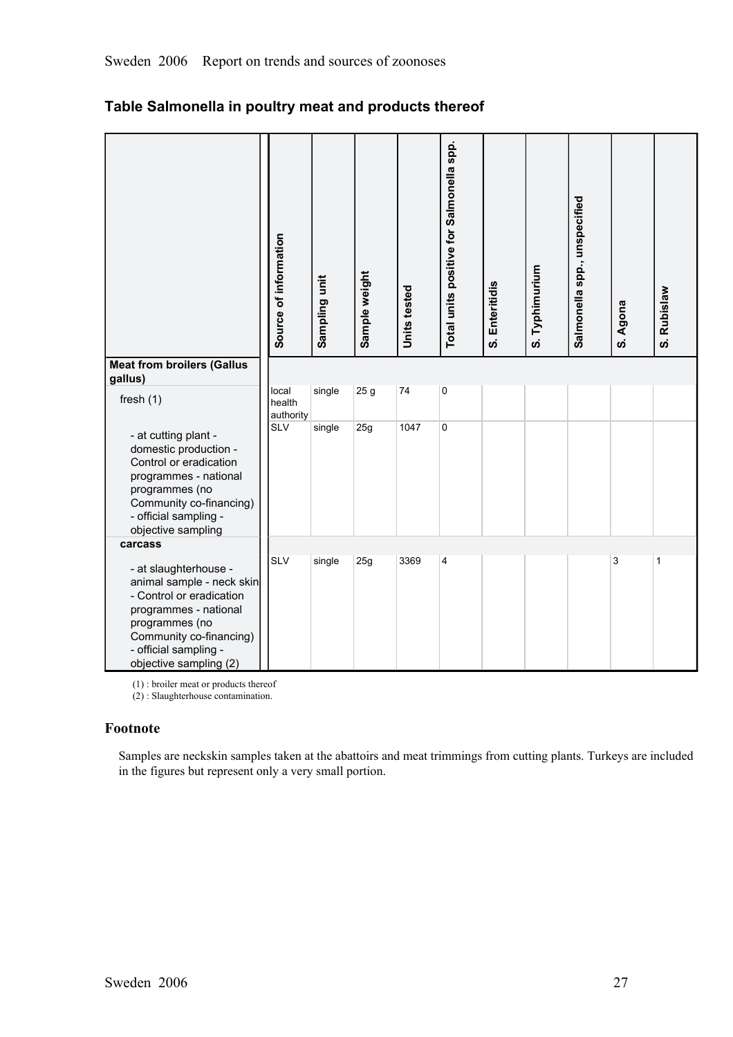## Table Salmonella in poultry meat and products thereof

| | Source of information | Sampling unit | Sample weight | Units tested | Total units positive for Salmonella spp. | S. Enteritidis | S. Typhimurium | Salmonella spp., unspecified | S. Agona | S. Rubislaw |
|---|---|---|---|---|---|---|---|---|---|---|
| **Meat from broilers (Gallus gallus)** | | | | | | | | | | |
| fresh (1) | local health authority | single | 25 g | 74 | 0 | | | | | |
| - at cutting plant - domestic production - Control or eradication programmes - national programmes (no Community co-financing) - official sampling - objective sampling | SLV | single | 25g | 1047 | 0 | | | | | |
| **carcass** | | | | | | | | | | |
| - at slaughterhouse - animal sample - neck skin - Control or eradication programmes - national programmes (no Community co-financing) - official sampling - objective sampling (2) | SLV | single | 25g | 3369 | 4 | | | | 3 | 1 |

(1) : broiler meat or products thereof
(2) : Slaughterhouse contamination.

### Footnote

Samples are neckskin samples taken at the abattoirs and meat trimmings from cutting plants. Turkeys are included in the figures but represent only a very small portion.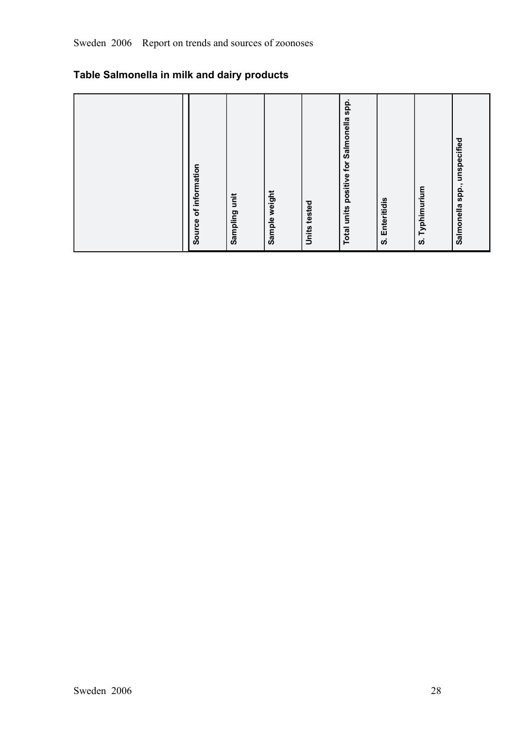## Table Salmonella in milk and dairy products

| | Source of information | Sampling unit | Sample weight | Units tested | Total units positive for Salmonella spp. | S. Enteritidis | S. Typhimurium | Salmonella spp., unspecified |
|---|---|---|---|---|---|---|---|---|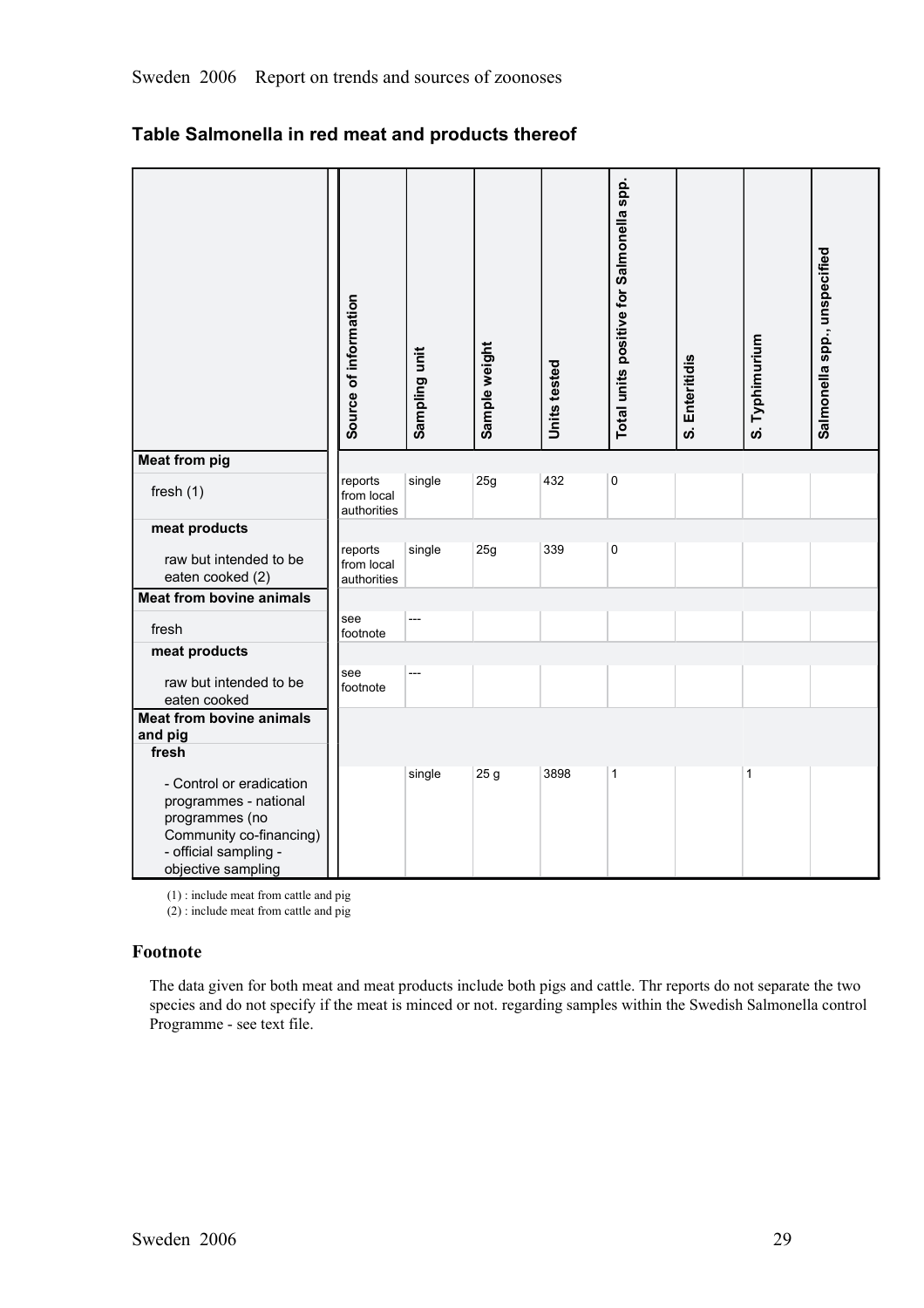## Table Salmonella in red meat and products thereof

| | Source of information | Sampling unit | Sample weight | Units tested | Total units positive for Salmonella spp. | S. Enteritidis | S. Typhimurium | Salmonella spp., unspecified |
|---|---|---|---|---|---|---|---|---|
| **Meat from pig** | | | | | | | | |
| fresh (1) | reports from local authorities | single | 25g | 432 | 0 | | | |
| **meat products** | | | | | | | | |
| raw but intended to be eaten cooked (2) | reports from local authorities | single | 25g | 339 | 0 | | | |
| **Meat from bovine animals** | | | | | | | | |
| fresh | see footnote | --- | | | | | | |
| **meat products** | | | | | | | | |
| raw but intended to be eaten cooked | see footnote | --- | | | | | | |
| **Meat from bovine animals and pig** | | | | | | | | |
| **fresh** | | | | | | | | |
| - Control or eradication programmes - national programmes (no Community co-financing) - official sampling - objective sampling | | single | 25 g | 3898 | 1 | | 1 | |

(1) : include meat from cattle and pig

(2) : include meat from cattle and pig

### Footnote

The data given for both meat and meat products include both pigs and cattle. Thr reports do not separate the two species and do not specify if the meat is minced or not. regarding samples within the Swedish Salmonella control Programme - see text file.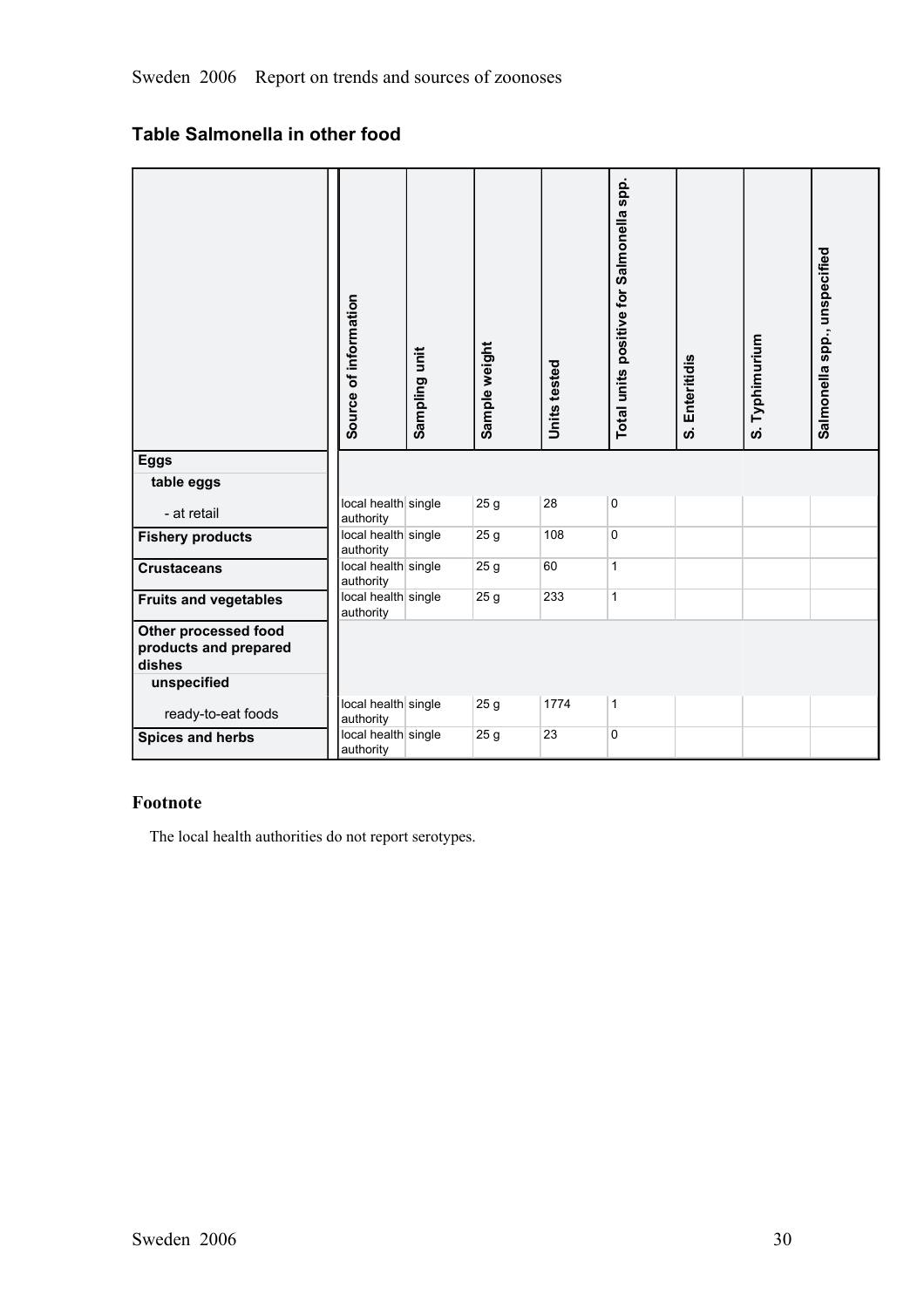## Table Salmonella in other food

| | Source of information | Sampling unit | Sample weight | Units tested | Total units positive for Salmonella spp. | S. Enteritidis | S. Typhimurium | Salmonella spp., unspecified |
|---|---|---|---|---|---|---|---|---|
| **Eggs** | | | | | | | | |
| **table eggs** | | | | | | | | |
| - at retail | local health authority | single | 25 g | 28 | 0 | | | |
| **Fishery products** | local health authority | single | 25 g | 108 | 0 | | | |
| **Crustaceans** | local health authority | single | 25 g | 60 | 1 | | | |
| **Fruits and vegetables** | local health authority | single | 25 g | 233 | 1 | | | |
| **Other processed food products and prepared dishes** | | | | | | | | |
| **unspecified** | | | | | | | | |
| ready-to-eat foods | local health authority | single | 25 g | 1774 | 1 | | | |
| **Spices and herbs** | local health authority | single | 25 g | 23 | 0 | | | |

### Footnote

The local health authorities do not report serotypes.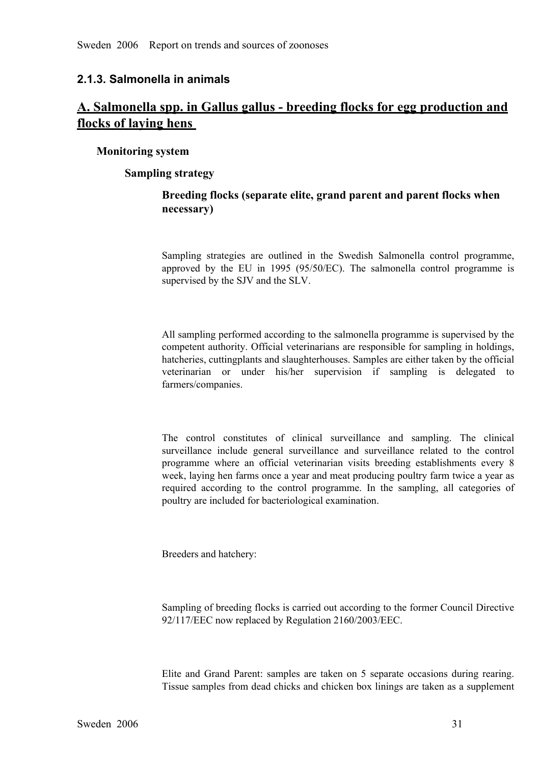### 2.1.3. Salmonella in animals

## A. Salmonella spp. in Gallus gallus - breeding flocks for egg production and flocks of laying hens

**Monitoring system**

**Sampling strategy**

**Breeding flocks (separate elite, grand parent and parent flocks when necessary)**

Sampling strategies are outlined in the Swedish Salmonella control programme, approved by the EU in 1995 (95/50/EC). The salmonella control programme is supervised by the SJV and the SLV.

All sampling performed according to the salmonella programme is supervised by the competent authority. Official veterinarians are responsible for sampling in holdings, hatcheries, cuttingplants and slaughterhouses. Samples are either taken by the official veterinarian or under his/her supervision if sampling is delegated to farmers/companies.

The control constitutes of clinical surveillance and sampling. The clinical surveillance include general surveillance and surveillance related to the control programme where an official veterinarian visits breeding establishments every 8 week, laying hen farms once a year and meat producing poultry farm twice a year as required according to the control programme. In the sampling, all categories of poultry are included for bacteriological examination.

Breeders and hatchery:

Sampling of breeding flocks is carried out according to the former Council Directive 92/117/EEC now replaced by Regulation 2160/2003/EEC.

Elite and Grand Parent: samples are taken on 5 separate occasions during rearing. Tissue samples from dead chicks and chicken box linings are taken as a supplement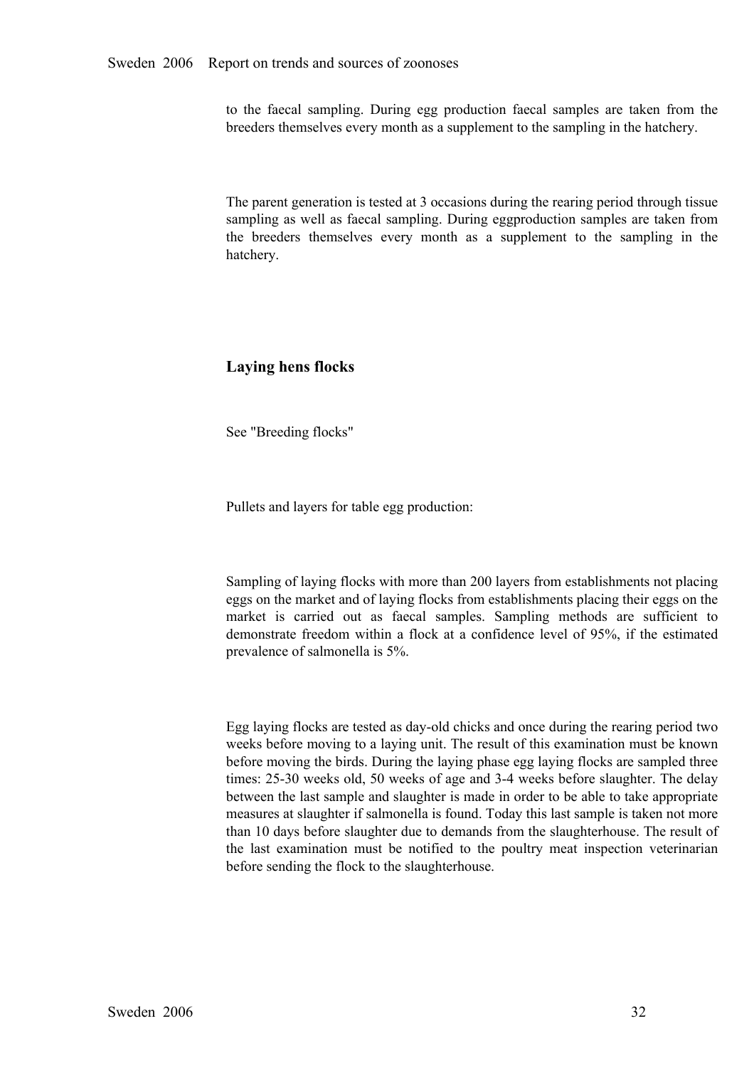to the faecal sampling. During egg production faecal samples are taken from the breeders themselves every month as a supplement to the sampling in the hatchery.

The parent generation is tested at 3 occasions during the rearing period through tissue sampling as well as faecal sampling. During eggproduction samples are taken from the breeders themselves every month as a supplement to the sampling in the hatchery.

### Laying hens flocks

See "Breeding flocks"

Pullets and layers for table egg production:

Sampling of laying flocks with more than 200 layers from establishments not placing eggs on the market and of laying flocks from establishments placing their eggs on the market is carried out as faecal samples. Sampling methods are sufficient to demonstrate freedom within a flock at a confidence level of 95%, if the estimated prevalence of salmonella is 5%.

Egg laying flocks are tested as day-old chicks and once during the rearing period two weeks before moving to a laying unit. The result of this examination must be known before moving the birds. During the laying phase egg laying flocks are sampled three times: 25-30 weeks old, 50 weeks of age and 3-4 weeks before slaughter. The delay between the last sample and slaughter is made in order to be able to take appropriate measures at slaughter if salmonella is found. Today this last sample is taken not more than 10 days before slaughter due to demands from the slaughterhouse. The result of the last examination must be notified to the poultry meat inspection veterinarian before sending the flock to the slaughterhouse.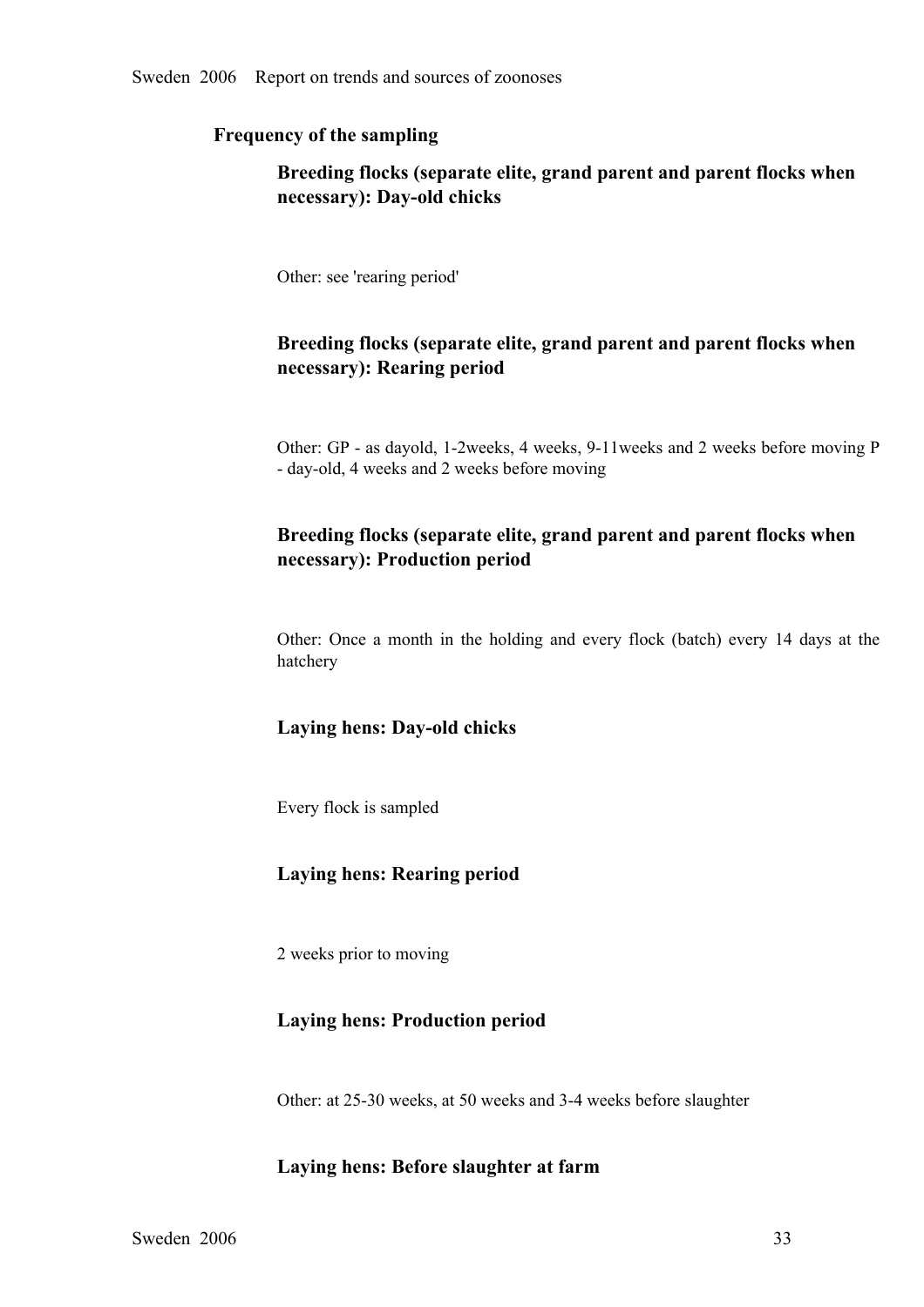### Frequency of the sampling

#### Breeding flocks (separate elite, grand parent and parent flocks when necessary): Day-old chicks

Other: see 'rearing period'

#### Breeding flocks (separate elite, grand parent and parent flocks when necessary): Rearing period

Other: GP - as dayold, 1-2weeks, 4 weeks, 9-11weeks and 2 weeks before moving P - day-old, 4 weeks and 2 weeks before moving

#### Breeding flocks (separate elite, grand parent and parent flocks when necessary): Production period

Other: Once a month in the holding and every flock (batch) every 14 days at the hatchery

#### Laying hens: Day-old chicks

Every flock is sampled

#### Laying hens: Rearing period

2 weeks prior to moving

#### Laying hens: Production period

Other: at 25-30 weeks, at 50 weeks and 3-4 weeks before slaughter

#### Laying hens: Before slaughter at farm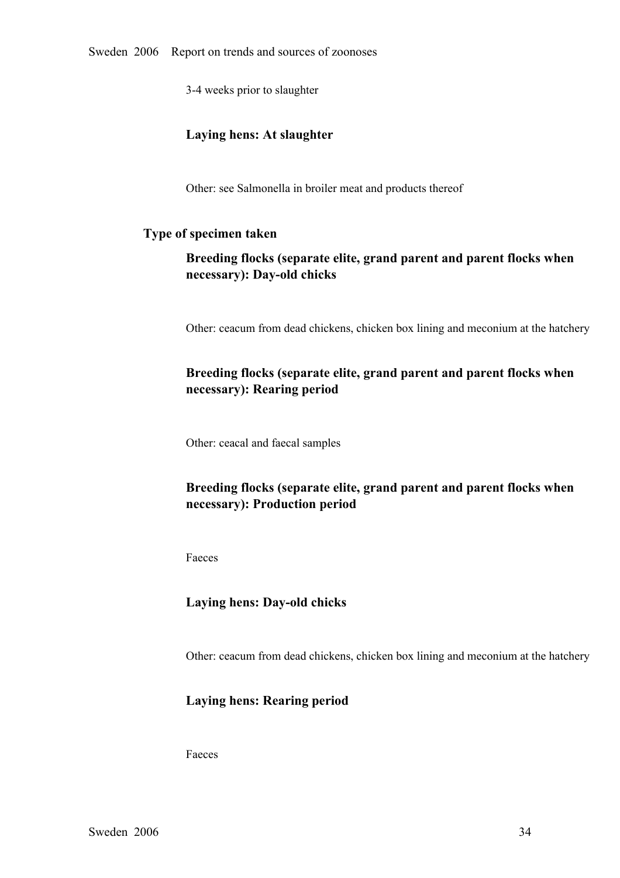3-4 weeks prior to slaughter

**Laying hens: At slaughter**

Other: see Salmonella in broiler meat and products thereof

**Type of specimen taken**

**Breeding flocks (separate elite, grand parent and parent flocks when necessary): Day-old chicks**

Other: ceacum from dead chickens, chicken box lining and meconium at the hatchery

**Breeding flocks (separate elite, grand parent and parent flocks when necessary): Rearing period**

Other: ceacal and faecal samples

**Breeding flocks (separate elite, grand parent and parent flocks when necessary): Production period**

Faeces

**Laying hens: Day-old chicks**

Other: ceacum from dead chickens, chicken box lining and meconium at the hatchery

**Laying hens: Rearing period**

Faeces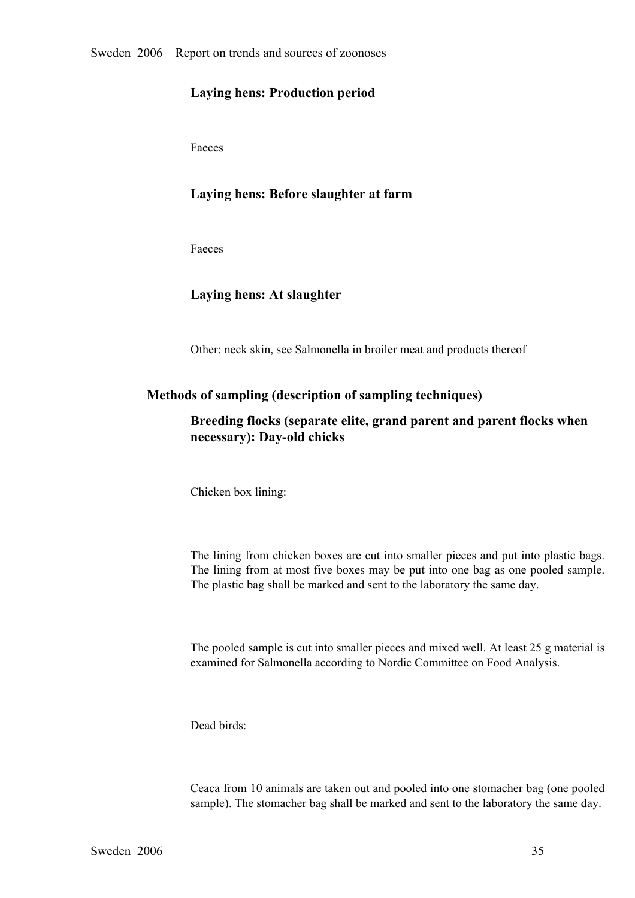### Laying hens: Production period

Faeces

### Laying hens: Before slaughter at farm

Faeces

### Laying hens: At slaughter

Other: neck skin, see Salmonella in broiler meat and products thereof

## Methods of sampling (description of sampling techniques)

### Breeding flocks (separate elite, grand parent and parent flocks when necessary): Day-old chicks

Chicken box lining:

The lining from chicken boxes are cut into smaller pieces and put into plastic bags. The lining from at most five boxes may be put into one bag as one pooled sample. The plastic bag shall be marked and sent to the laboratory the same day.

The pooled sample is cut into smaller pieces and mixed well. At least 25 g material is examined for Salmonella according to Nordic Committee on Food Analysis.

Dead birds:

Ceaca from 10 animals are taken out and pooled into one stomacher bag (one pooled sample). The stomacher bag shall be marked and sent to the laboratory the same day.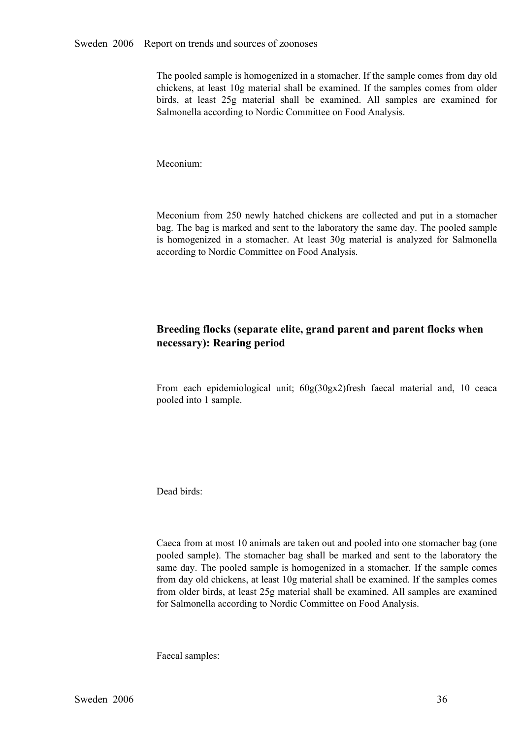The pooled sample is homogenized in a stomacher. If the sample comes from day old chickens, at least 10g material shall be examined. If the samples comes from older birds, at least 25g material shall be examined. All samples are examined for Salmonella according to Nordic Committee on Food Analysis.

Meconium:

Meconium from 250 newly hatched chickens are collected and put in a stomacher bag. The bag is marked and sent to the laboratory the same day. The pooled sample is homogenized in a stomacher. At least 30g material is analyzed for Salmonella according to Nordic Committee on Food Analysis.

### Breeding flocks (separate elite, grand parent and parent flocks when necessary): Rearing period

From each epidemiological unit; 60g(30gx2)fresh faecal material and, 10 ceaca pooled into 1 sample.

Dead birds:

Caeca from at most 10 animals are taken out and pooled into one stomacher bag (one pooled sample). The stomacher bag shall be marked and sent to the laboratory the same day. The pooled sample is homogenized in a stomacher. If the sample comes from day old chickens, at least 10g material shall be examined. If the samples comes from older birds, at least 25g material shall be examined. All samples are examined for Salmonella according to Nordic Committee on Food Analysis.

Faecal samples: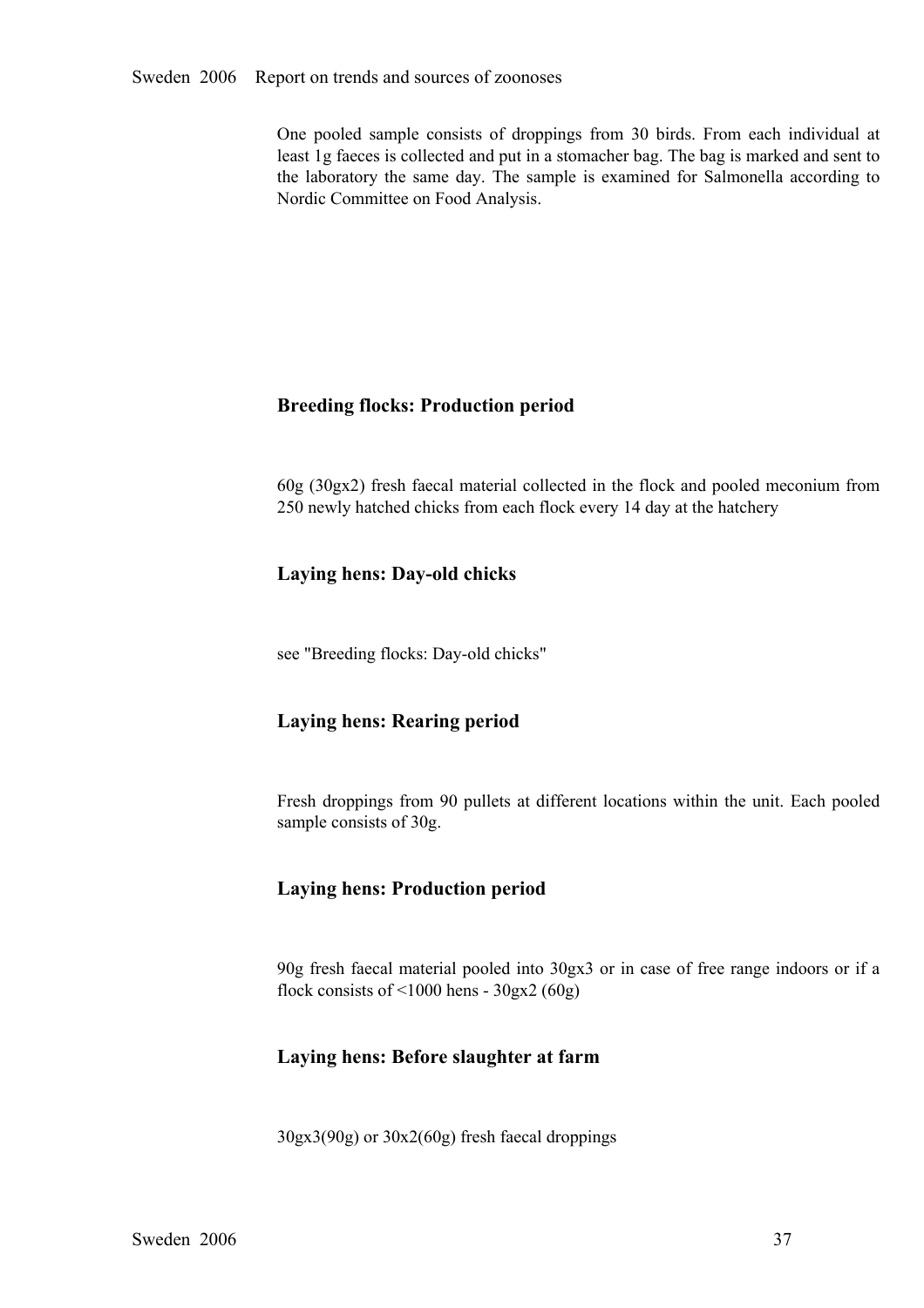One pooled sample consists of droppings from 30 birds. From each individual at least 1g faeces is collected and put in a stomacher bag. The bag is marked and sent to the laboratory the same day. The sample is examined for Salmonella according to Nordic Committee on Food Analysis.

### Breeding flocks: Production period

60g (30gx2) fresh faecal material collected in the flock and pooled meconium from 250 newly hatched chicks from each flock every 14 day at the hatchery

### Laying hens: Day-old chicks

see "Breeding flocks: Day-old chicks"

### Laying hens: Rearing period

Fresh droppings from 90 pullets at different locations within the unit. Each pooled sample consists of 30g.

### Laying hens: Production period

90g fresh faecal material pooled into 30gx3 or in case of free range indoors or if a flock consists of <1000 hens - 30gx2 (60g)

### Laying hens: Before slaughter at farm

30gx3(90g) or 30x2(60g) fresh faecal droppings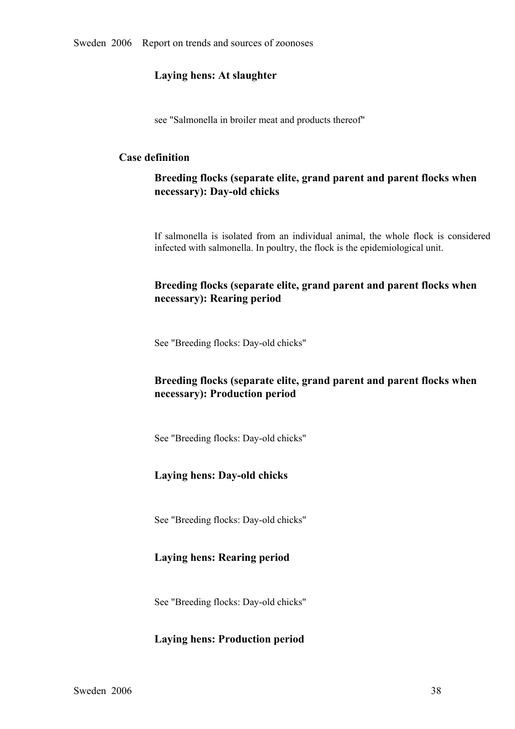#### Laying hens: At slaughter

see "Salmonella in broiler meat and products thereof"

### Case definition

#### Breeding flocks (separate elite, grand parent and parent flocks when necessary): Day-old chicks

If salmonella is isolated from an individual animal, the whole flock is considered infected with salmonella. In poultry, the flock is the epidemiological unit.

#### Breeding flocks (separate elite, grand parent and parent flocks when necessary): Rearing period

See "Breeding flocks: Day-old chicks"

#### Breeding flocks (separate elite, grand parent and parent flocks when necessary): Production period

See "Breeding flocks: Day-old chicks"

#### Laying hens: Day-old chicks

See "Breeding flocks: Day-old chicks"

#### Laying hens: Rearing period

See "Breeding flocks: Day-old chicks"

#### Laying hens: Production period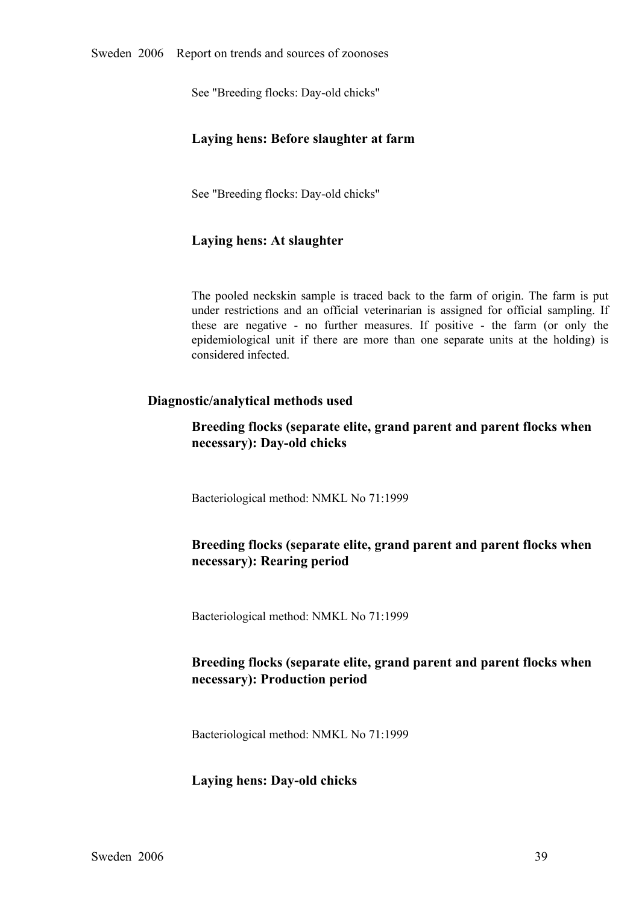See "Breeding flocks: Day-old chicks"

### Laying hens: Before slaughter at farm

See "Breeding flocks: Day-old chicks"

### Laying hens: At slaughter

The pooled neckskin sample is traced back to the farm of origin. The farm is put under restrictions and an official veterinarian is assigned for official sampling. If these are negative - no further measures. If positive - the farm (or only the epidemiological unit if there are more than one separate units at the holding) is considered infected.

## Diagnostic/analytical methods used

### Breeding flocks (separate elite, grand parent and parent flocks when necessary): Day-old chicks

Bacteriological method: NMKL No 71:1999

### Breeding flocks (separate elite, grand parent and parent flocks when necessary): Rearing period

Bacteriological method: NMKL No 71:1999

### Breeding flocks (separate elite, grand parent and parent flocks when necessary): Production period

Bacteriological method: NMKL No 71:1999

### Laying hens: Day-old chicks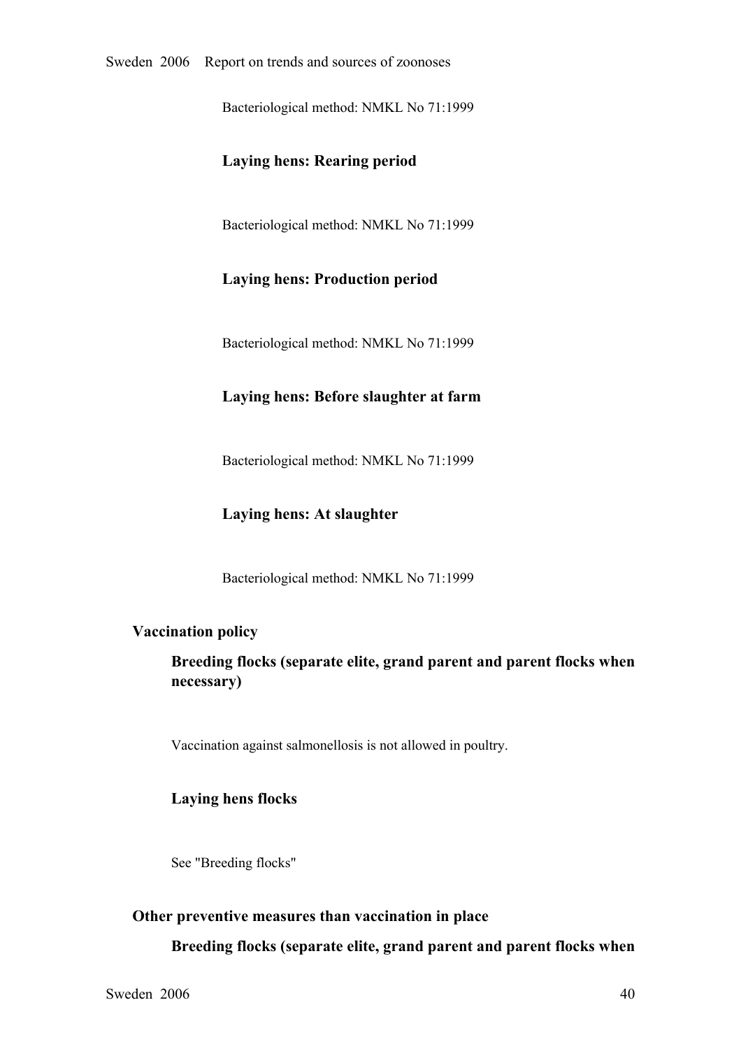Bacteriological method: NMKL No 71:1999

#### Laying hens: Rearing period

Bacteriological method: NMKL No 71:1999

#### Laying hens: Production period

Bacteriological method: NMKL No 71:1999

#### Laying hens: Before slaughter at farm

Bacteriological method: NMKL No 71:1999

#### Laying hens: At slaughter

Bacteriological method: NMKL No 71:1999

## Vaccination policy

### Breeding flocks (separate elite, grand parent and parent flocks when necessary)

Vaccination against salmonellosis is not allowed in poultry.

### Laying hens flocks

See "Breeding flocks"

## Other preventive measures than vaccination in place

### Breeding flocks (separate elite, grand parent and parent flocks when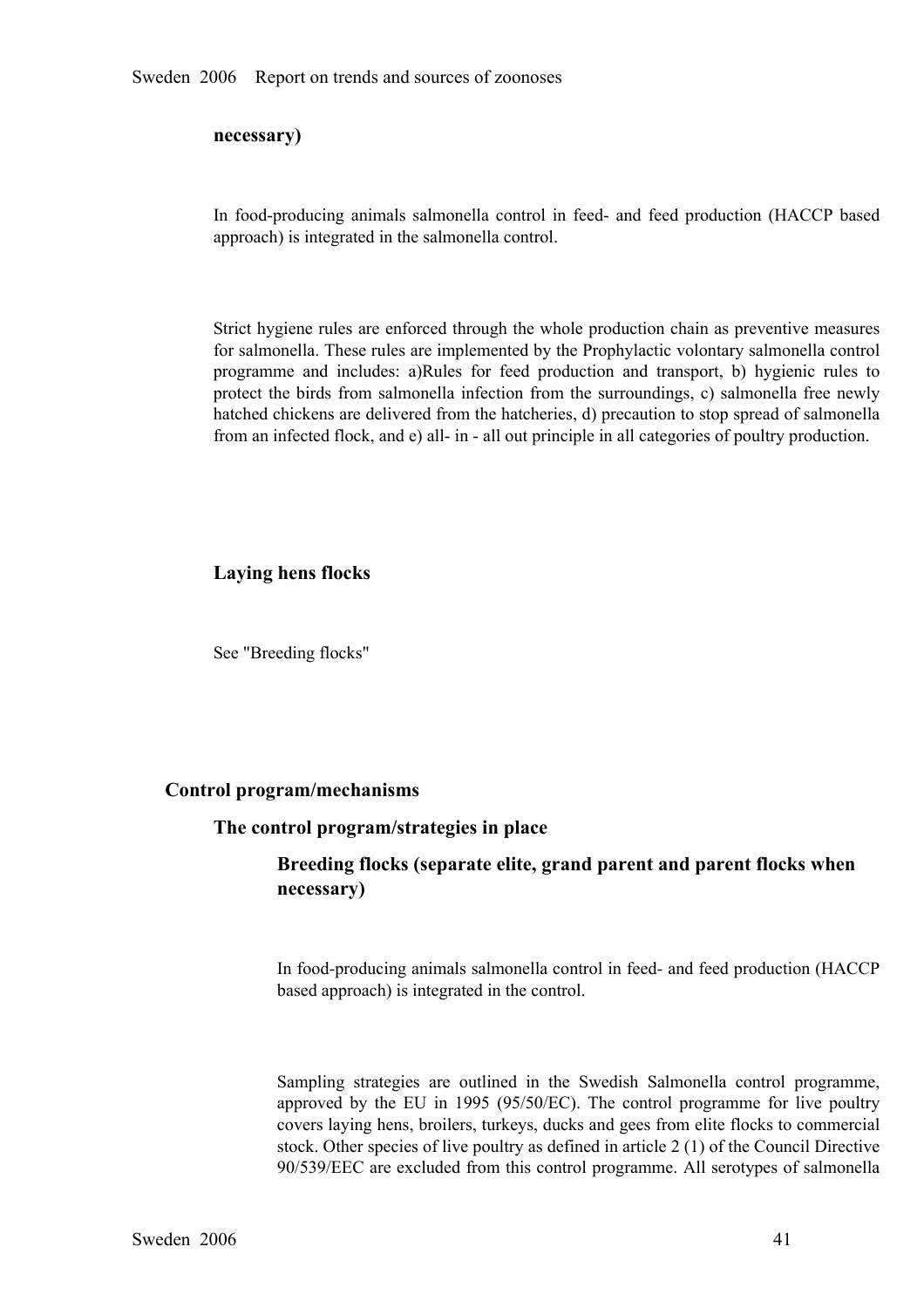**necessary)**

In food-producing animals salmonella control in feed- and feed production (HACCP based approach) is integrated in the salmonella control.

Strict hygiene rules are enforced through the whole production chain as preventive measures for salmonella. These rules are implemented by the Prophylactic volontary salmonella control programme and includes: a)Rules for feed production and transport, b) hygienic rules to protect the birds from salmonella infection from the surroundings, c) salmonella free newly hatched chickens are delivered from the hatcheries, d) precaution to stop spread of salmonella from an infected flock, and e) all- in - all out principle in all categories of poultry production.

### Laying hens flocks

See "Breeding flocks"

## Control program/mechanisms

### The control program/strategies in place

#### Breeding flocks (separate elite, grand parent and parent flocks when necessary)

In food-producing animals salmonella control in feed- and feed production (HACCP based approach) is integrated in the control.

Sampling strategies are outlined in the Swedish Salmonella control programme, approved by the EU in 1995 (95/50/EC). The control programme for live poultry covers laying hens, broilers, turkeys, ducks and gees from elite flocks to commercial stock. Other species of live poultry as defined in article 2 (1) of the Council Directive 90/539/EEC are excluded from this control programme. All serotypes of salmonella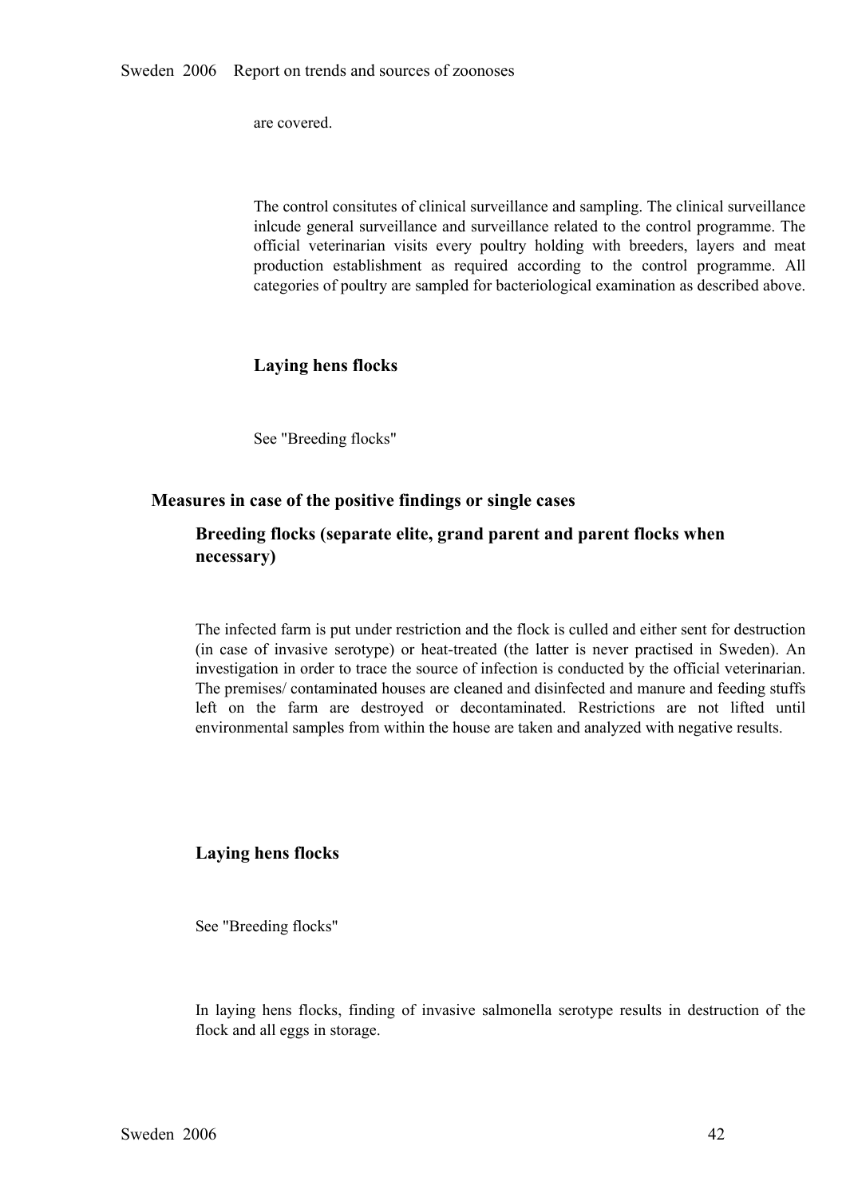are covered.

The control consitutes of clinical surveillance and sampling. The clinical surveillance inlcude general surveillance and surveillance related to the control programme. The official veterinarian visits every poultry holding with breeders, layers and meat production establishment as required according to the control programme. All categories of poultry are sampled for bacteriological examination as described above.

### Laying hens flocks

See "Breeding flocks"

## Measures in case of the positive findings or single cases

### Breeding flocks (separate elite, grand parent and parent flocks when necessary)

The infected farm is put under restriction and the flock is culled and either sent for destruction (in case of invasive serotype) or heat-treated (the latter is never practised in Sweden). An investigation in order to trace the source of infection is conducted by the official veterinarian. The premises/ contaminated houses are cleaned and disinfected and manure and feeding stuffs left on the farm are destroyed or decontaminated. Restrictions are not lifted until environmental samples from within the house are taken and analyzed with negative results.

### Laying hens flocks

See "Breeding flocks"

In laying hens flocks, finding of invasive salmonella serotype results in destruction of the flock and all eggs in storage.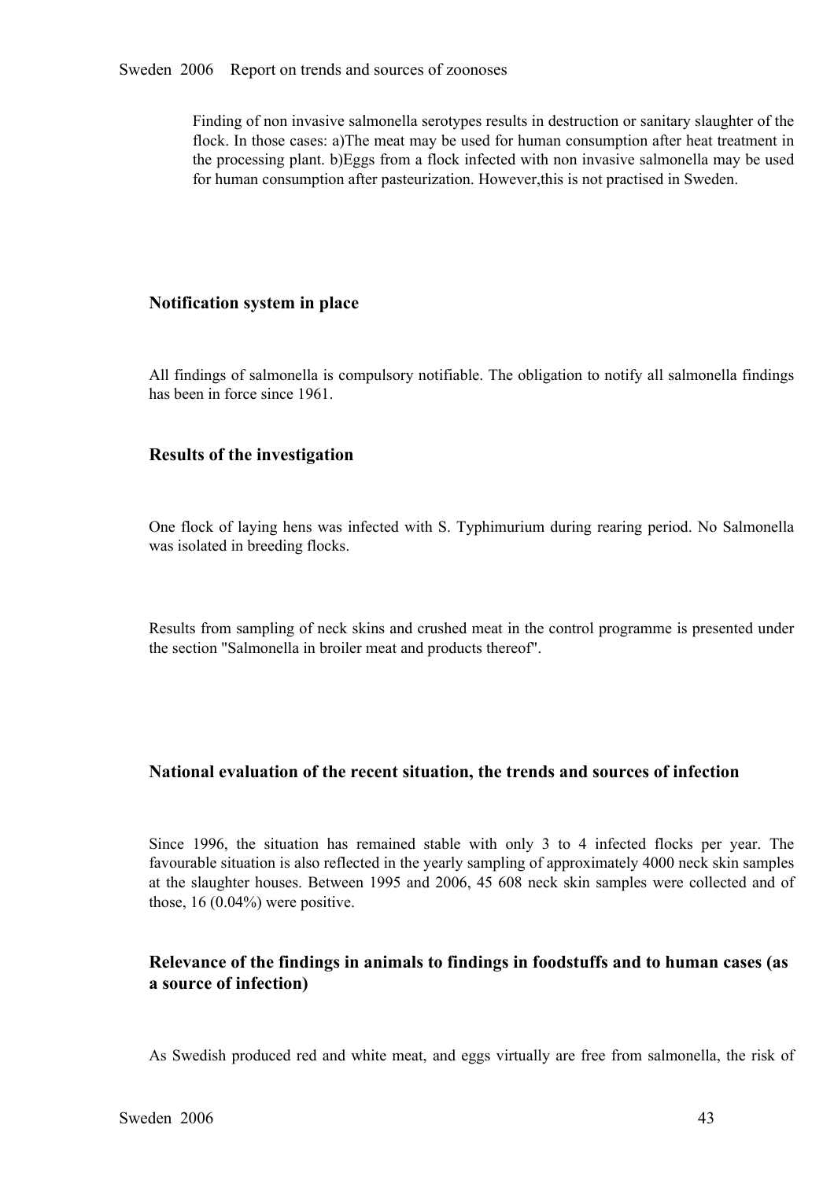Finding of non invasive salmonella serotypes results in destruction or sanitary slaughter of the flock. In those cases: a)The meat may be used for human consumption after heat treatment in the processing plant. b)Eggs from a flock infected with non invasive salmonella may be used for human consumption after pasteurization. However,this is not practised in Sweden.

### Notification system in place

All findings of salmonella is compulsory notifiable. The obligation to notify all salmonella findings has been in force since 1961.

### Results of the investigation

One flock of laying hens was infected with S. Typhimurium during rearing period. No Salmonella was isolated in breeding flocks.

Results from sampling of neck skins and crushed meat in the control programme is presented under the section "Salmonella in broiler meat and products thereof".

### National evaluation of the recent situation, the trends and sources of infection

Since 1996, the situation has remained stable with only 3 to 4 infected flocks per year. The favourable situation is also reflected in the yearly sampling of approximately 4000 neck skin samples at the slaughter houses. Between 1995 and 2006, 45 608 neck skin samples were collected and of those, 16 (0.04%) were positive.

### Relevance of the findings in animals to findings in foodstuffs and to human cases (as a source of infection)

As Swedish produced red and white meat, and eggs virtually are free from salmonella, the risk of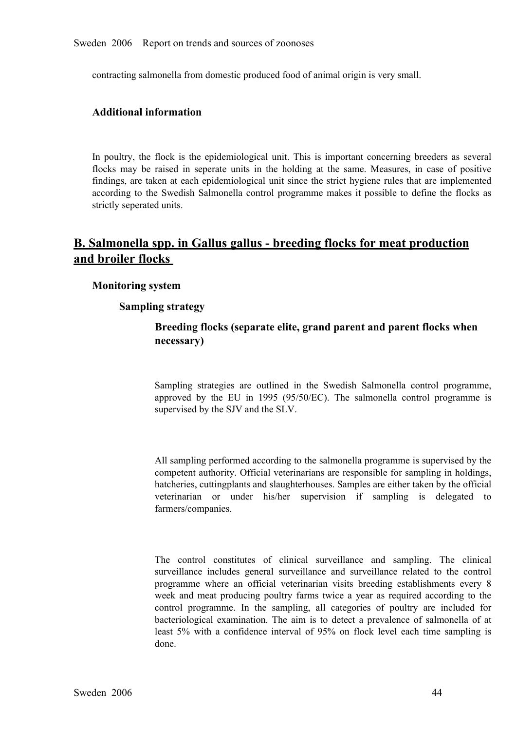contracting salmonella from domestic produced food of animal origin is very small.

### Additional information

In poultry, the flock is the epidemiological unit. This is important concerning breeders as several flocks may be raised in seperate units in the holding at the same. Measures, in case of positive findings, are taken at each epidemiological unit since the strict hygiene rules that are implemented according to the Swedish Salmonella control programme makes it possible to define the flocks as strictly seperated units.

## B. Salmonella spp. in Gallus gallus - breeding flocks for meat production and broiler flocks

### Monitoring system

#### Sampling strategy

##### Breeding flocks (separate elite, grand parent and parent flocks when necessary)

Sampling strategies are outlined in the Swedish Salmonella control programme, approved by the EU in 1995 (95/50/EC). The salmonella control programme is supervised by the SJV and the SLV.

All sampling performed according to the salmonella programme is supervised by the competent authority. Official veterinarians are responsible for sampling in holdings, hatcheries, cuttingplants and slaughterhouses. Samples are either taken by the official veterinarian or under his/her supervision if sampling is delegated to farmers/companies.

The control constitutes of clinical surveillance and sampling. The clinical surveillance includes general surveillance and surveillance related to the control programme where an official veterinarian visits breeding establishments every 8 week and meat producing poultry farms twice a year as required according to the control programme. In the sampling, all categories of poultry are included for bacteriological examination. The aim is to detect a prevalence of salmonella of at least 5% with a confidence interval of 95% on flock level each time sampling is done.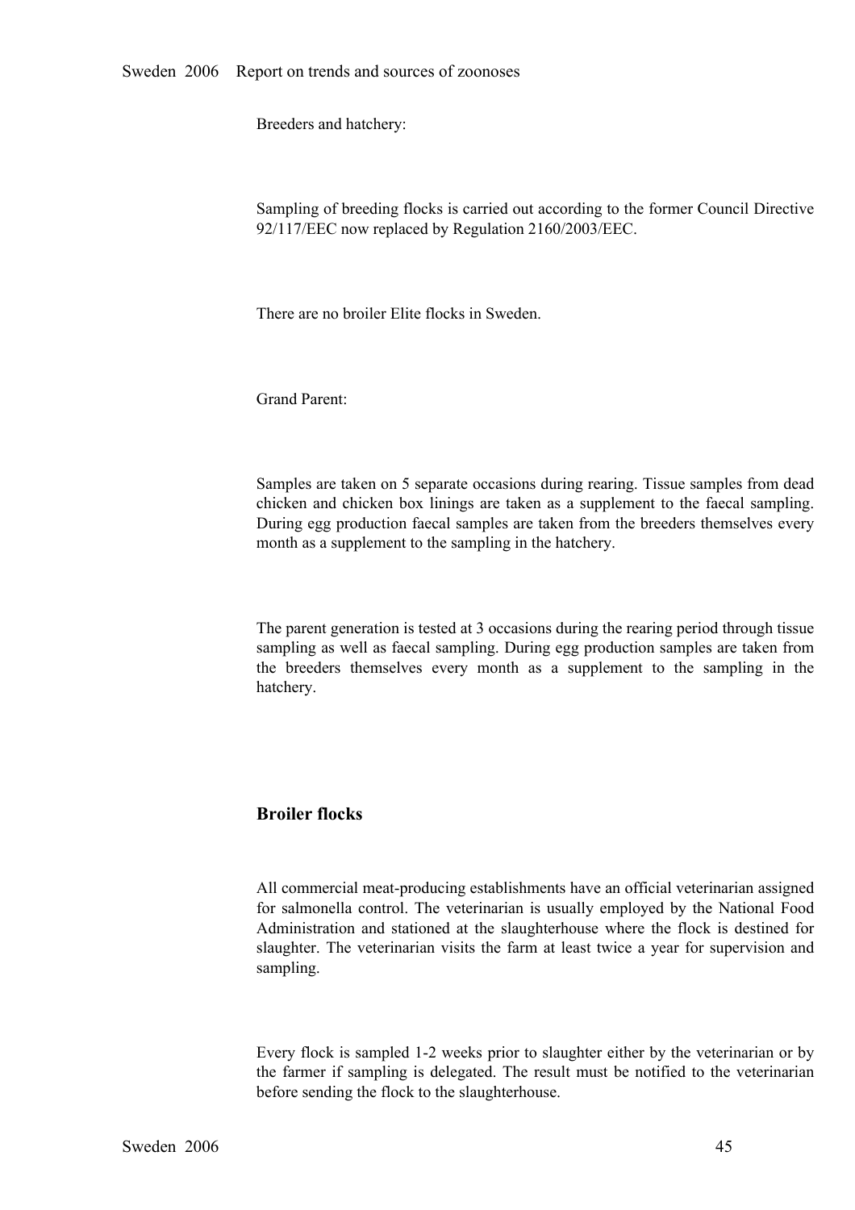Breeders and hatchery:

Sampling of breeding flocks is carried out according to the former Council Directive 92/117/EEC now replaced by Regulation 2160/2003/EEC.

There are no broiler Elite flocks in Sweden.

Grand Parent:

Samples are taken on 5 separate occasions during rearing. Tissue samples from dead chicken and chicken box linings are taken as a supplement to the faecal sampling. During egg production faecal samples are taken from the breeders themselves every month as a supplement to the sampling in the hatchery.

The parent generation is tested at 3 occasions during the rearing period through tissue sampling as well as faecal sampling. During egg production samples are taken from the breeders themselves every month as a supplement to the sampling in the hatchery.

### Broiler flocks

All commercial meat-producing establishments have an official veterinarian assigned for salmonella control. The veterinarian is usually employed by the National Food Administration and stationed at the slaughterhouse where the flock is destined for slaughter. The veterinarian visits the farm at least twice a year for supervision and sampling.

Every flock is sampled 1-2 weeks prior to slaughter either by the veterinarian or by the farmer if sampling is delegated. The result must be notified to the veterinarian before sending the flock to the slaughterhouse.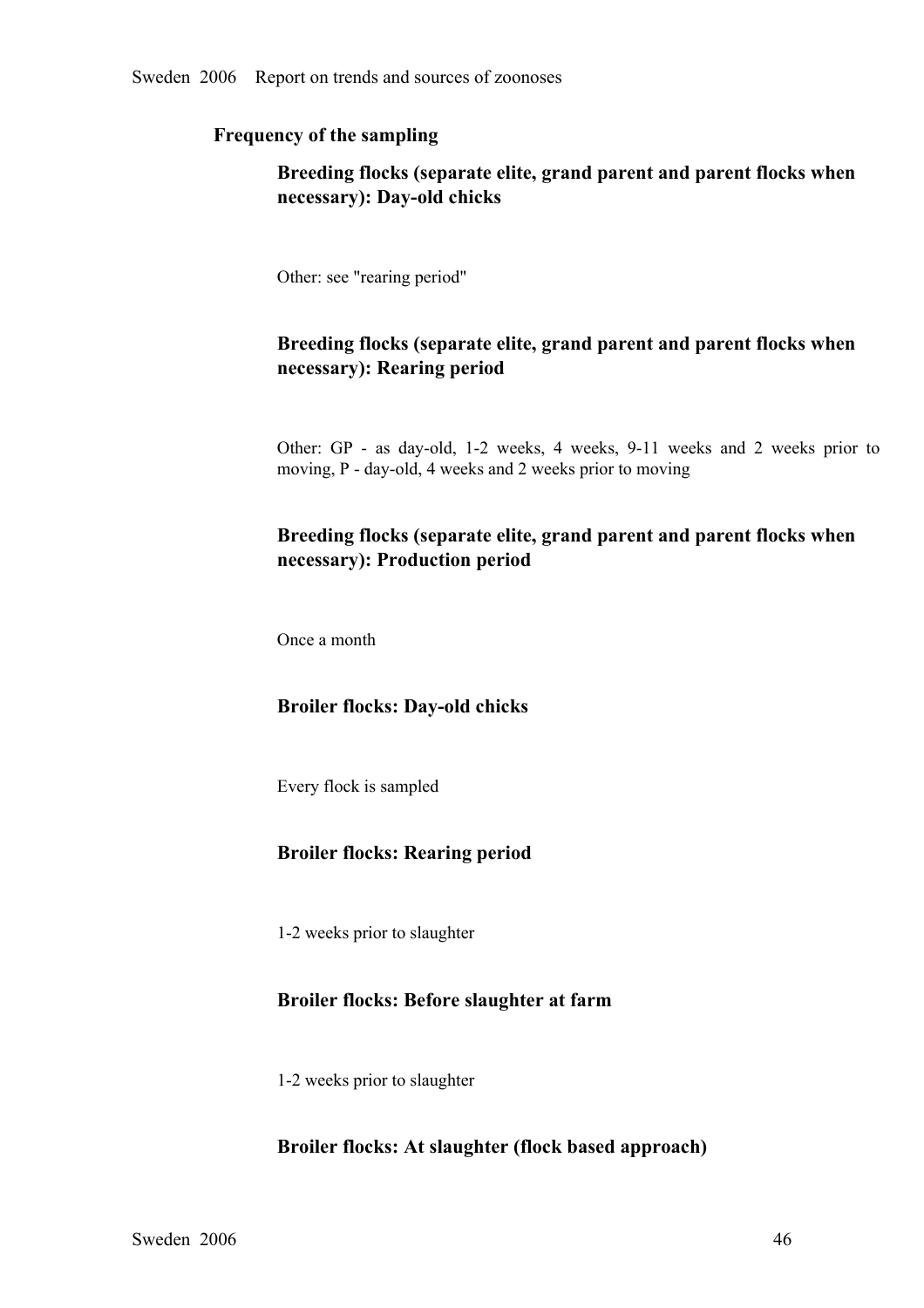### Frequency of the sampling

#### Breeding flocks (separate elite, grand parent and parent flocks when necessary): Day-old chicks

Other: see "rearing period"

#### Breeding flocks (separate elite, grand parent and parent flocks when necessary): Rearing period

Other: GP - as day-old, 1-2 weeks, 4 weeks, 9-11 weeks and 2 weeks prior to moving, P - day-old, 4 weeks and 2 weeks prior to moving

#### Breeding flocks (separate elite, grand parent and parent flocks when necessary): Production period

Once a month

#### Broiler flocks: Day-old chicks

Every flock is sampled

#### Broiler flocks: Rearing period

1-2 weeks prior to slaughter

#### Broiler flocks: Before slaughter at farm

1-2 weeks prior to slaughter

#### Broiler flocks: At slaughter (flock based approach)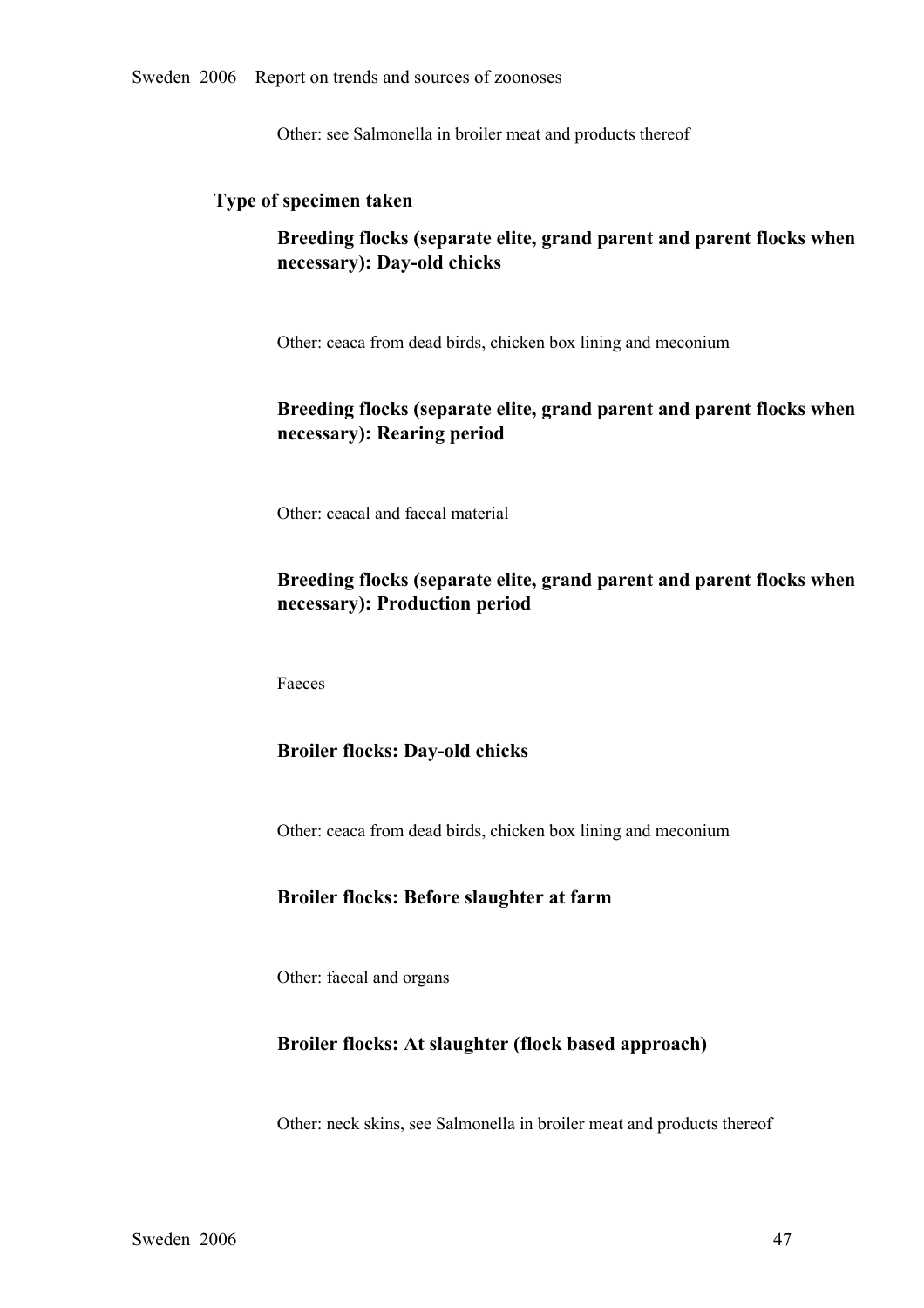Other: see Salmonella in broiler meat and products thereof

### Type of specimen taken

#### Breeding flocks (separate elite, grand parent and parent flocks when necessary): Day-old chicks

Other: ceaca from dead birds, chicken box lining and meconium

#### Breeding flocks (separate elite, grand parent and parent flocks when necessary): Rearing period

Other: ceacal and faecal material

#### Breeding flocks (separate elite, grand parent and parent flocks when necessary): Production period

Faeces

#### Broiler flocks: Day-old chicks

Other: ceaca from dead birds, chicken box lining and meconium

#### Broiler flocks: Before slaughter at farm

Other: faecal and organs

#### Broiler flocks: At slaughter (flock based approach)

Other: neck skins, see Salmonella in broiler meat and products thereof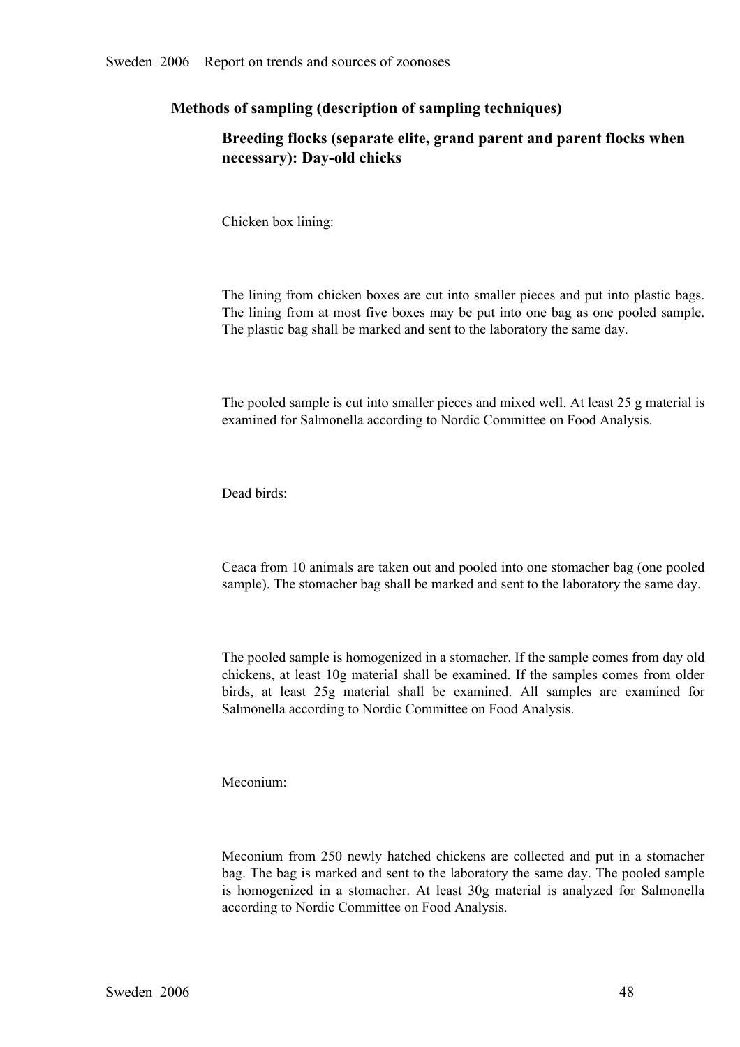### Methods of sampling (description of sampling techniques)

#### Breeding flocks (separate elite, grand parent and parent flocks when necessary): Day-old chicks

Chicken box lining:

The lining from chicken boxes are cut into smaller pieces and put into plastic bags. The lining from at most five boxes may be put into one bag as one pooled sample. The plastic bag shall be marked and sent to the laboratory the same day.

The pooled sample is cut into smaller pieces and mixed well. At least 25 g material is examined for Salmonella according to Nordic Committee on Food Analysis.

Dead birds:

Ceaca from 10 animals are taken out and pooled into one stomacher bag (one pooled sample). The stomacher bag shall be marked and sent to the laboratory the same day.

The pooled sample is homogenized in a stomacher. If the sample comes from day old chickens, at least 10g material shall be examined. If the samples comes from older birds, at least 25g material shall be examined. All samples are examined for Salmonella according to Nordic Committee on Food Analysis.

Meconium:

Meconium from 250 newly hatched chickens are collected and put in a stomacher bag. The bag is marked and sent to the laboratory the same day. The pooled sample is homogenized in a stomacher. At least 30g material is analyzed for Salmonella according to Nordic Committee on Food Analysis.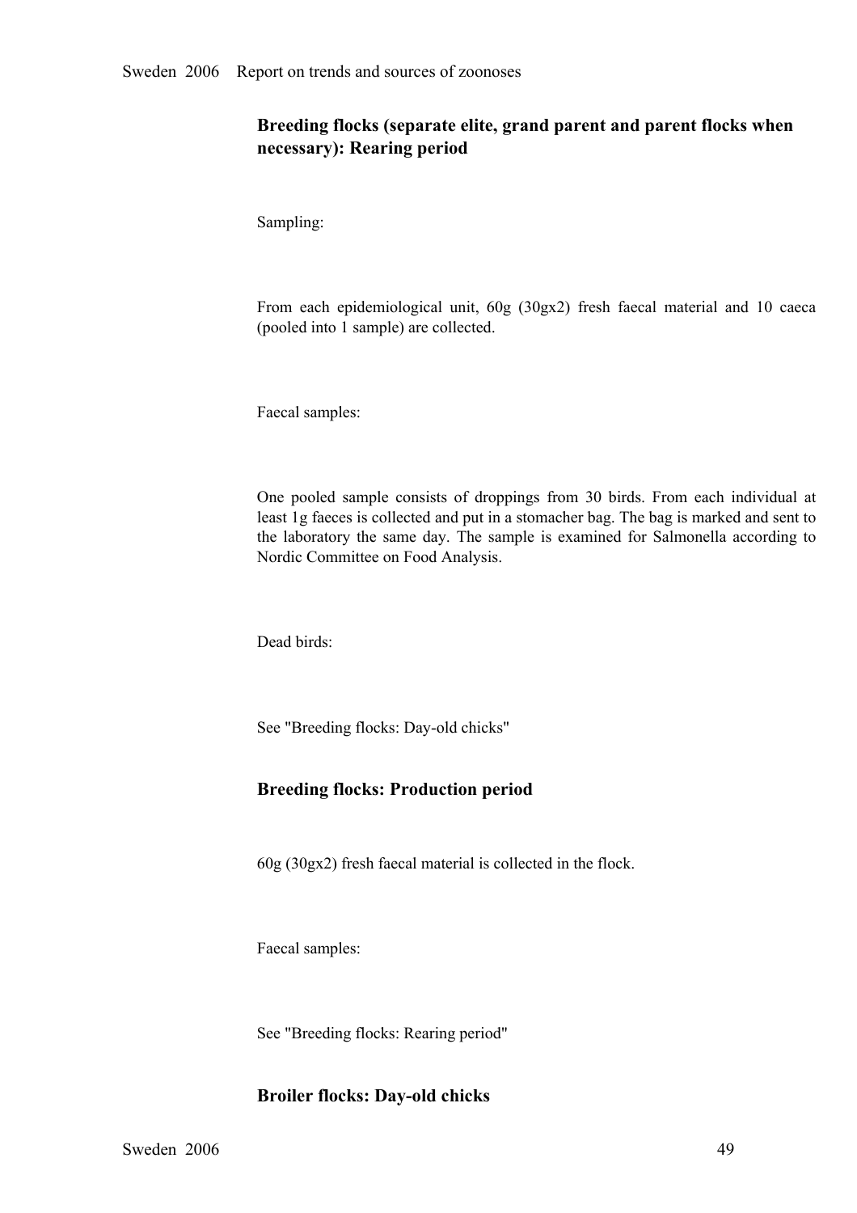### Breeding flocks (separate elite, grand parent and parent flocks when necessary): Rearing period

Sampling:

From each epidemiological unit, 60g (30gx2) fresh faecal material and 10 caeca (pooled into 1 sample) are collected.

Faecal samples:

One pooled sample consists of droppings from 30 birds. From each individual at least 1g faeces is collected and put in a stomacher bag. The bag is marked and sent to the laboratory the same day. The sample is examined for Salmonella according to Nordic Committee on Food Analysis.

Dead birds:

See "Breeding flocks: Day-old chicks"

### Breeding flocks: Production period

60g (30gx2) fresh faecal material is collected in the flock.

Faecal samples:

See "Breeding flocks: Rearing period"

### Broiler flocks: Day-old chicks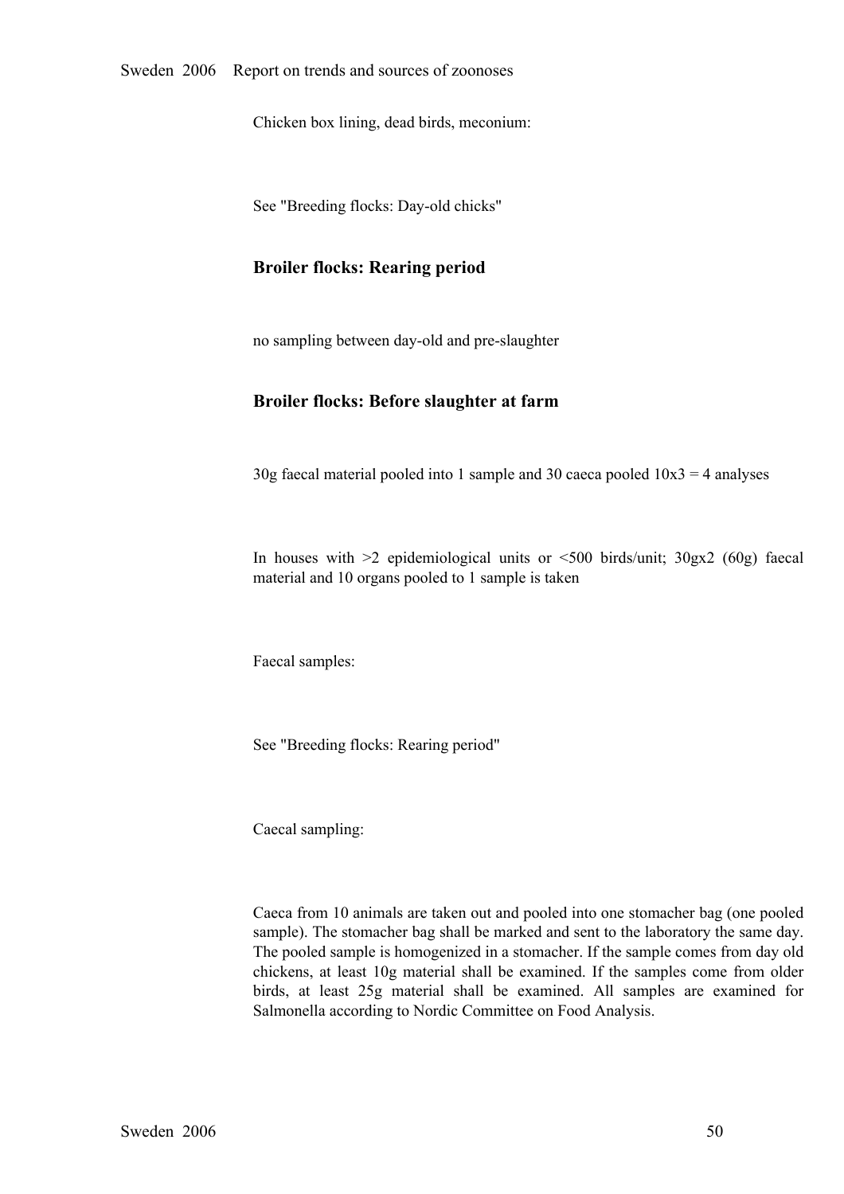Chicken box lining, dead birds, meconium:

See "Breeding flocks: Day-old chicks"

### Broiler flocks: Rearing period

no sampling between day-old and pre-slaughter

### Broiler flocks: Before slaughter at farm

30g faecal material pooled into 1 sample and 30 caeca pooled 10x3 = 4 analyses

In houses with >2 epidemiological units or <500 birds/unit; 30gx2 (60g) faecal material and 10 organs pooled to 1 sample is taken

Faecal samples:

See "Breeding flocks: Rearing period"

Caecal sampling:

Caeca from 10 animals are taken out and pooled into one stomacher bag (one pooled sample). The stomacher bag shall be marked and sent to the laboratory the same day. The pooled sample is homogenized in a stomacher. If the sample comes from day old chickens, at least 10g material shall be examined. If the samples come from older birds, at least 25g material shall be examined. All samples are examined for Salmonella according to Nordic Committee on Food Analysis.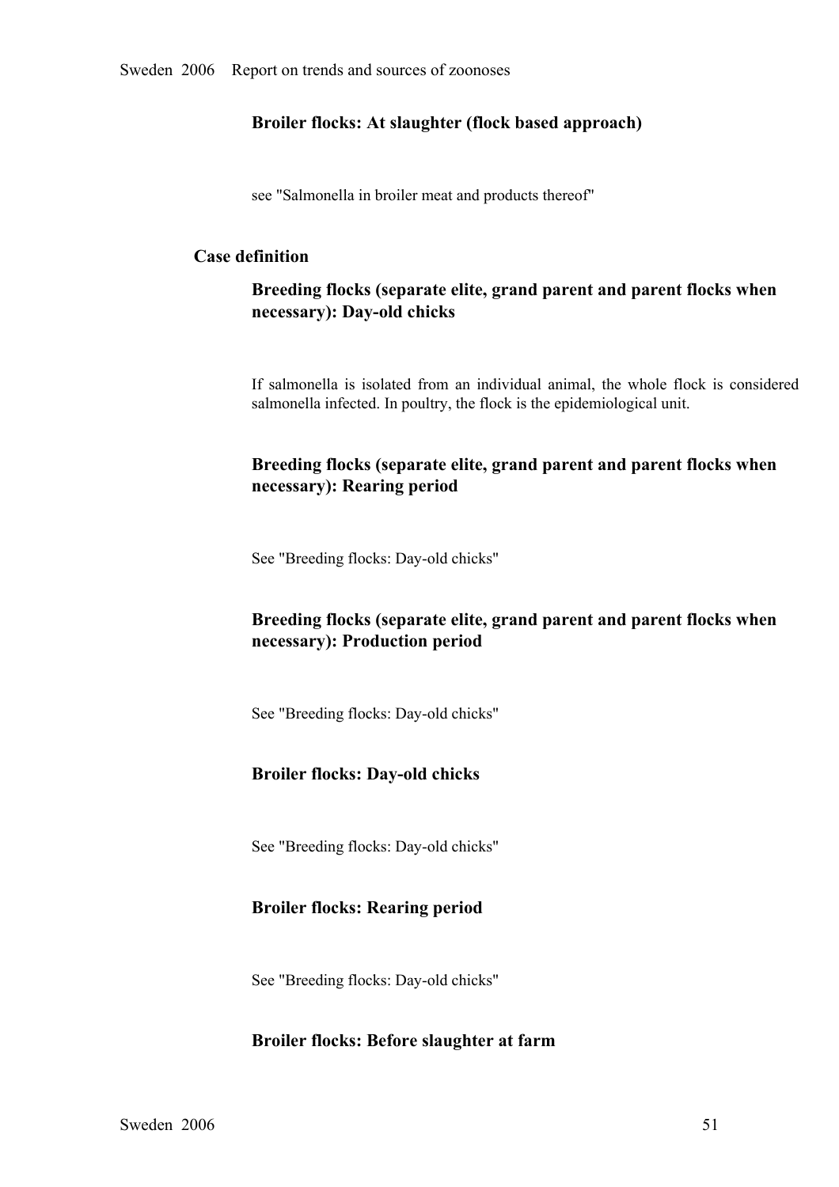#### Broiler flocks: At slaughter (flock based approach)

see "Salmonella in broiler meat and products thereof"

### Case definition

#### Breeding flocks (separate elite, grand parent and parent flocks when necessary): Day-old chicks

If salmonella is isolated from an individual animal, the whole flock is considered salmonella infected. In poultry, the flock is the epidemiological unit.

#### Breeding flocks (separate elite, grand parent and parent flocks when necessary): Rearing period

See "Breeding flocks: Day-old chicks"

#### Breeding flocks (separate elite, grand parent and parent flocks when necessary): Production period

See "Breeding flocks: Day-old chicks"

#### Broiler flocks: Day-old chicks

See "Breeding flocks: Day-old chicks"

#### Broiler flocks: Rearing period

See "Breeding flocks: Day-old chicks"

#### Broiler flocks: Before slaughter at farm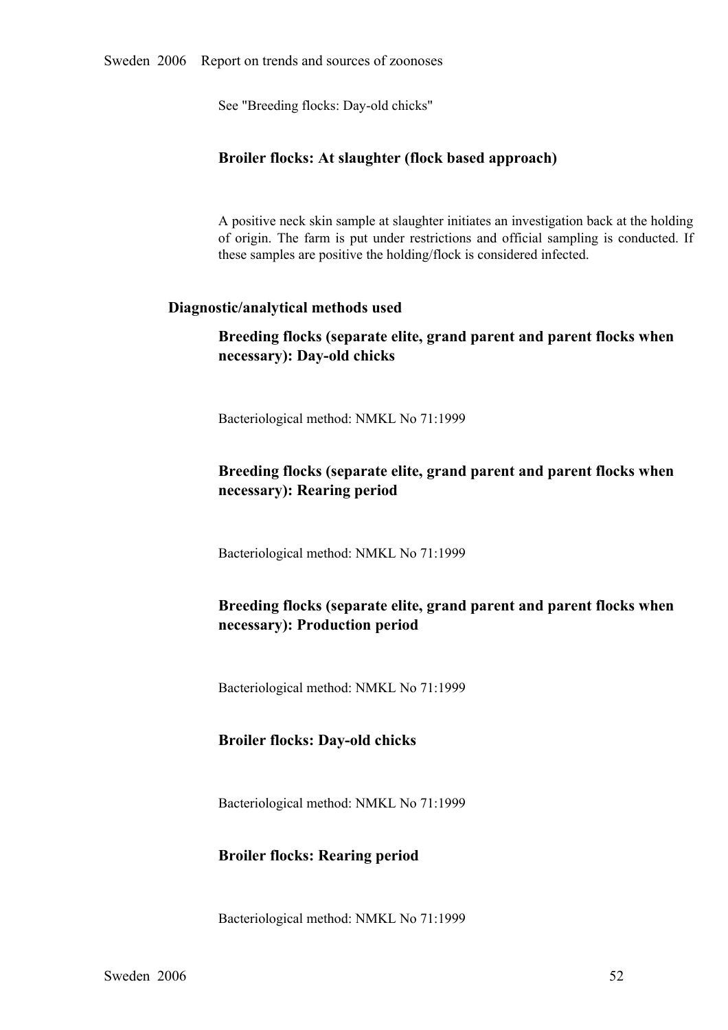See "Breeding flocks: Day-old chicks"

### Broiler flocks: At slaughter (flock based approach)

A positive neck skin sample at slaughter initiates an investigation back at the holding of origin. The farm is put under restrictions and official sampling is conducted. If these samples are positive the holding/flock is considered infected.

## Diagnostic/analytical methods used

### Breeding flocks (separate elite, grand parent and parent flocks when necessary): Day-old chicks

Bacteriological method: NMKL No 71:1999

### Breeding flocks (separate elite, grand parent and parent flocks when necessary): Rearing period

Bacteriological method: NMKL No 71:1999

### Breeding flocks (separate elite, grand parent and parent flocks when necessary): Production period

Bacteriological method: NMKL No 71:1999

### Broiler flocks: Day-old chicks

Bacteriological method: NMKL No 71:1999

### Broiler flocks: Rearing period

Bacteriological method: NMKL No 71:1999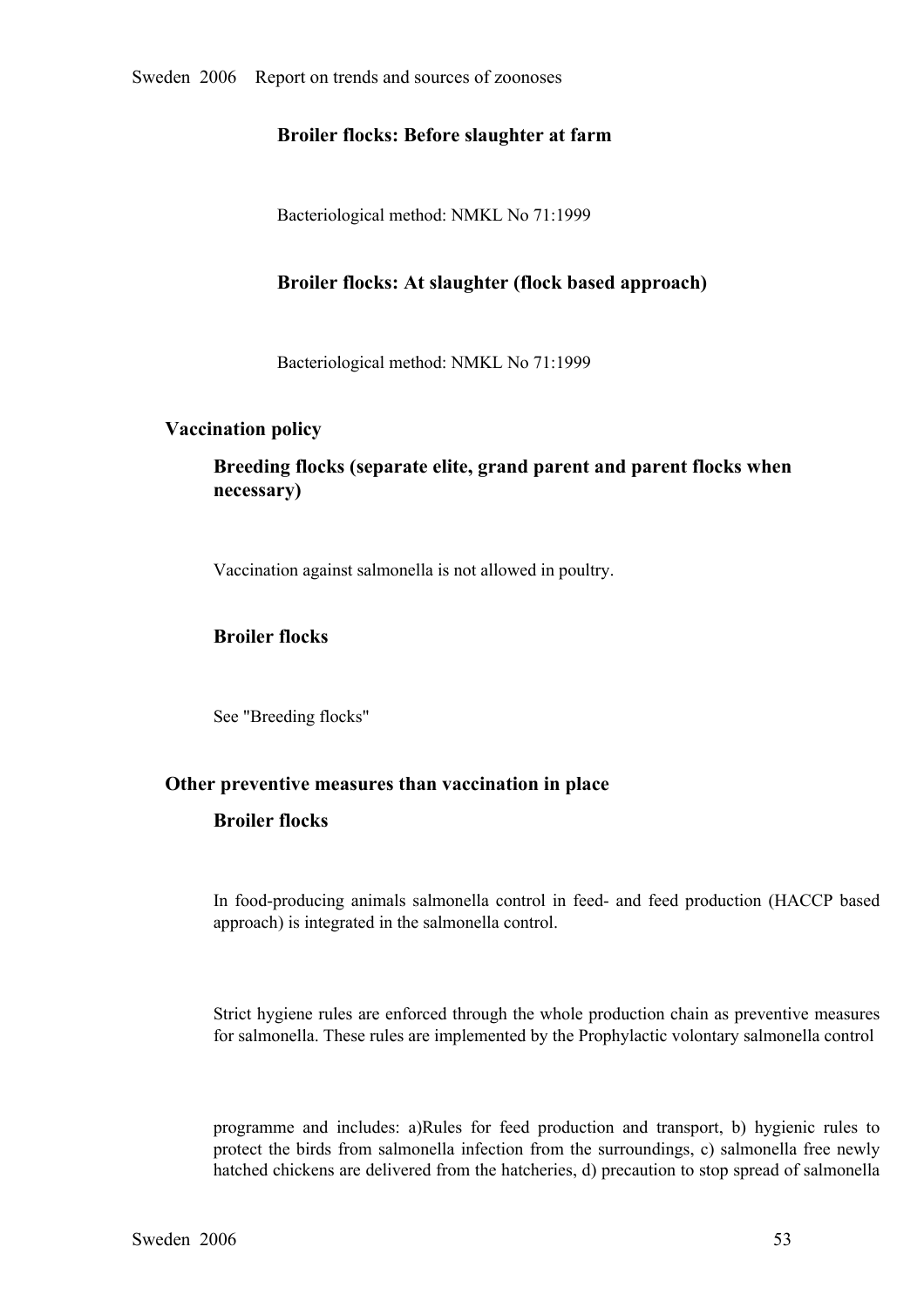### Broiler flocks: Before slaughter at farm

Bacteriological method: NMKL No 71:1999

### Broiler flocks: At slaughter (flock based approach)

Bacteriological method: NMKL No 71:1999

## Vaccination policy

### Breeding flocks (separate elite, grand parent and parent flocks when necessary)

Vaccination against salmonella is not allowed in poultry.

### Broiler flocks

See "Breeding flocks"

## Other preventive measures than vaccination in place

### Broiler flocks

In food-producing animals salmonella control in feed- and feed production (HACCP based approach) is integrated in the salmonella control.

Strict hygiene rules are enforced through the whole production chain as preventive measures for salmonella. These rules are implemented by the Prophylactic volontary salmonella control

programme and includes: a)Rules for feed production and transport, b) hygienic rules to protect the birds from salmonella infection from the surroundings, c) salmonella free newly hatched chickens are delivered from the hatcheries, d) precaution to stop spread of salmonella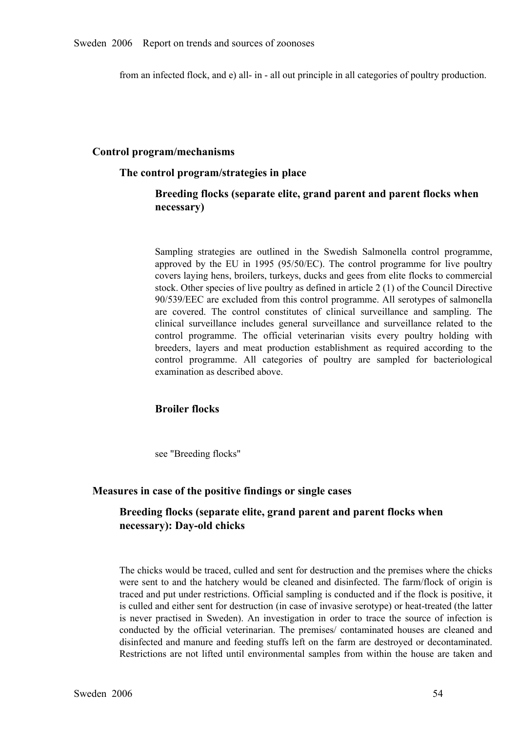from an infected flock, and e) all- in - all out principle in all categories of poultry production.

## Control program/mechanisms

### The control program/strategies in place

#### Breeding flocks (separate elite, grand parent and parent flocks when necessary)

Sampling strategies are outlined in the Swedish Salmonella control programme, approved by the EU in 1995 (95/50/EC). The control programme for live poultry covers laying hens, broilers, turkeys, ducks and gees from elite flocks to commercial stock. Other species of live poultry as defined in article 2 (1) of the Council Directive 90/539/EEC are excluded from this control programme. All serotypes of salmonella are covered. The control constitutes of clinical surveillance and sampling. The clinical surveillance includes general surveillance and surveillance related to the control programme. The official veterinarian visits every poultry holding with breeders, layers and meat production establishment as required according to the control programme. All categories of poultry are sampled for bacteriological examination as described above.

#### Broiler flocks

see "Breeding flocks"

## Measures in case of the positive findings or single cases

### Breeding flocks (separate elite, grand parent and parent flocks when necessary): Day-old chicks

The chicks would be traced, culled and sent for destruction and the premises where the chicks were sent to and the hatchery would be cleaned and disinfected. The farm/flock of origin is traced and put under restrictions. Official sampling is conducted and if the flock is positive, it is culled and either sent for destruction (in case of invasive serotype) or heat-treated (the latter is never practised in Sweden). An investigation in order to trace the source of infection is conducted by the official veterinarian. The premises/ contaminated houses are cleaned and disinfected and manure and feeding stuffs left on the farm are destroyed or decontaminated. Restrictions are not lifted until environmental samples from within the house are taken and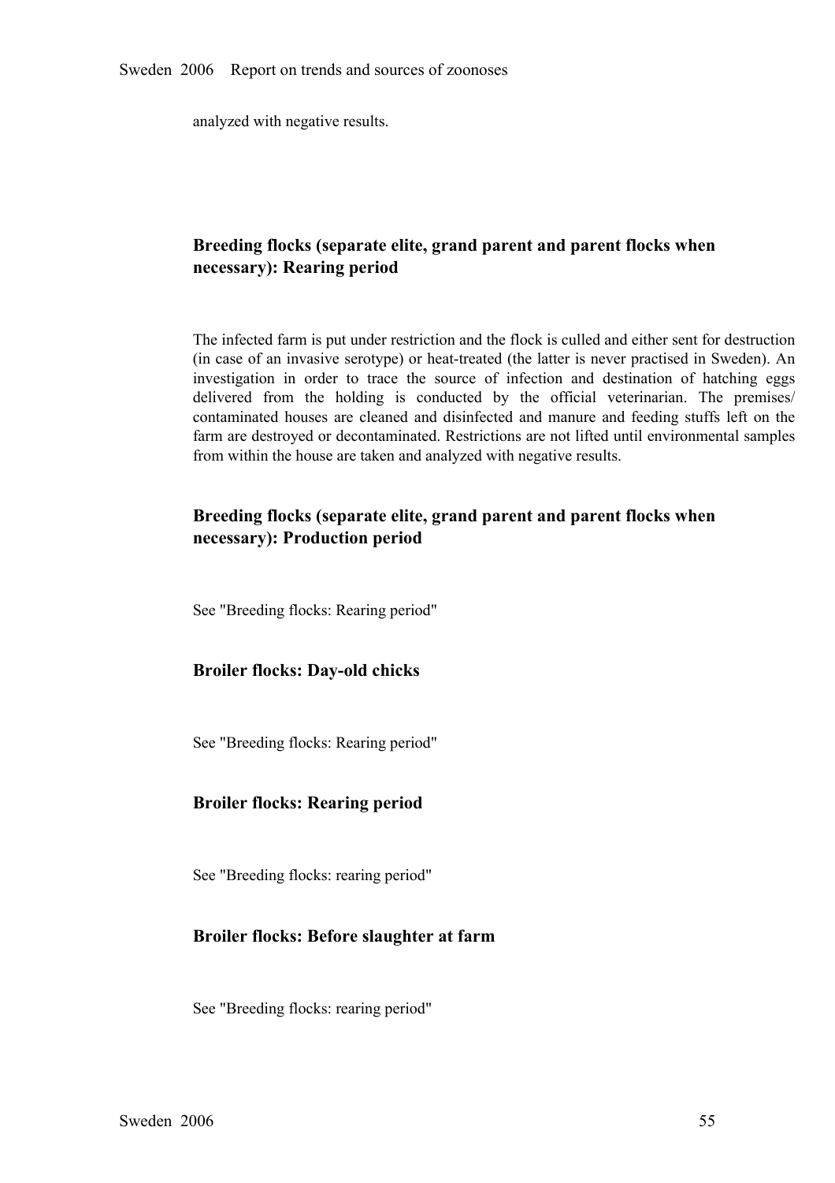analyzed with negative results.

### Breeding flocks (separate elite, grand parent and parent flocks when necessary): Rearing period

The infected farm is put under restriction and the flock is culled and either sent for destruction (in case of an invasive serotype) or heat-treated (the latter is never practised in Sweden). An investigation in order to trace the source of infection and destination of hatching eggs delivered from the holding is conducted by the official veterinarian. The premises/ contaminated houses are cleaned and disinfected and manure and feeding stuffs left on the farm are destroyed or decontaminated. Restrictions are not lifted until environmental samples from within the house are taken and analyzed with negative results.

### Breeding flocks (separate elite, grand parent and parent flocks when necessary): Production period

See "Breeding flocks: Rearing period"

### Broiler flocks: Day-old chicks

See "Breeding flocks: Rearing period"

### Broiler flocks: Rearing period

See "Breeding flocks: rearing period"

### Broiler flocks: Before slaughter at farm

See "Breeding flocks: rearing period"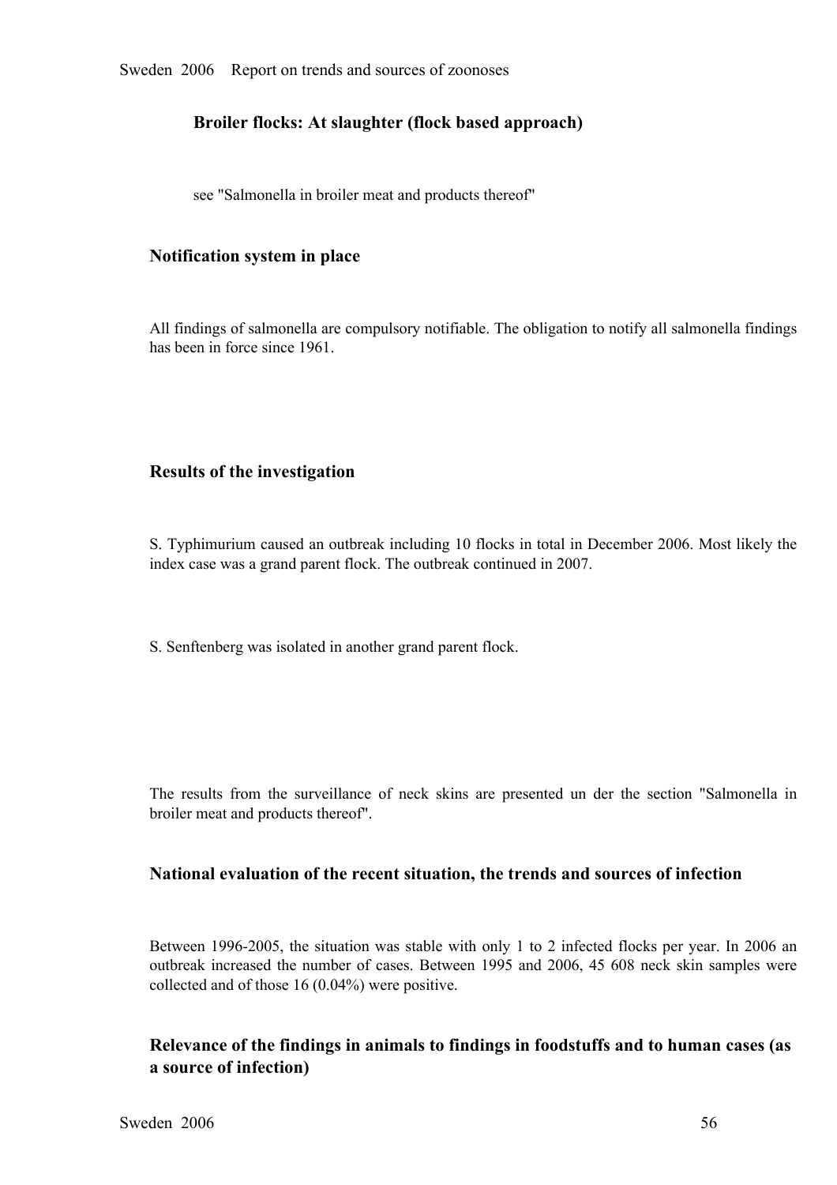### Broiler flocks: At slaughter (flock based approach)

see "Salmonella in broiler meat and products thereof"

### Notification system in place

All findings of salmonella are compulsory notifiable. The obligation to notify all salmonella findings has been in force since 1961.

### Results of the investigation

S. Typhimurium caused an outbreak including 10 flocks in total in December 2006. Most likely the index case was a grand parent flock. The outbreak continued in 2007.

S. Senftenberg was isolated in another grand parent flock.

The results from the surveillance of neck skins are presented un der the section "Salmonella in broiler meat and products thereof".

### National evaluation of the recent situation, the trends and sources of infection

Between 1996-2005, the situation was stable with only 1 to 2 infected flocks per year. In 2006 an outbreak increased the number of cases. Between 1995 and 2006, 45 608 neck skin samples were collected and of those 16 (0.04%) were positive.

### Relevance of the findings in animals to findings in foodstuffs and to human cases (as a source of infection)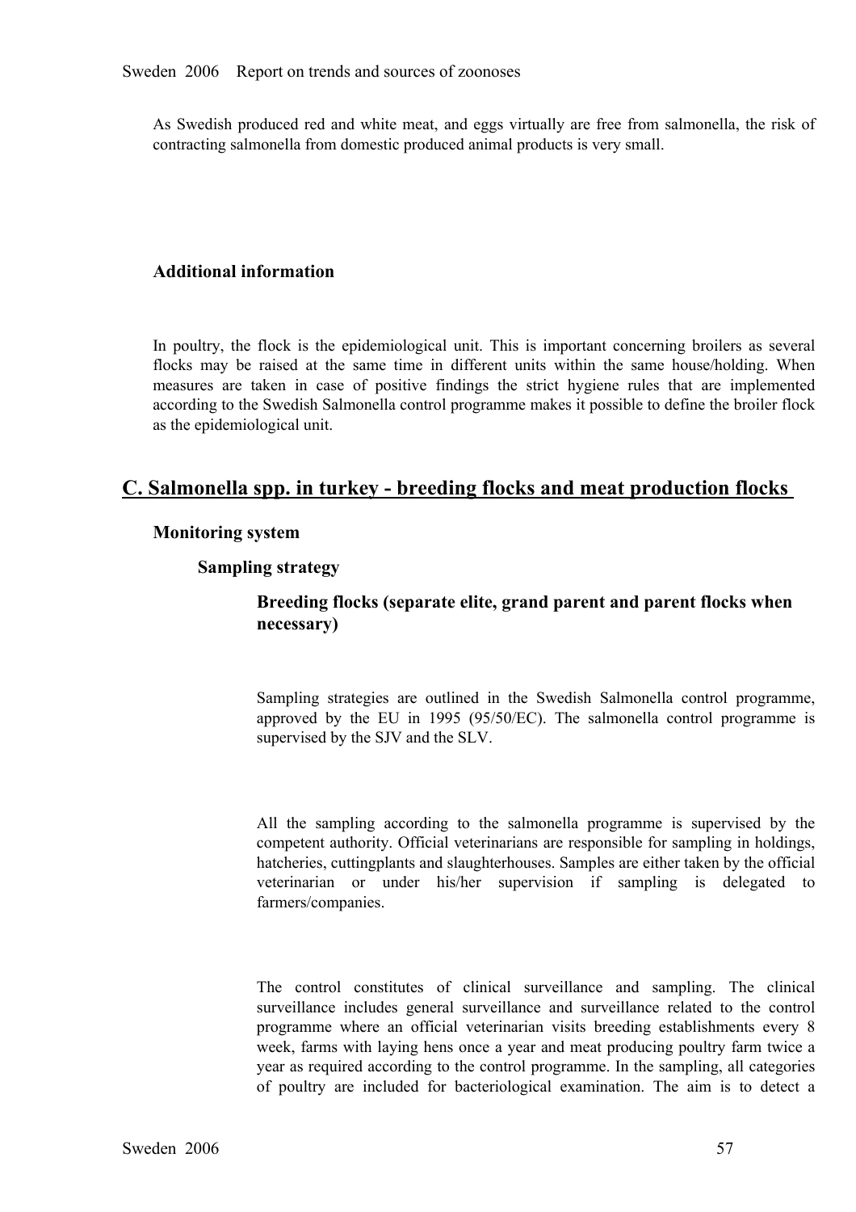As Swedish produced red and white meat, and eggs virtually are free from salmonella, the risk of contracting salmonella from domestic produced animal products is very small.

### Additional information

In poultry, the flock is the epidemiological unit. This is important concerning broilers as several flocks may be raised at the same time in different units within the same house/holding. When measures are taken in case of positive findings the strict hygiene rules that are implemented according to the Swedish Salmonella control programme makes it possible to define the broiler flock as the epidemiological unit.

## C. Salmonella spp. in turkey - breeding flocks and meat production flocks

### Monitoring system

#### Sampling strategy

##### Breeding flocks (separate elite, grand parent and parent flocks when necessary)

Sampling strategies are outlined in the Swedish Salmonella control programme, approved by the EU in 1995 (95/50/EC). The salmonella control programme is supervised by the SJV and the SLV.

All the sampling according to the salmonella programme is supervised by the competent authority. Official veterinarians are responsible for sampling in holdings, hatcheries, cuttingplants and slaughterhouses. Samples are either taken by the official veterinarian or under his/her supervision if sampling is delegated to farmers/companies.

The control constitutes of clinical surveillance and sampling. The clinical surveillance includes general surveillance and surveillance related to the control programme where an official veterinarian visits breeding establishments every 8 week, farms with laying hens once a year and meat producing poultry farm twice a year as required according to the control programme. In the sampling, all categories of poultry are included for bacteriological examination. The aim is to detect a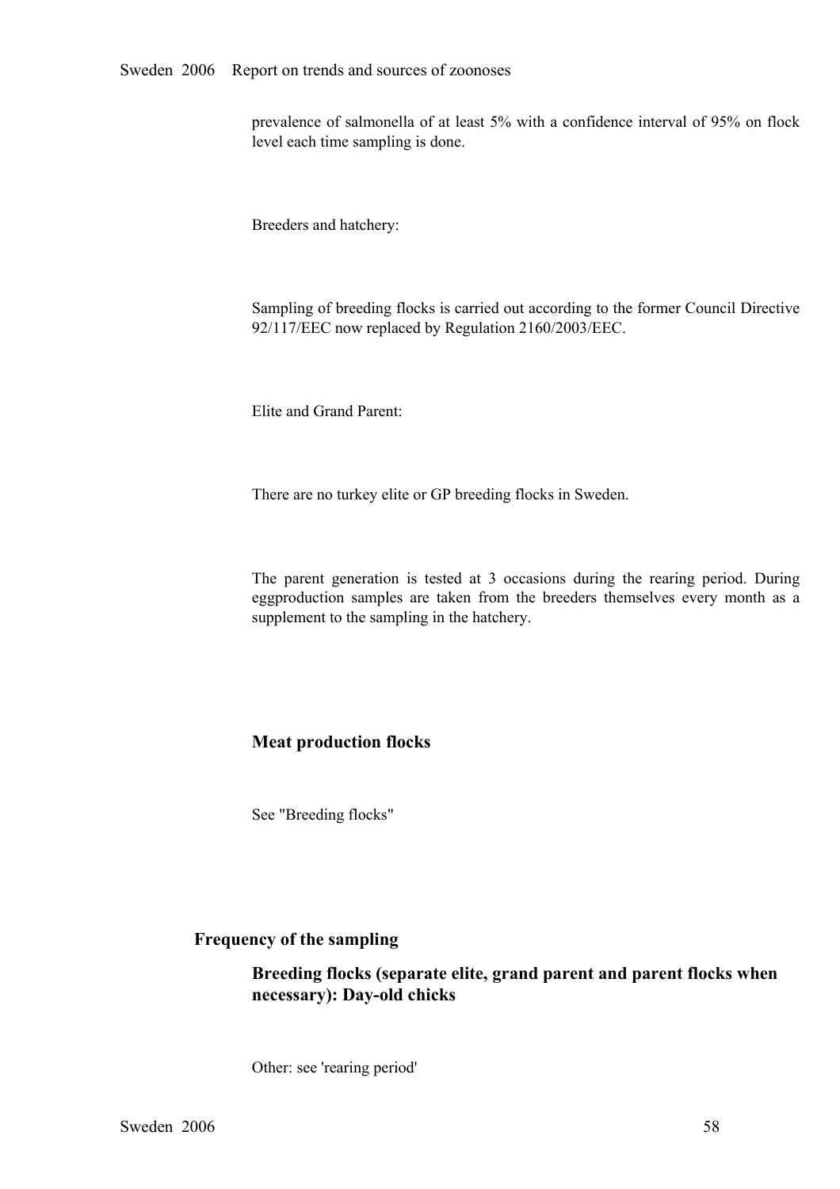prevalence of salmonella of at least 5% with a confidence interval of 95% on flock level each time sampling is done.

Breeders and hatchery:

Sampling of breeding flocks is carried out according to the former Council Directive 92/117/EEC now replaced by Regulation 2160/2003/EEC.

Elite and Grand Parent:

There are no turkey elite or GP breeding flocks in Sweden.

The parent generation is tested at 3 occasions during the rearing period. During eggproduction samples are taken from the breeders themselves every month as a supplement to the sampling in the hatchery.

### Meat production flocks

See "Breeding flocks"

## Frequency of the sampling

### Breeding flocks (separate elite, grand parent and parent flocks when necessary): Day-old chicks

Other: see 'rearing period'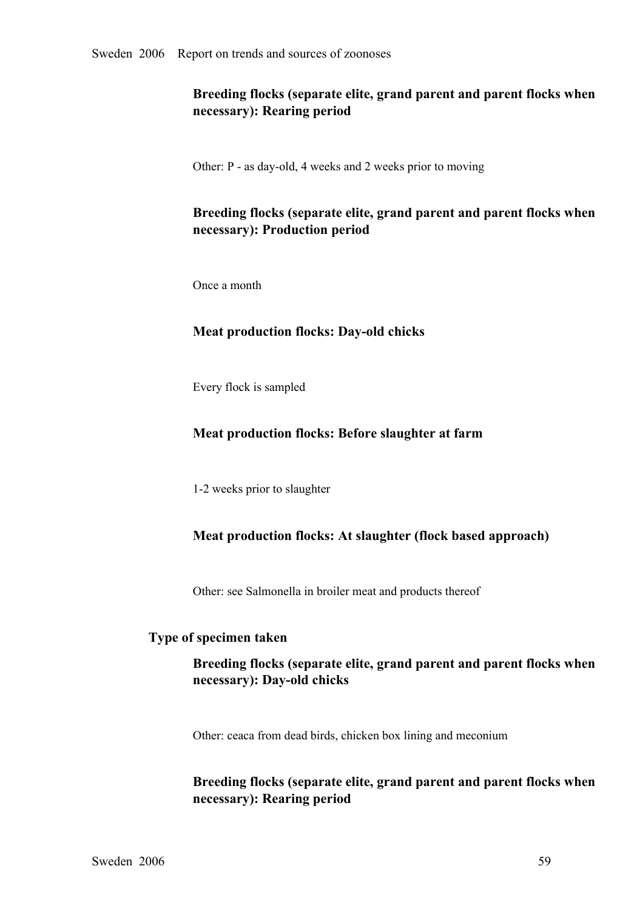#### Breeding flocks (separate elite, grand parent and parent flocks when necessary): Rearing period

Other: P - as day-old, 4 weeks and 2 weeks prior to moving

#### Breeding flocks (separate elite, grand parent and parent flocks when necessary): Production period

Once a month

#### Meat production flocks: Day-old chicks

Every flock is sampled

#### Meat production flocks: Before slaughter at farm

1-2 weeks prior to slaughter

#### Meat production flocks: At slaughter (flock based approach)

Other: see Salmonella in broiler meat and products thereof

### Type of specimen taken

#### Breeding flocks (separate elite, grand parent and parent flocks when necessary): Day-old chicks

Other: ceaca from dead birds, chicken box lining and meconium

#### Breeding flocks (separate elite, grand parent and parent flocks when necessary): Rearing period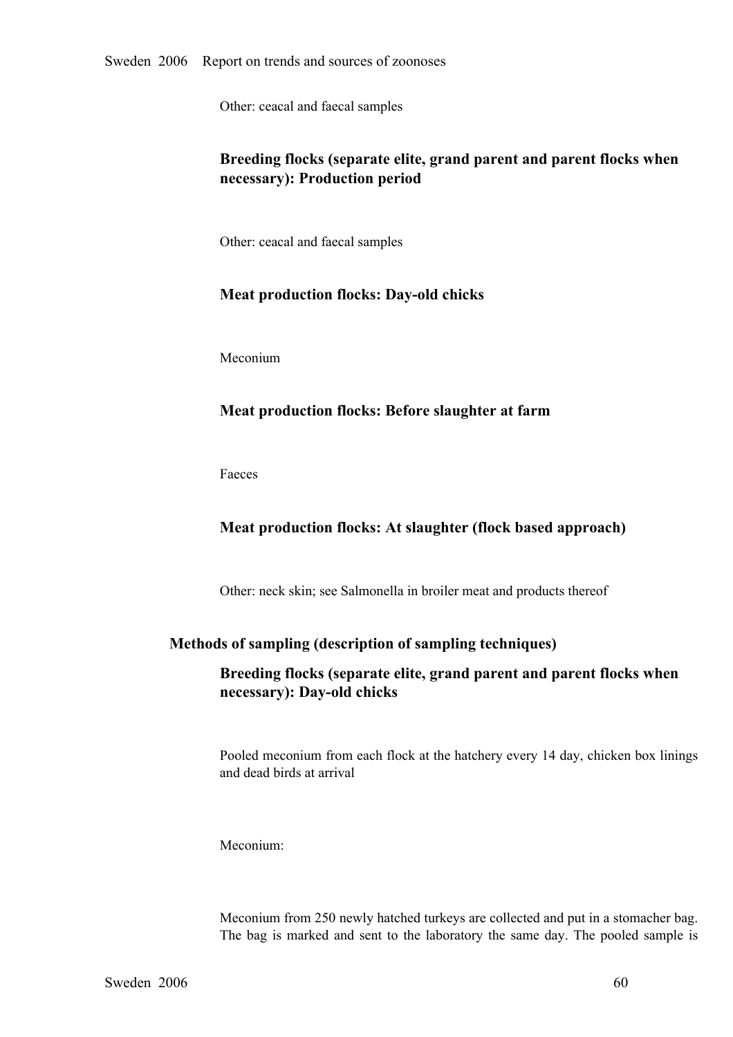Other: ceacal and faecal samples

#### Breeding flocks (separate elite, grand parent and parent flocks when necessary): Production period

Other: ceacal and faecal samples

#### Meat production flocks: Day-old chicks

Meconium

#### Meat production flocks: Before slaughter at farm

Faeces

#### Meat production flocks: At slaughter (flock based approach)

Other: neck skin; see Salmonella in broiler meat and products thereof

### Methods of sampling (description of sampling techniques)

#### Breeding flocks (separate elite, grand parent and parent flocks when necessary): Day-old chicks

Pooled meconium from each flock at the hatchery every 14 day, chicken box linings and dead birds at arrival

Meconium:

Meconium from 250 newly hatched turkeys are collected and put in a stomacher bag. The bag is marked and sent to the laboratory the same day. The pooled sample is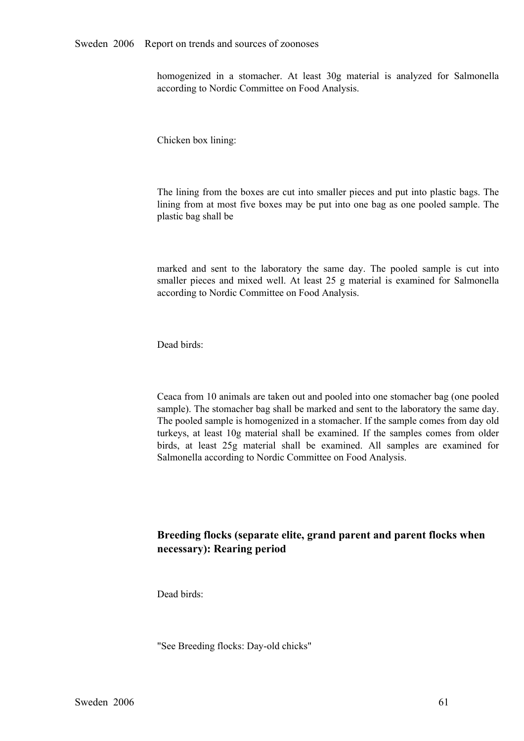homogenized in a stomacher. At least 30g material is analyzed for Salmonella according to Nordic Committee on Food Analysis.

Chicken box lining:

The lining from the boxes are cut into smaller pieces and put into plastic bags. The lining from at most five boxes may be put into one bag as one pooled sample. The plastic bag shall be

marked and sent to the laboratory the same day. The pooled sample is cut into smaller pieces and mixed well. At least 25 g material is examined for Salmonella according to Nordic Committee on Food Analysis.

Dead birds:

Ceaca from 10 animals are taken out and pooled into one stomacher bag (one pooled sample). The stomacher bag shall be marked and sent to the laboratory the same day. The pooled sample is homogenized in a stomacher. If the sample comes from day old turkeys, at least 10g material shall be examined. If the samples comes from older birds, at least 25g material shall be examined. All samples are examined for Salmonella according to Nordic Committee on Food Analysis.

### Breeding flocks (separate elite, grand parent and parent flocks when necessary): Rearing period

Dead birds:

"See Breeding flocks: Day-old chicks"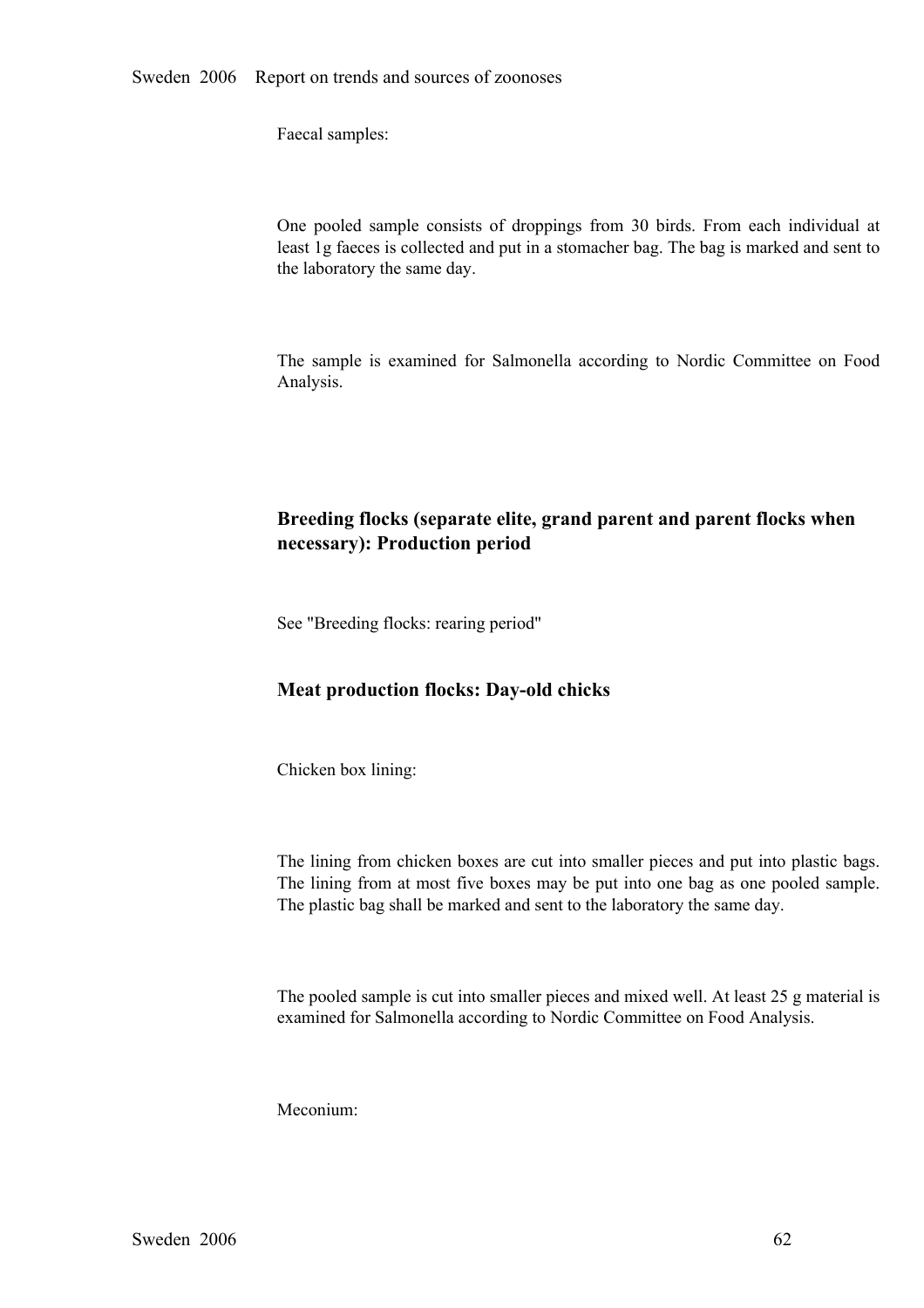Faecal samples:

One pooled sample consists of droppings from 30 birds. From each individual at least 1g faeces is collected and put in a stomacher bag. The bag is marked and sent to the laboratory the same day.

The sample is examined for Salmonella according to Nordic Committee on Food Analysis.

### Breeding flocks (separate elite, grand parent and parent flocks when necessary): Production period

See "Breeding flocks: rearing period"

### Meat production flocks: Day-old chicks

Chicken box lining:

The lining from chicken boxes are cut into smaller pieces and put into plastic bags. The lining from at most five boxes may be put into one bag as one pooled sample. The plastic bag shall be marked and sent to the laboratory the same day.

The pooled sample is cut into smaller pieces and mixed well. At least 25 g material is examined for Salmonella according to Nordic Committee on Food Analysis.

Meconium: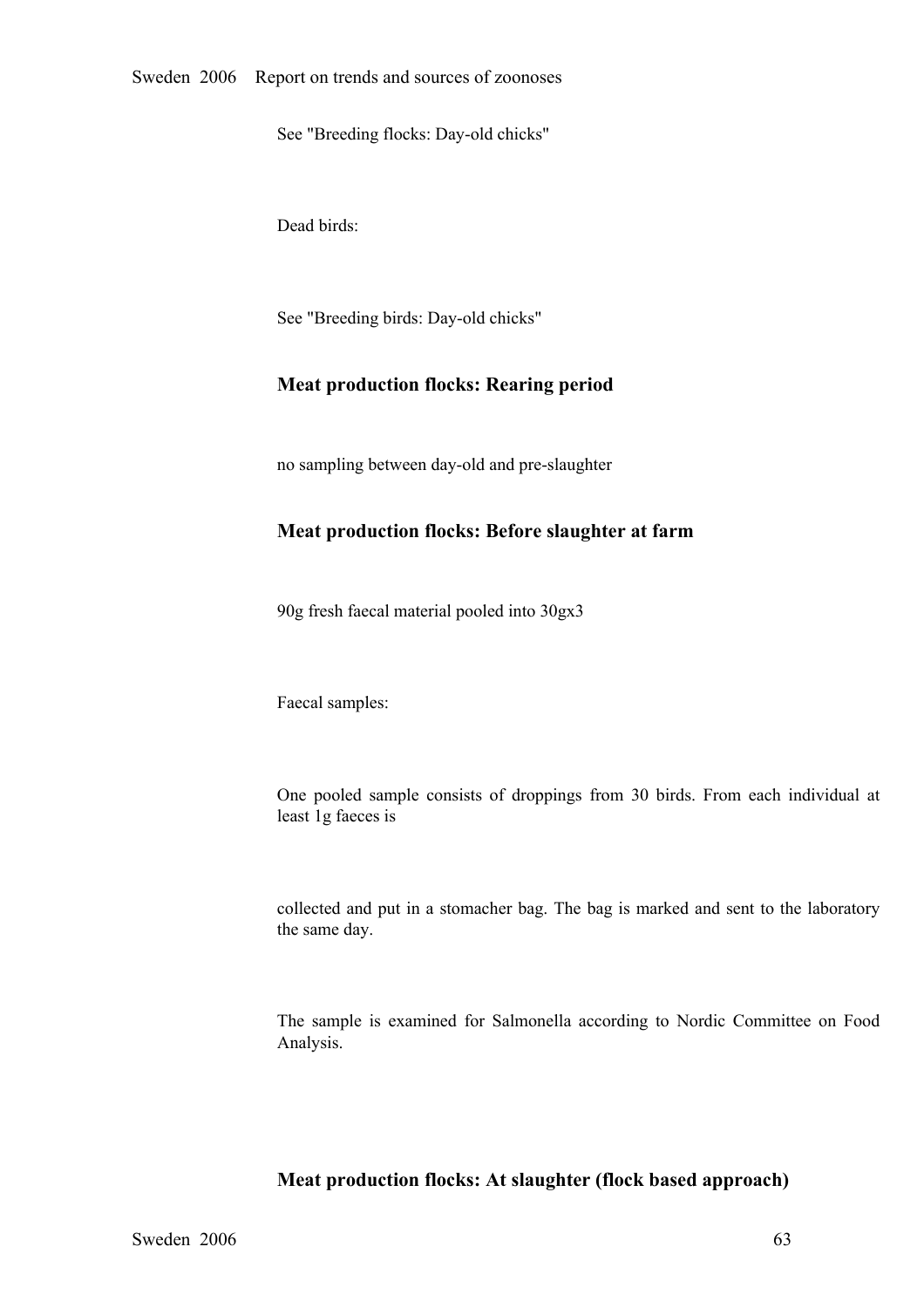See "Breeding flocks: Day-old chicks"

Dead birds:

See "Breeding birds: Day-old chicks"

### Meat production flocks: Rearing period

no sampling between day-old and pre-slaughter

### Meat production flocks: Before slaughter at farm

90g fresh faecal material pooled into 30gx3

Faecal samples:

One pooled sample consists of droppings from 30 birds. From each individual at least 1g faeces is

collected and put in a stomacher bag. The bag is marked and sent to the laboratory the same day.

The sample is examined for Salmonella according to Nordic Committee on Food Analysis.

### Meat production flocks: At slaughter (flock based approach)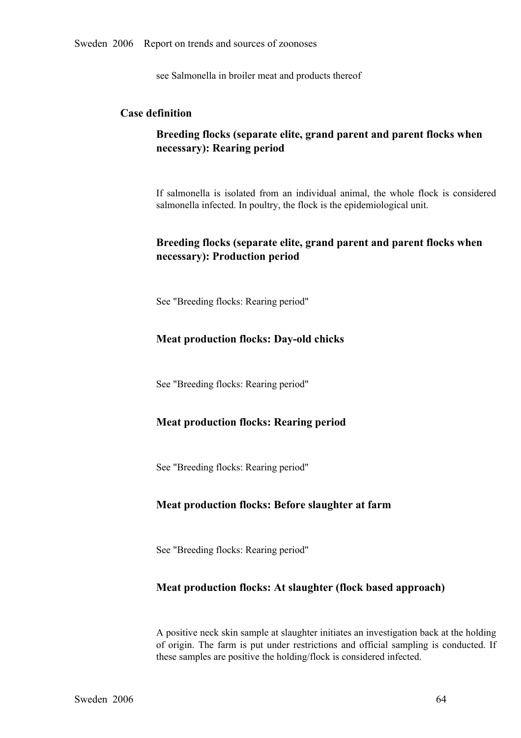see Salmonella in broiler meat and products thereof

## Case definition

### Breeding flocks (separate elite, grand parent and parent flocks when necessary): Rearing period

If salmonella is isolated from an individual animal, the whole flock is considered salmonella infected. In poultry, the flock is the epidemiological unit.

### Breeding flocks (separate elite, grand parent and parent flocks when necessary): Production period

See "Breeding flocks: Rearing period"

### Meat production flocks: Day-old chicks

See "Breeding flocks: Rearing period"

### Meat production flocks: Rearing period

See "Breeding flocks: Rearing period"

### Meat production flocks: Before slaughter at farm

See "Breeding flocks: Rearing period"

### Meat production flocks: At slaughter (flock based approach)

A positive neck skin sample at slaughter initiates an investigation back at the holding of origin. The farm is put under restrictions and official sampling is conducted. If these samples are positive the holding/flock is considered infected.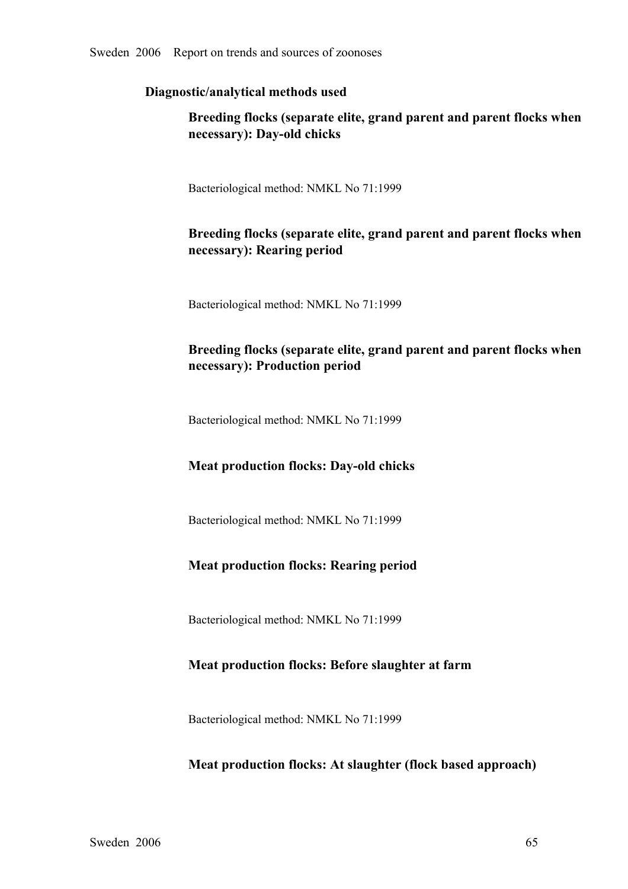### Diagnostic/analytical methods used

#### Breeding flocks (separate elite, grand parent and parent flocks when necessary): Day-old chicks

Bacteriological method: NMKL No 71:1999

#### Breeding flocks (separate elite, grand parent and parent flocks when necessary): Rearing period

Bacteriological method: NMKL No 71:1999

#### Breeding flocks (separate elite, grand parent and parent flocks when necessary): Production period

Bacteriological method: NMKL No 71:1999

#### Meat production flocks: Day-old chicks

Bacteriological method: NMKL No 71:1999

#### Meat production flocks: Rearing period

Bacteriological method: NMKL No 71:1999

#### Meat production flocks: Before slaughter at farm

Bacteriological method: NMKL No 71:1999

#### Meat production flocks: At slaughter (flock based approach)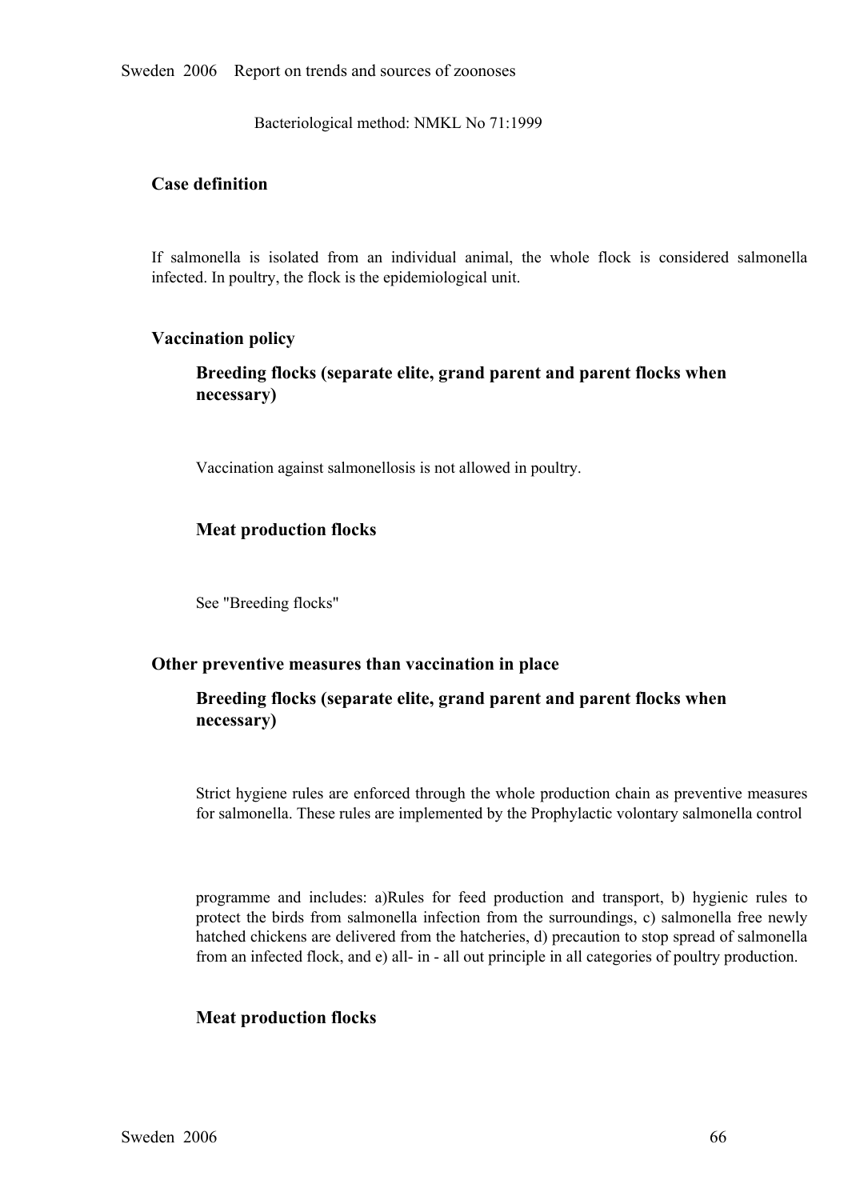Bacteriological method: NMKL No 71:1999

### Case definition

If salmonella is isolated from an individual animal, the whole flock is considered salmonella infected. In poultry, the flock is the epidemiological unit.

### Vaccination policy

#### Breeding flocks (separate elite, grand parent and parent flocks when necessary)

Vaccination against salmonellosis is not allowed in poultry.

#### Meat production flocks

See "Breeding flocks"

### Other preventive measures than vaccination in place

#### Breeding flocks (separate elite, grand parent and parent flocks when necessary)

Strict hygiene rules are enforced through the whole production chain as preventive measures for salmonella. These rules are implemented by the Prophylactic volontary salmonella control

programme and includes: a)Rules for feed production and transport, b) hygienic rules to protect the birds from salmonella infection from the surroundings, c) salmonella free newly hatched chickens are delivered from the hatcheries, d) precaution to stop spread of salmonella from an infected flock, and e) all- in - all out principle in all categories of poultry production.

#### Meat production flocks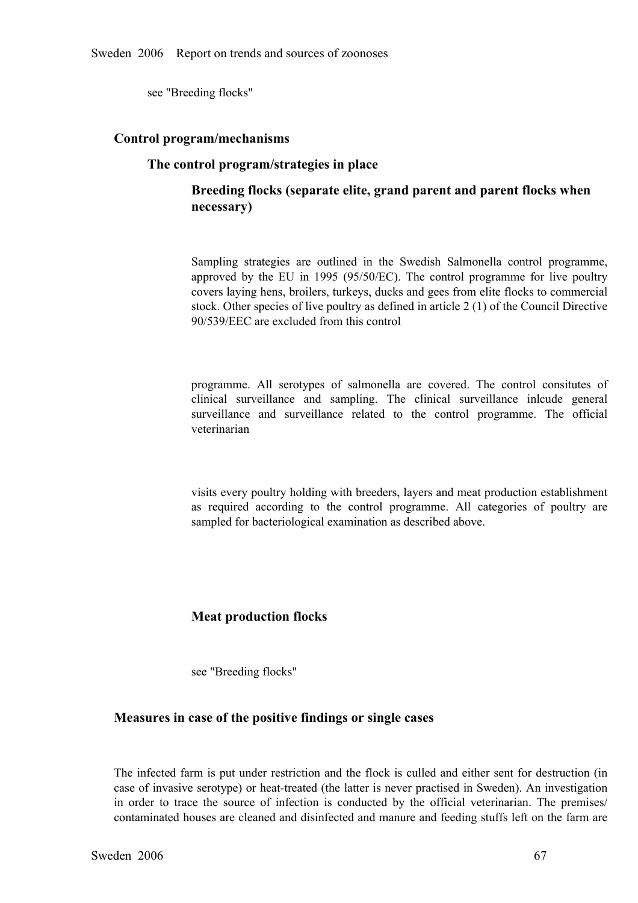see "Breeding flocks"

## Control program/mechanisms

### The control program/strategies in place

#### Breeding flocks (separate elite, grand parent and parent flocks when necessary)

Sampling strategies are outlined in the Swedish Salmonella control programme, approved by the EU in 1995 (95/50/EC). The control programme for live poultry covers laying hens, broilers, turkeys, ducks and gees from elite flocks to commercial stock. Other species of live poultry as defined in article 2 (1) of the Council Directive 90/539/EEC are excluded from this control

programme. All serotypes of salmonella are covered. The control consitutes of clinical surveillance and sampling. The clinical surveillance inlcude general surveillance and surveillance related to the control programme. The official veterinarian

visits every poultry holding with breeders, layers and meat production establishment as required according to the control programme. All categories of poultry are sampled for bacteriological examination as described above.

#### Meat production flocks

see "Breeding flocks"

### Measures in case of the positive findings or single cases

The infected farm is put under restriction and the flock is culled and either sent for destruction (in case of invasive serotype) or heat-treated (the latter is never practised in Sweden). An investigation in order to trace the source of infection is conducted by the official veterinarian. The premises/ contaminated houses are cleaned and disinfected and manure and feeding stuffs left on the farm are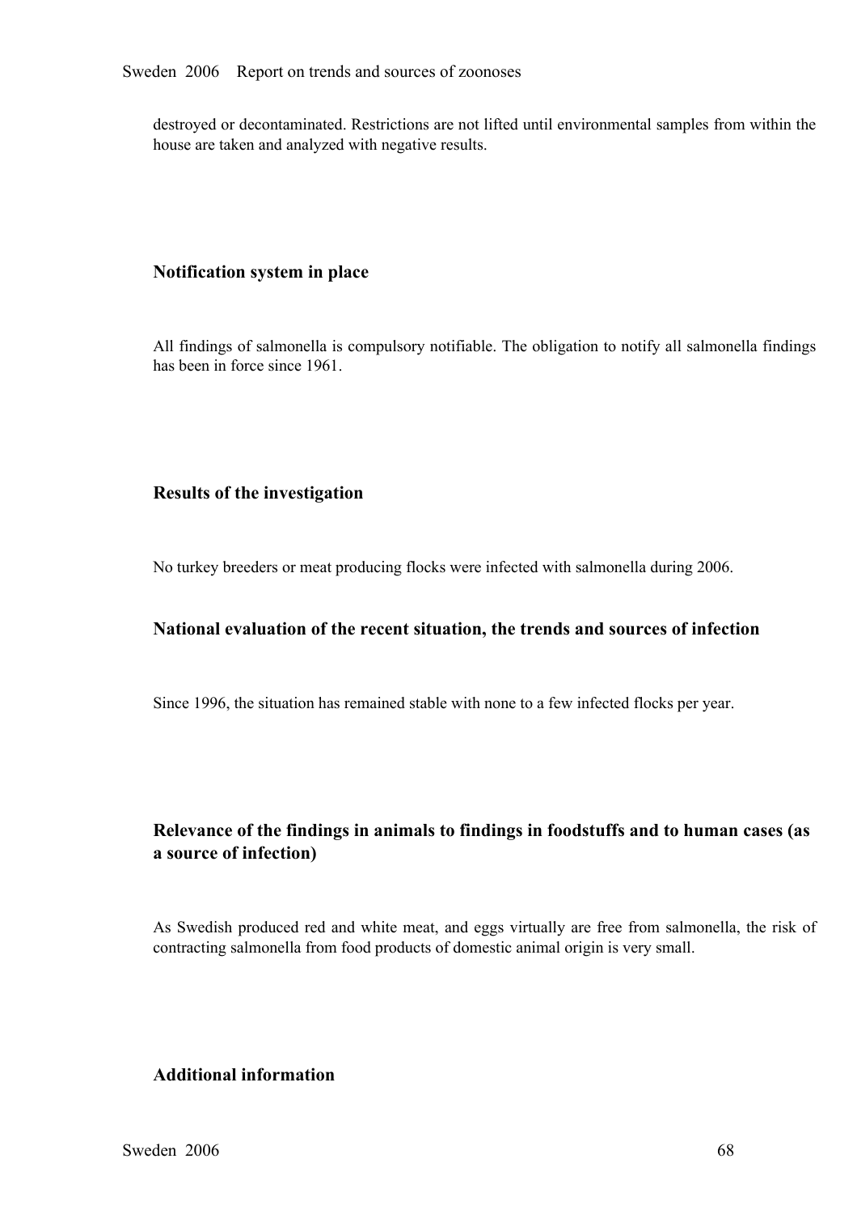destroyed or decontaminated. Restrictions are not lifted until environmental samples from within the house are taken and analyzed with negative results.

### Notification system in place

All findings of salmonella is compulsory notifiable. The obligation to notify all salmonella findings has been in force since 1961.

### Results of the investigation

No turkey breeders or meat producing flocks were infected with salmonella during 2006.

### National evaluation of the recent situation, the trends and sources of infection

Since 1996, the situation has remained stable with none to a few infected flocks per year.

### Relevance of the findings in animals to findings in foodstuffs and to human cases (as a source of infection)

As Swedish produced red and white meat, and eggs virtually are free from salmonella, the risk of contracting salmonella from food products of domestic animal origin is very small.

### Additional information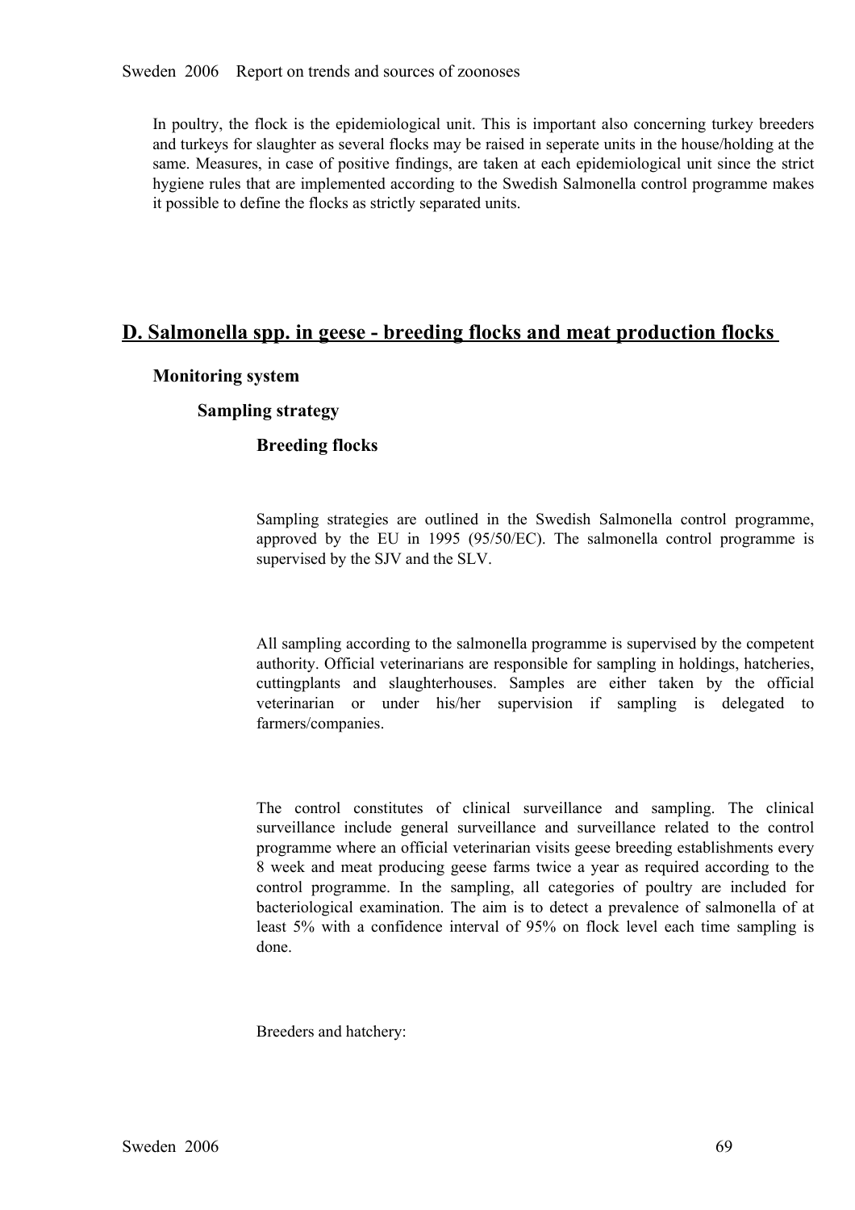In poultry, the flock is the epidemiological unit. This is important also concerning turkey breeders and turkeys for slaughter as several flocks may be raised in seperate units in the house/holding at the same. Measures, in case of positive findings, are taken at each epidemiological unit since the strict hygiene rules that are implemented according to the Swedish Salmonella control programme makes it possible to define the flocks as strictly separated units.

## D. Salmonella spp. in geese - breeding flocks and meat production flocks

### Monitoring system

#### Sampling strategy

##### Breeding flocks

Sampling strategies are outlined in the Swedish Salmonella control programme, approved by the EU in 1995 (95/50/EC). The salmonella control programme is supervised by the SJV and the SLV.

All sampling according to the salmonella programme is supervised by the competent authority. Official veterinarians are responsible for sampling in holdings, hatcheries, cuttingplants and slaughterhouses. Samples are either taken by the official veterinarian or under his/her supervision if sampling is delegated to farmers/companies.

The control constitutes of clinical surveillance and sampling. The clinical surveillance include general surveillance and surveillance related to the control programme where an official veterinarian visits geese breeding establishments every 8 week and meat producing geese farms twice a year as required according to the control programme. In the sampling, all categories of poultry are included for bacteriological examination. The aim is to detect a prevalence of salmonella of at least 5% with a confidence interval of 95% on flock level each time sampling is done.

Breeders and hatchery: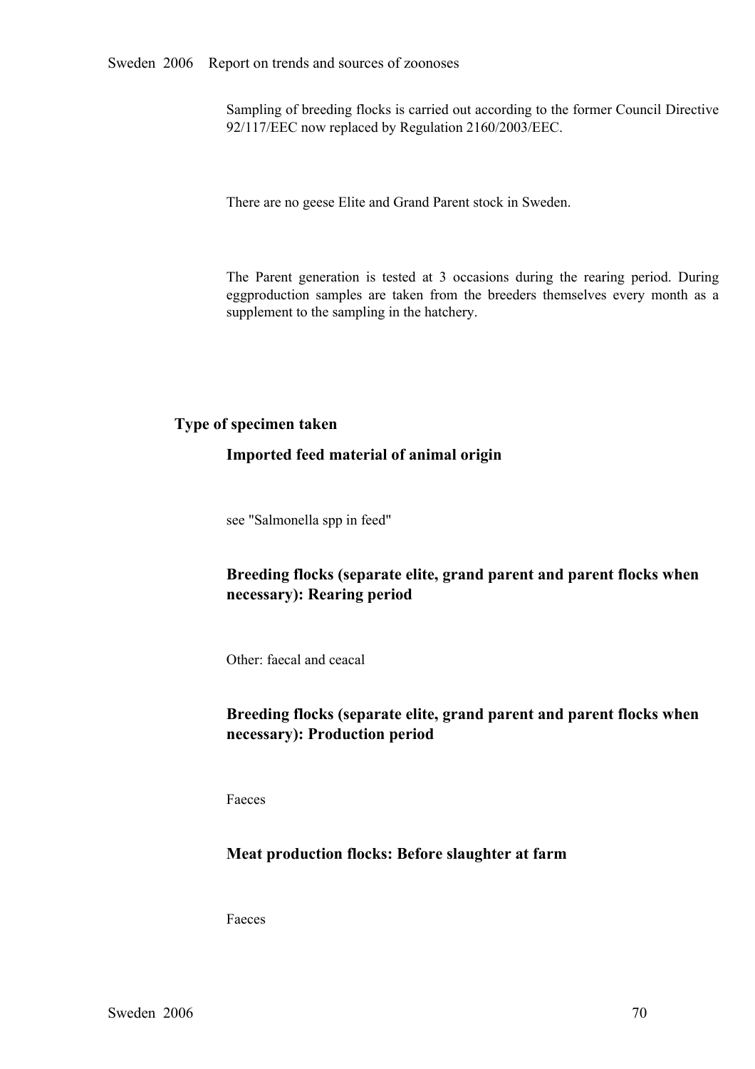Sampling of breeding flocks is carried out according to the former Council Directive 92/117/EEC now replaced by Regulation 2160/2003/EEC.

There are no geese Elite and Grand Parent stock in Sweden.

The Parent generation is tested at 3 occasions during the rearing period. During eggproduction samples are taken from the breeders themselves every month as a supplement to the sampling in the hatchery.

## Type of specimen taken

### Imported feed material of animal origin

see "Salmonella spp in feed"

### Breeding flocks (separate elite, grand parent and parent flocks when necessary): Rearing period

Other: faecal and ceacal

### Breeding flocks (separate elite, grand parent and parent flocks when necessary): Production period

Faeces

### Meat production flocks: Before slaughter at farm

Faeces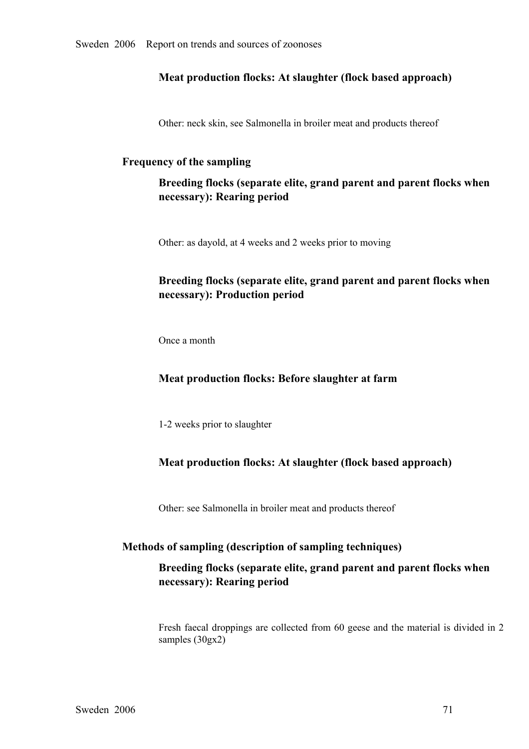#### Meat production flocks: At slaughter (flock based approach)

Other: neck skin, see Salmonella in broiler meat and products thereof

### Frequency of the sampling

#### Breeding flocks (separate elite, grand parent and parent flocks when necessary): Rearing period

Other: as dayold, at 4 weeks and 2 weeks prior to moving

#### Breeding flocks (separate elite, grand parent and parent flocks when necessary): Production period

Once a month

#### Meat production flocks: Before slaughter at farm

1-2 weeks prior to slaughter

#### Meat production flocks: At slaughter (flock based approach)

Other: see Salmonella in broiler meat and products thereof

### Methods of sampling (description of sampling techniques)

#### Breeding flocks (separate elite, grand parent and parent flocks when necessary): Rearing period

Fresh faecal droppings are collected from 60 geese and the material is divided in 2 samples (30gx2)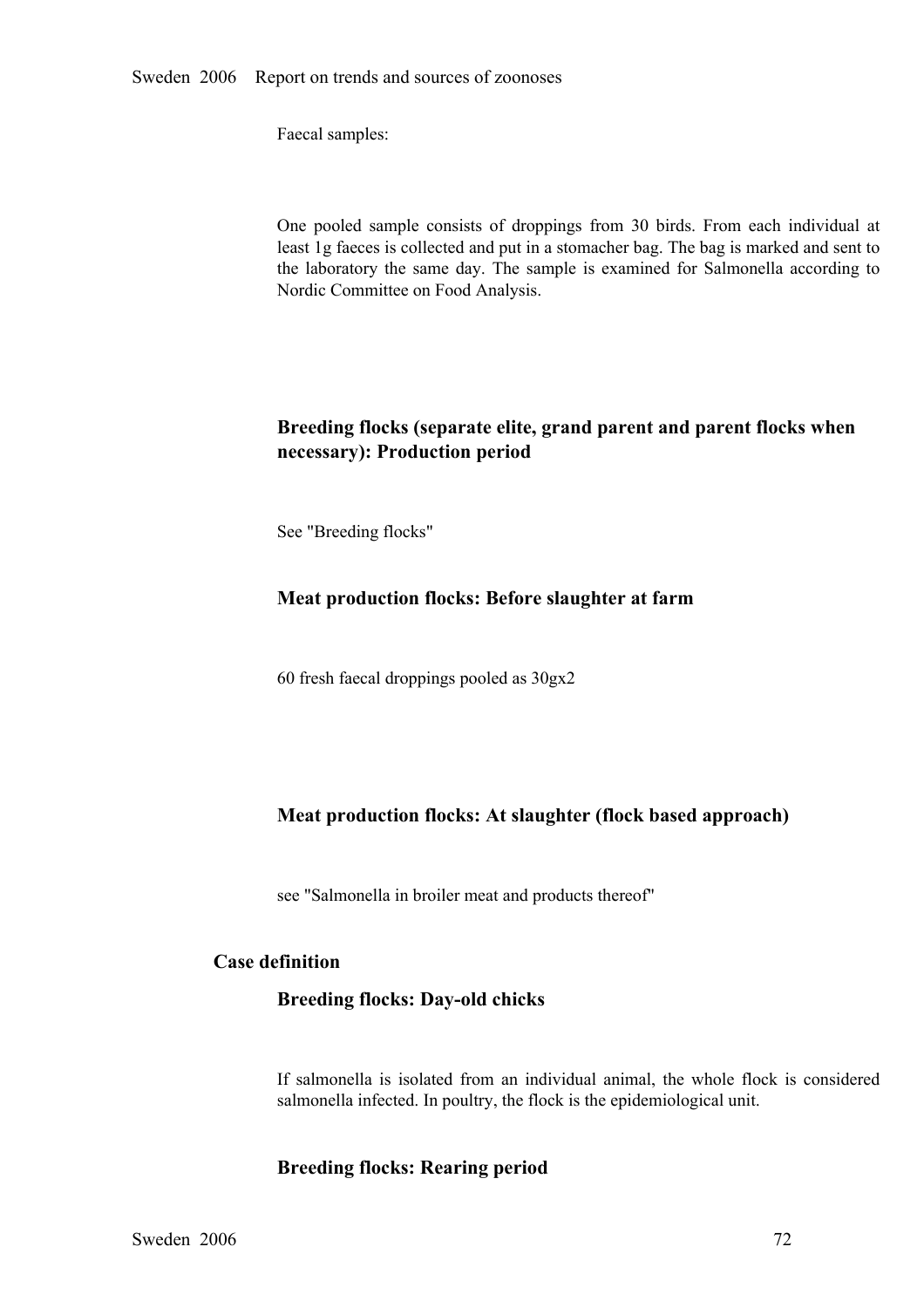Faecal samples:

One pooled sample consists of droppings from 30 birds. From each individual at least 1g faeces is collected and put in a stomacher bag. The bag is marked and sent to the laboratory the same day. The sample is examined for Salmonella according to Nordic Committee on Food Analysis.

### Breeding flocks (separate elite, grand parent and parent flocks when necessary): Production period

See "Breeding flocks"

### Meat production flocks: Before slaughter at farm

60 fresh faecal droppings pooled as 30gx2

### Meat production flocks: At slaughter (flock based approach)

see "Salmonella in broiler meat and products thereof"

## Case definition

### Breeding flocks: Day-old chicks

If salmonella is isolated from an individual animal, the whole flock is considered salmonella infected. In poultry, the flock is the epidemiological unit.

### Breeding flocks: Rearing period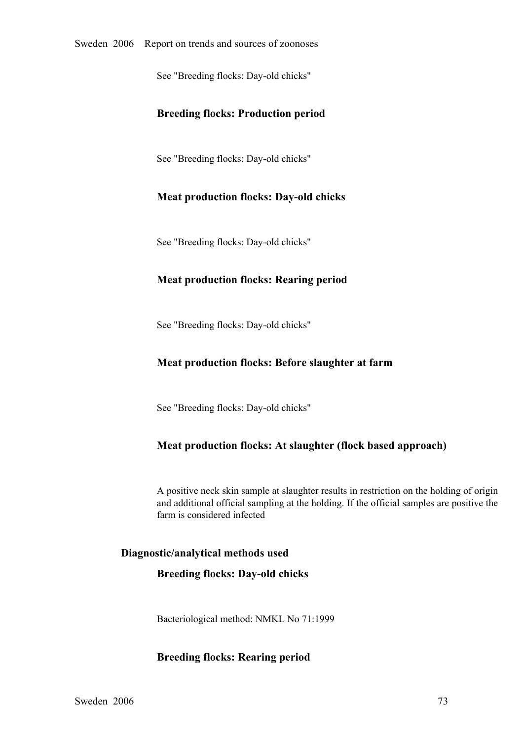See "Breeding flocks: Day-old chicks"

### Breeding flocks: Production period

See "Breeding flocks: Day-old chicks"

### Meat production flocks: Day-old chicks

See "Breeding flocks: Day-old chicks"

### Meat production flocks: Rearing period

See "Breeding flocks: Day-old chicks"

### Meat production flocks: Before slaughter at farm

See "Breeding flocks: Day-old chicks"

### Meat production flocks: At slaughter (flock based approach)

A positive neck skin sample at slaughter results in restriction on the holding of origin and additional official sampling at the holding. If the official samples are positive the farm is considered infected

## Diagnostic/analytical methods used

### Breeding flocks: Day-old chicks

Bacteriological method: NMKL No 71:1999

### Breeding flocks: Rearing period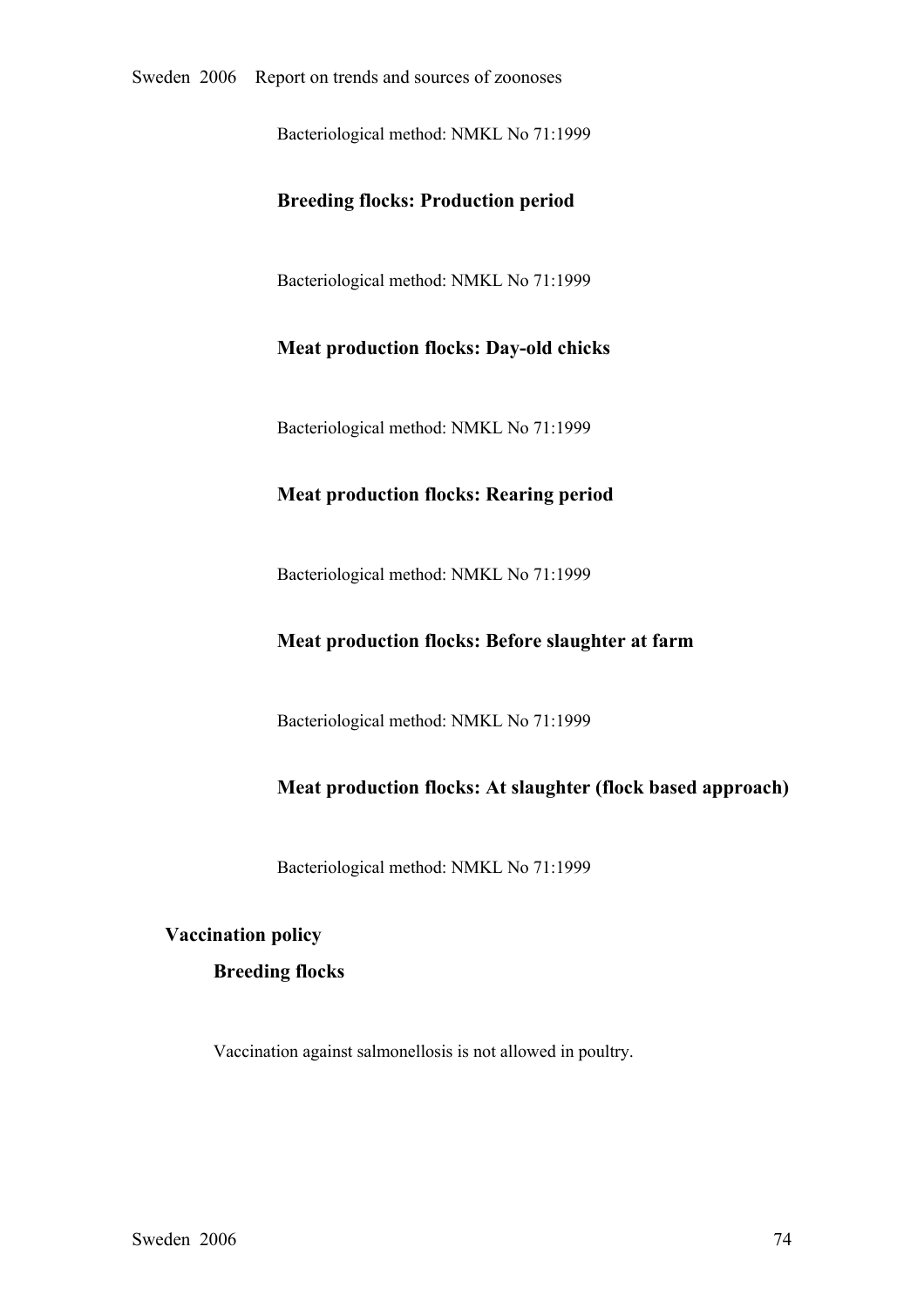Bacteriological method: NMKL No 71:1999

#### Breeding flocks: Production period

Bacteriological method: NMKL No 71:1999

#### Meat production flocks: Day-old chicks

Bacteriological method: NMKL No 71:1999

#### Meat production flocks: Rearing period

Bacteriological method: NMKL No 71:1999

#### Meat production flocks: Before slaughter at farm

Bacteriological method: NMKL No 71:1999

#### Meat production flocks: At slaughter (flock based approach)

Bacteriological method: NMKL No 71:1999

## Vaccination policy

### Breeding flocks

Vaccination against salmonellosis is not allowed in poultry.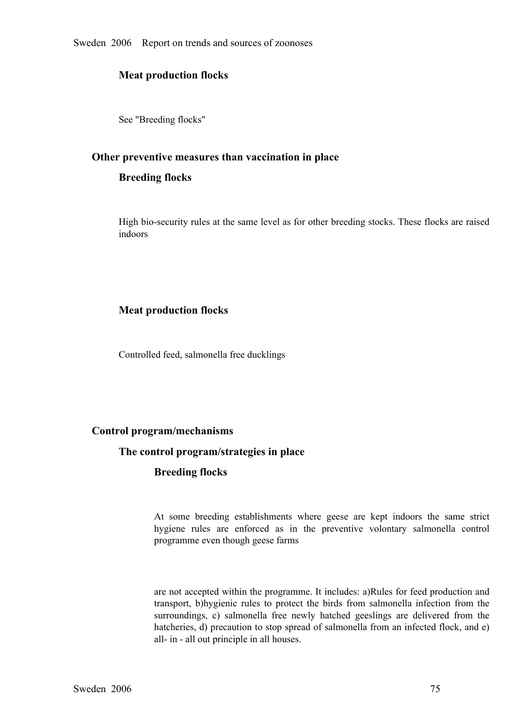#### Meat production flocks

See "Breeding flocks"

### Other preventive measures than vaccination in place

#### Breeding flocks

High bio-security rules at the same level as for other breeding stocks. These flocks are raised indoors

#### Meat production flocks

Controlled feed, salmonella free ducklings

### Control program/mechanisms

#### The control program/strategies in place

##### Breeding flocks

At some breeding establishments where geese are kept indoors the same strict hygiene rules are enforced as in the preventive volontary salmonella control programme even though geese farms

are not accepted within the programme. It includes: a)Rules for feed production and transport, b)hygienic rules to protect the birds from salmonella infection from the surroundings, c) salmonella free newly hatched geeslings are delivered from the hatcheries, d) precaution to stop spread of salmonella from an infected flock, and e) all- in - all out principle in all houses.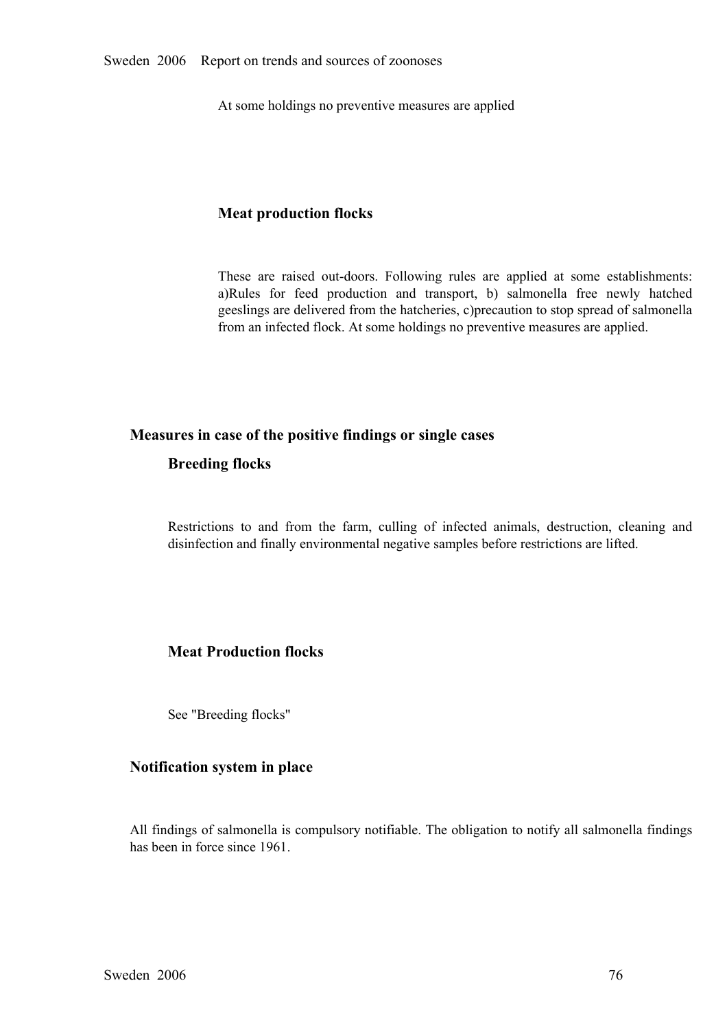At some holdings no preventive measures are applied

### Meat production flocks

These are raised out-doors. Following rules are applied at some establishments: a)Rules for feed production and transport, b) salmonella free newly hatched geeslings are delivered from the hatcheries, c)precaution to stop spread of salmonella from an infected flock. At some holdings no preventive measures are applied.

## Measures in case of the positive findings or single cases

### Breeding flocks

Restrictions to and from the farm, culling of infected animals, destruction, cleaning and disinfection and finally environmental negative samples before restrictions are lifted.

### Meat Production flocks

See "Breeding flocks"

## Notification system in place

All findings of salmonella is compulsory notifiable. The obligation to notify all salmonella findings has been in force since 1961.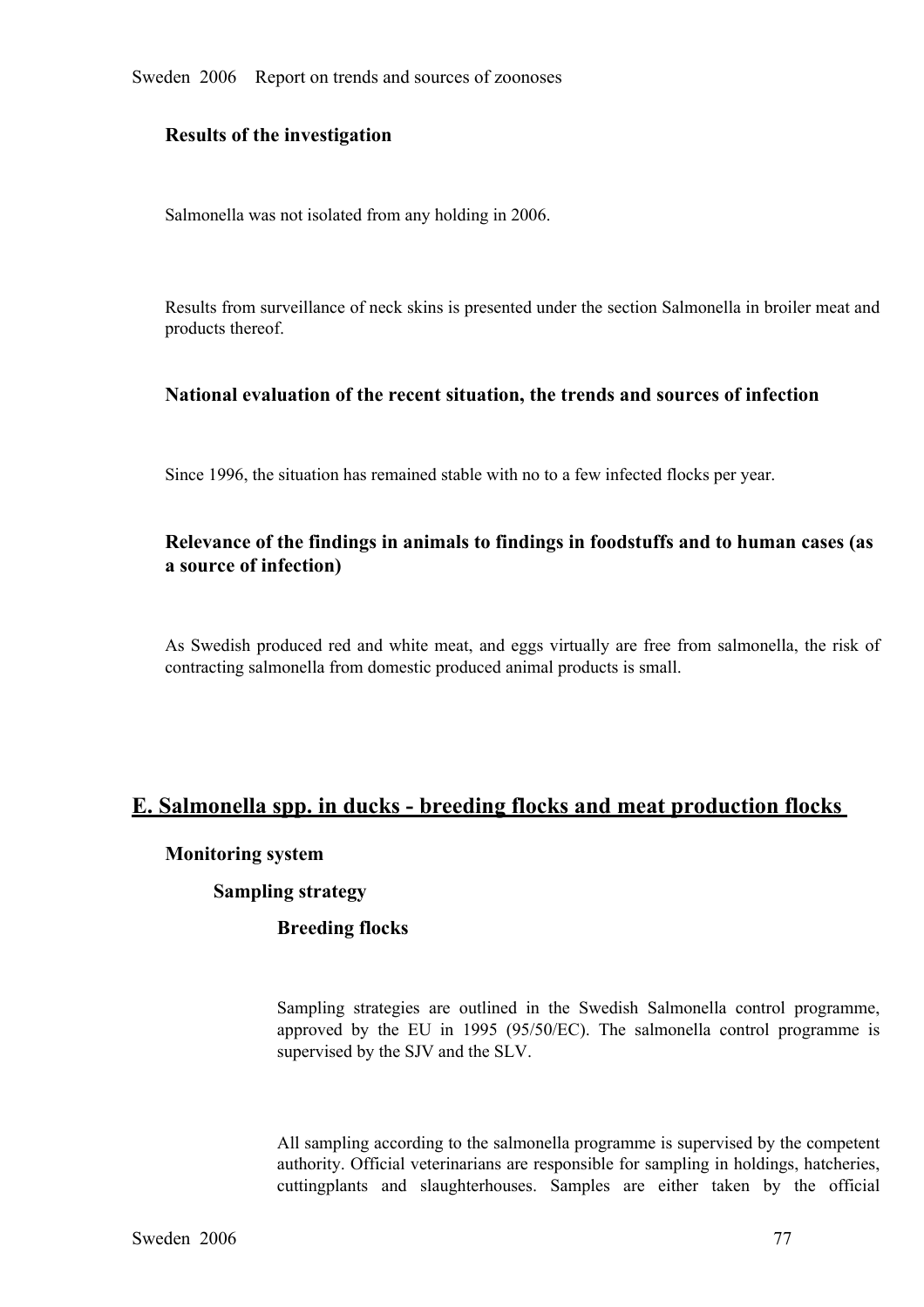#### Results of the investigation

Salmonella was not isolated from any holding in 2006.

Results from surveillance of neck skins is presented under the section Salmonella in broiler meat and products thereof.

#### National evaluation of the recent situation, the trends and sources of infection

Since 1996, the situation has remained stable with no to a few infected flocks per year.

#### Relevance of the findings in animals to findings in foodstuffs and to human cases (as a source of infection)

As Swedish produced red and white meat, and eggs virtually are free from salmonella, the risk of contracting salmonella from domestic produced animal products is small.

## E. Salmonella spp. in ducks - breeding flocks and meat production flocks

#### Monitoring system

##### Sampling strategy

###### Breeding flocks

Sampling strategies are outlined in the Swedish Salmonella control programme, approved by the EU in 1995 (95/50/EC). The salmonella control programme is supervised by the SJV and the SLV.

All sampling according to the salmonella programme is supervised by the competent authority. Official veterinarians are responsible for sampling in holdings, hatcheries, cuttingplants and slaughterhouses. Samples are either taken by the official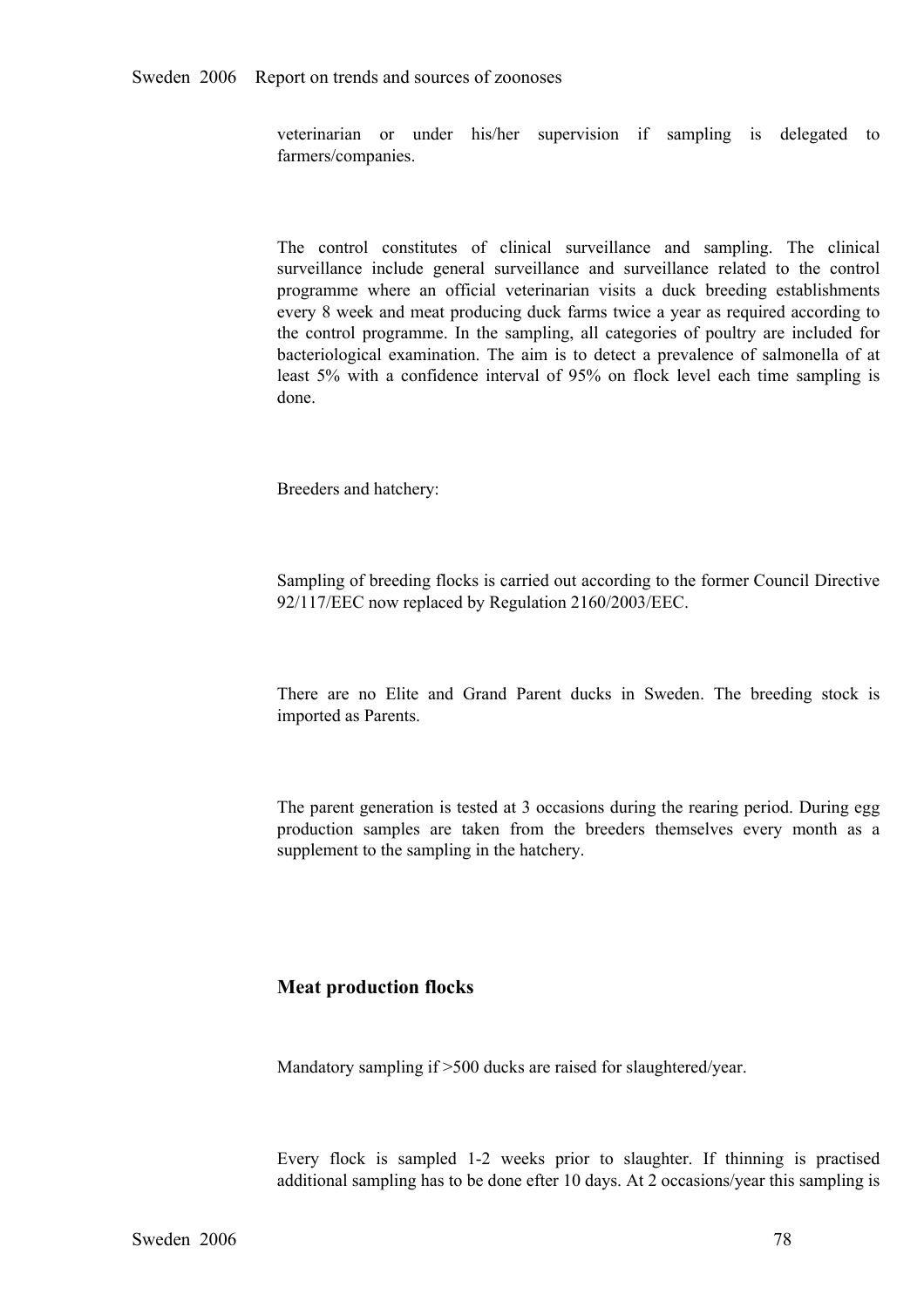veterinarian or under his/her supervision if sampling is delegated to farmers/companies.

The control constitutes of clinical surveillance and sampling. The clinical surveillance include general surveillance and surveillance related to the control programme where an official veterinarian visits a duck breeding establishments every 8 week and meat producing duck farms twice a year as required according to the control programme. In the sampling, all categories of poultry are included for bacteriological examination. The aim is to detect a prevalence of salmonella of at least 5% with a confidence interval of 95% on flock level each time sampling is done.

Breeders and hatchery:

Sampling of breeding flocks is carried out according to the former Council Directive 92/117/EEC now replaced by Regulation 2160/2003/EEC.

There are no Elite and Grand Parent ducks in Sweden. The breeding stock is imported as Parents.

The parent generation is tested at 3 occasions during the rearing period. During egg production samples are taken from the breeders themselves every month as a supplement to the sampling in the hatchery.

### Meat production flocks

Mandatory sampling if >500 ducks are raised for slaughtered/year.

Every flock is sampled 1-2 weeks prior to slaughter. If thinning is practised additional sampling has to be done efter 10 days. At 2 occasions/year this sampling is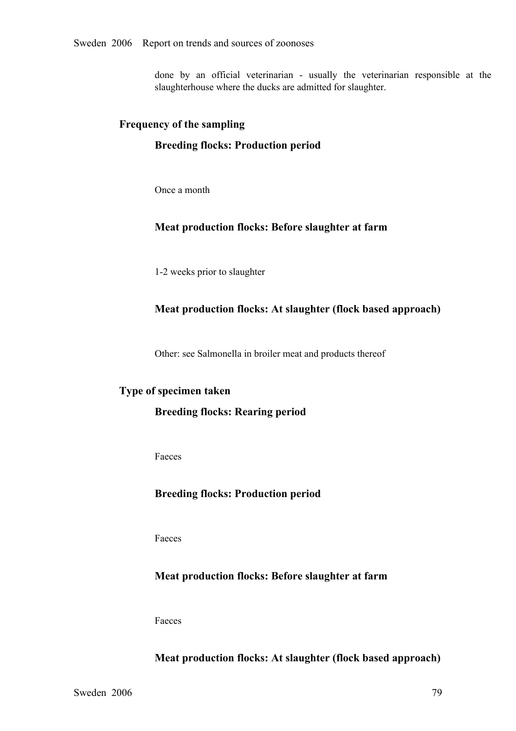done by an official veterinarian - usually the veterinarian responsible at the slaughterhouse where the ducks are admitted for slaughter.

### Frequency of the sampling

#### Breeding flocks: Production period

Once a month

#### Meat production flocks: Before slaughter at farm

1-2 weeks prior to slaughter

#### Meat production flocks: At slaughter (flock based approach)

Other: see Salmonella in broiler meat and products thereof

### Type of specimen taken

#### Breeding flocks: Rearing period

Faeces

#### Breeding flocks: Production period

Faeces

#### Meat production flocks: Before slaughter at farm

Faeces

#### Meat production flocks: At slaughter (flock based approach)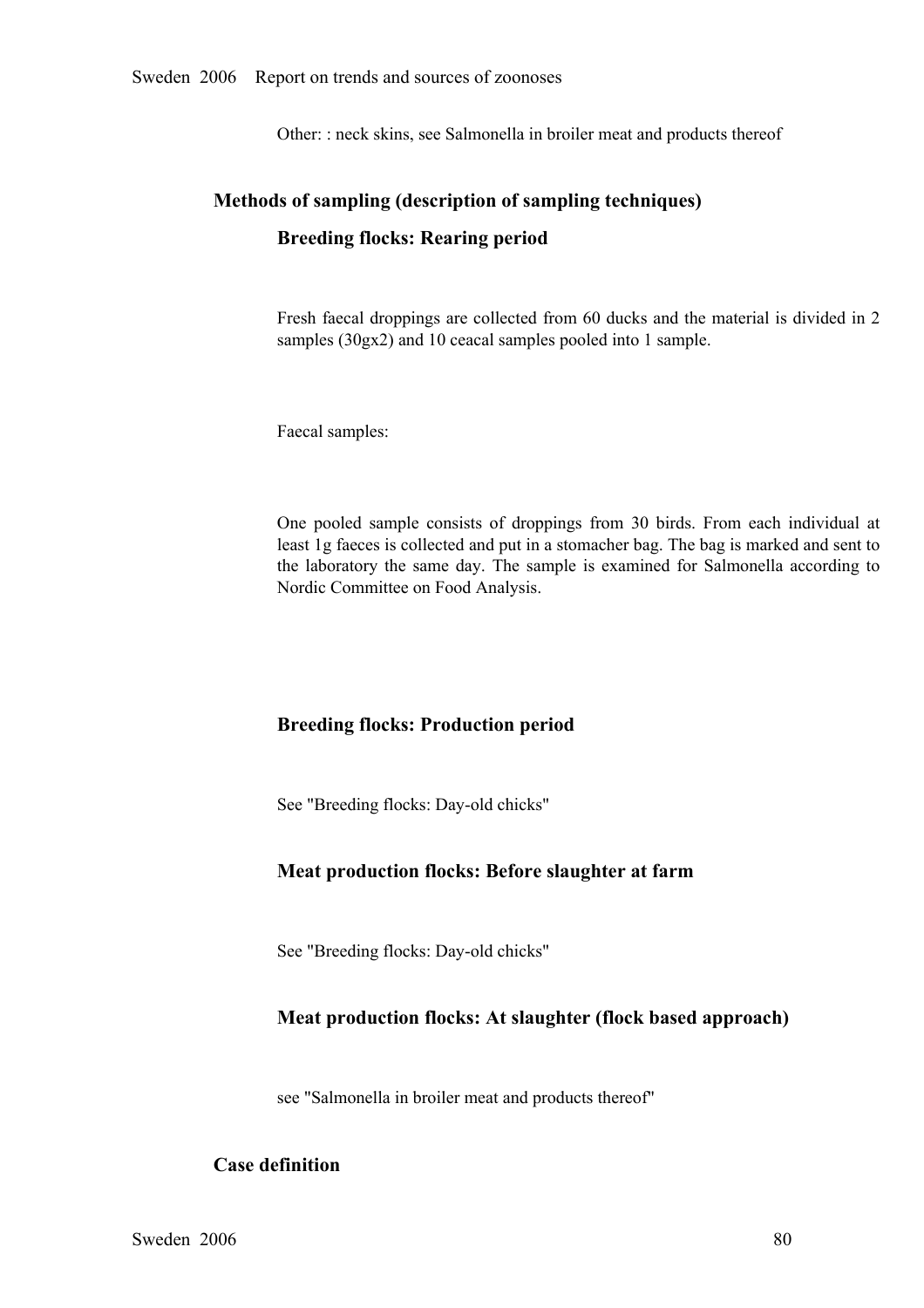Other: : neck skins, see Salmonella in broiler meat and products thereof

## Methods of sampling (description of sampling techniques)

### Breeding flocks: Rearing period

Fresh faecal droppings are collected from 60 ducks and the material is divided in 2 samples (30gx2) and 10 ceacal samples pooled into 1 sample.

Faecal samples:

One pooled sample consists of droppings from 30 birds. From each individual at least 1g faeces is collected and put in a stomacher bag. The bag is marked and sent to the laboratory the same day. The sample is examined for Salmonella according to Nordic Committee on Food Analysis.

### Breeding flocks: Production period

See "Breeding flocks: Day-old chicks"

### Meat production flocks: Before slaughter at farm

See "Breeding flocks: Day-old chicks"

### Meat production flocks: At slaughter (flock based approach)

see "Salmonella in broiler meat and products thereof"

## Case definition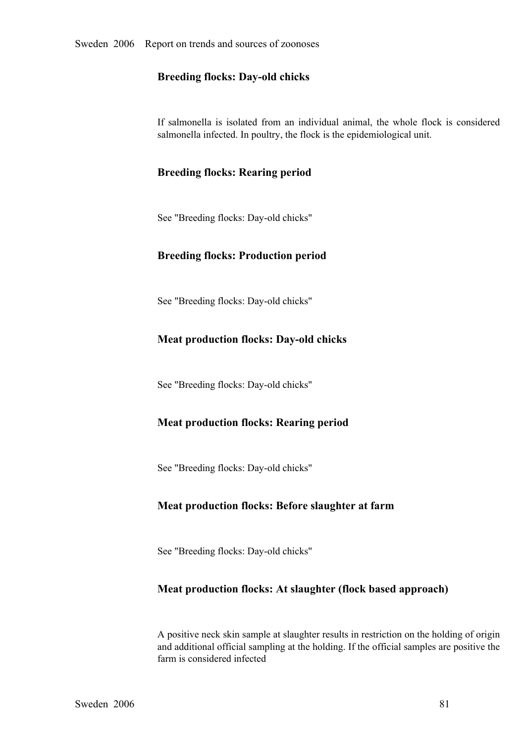### Breeding flocks: Day-old chicks

If salmonella is isolated from an individual animal, the whole flock is considered salmonella infected. In poultry, the flock is the epidemiological unit.

### Breeding flocks: Rearing period

See "Breeding flocks: Day-old chicks"

### Breeding flocks: Production period

See "Breeding flocks: Day-old chicks"

### Meat production flocks: Day-old chicks

See "Breeding flocks: Day-old chicks"

### Meat production flocks: Rearing period

See "Breeding flocks: Day-old chicks"

### Meat production flocks: Before slaughter at farm

See "Breeding flocks: Day-old chicks"

### Meat production flocks: At slaughter (flock based approach)

A positive neck skin sample at slaughter results in restriction on the holding of origin and additional official sampling at the holding. If the official samples are positive the farm is considered infected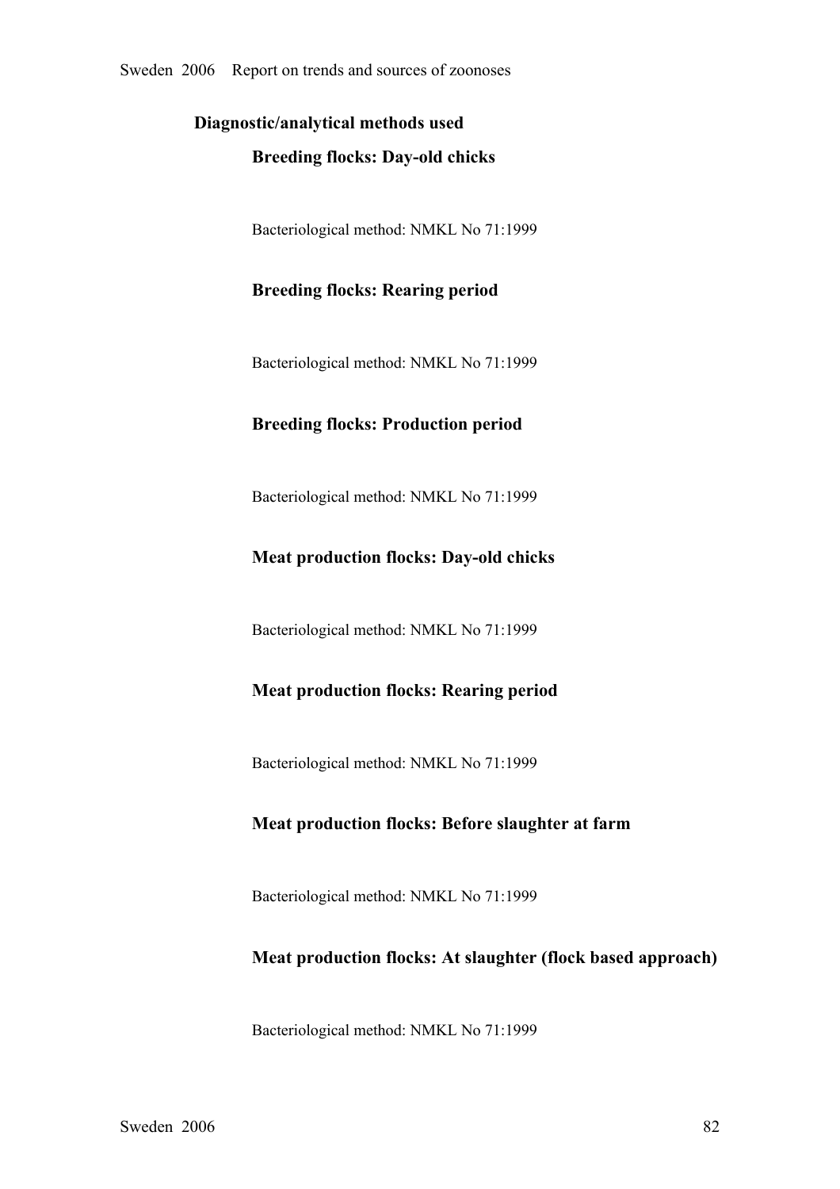## Diagnostic/analytical methods used

### Breeding flocks: Day-old chicks

Bacteriological method: NMKL No 71:1999

### Breeding flocks: Rearing period

Bacteriological method: NMKL No 71:1999

### Breeding flocks: Production period

Bacteriological method: NMKL No 71:1999

### Meat production flocks: Day-old chicks

Bacteriological method: NMKL No 71:1999

### Meat production flocks: Rearing period

Bacteriological method: NMKL No 71:1999

### Meat production flocks: Before slaughter at farm

Bacteriological method: NMKL No 71:1999

### Meat production flocks: At slaughter (flock based approach)

Bacteriological method: NMKL No 71:1999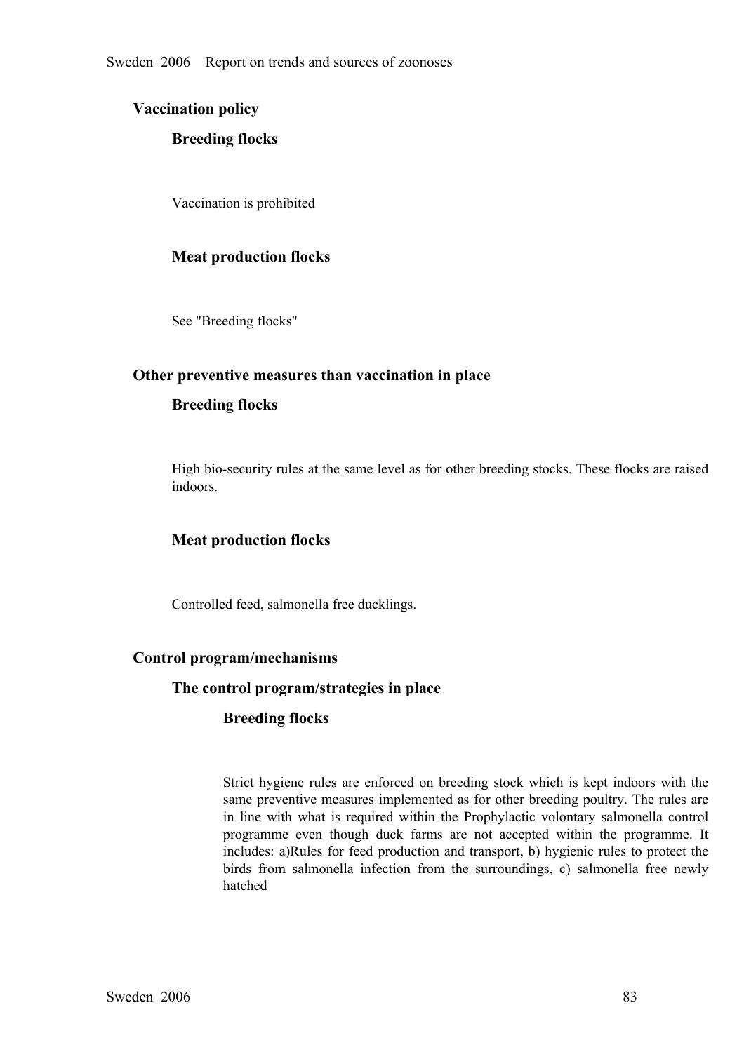## Vaccination policy

### Breeding flocks

Vaccination is prohibited

### Meat production flocks

See "Breeding flocks"

## Other preventive measures than vaccination in place

### Breeding flocks

High bio-security rules at the same level as for other breeding stocks. These flocks are raised indoors.

### Meat production flocks

Controlled feed, salmonella free ducklings.

## Control program/mechanisms

### The control program/strategies in place

#### Breeding flocks

Strict hygiene rules are enforced on breeding stock which is kept indoors with the same preventive measures implemented as for other breeding poultry. The rules are in line with what is required within the Prophylactic volontary salmonella control programme even though duck farms are not accepted within the programme. It includes: a)Rules for feed production and transport, b) hygienic rules to protect the birds from salmonella infection from the surroundings, c) salmonella free newly hatched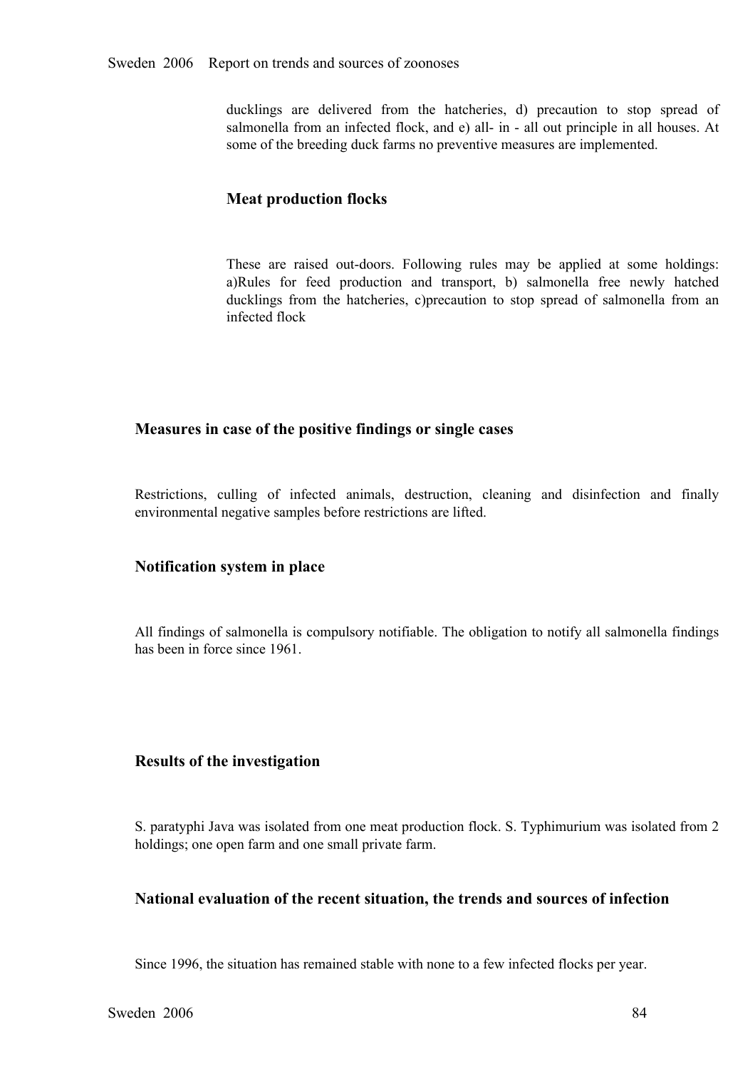ducklings are delivered from the hatcheries, d) precaution to stop spread of salmonella from an infected flock, and e) all- in - all out principle in all houses. At some of the breeding duck farms no preventive measures are implemented.

### Meat production flocks

These are raised out-doors. Following rules may be applied at some holdings: a)Rules for feed production and transport, b) salmonella free newly hatched ducklings from the hatcheries, c)precaution to stop spread of salmonella from an infected flock

## Measures in case of the positive findings or single cases

Restrictions, culling of infected animals, destruction, cleaning and disinfection and finally environmental negative samples before restrictions are lifted.

## Notification system in place

All findings of salmonella is compulsory notifiable. The obligation to notify all salmonella findings has been in force since 1961.

## Results of the investigation

S. paratyphi Java was isolated from one meat production flock. S. Typhimurium was isolated from 2 holdings; one open farm and one small private farm.

## National evaluation of the recent situation, the trends and sources of infection

Since 1996, the situation has remained stable with none to a few infected flocks per year.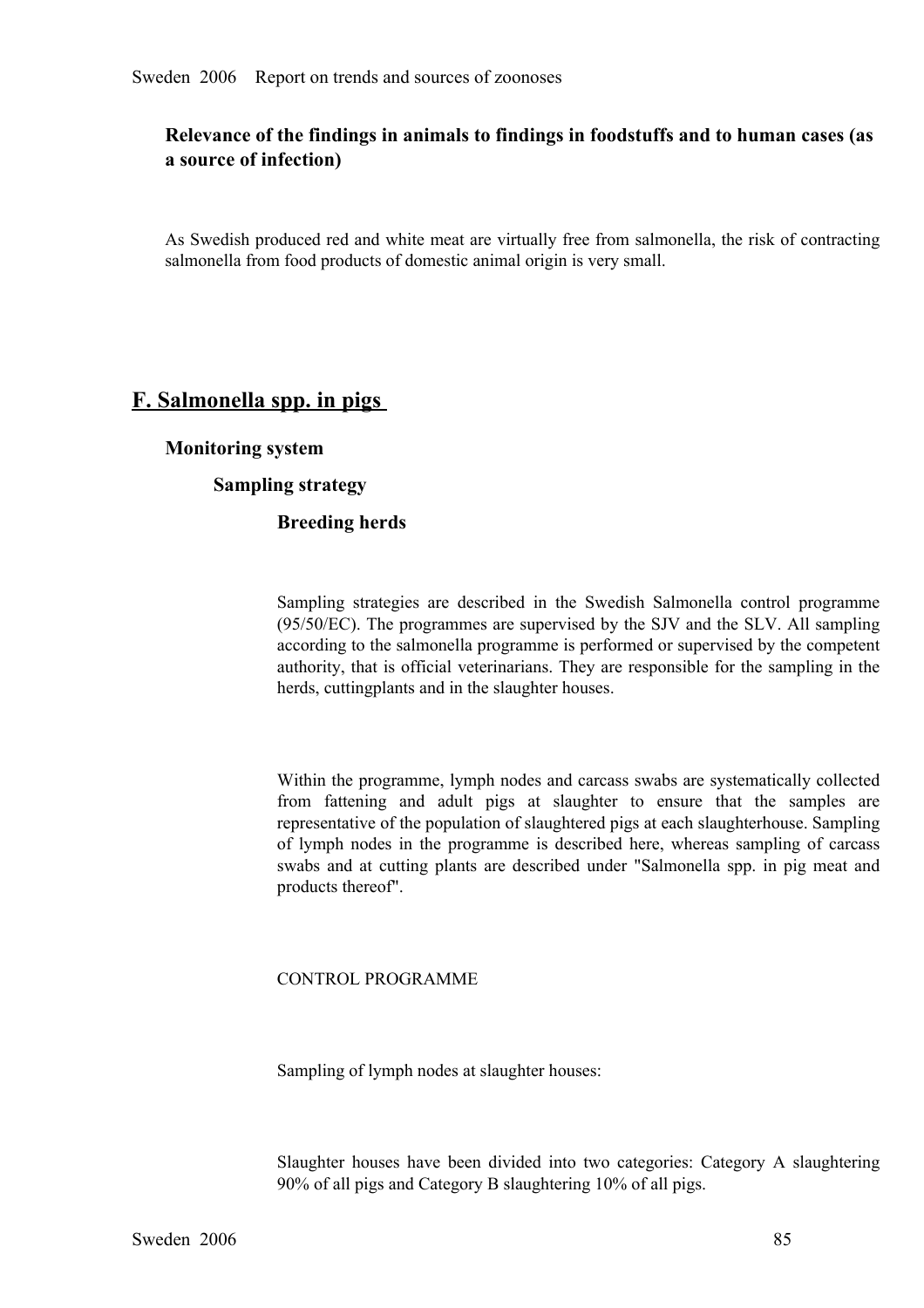### Relevance of the findings in animals to findings in foodstuffs and to human cases (as a source of infection)

As Swedish produced red and white meat are virtually free from salmonella, the risk of contracting salmonella from food products of domestic animal origin is very small.

## F. Salmonella spp. in pigs

### Monitoring system

#### Sampling strategy

##### Breeding herds

Sampling strategies are described in the Swedish Salmonella control programme (95/50/EC). The programmes are supervised by the SJV and the SLV. All sampling according to the salmonella programme is performed or supervised by the competent authority, that is official veterinarians. They are responsible for the sampling in the herds, cuttingplants and in the slaughter houses.

Within the programme, lymph nodes and carcass swabs are systematically collected from fattening and adult pigs at slaughter to ensure that the samples are representative of the population of slaughtered pigs at each slaughterhouse. Sampling of lymph nodes in the programme is described here, whereas sampling of carcass swabs and at cutting plants are described under "Salmonella spp. in pig meat and products thereof".

CONTROL PROGRAMME

Sampling of lymph nodes at slaughter houses:

Slaughter houses have been divided into two categories: Category A slaughtering 90% of all pigs and Category B slaughtering 10% of all pigs.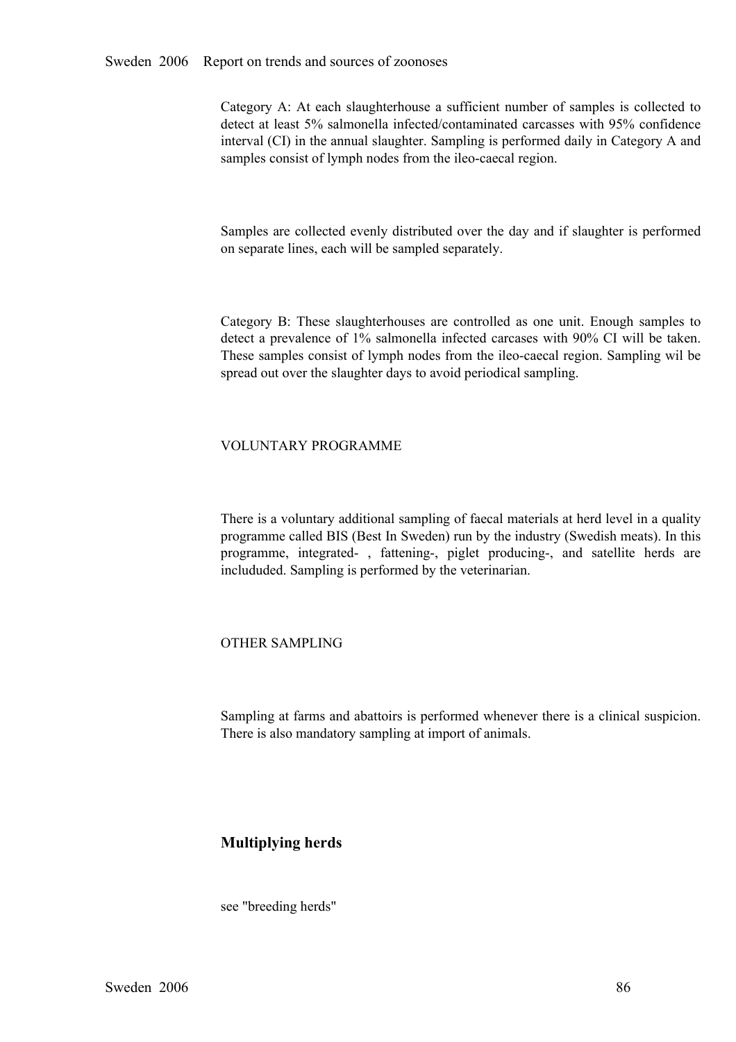Category A: At each slaughterhouse a sufficient number of samples is collected to detect at least 5% salmonella infected/contaminated carcasses with 95% confidence interval (CI) in the annual slaughter. Sampling is performed daily in Category A and samples consist of lymph nodes from the ileo-caecal region.

Samples are collected evenly distributed over the day and if slaughter is performed on separate lines, each will be sampled separately.

Category B: These slaughterhouses are controlled as one unit. Enough samples to detect a prevalence of 1% salmonella infected carcases with 90% CI will be taken. These samples consist of lymph nodes from the ileo-caecal region. Sampling wil be spread out over the slaughter days to avoid periodical sampling.

VOLUNTARY PROGRAMME

There is a voluntary additional sampling of faecal materials at herd level in a quality programme called BIS (Best In Sweden) run by the industry (Swedish meats). In this programme, integrated- , fattening-, piglet producing-, and satellite herds are includuded. Sampling is performed by the veterinarian.

OTHER SAMPLING

Sampling at farms and abattoirs is performed whenever there is a clinical suspicion. There is also mandatory sampling at import of animals.

### Multiplying herds

see "breeding herds"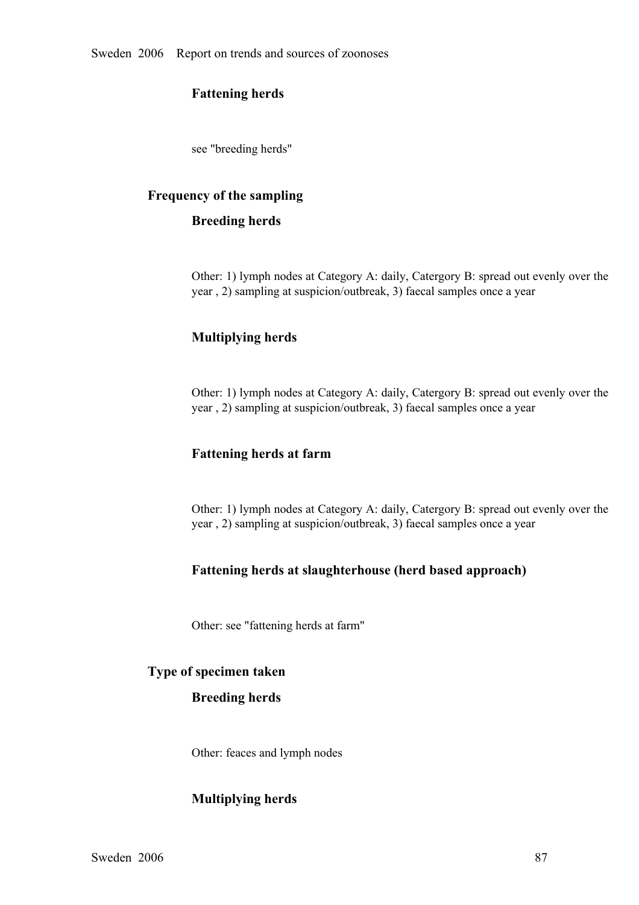#### Fattening herds

see "breeding herds"

### Frequency of the sampling

#### Breeding herds

Other: 1) lymph nodes at Category A: daily, Catergory B: spread out evenly over the year , 2) sampling at suspicion/outbreak, 3) faecal samples once a year

#### Multiplying herds

Other: 1) lymph nodes at Category A: daily, Catergory B: spread out evenly over the year , 2) sampling at suspicion/outbreak, 3) faecal samples once a year

#### Fattening herds at farm

Other: 1) lymph nodes at Category A: daily, Catergory B: spread out evenly over the year , 2) sampling at suspicion/outbreak, 3) faecal samples once a year

#### Fattening herds at slaughterhouse (herd based approach)

Other: see "fattening herds at farm"

### Type of specimen taken

#### Breeding herds

Other: feaces and lymph nodes

#### Multiplying herds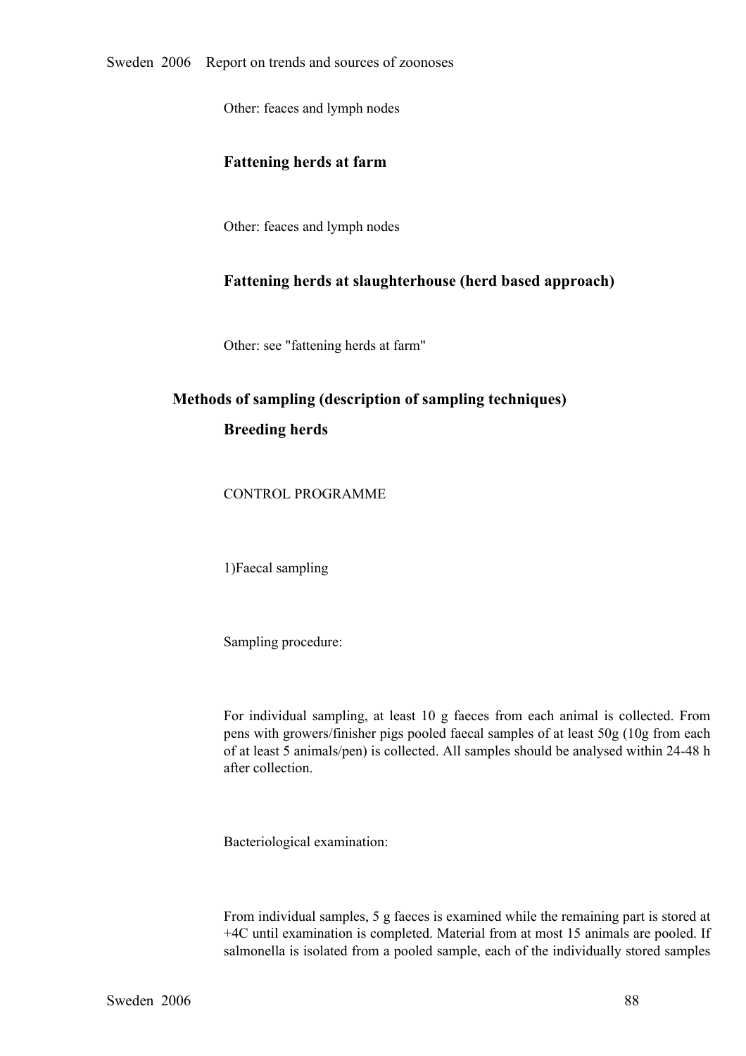Other: feaces and lymph nodes

### Fattening herds at farm

Other: feaces and lymph nodes

### Fattening herds at slaughterhouse (herd based approach)

Other: see "fattening herds at farm"

## Methods of sampling (description of sampling techniques)

### Breeding herds

CONTROL PROGRAMME

1)Faecal sampling

Sampling procedure:

For individual sampling, at least 10 g faeces from each animal is collected. From pens with growers/finisher pigs pooled faecal samples of at least 50g (10g from each of at least 5 animals/pen) is collected. All samples should be analysed within 24-48 h after collection.

Bacteriological examination:

From individual samples, 5 g faeces is examined while the remaining part is stored at +4C until examination is completed. Material from at most 15 animals are pooled. If salmonella is isolated from a pooled sample, each of the individually stored samples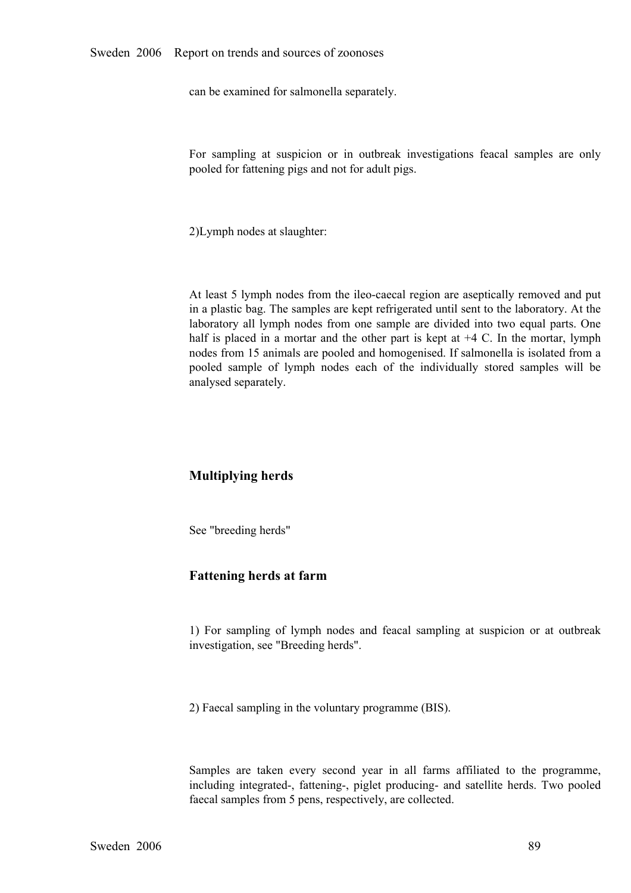can be examined for salmonella separately.

For sampling at suspicion or in outbreak investigations feacal samples are only pooled for fattening pigs and not for adult pigs.

2)Lymph nodes at slaughter:

At least 5 lymph nodes from the ileo-caecal region are aseptically removed and put in a plastic bag. The samples are kept refrigerated until sent to the laboratory. At the laboratory all lymph nodes from one sample are divided into two equal parts. One half is placed in a mortar and the other part is kept at +4 C. In the mortar, lymph nodes from 15 animals are pooled and homogenised. If salmonella is isolated from a pooled sample of lymph nodes each of the individually stored samples will be analysed separately.

### Multiplying herds

See "breeding herds"

### Fattening herds at farm

1) For sampling of lymph nodes and feacal sampling at suspicion or at outbreak investigation, see "Breeding herds".

2) Faecal sampling in the voluntary programme (BIS).

Samples are taken every second year in all farms affiliated to the programme, including integrated-, fattening-, piglet producing- and satellite herds. Two pooled faecal samples from 5 pens, respectively, are collected.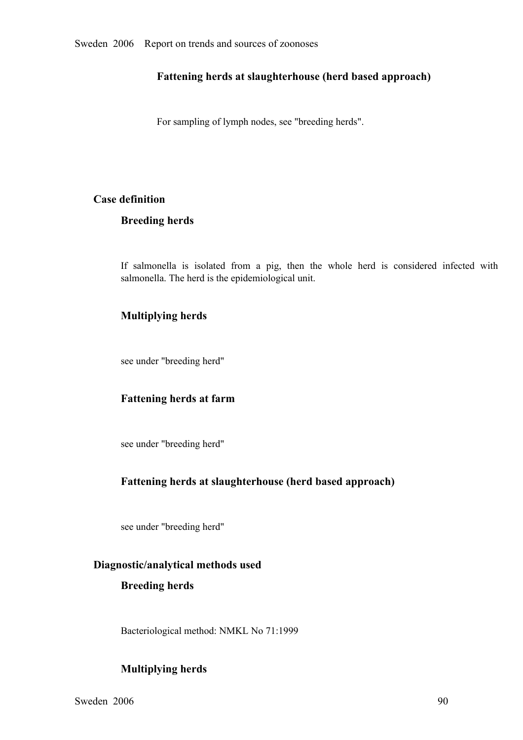#### Fattening herds at slaughterhouse (herd based approach)

For sampling of lymph nodes, see "breeding herds".

### Case definition

#### Breeding herds

If salmonella is isolated from a pig, then the whole herd is considered infected with salmonella. The herd is the epidemiological unit.

#### Multiplying herds

see under "breeding herd"

#### Fattening herds at farm

see under "breeding herd"

#### Fattening herds at slaughterhouse (herd based approach)

see under "breeding herd"

### Diagnostic/analytical methods used

#### Breeding herds

Bacteriological method: NMKL No 71:1999

#### Multiplying herds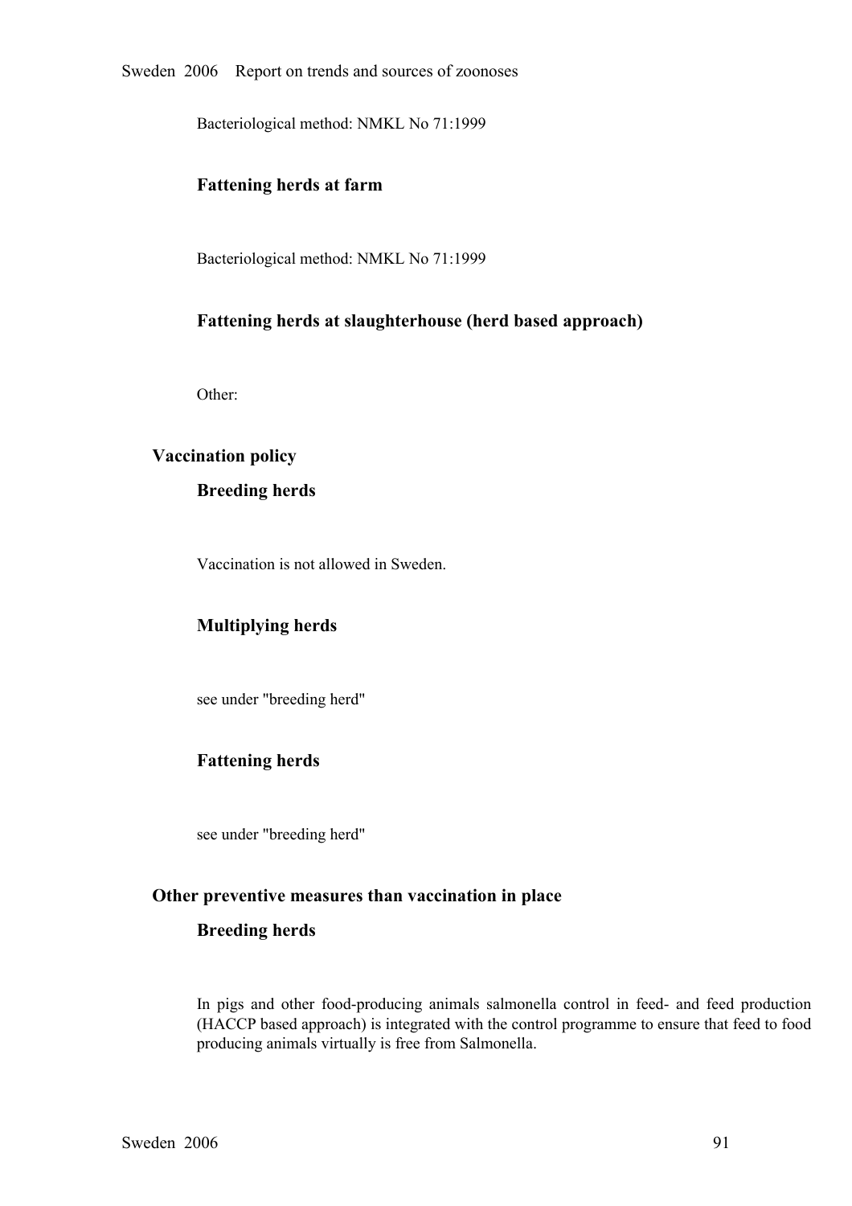Bacteriological method: NMKL No 71:1999

### Fattening herds at farm

Bacteriological method: NMKL No 71:1999

### Fattening herds at slaughterhouse (herd based approach)

Other:

## Vaccination policy

### Breeding herds

Vaccination is not allowed in Sweden.

### Multiplying herds

see under "breeding herd"

### Fattening herds

see under "breeding herd"

## Other preventive measures than vaccination in place

### Breeding herds

In pigs and other food-producing animals salmonella control in feed- and feed production (HACCP based approach) is integrated with the control programme to ensure that feed to food producing animals virtually is free from Salmonella.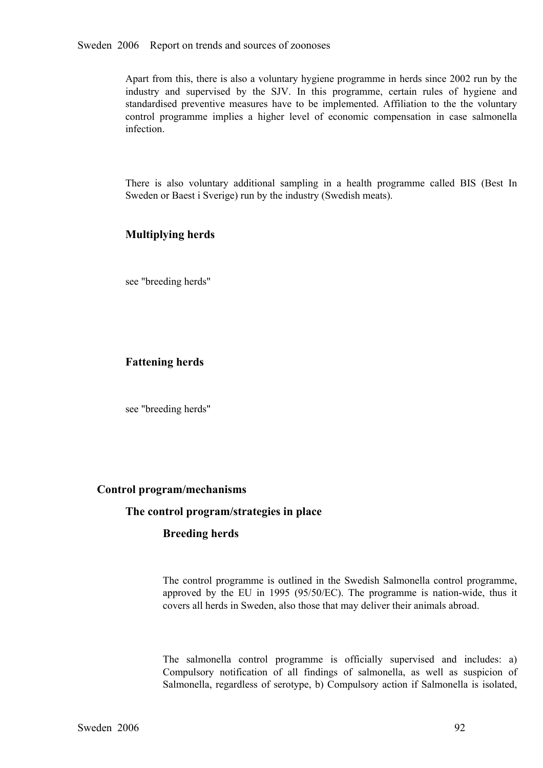Apart from this, there is also a voluntary hygiene programme in herds since 2002 run by the industry and supervised by the SJV. In this programme, certain rules of hygiene and standardised preventive measures have to be implemented. Affiliation to the the voluntary control programme implies a higher level of economic compensation in case salmonella infection.

There is also voluntary additional sampling in a health programme called BIS (Best In Sweden or Baest i Sverige) run by the industry (Swedish meats).

### Multiplying herds

see "breeding herds"

### Fattening herds

see "breeding herds"

## Control program/mechanisms

### The control program/strategies in place

#### Breeding herds

The control programme is outlined in the Swedish Salmonella control programme, approved by the EU in 1995 (95/50/EC). The programme is nation-wide, thus it covers all herds in Sweden, also those that may deliver their animals abroad.

The salmonella control programme is officially supervised and includes: a) Compulsory notification of all findings of salmonella, as well as suspicion of Salmonella, regardless of serotype, b) Compulsory action if Salmonella is isolated,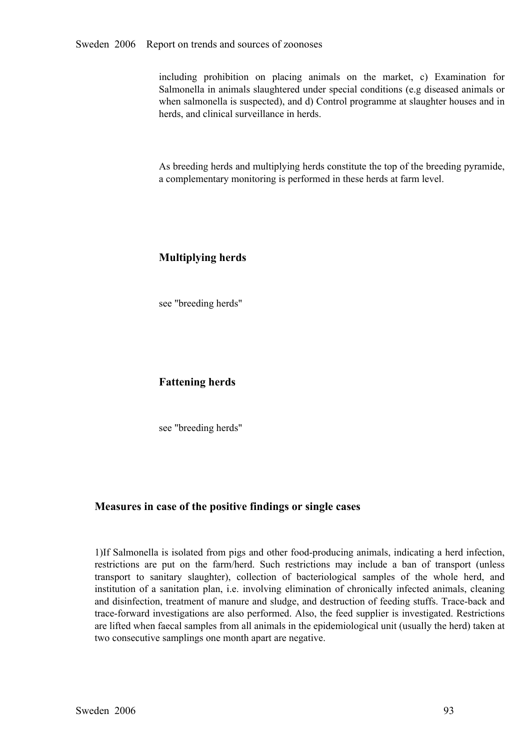including prohibition on placing animals on the market, c) Examination for Salmonella in animals slaughtered under special conditions (e.g diseased animals or when salmonella is suspected), and d) Control programme at slaughter houses and in herds, and clinical surveillance in herds.

As breeding herds and multiplying herds constitute the top of the breeding pyramide, a complementary monitoring is performed in these herds at farm level.

### Multiplying herds

see "breeding herds"

### Fattening herds

see "breeding herds"

## Measures in case of the positive findings or single cases

1)If Salmonella is isolated from pigs and other food-producing animals, indicating a herd infection, restrictions are put on the farm/herd. Such restrictions may include a ban of transport (unless transport to sanitary slaughter), collection of bacteriological samples of the whole herd, and institution of a sanitation plan, i.e. involving elimination of chronically infected animals, cleaning and disinfection, treatment of manure and sludge, and destruction of feeding stuffs. Trace-back and trace-forward investigations are also performed. Also, the feed supplier is investigated. Restrictions are lifted when faecal samples from all animals in the epidemiological unit (usually the herd) taken at two consecutive samplings one month apart are negative.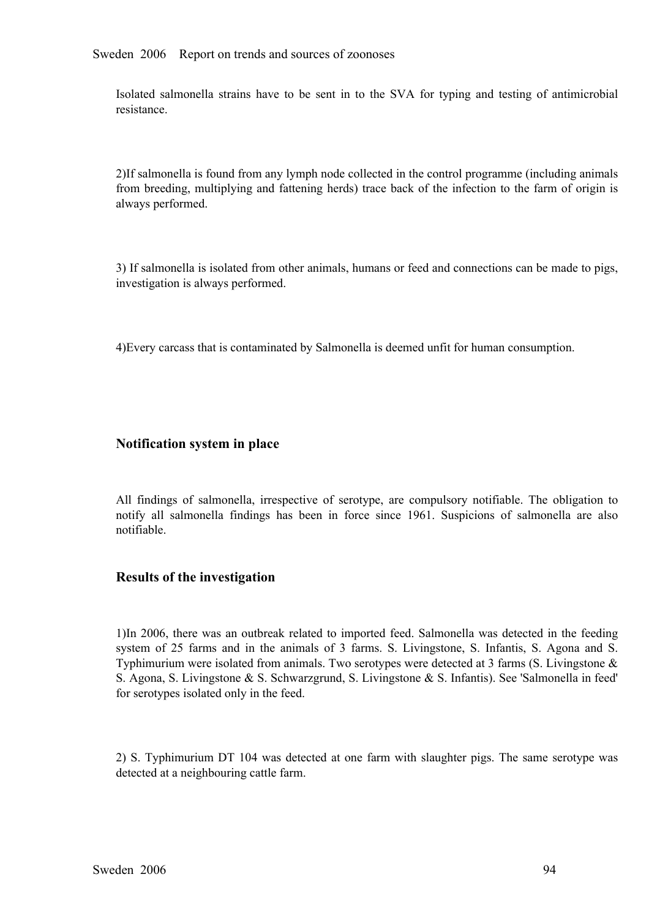Isolated salmonella strains have to be sent in to the SVA for typing and testing of antimicrobial resistance.

2)If salmonella is found from any lymph node collected in the control programme (including animals from breeding, multiplying and fattening herds) trace back of the infection to the farm of origin is always performed.

3) If salmonella is isolated from other animals, humans or feed and connections can be made to pigs, investigation is always performed.

4)Every carcass that is contaminated by Salmonella is deemed unfit for human consumption.

### Notification system in place

All findings of salmonella, irrespective of serotype, are compulsory notifiable. The obligation to notify all salmonella findings has been in force since 1961. Suspicions of salmonella are also notifiable.

### Results of the investigation

1)In 2006, there was an outbreak related to imported feed. Salmonella was detected in the feeding system of 25 farms and in the animals of 3 farms. S. Livingstone, S. Infantis, S. Agona and S. Typhimurium were isolated from animals. Two serotypes were detected at 3 farms (S. Livingstone & S. Agona, S. Livingstone & S. Schwarzgrund, S. Livingstone & S. Infantis). See 'Salmonella in feed' for serotypes isolated only in the feed.

2) S. Typhimurium DT 104 was detected at one farm with slaughter pigs. The same serotype was detected at a neighbouring cattle farm.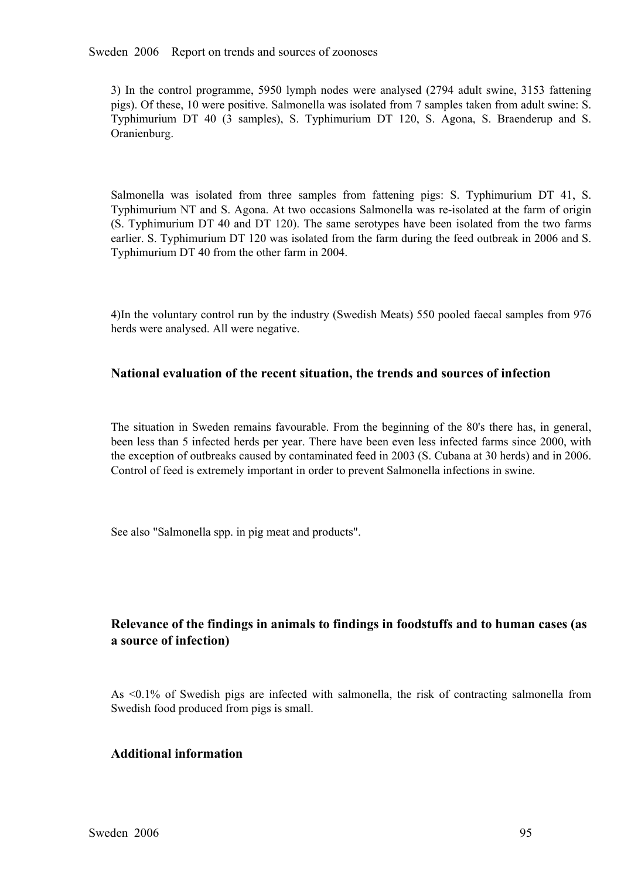3) In the control programme, 5950 lymph nodes were analysed (2794 adult swine, 3153 fattening pigs). Of these, 10 were positive. Salmonella was isolated from 7 samples taken from adult swine: S. Typhimurium DT 40 (3 samples), S. Typhimurium DT 120, S. Agona, S. Braenderup and S. Oranienburg.

Salmonella was isolated from three samples from fattening pigs: S. Typhimurium DT 41, S. Typhimurium NT and S. Agona. At two occasions Salmonella was re-isolated at the farm of origin (S. Typhimurium DT 40 and DT 120). The same serotypes have been isolated from the two farms earlier. S. Typhimurium DT 120 was isolated from the farm during the feed outbreak in 2006 and S. Typhimurium DT 40 from the other farm in 2004.

4)In the voluntary control run by the industry (Swedish Meats) 550 pooled faecal samples from 976 herds were analysed. All were negative.

### National evaluation of the recent situation, the trends and sources of infection

The situation in Sweden remains favourable. From the beginning of the 80's there has, in general, been less than 5 infected herds per year. There have been even less infected farms since 2000, with the exception of outbreaks caused by contaminated feed in 2003 (S. Cubana at 30 herds) and in 2006. Control of feed is extremely important in order to prevent Salmonella infections in swine.

See also "Salmonella spp. in pig meat and products".

### Relevance of the findings in animals to findings in foodstuffs and to human cases (as a source of infection)

As <0.1% of Swedish pigs are infected with salmonella, the risk of contracting salmonella from Swedish food produced from pigs is small.

### Additional information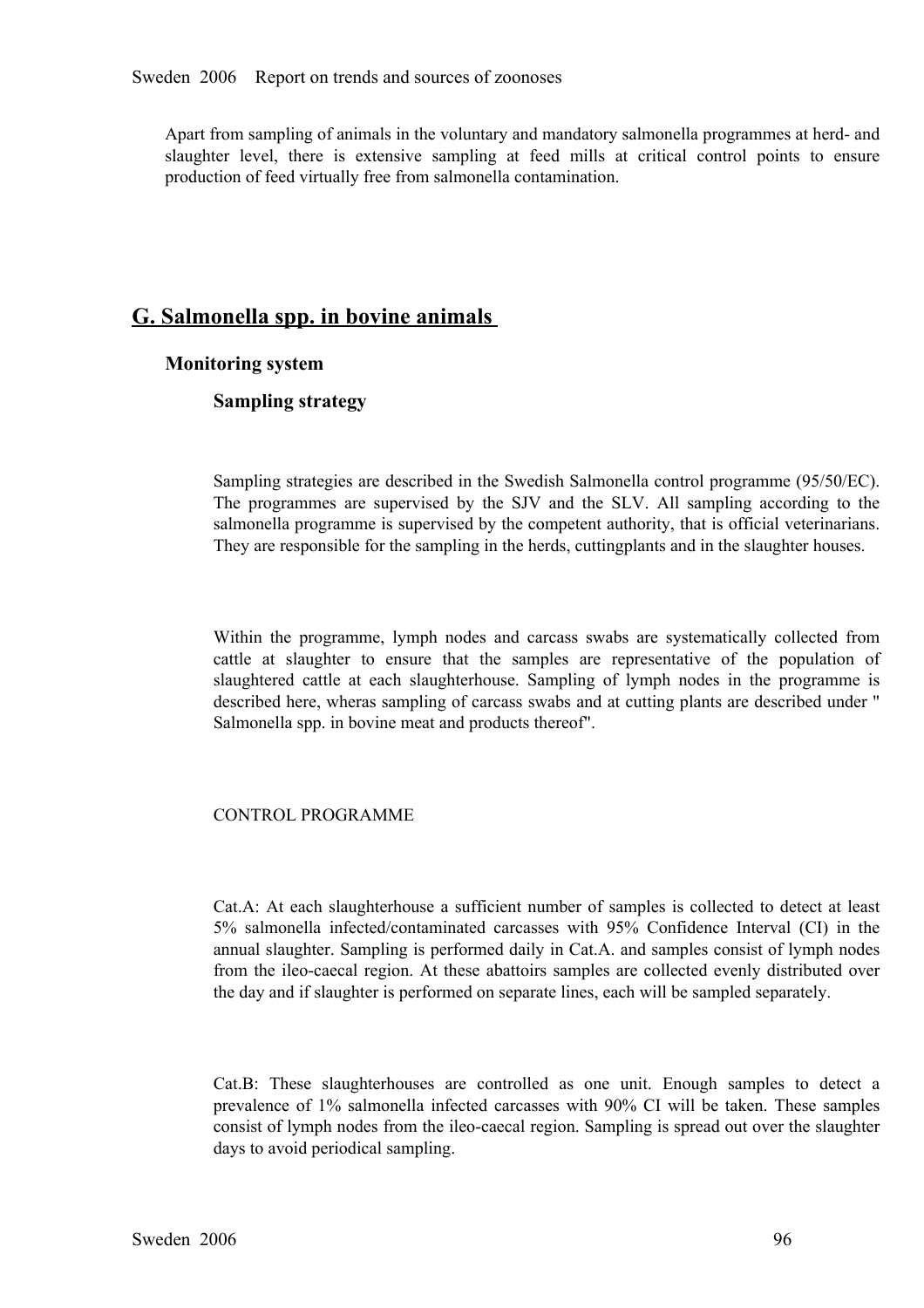Apart from sampling of animals in the voluntary and mandatory salmonella programmes at herd- and slaughter level, there is extensive sampling at feed mills at critical control points to ensure production of feed virtually free from salmonella contamination.

## G. Salmonella spp. in bovine animals

### Monitoring system

#### Sampling strategy

Sampling strategies are described in the Swedish Salmonella control programme (95/50/EC). The programmes are supervised by the SJV and the SLV. All sampling according to the salmonella programme is supervised by the competent authority, that is official veterinarians. They are responsible for the sampling in the herds, cuttingplants and in the slaughter houses.

Within the programme, lymph nodes and carcass swabs are systematically collected from cattle at slaughter to ensure that the samples are representative of the population of slaughtered cattle at each slaughterhouse. Sampling of lymph nodes in the programme is described here, wheras sampling of carcass swabs and at cutting plants are described under " Salmonella spp. in bovine meat and products thereof".

CONTROL PROGRAMME

Cat.A: At each slaughterhouse a sufficient number of samples is collected to detect at least 5% salmonella infected/contaminated carcasses with 95% Confidence Interval (CI) in the annual slaughter. Sampling is performed daily in Cat.A. and samples consist of lymph nodes from the ileo-caecal region. At these abattoirs samples are collected evenly distributed over the day and if slaughter is performed on separate lines, each will be sampled separately.

Cat.B: These slaughterhouses are controlled as one unit. Enough samples to detect a prevalence of 1% salmonella infected carcasses with 90% CI will be taken. These samples consist of lymph nodes from the ileo-caecal region. Sampling is spread out over the slaughter days to avoid periodical sampling.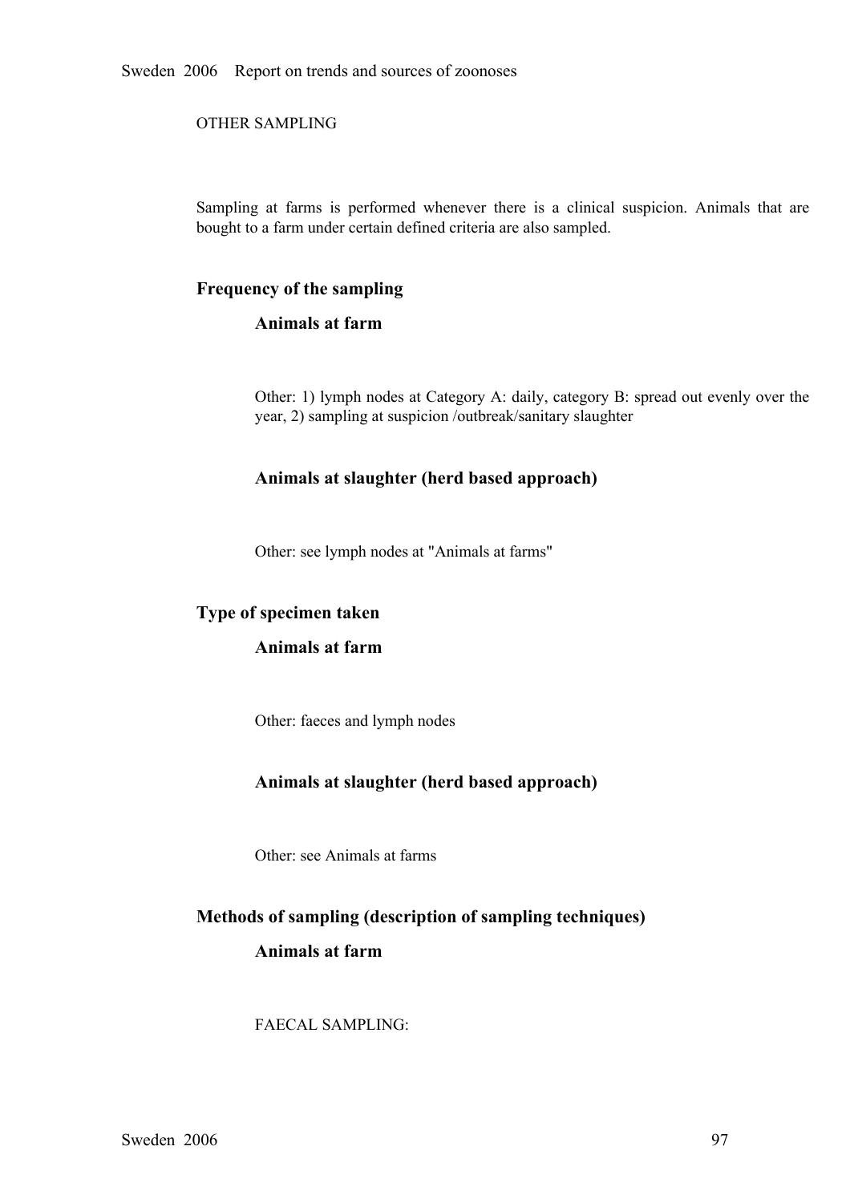OTHER SAMPLING

Sampling at farms is performed whenever there is a clinical suspicion. Animals that are bought to a farm under certain defined criteria are also sampled.

### Frequency of the sampling

#### Animals at farm

Other: 1) lymph nodes at Category A: daily, category B: spread out evenly over the year, 2) sampling at suspicion /outbreak/sanitary slaughter

#### Animals at slaughter (herd based approach)

Other: see lymph nodes at "Animals at farms"

### Type of specimen taken

#### Animals at farm

Other: faeces and lymph nodes

#### Animals at slaughter (herd based approach)

Other: see Animals at farms

### Methods of sampling (description of sampling techniques)

#### Animals at farm

FAECAL SAMPLING: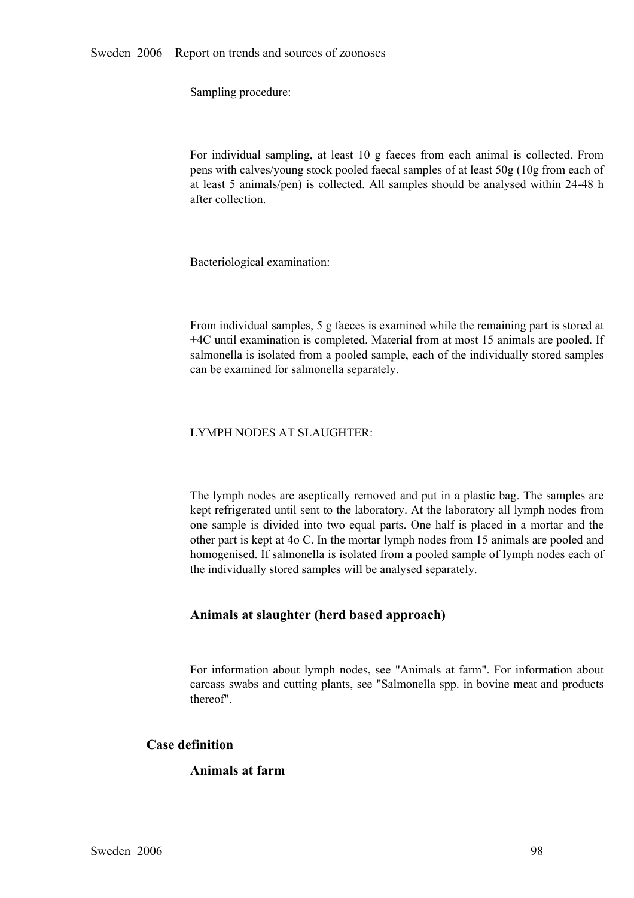Sampling procedure:

For individual sampling, at least 10 g faeces from each animal is collected. From pens with calves/young stock pooled faecal samples of at least 50g (10g from each of at least 5 animals/pen) is collected. All samples should be analysed within 24-48 h after collection.

Bacteriological examination:

From individual samples, 5 g faeces is examined while the remaining part is stored at +4C until examination is completed. Material from at most 15 animals are pooled. If salmonella is isolated from a pooled sample, each of the individually stored samples can be examined for salmonella separately.

LYMPH NODES AT SLAUGHTER:

The lymph nodes are aseptically removed and put in a plastic bag. The samples are kept refrigerated until sent to the laboratory. At the laboratory all lymph nodes from one sample is divided into two equal parts. One half is placed in a mortar and the other part is kept at 4o C. In the mortar lymph nodes from 15 animals are pooled and homogenised. If salmonella is isolated from a pooled sample of lymph nodes each of the individually stored samples will be analysed separately.

### Animals at slaughter (herd based approach)

For information about lymph nodes, see "Animals at farm". For information about carcass swabs and cutting plants, see "Salmonella spp. in bovine meat and products thereof".

## Case definition

### Animals at farm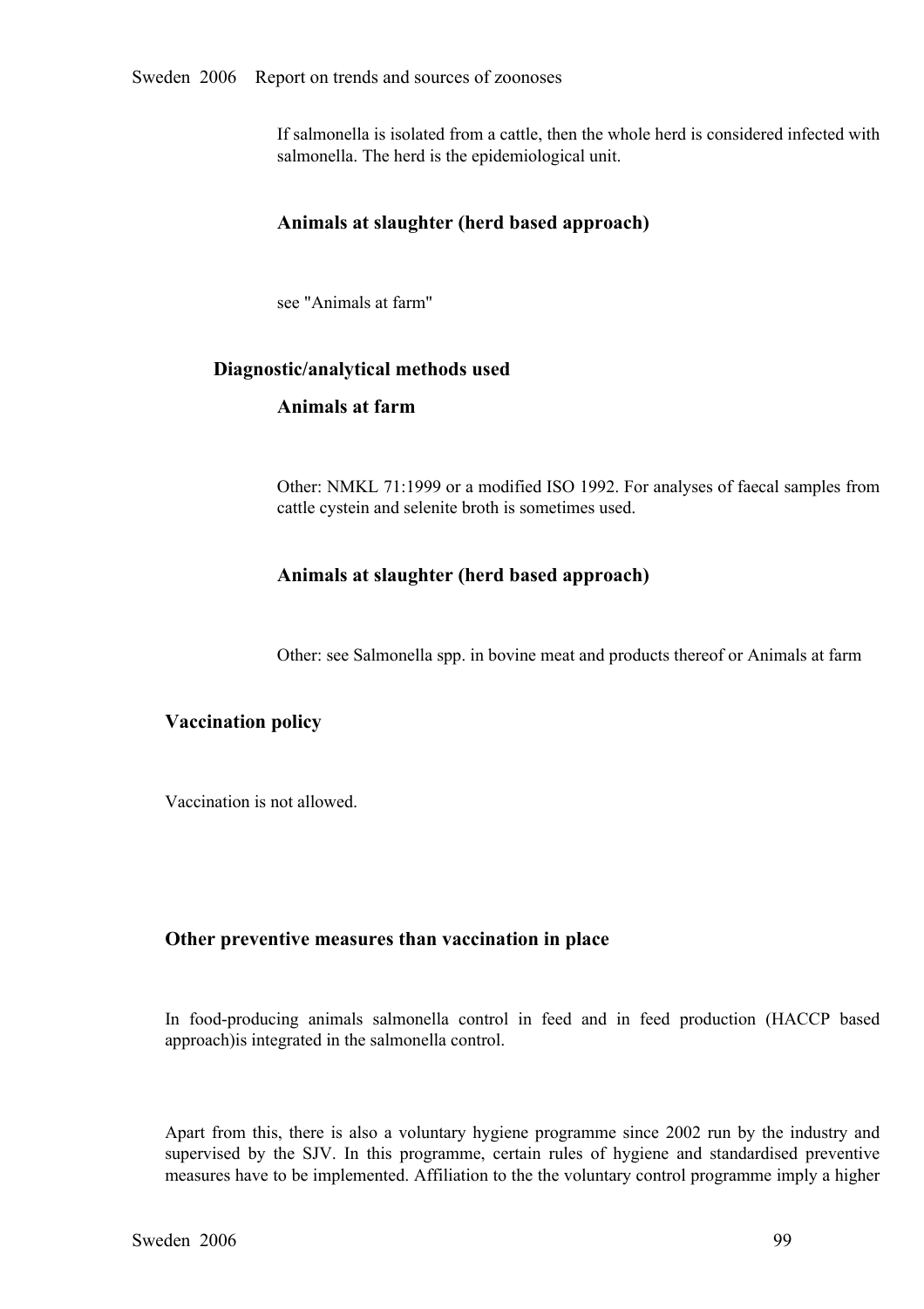If salmonella is isolated from a cattle, then the whole herd is considered infected with salmonella. The herd is the epidemiological unit.

#### Animals at slaughter (herd based approach)

see "Animals at farm"

### Diagnostic/analytical methods used

#### Animals at farm

Other: NMKL 71:1999 or a modified ISO 1992. For analyses of faecal samples from cattle cystein and selenite broth is sometimes used.

#### Animals at slaughter (herd based approach)

Other: see Salmonella spp. in bovine meat and products thereof or Animals at farm

## Vaccination policy

Vaccination is not allowed.

## Other preventive measures than vaccination in place

In food-producing animals salmonella control in feed and in feed production (HACCP based approach)is integrated in the salmonella control.

Apart from this, there is also a voluntary hygiene programme since 2002 run by the industry and supervised by the SJV. In this programme, certain rules of hygiene and standardised preventive measures have to be implemented. Affiliation to the the voluntary control programme imply a higher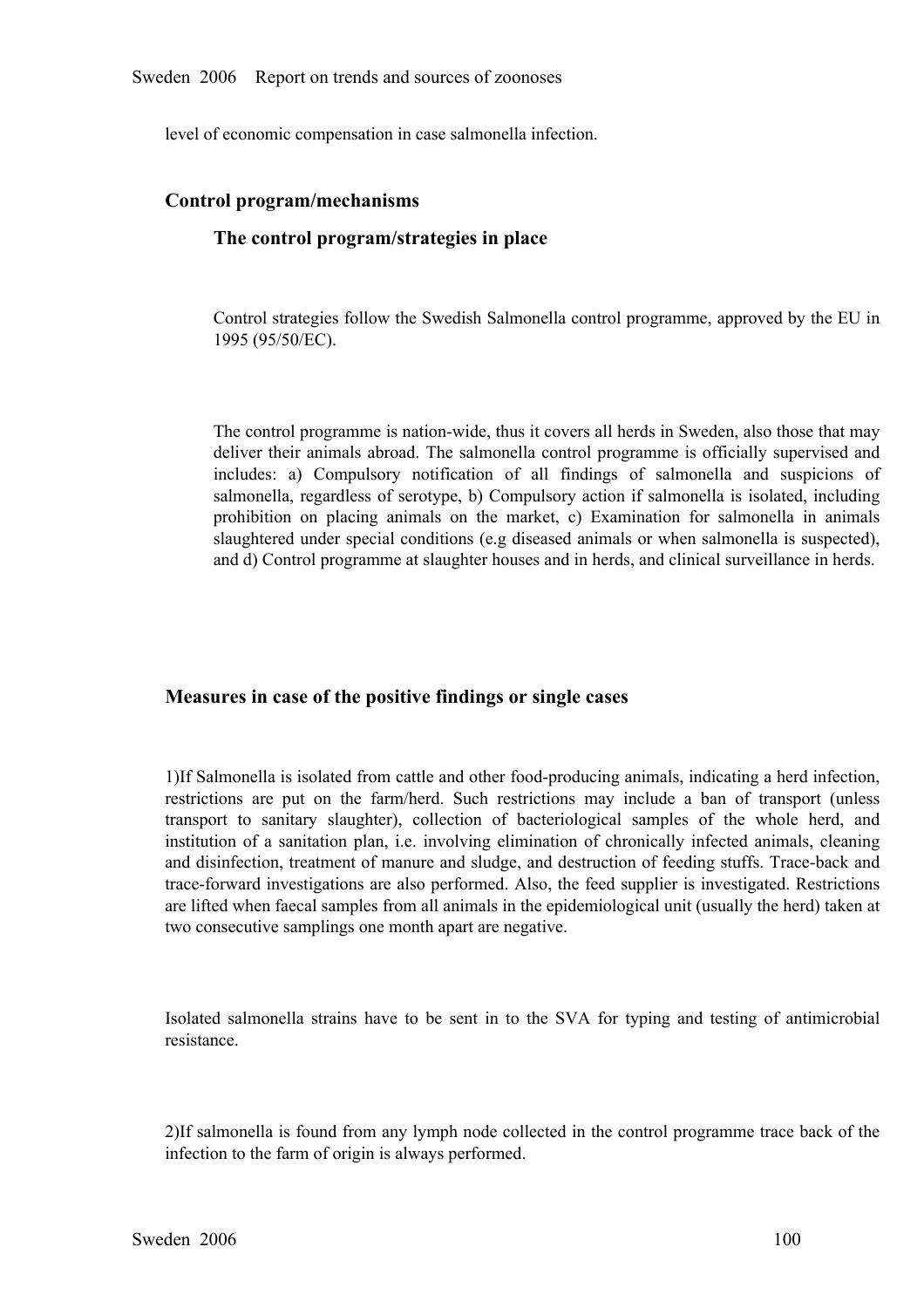level of economic compensation in case salmonella infection.

## Control program/mechanisms

### The control program/strategies in place

Control strategies follow the Swedish Salmonella control programme, approved by the EU in 1995 (95/50/EC).

The control programme is nation-wide, thus it covers all herds in Sweden, also those that may deliver their animals abroad. The salmonella control programme is officially supervised and includes: a) Compulsory notification of all findings of salmonella and suspicions of salmonella, regardless of serotype, b) Compulsory action if salmonella is isolated, including prohibition on placing animals on the market, c) Examination for salmonella in animals slaughtered under special conditions (e.g diseased animals or when salmonella is suspected), and d) Control programme at slaughter houses and in herds, and clinical surveillance in herds.

## Measures in case of the positive findings or single cases

1)If Salmonella is isolated from cattle and other food-producing animals, indicating a herd infection, restrictions are put on the farm/herd. Such restrictions may include a ban of transport (unless transport to sanitary slaughter), collection of bacteriological samples of the whole herd, and institution of a sanitation plan, i.e. involving elimination of chronically infected animals, cleaning and disinfection, treatment of manure and sludge, and destruction of feeding stuffs. Trace-back and trace-forward investigations are also performed. Also, the feed supplier is investigated. Restrictions are lifted when faecal samples from all animals in the epidemiological unit (usually the herd) taken at two consecutive samplings one month apart are negative.

Isolated salmonella strains have to be sent in to the SVA for typing and testing of antimicrobial resistance.

2)If salmonella is found from any lymph node collected in the control programme trace back of the infection to the farm of origin is always performed.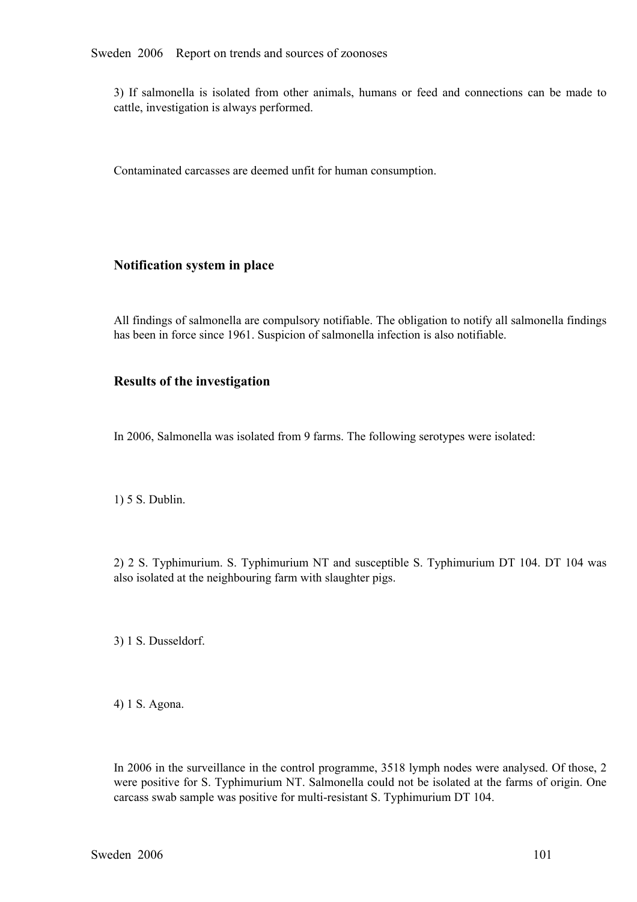3) If salmonella is isolated from other animals, humans or feed and connections can be made to cattle, investigation is always performed.

Contaminated carcasses are deemed unfit for human consumption.

### Notification system in place

All findings of salmonella are compulsory notifiable. The obligation to notify all salmonella findings has been in force since 1961. Suspicion of salmonella infection is also notifiable.

### Results of the investigation

In 2006, Salmonella was isolated from 9 farms. The following serotypes were isolated:

1) 5 S. Dublin.

2) 2 S. Typhimurium. S. Typhimurium NT and susceptible S. Typhimurium DT 104. DT 104 was also isolated at the neighbouring farm with slaughter pigs.

3) 1 S. Dusseldorf.

4) 1 S. Agona.

In 2006 in the surveillance in the control programme, 3518 lymph nodes were analysed. Of those, 2 were positive for S. Typhimurium NT. Salmonella could not be isolated at the farms of origin. One carcass swab sample was positive for multi-resistant S. Typhimurium DT 104.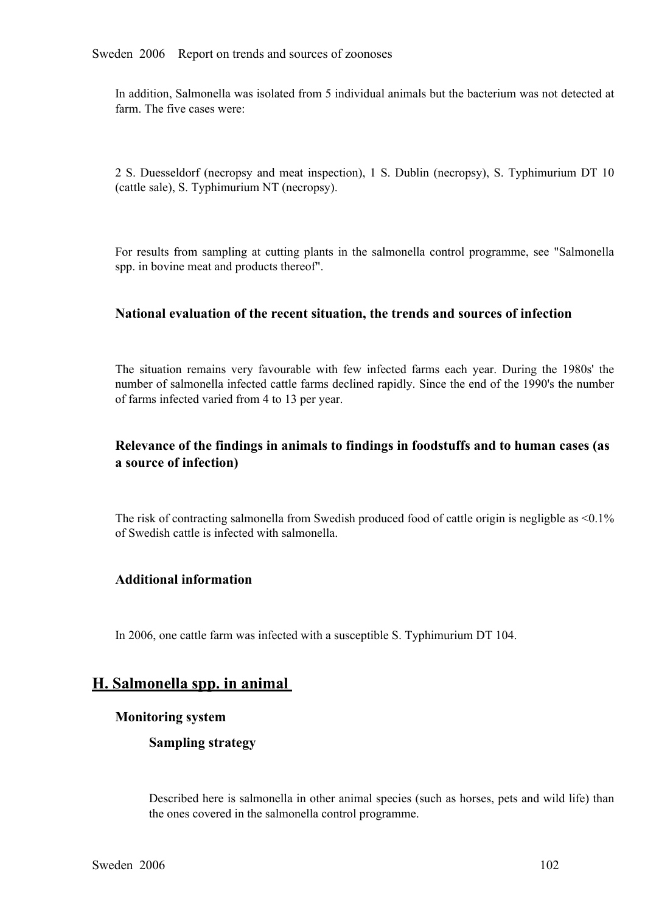In addition, Salmonella was isolated from 5 individual animals but the bacterium was not detected at farm. The five cases were:

2 S. Duesseldorf (necropsy and meat inspection), 1 S. Dublin (necropsy), S. Typhimurium DT 10 (cattle sale), S. Typhimurium NT (necropsy).

For results from sampling at cutting plants in the salmonella control programme, see "Salmonella spp. in bovine meat and products thereof".

### National evaluation of the recent situation, the trends and sources of infection

The situation remains very favourable with few infected farms each year. During the 1980s' the number of salmonella infected cattle farms declined rapidly. Since the end of the 1990's the number of farms infected varied from 4 to 13 per year.

### Relevance of the findings in animals to findings in foodstuffs and to human cases (as a source of infection)

The risk of contracting salmonella from Swedish produced food of cattle origin is negligble as <0.1% of Swedish cattle is infected with salmonella.

### Additional information

In 2006, one cattle farm was infected with a susceptible S. Typhimurium DT 104.

## H. Salmonella spp. in animal

### Monitoring system

#### Sampling strategy

Described here is salmonella in other animal species (such as horses, pets and wild life) than the ones covered in the salmonella control programme.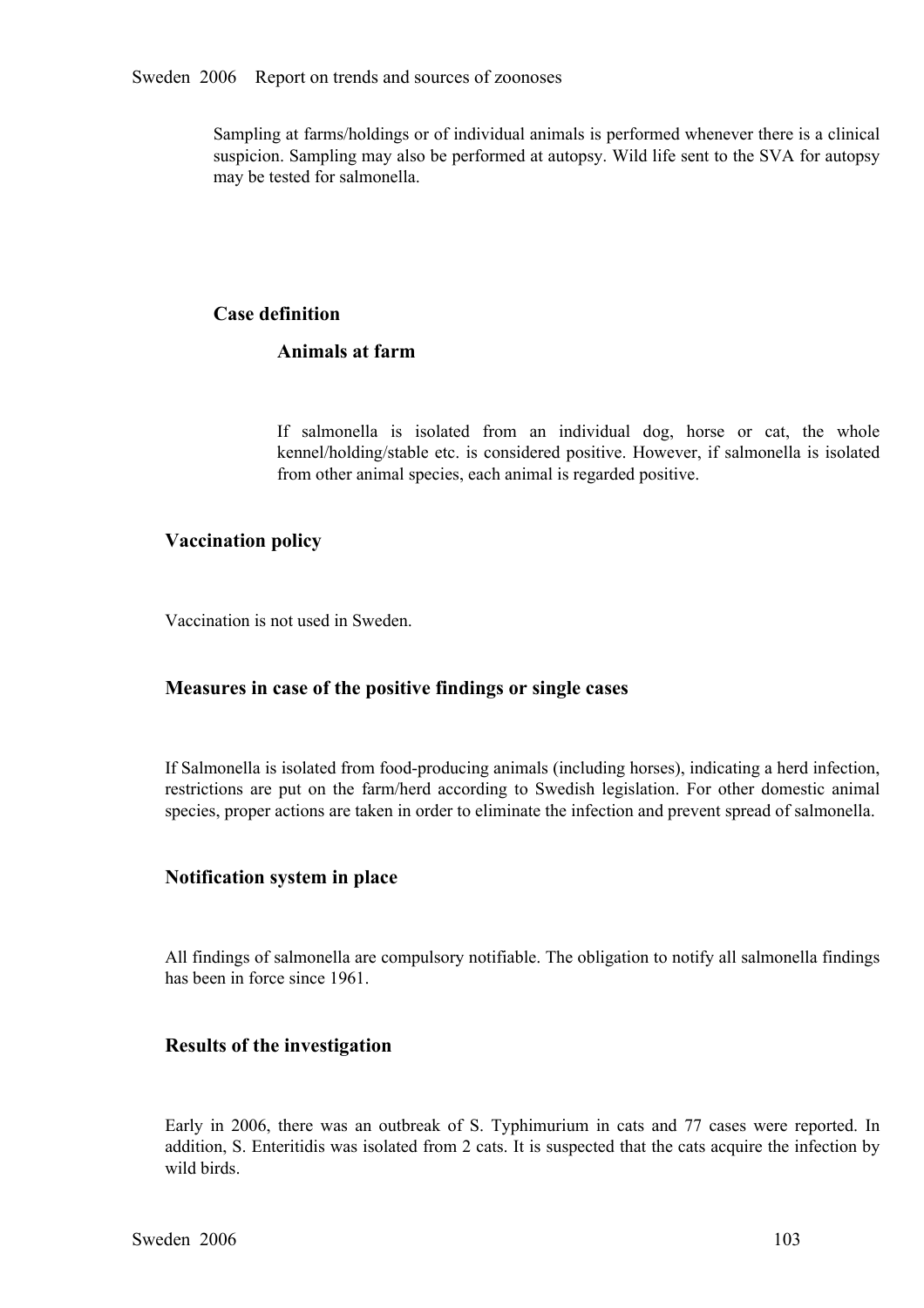Sampling at farms/holdings or of individual animals is performed whenever there is a clinical suspicion. Sampling may also be performed at autopsy. Wild life sent to the SVA for autopsy may be tested for salmonella.

### Case definition

#### Animals at farm

If salmonella is isolated from an individual dog, horse or cat, the whole kennel/holding/stable etc. is considered positive. However, if salmonella is isolated from other animal species, each animal is regarded positive.

### Vaccination policy

Vaccination is not used in Sweden.

### Measures in case of the positive findings or single cases

If Salmonella is isolated from food-producing animals (including horses), indicating a herd infection, restrictions are put on the farm/herd according to Swedish legislation. For other domestic animal species, proper actions are taken in order to eliminate the infection and prevent spread of salmonella.

### Notification system in place

All findings of salmonella are compulsory notifiable. The obligation to notify all salmonella findings has been in force since 1961.

### Results of the investigation

Early in 2006, there was an outbreak of S. Typhimurium in cats and 77 cases were reported. In addition, S. Enteritidis was isolated from 2 cats. It is suspected that the cats acquire the infection by wild birds.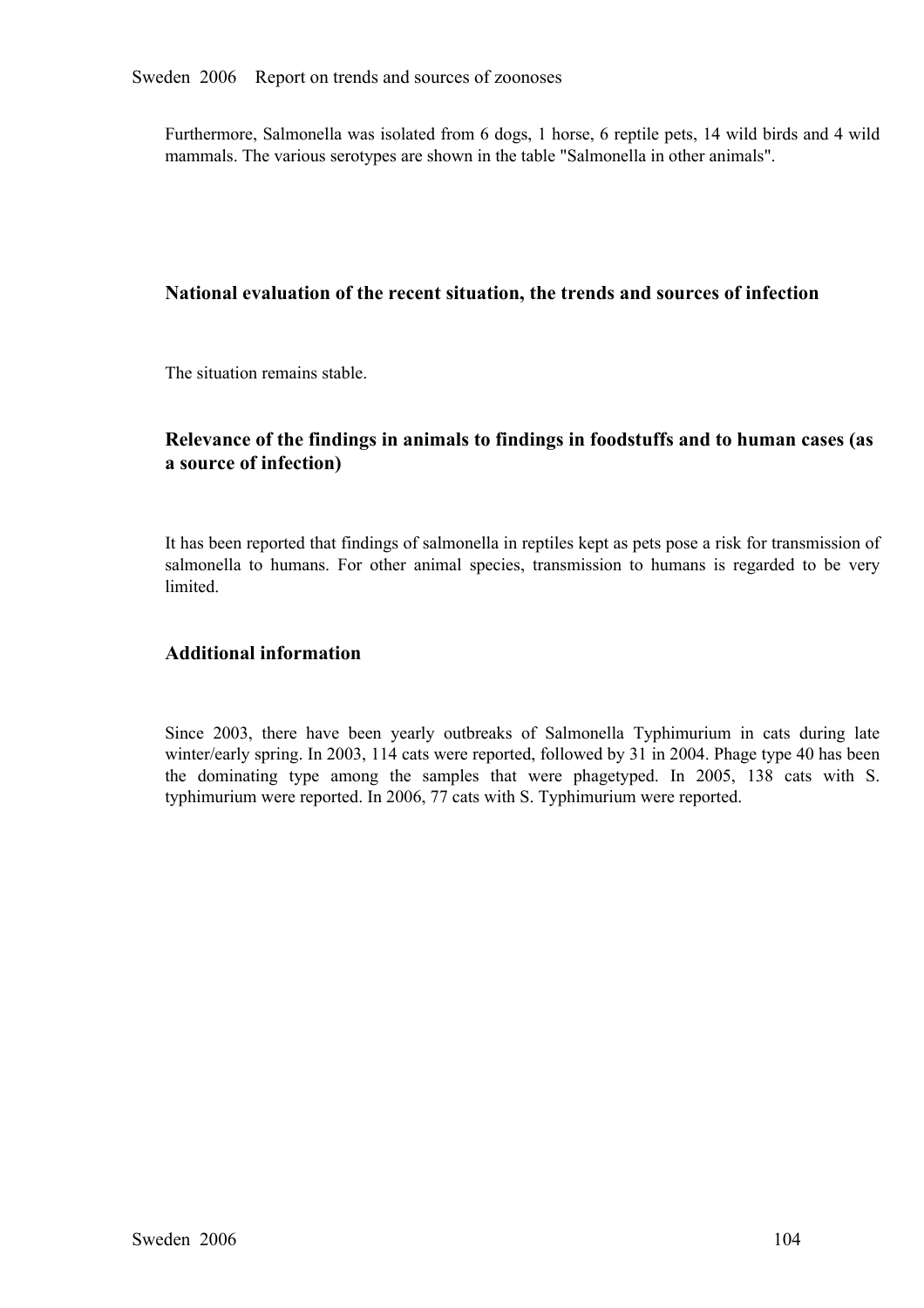Furthermore, Salmonella was isolated from 6 dogs, 1 horse, 6 reptile pets, 14 wild birds and 4 wild mammals. The various serotypes are shown in the table "Salmonella in other animals".

### National evaluation of the recent situation, the trends and sources of infection

The situation remains stable.

### Relevance of the findings in animals to findings in foodstuffs and to human cases (as a source of infection)

It has been reported that findings of salmonella in reptiles kept as pets pose a risk for transmission of salmonella to humans. For other animal species, transmission to humans is regarded to be very limited.

### Additional information

Since 2003, there have been yearly outbreaks of Salmonella Typhimurium in cats during late winter/early spring. In 2003, 114 cats were reported, followed by 31 in 2004. Phage type 40 has been the dominating type among the samples that were phagetyped. In 2005, 138 cats with S. typhimurium were reported. In 2006, 77 cats with S. Typhimurium were reported.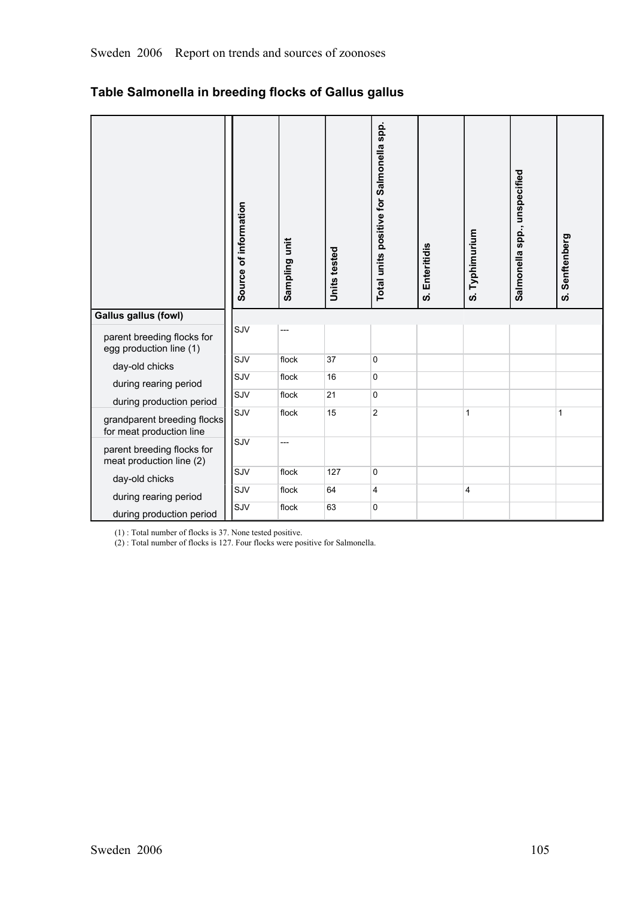## Table Salmonella in breeding flocks of Gallus gallus

| | Source of information | Sampling unit | Units tested | Total units positive for Salmonella spp. | S. Enteritidis | S. Typhimurium | Salmonella spp., unspecified | S. Senftenberg |
|---|---|---|---|---|---|---|---|---|
| **Gallus gallus (fowl)** | | | | | | | | |
| parent breeding flocks for egg production line (1) | SJV | --- | | | | | | |
| day-old chicks | SJV | flock | 37 | 0 | | | | |
| during rearing period | SJV | flock | 16 | 0 | | | | |
| during production period | SJV | flock | 21 | 0 | | | | |
| grandparent breeding flocks for meat production line | SJV | flock | 15 | 2 | | 1 | | 1 |
| parent breeding flocks for meat production line (2) | SJV | --- | | | | | | |
| day-old chicks | SJV | flock | 127 | 0 | | | | |
| during rearing period | SJV | flock | 64 | 4 | | 4 | | |
| during production period | SJV | flock | 63 | 0 | | | | |

(1) : Total number of flocks is 37. None tested positive.
(2) : Total number of flocks is 127. Four flocks were positive for Salmonella.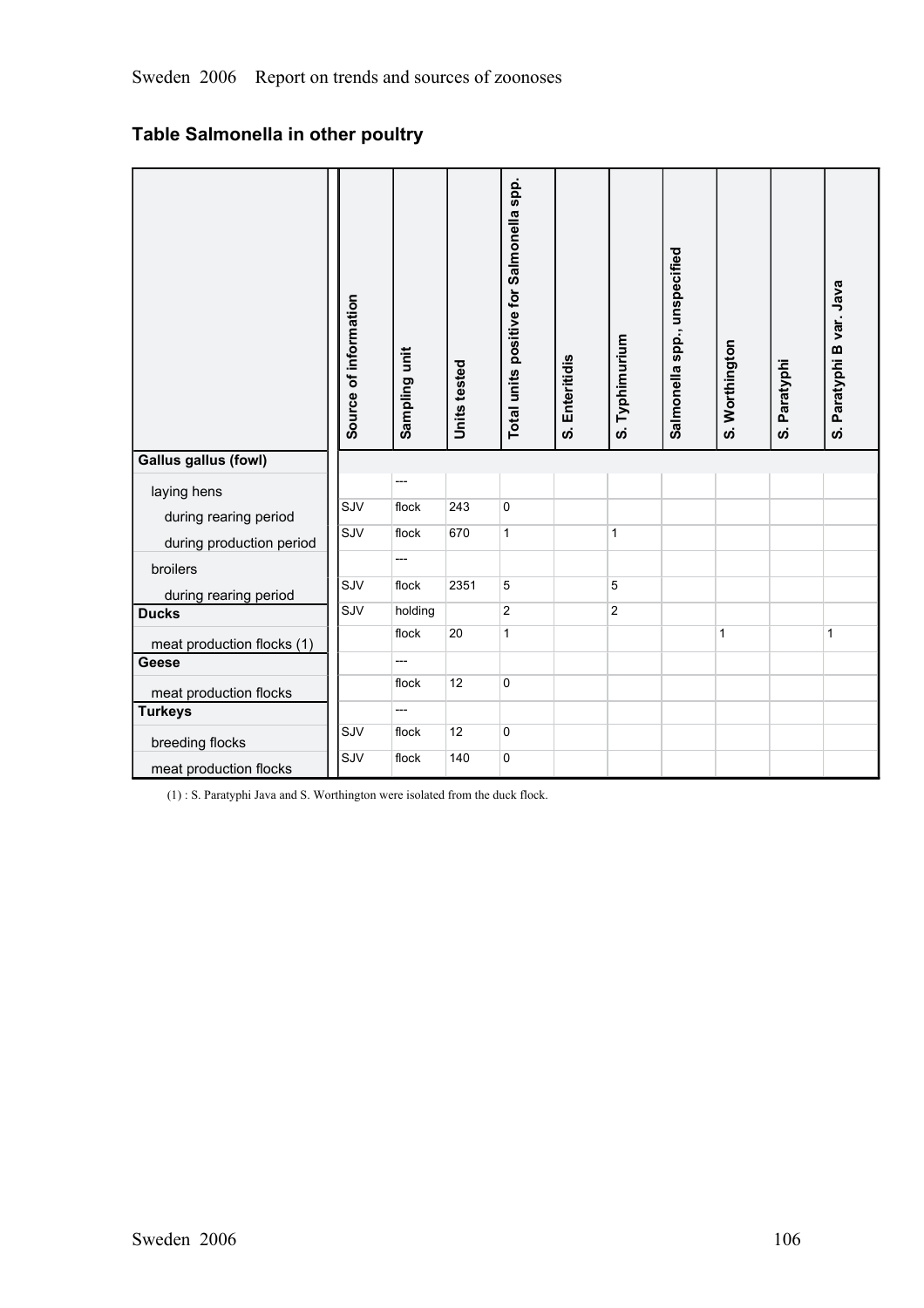## Table Salmonella in other poultry

| | Source of information | Sampling unit | Units tested | Total units positive for Salmonella spp. | S. Enteritidis | S. Typhimurium | Salmonella spp., unspecified | S. Worthington | S. Paratyphi | S. Paratyphi B var. Java |
|---|---|---|---|---|---|---|---|---|---|---|
| **Gallus gallus (fowl)** | | | | | | | | | | |
| laying hens | | --- | | | | | | | | |
| during rearing period | SJV | flock | 243 | 0 | | | | | | |
| during production period | SJV | flock | 670 | 1 | | 1 | | | | |
| broilers | | --- | | | | | | | | |
| during rearing period | SJV | flock | 2351 | 5 | | 5 | | | | |
| **Ducks** | SJV | holding | | 2 | | 2 | | | | |
| meat production flocks (1) | | flock | 20 | 1 | | | | 1 | | 1 |
| **Geese** | | --- | | | | | | | | |
| meat production flocks | | flock | 12 | 0 | | | | | | |
| **Turkeys** | | --- | | | | | | | | |
| breeding flocks | SJV | flock | 12 | 0 | | | | | | |
| meat production flocks | SJV | flock | 140 | 0 | | | | | | |

(1) : S. Paratyphi Java and S. Worthington were isolated from the duck flock.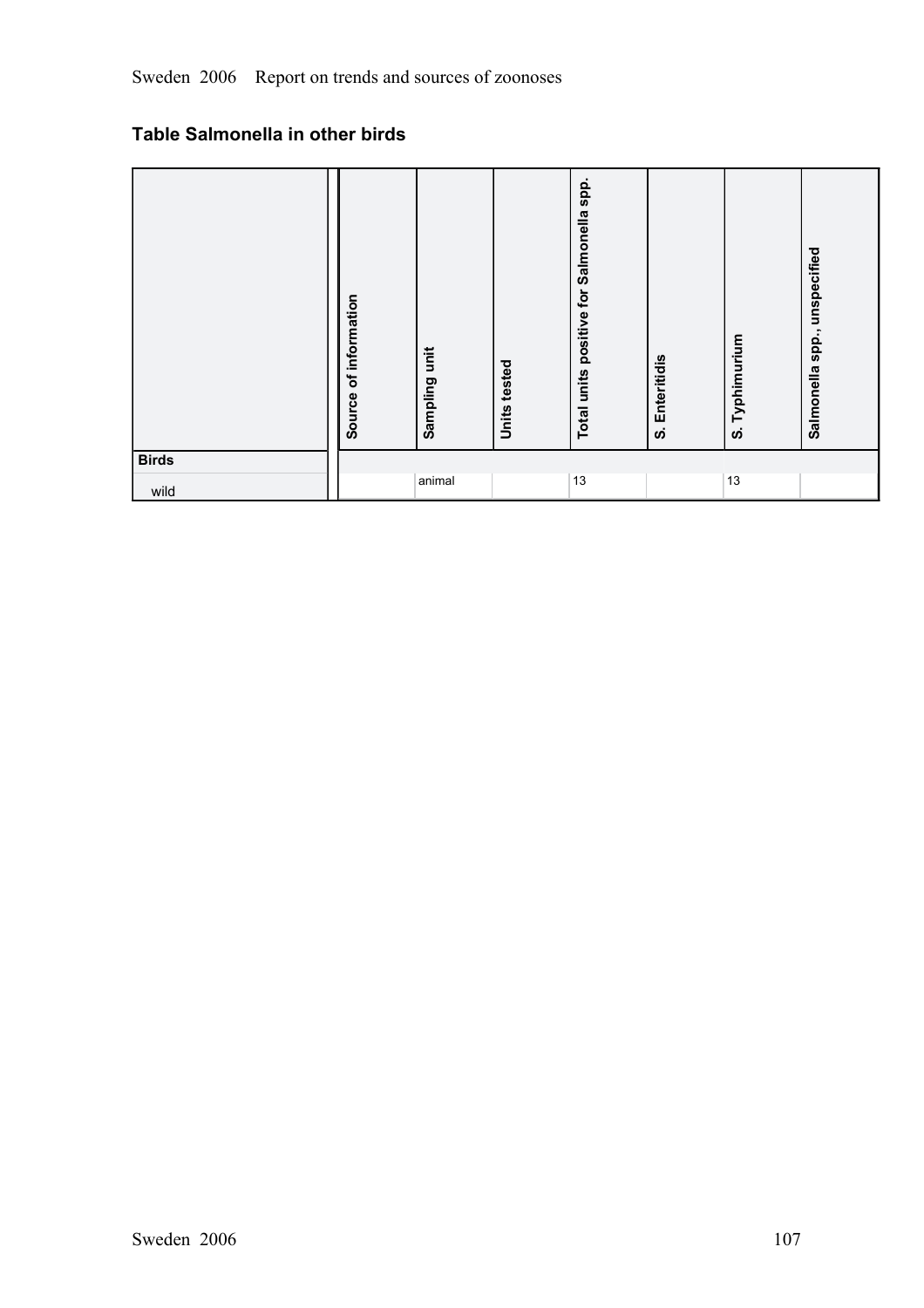## Table Salmonella in other birds

| | Source of information | Sampling unit | Units tested | Total units positive for Salmonella spp. | S. Enteritidis | S. Typhimurium | Salmonella spp., unspecified |
|---|---|---|---|---|---|---|---|
| **Birds** | | | | | | | |
| wild | | animal | | 13 | | 13 | |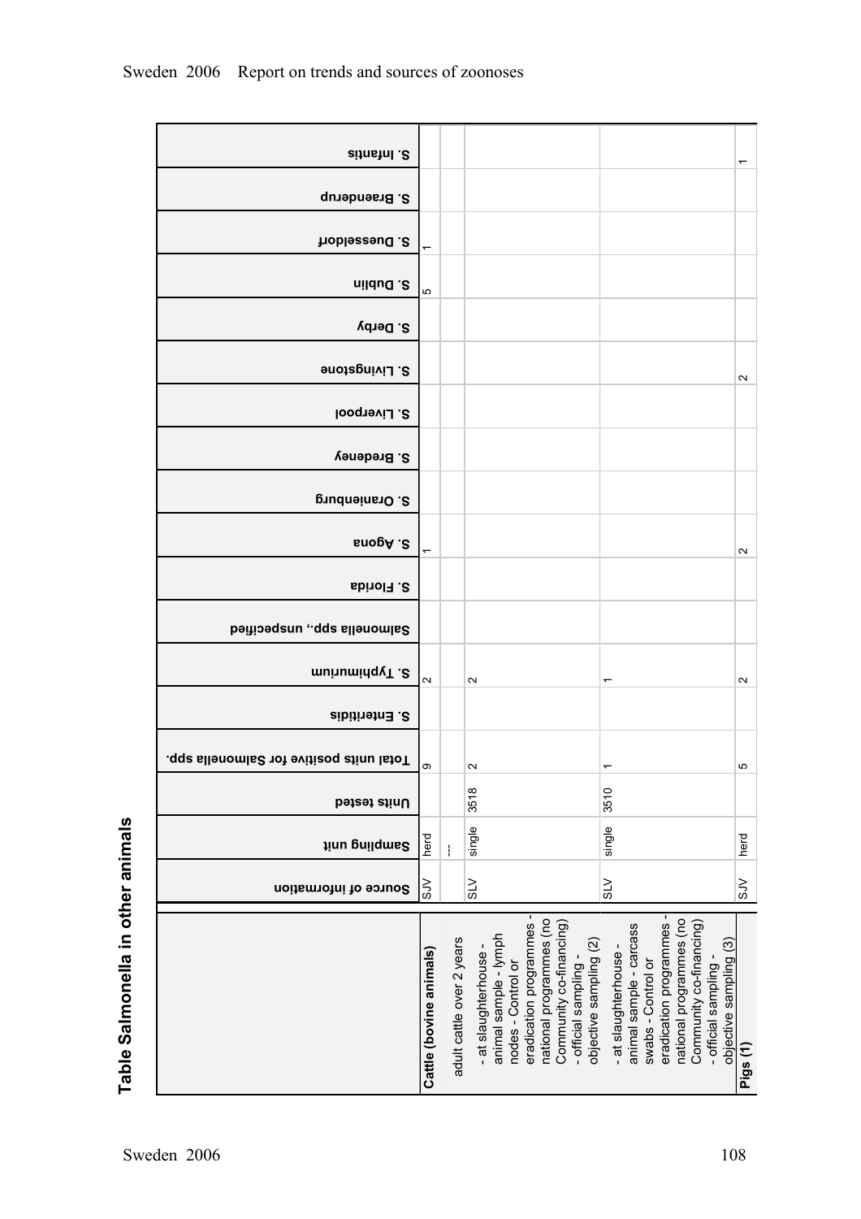## Table Salmonella in other animals

| | Source of information | Sampling unit | Units tested | Total units positive for Salmonella spp. | S. Enteritidis | S. Typhimurium | Salmonella spp., unspecified | S. Florida | S. Agona | S. Oranienburg | S. Bredeney | S. Liverpool | S. Livingstone | S. Derby | S. Dublin | S. Duesseldorf | S. Braenderup | S. Infantis |
|---|---|---|---|---|---|---|---|---|---|---|---|---|---|---|---|---|---|---|
| **Cattle (bovine animals)** | SJV | herd | | 9 | | 2 | | | 1 | | | | | | 5 | 1 | | |
| adult cattle over 2 years | | --- | | | | | | | | | | | | | | | | |
| - at slaughterhouse - animal sample - lymph nodes - Control or eradication programmes - national programmes (no Community co-financing) - official sampling - objective sampling (2) | SLV | single | 3518 | 2 | | 2 | | | | | | | | | | | | |
| - at slaughterhouse - animal sample - carcass swabs - Control or eradication programmes - national programmes (no Community co-financing) - official sampling - objective sampling (3) | SLV | single | 3510 | 1 | | 1 | | | | | | | | | | | | |
| **Pigs (1)** | SJV | herd | | 5 | | 2 | | | 2 | | | | 2 | | | | | 1 |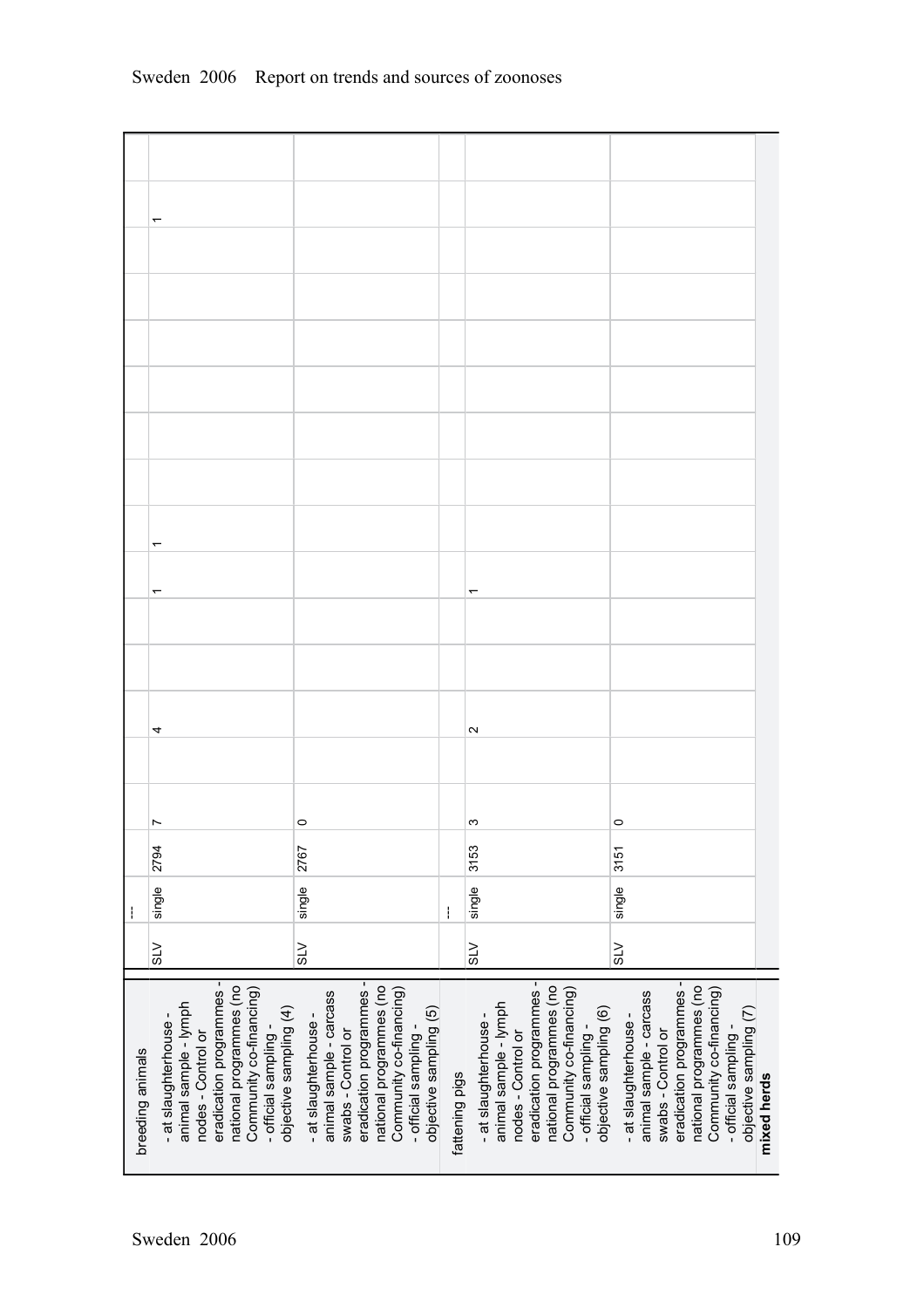| | | | | | | | | | | | | | | | | | | |
|---|---|---|---|---|---|---|---|---|---|---|---|---|---|---|---|---|---|---|
| breeding animals | | --- | | | | | | | | | | | | | | | | |
| - at slaughterhouse - animal sample - lymph nodes - Control or eradication programmes - national programmes (no Community co-financing) - official sampling - objective sampling (4) | SLV | single | 2794 | 7 | | 4 | | | 1 | 1 | | | | | | | 1 | |
| - at slaughterhouse - animal sample - carcass swabs - Control or eradication programmes - national programmes (no Community co-financing) - official sampling - objective sampling (5) | SLV | single | 2767 | 0 | | | | | | | | | | | | | | |
| fattening pigs | | --- | | | | | | | | | | | | | | | | |
| - at slaughterhouse - animal sample - lymph nodes - Control or eradication programmes - national programmes (no Community co-financing) - official sampling - objective sampling (6) | SLV | single | 3153 | 3 | | 2 | | | 1 | | | | | | | | | |
| - at slaughterhouse - animal sample - carcass swabs - Control or eradication programmes - national programmes (no Community co-financing) - official sampling - objective sampling (7) | SLV | single | 3151 | 0 | | | | | | | | | | | | | | |
| **mixed herds** | | | | | | | | | | | | | | | | | | |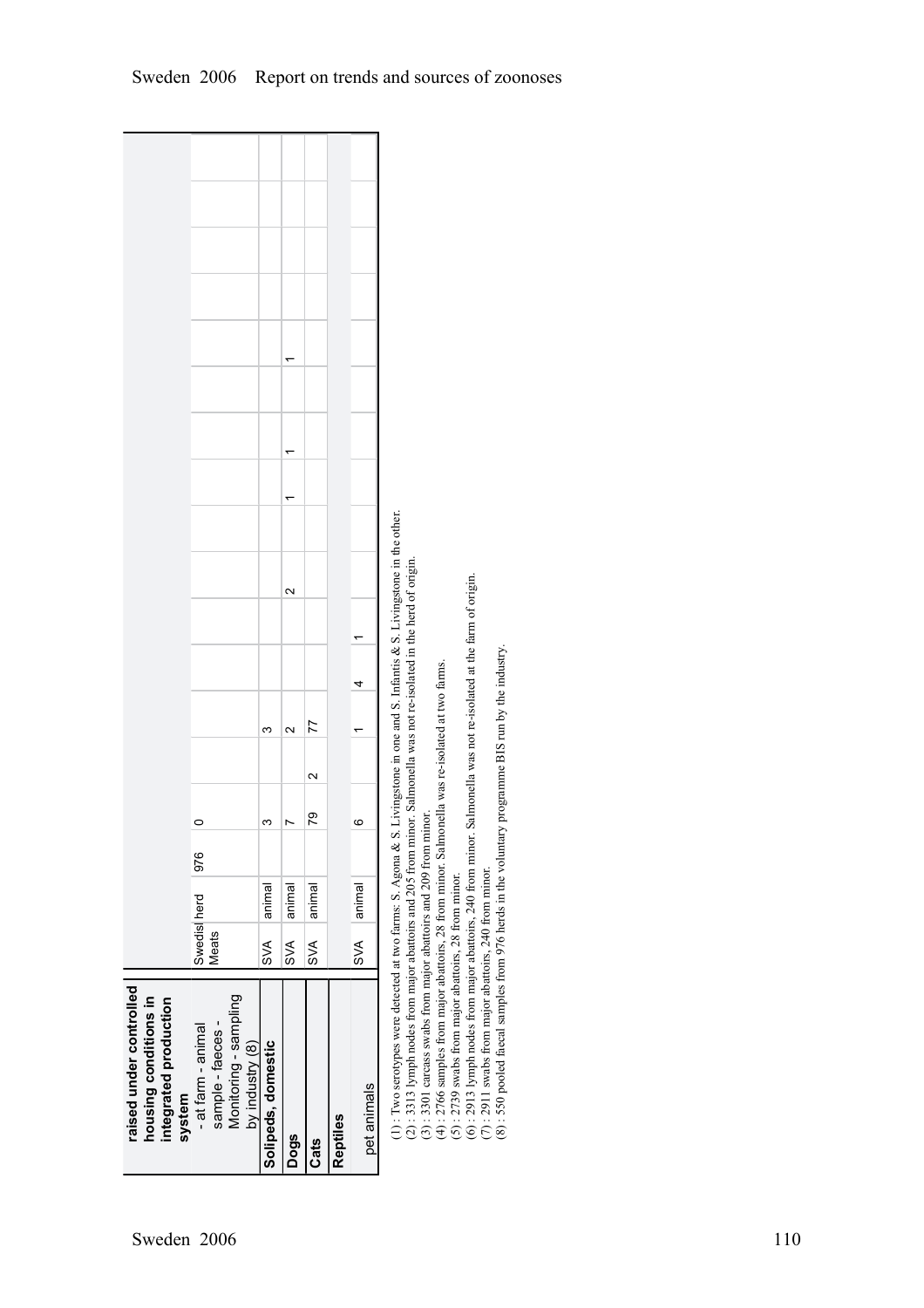| | | | | | | | | | | | | | | | | | | |
|---|---|---|---|---|---|---|---|---|---|---|---|---|---|---|---|---|---|---|
| **raised under controlled housing conditions in integrated production system** | | | | | | | | | | | | | | | | | | |
| - at farm - animal sample - faeces - Monitoring - sampling by industry (8) | Swedish Meats | herd | 976 | 0 | | | | | | | | | | | | | | |
| **Solipeds, domestic** | SVA | animal | | 3 | | 3 | | | | | | | | | | | | |
| **Dogs** | SVA | animal | | 7 | | 2 | | | 2 | | 1 | 1 | | | | | | |
| **Cats** | SVA | animal | | 79 | 2 | 77 | | | | | | | | 1 | | | | |
| **Reptiles** | | | | | | | | | | | | | | | | | | |
| pet animals | SVA | animal | | 6 | | 1 | 4 | 1 | | | | | | | | | | |

(1) : Two serotypes were detected at two farms: S. Agona & S. Livingstone in one and S. Infantis & S. Livingstone in the other.
(2) : 3313 lymph nodes from major abattoirs and 205 from minor. Salmonella was not re-isolated in the herd of origin.
(3) : 3301 carcass swabs from major abattoirs and 209 from minor.
(4) : 2766 samples from major abatoirs, 28 from minor. Salmonella was re-isolated at two farms.
(5) : 2739 swabs from major abattoirs, 28 from minor.
(6) : 2913 lymph nodes from major abattoirs, 240 from minor. Salmonella was not re-isolated at the farm of origin.
(7) : 2911 swabs from major abattoirs, 240 from minor.
(8) : 550 pooled faecal samples from 976 herds in the voluntary programme BIS run by the industry.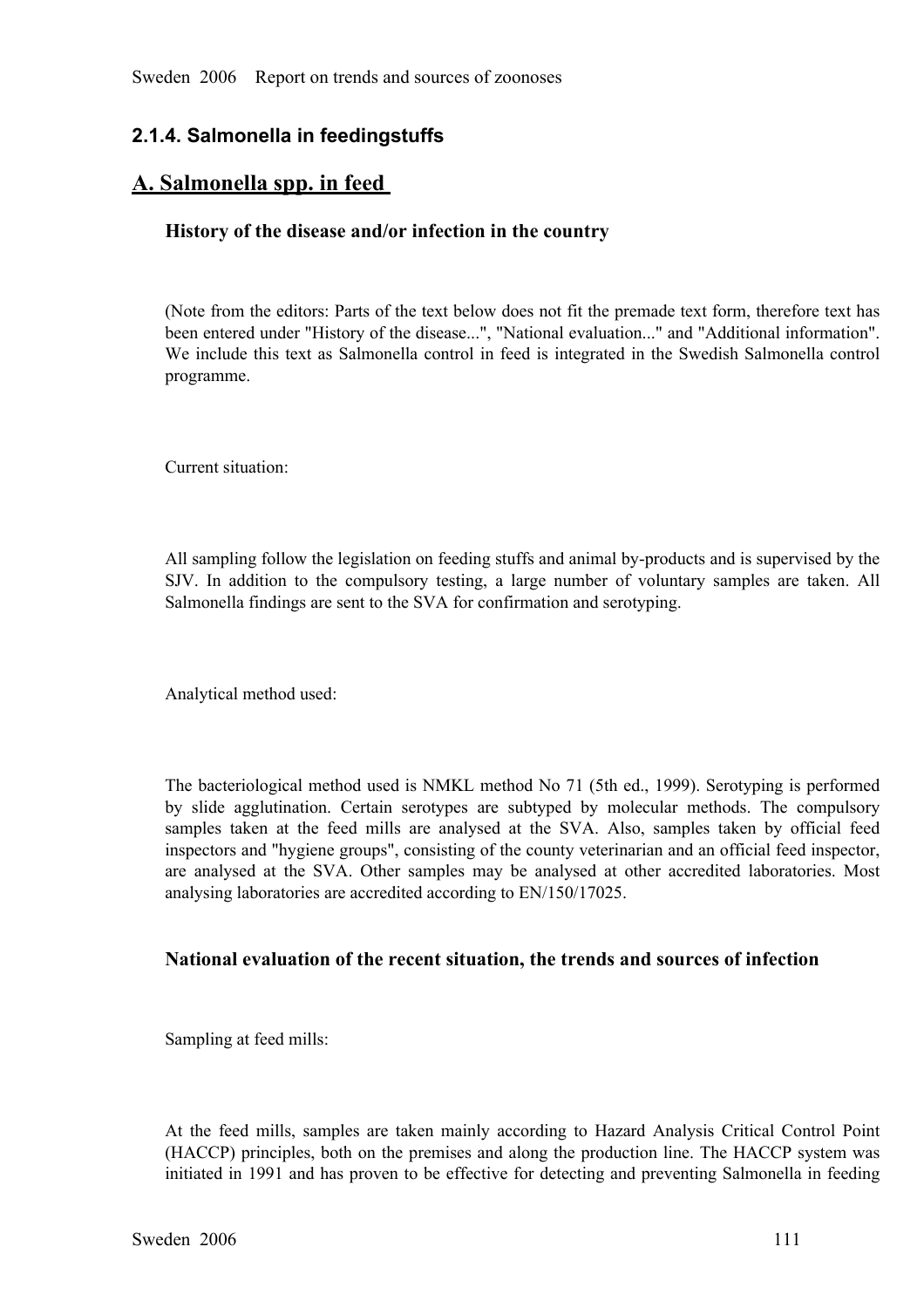### 2.1.4. Salmonella in feedingstuffs

## A. Salmonella spp. in feed

### History of the disease and/or infection in the country

(Note from the editors: Parts of the text below does not fit the premade text form, therefore text has been entered under "History of the disease...", "National evaluation..." and "Additional information". We include this text as Salmonella control in feed is integrated in the Swedish Salmonella control programme.

Current situation:

All sampling follow the legislation on feeding stuffs and animal by-products and is supervised by the SJV. In addition to the compulsory testing, a large number of voluntary samples are taken. All Salmonella findings are sent to the SVA for confirmation and serotyping.

Analytical method used:

The bacteriological method used is NMKL method No 71 (5th ed., 1999). Serotyping is performed by slide agglutination. Certain serotypes are subtyped by molecular methods. The compulsory samples taken at the feed mills are analysed at the SVA. Also, samples taken by official feed inspectors and "hygiene groups", consisting of the county veterinarian and an official feed inspector, are analysed at the SVA. Other samples may be analysed at other accredited laboratories. Most analysing laboratories are accredited according to EN/150/17025.

### National evaluation of the recent situation, the trends and sources of infection

Sampling at feed mills:

At the feed mills, samples are taken mainly according to Hazard Analysis Critical Control Point (HACCP) principles, both on the premises and along the production line. The HACCP system was initiated in 1991 and has proven to be effective for detecting and preventing Salmonella in feeding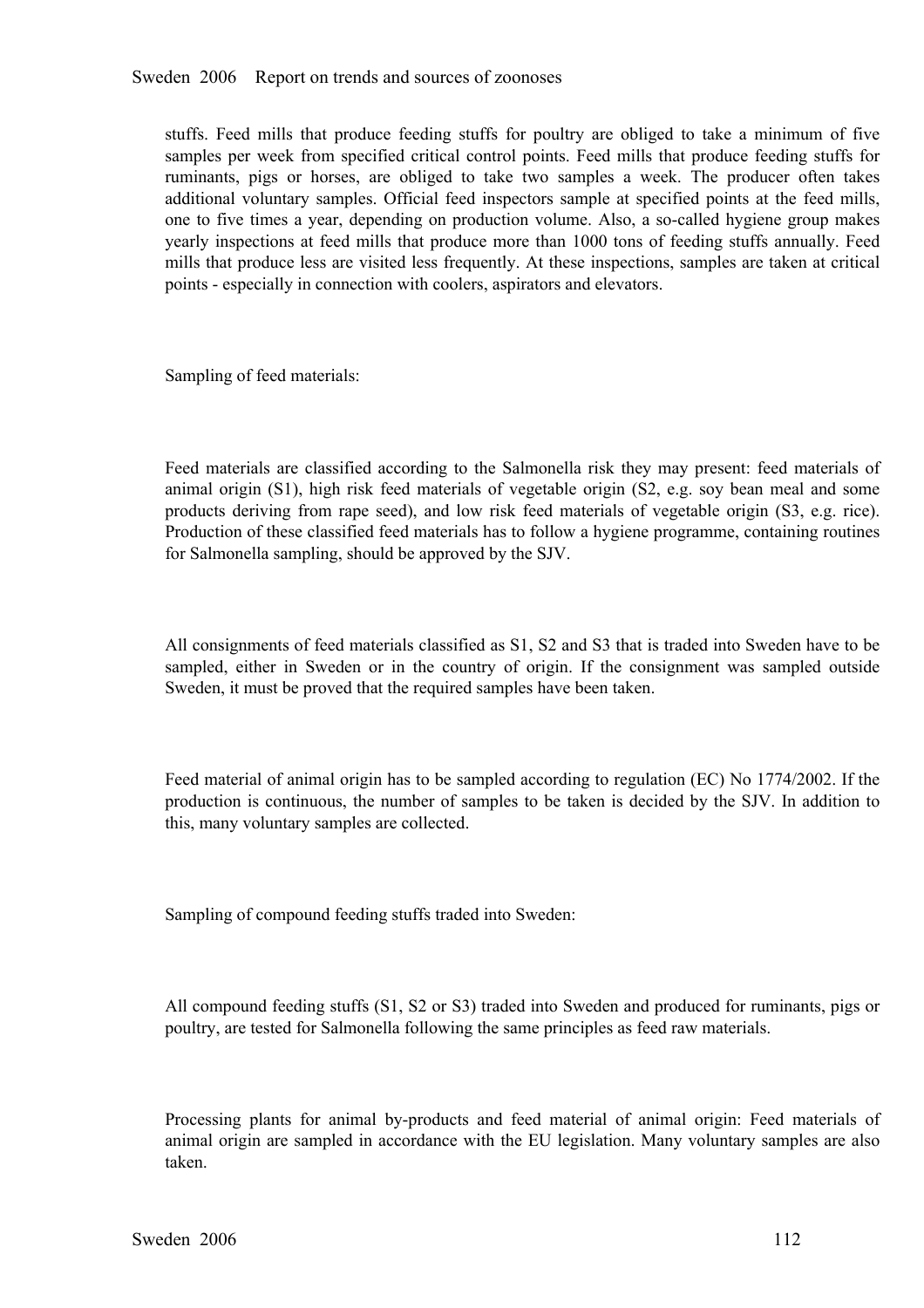stuffs. Feed mills that produce feeding stuffs for poultry are obliged to take a minimum of five samples per week from specified critical control points. Feed mills that produce feeding stuffs for ruminants, pigs or horses, are obliged to take two samples a week. The producer often takes additional voluntary samples. Official feed inspectors sample at specified points at the feed mills, one to five times a year, depending on production volume. Also, a so-called hygiene group makes yearly inspections at feed mills that produce more than 1000 tons of feeding stuffs annually. Feed mills that produce less are visited less frequently. At these inspections, samples are taken at critical points - especially in connection with coolers, aspirators and elevators.

Sampling of feed materials:

Feed materials are classified according to the Salmonella risk they may present: feed materials of animal origin (S1), high risk feed materials of vegetable origin (S2, e.g. soy bean meal and some products deriving from rape seed), and low risk feed materials of vegetable origin (S3, e.g. rice). Production of these classified feed materials has to follow a hygiene programme, containing routines for Salmonella sampling, should be approved by the SJV.

All consignments of feed materials classified as S1, S2 and S3 that is traded into Sweden have to be sampled, either in Sweden or in the country of origin. If the consignment was sampled outside Sweden, it must be proved that the required samples have been taken.

Feed material of animal origin has to be sampled according to regulation (EC) No 1774/2002. If the production is continuous, the number of samples to be taken is decided by the SJV. In addition to this, many voluntary samples are collected.

Sampling of compound feeding stuffs traded into Sweden:

All compound feeding stuffs (S1, S2 or S3) traded into Sweden and produced for ruminants, pigs or poultry, are tested for Salmonella following the same principles as feed raw materials.

Processing plants for animal by-products and feed material of animal origin: Feed materials of animal origin are sampled in accordance with the EU legislation. Many voluntary samples are also taken.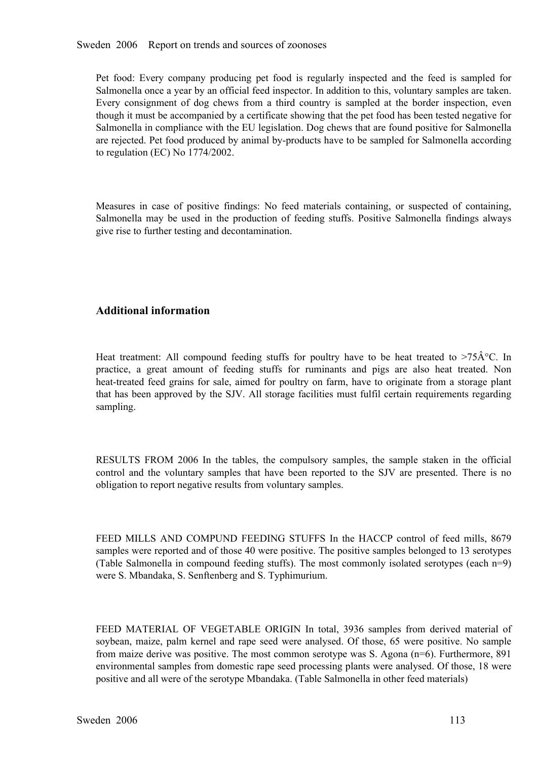Pet food: Every company producing pet food is regularly inspected and the feed is sampled for Salmonella once a year by an official feed inspector. In addition to this, voluntary samples are taken. Every consignment of dog chews from a third country is sampled at the border inspection, even though it must be accompanied by a certificate showing that the pet food has been tested negative for Salmonella in compliance with the EU legislation. Dog chews that are found positive for Salmonella are rejected. Pet food produced by animal by-products have to be sampled for Salmonella according to regulation (EC) No 1774/2002.

Measures in case of positive findings: No feed materials containing, or suspected of containing, Salmonella may be used in the production of feeding stuffs. Positive Salmonella findings always give rise to further testing and decontamination.

## Additional information

Heat treatment: All compound feeding stuffs for poultry have to be heat treated to >75Â°C. In practice, a great amount of feeding stuffs for ruminants and pigs are also heat treated. Non heat-treated feed grains for sale, aimed for poultry on farm, have to originate from a storage plant that has been approved by the SJV. All storage facilities must fulfil certain requirements regarding sampling.

RESULTS FROM 2006 In the tables, the compulsory samples, the sample staken in the official control and the voluntary samples that have been reported to the SJV are presented. There is no obligation to report negative results from voluntary samples.

FEED MILLS AND COMPUND FEEDING STUFFS In the HACCP control of feed mills, 8679 samples were reported and of those 40 were positive. The positive samples belonged to 13 serotypes (Table Salmonella in compound feeding stuffs). The most commonly isolated serotypes (each n=9) were S. Mbandaka, S. Senftenberg and S. Typhimurium.

FEED MATERIAL OF VEGETABLE ORIGIN In total, 3936 samples from derived material of soybean, maize, palm kernel and rape seed were analysed. Of those, 65 were positive. No sample from maize derive was positive. The most common serotype was S. Agona (n=6). Furthermore, 891 environmental samples from domestic rape seed processing plants were analysed. Of those, 18 were positive and all were of the serotype Mbandaka. (Table Salmonella in other feed materials)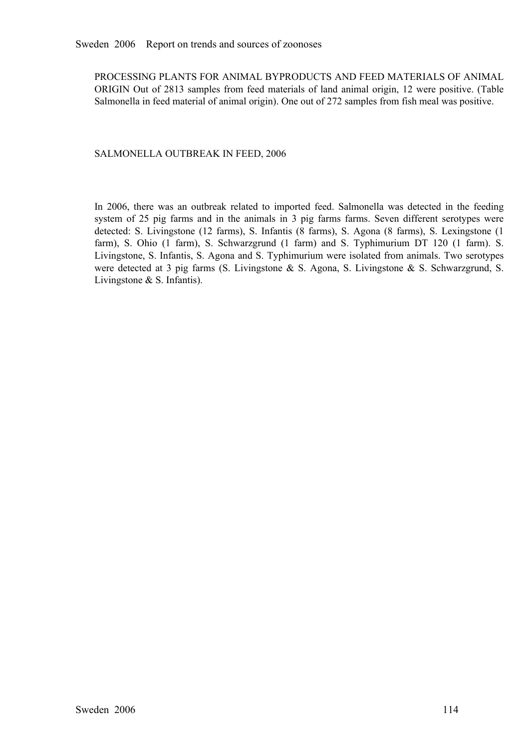PROCESSING PLANTS FOR ANIMAL BYPRODUCTS AND FEED MATERIALS OF ANIMAL ORIGIN Out of 2813 samples from feed materials of land animal origin, 12 were positive. (Table Salmonella in feed material of animal origin). One out of 272 samples from fish meal was positive.

SALMONELLA OUTBREAK IN FEED, 2006

In 2006, there was an outbreak related to imported feed. Salmonella was detected in the feeding system of 25 pig farms and in the animals in 3 pig farms farms. Seven different serotypes were detected: S. Livingstone (12 farms), S. Infantis (8 farms), S. Agona (8 farms), S. Lexingstone (1 farm), S. Ohio (1 farm), S. Schwarzgrund (1 farm) and S. Typhimurium DT 120 (1 farm). S. Livingstone, S. Infantis, S. Agona and S. Typhimurium were isolated from animals. Two serotypes were detected at 3 pig farms (S. Livingstone & S. Agona, S. Livingstone & S. Schwarzgrund, S. Livingstone & S. Infantis).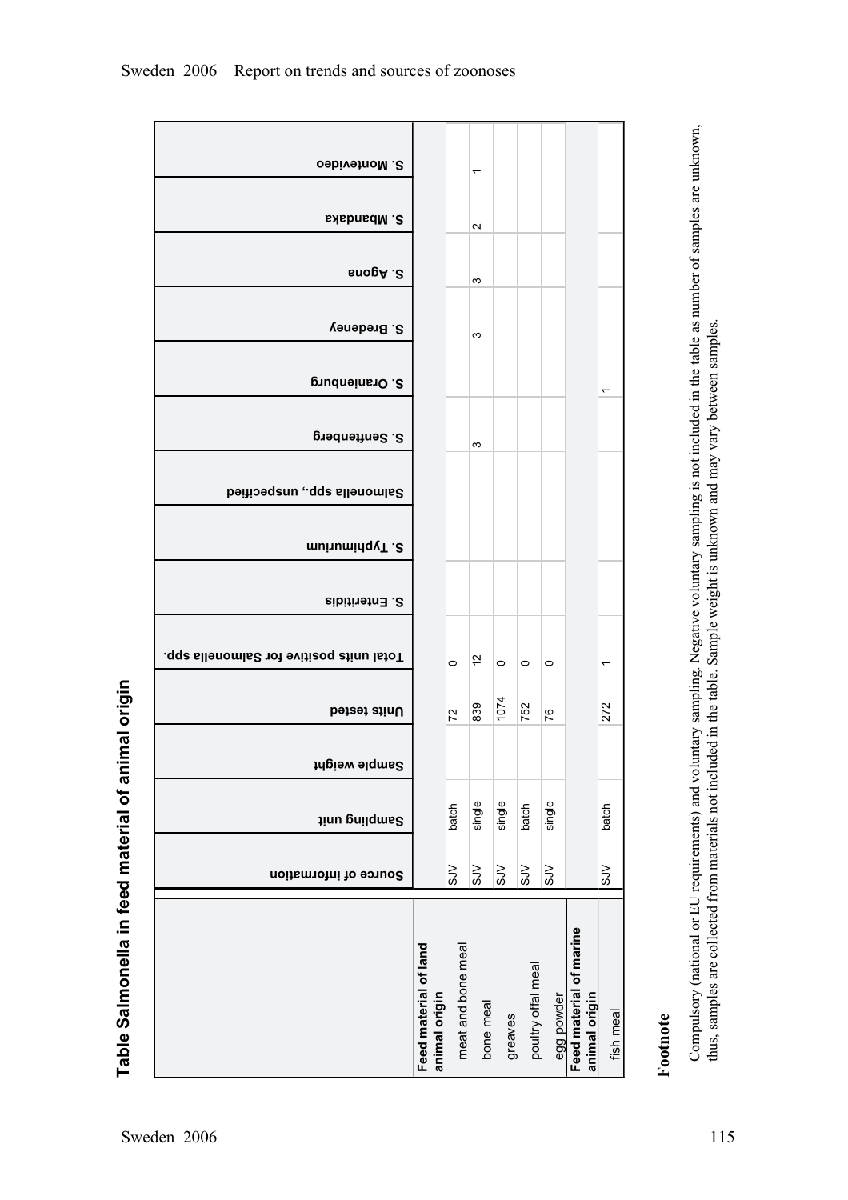## Table Salmonella in feed material of animal origin

| | Source of information | Sampling unit | Sample weight | Units tested | Total units positive for Salmonella spp. | S. Enteritidis | S. Typhimurium | Salmonella spp., unspecified | S. Senftenberg | S. Oranienburg | S. Bredeney | S. Agona | S. Mbandaka | S. Montevideo |
|---|---|---|---|---|---|---|---|---|---|---|---|---|---|---|
| **Feed material of land animal origin** | | | | | | | | | | | | | | |
| meat and bone meal | SJV | batch | | 72 | 0 | | | | | | | | | |
| bone meal | SJV | single | | 839 | 12 | | | | 3 | | 3 | 3 | 2 | 1 |
| greaves | SJV | single | | 1074 | 0 | | | | | | | | | |
| poultry offal meal | SJV | batch | | 752 | 0 | | | | | | | | | |
| egg powder | SJV | single | | 76 | 0 | | | | | | | | | |
| **Feed material of marine animal origin** | | | | | | | | | | | | | | |
| fish meal | SJV | batch | | 272 | 1 | | | | | 1 | | | | |

**Footnote**

Compulsory (national or EU requirements) and voluntary sampling. Negative voluntary sampling is not included in the table as number of samples are unknown, thus, samples are collected from materials not included in the table. Sample weight is unknown and may vary between samples.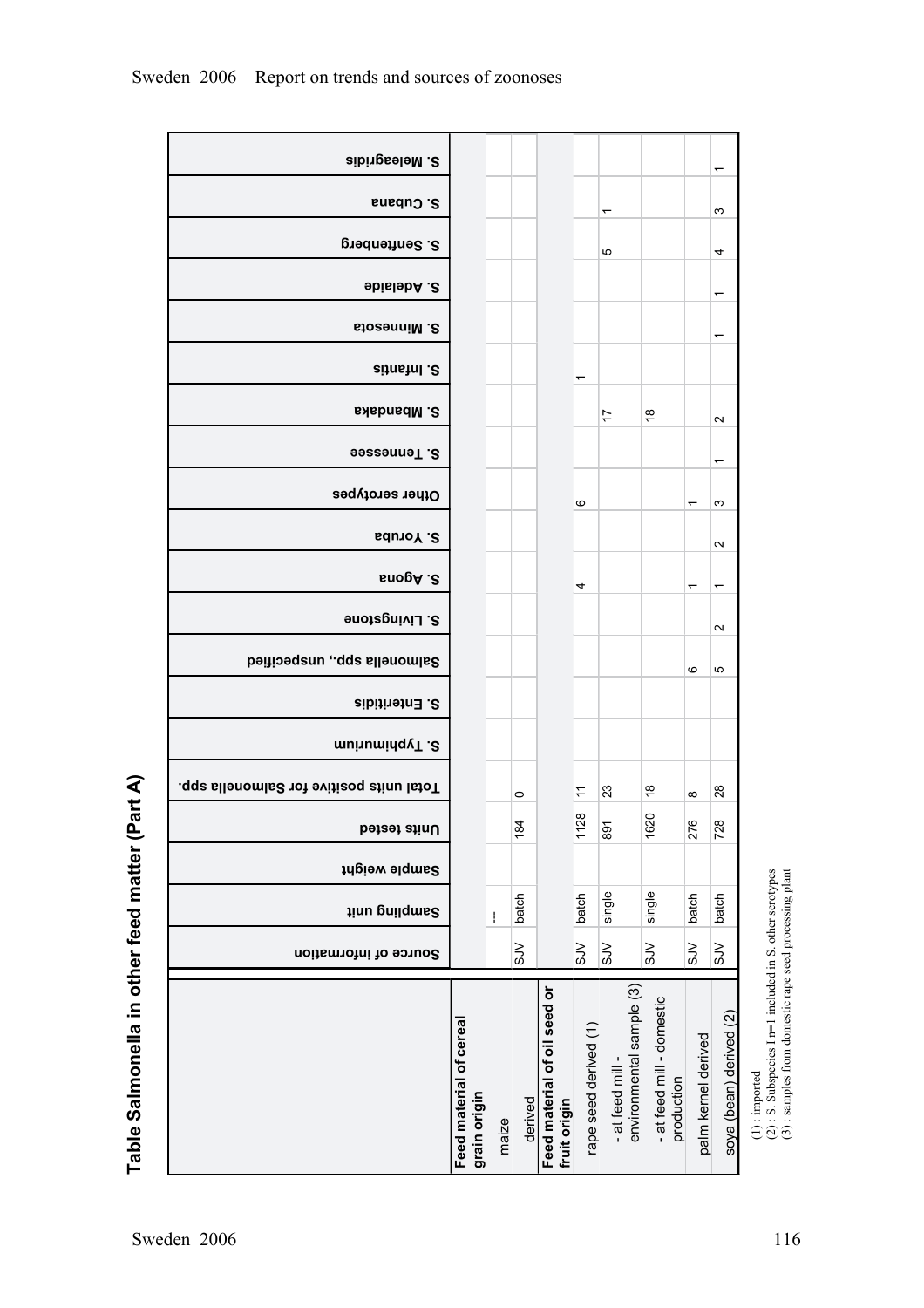## Table Salmonella in other feed matter (Part A)

| | Source of information | Sampling unit | Sample weight | Units tested | Total units positive for Salmonella spp. | S. Typhimurium | S. Enteritidis | Salmonella spp., unspecified | S. Livingstone | S. Agona | S. Yoruba | Other serotypes | S. Tennessee | S. Mbandaka | S. Infantis | S. Minnesota | S. Adelaide | S. Senftenberg | S. Cubana | S. Meleagridis |
|---|---|---|---|---|---|---|---|---|---|---|---|---|---|---|---|---|---|---|---|---|
| **Feed material of cereal grain origin** | | | | | | | | | | | | | | | | | | | | |
| maize | | -- | | | | | | | | | | | | | | | | | | |
| derived | SJV | batch | | 184 | 0 | | | | | | | | | | | | | | | |
| **Feed material of oil seed or fruit origin** | | | | | | | | | | | | | | | | | | | | |
| rape seed derived (1) | SJV | batch | | 1128 | 11 | | | | | 4 | | 6 | | | 1 | | | | | |
| - at feed mill - environmental sample (3) | SJV | single | | 891 | 23 | | | | | | | | | 17 | | | | 5 | 1 | |
| - at feed mill - domestic production | SJV | single | | 1620 | 18 | | | | | | | | | 18 | | | | | | |
| palm kernel derived | SJV | batch | | 276 | 8 | | | 6 | | 1 | | 1 | | | | | | | | |
| soya (bean) derived (2) | SJV | batch | | 728 | 28 | | | 5 | 2 | 1 | 2 | 3 | 1 | 2 | | 1 | 1 | 4 | 3 | 1 |

(1) : imported
(2) : S. Subspecies I n=1 included in S. other serotypes
(3) : samples from domestic rape seed processing plant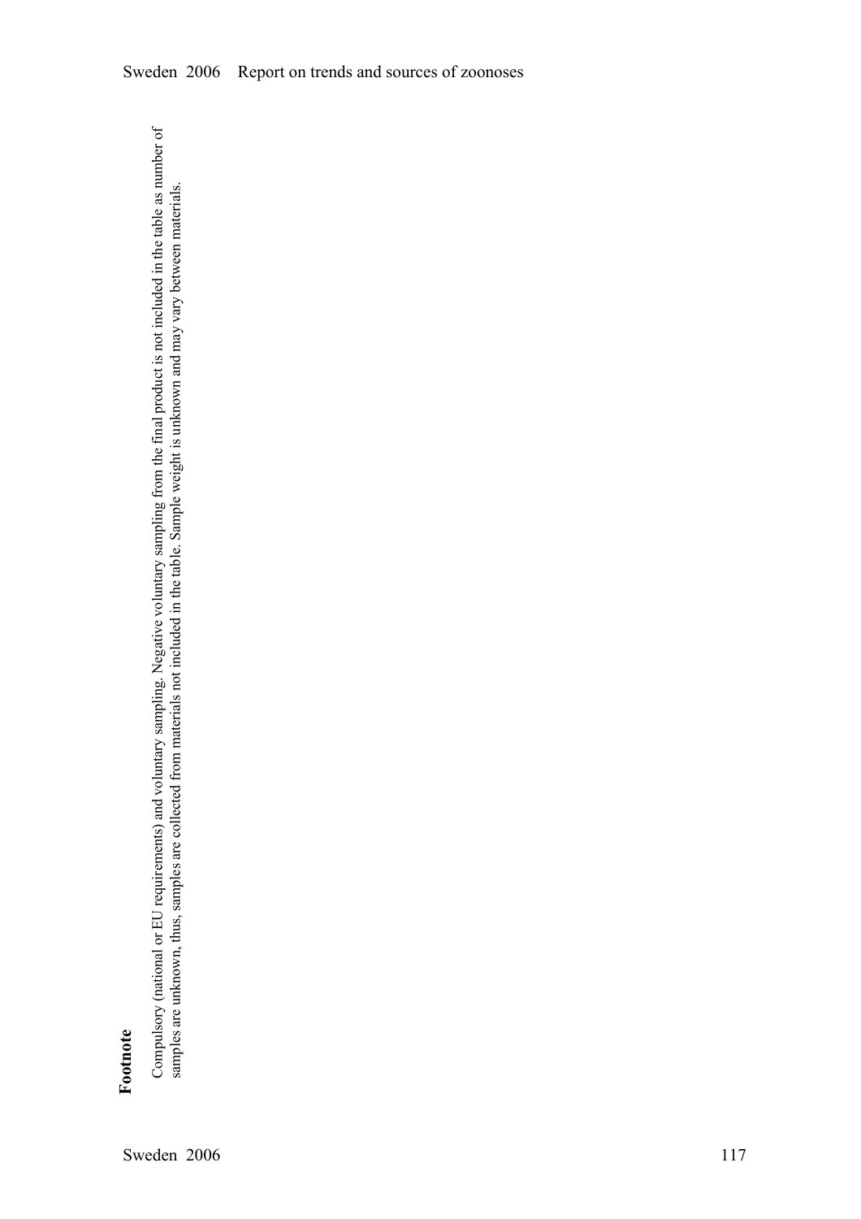**Footnote**

Compulsory (national or EU requirements) and voluntary sampling. Negative voluntary sampling from the final product is not included in the table as number of samples are unknown, thus, samples are collected from materials not included in the table. Sample weight is unknown and may vary between materials.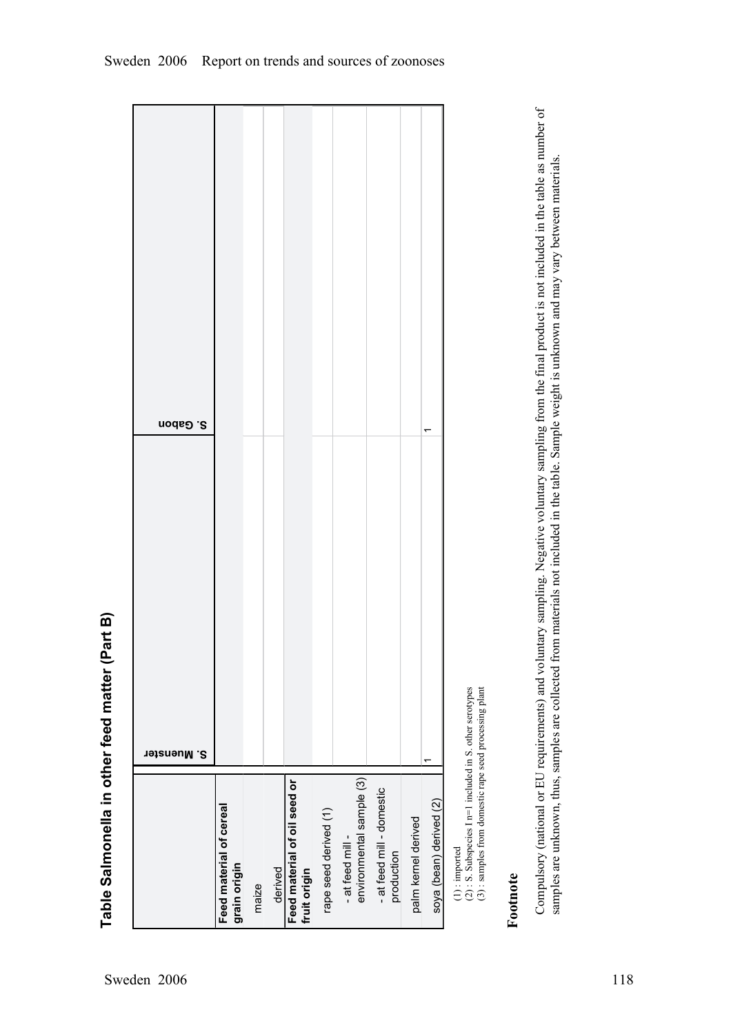## Table Salmonella in other feed matter (Part B)

| | S. Muenster | S. Gabon |
|---|---|---|
| **Feed material of cereal grain origin** | | |
| maize | | |
| derived | | |
| **Feed material of oil seed or fruit origin** | | |
| rape seed derived (1) | | |
| - at feed mill - environmental sample (3) | | |
| - at feed mill - domestic production | | |
| palm kernel derived | | |
| soya (bean) derived (2) | 1 | 1 |

(1) : imported
(2) : S. Subspecies I n=1 included in S. other serotypes
(3) : samples from domestic rape seed processing plant

### Footnote

Compulsory (national or EU requirements) and voluntary sampling. Negative voluntary sampling from the final product is not included in the table as number of samples are unknown, thus, samples are collected from materials not included in the table. Sample weight is unknown and may vary between materials.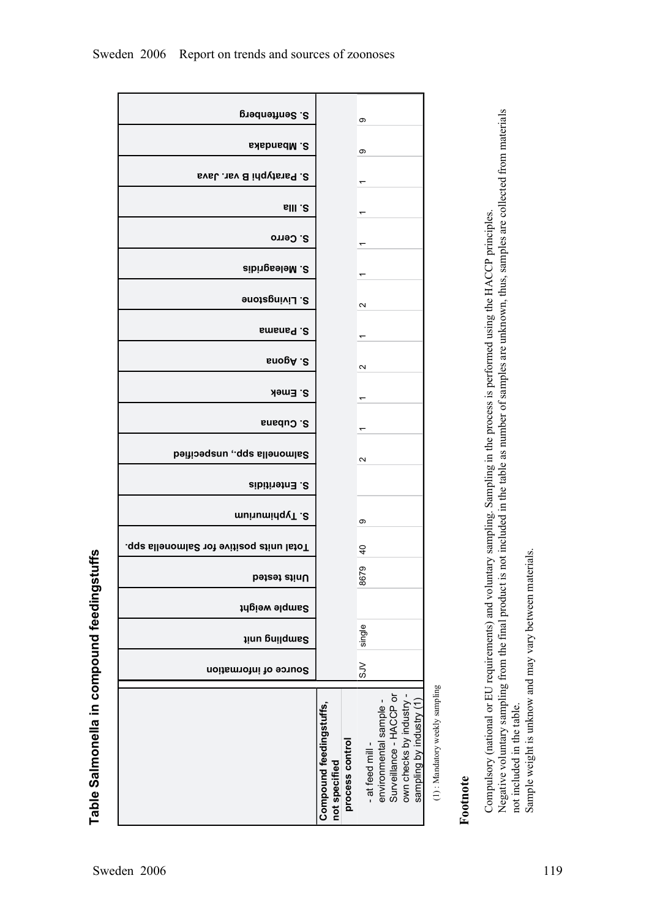## Table Salmonella in compound feedingstuffs

| | Source of information | Sampling unit | Sample weight | Units tested | Total units positive for Salmonella spp. | S. Typhimurium | S. Enteritidis | Salmonella spp., unspecified | S. Cubana | S. Emek | S. Agona | S. Panama | S. Livingstone | S. Meleagridis | S. Cerro | S. IIIa | S. Paratyphi B var. Java | S. Mbandaka | S. Senftenberg |
|---|---|---|---|---|---|---|---|---|---|---|---|---|---|---|---|---|---|---|---|
| **Compound feedingstuffs, not specified** | | | | | | | | | | | | | | | | | | | |
| **process control** | | | | | | | | | | | | | | | | | | | |
| - at feed mill - environmental sample - Surveillance - HACCP or own checks by industry - sampling by industry (1) | SJV | single | | 8679 | 40 | 9 | | 2 | 1 | 1 | 2 | 1 | 2 | 1 | 1 | 1 | 1 | 9 | 9 |

(1) : Mandatory weekly sampling

### Footnote

Compulsory (national or EU requirements) and voluntary sampling. Sampling in the process is performed using the HACCP principles.
Negative voluntary sampling from the final product is not included in the table as number of samples are unknown, thus, samples are collected from materials not included in the table.
Sample weight is unknow and may vary between materials.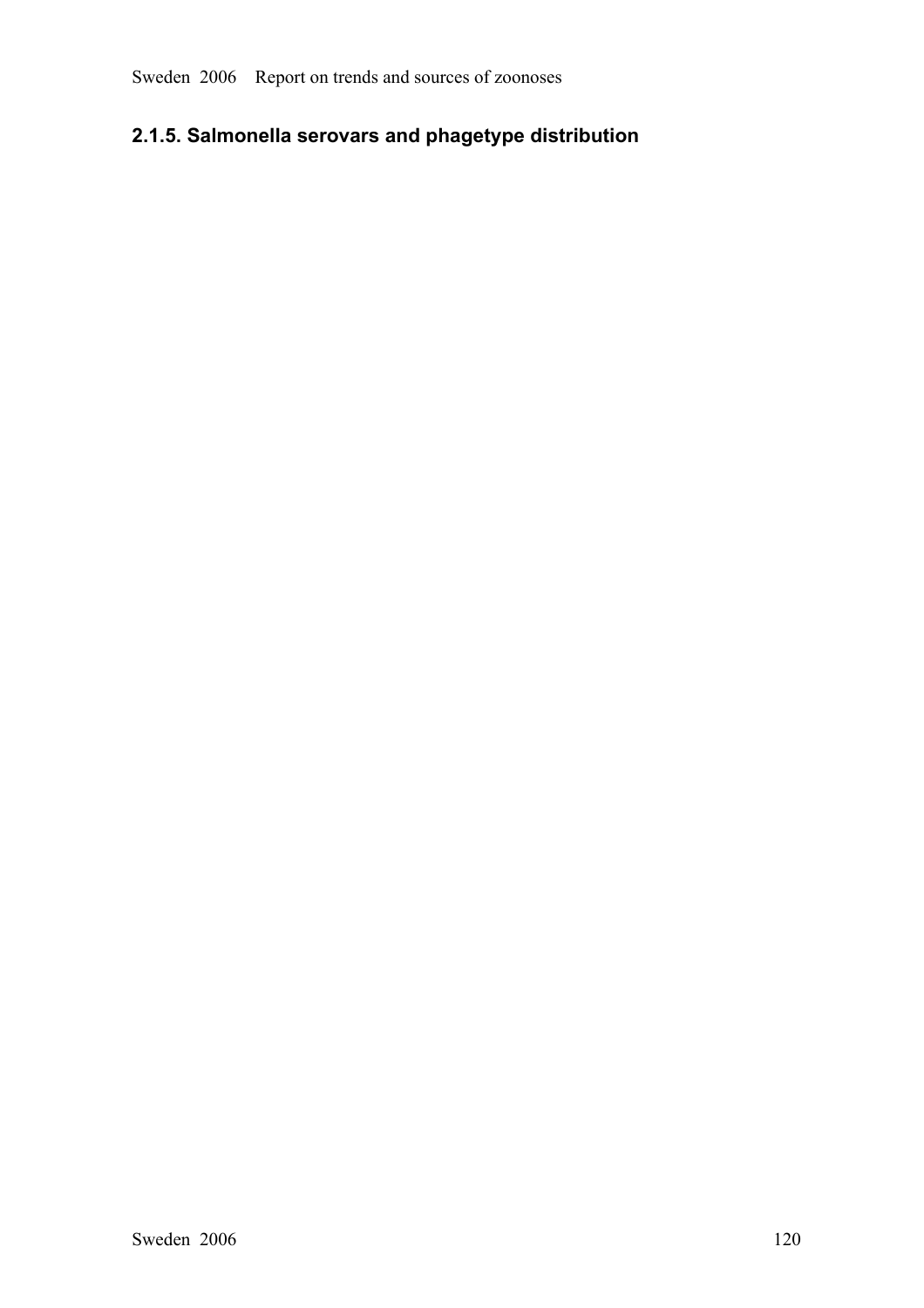## 2.1.5. Salmonella serovars and phagetype distribution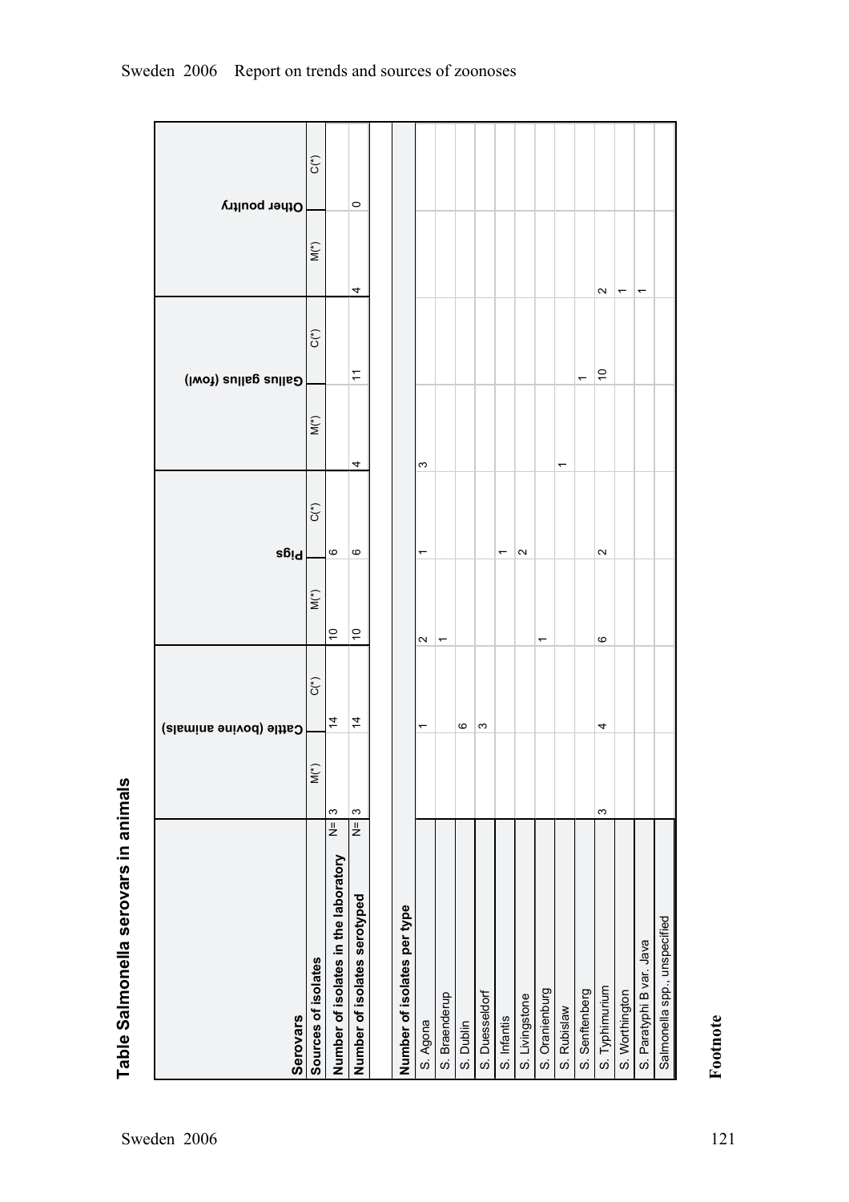## Table Salmonella serovars in animals

| Serovars | Cattle (bovine animals) | | Pigs | | Gallus gallus (fowl) | | Other poultry | |
|---|---|---|---|---|---|---|---|---|
| **Sources of isolates** | M(*) | C(*) | M(*) | C(*) | M(*) | C(*) | M(*) | C(*) |
| **Number of isolates in the laboratory** N= | 3 | 14 | 10 | 6 | | | | |
| **Number of isolates serotyped** N= | 3 | 14 | 10 | 6 | 4 | 11 | 4 | 0 |
| **Number of isolates per type** | | | | | | | | |
| S. Agona | | 1 | 2 | 1 | 3 | | | |
| S. Braenderup | | | 1 | | | | | |
| S. Dublin | | 6 | | | | | | |
| S. Duesseldorf | | 3 | | | | | | |
| S. Infantis | | | | 1 | | | | |
| S. Livingstone | | | | 2 | | | | |
| S. Oranienburg | | | 1 | | | | | |
| S. Rubislaw | | | | | 1 | | | |
| S. Senftenberg | | | | | | 1 | | |
| S. Typhimurium | 3 | 4 | 6 | 2 | | 10 | 2 | |
| S. Worthington | | | | | | | 1 | |
| S. Paratyphi B var. Java | | | | | | | 1 | |
| Salmonella spp., unspecified | | | | | | | | |

**Footnote**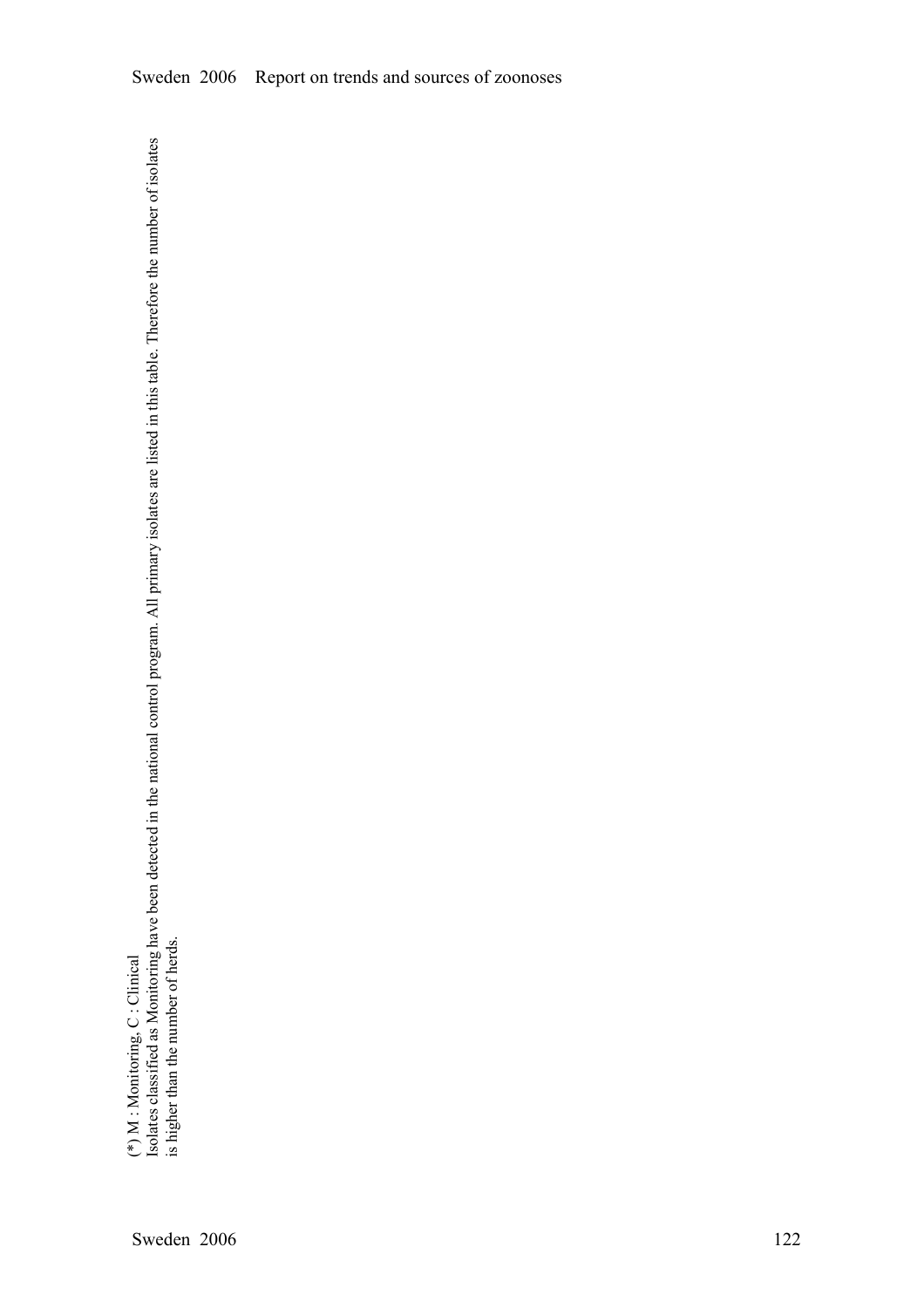(*) M : Monitoring, C : Clinical
Isolates classified as Monitoring have been detected in the national control program. All primary isolates are listed in this table. Therefore the number of isolates is higher than the number of herds.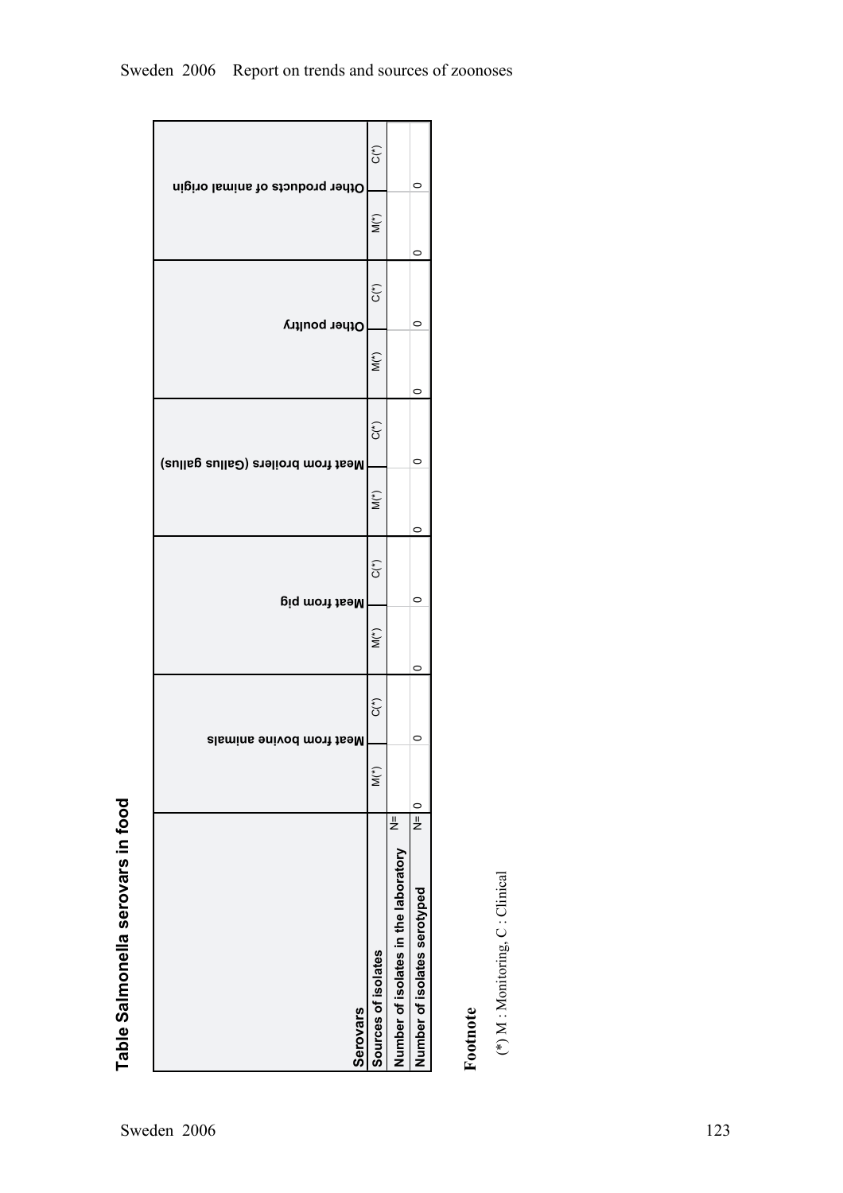## Table Salmonella serovars in food

| Serovars | | Meat from bovine animals | | Meat from pig | | Meat from broilers (Gallus gallus) | | Other poultry | | Other products of animal origin | |
|---|---|---|---|---|---|---|---|---|---|---|---|
| Sources of isolates | | M(*) | C(*) | M(*) | C(*) | M(*) | C(*) | M(*) | C(*) | M(*) | C(*) |
| Number of isolates in the laboratory | N= | | | | | | | | | | |
| Number of isolates serotyped | N= | 0 | 0 | 0 | 0 | 0 | 0 | 0 | 0 | 0 | 0 |

**Footnote**

(*) M : Monitoring, C : Clinical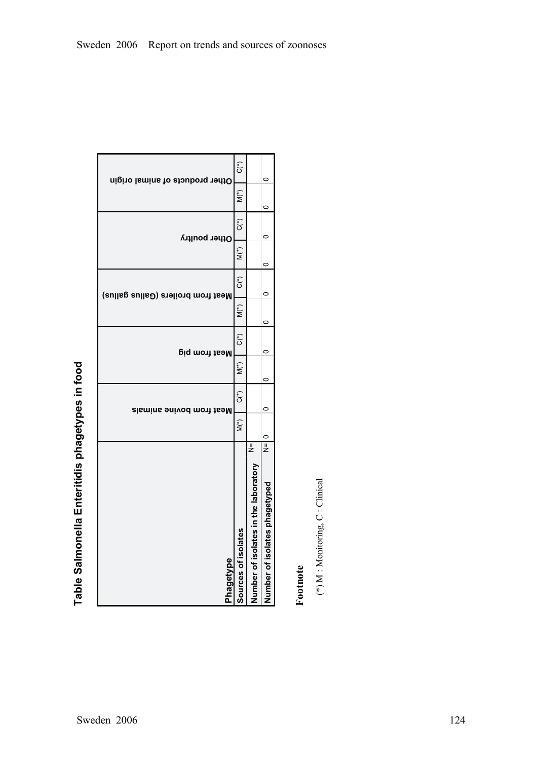## Table Salmonella Enteritidis phagetypes in food

| Phagetype | | Meat from bovine animals | | Meat from pig | | Meat from broilers (Gallus gallus) | | Other poultry | | Other products of animal origin | |
|---|---|---|---|---|---|---|---|---|---|---|---|
| Sources of isolates | | M(*) | C(*) | M(*) | C(*) | M(*) | C(*) | M(*) | C(*) | M(*) | C(*) |
| Number of isolates in the laboratory | N= | | | | | | | | | | |
| Number of isolates phagetyped | N= | 0 | 0 | 0 | 0 | 0 | 0 | 0 | 0 | 0 | 0 |

**Footnote**

(*) M : Monitoring, C : Clinical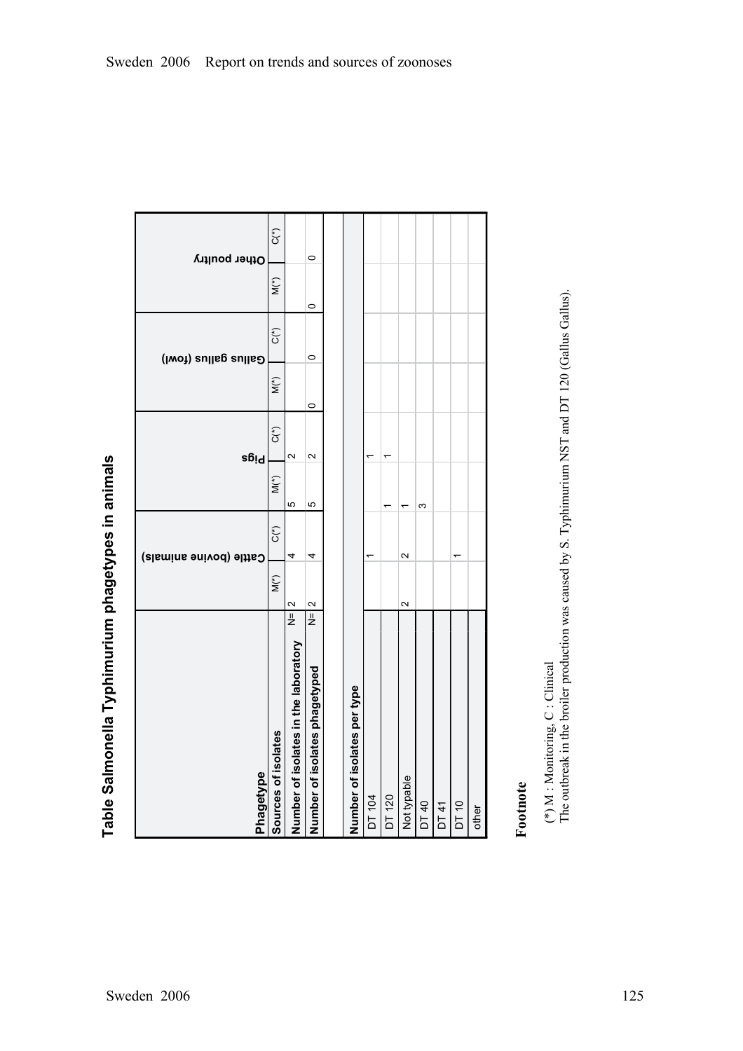# Table Salmonella Typhimurium phagetypes in animals

| Phagetype | | Cattle (bovine animals) | | Pigs | | Gallus gallus (fowl) | | Other poultry | |
|---|---|---|---|---|---|---|---|---|---|
| Sources of isolates | | M(*) | C(*) | M(*) | C(*) | M(*) | C(*) | M(*) | C(*) |
| Number of isolates in the laboratory | N= | 2 | 4 | 5 | 2 | | | | |
| Number of isolates phagetyped | N= | 2 | 4 | 5 | 2 | 0 | 0 | 0 | 0 |
| | | | | | | | | | |
| Number of isolates per type | | | | | | | | | |
| DT 104 | | | 1 | | 1 | | | | |
| DT 120 | | | | 1 | 1 | | | | |
| Not typable | | 2 | 2 | 1 | | | | | |
| DT 40 | | | | 3 | | | | | |
| DT 41 | | | | | | | | | |
| DT 10 | | | 1 | | | | | | |
| other | | | | | | | | | |

**Footnote**

(*) M : Monitoring, C : Clinical
The outbreak in the broiler production was caused by S. Typhimurium NST and DT 120 (Gallus Gallus).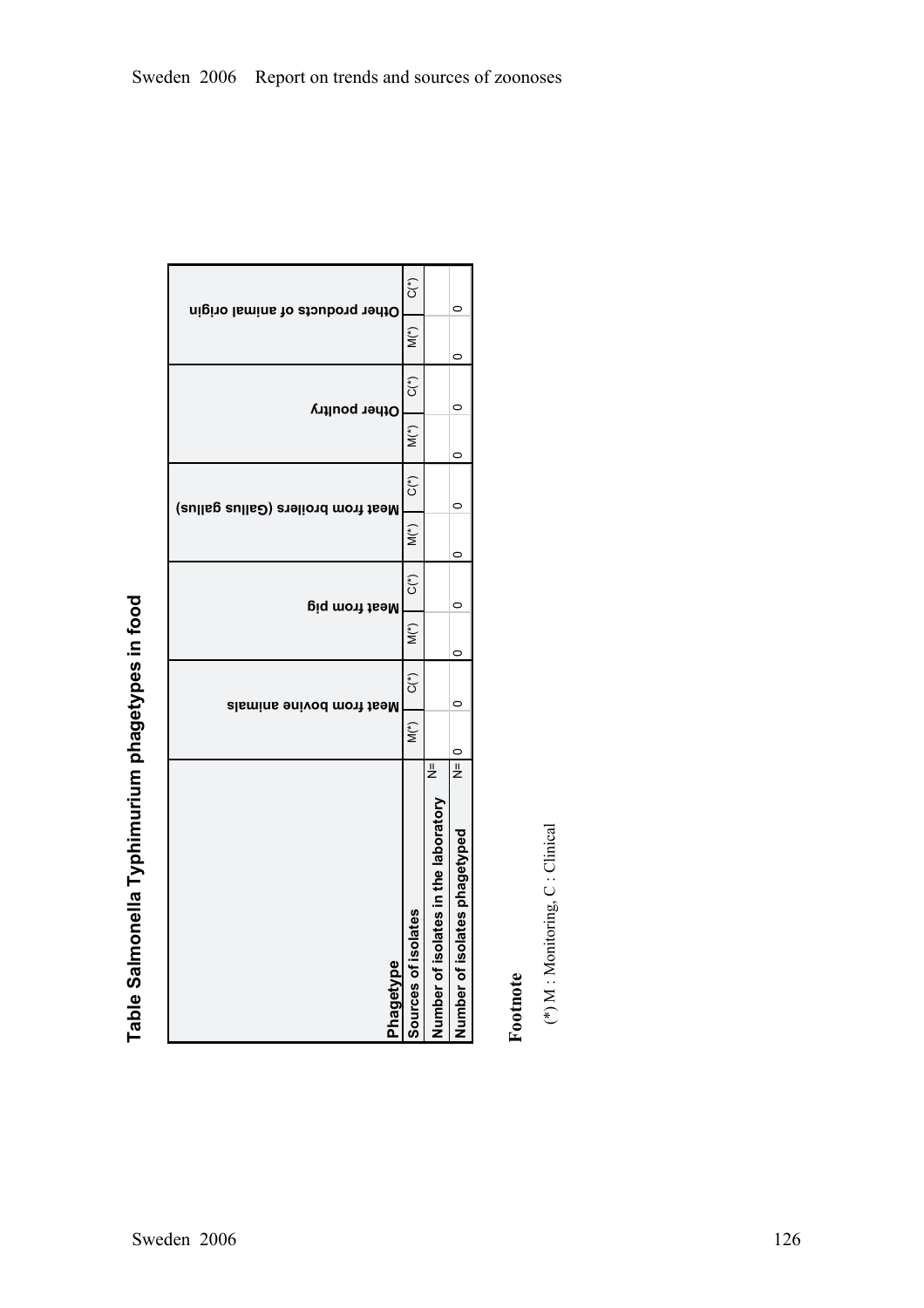## Table Salmonella Typhimurium phagetypes in food

| Phagetype | | Meat from bovine animals | | Meat from pig | | Meat from broilers (Gallus gallus) | | Other poultry | | Other products of animal origin | |
|---|---|---|---|---|---|---|---|---|---|---|---|
| Sources of isolates | | M(*) | C(*) | M(*) | C(*) | M(*) | C(*) | M(*) | C(*) | M(*) | C(*) |
| Number of isolates in the laboratory | N= | | | | | | | | | | |
| Number of isolates phagetyped | N= | 0 | 0 | 0 | 0 | 0 | 0 | 0 | 0 | 0 | 0 |

**Footnote**

(*) M : Monitoring, C : Clinical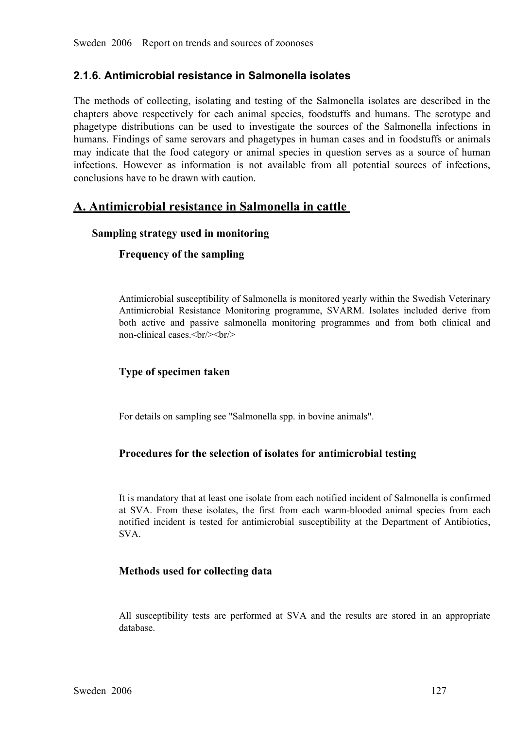### 2.1.6. Antimicrobial resistance in Salmonella isolates

The methods of collecting, isolating and testing of the Salmonella isolates are described in the chapters above respectively for each animal species, foodstuffs and humans. The serotype and phagetype distributions can be used to investigate the sources of the Salmonella infections in humans. Findings of same serovars and phagetypes in human cases and in foodstuffs or animals may indicate that the food category or animal species in question serves as a source of human infections. However as information is not available from all potential sources of infections, conclusions have to be drawn with caution.

## A. Antimicrobial resistance in Salmonella in cattle

#### Sampling strategy used in monitoring

##### Frequency of the sampling

Antimicrobial susceptibility of Salmonella is monitored yearly within the Swedish Veterinary Antimicrobial Resistance Monitoring programme, SVARM. Isolates included derive from both active and passive salmonella monitoring programmes and from both clinical and non-clinical cases.<br/><br/>

##### Type of specimen taken

For details on sampling see "Salmonella spp. in bovine animals".

##### Procedures for the selection of isolates for antimicrobial testing

It is mandatory that at least one isolate from each notified incident of Salmonella is confirmed at SVA. From these isolates, the first from each warm-blooded animal species from each notified incident is tested for antimicrobial susceptibility at the Department of Antibiotics, SVA.

##### Methods used for collecting data

All susceptibility tests are performed at SVA and the results are stored in an appropriate database.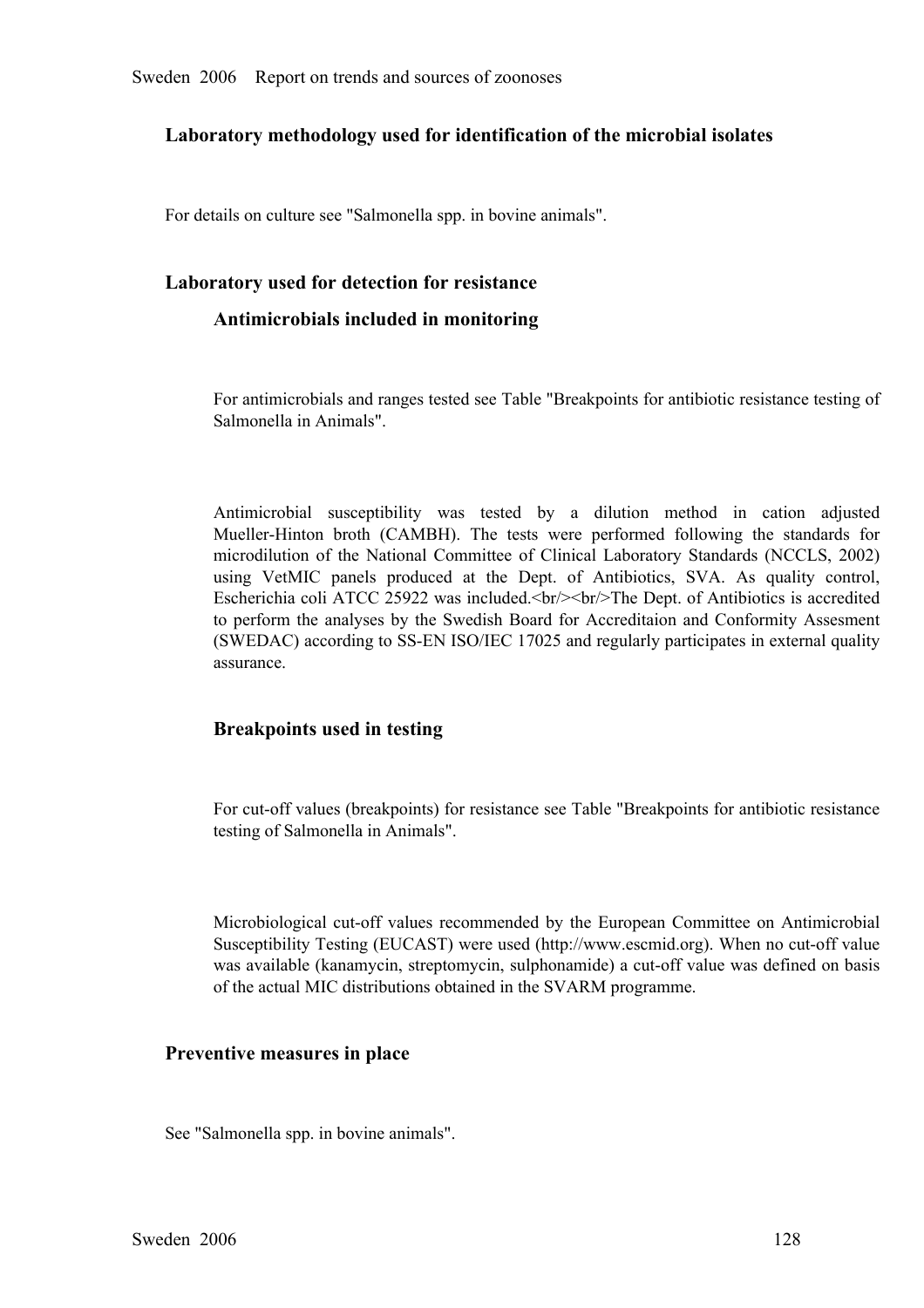## Laboratory methodology used for identification of the microbial isolates

For details on culture see "Salmonella spp. in bovine animals".

## Laboratory used for detection for resistance

### Antimicrobials included in monitoring

For antimicrobials and ranges tested see Table "Breakpoints for antibiotic resistance testing of Salmonella in Animals".

Antimicrobial susceptibility was tested by a dilution method in cation adjusted Mueller-Hinton broth (CAMBH). The tests were performed following the standards for microdilution of the National Committee of Clinical Laboratory Standards (NCCLS, 2002) using VetMIC panels produced at the Dept. of Antibiotics, SVA. As quality control, Escherichia coli ATCC 25922 was included.<br/><br/>The Dept. of Antibiotics is accredited to perform the analyses by the Swedish Board for Accreditaion and Conformity Assesment (SWEDAC) according to SS-EN ISO/IEC 17025 and regularly participates in external quality assurance.

### Breakpoints used in testing

For cut-off values (breakpoints) for resistance see Table "Breakpoints for antibiotic resistance testing of Salmonella in Animals".

Microbiological cut-off values recommended by the European Committee on Antimicrobial Susceptibility Testing (EUCAST) were used (http://www.escmid.org). When no cut-off value was available (kanamycin, streptomycin, sulphonamide) a cut-off value was defined on basis of the actual MIC distributions obtained in the SVARM programme.

## Preventive measures in place

See "Salmonella spp. in bovine animals".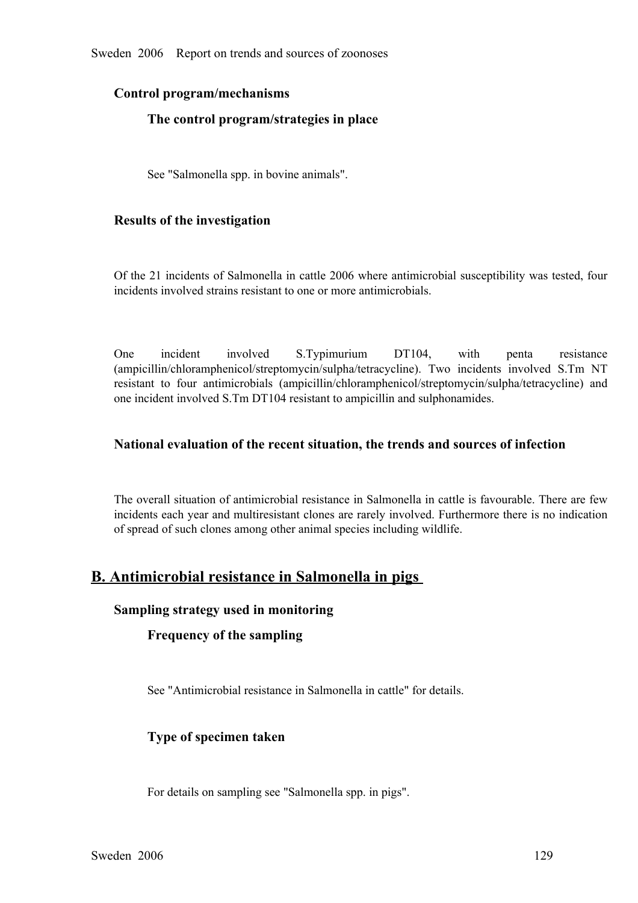### Control program/mechanisms

#### The control program/strategies in place

See "Salmonella spp. in bovine animals".

### Results of the investigation

Of the 21 incidents of Salmonella in cattle 2006 where antimicrobial susceptibility was tested, four incidents involved strains resistant to one or more antimicrobials.

One incident involved S.Typimurium DT104, with penta resistance (ampicillin/chloramphenicol/streptomycin/sulpha/tetracycline). Two incidents involved S.Tm NT resistant to four antimicrobials (ampicillin/chloramphenicol/streptomycin/sulpha/tetracycline) and one incident involved S.Tm DT104 resistant to ampicillin and sulphonamides.

### National evaluation of the recent situation, the trends and sources of infection

The overall situation of antimicrobial resistance in Salmonella in cattle is favourable. There are few incidents each year and multiresistant clones are rarely involved. Furthermore there is no indication of spread of such clones among other animal species including wildlife.

## B. Antimicrobial resistance in Salmonella in pigs

### Sampling strategy used in monitoring

#### Frequency of the sampling

See "Antimicrobial resistance in Salmonella in cattle" for details.

#### Type of specimen taken

For details on sampling see "Salmonella spp. in pigs".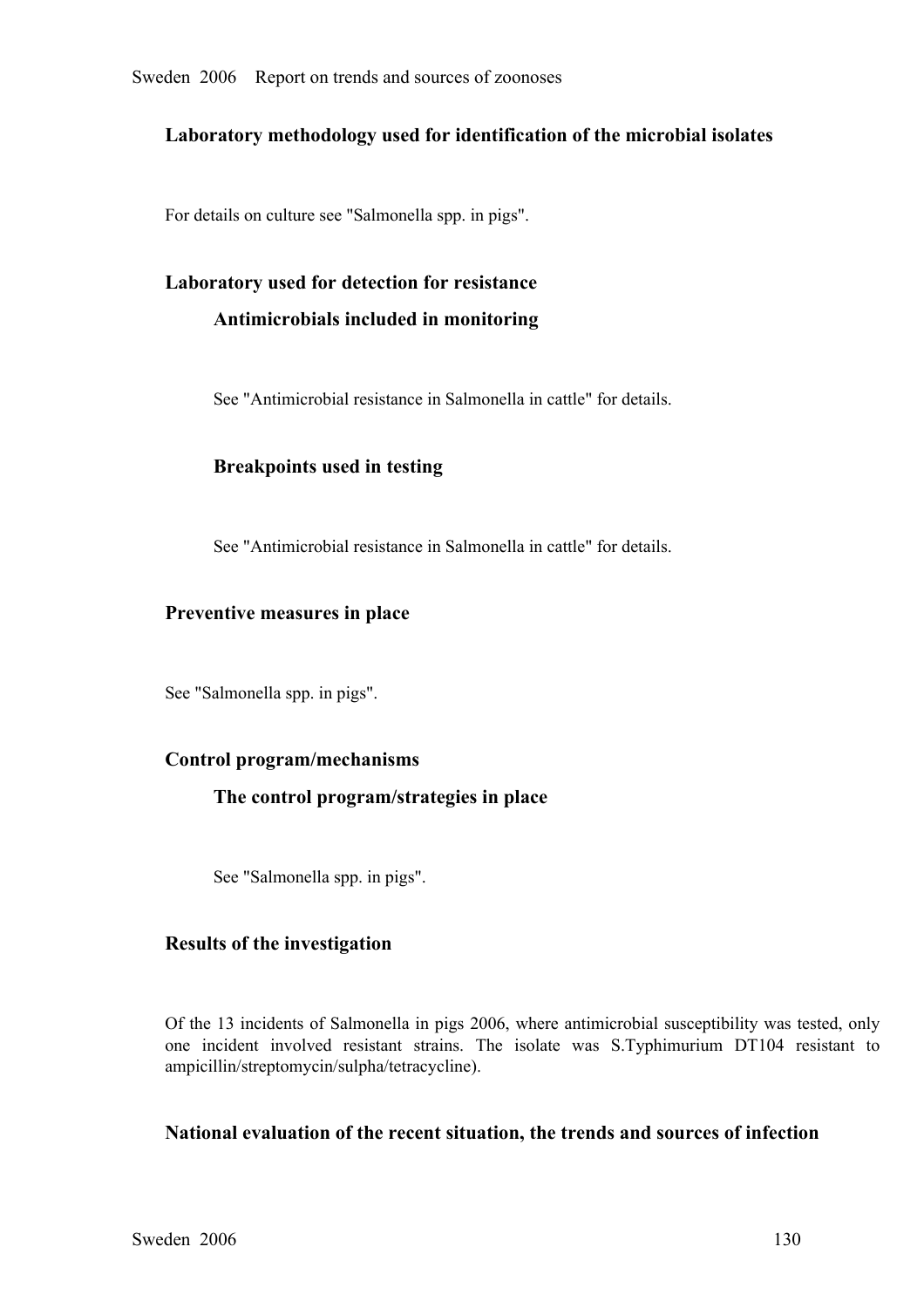### Laboratory methodology used for identification of the microbial isolates

For details on culture see "Salmonella spp. in pigs".

### Laboratory used for detection for resistance

#### Antimicrobials included in monitoring

See "Antimicrobial resistance in Salmonella in cattle" for details.

#### Breakpoints used in testing

See "Antimicrobial resistance in Salmonella in cattle" for details.

### Preventive measures in place

See "Salmonella spp. in pigs".

### Control program/mechanisms

#### The control program/strategies in place

See "Salmonella spp. in pigs".

### Results of the investigation

Of the 13 incidents of Salmonella in pigs 2006, where antimicrobial susceptibility was tested, only one incident involved resistant strains. The isolate was S.Typhimurium DT104 resistant to ampicillin/streptomycin/sulpha/tetracycline).

### National evaluation of the recent situation, the trends and sources of infection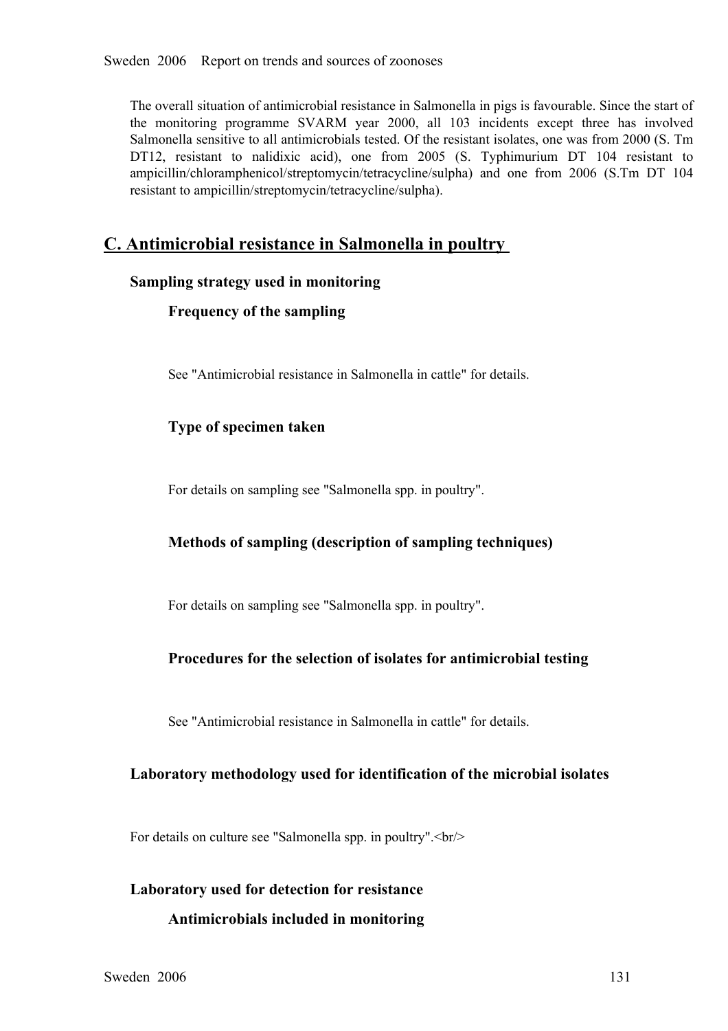The overall situation of antimicrobial resistance in Salmonella in pigs is favourable. Since the start of the monitoring programme SVARM year 2000, all 103 incidents except three has involved Salmonella sensitive to all antimicrobials tested. Of the resistant isolates, one was from 2000 (S. Tm DT12, resistant to nalidixic acid), one from 2005 (S. Typhimurium DT 104 resistant to ampicillin/chloramphenicol/streptomycin/tetracycline/sulpha) and one from 2006 (S.Tm DT 104 resistant to ampicillin/streptomycin/tetracycline/sulpha).

## C. Antimicrobial resistance in Salmonella in poultry

### Sampling strategy used in monitoring

#### Frequency of the sampling

See "Antimicrobial resistance in Salmonella in cattle" for details.

#### Type of specimen taken

For details on sampling see "Salmonella spp. in poultry".

#### Methods of sampling (description of sampling techniques)

For details on sampling see "Salmonella spp. in poultry".

#### Procedures for the selection of isolates for antimicrobial testing

See "Antimicrobial resistance in Salmonella in cattle" for details.

### Laboratory methodology used for identification of the microbial isolates

For details on culture see "Salmonella spp. in poultry".<br/>

### Laboratory used for detection for resistance

#### Antimicrobials included in monitoring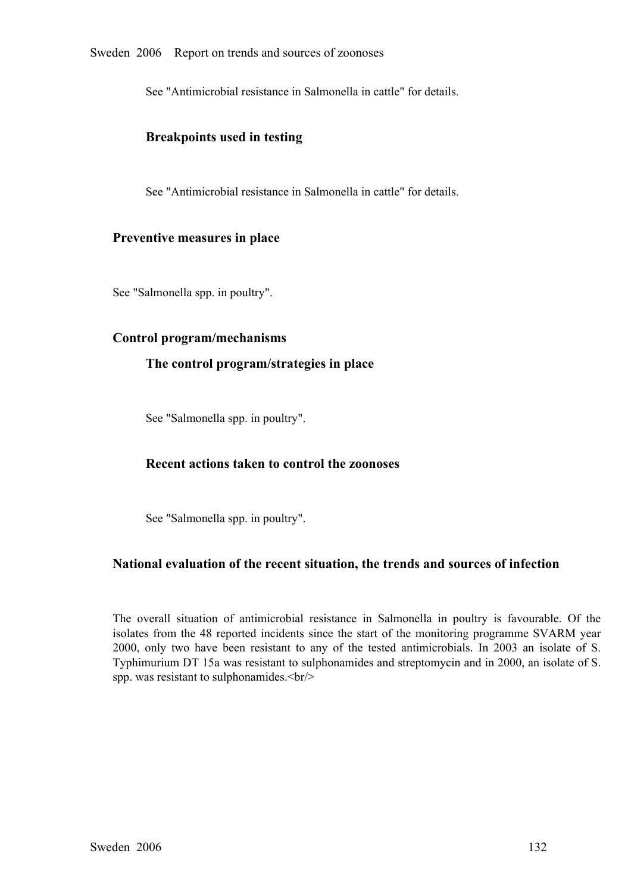See "Antimicrobial resistance in Salmonella in cattle" for details.

### Breakpoints used in testing

See "Antimicrobial resistance in Salmonella in cattle" for details.

## Preventive measures in place

See "Salmonella spp. in poultry".

## Control program/mechanisms

### The control program/strategies in place

See "Salmonella spp. in poultry".

### Recent actions taken to control the zoonoses

See "Salmonella spp. in poultry".

## National evaluation of the recent situation, the trends and sources of infection

The overall situation of antimicrobial resistance in Salmonella in poultry is favourable. Of the isolates from the 48 reported incidents since the start of the monitoring programme SVARM year 2000, only two have been resistant to any of the tested antimicrobials. In 2003 an isolate of S. Typhimurium DT 15a was resistant to sulphonamides and streptomycin and in 2000, an isolate of S. spp. was resistant to sulphonamides.<br/>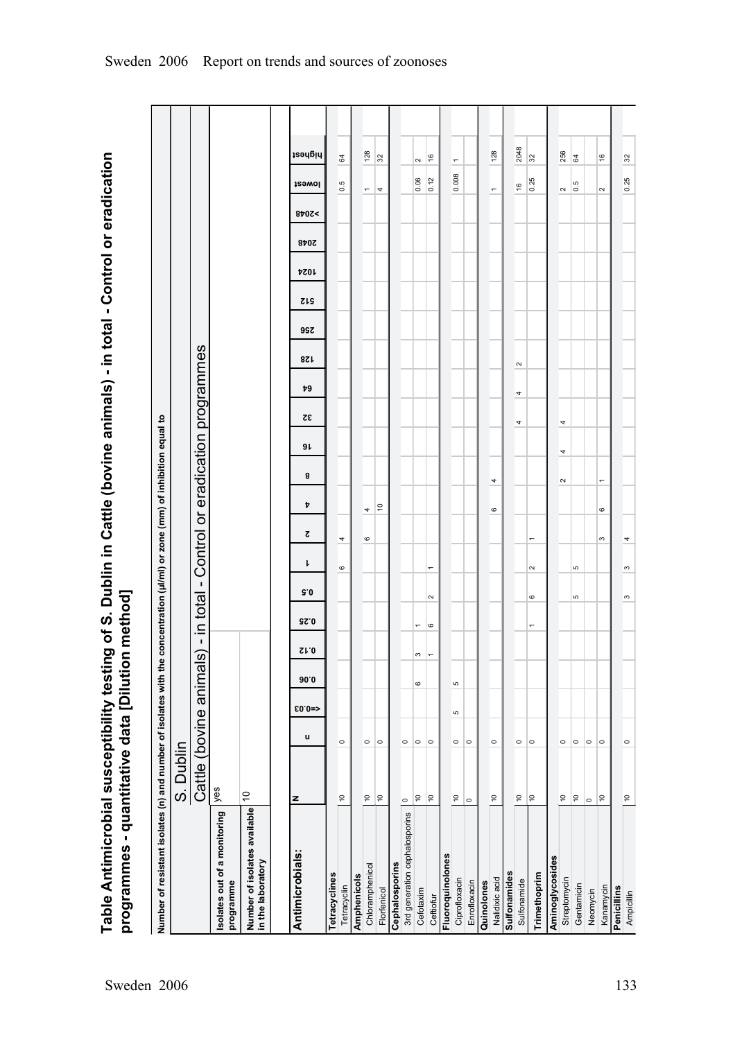# Table Antimicrobial susceptibility testing of S. Dublin in Cattle (bovine animals) - in total - Control or eradication programmes - quantitative data [Dilution method]

Number of resistant isolates (n) and number of isolates with the concentration (µl/ml) or zone (mm) of inhibition equal to

| | S. Dublin |
|---|---|
| | Cattle (bovine animals) - in total - Control or eradication programmes |
| Isolates out of a monitoring programme | yes |
| Number of isolates available in the laboratory | 10 |

| Antimicrobials: | N | n | <=0.03 | 0.06 | 0.12 | 0.25 | 0.5 | 1 | 2 | 4 | 8 | 16 | 32 | 64 | 128 | 256 | 512 | 1024 | 2048 | >2048 | lowest | highest |
|---|---|---|---|---|---|---|---|---|---|---|---|---|---|---|---|---|---|---|---|---|---|---|
| **Tetracyclines** | | | | | | | | | | | | | | | | | | | | | | |
| Tetracyclin | 10 | 0 | | | | | | 6 | 4 | | | | | | | | | | | | 0.5 | 64 |
| **Amphenicols** | | | | | | | | | | | | | | | | | | | | | | |
| Chloramphenicol | 10 | 0 | | | | | | | 6 | 4 | | | | | | | | | | | 1 | 128 |
| Florfenicol | 10 | 0 | | | | | | | | 10 | | | | | | | | | | | 4 | 32 |
| **Cephalosporins** | | | | | | | | | | | | | | | | | | | | | | |
| 3rd generation cephalosporins | 0 | | | | | | | | | | | | | | | | | | | | | |
| Cefotaxim | 10 | 0 | | 6 | 3 | 1 | | | | | | | | | | | | | | | 0.06 | 2 |
| Ceftiofur | 10 | 0 | | | 1 | 6 | 2 | 1 | | | | | | | | | | | | | 0.12 | 16 |
| **Fluoroquinolones** | | | | | | | | | | | | | | | | | | | | | | |
| Ciprofloxacin | 10 | 0 | 5 | 5 | | | | | | | | | | | | | | | | | 0.008 | 1 |
| Enrofloxacin | 0 | 0 | | | | | | | | | | | | | | | | | | | | |
| **Quinolones** | | | | | | | | | | | | | | | | | | | | | | |
| Nalidixic acid | 10 | 0 | | | | | | | | 6 | 4 | | | | | | | | | | 1 | 128 |
| **Sulfonamides** | | | | | | | | | | | | | | | | | | | | | | |
| Sulfonamide | 10 | 0 | | | | | | | | | | | 4 | 4 | 2 | | | | | | 16 | 2048 |
| **Trimethoprim** | 10 | 0 | | | | 1 | 6 | 2 | 1 | | | | | | | | | | | | 0.25 | 32 |
| **Aminoglycosides** | | | | | | | | | | | | | | | | | | | | | | |
| Streptomycin | 10 | 0 | | | | | | | | | 2 | 4 | 4 | | | | | | | | 2 | 256 |
| Gentamicin | 10 | 0 | | | | | 5 | 5 | | | | | | | | | | | | | 0.5 | 64 |
| Neomycin | 0 | 0 | | | | | | | | | | | | | | | | | | | | |
| Kanamycin | 10 | 0 | | | | | | | 3 | 6 | 1 | | | | | | | | | | 2 | 16 |
| **Penicillins** | | | | | | | | | | | | | | | | | | | | | | |
| Ampicillin | 10 | 0 | | | | | 3 | 3 | 4 | | | | | | | | | | | | 0.25 | 32 |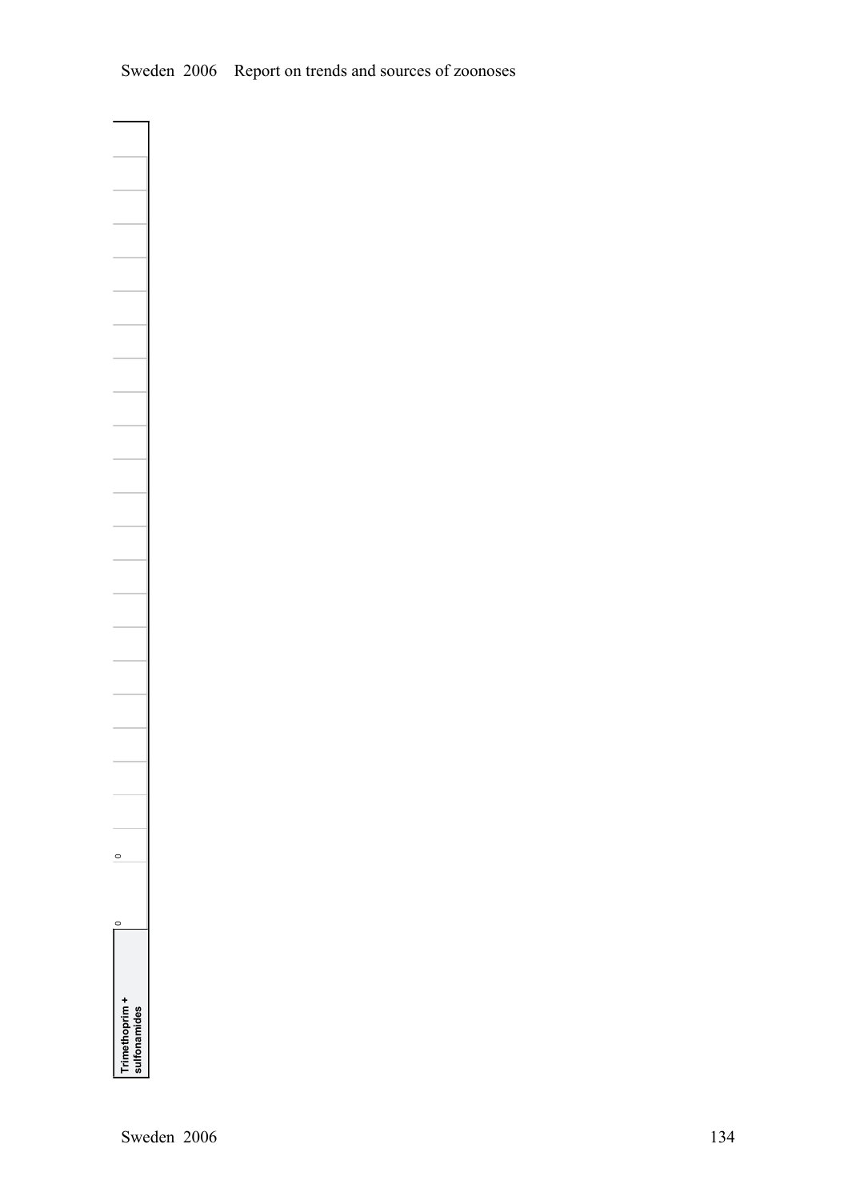| Trimethoprim + sulfonamides | 0 | 0 | | | | | | | | | | | | | | | | | | | | | | |
|---|---|---|---|---|---|---|---|---|---|---|---|---|---|---|---|---|---|---|---|---|---|---|---|---|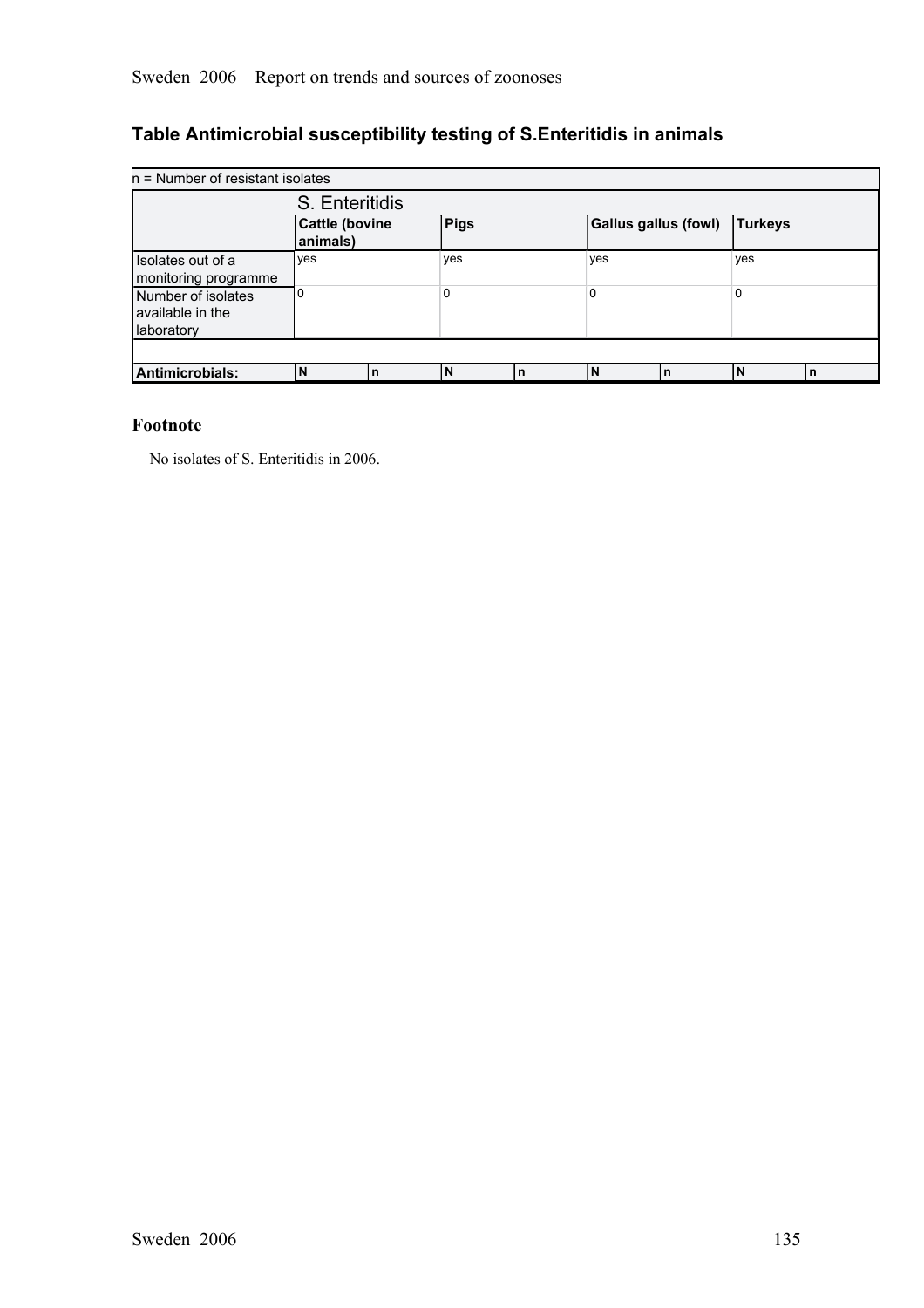## Table Antimicrobial susceptibility testing of S.Enteritidis in animals

| n = Number of resistant isolates | | | | | | | | |
|---|---|---|---|---|---|---|---|---|
| | S. Enteritidis | | | | | | | |
| | Cattle (bovine animals) | | Pigs | | Gallus gallus (fowl) | | Turkeys | |
| Isolates out of a monitoring programme | yes | | yes | | yes | | yes | |
| Number of isolates available in the laboratory | 0 | | 0 | | 0 | | 0 | |
| | | | | | | | | |
| **Antimicrobials:** | N | n | N | n | N | n | N | n |

### Footnote

No isolates of S. Enteritidis in 2006.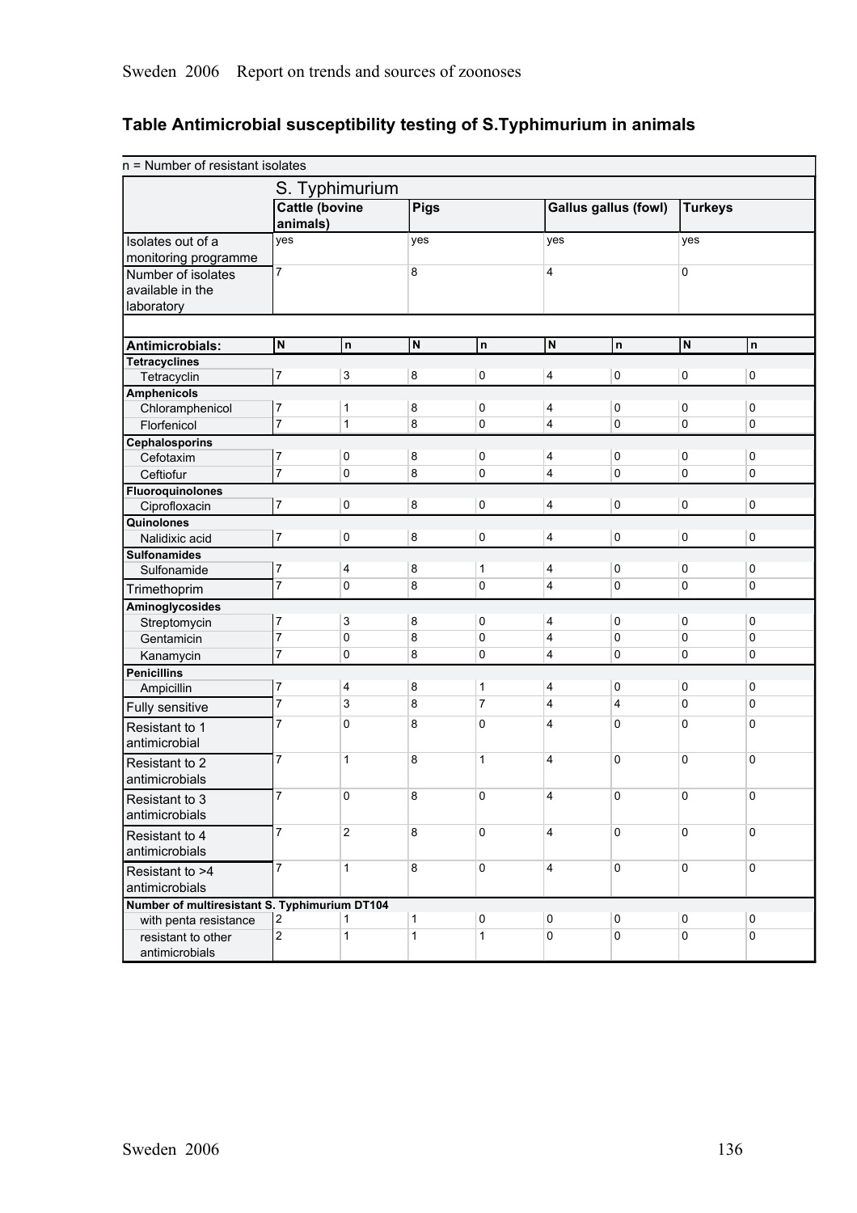## Table Antimicrobial susceptibility testing of S.Typhimurium in animals

| n = Number of resistant isolates | | | | | | | | |
|---|---|---|---|---|---|---|---|---|
| | S. Typhimurium | | | | | | | |
| | Cattle (bovine animals) | | Pigs | | Gallus gallus (fowl) | | Turkeys | |
| Isolates out of a monitoring programme | yes | | yes | | yes | | yes | |
| Number of isolates available in the laboratory | 7 | | 8 | | 4 | | 0 | |
| **Antimicrobials:** | **N** | **n** | **N** | **n** | **N** | **n** | **N** | **n** |
| **Tetracyclines** | | | | | | | | |
| Tetracyclin | 7 | 3 | 8 | 0 | 4 | 0 | 0 | 0 |
| **Amphenicols** | | | | | | | | |
| Chloramphenicol | 7 | 1 | 8 | 0 | 4 | 0 | 0 | 0 |
| Florfenicol | 7 | 1 | 8 | 0 | 4 | 0 | 0 | 0 |
| **Cephalosporins** | | | | | | | | |
| Cefotaxim | 7 | 0 | 8 | 0 | 4 | 0 | 0 | 0 |
| Ceftiofur | 7 | 0 | 8 | 0 | 4 | 0 | 0 | 0 |
| **Fluoroquinolones** | | | | | | | | |
| Ciprofloxacin | 7 | 0 | 8 | 0 | 4 | 0 | 0 | 0 |
| **Quinolones** | | | | | | | | |
| Nalidixic acid | 7 | 0 | 8 | 0 | 4 | 0 | 0 | 0 |
| **Sulfonamides** | | | | | | | | |
| Sulfonamide | 7 | 4 | 8 | 1 | 4 | 0 | 0 | 0 |
| Trimethoprim | 7 | 0 | 8 | 0 | 4 | 0 | 0 | 0 |
| **Aminoglycosides** | | | | | | | | |
| Streptomycin | 7 | 3 | 8 | 0 | 4 | 0 | 0 | 0 |
| Gentamicin | 7 | 0 | 8 | 0 | 4 | 0 | 0 | 0 |
| Kanamycin | 7 | 0 | 8 | 0 | 4 | 0 | 0 | 0 |
| **Penicillins** | | | | | | | | |
| Ampicillin | 7 | 4 | 8 | 1 | 4 | 0 | 0 | 0 |
| Fully sensitive | 7 | 3 | 8 | 7 | 4 | 4 | 0 | 0 |
| Resistant to 1 antimicrobial | 7 | 0 | 8 | 0 | 4 | 0 | 0 | 0 |
| Resistant to 2 antimicrobials | 7 | 1 | 8 | 1 | 4 | 0 | 0 | 0 |
| Resistant to 3 antimicrobials | 7 | 0 | 8 | 0 | 4 | 0 | 0 | 0 |
| Resistant to 4 antimicrobials | 7 | 2 | 8 | 0 | 4 | 0 | 0 | 0 |
| Resistant to >4 antimicrobials | 7 | 1 | 8 | 0 | 4 | 0 | 0 | 0 |
| **Number of multiresistant S. Typhimurium DT104** | | | | | | | | |
| with penta resistance | 2 | 1 | 1 | 0 | 0 | 0 | 0 | 0 |
| resistant to other antimicrobials | 2 | 1 | 1 | 1 | 0 | 0 | 0 | 0 |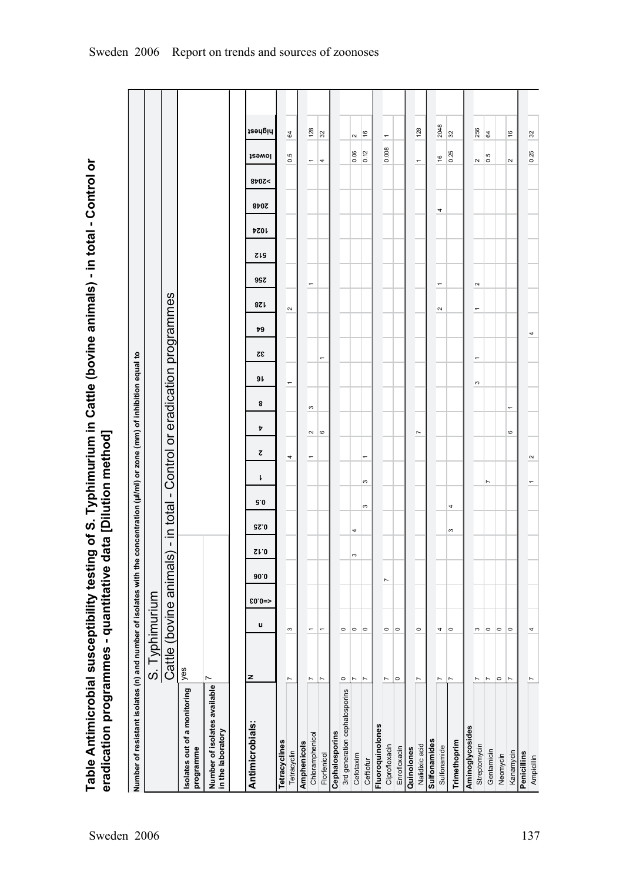## Table Antimicrobial susceptibility testing of S. Typhimurium in Cattle (bovine animals) - in total - Control or eradication programmes - quantitative data [Dilution method]

Number of resistant isolates (n) and number of isolates with the concentration (µl/ml) or zone (mm) of inhibition equal to

| | | | | | | | | | | | | | | | | | | | | | |
|---|---|---|---|---|---|---|---|---|---|---|---|---|---|---|---|---|---|---|---|---|---|
| | S. Typhimurium | | | | | | | | | | | | | | | | | | | | |
| | Cattle (bovine animals) - in total - Control or eradication programmes | | | | | | | | | | | | | | | | | | | | |
| Isolates out of a monitoring programme | yes | | | | | | | | | | | | | | | | | | | | |
| Number of isolates available in the laboratory | 7 | | | | | | | | | | | | | | | | | | | | |
| **Antimicrobials:** | **N** | **n** | **<=0.03** | **0.06** | **0.12** | **0.25** | **0.5** | **1** | **2** | **4** | **8** | **16** | **32** | **64** | **128** | **256** | **512** | **1024** | **2048** | **>2048** | **lowest** | **highest** |
| **Tetracyclines** | | | | | | | | | | | | | | | | | | | | | | |
| Tetracyclin | 7 | 3 | | | | | | | 4 | | | 1 | | | 2 | | | | | | 0.5 | 64 |
| **Amphenicols** | | | | | | | | | | | | | | | | | | | | | | |
| Chloramphenicol | 7 | 1 | | | | | | | 1 | 2 | 3 | | | | | 1 | | | | | 1 | 128 |
| Florfenicol | 7 | 1 | | | | | | | | 6 | | | 1 | | | | | | | | 4 | 32 |
| **Cephalosporins** | | | | | | | | | | | | | | | | | | | | | | |
| 3rd generation cephalosporins | 0 | 0 | | | | | | | | | | | | | | | | | | | | |
| Cefotaxim | 7 | 0 | | | 3 | 4 | | | | | | | | | | | | | | | 0.06 | 2 |
| Ceftiofur | 7 | 0 | | | | | 3 | 3 | 1 | | | | | | | | | | | | 0.12 | 16 |
| **Fluoroquinolones** | | | | | | | | | | | | | | | | | | | | | | |
| Ciprofloxacin | 7 | 0 | | 7 | | | | | | | | | | | | | | | | | 0.008 | 1 |
| Enrofloxacin | 0 | 0 | | | | | | | | | | | | | | | | | | | | |
| **Quinolones** | | | | | | | | | | | | | | | | | | | | | | |
| Nalidixic acid | 7 | 0 | | | | | | | | 7 | | | | | | | | | | | 1 | 128 |
| **Sulfonamides** | | | | | | | | | | | | | | | | | | | | | | |
| Sulfonamide | 7 | 4 | | | | | | | | | | | | | 2 | 1 | | | 4 | | 16 | 2048 |
| **Trimethoprim** | 7 | 0 | | | | 3 | 4 | | | | | | | | | | | | | | 0.25 | 32 |
| **Aminoglycosides** | | | | | | | | | | | | | | | | | | | | | | |
| Streptomycin | 7 | 3 | | | | | | | | | | 3 | 1 | | 1 | 2 | | | | | 2 | 256 |
| Gentamicin | 7 | 0 | | | | | | 7 | | | | | | | | | | | | | 0.5 | 64 |
| Neomycin | 0 | 0 | | | | | | | | | | | | | | | | | | | | |
| Kanamycin | 7 | 0 | | | | | | | | 6 | 1 | | | | | | | | | | 2 | 16 |
| **Penicillins** | | | | | | | | | | | | | | | | | | | | | | |
| Ampicillin | 7 | 4 | | | | | | 1 | 2 | | | | | 4 | | | | | | | 0.25 | 32 |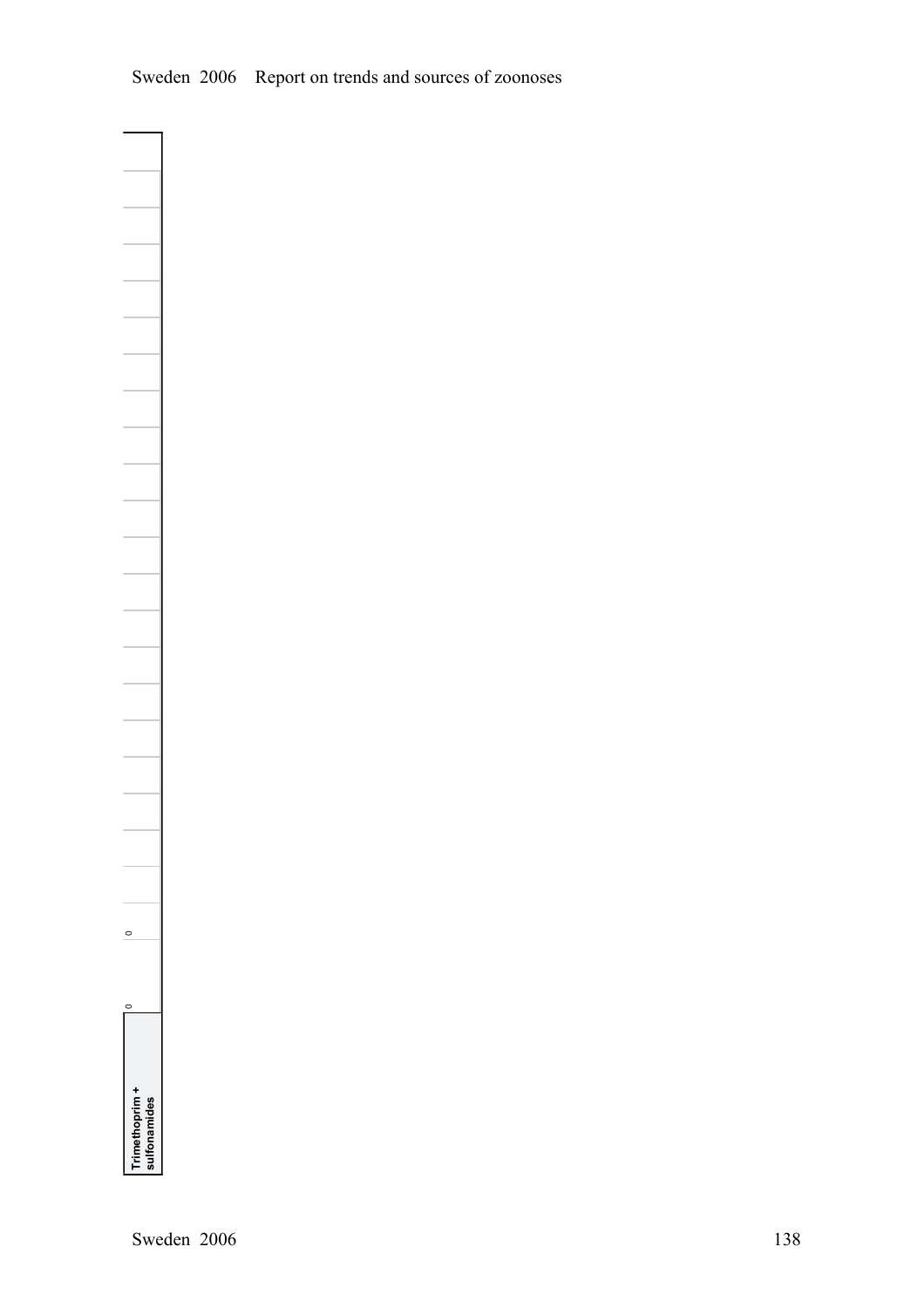| Trimethoprim + sulfonamides | 0 | | 0 | | | | | | | | | | | | | | | | | | | | |
|---|---|---|---|---|---|---|---|---|---|---|---|---|---|---|---|---|---|---|---|---|---|---|---|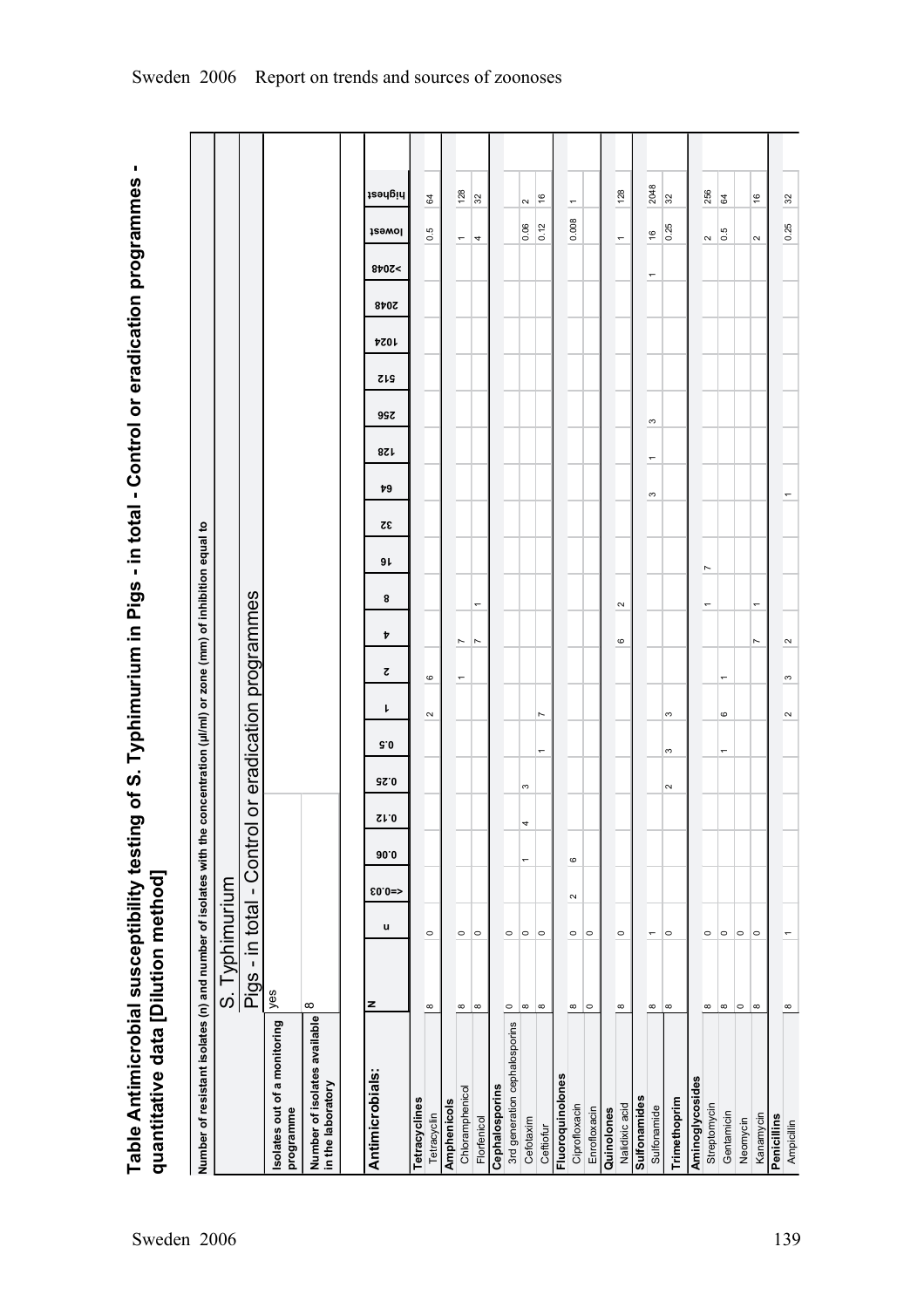# Table Antimicrobial susceptibility testing of S. Typhimurium in Pigs - in total - Control or eradication programmes - quantitative data [Dilution method]

Number of resistant isolates (n) and number of isolates with the concentration (µl/ml) or zone (mm) of inhibition equal to

| | S. Typhimurium |
|---|---|
| | Pigs - in total - Control or eradication programmes |
| Isolates out of a monitoring programme | yes |
| Number of isolates available in the laboratory | 8 |

| Antimicrobials: | N | n | <=0.03 | 0.06 | 0.12 | 0.25 | 0.5 | 1 | 2 | 4 | 8 | 16 | 32 | 64 | 128 | 256 | 512 | 1024 | 2048 | >2048 | lowest | highest |
|---|---|---|---|---|---|---|---|---|---|---|---|---|---|---|---|---|---|---|---|---|---|---|
| **Tetracyclines** | | | | | | | | | | | | | | | | | | | | | | |
| Tetracyclin | 8 | 0 | | | | | | 2 | 6 | | | | | | | | | | | | 0.5 | 64 |
| **Amphenicols** | | | | | | | | | | | | | | | | | | | | | | |
| Chloramphenicol | 8 | 0 | | | | | | | 1 | 7 | | | | | | | | | | | 1 | 128 |
| Florfenicol | 8 | 0 | | | | | | | | 7 | 1 | | | | | | | | | | 4 | 32 |
| **Cephalosporins** | | | | | | | | | | | | | | | | | | | | | | |
| 3rd generation cephalosporins | 0 | 0 | | | | | | | | | | | | | | | | | | | | |
| Cefotaxim | 8 | 0 | | 1 | 4 | 3 | | | | | | | | | | | | | | | 0.06 | 2 |
| Ceftiofur | 8 | 0 | | | | | 1 | 7 | | | | | | | | | | | | | 0.12 | 16 |
| **Fluoroquinolones** | | | | | | | | | | | | | | | | | | | | | | |
| Ciprofloxacin | 8 | 0 | 2 | 6 | | | | | | | | | | | | | | | | | 0.008 | 1 |
| Enrofloxacin | 0 | 0 | | | | | | | | | | | | | | | | | | | | |
| **Quinolones** | | | | | | | | | | | | | | | | | | | | | | |
| Nalidixic acid | 8 | 0 | | | | | | | | 6 | 2 | | | | | | | | | | 1 | 128 |
| **Sulfonamides** | | | | | | | | | | | | | | | | | | | | | | |
| Sulfonamide | 8 | 1 | | | | | | | | | | | | 3 | 1 | 3 | | | | 1 | 16 | 2048 |
| **Trimethoprim** | 8 | 0 | | | | 2 | 3 | 3 | | | | | | | | | | | | | 0.25 | 32 |
| **Aminoglycosides** | | | | | | | | | | | | | | | | | | | | | | |
| Streptomycin | 8 | 0 | | | | | | | | | 1 | 7 | | | | | | | | | 2 | 256 |
| Gentamicin | 8 | 0 | | | | | 1 | 6 | 1 | | | | | | | | | | | | 0.5 | 64 |
| Neomycin | 0 | 0 | | | | | | | | | | | | | | | | | | | | |
| Kanamycin | 8 | 0 | | | | | | | | 7 | 1 | | | | | | | | | | 2 | 16 |
| **Penicillins** | | | | | | | | | | | | | | | | | | | | | | |
| Ampicillin | 8 | 1 | | | | | | 2 | 3 | 2 | | | | 1 | | | | | | | 0.25 | 32 |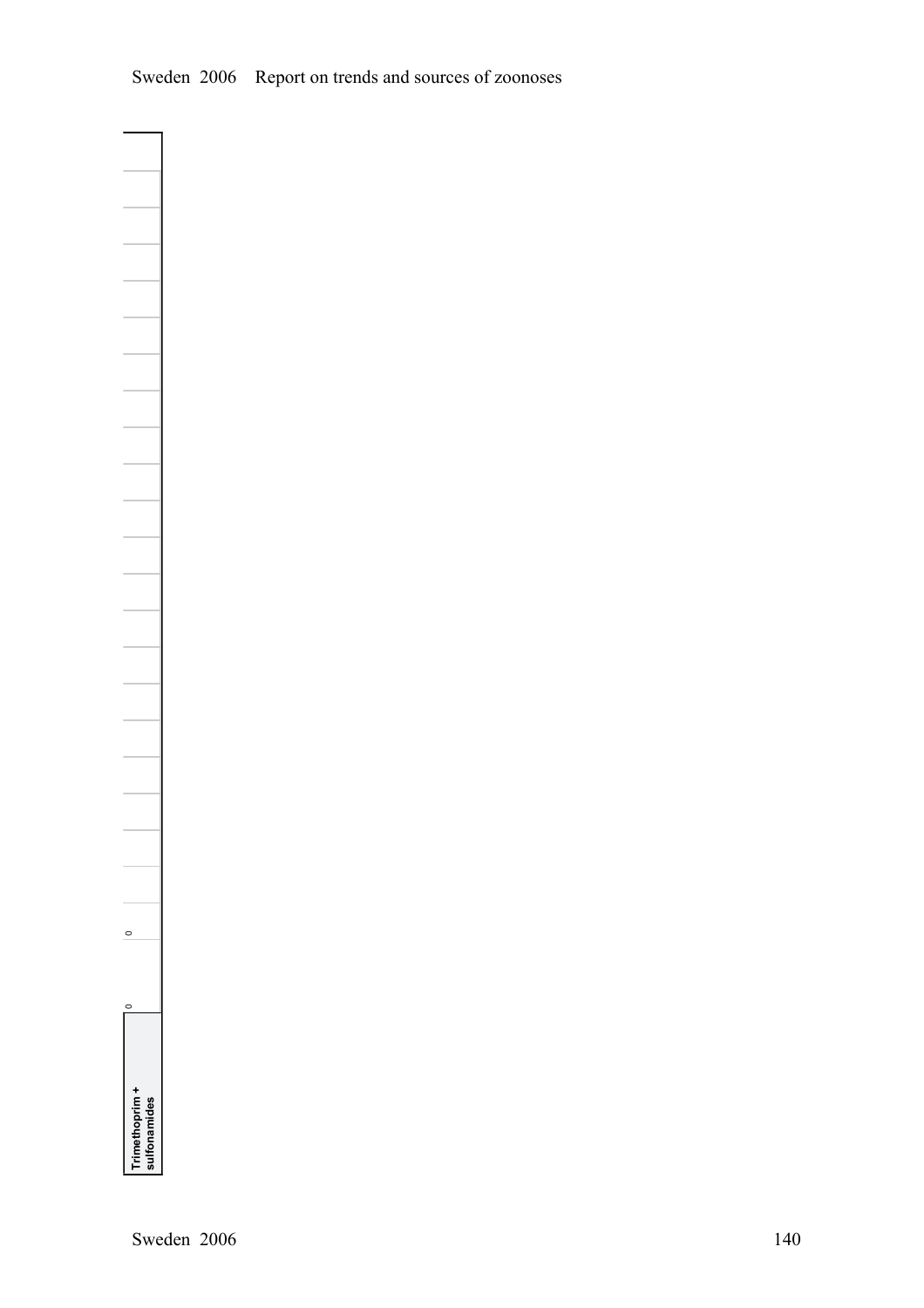| Trimethoprim + sulfonamides | 0 | 0 | | | | | | | | | | | | | | | | | | | | | | |
|---|---|---|---|---|---|---|---|---|---|---|---|---|---|---|---|---|---|---|---|---|---|---|---|---|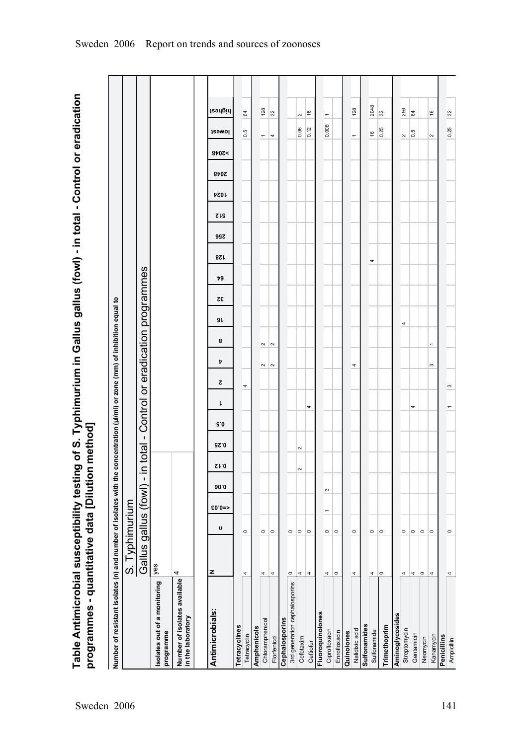# Table Antimicrobial susceptibility testing of S. Typhimurium in Gallus gallus (fowl) - in total - Control or eradication programmes - quantitative data [Dilution method]

Number of resistant isolates (n) and number of isolates with the concentration (µl/ml) or zone (mm) of inhibition equal to

| | S. Typhimurium |
|---|---|
| | Gallus gallus (fowl) - in total - Control or eradication programmes |
| Isolates out of a monitoring programme | yes |
| Number of isolates available in the laboratory | 4 |

| Antimicrobials: | N | n | <=0.03 | 0.06 | 0.12 | 0.25 | 0.5 | 1 | 2 | 4 | 8 | 16 | 32 | 64 | 128 | 256 | 512 | 1024 | 2048 | >2048 | lowest | highest |
|---|---|---|---|---|---|---|---|---|---|---|---|---|---|---|---|---|---|---|---|---|---|---|
| **Tetracyclines** | | | | | | | | | | | | | | | | | | | | | | |
| Tetracyclin | 4 | 0 | | | | | | | 4 | | | | | | | | | | | | 0.5 | 64 |
| **Amphenicols** | | | | | | | | | | | | | | | | | | | | | | |
| Chloramphenicol | 4 | 0 | | | | | | | | 2 | 2 | | | | | | | | | | 1 | 128 |
| Florfenicol | 4 | 0 | | | | | | | | 2 | 2 | | | | | | | | | | 4 | 32 |
| **Cephalosporins** | | | | | | | | | | | | | | | | | | | | | | |
| 3rd generation cephalosporins | 0 | 0 | | | | | | | | | | | | | | | | | | | | |
| Cefotaxim | 4 | 0 | | | 2 | 2 | | | | | | | | | | | | | | | 0.06 | 2 |
| Ceftiofur | 4 | 0 | | | | | | 4 | | | | | | | | | | | | | 0.12 | 16 |
| **Fluoroquinolones** | | | | | | | | | | | | | | | | | | | | | | |
| Ciprofloxacin | 4 | 0 | 1 | 3 | | | | | | | | | | | | | | | | | 0.008 | 1 |
| Enrofloxacin | 0 | 0 | | | | | | | | | | | | | | | | | | | | |
| **Quinolones** | | | | | | | | | | | | | | | | | | | | | | |
| Nalidixic acid | 4 | 0 | | | | | | | | 4 | | | | | | | | | | | 1 | 128 |
| **Sulfonamides** | | | | | | | | | | | | | | | | | | | | | | |
| Sulfonamide | 4 | 0 | | | | | | | | | | | | | 4 | | | | | | 16 | 2048 |
| **Trimethoprim** | 0 | 0 | | | | | | | | | | | | | | | | | | | 0.25 | 32 |
| **Aminoglycosides** | | | | | | | | | | | | | | | | | | | | | | |
| Streptomycin | 4 | 0 | | | | | | | | | | 4 | | | | | | | | | 2 | 256 |
| Gentamicin | 4 | 0 | | | | | | 4 | | | | | | | | | | | | | 0.5 | 64 |
| Neomycin | 0 | 0 | | | | | | | | | | | | | | | | | | | | |
| Kanamycin | 4 | 0 | | | | | | | | 3 | 1 | | | | | | | | | | 2 | 16 |
| **Penicillins** | | | | | | | | | | | | | | | | | | | | | | |
| Ampicillin | 4 | 0 | | | | | | 1 | 3 | | | | | | | | | | | | 0.25 | 32 |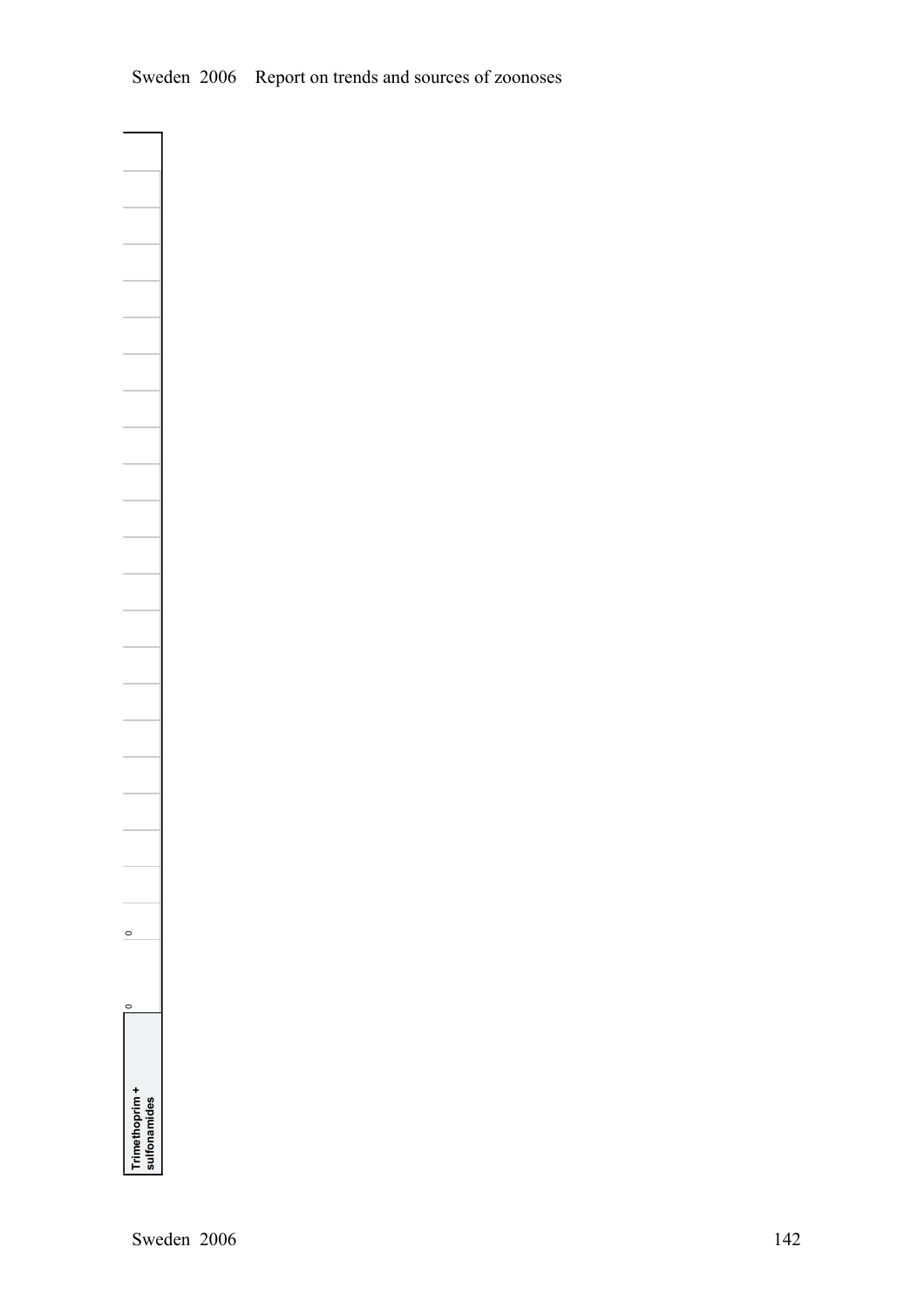| Trimethoprim + sulfonamides | 0 | 0 | | | | | | | | | | | | | | | | | | | | | | |
| --- | --- | --- | --- | --- | --- | --- | --- | --- | --- | --- | --- | --- | --- | --- | --- | --- | --- | --- | --- | --- | --- | --- | --- | --- |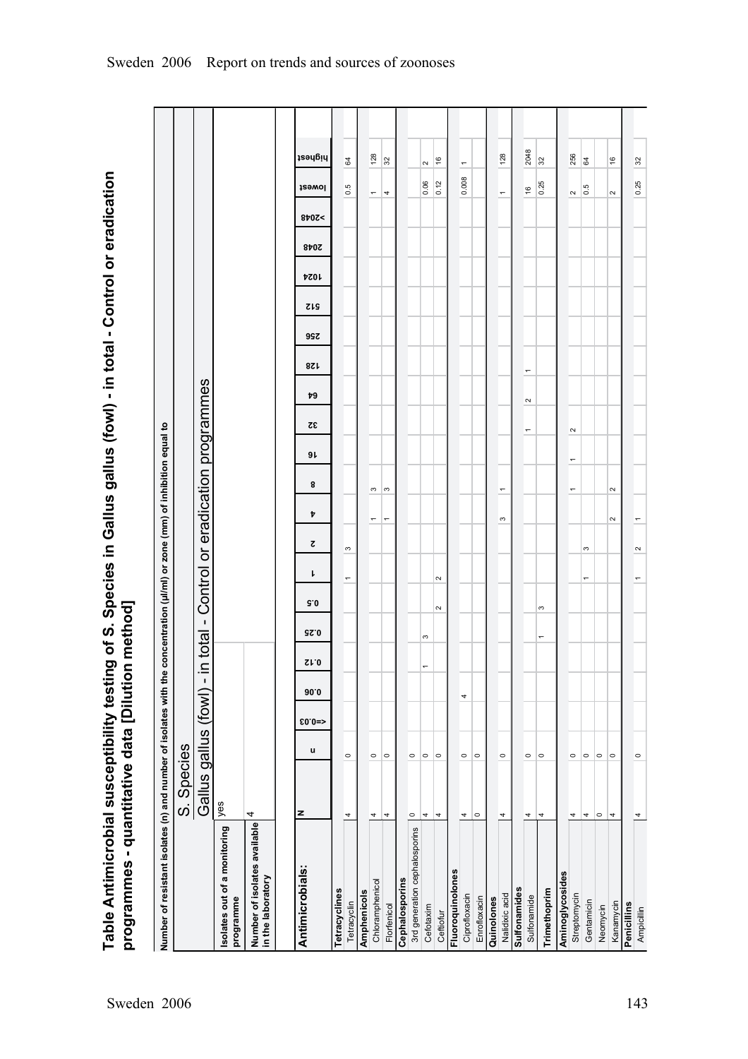# Table Antimicrobial susceptibility testing of S. Species in Gallus gallus (fowl) - in total - Control or eradication programmes - quantitative data [Dilution method]

Number of resistant isolates (n) and number of isolates with the concentration (µl/ml) or zone (mm) of inhibition equal to

| | S. Species |
|---|---|
| | Gallus gallus (fowl) - in total - Control or eradication programmes |
| Isolates out of a monitoring programme | yes |
| Number of isolates available in the laboratory | 4 |

| Antimicrobials: | N | n | <=0.03 | 0.06 | 0.12 | 0.25 | 0.5 | 1 | 2 | 4 | 8 | 16 | 32 | 64 | 128 | 256 | 512 | 1024 | 2048 | >2048 | lowest | highest |
|---|---|---|---|---|---|---|---|---|---|---|---|---|---|---|---|---|---|---|---|---|---|---|
| **Tetracyclines** | | | | | | | | | | | | | | | | | | | | | | |
| Tetracyclin | 4 | 0 | | | | | | 1 | 3 | | | | | | | | | | | | 0.5 | 64 |
| **Amphenicols** | | | | | | | | | | | | | | | | | | | | | | |
| Chloramphenicol | 4 | 0 | | | | | | | | 1 | 3 | | | | | | | | | | 1 | 128 |
| Florfenicol | 4 | 0 | | | | | | | | 1 | 3 | | | | | | | | | | 4 | 32 |
| **Cephalosporins** | | | | | | | | | | | | | | | | | | | | | | |
| 3rd generation cephalosporins | 0 | 0 | | | | | | | | | | | | | | | | | | | | |
| Cefotaxim | 4 | 0 | | | 1 | 3 | | | | | | | | | | | | | | | 0.06 | 2 |
| Ceftiofur | 4 | 0 | | | | | 2 | 2 | | | | | | | | | | | | | 0.12 | 16 |
| **Fluoroquinolones** | | | | | | | | | | | | | | | | | | | | | | |
| Ciprofloxacin | 4 | 0 | | 4 | | | | | | | | | | | | | | | | | 0.008 | 1 |
| Enrofloxacin | 0 | 0 | | | | | | | | | | | | | | | | | | | | |
| **Quinolones** | | | | | | | | | | | | | | | | | | | | | | |
| Nalidixic acid | 4 | 0 | | | | | | | | 3 | 1 | | | | | | | | | | 1 | 128 |
| **Sulfonamides** | | | | | | | | | | | | | | | | | | | | | | |
| Sulfonamide | 4 | 0 | | | | | | | | | | | 1 | 2 | 1 | | | | | | 16 | 2048 |
| **Trimethoprim** | 4 | 0 | | | | 1 | 3 | | | | | | | | | | | | | | 0.25 | 32 |
| **Aminoglycosides** | | | | | | | | | | | | | | | | | | | | | | |
| Streptomycin | 4 | 0 | | | | | | | | | 1 | 1 | 2 | | | | | | | | 2 | 256 |
| Gentamicin | 4 | 0 | | | | | | 1 | 3 | | | | | | | | | | | | 0.5 | 64 |
| Neomycin | 0 | 0 | | | | | | | | | | | | | | | | | | | | |
| Kanamycin | 4 | 0 | | | | | | | | 2 | 2 | | | | | | | | | | 2 | 16 |
| **Penicillins** | | | | | | | | | | | | | | | | | | | | | | |
| Ampicillin | 4 | 0 | | | | | | 1 | 2 | 1 | | | | | | | | | | | 0.25 | 32 |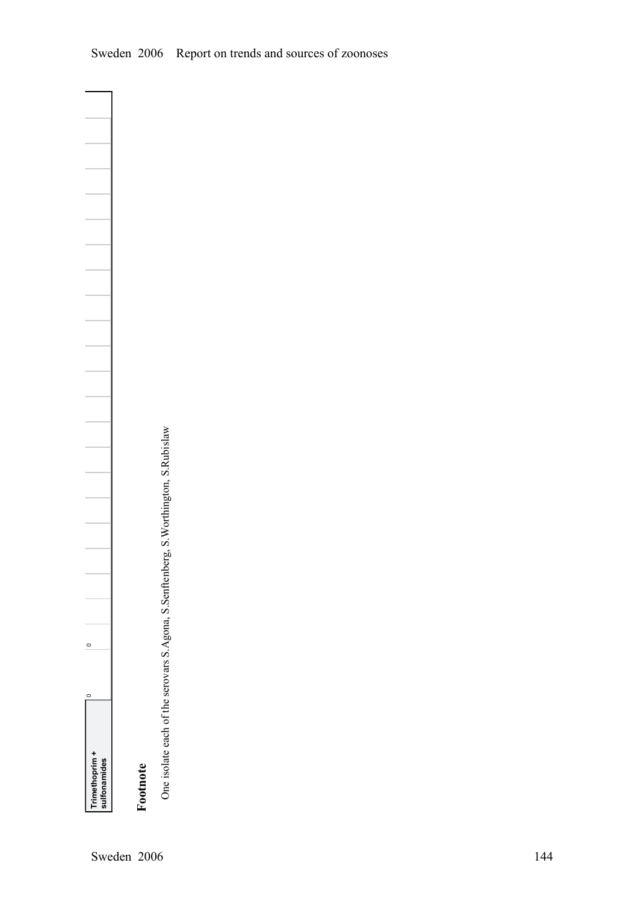| Trimethoprim + sulfonamides | 0 | 0 | | | | | | | | | | | | | | | | | | | | | | | | |
|---|---|---|---|---|---|---|---|---|---|---|---|---|---|---|---|---|---|---|---|---|---|---|---|---|---|---|

## Footnote

One isolate each of the serovars S.Agona, S.Senftenberg, S.Worthington, S.Rubislaw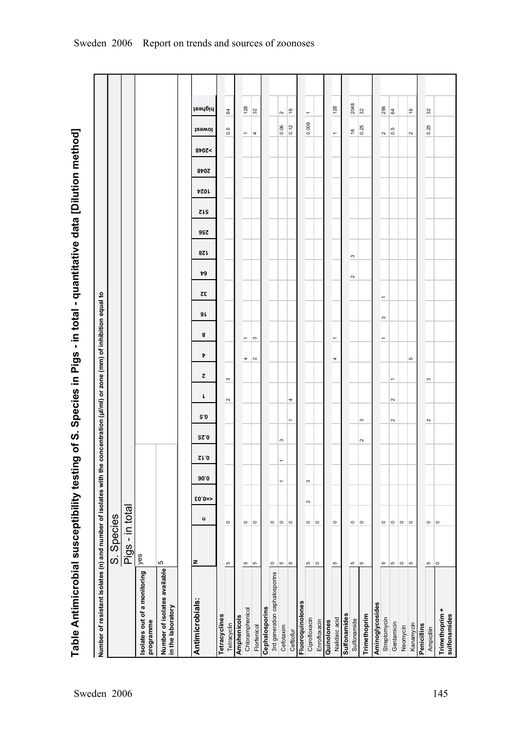# Table Antimicrobial susceptibility testing of S. Species in Pigs - in total - quantitative data [Dilution method]

Number of resistant isolates (n) and number of isolates with the concentration (µl/ml) or zone (mm) of inhibition equal to

| | S. Species | | | | | | | | | | | | | | | | | | | | | |
|---|---|---|---|---|---|---|---|---|---|---|---|---|---|---|---|---|---|---|---|---|---|---|
| | Pigs - in total | | | | | | | | | | | | | | | | | | | | | |
| **Isolates out of a monitoring programme** | yes | | | | | | | | | | | | | | | | | | | | | |
| **Number of isolates available in the laboratory** | 5 | | | | | | | | | | | | | | | | | | | | | |
| **Antimicrobials:** | **N** | **n** | **<=0.03** | **0.06** | **0.12** | **0.25** | **0.5** | **1** | **2** | **4** | **8** | **16** | **32** | **64** | **128** | **256** | **512** | **1024** | **2048** | **>2048** | **lowest** | **highest** |
| **Tetracyclines** | | | | | | | | | | | | | | | | | | | | | | |
| Tetracyclin | 5 | 0 | | | | | | 2 | 3 | | | | | | | | | | | | 0.5 | 64 |
| **Amphenicols** | | | | | | | | | | | | | | | | | | | | | | |
| Chloramphenicol | 5 | 0 | | | | | | | | 4 | 1 | | | | | | | | | | 1 | 128 |
| Florfenicol | 5 | 0 | | | | | | | | 2 | 3 | | | | | | | | | | 4 | 32 |
| **Cephalosporins** | | | | | | | | | | | | | | | | | | | | | | |
| 3rd generation cephalosporins | 0 | 0 | | | | | | | | | | | | | | | | | | | | |
| Cefotaxim | 5 | 0 | | 1 | 1 | 3 | | | | | | | | | | | | | | | 0.06 | 2 |
| Ceftiofur | 5 | 0 | | | | | 1 | 4 | | | | | | | | | | | | | 0.12 | 16 |
| **Fluoroquinolones** | | | | | | | | | | | | | | | | | | | | | | |
| Ciprofloxacin | 5 | 0 | 2 | 3 | | | | | | | | | | | | | | | | | 0.008 | 1 |
| Enrofloxacin | 0 | 0 | | | | | | | | | | | | | | | | | | | | |
| **Quinolones** | | | | | | | | | | | | | | | | | | | | | | |
| Nalidixic acid | 5 | 0 | | | | | | | | 4 | 1 | | | | | | | | | | 1 | 128 |
| **Sulfonamides** | | | | | | | | | | | | | | | | | | | | | | |
| Sulfonamide | 5 | 0 | | | | | | | | | | | | 2 | 3 | | | | | | 16 | 2048 |
| **Trimethoprim** | 5 | 0 | | | | 2 | 3 | | | | | | | | | | | | | | 0.25 | 32 |
| **Aminoglycosides** | | | | | | | | | | | | | | | | | | | | | | |
| Streptomycin | 5 | 0 | | | | | | | | | 1 | 3 | 1 | | | | | | | | 2 | 256 |
| Gentamicin | 5 | 0 | | | | | 2 | 2 | 1 | | | | | | | | | | | | 0.5 | 64 |
| Neomycin | 0 | 0 | | | | | | | | | | | | | | | | | | | | |
| Kanamycin | 5 | 0 | | | | | | | | 5 | | | | | | | | | | | 2 | 16 |
| **Penicillins** | | | | | | | | | | | | | | | | | | | | | | |
| Ampicillin | 5 | 0 | | | | | 2 | | 3 | | | | | | | | | | | | 0.25 | 32 |
| **Trimethoprim + sulfonamides** | 0 | 0 | | | | | | | | | | | | | | | | | | | | |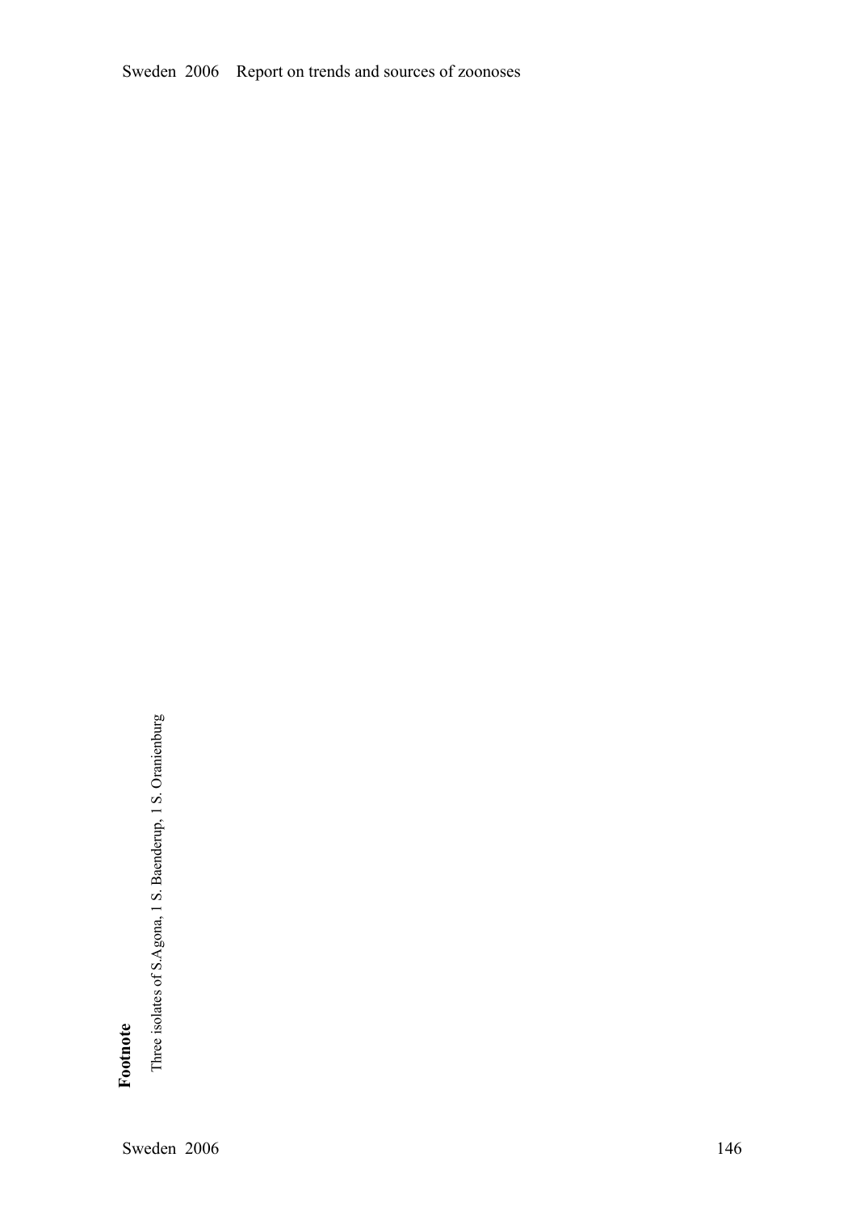**Footnote**

Three isolates of S.Agona, 1 S. Baenderup, 1 S. Oranienburg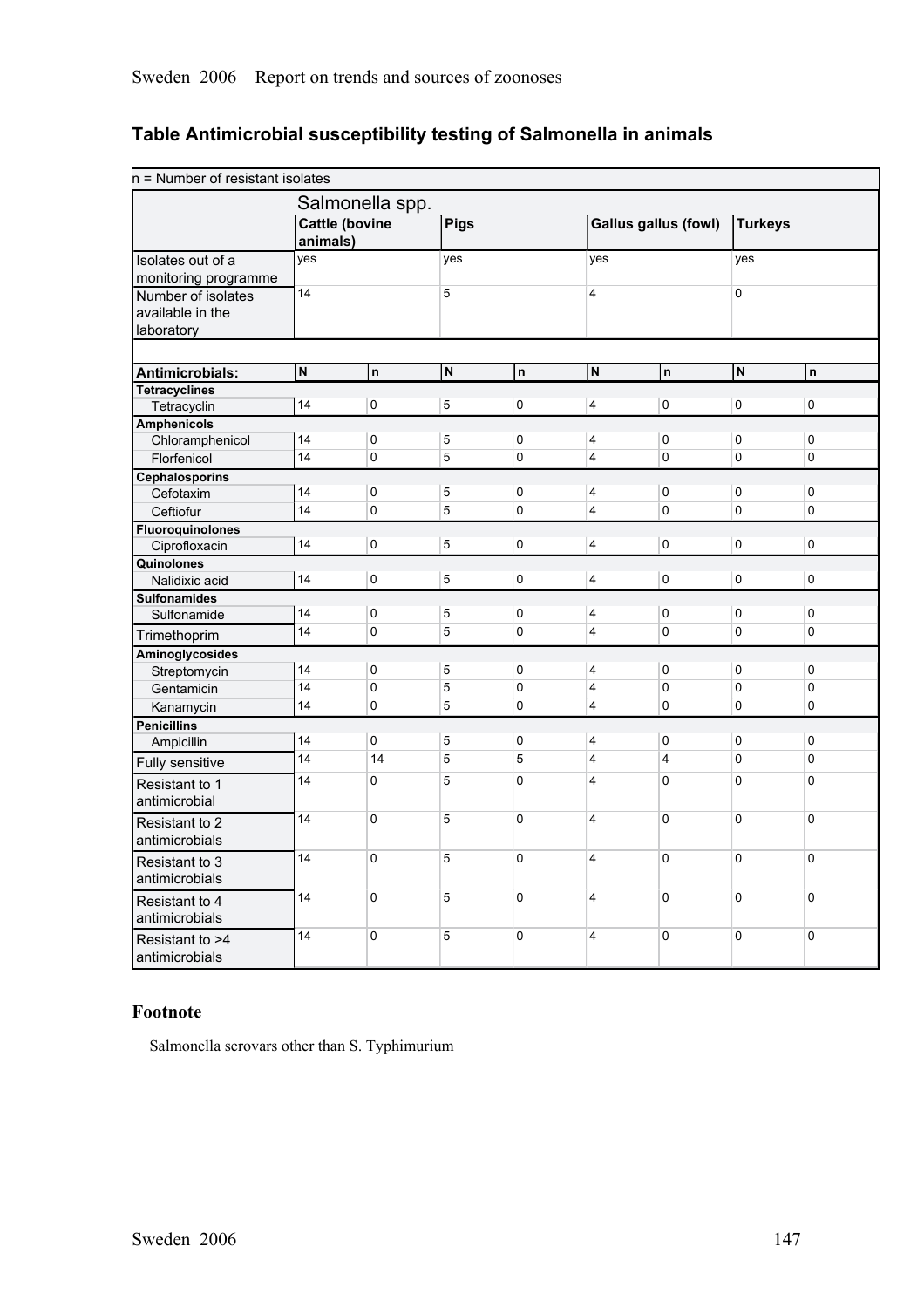## Table Antimicrobial susceptibility testing of Salmonella in animals

| n = Number of resistant isolates | | | | | | | | |
|---|---|---|---|---|---|---|---|---|
| | Salmonella spp. | | | | | | | |
| | Cattle (bovine animals) | | Pigs | | Gallus gallus (fowl) | | Turkeys | |
| Isolates out of a monitoring programme | yes | | yes | | yes | | yes | |
| Number of isolates available in the laboratory | 14 | | 5 | | 4 | | 0 | |
| **Antimicrobials:** | **N** | **n** | **N** | **n** | **N** | **n** | **N** | **n** |
| **Tetracyclines** | | | | | | | | |
| Tetracyclin | 14 | 0 | 5 | 0 | 4 | 0 | 0 | 0 |
| **Amphenicols** | | | | | | | | |
| Chloramphenicol | 14 | 0 | 5 | 0 | 4 | 0 | 0 | 0 |
| Florfenicol | 14 | 0 | 5 | 0 | 4 | 0 | 0 | 0 |
| **Cephalosporins** | | | | | | | | |
| Cefotaxim | 14 | 0 | 5 | 0 | 4 | 0 | 0 | 0 |
| Ceftiofur | 14 | 0 | 5 | 0 | 4 | 0 | 0 | 0 |
| **Fluoroquinolones** | | | | | | | | |
| Ciprofloxacin | 14 | 0 | 5 | 0 | 4 | 0 | 0 | 0 |
| **Quinolones** | | | | | | | | |
| Nalidixic acid | 14 | 0 | 5 | 0 | 4 | 0 | 0 | 0 |
| **Sulfonamides** | | | | | | | | |
| Sulfonamide | 14 | 0 | 5 | 0 | 4 | 0 | 0 | 0 |
| Trimethoprim | 14 | 0 | 5 | 0 | 4 | 0 | 0 | 0 |
| **Aminoglycosides** | | | | | | | | |
| Streptomycin | 14 | 0 | 5 | 0 | 4 | 0 | 0 | 0 |
| Gentamicin | 14 | 0 | 5 | 0 | 4 | 0 | 0 | 0 |
| Kanamycin | 14 | 0 | 5 | 0 | 4 | 0 | 0 | 0 |
| **Penicillins** | | | | | | | | |
| Ampicillin | 14 | 0 | 5 | 0 | 4 | 0 | 0 | 0 |
| Fully sensitive | 14 | 14 | 5 | 5 | 4 | 4 | 0 | 0 |
| Resistant to 1 antimicrobial | 14 | 0 | 5 | 0 | 4 | 0 | 0 | 0 |
| Resistant to 2 antimicrobials | 14 | 0 | 5 | 0 | 4 | 0 | 0 | 0 |
| Resistant to 3 antimicrobials | 14 | 0 | 5 | 0 | 4 | 0 | 0 | 0 |
| Resistant to 4 antimicrobials | 14 | 0 | 5 | 0 | 4 | 0 | 0 | 0 |
| Resistant to >4 antimicrobials | 14 | 0 | 5 | 0 | 4 | 0 | 0 | 0 |

### Footnote

Salmonella serovars other than S. Typhimurium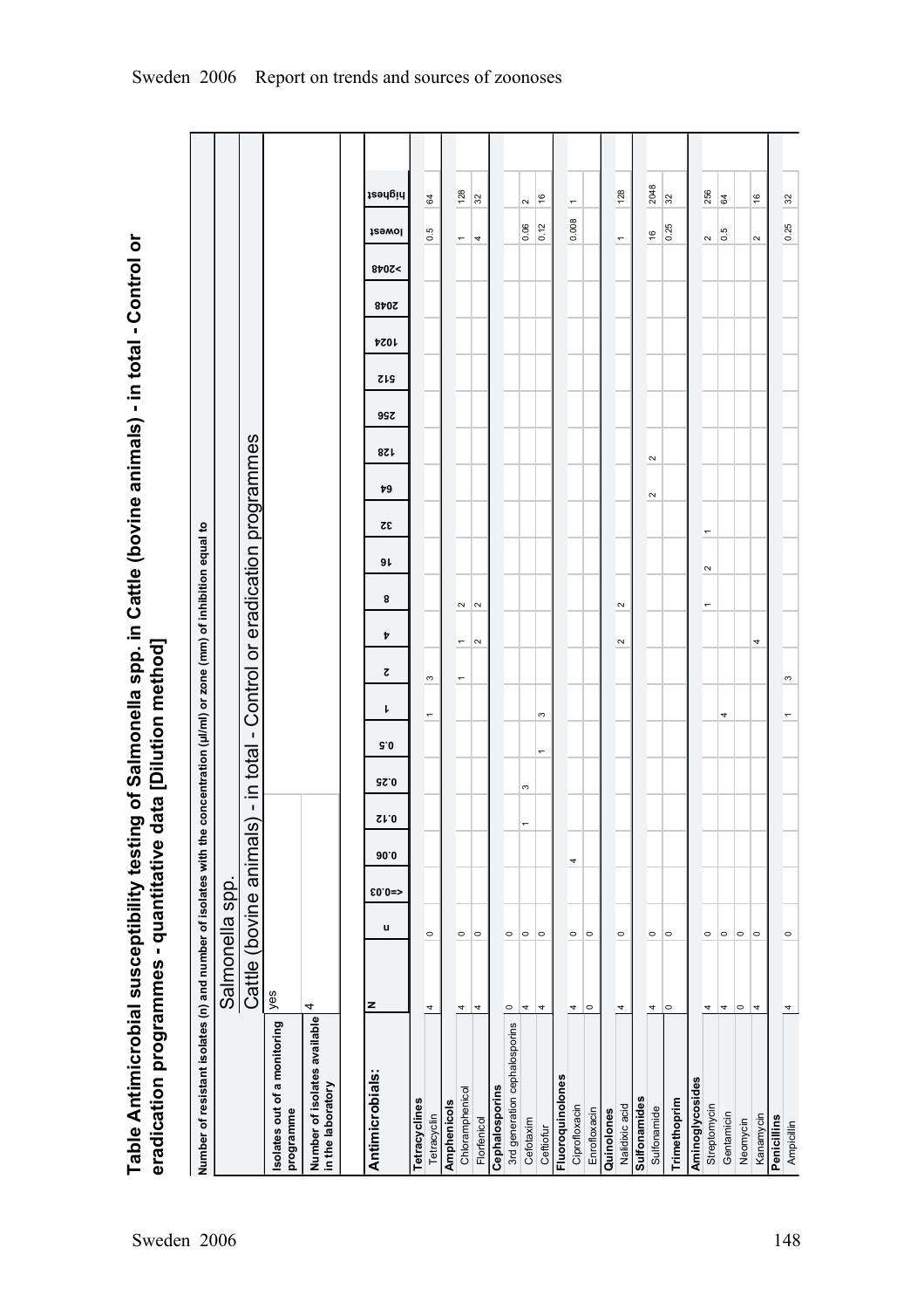# Table Antimicrobial susceptibility testing of Salmonella spp. in Cattle (bovine animals) - in total - Control or eradication programmes - quantitative data [Dilution method]

| Number of resistant isolates (n) and number of isolates with the concentration (µl/ml) or zone (mm) of inhibition equal to | | | | | | | | | | | | | | | | | | | | | |
|---|---|---|---|---|---|---|---|---|---|---|---|---|---|---|---|---|---|---|---|---|---|
| | Salmonella spp. | | | | | | | | | | | | | | | | | | | | |
| | Cattle (bovine animals) - in total - Control or eradication programmes | | | | | | | | | | | | | | | | | | | | |
| Isolates out of a monitoring programme | yes | | | | | | | | | | | | | | | | | | | | |
| Number of isolates available in the laboratory | 4 | | | | | | | | | | | | | | | | | | | | |
| **Antimicrobials:** | **N** | **n** | **<=0.03** | **0.06** | **0.12** | **0.25** | **0.5** | **1** | **2** | **4** | **8** | **16** | **32** | **64** | **128** | **256** | **512** | **1024** | **2048** | **>2048** | **lowest** | **highest** |
| **Tetracyclines** | | | | | | | | | | | | | | | | | | | | | | |
| Tetracyclin | 4 | 0 | | | | | | 1 | 3 | | | | | | | | | | | | 0.5 | 64 |
| **Amphenicols** | | | | | | | | | | | | | | | | | | | | | | |
| Chloramphenicol | 4 | 0 | | | | | | | 1 | 1 | 2 | | | | | | | | | | 1 | 128 |
| Florfenicol | 4 | 0 | | | | | | | | 2 | 2 | | | | | | | | | | 4 | 32 |
| **Cephalosporins** | | | | | | | | | | | | | | | | | | | | | | |
| 3rd generation cephalosporins | 0 | 0 | | | | | | | | | | | | | | | | | | | | |
| Cefotaxim | 4 | 0 | | | 1 | 3 | | | | | | | | | | | | | | | 0.06 | 2 |
| Ceftiofur | 4 | 0 | | | | | 1 | 3 | | | | | | | | | | | | | 0.12 | 16 |
| **Fluoroquinolones** | | | | | | | | | | | | | | | | | | | | | | |
| Ciprofloxacin | 4 | 0 | | 4 | | | | | | | | | | | | | | | | | 0.008 | 1 |
| Enrofloxacin | 0 | 0 | | | | | | | | | | | | | | | | | | | | |
| **Quinolones** | | | | | | | | | | | | | | | | | | | | | | |
| Nalidixic acid | 4 | 0 | | | | | | | | 2 | 2 | | | | | | | | | | 1 | 128 |
| **Sulfonamides** | | | | | | | | | | | | | | | | | | | | | | |
| Sulfonamide | 4 | 0 | | | | | | | | | | | | 2 | 2 | | | | | | 16 | 2048 |
| **Trimethoprim** | 0 | 0 | | | | | | | | | | | | | | | | | | | 0.25 | 32 |
| **Aminoglycosides** | | | | | | | | | | | | | | | | | | | | | | |
| Streptomycin | 4 | 0 | | | | | | | | | 1 | 2 | 1 | | | | | | | | 2 | 256 |
| Gentamicin | 4 | 0 | | | | | | 4 | | | | | | | | | | | | | 0.5 | 64 |
| Neomycin | 0 | 0 | | | | | | | | | | | | | | | | | | | | |
| Kanamycin | 4 | 0 | | | | | | | | 4 | | | | | | | | | | | 2 | 16 |
| **Penicillins** | | | | | | | | | | | | | | | | | | | | | | |
| Ampicillin | 4 | 0 | | | | | | 1 | 3 | | | | | | | | | | | | 0.25 | 32 |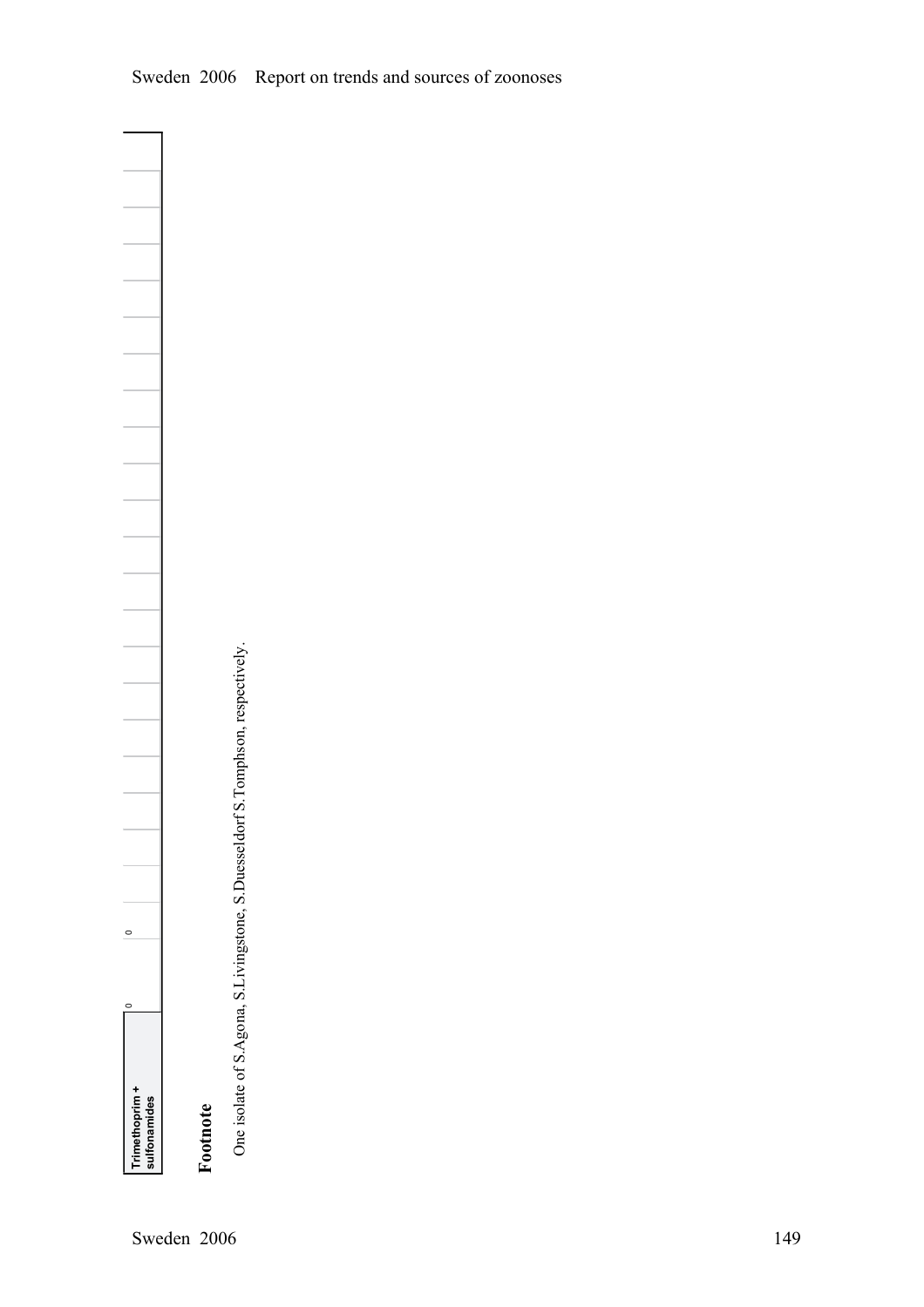| Trimethoprim + sulfonamides | 0 | 0 | | | | | | | | | | | | | | | | | | | | | | | |
|---|---|---|---|---|---|---|---|---|---|---|---|---|---|---|---|---|---|---|---|---|---|---|---|---|---|

## Footnote

One isolate of S.Agona, S.Livingstone, S.Duesseldorf S.Tomphson, respectively.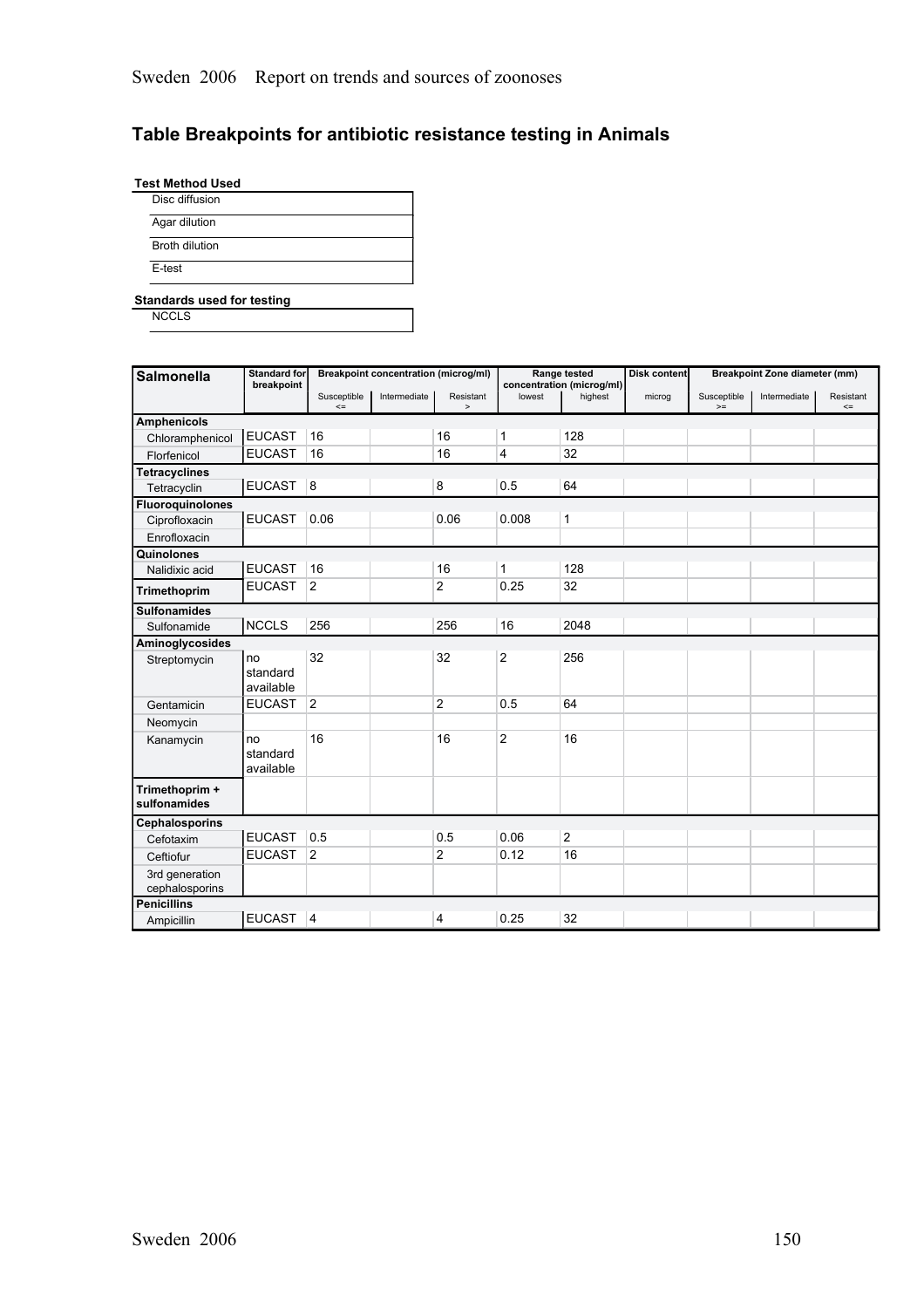## Table Breakpoints for antibiotic resistance testing in Animals

| Test Method Used |
|---|
| Disc diffusion |
| Agar dilution |
| Broth dilution |
| E-test |

| Standards used for testing |
|---|
| NCCLS |

| Salmonella | Standard for breakpoint | Breakpoint concentration (microg/ml) | | | Range tested concentration (microg/ml) | | Disk content | Breakpoint Zone diameter (mm) | | |
|---|---|---|---|---|---|---|---|---|---|---|
| | | Susceptible <= | Intermediate | Resistant > | lowest | highest | microg | Susceptible >= | Intermediate | Resistant <= |
| **Amphenicols** | | | | | | | | | | |
| Chloramphenicol | EUCAST | 16 | | 16 | 1 | 128 | | | | |
| Florfenicol | EUCAST | 16 | | 16 | 4 | 32 | | | | |
| **Tetracyclines** | | | | | | | | | | |
| Tetracyclin | EUCAST | 8 | | 8 | 0.5 | 64 | | | | |
| **Fluoroquinolones** | | | | | | | | | | |
| Ciprofloxacin | EUCAST | 0.06 | | 0.06 | 0.008 | 1 | | | | |
| Enrofloxacin | | | | | | | | | | |
| **Quinolones** | | | | | | | | | | |
| Nalidixic acid | EUCAST | 16 | | 16 | 1 | 128 | | | | |
| **Trimethoprim** | EUCAST | 2 | | 2 | 0.25 | 32 | | | | |
| **Sulfonamides** | | | | | | | | | | |
| Sulfonamide | NCCLS | 256 | | 256 | 16 | 2048 | | | | |
| **Aminoglycosides** | | | | | | | | | | |
| Streptomycin | no standard available | 32 | | 32 | 2 | 256 | | | | |
| Gentamicin | EUCAST | 2 | | 2 | 0.5 | 64 | | | | |
| Neomycin | | | | | | | | | | |
| Kanamycin | no standard available | 16 | | 16 | 2 | 16 | | | | |
| **Trimethoprim + sulfonamides** | | | | | | | | | | |
| **Cephalosporins** | | | | | | | | | | |
| Cefotaxim | EUCAST | 0.5 | | 0.5 | 0.06 | 2 | | | | |
| Ceftiofur | EUCAST | 2 | | 2 | 0.12 | 16 | | | | |
| 3rd generation cephalosporins | | | | | | | | | | |
| **Penicillins** | | | | | | | | | | |
| Ampicillin | EUCAST | 4 | | 4 | 0.25 | 32 | | | | |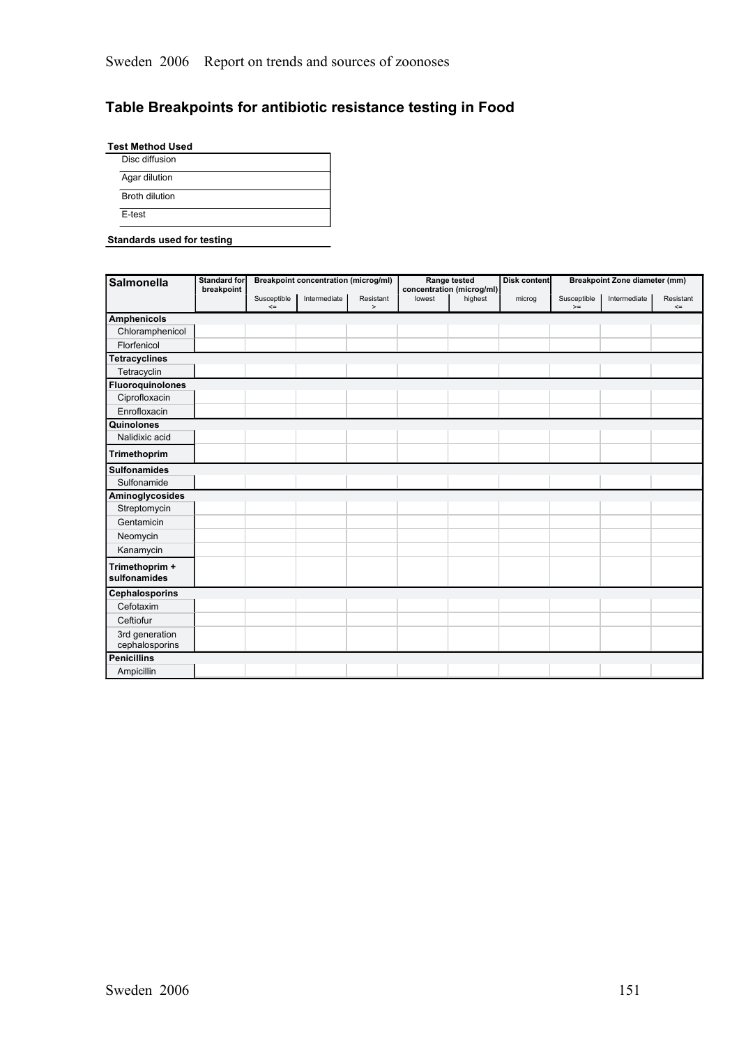## Table Breakpoints for antibiotic resistance testing in Food

| Test Method Used |
|---|
| Disc diffusion |
| Agar dilution |
| Broth dilution |
| E-test |

**Standards used for testing**

| Salmonella | Standard for breakpoint | Breakpoint concentration (microg/ml) | | | Range tested concentration (microg/ml) | | Disk content | Breakpoint Zone diameter (mm) | | |
|---|---|---|---|---|---|---|---|---|---|---|
| | | Susceptible <= | Intermediate | Resistant > | lowest | highest | microg | Susceptible >= | Intermediate | Resistant <= |
| **Amphenicols** | | | | | | | | | | |
| Chloramphenicol | | | | | | | | | | |
| Florfenicol | | | | | | | | | | |
| **Tetracyclines** | | | | | | | | | | |
| Tetracyclin | | | | | | | | | | |
| **Fluoroquinolones** | | | | | | | | | | |
| Ciprofloxacin | | | | | | | | | | |
| Enrofloxacin | | | | | | | | | | |
| **Quinolones** | | | | | | | | | | |
| Nalidixic acid | | | | | | | | | | |
| **Trimethoprim** | | | | | | | | | | |
| **Sulfonamides** | | | | | | | | | | |
| Sulfonamide | | | | | | | | | | |
| **Aminoglycosides** | | | | | | | | | | |
| Streptomycin | | | | | | | | | | |
| Gentamicin | | | | | | | | | | |
| Neomycin | | | | | | | | | | |
| Kanamycin | | | | | | | | | | |
| **Trimethoprim + sulfonamides** | | | | | | | | | | |
| **Cephalosporins** | | | | | | | | | | |
| Cefotaxim | | | | | | | | | | |
| Ceftiofur | | | | | | | | | | |
| 3rd generation cephalosporins | | | | | | | | | | |
| **Penicillins** | | | | | | | | | | |
| Ampicillin | | | | | | | | | | |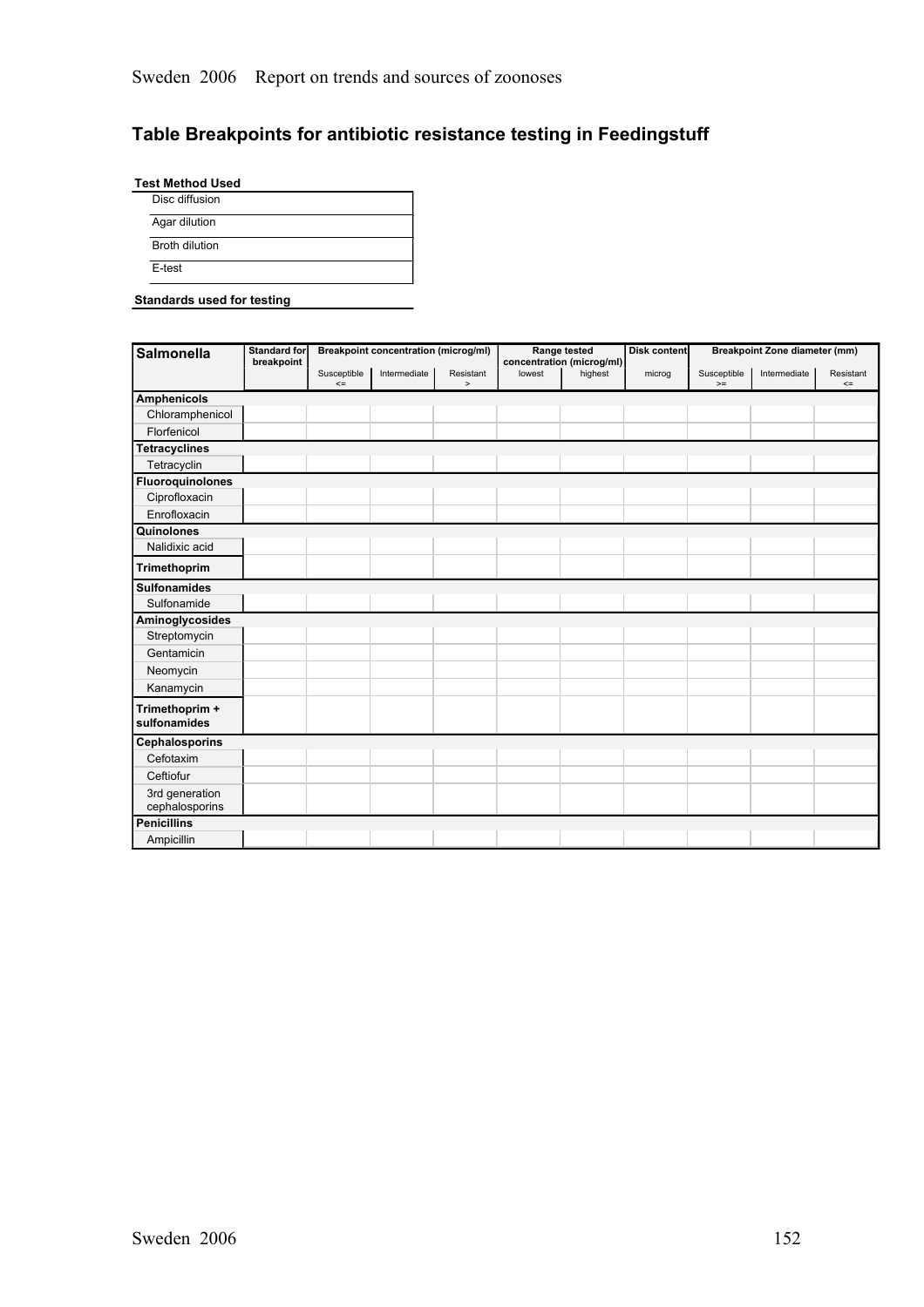## Table Breakpoints for antibiotic resistance testing in Feedingstuff

| Test Method Used |
|---|
| Disc diffusion |
| Agar dilution |
| Broth dilution |
| E-test |

**Standards used for testing**

| Salmonella | Standard for breakpoint | Breakpoint concentration (microg/ml) | | | Range tested concentration (microg/ml) | | Disk content | Breakpoint Zone diameter (mm) | | |
|---|---|---|---|---|---|---|---|---|---|---|
| | | Susceptible <= | Intermediate | Resistant > | lowest | highest | microg | Susceptible >= | Intermediate | Resistant <= |
| **Amphenicols** | | | | | | | | | | |
| Chloramphenicol | | | | | | | | | | |
| Florfenicol | | | | | | | | | | |
| **Tetracyclines** | | | | | | | | | | |
| Tetracyclin | | | | | | | | | | |
| **Fluoroquinolones** | | | | | | | | | | |
| Ciprofloxacin | | | | | | | | | | |
| Enrofloxacin | | | | | | | | | | |
| **Quinolones** | | | | | | | | | | |
| Nalidixic acid | | | | | | | | | | |
| **Trimethoprim** | | | | | | | | | | |
| **Sulfonamides** | | | | | | | | | | |
| Sulfonamide | | | | | | | | | | |
| **Aminoglycosides** | | | | | | | | | | |
| Streptomycin | | | | | | | | | | |
| Gentamicin | | | | | | | | | | |
| Neomycin | | | | | | | | | | |
| Kanamycin | | | | | | | | | | |
| **Trimethoprim + sulfonamides** | | | | | | | | | | |
| **Cephalosporins** | | | | | | | | | | |
| Cefotaxim | | | | | | | | | | |
| Ceftiofur | | | | | | | | | | |
| 3rd generation cephalosporins | | | | | | | | | | |
| **Penicillins** | | | | | | | | | | |
| Ampicillin | | | | | | | | | | |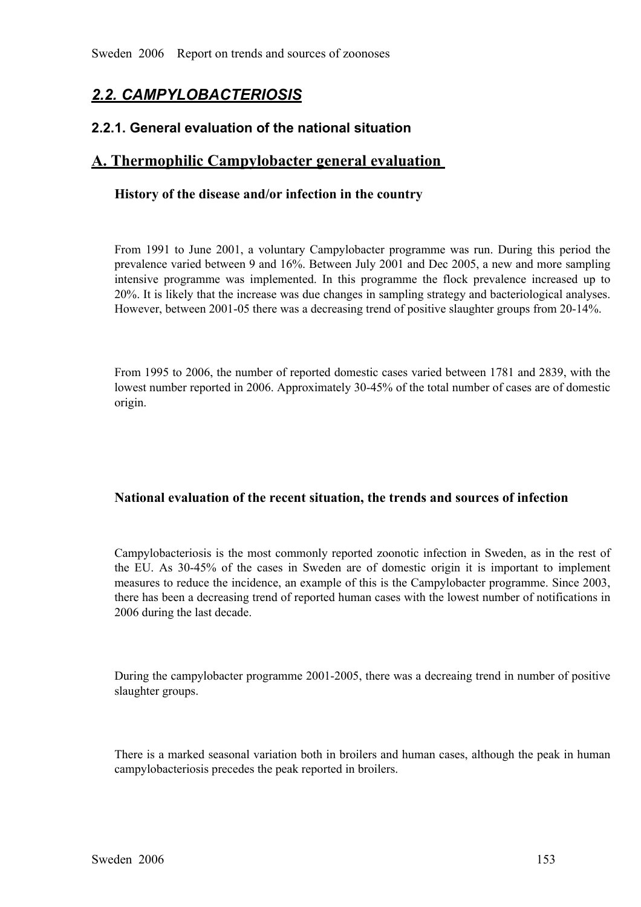## *2.2. CAMPYLOBACTERIOSIS*

### 2.2.1. General evaluation of the national situation

## A. Thermophilic Campylobacter general evaluation

#### History of the disease and/or infection in the country

From 1991 to June 2001, a voluntary Campylobacter programme was run. During this period the prevalence varied between 9 and 16%. Between July 2001 and Dec 2005, a new and more sampling intensive programme was implemented. In this programme the flock prevalence increased up to 20%. It is likely that the increase was due changes in sampling strategy and bacteriological analyses. However, between 2001-05 there was a decreasing trend of positive slaughter groups from 20-14%.

From 1995 to 2006, the number of reported domestic cases varied between 1781 and 2839, with the lowest number reported in 2006. Approximately 30-45% of the total number of cases are of domestic origin.

#### National evaluation of the recent situation, the trends and sources of infection

Campylobacteriosis is the most commonly reported zoonotic infection in Sweden, as in the rest of the EU. As 30-45% of the cases in Sweden are of domestic origin it is important to implement measures to reduce the incidence, an example of this is the Campylobacter programme. Since 2003, there has been a decreasing trend of reported human cases with the lowest number of notifications in 2006 during the last decade.

During the campylobacter programme 2001-2005, there was a decreaing trend in number of positive slaughter groups.

There is a marked seasonal variation both in broilers and human cases, although the peak in human campylobacteriosis precedes the peak reported in broilers.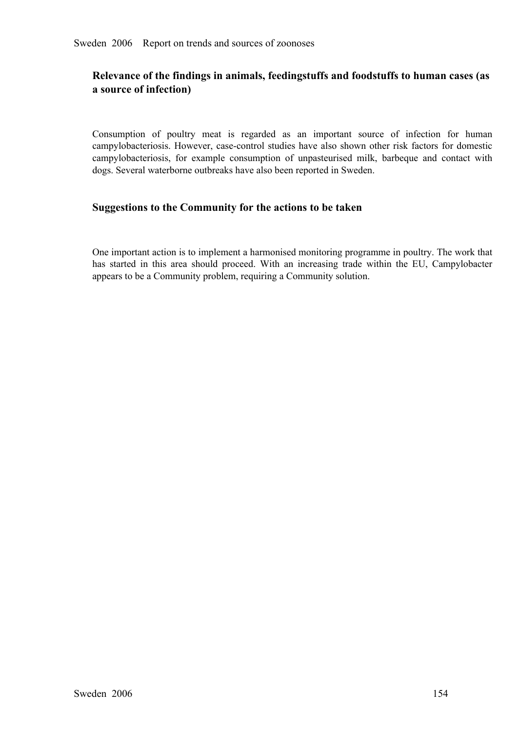### Relevance of the findings in animals, feedingstuffs and foodstuffs to human cases (as a source of infection)

Consumption of poultry meat is regarded as an important source of infection for human campylobacteriosis. However, case-control studies have also shown other risk factors for domestic campylobacteriosis, for example consumption of unpasteurised milk, barbeque and contact with dogs. Several waterborne outbreaks have also been reported in Sweden.

### Suggestions to the Community for the actions to be taken

One important action is to implement a harmonised monitoring programme in poultry. The work that has started in this area should proceed. With an increasing trade within the EU, Campylobacter appears to be a Community problem, requiring a Community solution.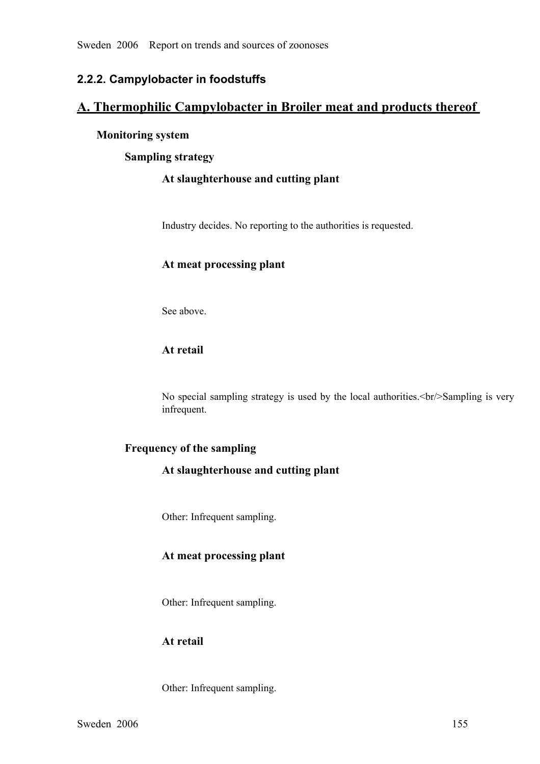### 2.2.2. Campylobacter in foodstuffs

## A. Thermophilic Campylobacter in Broiler meat and products thereof

**Monitoring system**

**Sampling strategy**

**At slaughterhouse and cutting plant**

Industry decides. No reporting to the authorities is requested.

**At meat processing plant**

See above.

**At retail**

No special sampling strategy is used by the local authorities.<br/>Sampling is very infrequent.

**Frequency of the sampling**

**At slaughterhouse and cutting plant**

Other: Infrequent sampling.

**At meat processing plant**

Other: Infrequent sampling.

**At retail**

Other: Infrequent sampling.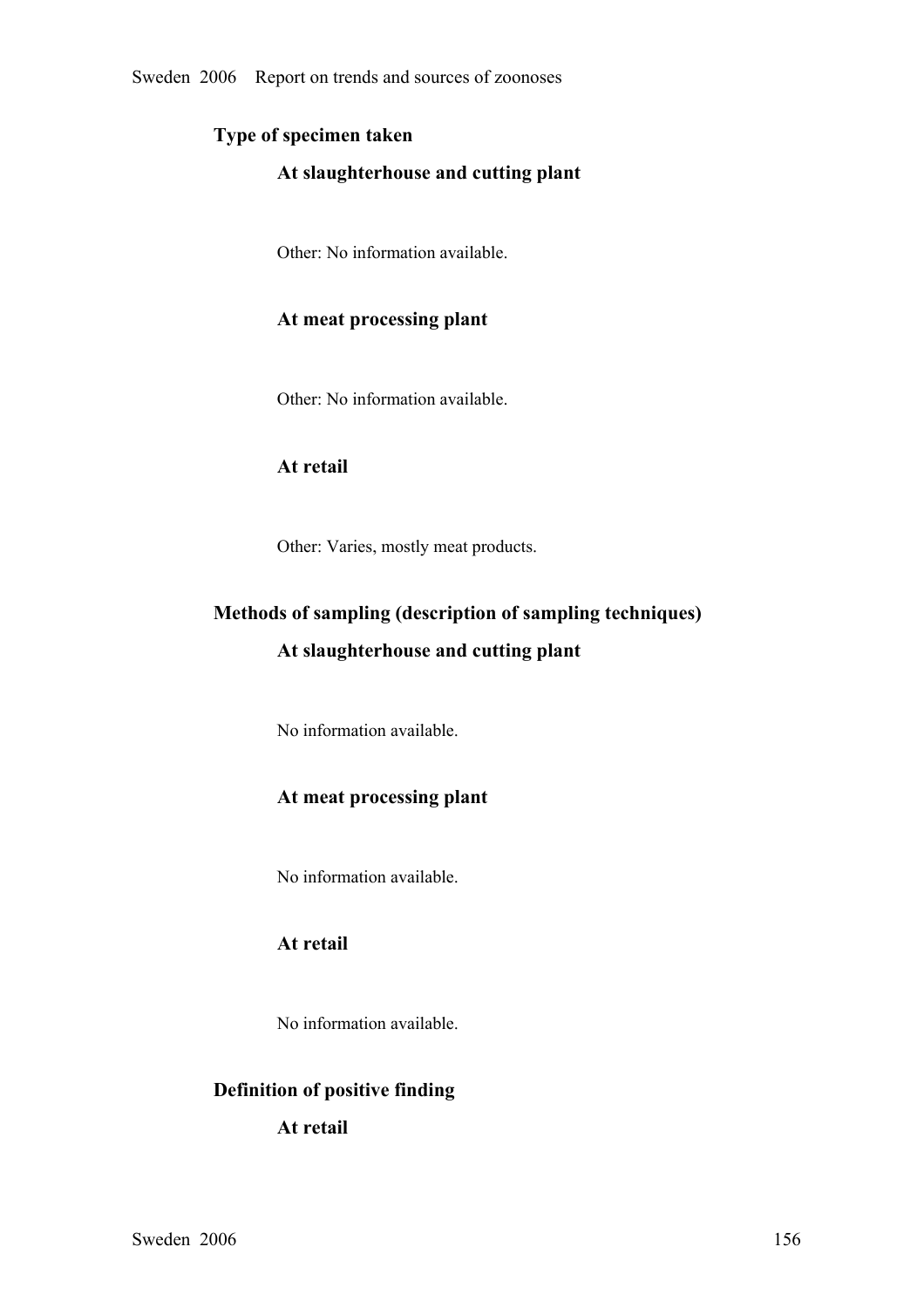## Type of specimen taken

### At slaughterhouse and cutting plant

Other: No information available.

### At meat processing plant

Other: No information available.

### At retail

Other: Varies, mostly meat products.

## Methods of sampling (description of sampling techniques)

### At slaughterhouse and cutting plant

No information available.

### At meat processing plant

No information available.

### At retail

No information available.

## Definition of positive finding

### At retail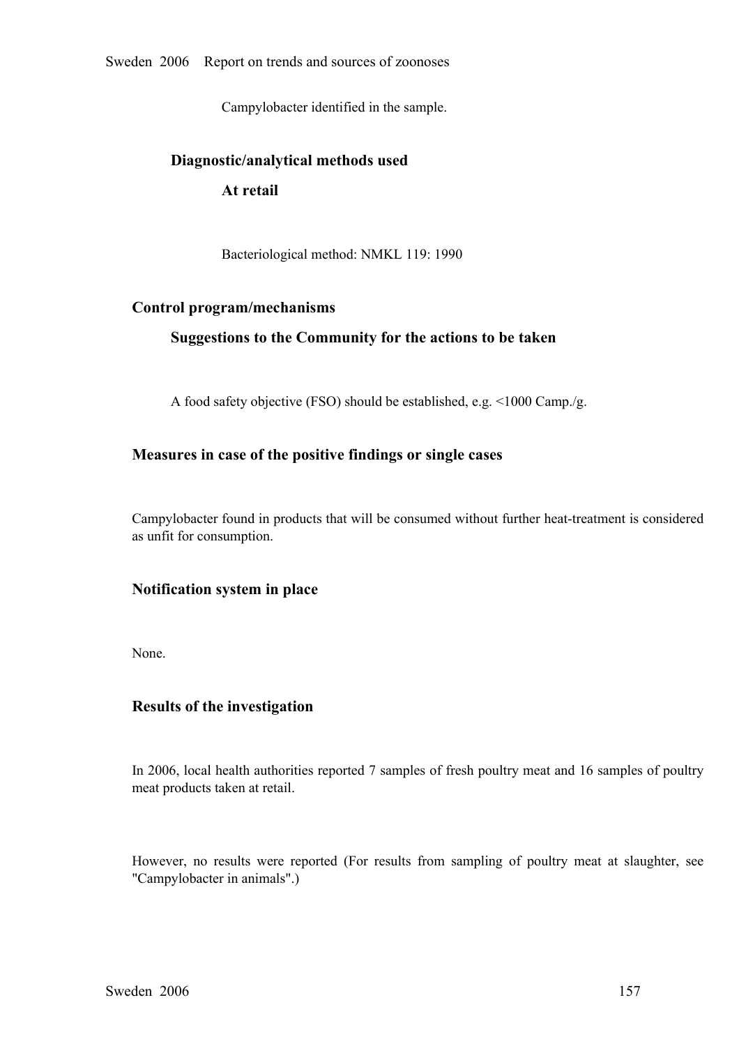Campylobacter identified in the sample.

### Diagnostic/analytical methods used

#### At retail

Bacteriological method: NMKL 119: 1990

## Control program/mechanisms

### Suggestions to the Community for the actions to be taken

A food safety objective (FSO) should be established, e.g. <1000 Camp./g.

## Measures in case of the positive findings or single cases

Campylobacter found in products that will be consumed without further heat-treatment is considered as unfit for consumption.

## Notification system in place

None.

## Results of the investigation

In 2006, local health authorities reported 7 samples of fresh poultry meat and 16 samples of poultry meat products taken at retail.

However, no results were reported (For results from sampling of poultry meat at slaughter, see "Campylobacter in animals".)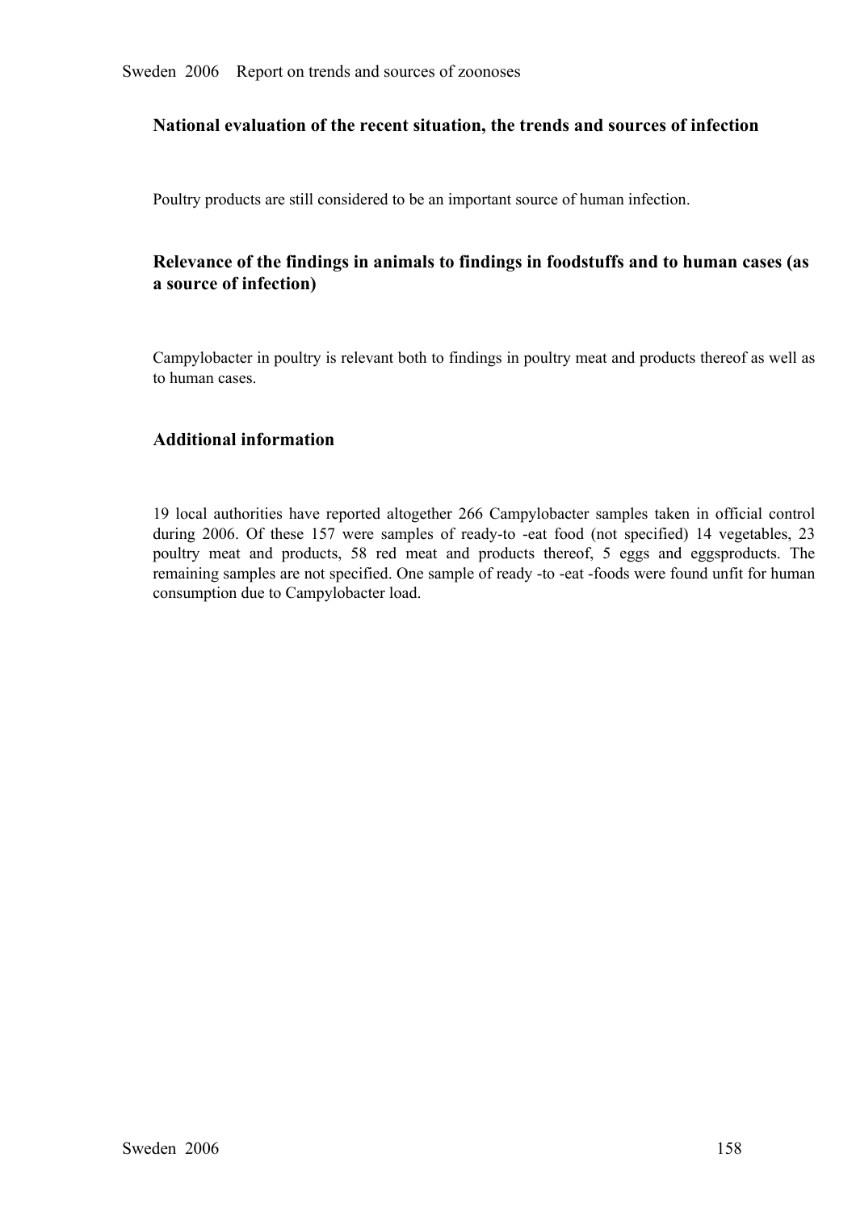## National evaluation of the recent situation, the trends and sources of infection

Poultry products are still considered to be an important source of human infection.

## Relevance of the findings in animals to findings in foodstuffs and to human cases (as a source of infection)

Campylobacter in poultry is relevant both to findings in poultry meat and products thereof as well as to human cases.

## Additional information

19 local authorities have reported altogether 266 Campylobacter samples taken in official control during 2006. Of these 157 were samples of ready-to -eat food (not specified) 14 vegetables, 23 poultry meat and products, 58 red meat and products thereof, 5 eggs and eggsproducts. The remaining samples are not specified. One sample of ready -to -eat -foods were found unfit for human consumption due to Campylobacter load.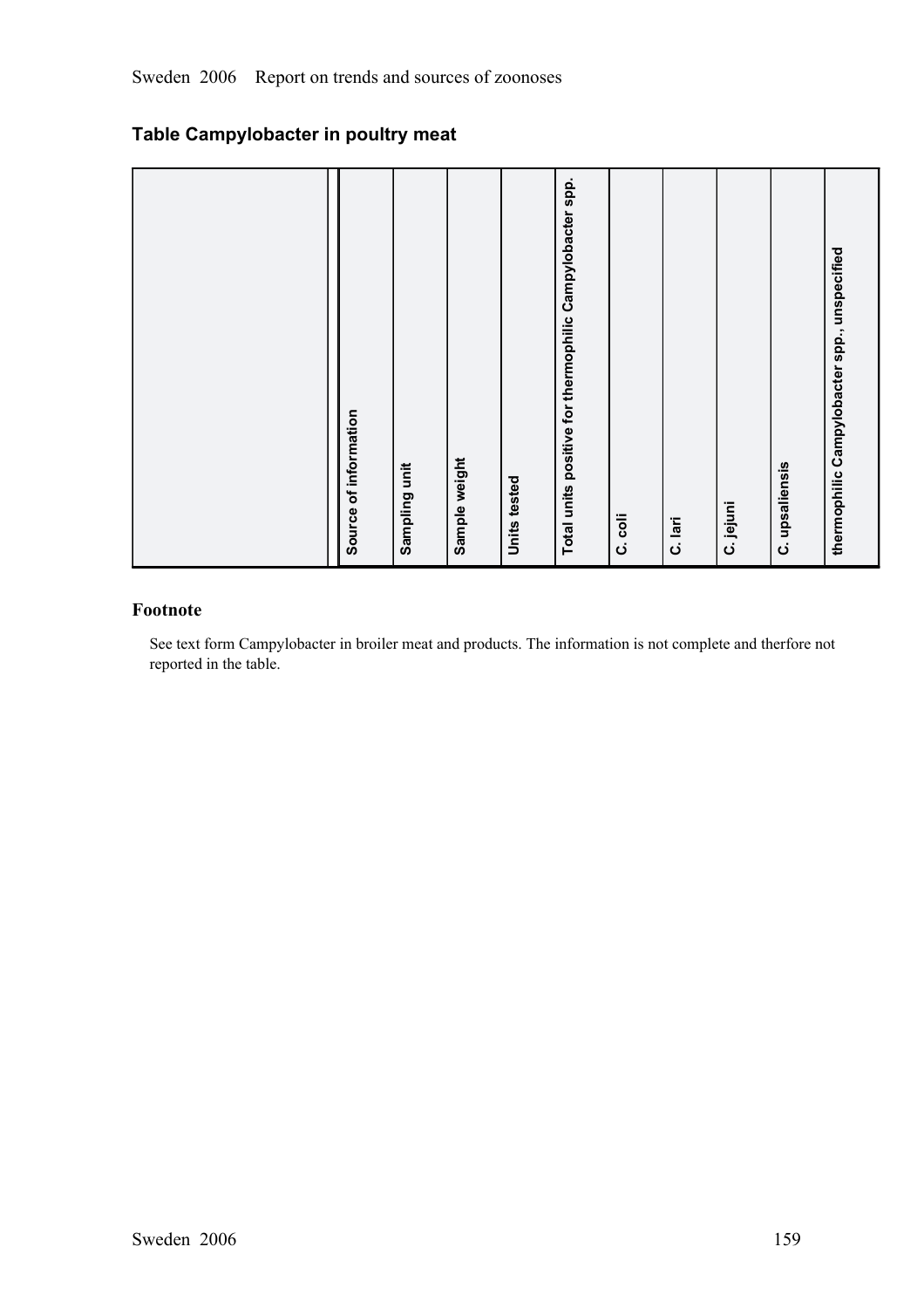## Table Campylobacter in poultry meat

| | Source of information | Sampling unit | Sample weight | Units tested | Total units positive for thermophilic Campylobacter spp. | C. coli | C. lari | C. jejuni | C. upsaliensis | thermophilic Campylobacter spp., unspecified |
|---|---|---|---|---|---|---|---|---|---|---|

### Footnote

See text form Campylobacter in broiler meat and products. The information is not complete and therfore not reported in the table.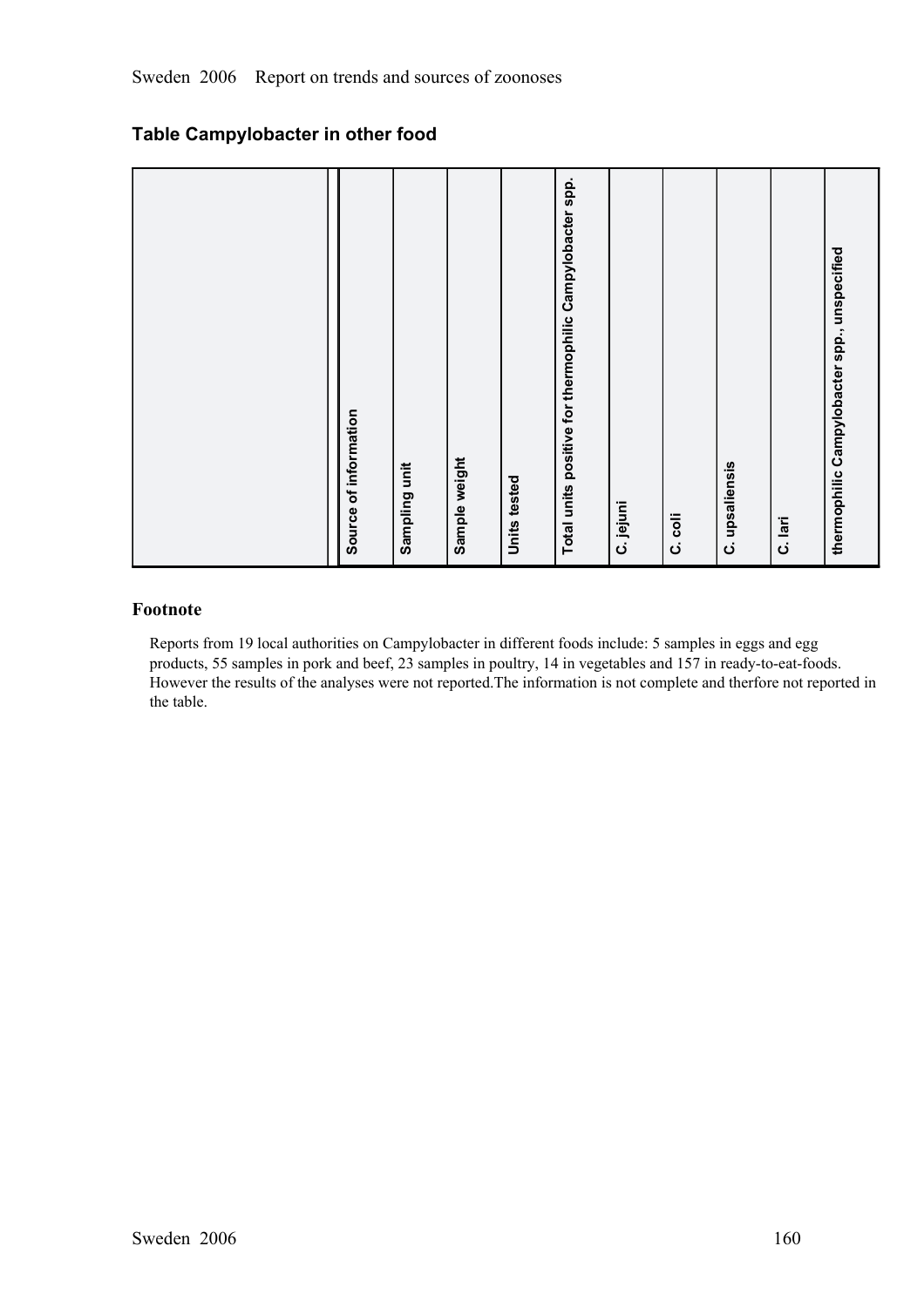## Table Campylobacter in other food

| | Source of information | Sampling unit | Sample weight | Units tested | Total units positive for thermophilic Campylobacter spp. | C. jejuni | C. coli | C. upsaliensis | C. lari | thermophilic Campylobacter spp., unspecified |
|---|---|---|---|---|---|---|---|---|---|---|

### Footnote

Reports from 19 local authorities on Campylobacter in different foods include: 5 samples in eggs and egg products, 55 samples in pork and beef, 23 samples in poultry, 14 in vegetables and 157 in ready-to-eat-foods. However the results of the analyses were not reported.The information is not complete and therfore not reported in the table.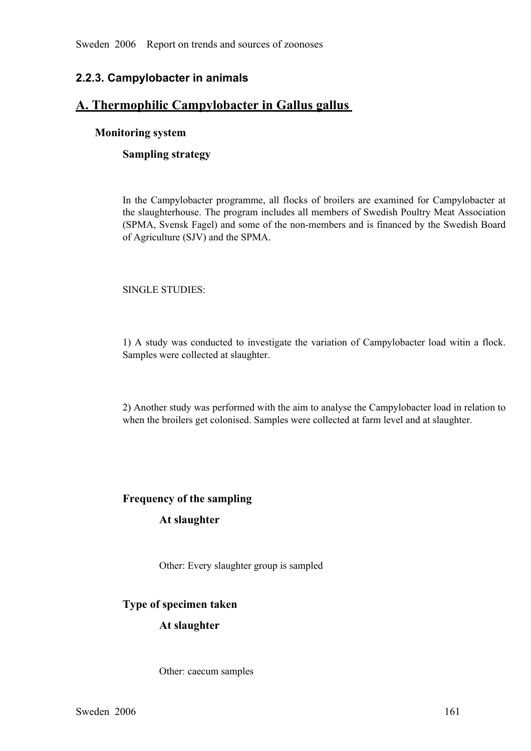## 2.2.3. Campylobacter in animals

## A. Thermophilic Campylobacter in Gallus gallus

### Monitoring system

#### Sampling strategy

In the Campylobacter programme, all flocks of broilers are examined for Campylobacter at the slaughterhouse. The program includes all members of Swedish Poultry Meat Association (SPMA, Svensk Fagel) and some of the non-members and is financed by the Swedish Board of Agriculture (SJV) and the SPMA.

SINGLE STUDIES:

1) A study was conducted to investigate the variation of Campylobacter load witin a flock. Samples were collected at slaughter.

2) Another study was performed with the aim to analyse the Campylobacter load in relation to when the broilers get colonised. Samples were collected at farm level and at slaughter.

#### Frequency of the sampling

**At slaughter**

Other: Every slaughter group is sampled

#### Type of specimen taken

**At slaughter**

Other: caecum samples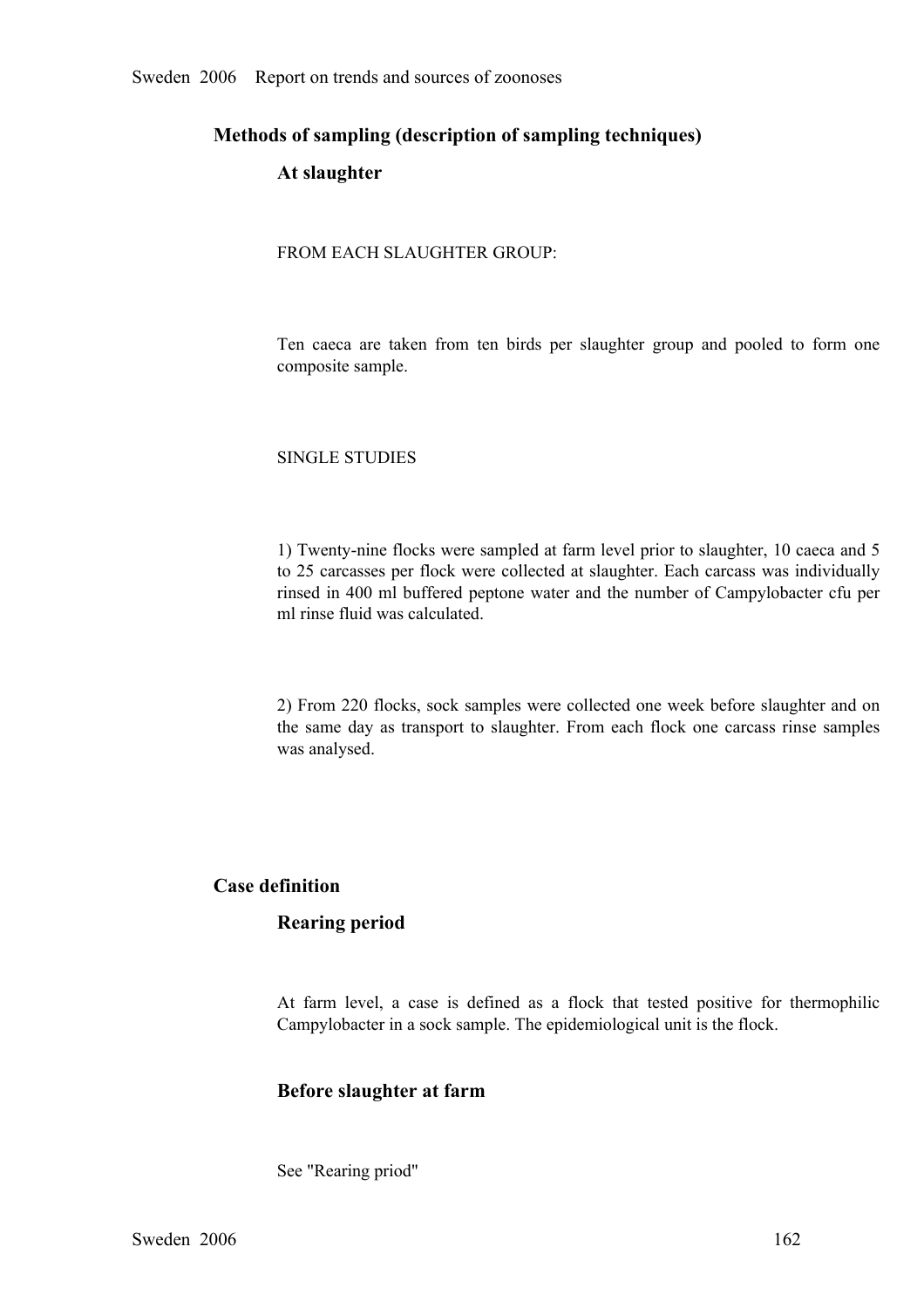## Methods of sampling (description of sampling techniques)

### At slaughter

FROM EACH SLAUGHTER GROUP:

Ten caeca are taken from ten birds per slaughter group and pooled to form one composite sample.

SINGLE STUDIES

1) Twenty-nine flocks were sampled at farm level prior to slaughter, 10 caeca and 5 to 25 carcasses per flock were collected at slaughter. Each carcass was individually rinsed in 400 ml buffered peptone water and the number of Campylobacter cfu per ml rinse fluid was calculated.

2) From 220 flocks, sock samples were collected one week before slaughter and on the same day as transport to slaughter. From each flock one carcass rinse samples was analysed.

## Case definition

### Rearing period

At farm level, a case is defined as a flock that tested positive for thermophilic Campylobacter in a sock sample. The epidemiological unit is the flock.

### Before slaughter at farm

See "Rearing priod"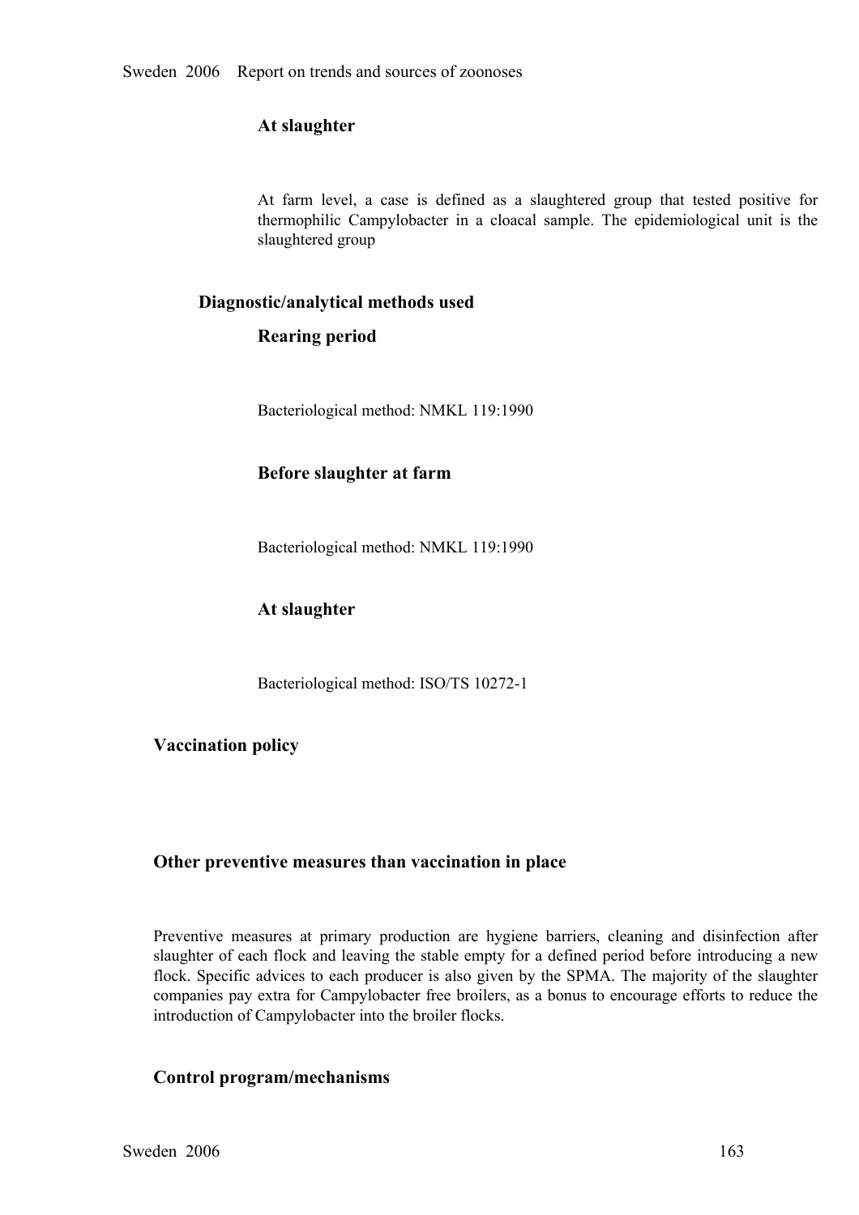#### At slaughter

At farm level, a case is defined as a slaughtered group that tested positive for thermophilic Campylobacter in a cloacal sample. The epidemiological unit is the slaughtered group

### Diagnostic/analytical methods used

#### Rearing period

Bacteriological method: NMKL 119:1990

#### Before slaughter at farm

Bacteriological method: NMKL 119:1990

#### At slaughter

Bacteriological method: ISO/TS 10272-1

## Vaccination policy

## Other preventive measures than vaccination in place

Preventive measures at primary production are hygiene barriers, cleaning and disinfection after slaughter of each flock and leaving the stable empty for a defined period before introducing a new flock. Specific advices to each producer is also given by the SPMA. The majority of the slaughter companies pay extra for Campylobacter free broilers, as a bonus to encourage efforts to reduce the introduction of Campylobacter into the broiler flocks.

## Control program/mechanisms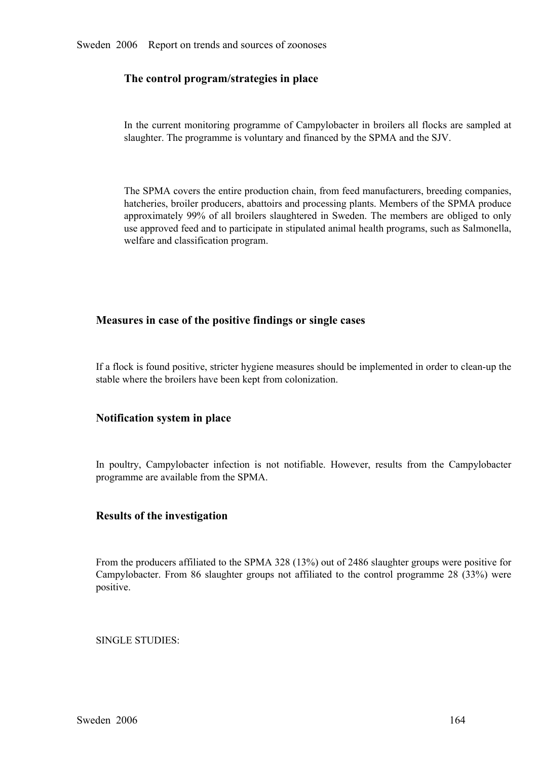### The control program/strategies in place

In the current monitoring programme of Campylobacter in broilers all flocks are sampled at slaughter. The programme is voluntary and financed by the SPMA and the SJV.

The SPMA covers the entire production chain, from feed manufacturers, breeding companies, hatcheries, broiler producers, abattoirs and processing plants. Members of the SPMA produce approximately 99% of all broilers slaughtered in Sweden. The members are obliged to only use approved feed and to participate in stipulated animal health programs, such as Salmonella, welfare and classification program.

### Measures in case of the positive findings or single cases

If a flock is found positive, stricter hygiene measures should be implemented in order to clean-up the stable where the broilers have been kept from colonization.

### Notification system in place

In poultry, Campylobacter infection is not notifiable. However, results from the Campylobacter programme are available from the SPMA.

### Results of the investigation

From the producers affiliated to the SPMA 328 (13%) out of 2486 slaughter groups were positive for Campylobacter. From 86 slaughter groups not affiliated to the control programme 28 (33%) were positive.

SINGLE STUDIES: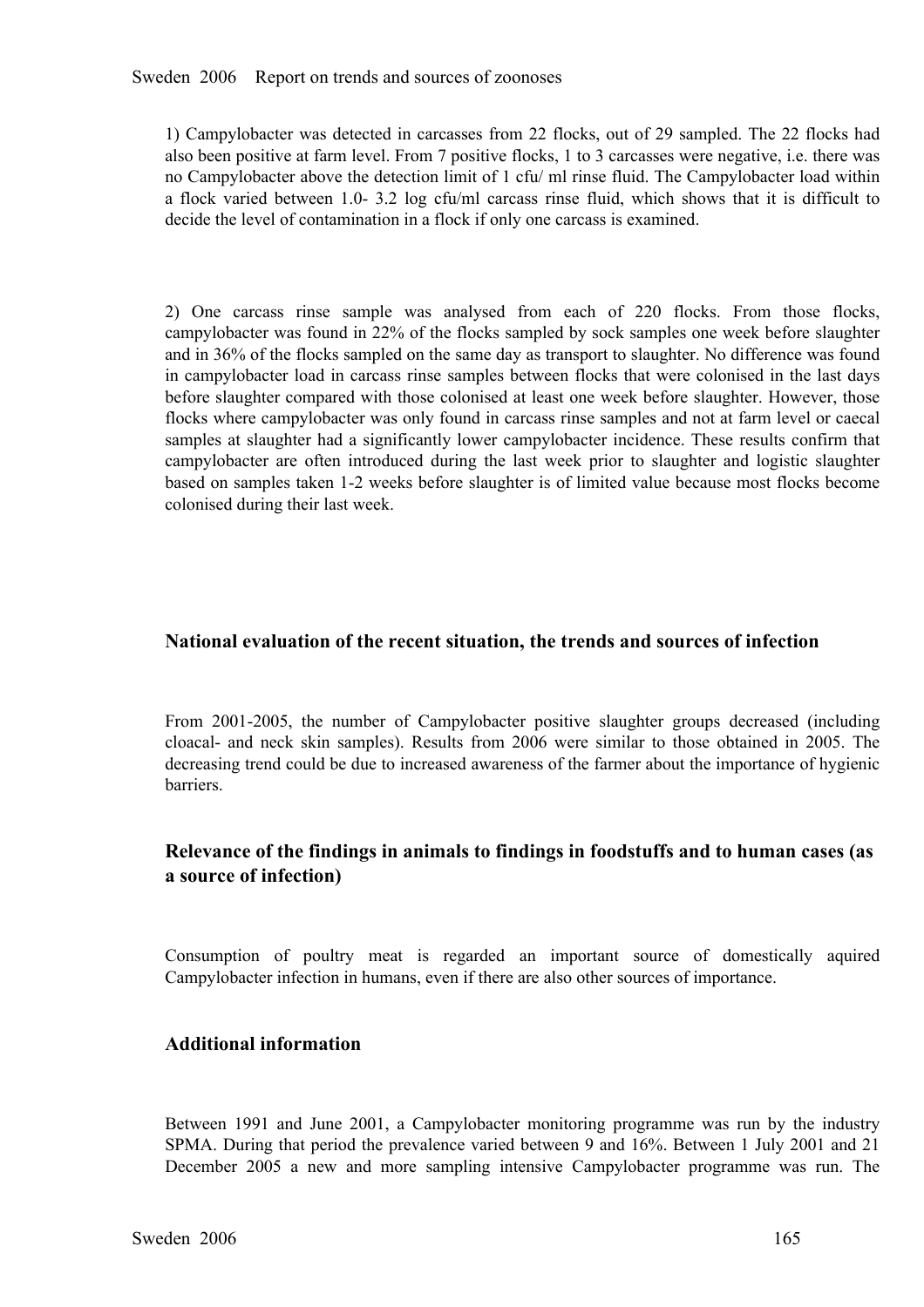1) Campylobacter was detected in carcasses from 22 flocks, out of 29 sampled. The 22 flocks had also been positive at farm level. From 7 positive flocks, 1 to 3 carcasses were negative, i.e. there was no Campylobacter above the detection limit of 1 cfu/ ml rinse fluid. The Campylobacter load within a flock varied between 1.0- 3.2 log cfu/ml carcass rinse fluid, which shows that it is difficult to decide the level of contamination in a flock if only one carcass is examined.

2) One carcass rinse sample was analysed from each of 220 flocks. From those flocks, campylobacter was found in 22% of the flocks sampled by sock samples one week before slaughter and in 36% of the flocks sampled on the same day as transport to slaughter. No difference was found in campylobacter load in carcass rinse samples between flocks that were colonised in the last days before slaughter compared with those colonised at least one week before slaughter. However, those flocks where campylobacter was only found in carcass rinse samples and not at farm level or caecal samples at slaughter had a significantly lower campylobacter incidence. These results confirm that campylobacter are often introduced during the last week prior to slaughter and logistic slaughter based on samples taken 1-2 weeks before slaughter is of limited value because most flocks become colonised during their last week.

## National evaluation of the recent situation, the trends and sources of infection

From 2001-2005, the number of Campylobacter positive slaughter groups decreased (including cloacal- and neck skin samples). Results from 2006 were similar to those obtained in 2005. The decreasing trend could be due to increased awareness of the farmer about the importance of hygienic barriers.

## Relevance of the findings in animals to findings in foodstuffs and to human cases (as a source of infection)

Consumption of poultry meat is regarded an important source of domestically aquired Campylobacter infection in humans, even if there are also other sources of importance.

## Additional information

Between 1991 and June 2001, a Campylobacter monitoring programme was run by the industry SPMA. During that period the prevalence varied between 9 and 16%. Between 1 July 2001 and 21 December 2005 a new and more sampling intensive Campylobacter programme was run. The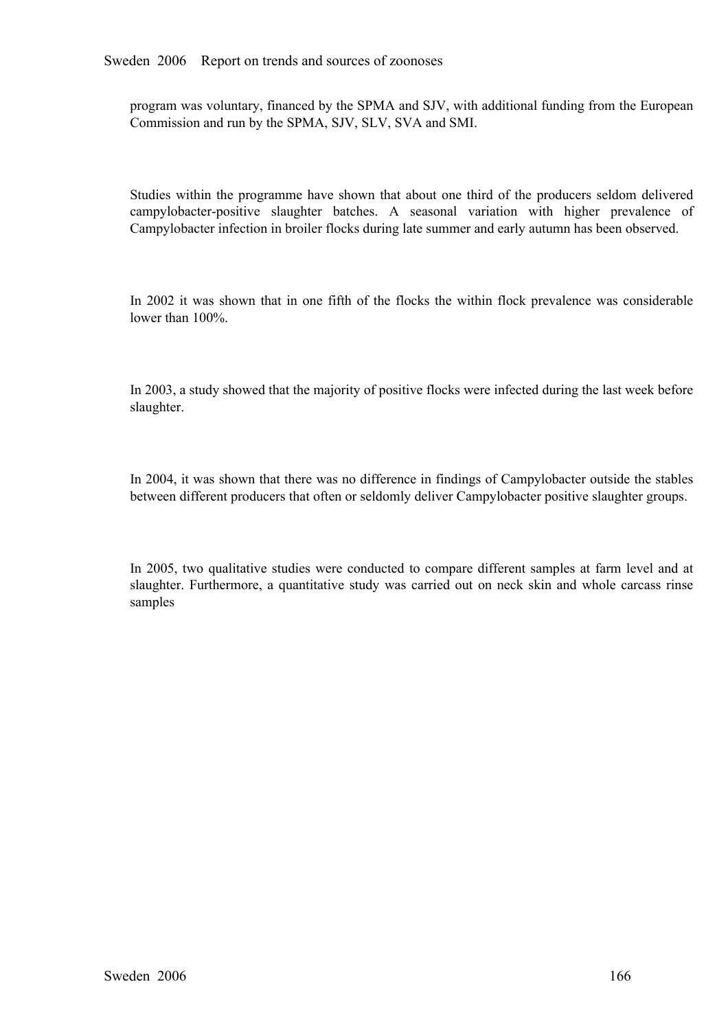program was voluntary, financed by the SPMA and SJV, with additional funding from the European Commission and run by the SPMA, SJV, SLV, SVA and SMI.

Studies within the programme have shown that about one third of the producers seldom delivered campylobacter-positive slaughter batches. A seasonal variation with higher prevalence of Campylobacter infection in broiler flocks during late summer and early autumn has been observed.

In 2002 it was shown that in one fifth of the flocks the within flock prevalence was considerable lower than 100%.

In 2003, a study showed that the majority of positive flocks were infected during the last week before slaughter.

In 2004, it was shown that there was no difference in findings of Campylobacter outside the stables between different producers that often or seldomly deliver Campylobacter positive slaughter groups.

In 2005, two qualitative studies were conducted to compare different samples at farm level and at slaughter. Furthermore, a quantitative study was carried out on neck skin and whole carcass rinse samples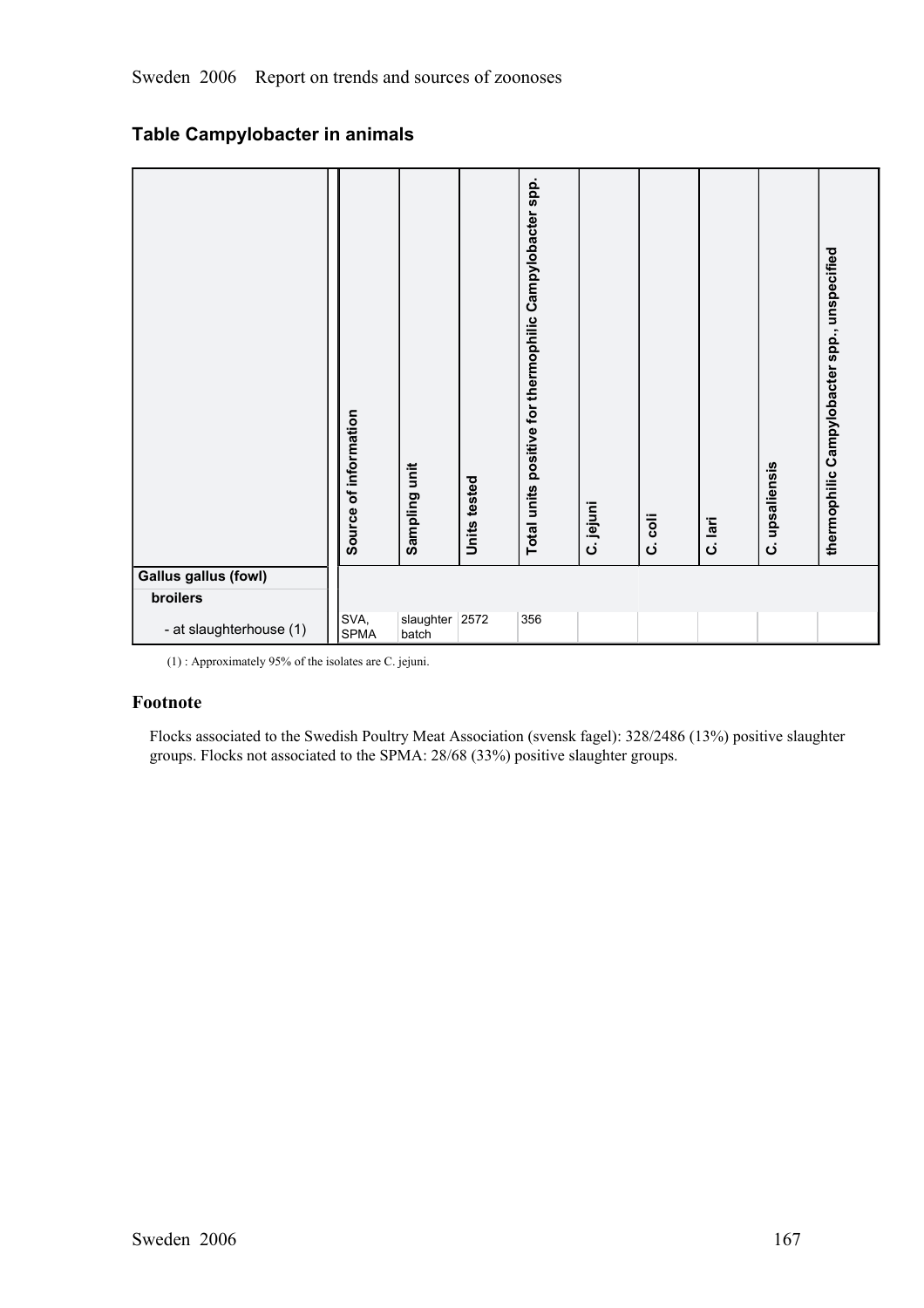## Table Campylobacter in animals

| | Source of information | Sampling unit | Units tested | Total units positive for thermophilic Campylobacter spp. | C. jejuni | C. coli | C. lari | C. upsaliensis | thermophilic Campylobacter spp., unspecified |
|---|---|---|---|---|---|---|---|---|---|
| **Gallus gallus (fowl)** | | | | | | | | | |
| **broilers** | | | | | | | | | |
| - at slaughterhouse (1) | SVA, SPMA | slaughter batch | 2572 | 356 | | | | | |

(1) : Approximately 95% of the isolates are C. jejuni.

### Footnote

Flocks associated to the Swedish Poultry Meat Association (svensk fagel): 328/2486 (13%) positive slaughter groups. Flocks not associated to the SPMA: 28/68 (33%) positive slaughter groups.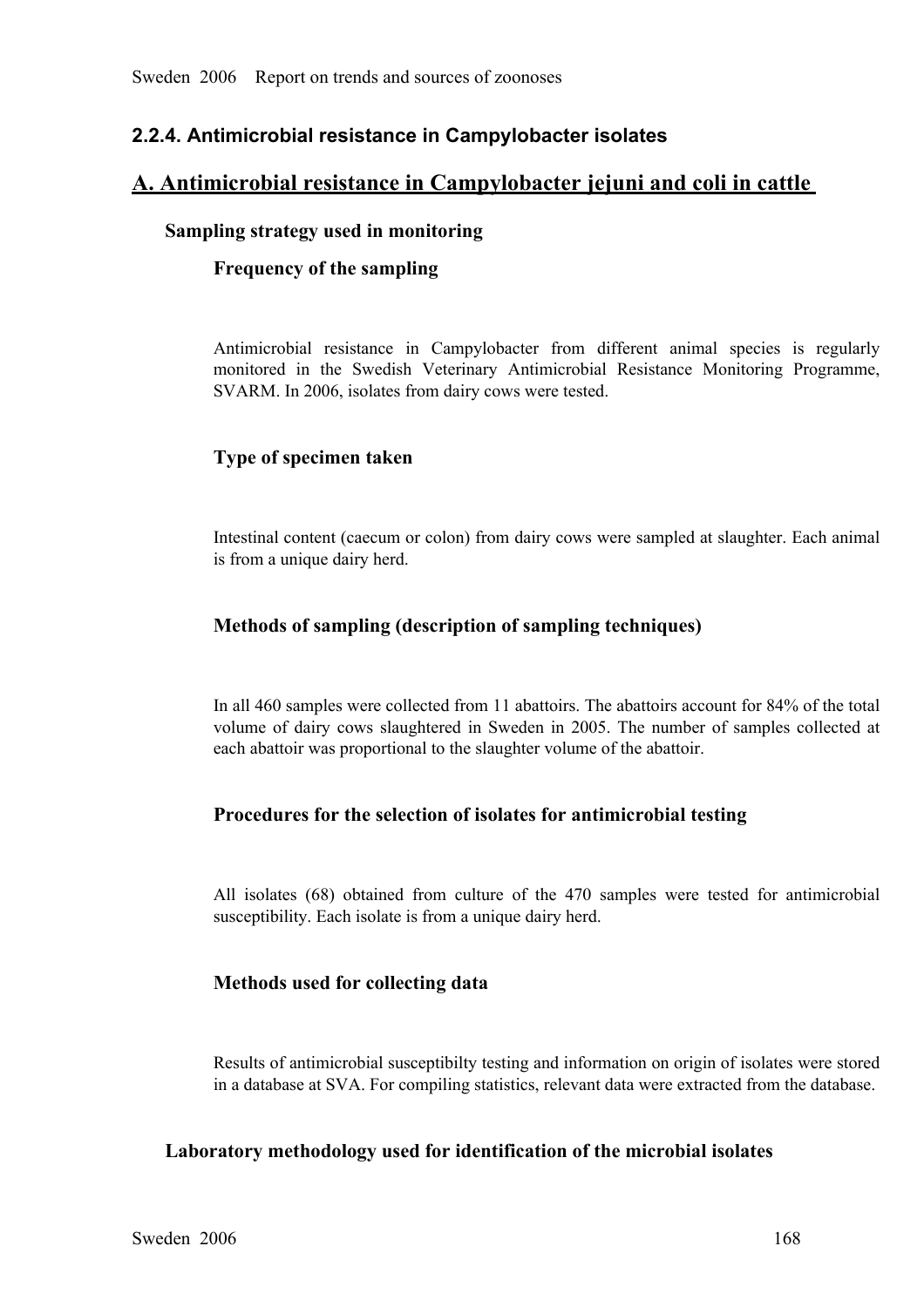## 2.2.4. Antimicrobial resistance in Campylobacter isolates

## A. Antimicrobial resistance in Campylobacter jejuni and coli in cattle

### Sampling strategy used in monitoring

#### Frequency of the sampling

Antimicrobial resistance in Campylobacter from different animal species is regularly monitored in the Swedish Veterinary Antimicrobial Resistance Monitoring Programme, SVARM. In 2006, isolates from dairy cows were tested.

#### Type of specimen taken

Intestinal content (caecum or colon) from dairy cows were sampled at slaughter. Each animal is from a unique dairy herd.

#### Methods of sampling (description of sampling techniques)

In all 460 samples were collected from 11 abattoirs. The abattoirs account for 84% of the total volume of dairy cows slaughtered in Sweden in 2005. The number of samples collected at each abattoir was proportional to the slaughter volume of the abattoir.

#### Procedures for the selection of isolates for antimicrobial testing

All isolates (68) obtained from culture of the 470 samples were tested for antimicrobial susceptibility. Each isolate is from a unique dairy herd.

#### Methods used for collecting data

Results of antimicrobial susceptibilty testing and information on origin of isolates were stored in a database at SVA. For compiling statistics, relevant data were extracted from the database.

### Laboratory methodology used for identification of the microbial isolates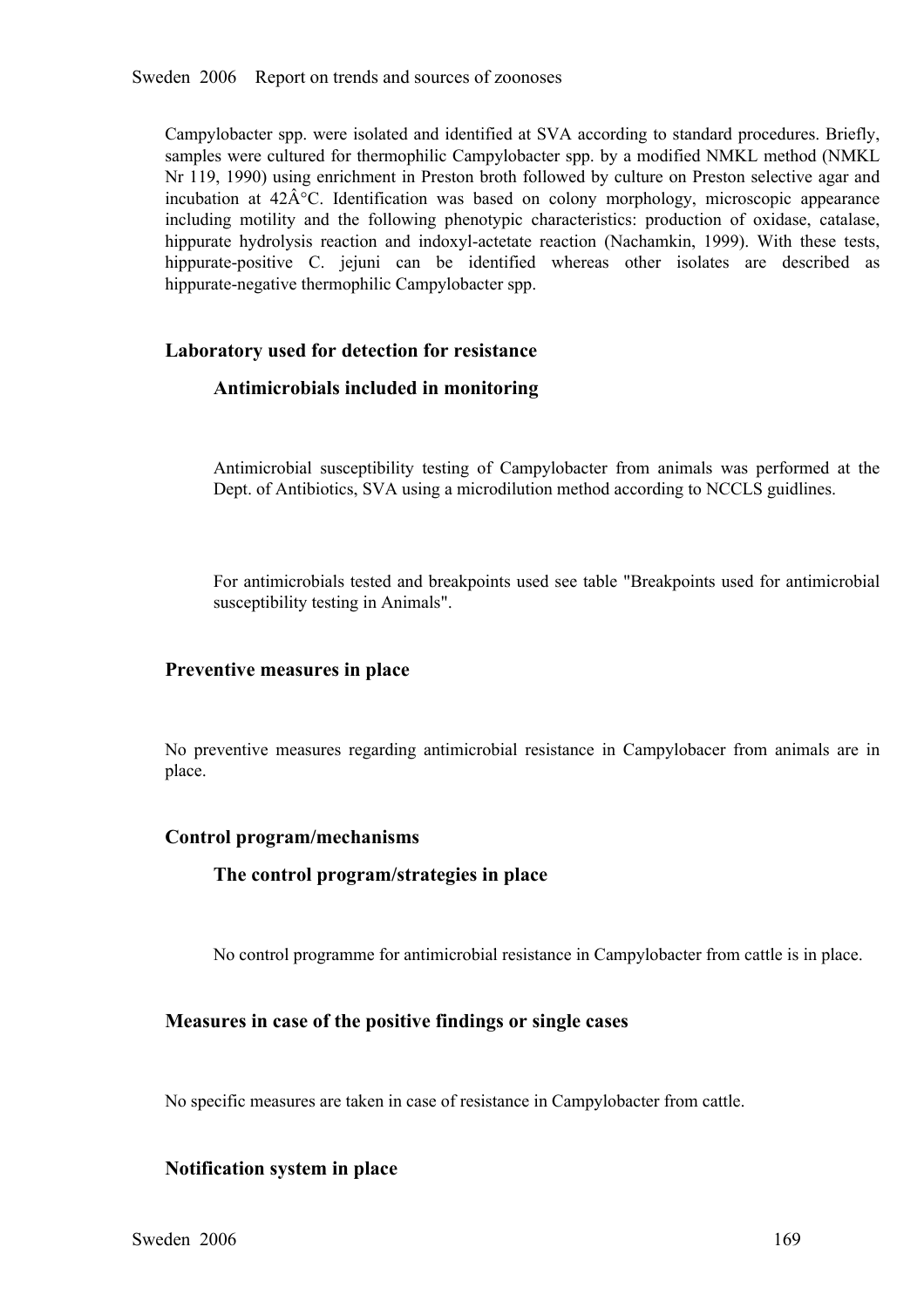Campylobacter spp. were isolated and identified at SVA according to standard procedures. Briefly, samples were cultured for thermophilic Campylobacter spp. by a modified NMKL method (NMKL Nr 119, 1990) using enrichment in Preston broth followed by culture on Preston selective agar and incubation at 42Â°C. Identification was based on colony morphology, microscopic appearance including motility and the following phenotypic characteristics: production of oxidase, catalase, hippurate hydrolysis reaction and indoxyl-actetate reaction (Nachamkin, 1999). With these tests, hippurate-positive C. jejuni can be identified whereas other isolates are described as hippurate-negative thermophilic Campylobacter spp.

## Laboratory used for detection for resistance

### Antimicrobials included in monitoring

Antimicrobial susceptibility testing of Campylobacter from animals was performed at the Dept. of Antibiotics, SVA using a microdilution method according to NCCLS guidlines.

For antimicrobials tested and breakpoints used see table "Breakpoints used for antimicrobial susceptibility testing in Animals".

## Preventive measures in place

No preventive measures regarding antimicrobial resistance in Campylobacer from animals are in place.

## Control program/mechanisms

### The control program/strategies in place

No control programme for antimicrobial resistance in Campylobacter from cattle is in place.

## Measures in case of the positive findings or single cases

No specific measures are taken in case of resistance in Campylobacter from cattle.

## Notification system in place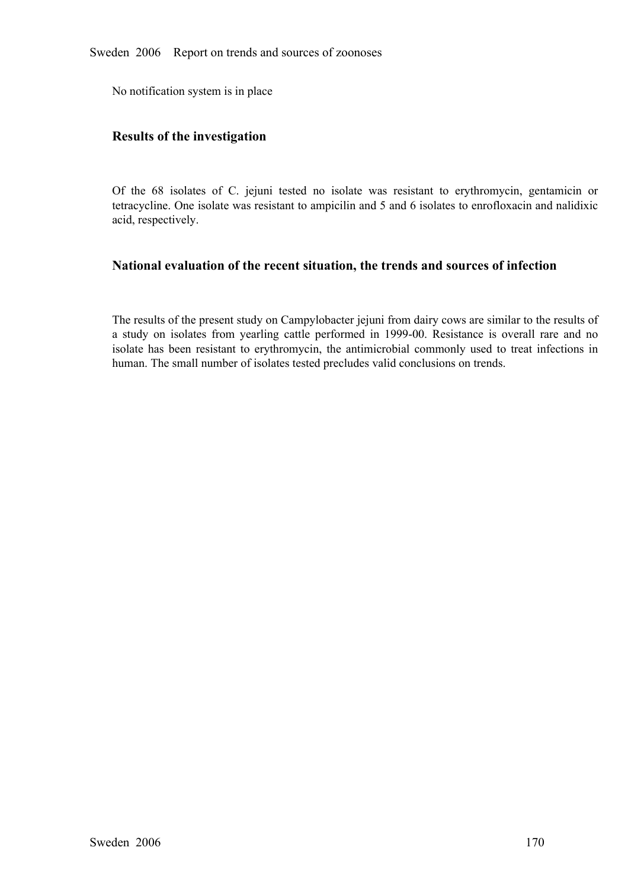No notification system is in place

## Results of the investigation

Of the 68 isolates of C. jejuni tested no isolate was resistant to erythromycin, gentamicin or tetracycline. One isolate was resistant to ampicilin and 5 and 6 isolates to enrofloxacin and nalidixic acid, respectively.

## National evaluation of the recent situation, the trends and sources of infection

The results of the present study on Campylobacter jejuni from dairy cows are similar to the results of a study on isolates from yearling cattle performed in 1999-00. Resistance is overall rare and no isolate has been resistant to erythromycin, the antimicrobial commonly used to treat infections in human. The small number of isolates tested precludes valid conclusions on trends.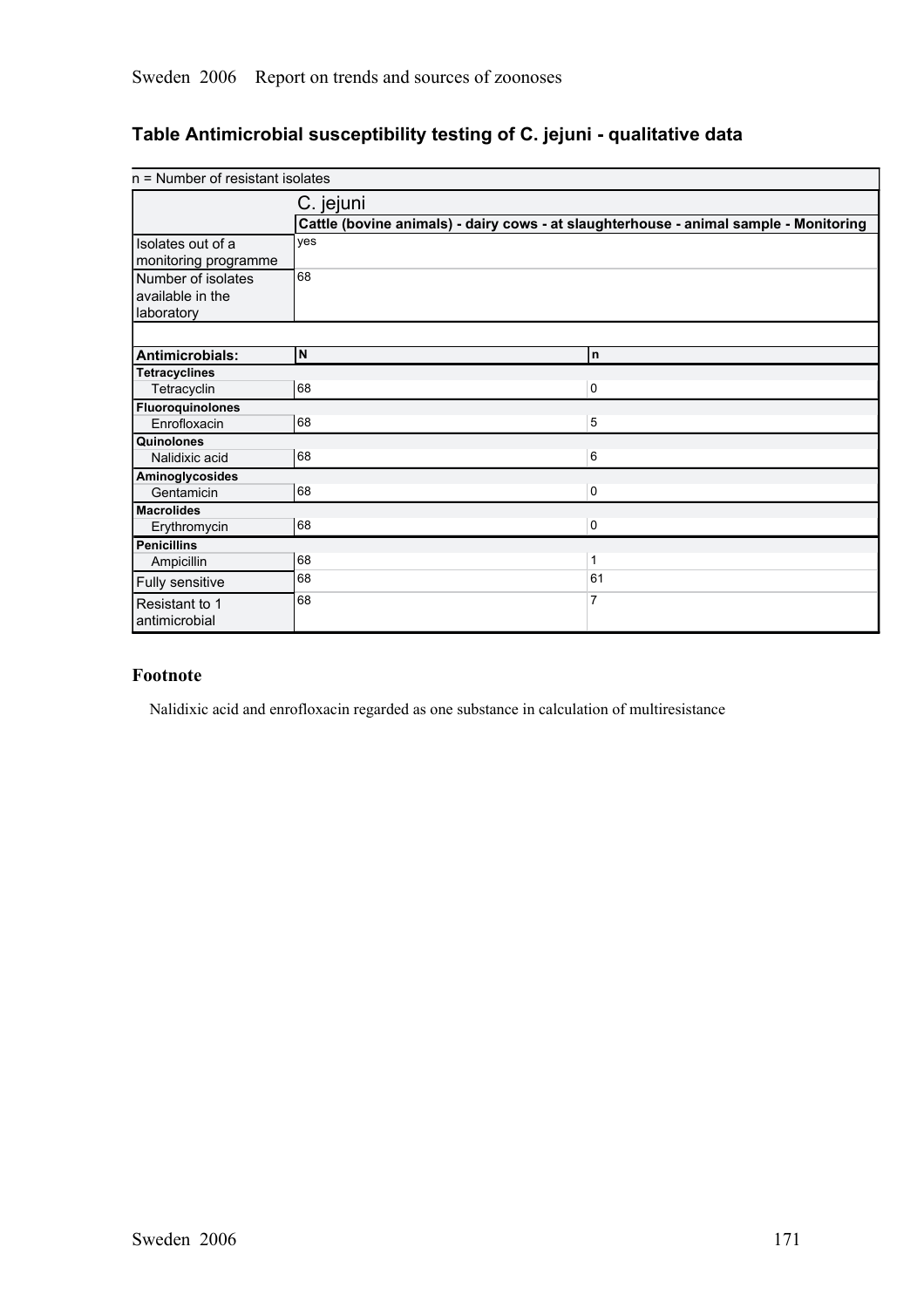## Table Antimicrobial susceptibility testing of C. jejuni - qualitative data

| n = Number of resistant isolates | | |
|---|---|---|
| | C. jejuni | |
| | Cattle (bovine animals) - dairy cows - at slaughterhouse - animal sample - Monitoring | |
| Isolates out of a monitoring programme | yes | |
| Number of isolates available in the laboratory | 68 | |
| **Antimicrobials:** | **N** | **n** |
| **Tetracyclines** | | |
| Tetracyclin | 68 | 0 |
| **Fluoroquinolones** | | |
| Enrofloxacin | 68 | 5 |
| **Quinolones** | | |
| Nalidixic acid | 68 | 6 |
| **Aminoglycosides** | | |
| Gentamicin | 68 | 0 |
| **Macrolides** | | |
| Erythromycin | 68 | 0 |
| **Penicillins** | | |
| Ampicillin | 68 | 1 |
| Fully sensitive | 68 | 61 |
| Resistant to 1 antimicrobial | 68 | 7 |

### Footnote

Nalidixic acid and enrofloxacin regarded as one substance in calculation of multiresistance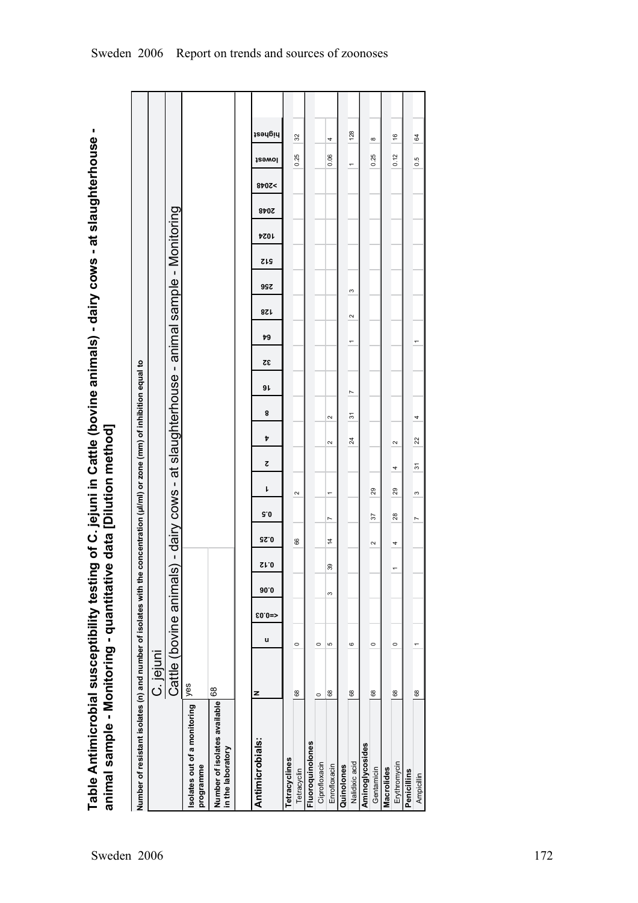# Table Antimicrobial susceptibility testing of C. jejuni in Cattle (bovine animals) - dairy cows - at slaughterhouse - animal sample - Monitoring - quantitative data [Dilution method]

Number of resistant isolates (n) and number of isolates with the concentration (µl/ml) or zone (mm) of inhibition equal to

| | C. jejuni |
|---|---|
| | Cattle (bovine animals) - dairy cows - at slaughterhouse - animal sample - Monitoring |
| Isolates out of a monitoring programme | yes |
| Number of isolates available in the laboratory | 68 |

| Antimicrobials: | N | n | <=0.03 | 0.06 | 0.12 | 0.25 | 0.5 | 1 | 2 | 4 | 8 | 16 | 32 | 64 | 128 | 256 | 512 | 1024 | 2048 | >2048 | lowest | highest |
|---|---|---|---|---|---|---|---|---|---|---|---|---|---|---|---|---|---|---|---|---|---|---|
| **Tetracyclines** | | | | | | | | | | | | | | | | | | | | | | |
| Tetracyclin | 68 | 0 | | | | 66 | | 2 | | | | | | | | | | | | | 0.25 | 32 |
| **Fluoroquinolones** | | | | | | | | | | | | | | | | | | | | | | |
| Ciprofloxacin | 0 | 0 | | | | | | | | | | | | | | | | | | | | |
| Enrofloxacin | 68 | 5 | | 3 | 39 | 14 | 7 | 1 | | 2 | 2 | | | | | | | | | | 0.06 | 4 |
| **Quinolones** | | | | | | | | | | | | | | | | | | | | | | |
| Nalidixic acid | 68 | 6 | | | | | | | | 24 | 31 | 7 | | 1 | 2 | 3 | | | | | 1 | 128 |
| **Aminoglycosides** | | | | | | | | | | | | | | | | | | | | | | |
| Gentamicin | 68 | 0 | | | | 2 | 37 | 29 | | | | | | | | | | | | | 0.25 | 8 |
| **Macrolides** | | | | | | | | | | | | | | | | | | | | | | |
| Erythromycin | 68 | 0 | | | 1 | 4 | 28 | 29 | 4 | 2 | | | | | | | | | | | 0.12 | 16 |
| **Penicillins** | | | | | | | | | | | | | | | | | | | | | | |
| Ampicillin | 68 | 1 | | | | | 7 | 3 | 31 | 22 | 4 | | | 1 | | | | | | | 0.5 | 64 |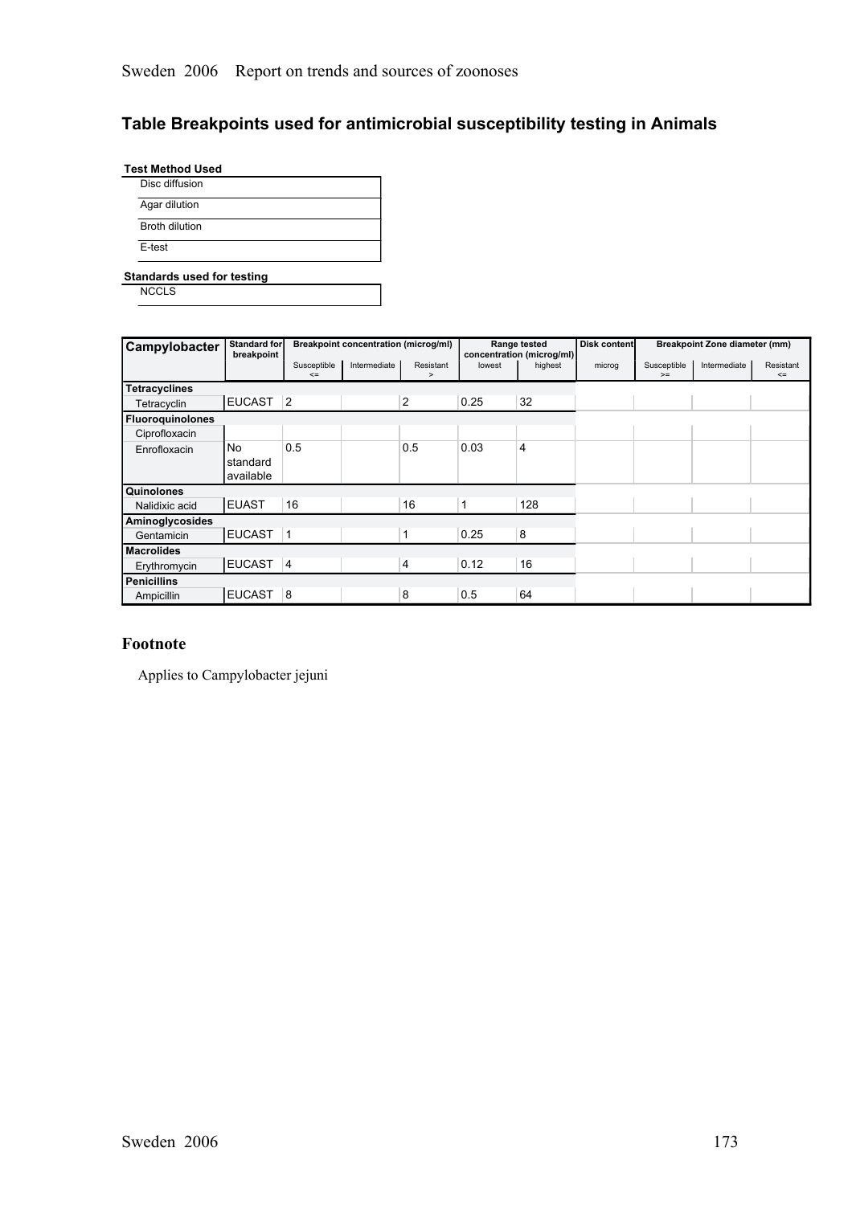## Table Breakpoints used for antimicrobial susceptibility testing in Animals

| Test Method Used |
| --- |
| Disc diffusion |
| Agar dilution |
| Broth dilution |
| E-test |

| Standards used for testing |
| --- |
| NCCLS |

| Campylobacter | Standard for breakpoint | Breakpoint concentration (microg/ml) | | | Range tested concentration (microg/ml) | | Disk content | Breakpoint Zone diameter (mm) | | |
| --- | --- | --- | --- | --- | --- | --- | --- | --- | --- | --- |
| | | Susceptible <= | Intermediate | Resistant > | lowest | highest | microg | Susceptible >= | Intermediate | Resistant <= |
| **Tetracyclines** | | | | | | | | | | |
| Tetracyclin | EUCAST | 2 | | 2 | 0.25 | 32 | | | | |
| **Fluoroquinolones** | | | | | | | | | | |
| Ciprofloxacin | | | | | | | | | | |
| Enrofloxacin | No standard available | 0.5 | | 0.5 | 0.03 | 4 | | | | |
| **Quinolones** | | | | | | | | | | |
| Nalidixic acid | EUAST | 16 | | 16 | 1 | 128 | | | | |
| **Aminoglycosides** | | | | | | | | | | |
| Gentamicin | EUCAST | 1 | | 1 | 0.25 | 8 | | | | |
| **Macrolides** | | | | | | | | | | |
| Erythromycin | EUCAST | 4 | | 4 | 0.12 | 16 | | | | |
| **Penicillins** | | | | | | | | | | |
| Ampicillin | EUCAST | 8 | | 8 | 0.5 | 64 | | | | |

### Footnote

Applies to Campylobacter jejuni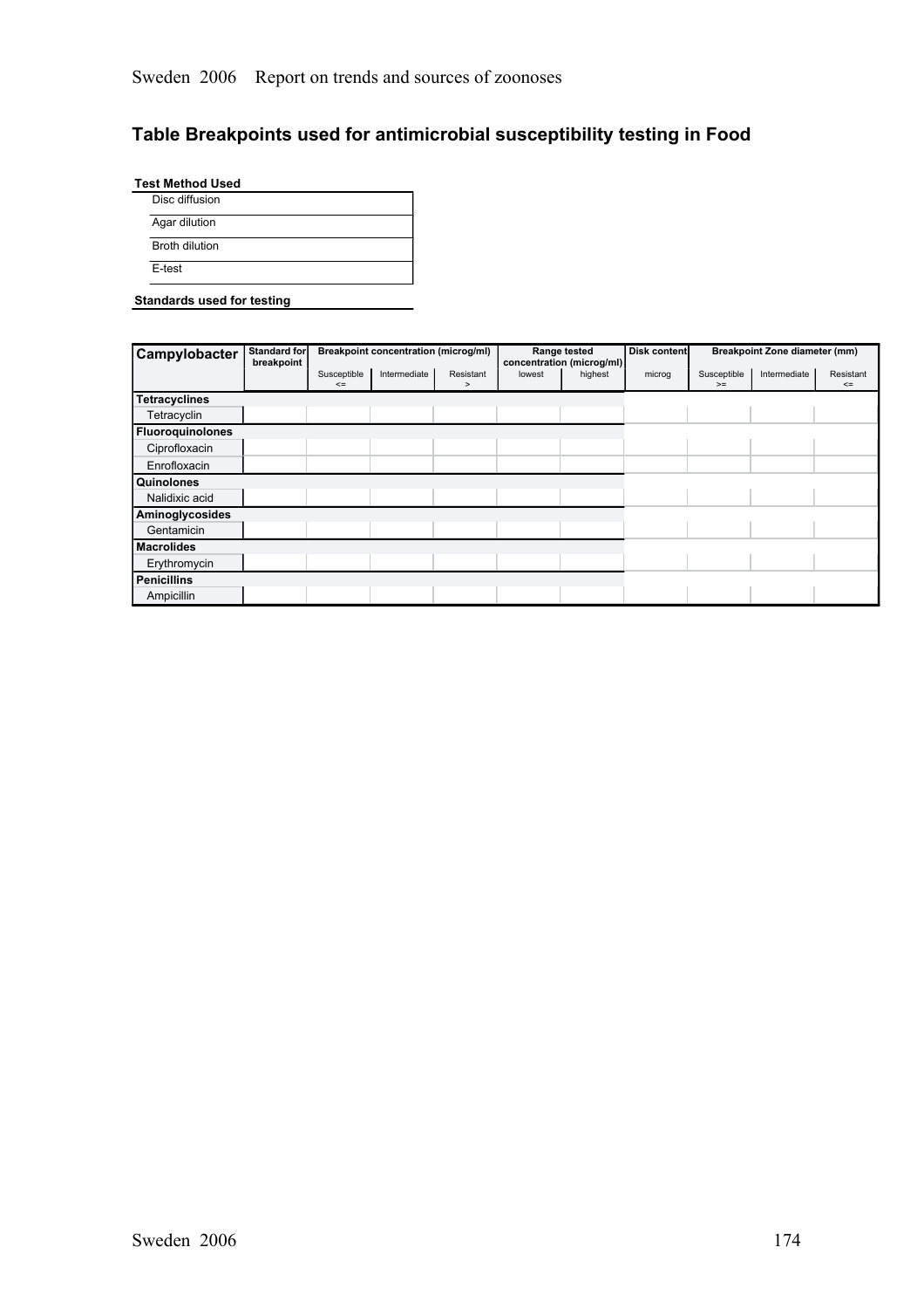## Table Breakpoints used for antimicrobial susceptibility testing in Food

**Test Method Used**

| |
|---|
| Disc diffusion |
| Agar dilution |
| Broth dilution |
| E-test |

**Standards used for testing**

| Campylobacter | Standard for breakpoint | Breakpoint concentration (microg/ml) | | | Range tested concentration (microg/ml) | | Disk content | Breakpoint Zone diameter (mm) | | |
|---|---|---|---|---|---|---|---|---|---|---|
| | | Susceptible <= | Intermediate | Resistant > | lowest | highest | microg | Susceptible >= | Intermediate | Resistant <= |
| **Tetracyclines** | | | | | | | | | | |
| Tetracyclin | | | | | | | | | | |
| **Fluoroquinolones** | | | | | | | | | | |
| Ciprofloxacin | | | | | | | | | | |
| Enrofloxacin | | | | | | | | | | |
| **Quinolones** | | | | | | | | | | |
| Nalidixic acid | | | | | | | | | | |
| **Aminoglycosides** | | | | | | | | | | |
| Gentamicin | | | | | | | | | | |
| **Macrolides** | | | | | | | | | | |
| Erythromycin | | | | | | | | | | |
| **Penicillins** | | | | | | | | | | |
| Ampicillin | | | | | | | | | | |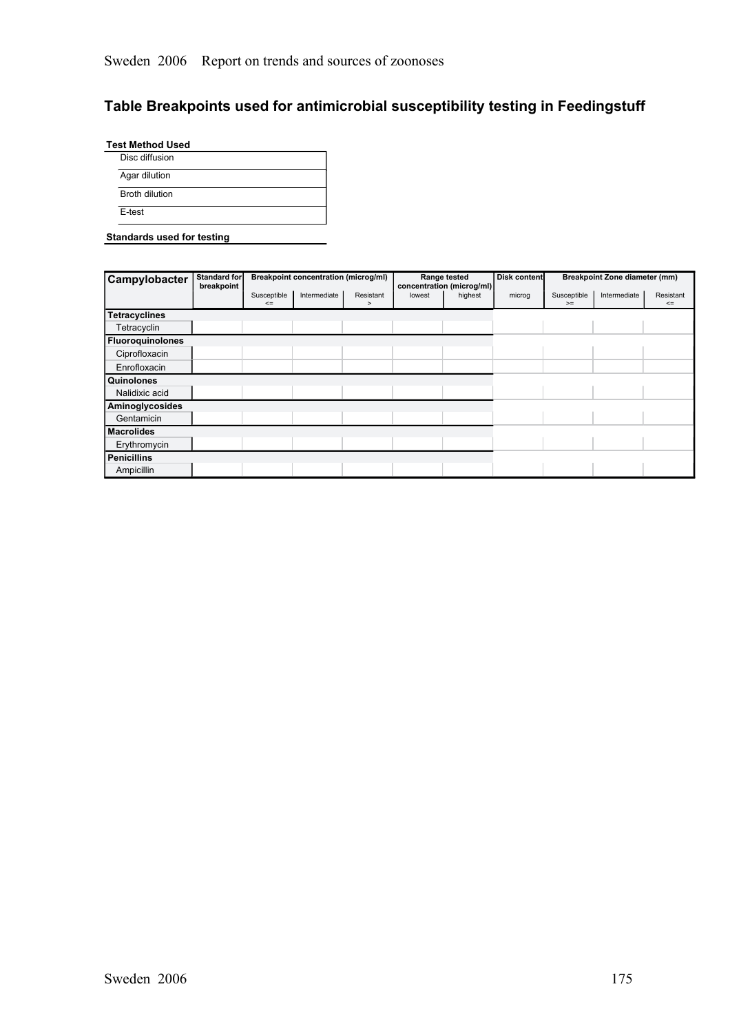## Table Breakpoints used for antimicrobial susceptibility testing in Feedingstuff

**Test Method Used**

| |
|---|
| Disc diffusion |
| Agar dilution |
| Broth dilution |
| E-test |

**Standards used for testing**

| Campylobacter | Standard for breakpoint | Breakpoint concentration (microg/ml) | | | Range tested concentration (microg/ml) | | Disk content | Breakpoint Zone diameter (mm) | | |
|---|---|---|---|---|---|---|---|---|---|---|
| | | Susceptible <= | Intermediate | Resistant > | lowest | highest | microg | Susceptible >= | Intermediate | Resistant <= |
| **Tetracyclines** | | | | | | | | | | |
| Tetracyclin | | | | | | | | | | |
| **Fluoroquinolones** | | | | | | | | | | |
| Ciprofloxacin | | | | | | | | | | |
| Enrofloxacin | | | | | | | | | | |
| **Quinolones** | | | | | | | | | | |
| Nalidixic acid | | | | | | | | | | |
| **Aminoglycosides** | | | | | | | | | | |
| Gentamicin | | | | | | | | | | |
| **Macrolides** | | | | | | | | | | |
| Erythromycin | | | | | | | | | | |
| **Penicillins** | | | | | | | | | | |
| Ampicillin | | | | | | | | | | |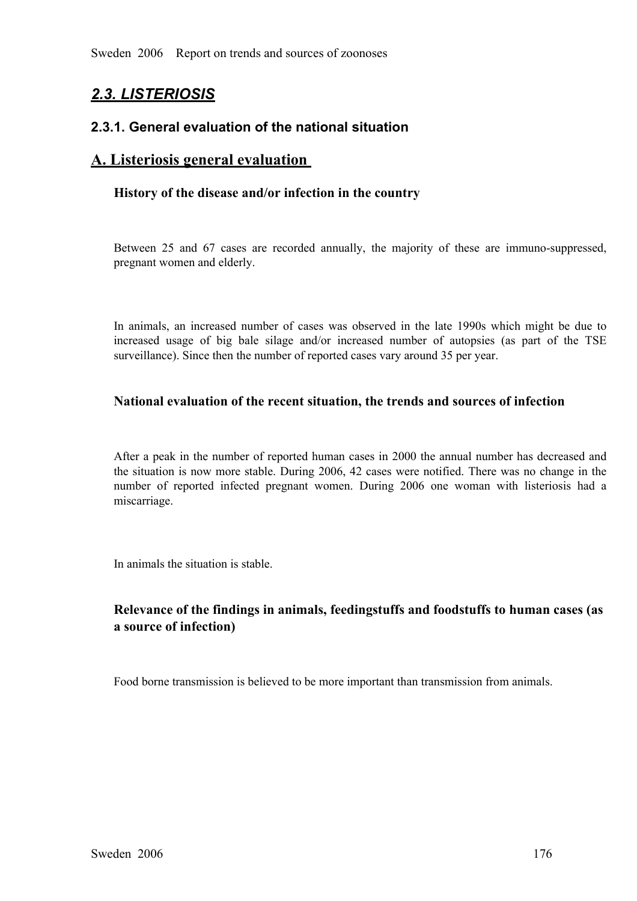## *2.3. LISTERIOSIS*

### 2.3.1. General evaluation of the national situation

## A. Listeriosis general evaluation

#### History of the disease and/or infection in the country

Between 25 and 67 cases are recorded annually, the majority of these are immuno-suppressed, pregnant women and elderly.

In animals, an increased number of cases was observed in the late 1990s which might be due to increased usage of big bale silage and/or increased number of autopsies (as part of the TSE surveillance). Since then the number of reported cases vary around 35 per year.

#### National evaluation of the recent situation, the trends and sources of infection

After a peak in the number of reported human cases in 2000 the annual number has decreased and the situation is now more stable. During 2006, 42 cases were notified. There was no change in the number of reported infected pregnant women. During 2006 one woman with listeriosis had a miscarriage.

In animals the situation is stable.

#### Relevance of the findings in animals, feedingstuffs and foodstuffs to human cases (as a source of infection)

Food borne transmission is believed to be more important than transmission from animals.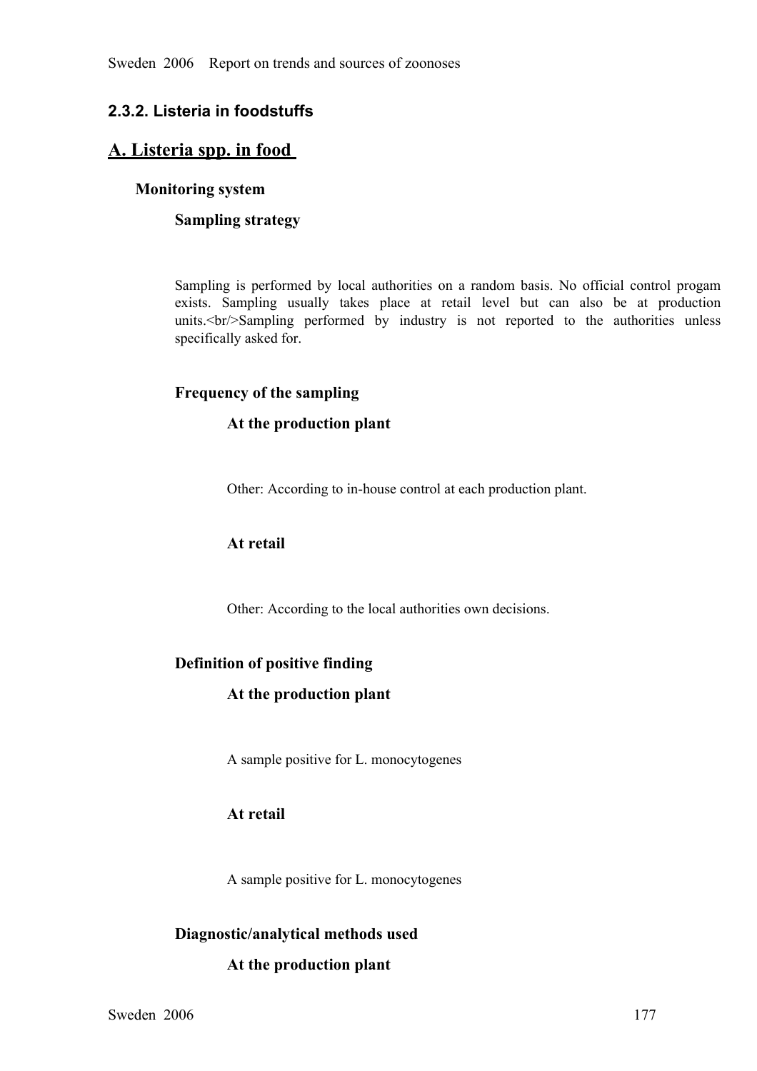## 2.3.2. Listeria in foodstuffs

## A. Listeria spp. in food

### Monitoring system

#### Sampling strategy

Sampling is performed by local authorities on a random basis. No official control progam exists. Sampling usually takes place at retail level but can also be at production units.<br/>Sampling performed by industry is not reported to the authorities unless specifically asked for.

#### Frequency of the sampling

##### At the production plant

Other: According to in-house control at each production plant.

##### At retail

Other: According to the local authorities own decisions.

#### Definition of positive finding

##### At the production plant

A sample positive for L. monocytogenes

##### At retail

A sample positive for L. monocytogenes

#### Diagnostic/analytical methods used

##### At the production plant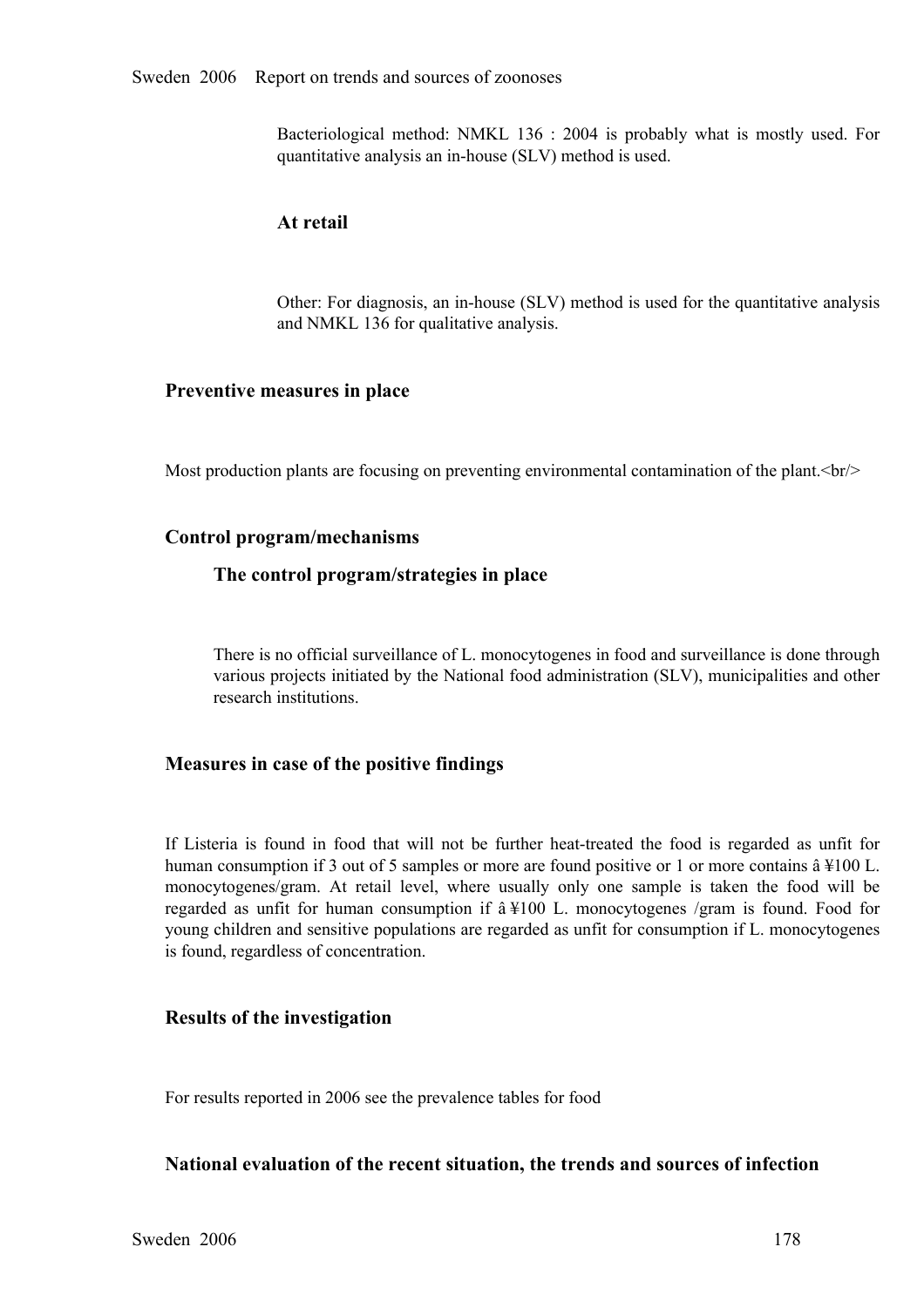Bacteriological method: NMKL 136 : 2004 is probably what is mostly used. For quantitative analysis an in-house (SLV) method is used.

#### At retail

Other: For diagnosis, an in-house (SLV) method is used for the quantitative analysis and NMKL 136 for qualitative analysis.

### Preventive measures in place

Most production plants are focusing on preventing environmental contamination of the plant.<br/>

### Control program/mechanisms

#### The control program/strategies in place

There is no official surveillance of L. monocytogenes in food and surveillance is done through various projects initiated by the National food administration (SLV), municipalities and other research institutions.

### Measures in case of the positive findings

If Listeria is found in food that will not be further heat-treated the food is regarded as unfit for human consumption if 3 out of 5 samples or more are found positive or 1 or more contains â ¥100 L. monocytogenes/gram. At retail level, where usually only one sample is taken the food will be regarded as unfit for human consumption if â ¥100 L. monocytogenes /gram is found. Food for young children and sensitive populations are regarded as unfit for consumption if L. monocytogenes is found, regardless of concentration.

### Results of the investigation

For results reported in 2006 see the prevalence tables for food

### National evaluation of the recent situation, the trends and sources of infection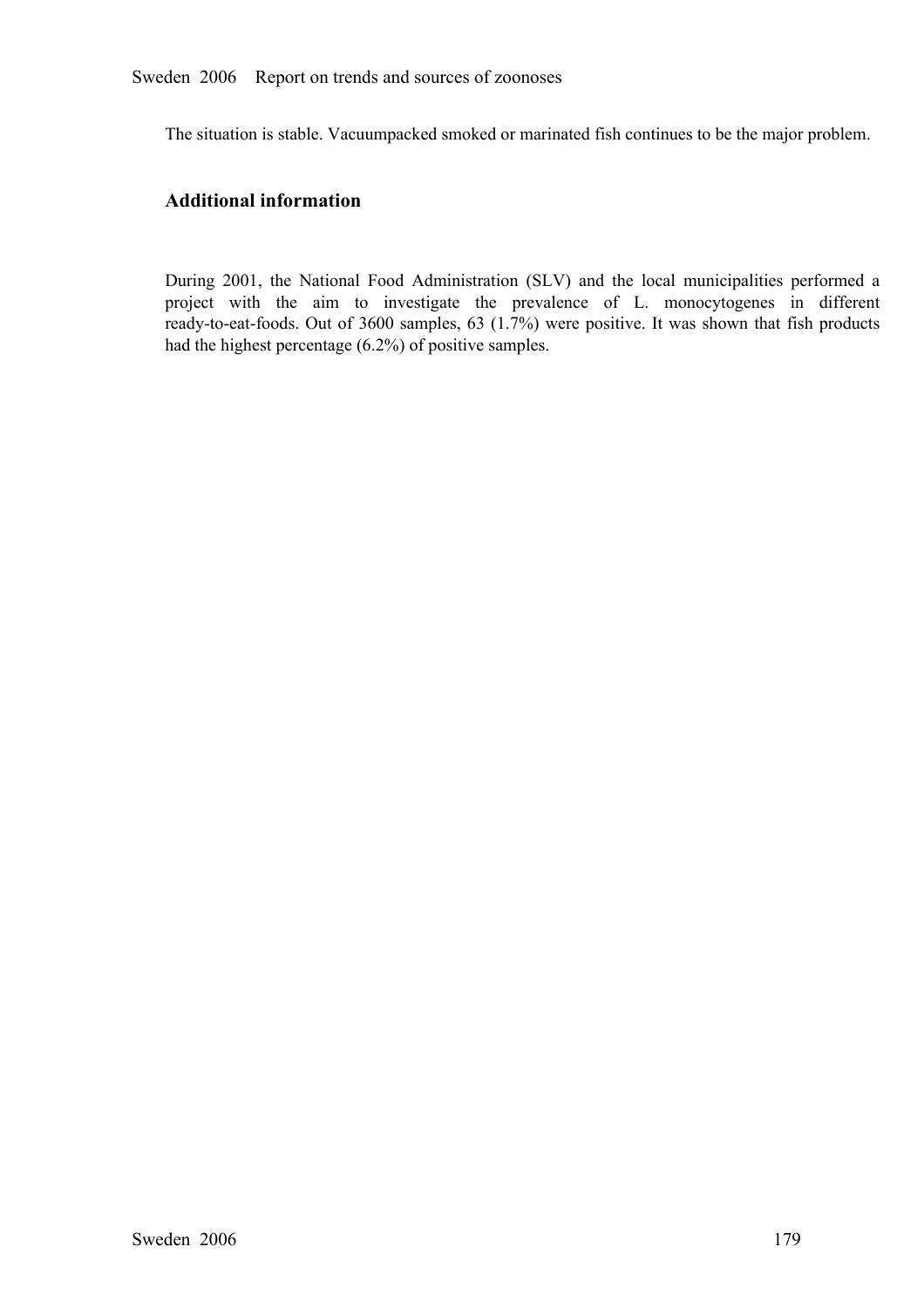The situation is stable. Vacuumpacked smoked or marinated fish continues to be the major problem.

## Additional information

During 2001, the National Food Administration (SLV) and the local municipalities performed a project with the aim to investigate the prevalence of L. monocytogenes in different ready-to-eat-foods. Out of 3600 samples, 63 (1.7%) were positive. It was shown that fish products had the highest percentage (6.2%) of positive samples.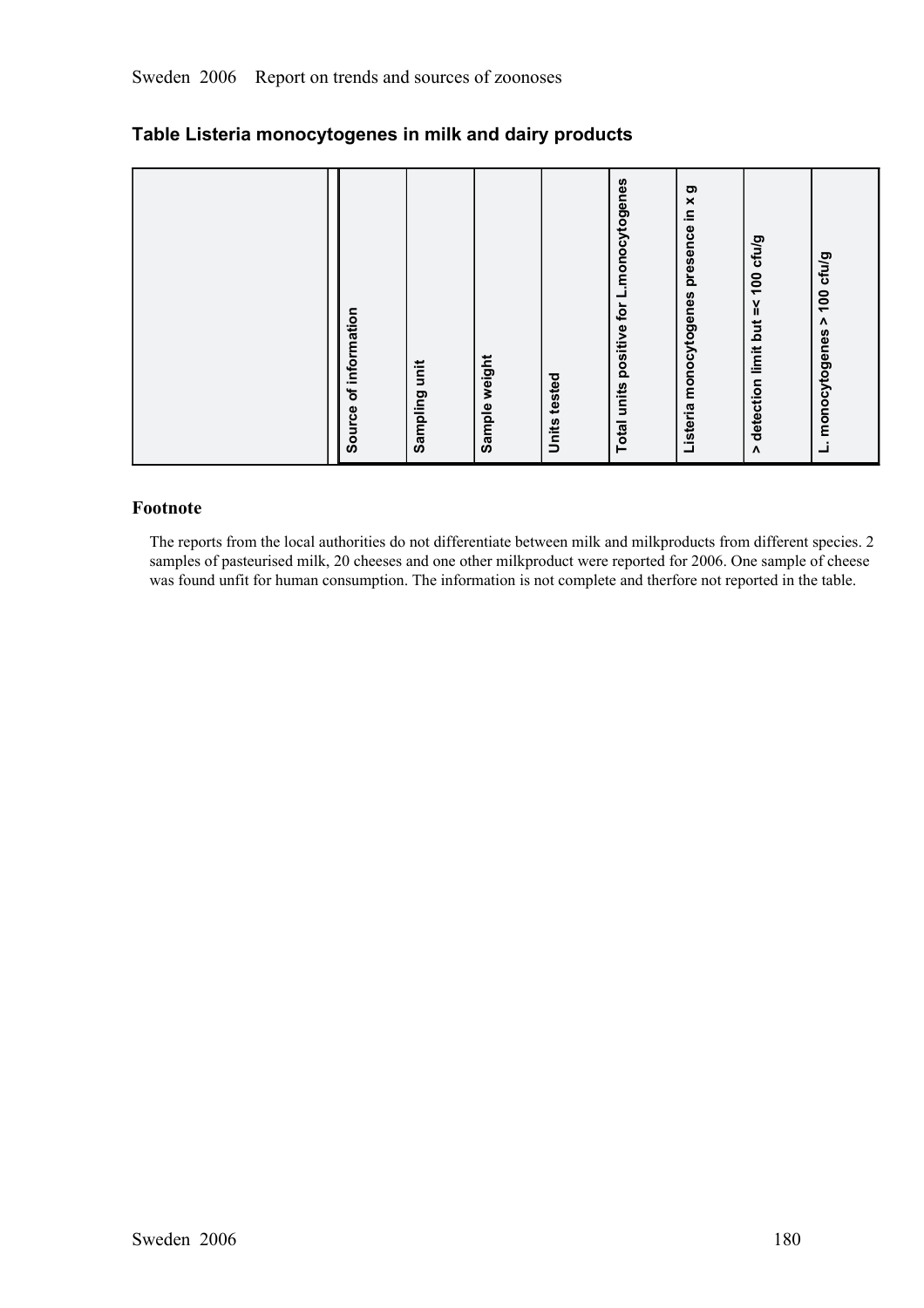## Table Listeria monocytogenes in milk and dairy products

| | Source of information | Sampling unit | Sample weight | Units tested | Total units positive for L.monocytogenes | Listeria monocytogenes presence in x g | > detection limit but =< 100 cfu/g | L. monocytogenes > 100 cfu/g |
|---|---|---|---|---|---|---|---|---|

### Footnote

The reports from the local authorities do not differentiate between milk and milkproducts from different species. 2 samples of pasteurised milk, 20 cheeses and one other milkproduct were reported for 2006. One sample of cheese was found unfit for human consumption. The information is not complete and therfore not reported in the table.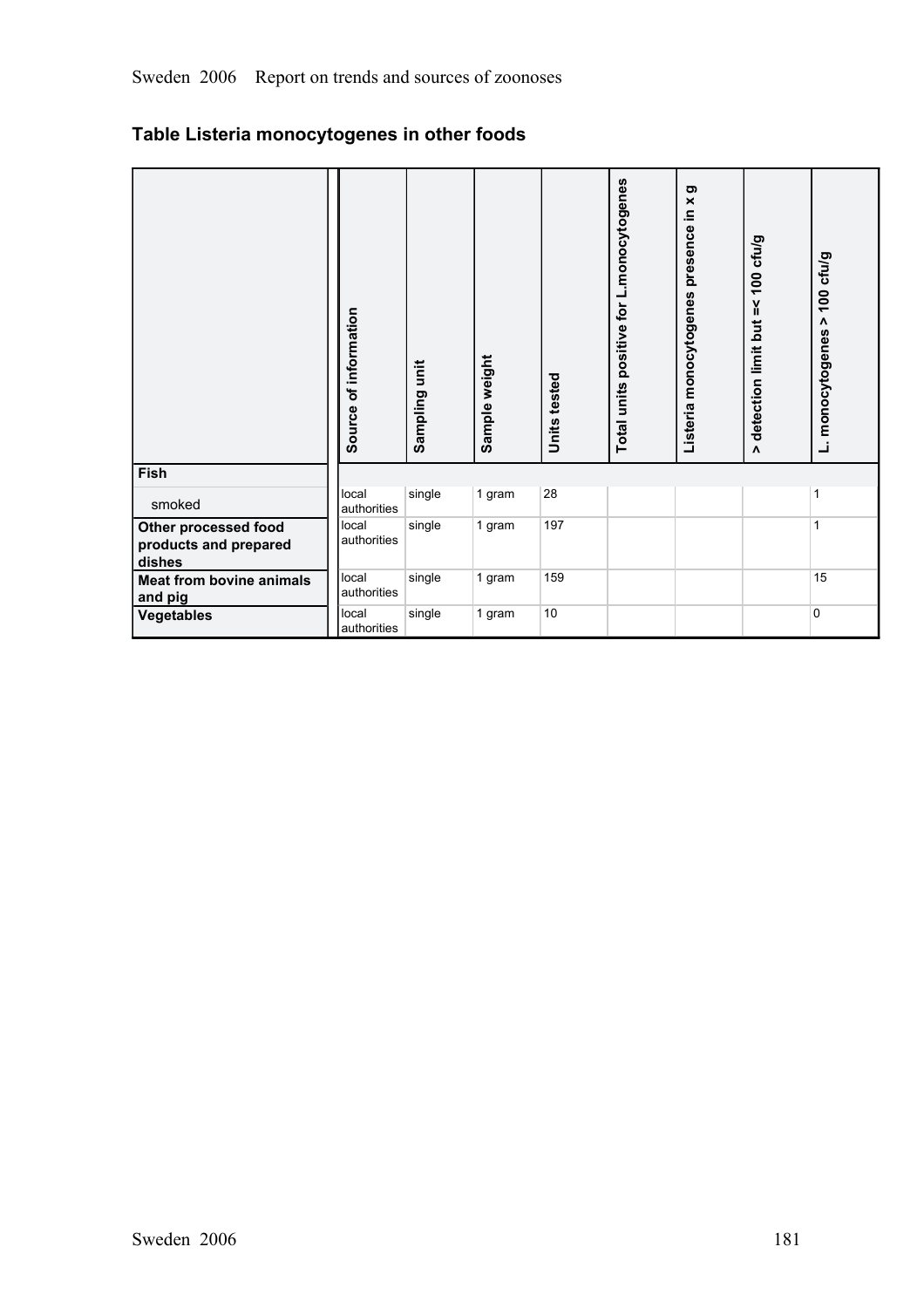## Table Listeria monocytogenes in other foods

| | Source of information | Sampling unit | Sample weight | Units tested | Total units positive for L.monocytogenes | Listeria monocytogenes presence in x g | > detection limit but =< 100 cfu/g | L. monocytogenes > 100 cfu/g |
|---|---|---|---|---|---|---|---|---|
| **Fish** | | | | | | | | |
| smoked | local authorities | single | 1 gram | 28 | | | | 1 |
| **Other processed food products and prepared dishes** | local authorities | single | 1 gram | 197 | | | | 1 |
| **Meat from bovine animals and pig** | local authorities | single | 1 gram | 159 | | | | 15 |
| **Vegetables** | local authorities | single | 1 gram | 10 | | | | 0 |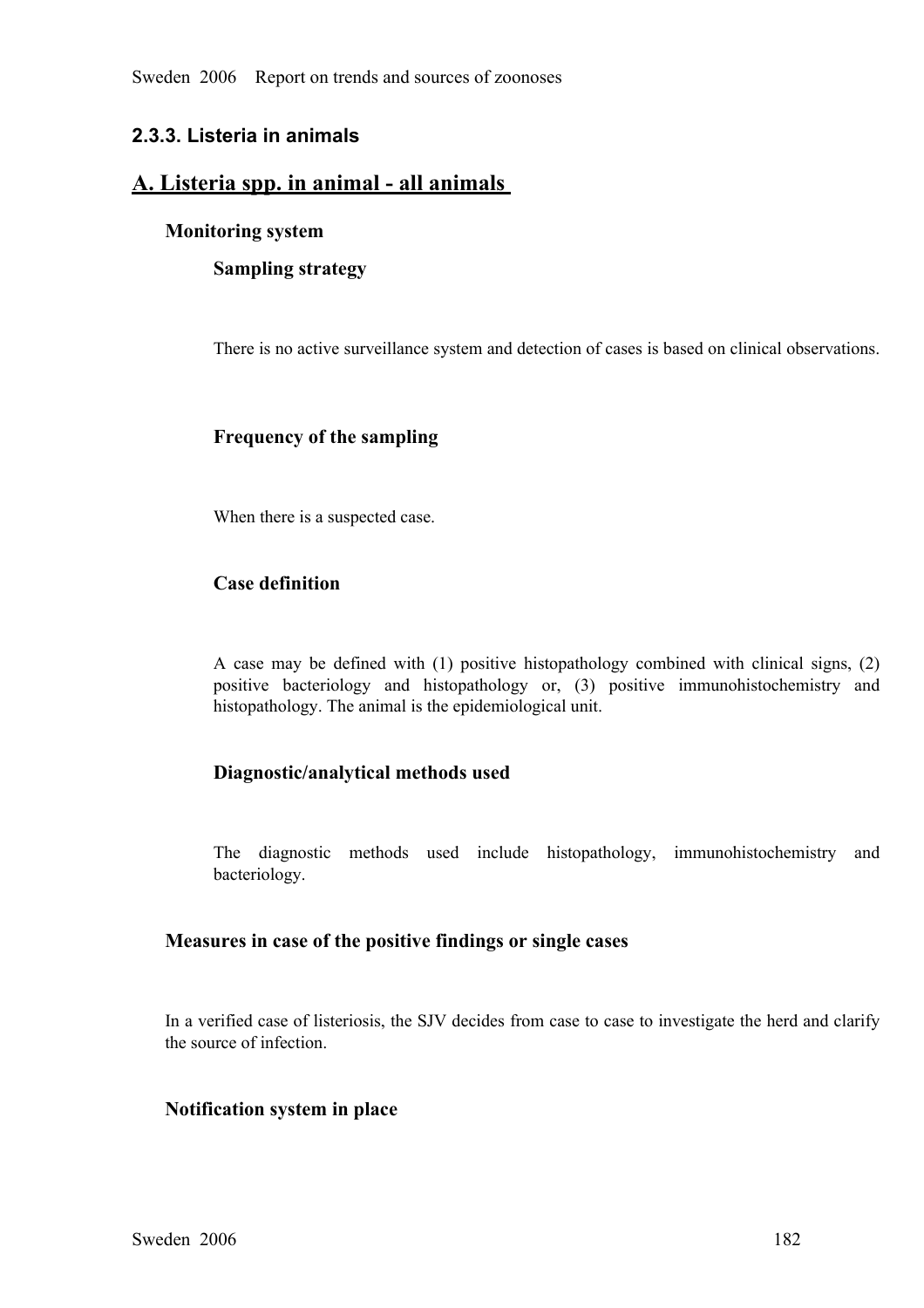## 2.3.3. Listeria in animals

## A. Listeria spp. in animal - all animals

### Monitoring system

#### Sampling strategy

There is no active surveillance system and detection of cases is based on clinical observations.

#### Frequency of the sampling

When there is a suspected case.

#### Case definition

A case may be defined with (1) positive histopathology combined with clinical signs, (2) positive bacteriology and histopathology or, (3) positive immunohistochemistry and histopathology. The animal is the epidemiological unit.

#### Diagnostic/analytical methods used

The diagnostic methods used include histopathology, immunohistochemistry and bacteriology.

### Measures in case of the positive findings or single cases

In a verified case of listeriosis, the SJV decides from case to case to investigate the herd and clarify the source of infection.

### Notification system in place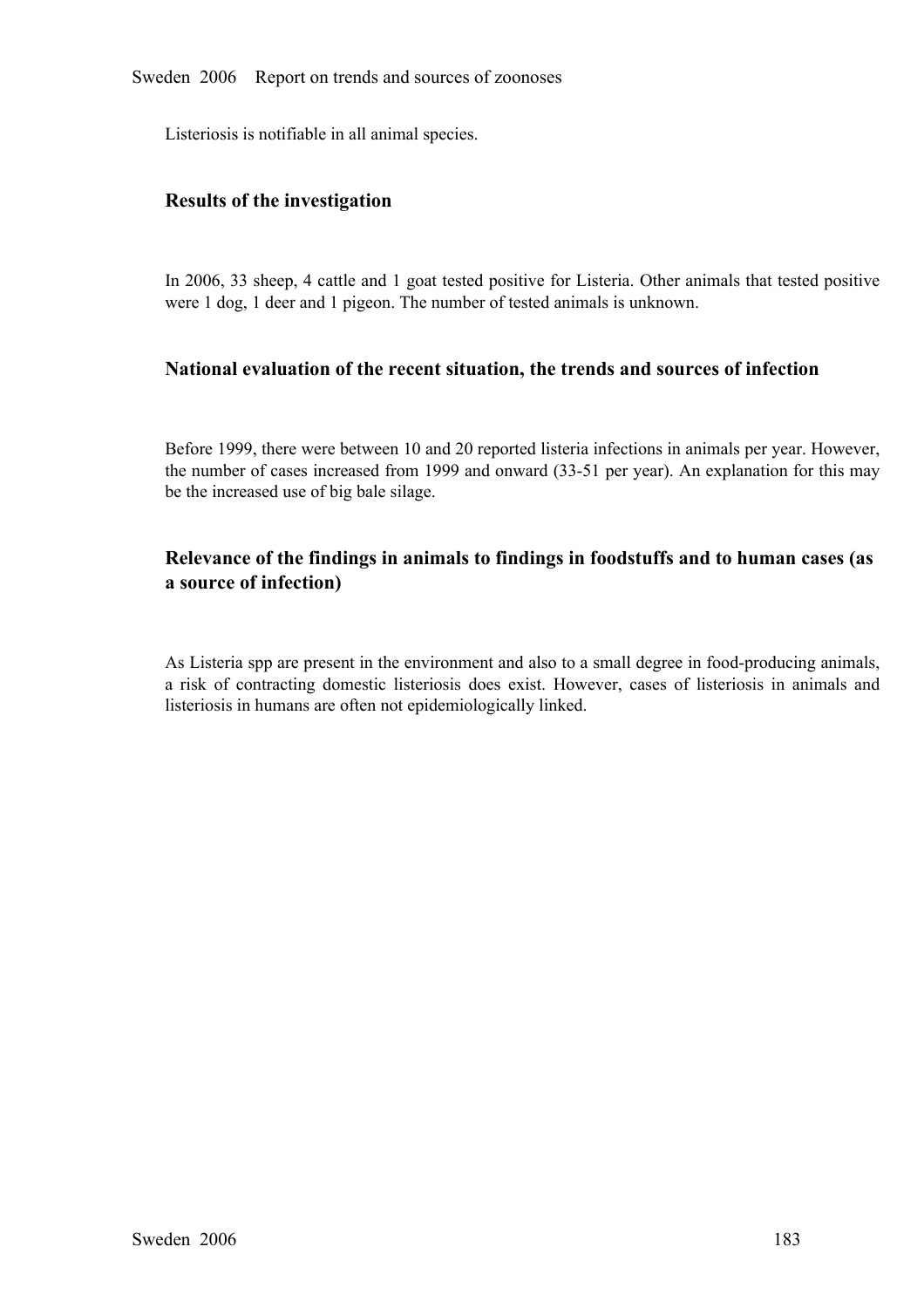Listeriosis is notifiable in all animal species.

### Results of the investigation

In 2006, 33 sheep, 4 cattle and 1 goat tested positive for Listeria. Other animals that tested positive were 1 dog, 1 deer and 1 pigeon. The number of tested animals is unknown.

### National evaluation of the recent situation, the trends and sources of infection

Before 1999, there were between 10 and 20 reported listeria infections in animals per year. However, the number of cases increased from 1999 and onward (33-51 per year). An explanation for this may be the increased use of big bale silage.

### Relevance of the findings in animals to findings in foodstuffs and to human cases (as a source of infection)

As Listeria spp are present in the environment and also to a small degree in food-producing animals, a risk of contracting domestic listeriosis does exist. However, cases of listeriosis in animals and listeriosis in humans are often not epidemiologically linked.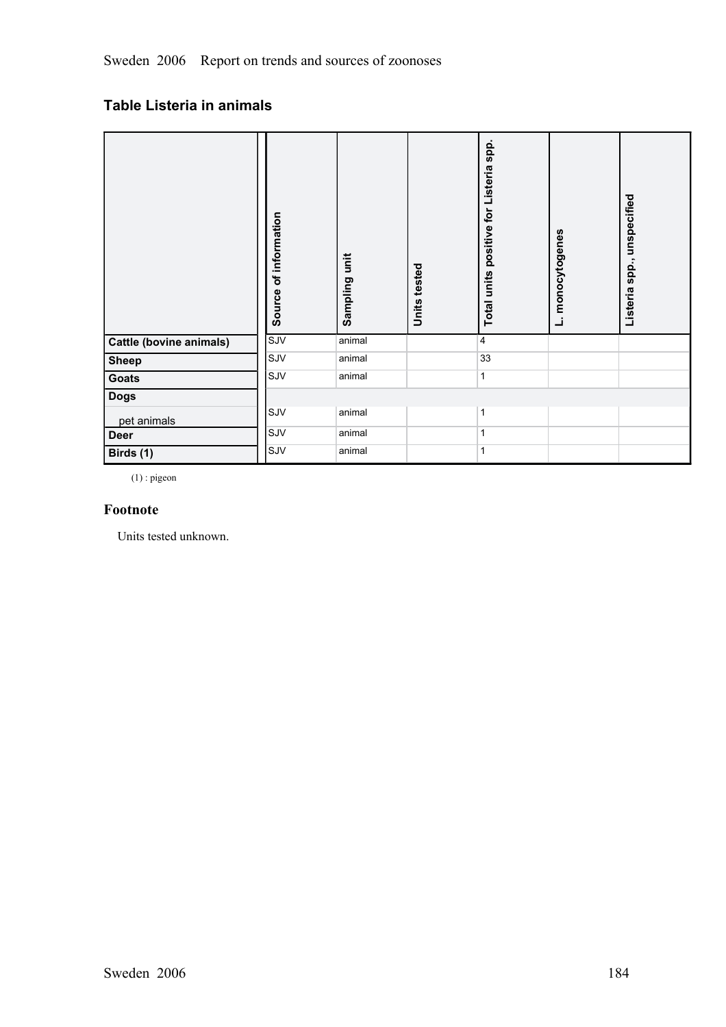## Table Listeria in animals

| | Source of information | Sampling unit | Units tested | Total units positive for Listeria spp. | L. monocytogenes | Listeria spp., unspecified |
|---|---|---|---|---|---|---|
| **Cattle (bovine animals)** | SJV | animal | | 4 | | |
| **Sheep** | SJV | animal | | 33 | | |
| **Goats** | SJV | animal | | 1 | | |
| **Dogs** | | | | | | |
| pet animals | SJV | animal | | 1 | | |
| **Deer** | SJV | animal | | 1 | | |
| **Birds (1)** | SJV | animal | | 1 | | |

(1) : pigeon

### Footnote

Units tested unknown.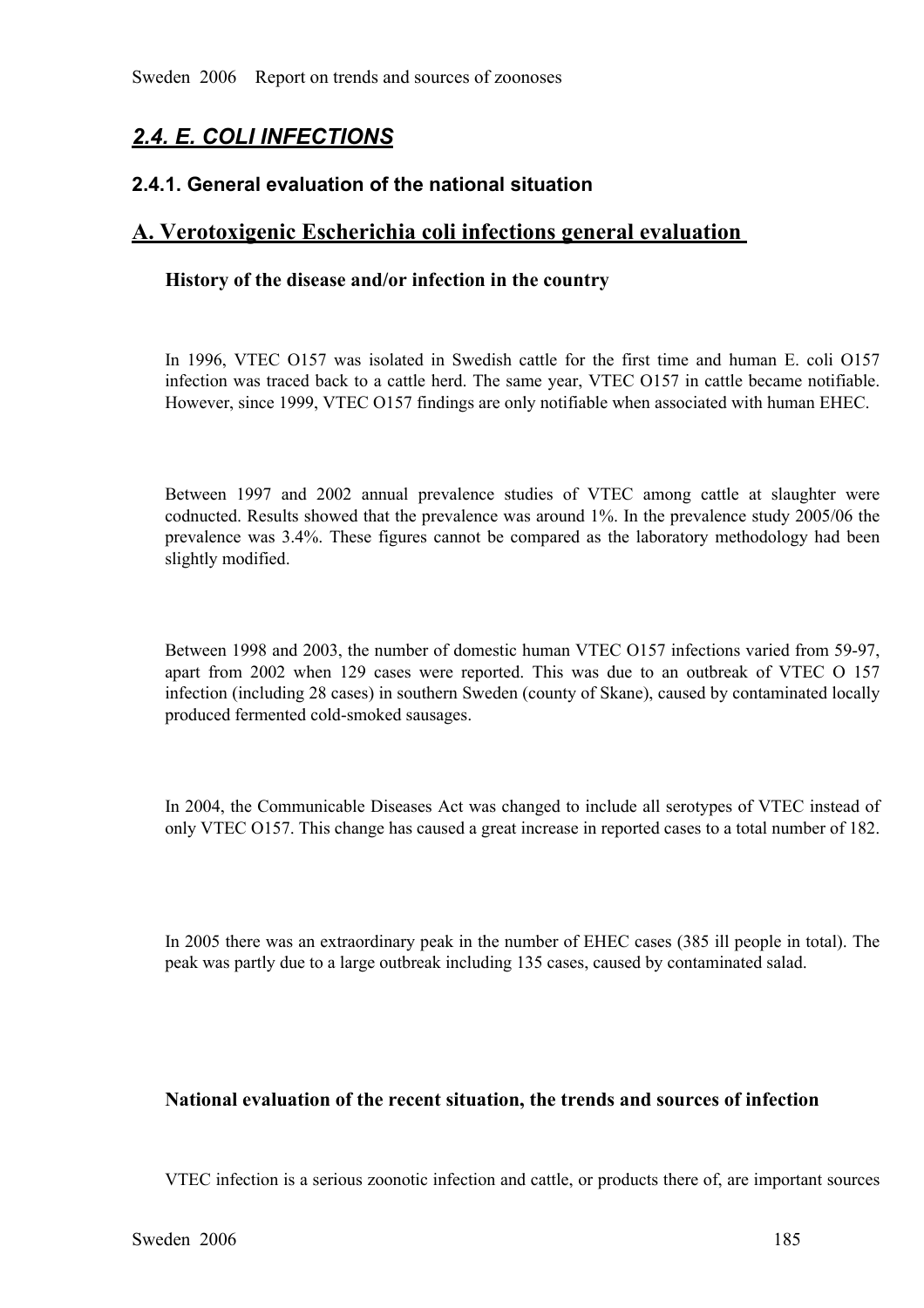## *2.4. E. COLI INFECTIONS*

### 2.4.1. General evaluation of the national situation

### A. Verotoxigenic Escherichia coli infections general evaluation

#### History of the disease and/or infection in the country

In 1996, VTEC O157 was isolated in Swedish cattle for the first time and human E. coli O157 infection was traced back to a cattle herd. The same year, VTEC O157 in cattle became notifiable. However, since 1999, VTEC O157 findings are only notifiable when associated with human EHEC.

Between 1997 and 2002 annual prevalence studies of VTEC among cattle at slaughter were codnucted. Results showed that the prevalence was around 1%. In the prevalence study 2005/06 the prevalence was 3.4%. These figures cannot be compared as the laboratory methodology had been slightly modified.

Between 1998 and 2003, the number of domestic human VTEC O157 infections varied from 59-97, apart from 2002 when 129 cases were reported. This was due to an outbreak of VTEC O 157 infection (including 28 cases) in southern Sweden (county of Skane), caused by contaminated locally produced fermented cold-smoked sausages.

In 2004, the Communicable Diseases Act was changed to include all serotypes of VTEC instead of only VTEC O157. This change has caused a great increase in reported cases to a total number of 182.

In 2005 there was an extraordinary peak in the number of EHEC cases (385 ill people in total). The peak was partly due to a large outbreak including 135 cases, caused by contaminated salad.

#### National evaluation of the recent situation, the trends and sources of infection

VTEC infection is a serious zoonotic infection and cattle, or products there of, are important sources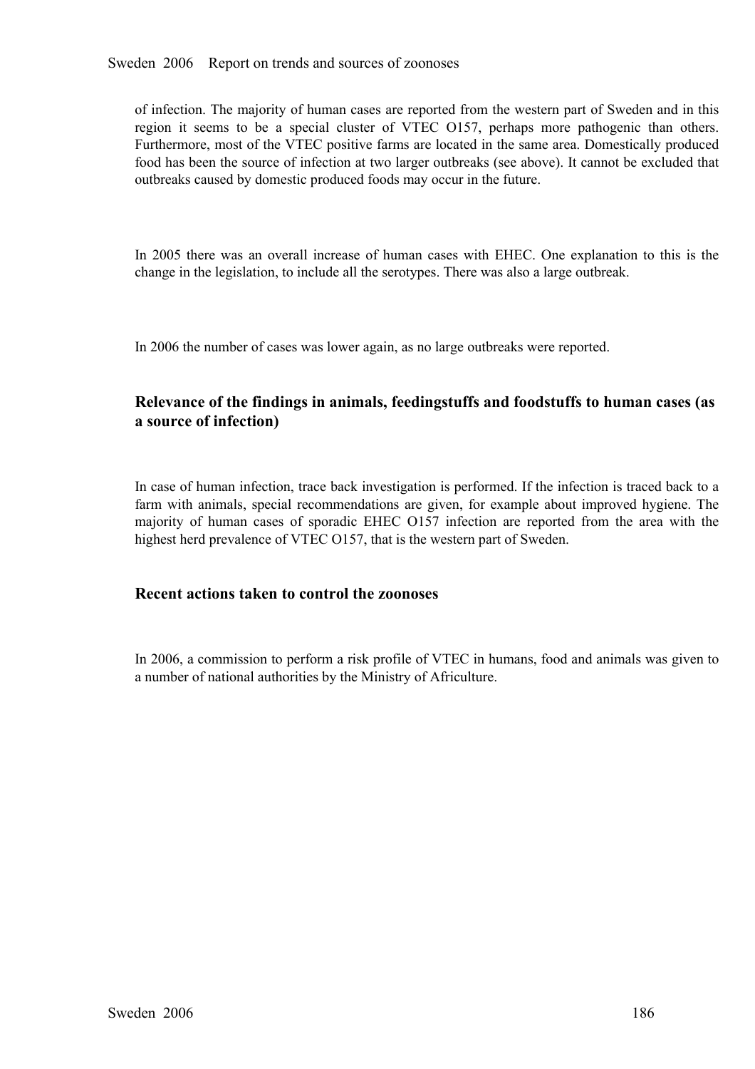of infection. The majority of human cases are reported from the western part of Sweden and in this region it seems to be a special cluster of VTEC O157, perhaps more pathogenic than others. Furthermore, most of the VTEC positive farms are located in the same area. Domestically produced food has been the source of infection at two larger outbreaks (see above). It cannot be excluded that outbreaks caused by domestic produced foods may occur in the future.

In 2005 there was an overall increase of human cases with EHEC. One explanation to this is the change in the legislation, to include all the serotypes. There was also a large outbreak.

In 2006 the number of cases was lower again, as no large outbreaks were reported.

### Relevance of the findings in animals, feedingstuffs and foodstuffs to human cases (as a source of infection)

In case of human infection, trace back investigation is performed. If the infection is traced back to a farm with animals, special recommendations are given, for example about improved hygiene. The majority of human cases of sporadic EHEC O157 infection are reported from the area with the highest herd prevalence of VTEC O157, that is the western part of Sweden.

### Recent actions taken to control the zoonoses

In 2006, a commission to perform a risk profile of VTEC in humans, food and animals was given to a number of national authorities by the Ministry of Africulture.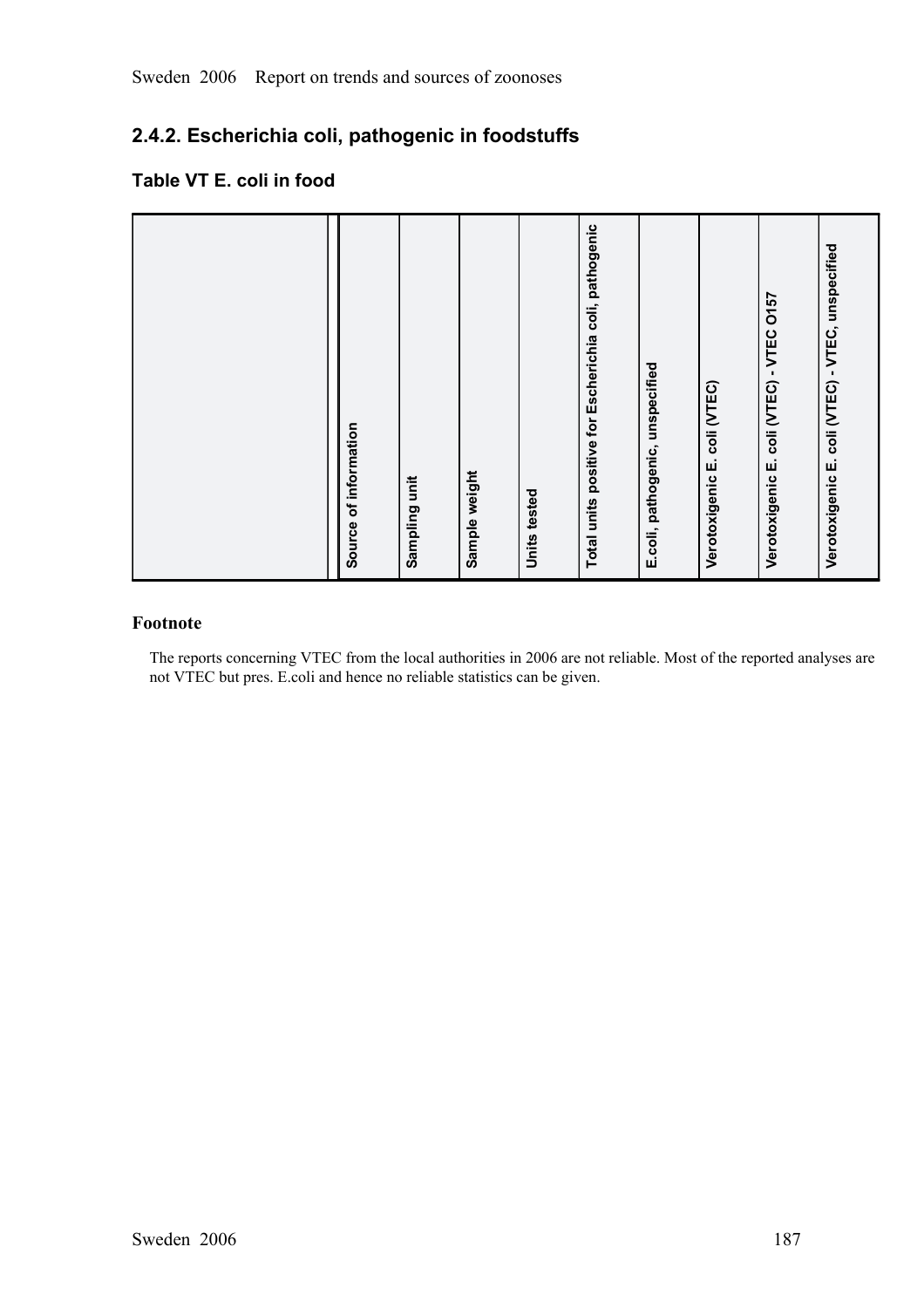## 2.4.2. Escherichia coli, pathogenic in foodstuffs

### Table VT E. coli in food

| | Source of information | Sampling unit | Sample weight | Units tested | Total units positive for Escherichia coli, pathogenic | E.coli, pathogenic, unspecified | Verotoxigenic E. coli (VTEC) | Verotoxigenic E. coli (VTEC) - VTEC O157 | Verotoxigenic E. coli (VTEC) - VTEC, unspecified |
|---|---|---|---|---|---|---|---|---|---|

**Footnote**

The reports concerning VTEC from the local authorities in 2006 are not reliable. Most of the reported analyses are not VTEC but pres. E.coli and hence no reliable statistics can be given.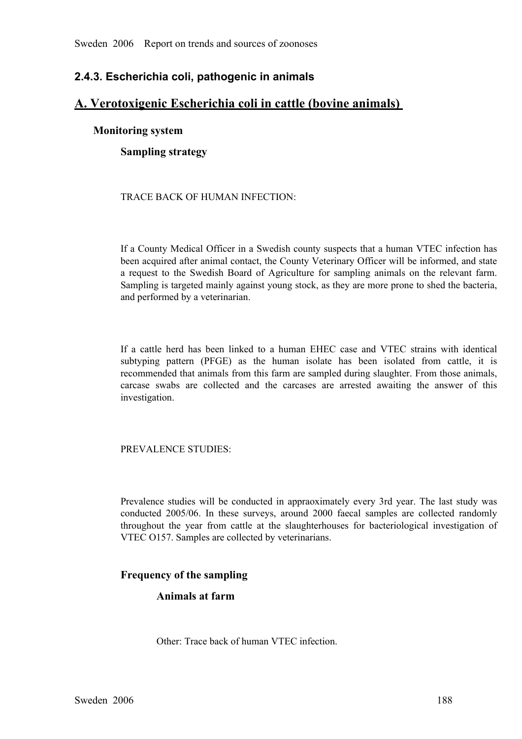## 2.4.3. Escherichia coli, pathogenic in animals

## A. Verotoxigenic Escherichia coli in cattle (bovine animals)

### Monitoring system

#### Sampling strategy

TRACE BACK OF HUMAN INFECTION:

If a County Medical Officer in a Swedish county suspects that a human VTEC infection has been acquired after animal contact, the County Veterinary Officer will be informed, and state a request to the Swedish Board of Agriculture for sampling animals on the relevant farm. Sampling is targeted mainly against young stock, as they are more prone to shed the bacteria, and performed by a veterinarian.

If a cattle herd has been linked to a human EHEC case and VTEC strains with identical subtyping pattern (PFGE) as the human isolate has been isolated from cattle, it is recommended that animals from this farm are sampled during slaughter. From those animals, carcase swabs are collected and the carcases are arrested awaiting the answer of this investigation.

PREVALENCE STUDIES:

Prevalence studies will be conducted in appraoximately every 3rd year. The last study was conducted 2005/06. In these surveys, around 2000 faecal samples are collected randomly throughout the year from cattle at the slaughterhouses for bacteriological investigation of VTEC O157. Samples are collected by veterinarians.

#### Frequency of the sampling

##### Animals at farm

Other: Trace back of human VTEC infection.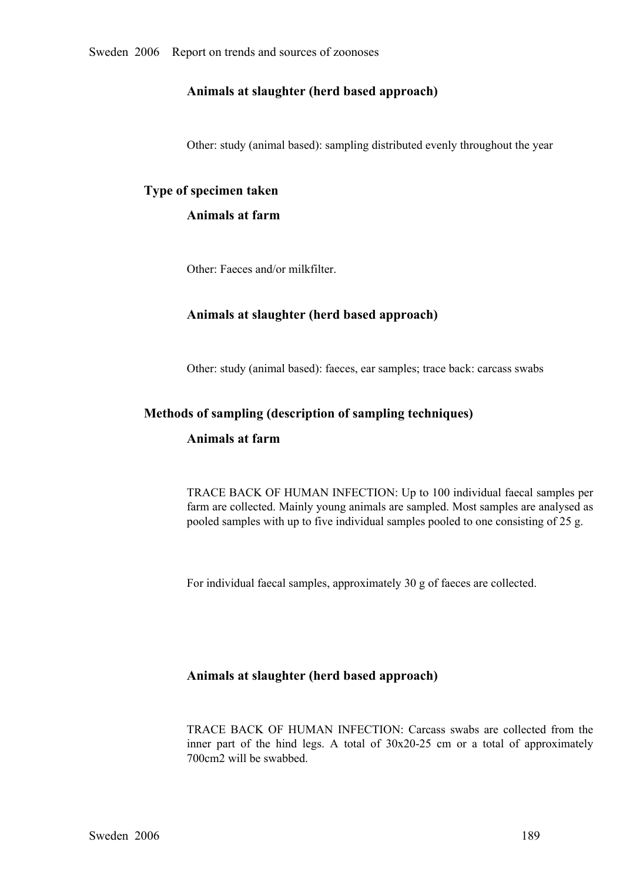### Animals at slaughter (herd based approach)

Other: study (animal based): sampling distributed evenly throughout the year

## Type of specimen taken

### Animals at farm

Other: Faeces and/or milkfilter.

### Animals at slaughter (herd based approach)

Other: study (animal based): faeces, ear samples; trace back: carcass swabs

## Methods of sampling (description of sampling techniques)

### Animals at farm

TRACE BACK OF HUMAN INFECTION: Up to 100 individual faecal samples per farm are collected. Mainly young animals are sampled. Most samples are analysed as pooled samples with up to five individual samples pooled to one consisting of 25 g.

For individual faecal samples, approximately 30 g of faeces are collected.

### Animals at slaughter (herd based approach)

TRACE BACK OF HUMAN INFECTION: Carcass swabs are collected from the inner part of the hind legs. A total of 30x20-25 cm or a total of approximately 700cm2 will be swabbed.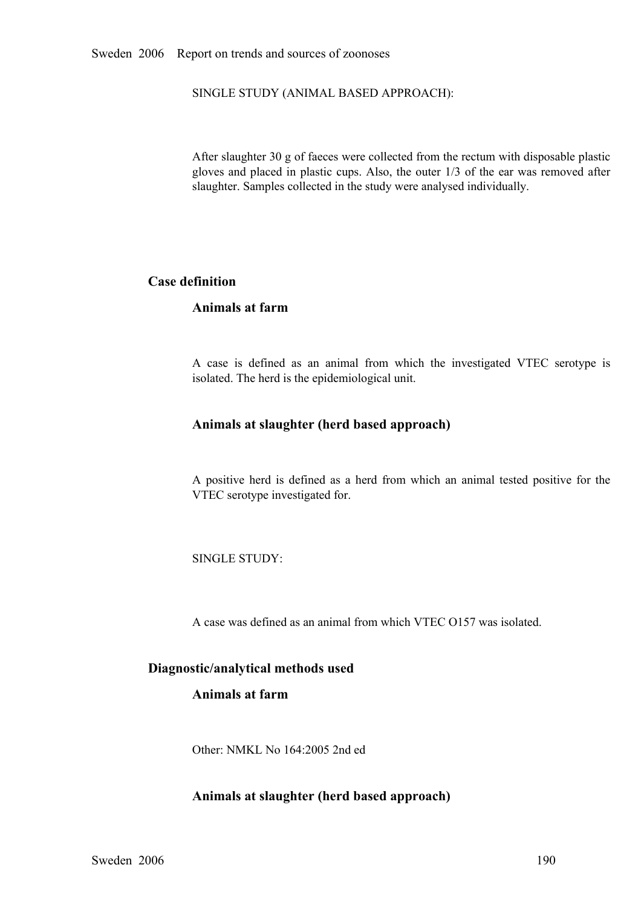SINGLE STUDY (ANIMAL BASED APPROACH):

After slaughter 30 g of faeces were collected from the rectum with disposable plastic gloves and placed in plastic cups. Also, the outer 1/3 of the ear was removed after slaughter. Samples collected in the study were analysed individually.

## Case definition

### Animals at farm

A case is defined as an animal from which the investigated VTEC serotype is isolated. The herd is the epidemiological unit.

### Animals at slaughter (herd based approach)

A positive herd is defined as a herd from which an animal tested positive for the VTEC serotype investigated for.

SINGLE STUDY:

A case was defined as an animal from which VTEC O157 was isolated.

## Diagnostic/analytical methods used

### Animals at farm

Other: NMKL No 164:2005 2nd ed

### Animals at slaughter (herd based approach)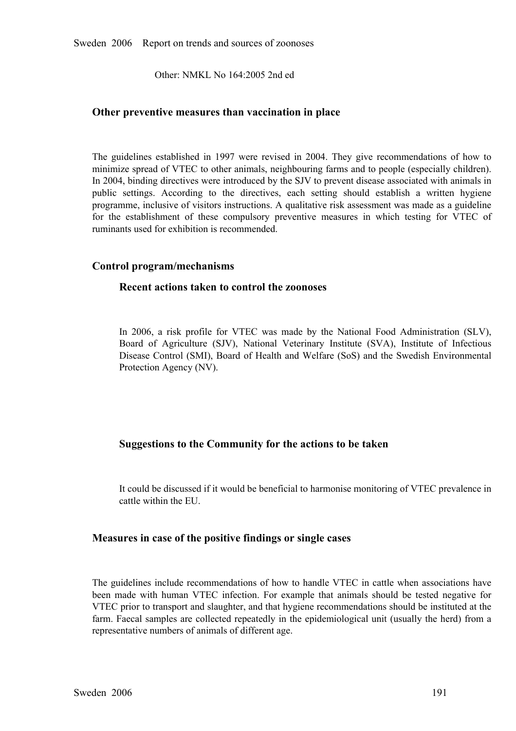Other: NMKL No 164:2005 2nd ed

### Other preventive measures than vaccination in place

The guidelines established in 1997 were revised in 2004. They give recommendations of how to minimize spread of VTEC to other animals, neighbouring farms and to people (especially children). In 2004, binding directives were introduced by the SJV to prevent disease associated with animals in public settings. According to the directives, each setting should establish a written hygiene programme, inclusive of visitors instructions. A qualitative risk assessment was made as a guideline for the establishment of these compulsory preventive measures in which testing for VTEC of ruminants used for exhibition is recommended.

### Control program/mechanisms

#### Recent actions taken to control the zoonoses

In 2006, a risk profile for VTEC was made by the National Food Administration (SLV), Board of Agriculture (SJV), National Veterinary Institute (SVA), Institute of Infectious Disease Control (SMI), Board of Health and Welfare (SoS) and the Swedish Environmental Protection Agency (NV).

#### Suggestions to the Community for the actions to be taken

It could be discussed if it would be beneficial to harmonise monitoring of VTEC prevalence in cattle within the EU.

### Measures in case of the positive findings or single cases

The guidelines include recommendations of how to handle VTEC in cattle when associations have been made with human VTEC infection. For example that animals should be tested negative for VTEC prior to transport and slaughter, and that hygiene recommendations should be instituted at the farm. Faecal samples are collected repeatedly in the epidemiological unit (usually the herd) from a representative numbers of animals of different age.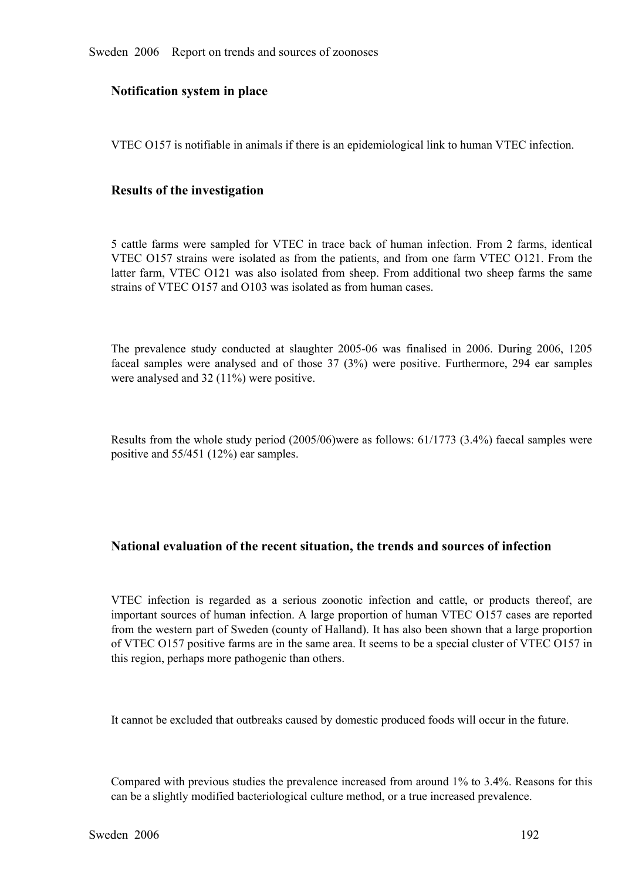### Notification system in place

VTEC O157 is notifiable in animals if there is an epidemiological link to human VTEC infection.

### Results of the investigation

5 cattle farms were sampled for VTEC in trace back of human infection. From 2 farms, identical VTEC O157 strains were isolated as from the patients, and from one farm VTEC O121. From the latter farm, VTEC O121 was also isolated from sheep. From additional two sheep farms the same strains of VTEC O157 and O103 was isolated as from human cases.

The prevalence study conducted at slaughter 2005-06 was finalised in 2006. During 2006, 1205 faceal samples were analysed and of those 37 (3%) were positive. Furthermore, 294 ear samples were analysed and 32 (11%) were positive.

Results from the whole study period (2005/06)were as follows: 61/1773 (3.4%) faecal samples were positive and 55/451 (12%) ear samples.

### National evaluation of the recent situation, the trends and sources of infection

VTEC infection is regarded as a serious zoonotic infection and cattle, or products thereof, are important sources of human infection. A large proportion of human VTEC O157 cases are reported from the western part of Sweden (county of Halland). It has also been shown that a large proportion of VTEC O157 positive farms are in the same area. It seems to be a special cluster of VTEC O157 in this region, perhaps more pathogenic than others.

It cannot be excluded that outbreaks caused by domestic produced foods will occur in the future.

Compared with previous studies the prevalence increased from around 1% to 3.4%. Reasons for this can be a slightly modified bacteriological culture method, or a true increased prevalence.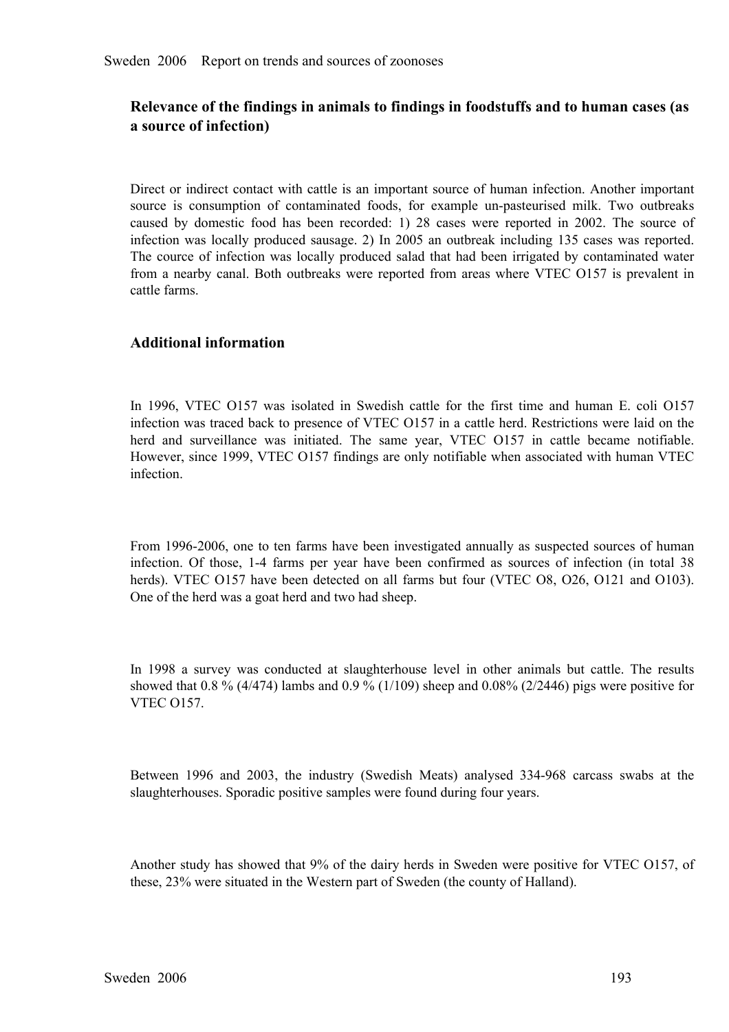### Relevance of the findings in animals to findings in foodstuffs and to human cases (as a source of infection)

Direct or indirect contact with cattle is an important source of human infection. Another important source is consumption of contaminated foods, for example un-pasteurised milk. Two outbreaks caused by domestic food has been recorded: 1) 28 cases were reported in 2002. The source of infection was locally produced sausage. 2) In 2005 an outbreak including 135 cases was reported. The cource of infection was locally produced salad that had been irrigated by contaminated water from a nearby canal. Both outbreaks were reported from areas where VTEC O157 is prevalent in cattle farms.

### Additional information

In 1996, VTEC O157 was isolated in Swedish cattle for the first time and human E. coli O157 infection was traced back to presence of VTEC O157 in a cattle herd. Restrictions were laid on the herd and surveillance was initiated. The same year, VTEC O157 in cattle became notifiable. However, since 1999, VTEC O157 findings are only notifiable when associated with human VTEC infection.

From 1996-2006, one to ten farms have been investigated annually as suspected sources of human infection. Of those, 1-4 farms per year have been confirmed as sources of infection (in total 38 herds). VTEC O157 have been detected on all farms but four (VTEC O8, O26, O121 and O103). One of the herd was a goat herd and two had sheep.

In 1998 a survey was conducted at slaughterhouse level in other animals but cattle. The results showed that 0.8 % (4/474) lambs and 0.9 % (1/109) sheep and 0.08% (2/2446) pigs were positive for VTEC O157.

Between 1996 and 2003, the industry (Swedish Meats) analysed 334-968 carcass swabs at the slaughterhouses. Sporadic positive samples were found during four years.

Another study has showed that 9% of the dairy herds in Sweden were positive for VTEC O157, of these, 23% were situated in the Western part of Sweden (the county of Halland).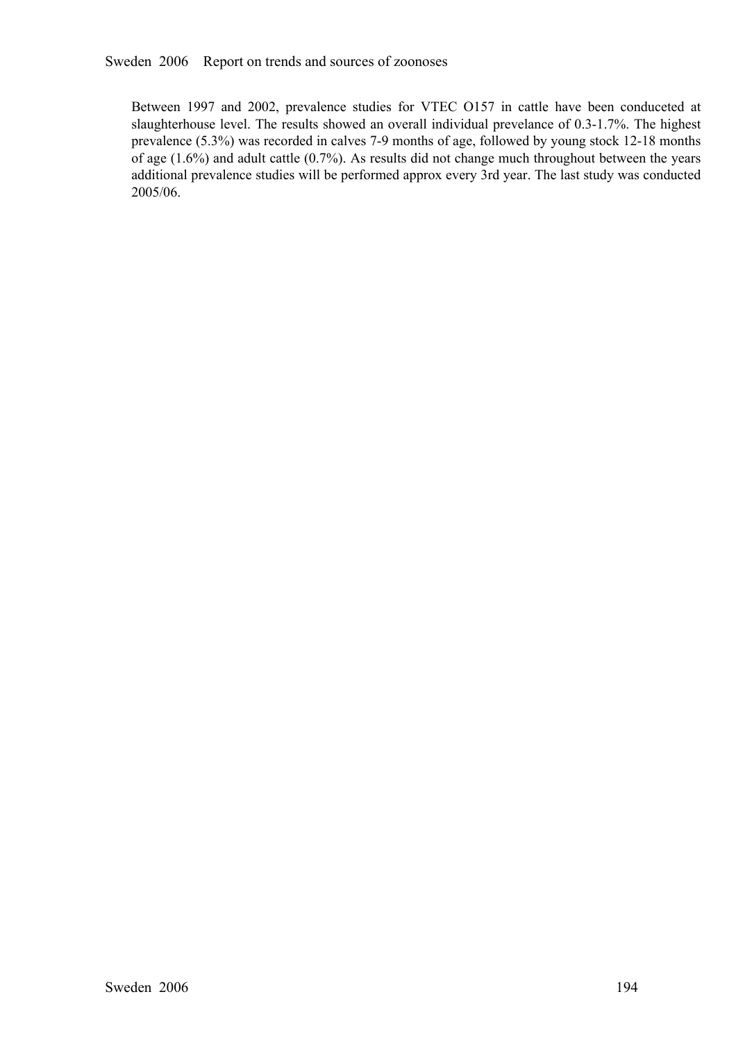Between 1997 and 2002, prevalence studies for VTEC O157 in cattle have been conduceted at slaughterhouse level. The results showed an overall individual prevelance of 0.3-1.7%. The highest prevalence (5.3%) was recorded in calves 7-9 months of age, followed by young stock 12-18 months of age (1.6%) and adult cattle (0.7%). As results did not change much throughout between the years additional prevalence studies will be performed approx every 3rd year. The last study was conducted 2005/06.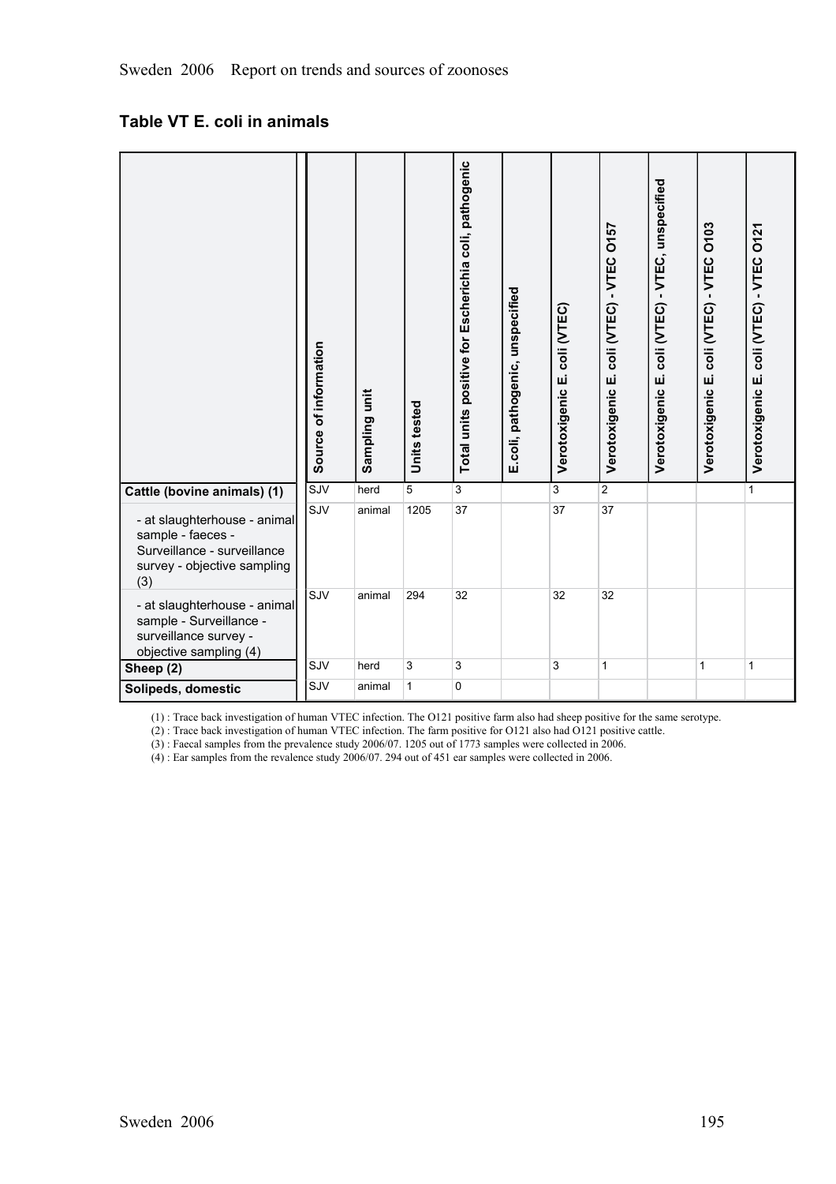## Table VT E. coli in animals

| | Source of information | Sampling unit | Units tested | Total units positive for Escherichia coli, pathogenic | E.coli, pathogenic, unspecified | Verotoxigenic E. coli (VTEC) | Verotoxigenic E. coli (VTEC) - VTEC O157 | Verotoxigenic E. coli (VTEC) - VTEC, unspecified | Verotoxigenic E. coli (VTEC) - VTEC O103 | Verotoxigenic E. coli (VTEC) - VTEC O121 |
|---|---|---|---|---|---|---|---|---|---|---|
| **Cattle (bovine animals) (1)** | SJV | herd | 5 | 3 | | 3 | 2 | | | 1 |
| - at slaughterhouse - animal sample - faeces - Surveillance - surveillance survey - objective sampling (3) | SJV | animal | 1205 | 37 | | 37 | 37 | | | |
| - at slaughterhouse - animal sample - Surveillance - surveillance survey - objective sampling (4) | SJV | animal | 294 | 32 | | 32 | 32 | | | |
| **Sheep (2)** | SJV | herd | 3 | 3 | | 3 | 1 | | 1 | 1 |
| **Solipeds, domestic** | SJV | animal | 1 | 0 | | | | | | |

(1) : Trace back investigation of human VTEC infection. The O121 positive farm also had sheep positive for the same serotype.

(2) : Trace back investigation of human VTEC infection. The farm positive for O121 also had O121 positive cattle.

(3) : Faecal samples from the prevalence study 2006/07. 1205 out of 1773 samples were collected in 2006.

(4) : Ear samples from the revalence study 2006/07. 294 out of 451 ear samples were collected in 2006.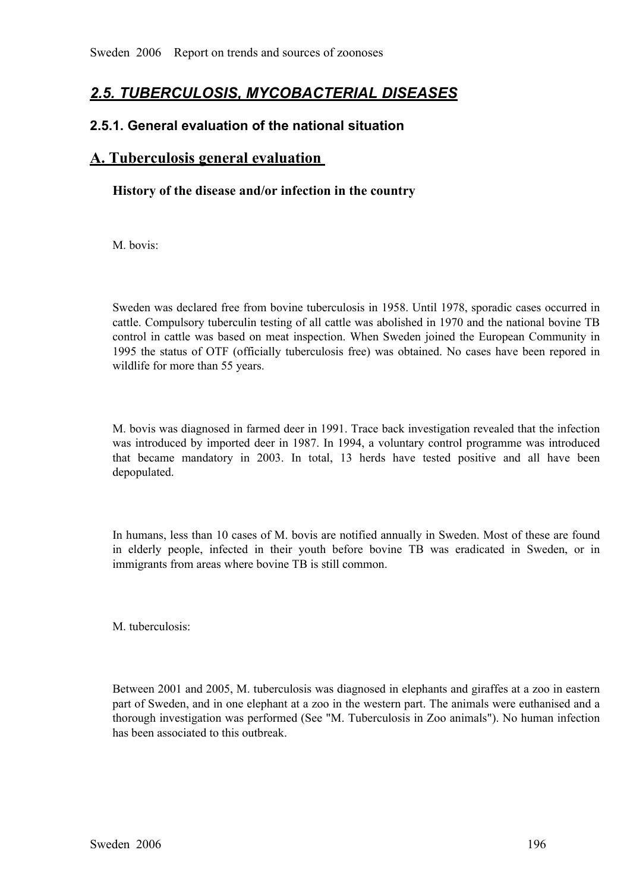## *2.5. TUBERCULOSIS, MYCOBACTERIAL DISEASES*

### 2.5.1. General evaluation of the national situation

### A. Tuberculosis general evaluation

**History of the disease and/or infection in the country**

M. bovis:

Sweden was declared free from bovine tuberculosis in 1958. Until 1978, sporadic cases occurred in cattle. Compulsory tuberculin testing of all cattle was abolished in 1970 and the national bovine TB control in cattle was based on meat inspection. When Sweden joined the European Community in 1995 the status of OTF (officially tuberculosis free) was obtained. No cases have been repored in wildlife for more than 55 years.

M. bovis was diagnosed in farmed deer in 1991. Trace back investigation revealed that the infection was introduced by imported deer in 1987. In 1994, a voluntary control programme was introduced that became mandatory in 2003. In total, 13 herds have tested positive and all have been depopulated.

In humans, less than 10 cases of M. bovis are notified annually in Sweden. Most of these are found in elderly people, infected in their youth before bovine TB was eradicated in Sweden, or in immigrants from areas where bovine TB is still common.

M. tuberculosis:

Between 2001 and 2005, M. tuberculosis was diagnosed in elephants and giraffes at a zoo in eastern part of Sweden, and in one elephant at a zoo in the western part. The animals were euthanised and a thorough investigation was performed (See "M. Tuberculosis in Zoo animals"). No human infection has been associated to this outbreak.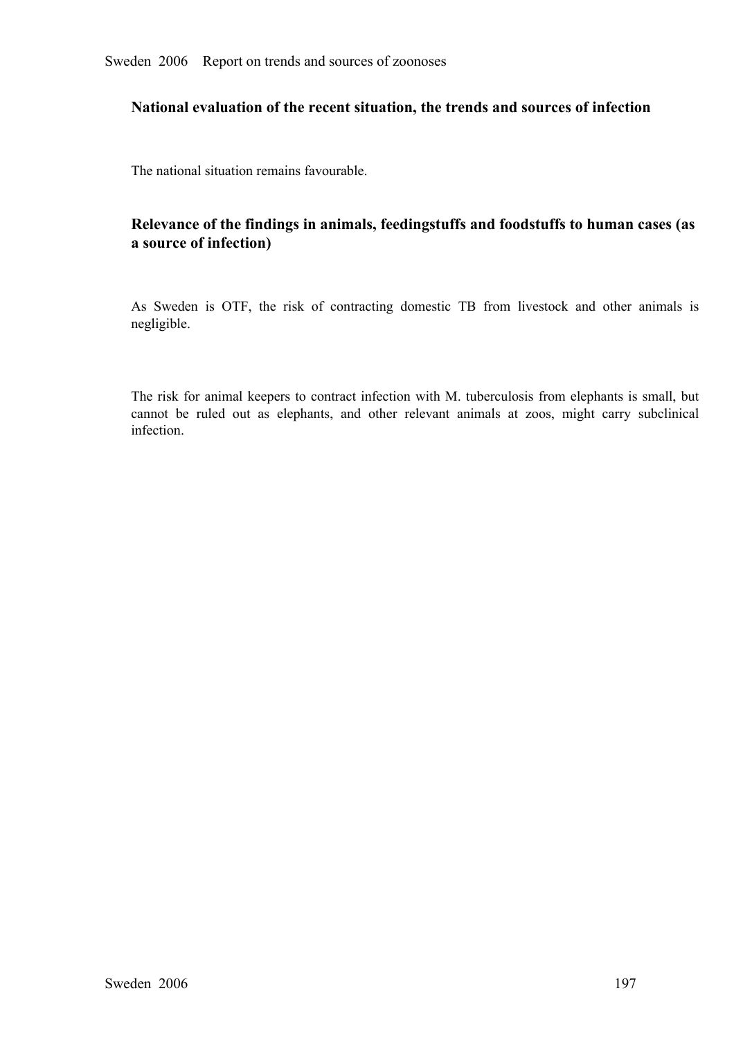## National evaluation of the recent situation, the trends and sources of infection

The national situation remains favourable.

## Relevance of the findings in animals, feedingstuffs and foodstuffs to human cases (as a source of infection)

As Sweden is OTF, the risk of contracting domestic TB from livestock and other animals is negligible.

The risk for animal keepers to contract infection with M. tuberculosis from elephants is small, but cannot be ruled out as elephants, and other relevant animals at zoos, might carry subclinical infection.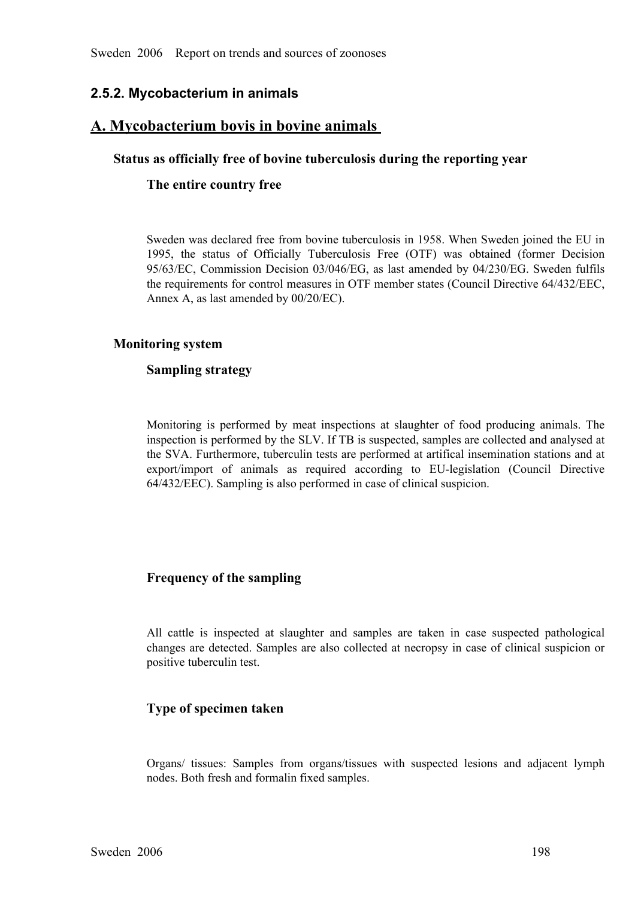### 2.5.2. Mycobacterium in animals

## A. Mycobacterium bovis in bovine animals

### Status as officially free of bovine tuberculosis during the reporting year

#### The entire country free

Sweden was declared free from bovine tuberculosis in 1958. When Sweden joined the EU in 1995, the status of Officially Tuberculosis Free (OTF) was obtained (former Decision 95/63/EC, Commission Decision 03/046/EG, as last amended by 04/230/EG. Sweden fulfils the requirements for control measures in OTF member states (Council Directive 64/432/EEC, Annex A, as last amended by 00/20/EC).

### Monitoring system

#### Sampling strategy

Monitoring is performed by meat inspections at slaughter of food producing animals. The inspection is performed by the SLV. If TB is suspected, samples are collected and analysed at the SVA. Furthermore, tuberculin tests are performed at artifical insemination stations and at export/import of animals as required according to EU-legislation (Council Directive 64/432/EEC). Sampling is also performed in case of clinical suspicion.

#### Frequency of the sampling

All cattle is inspected at slaughter and samples are taken in case suspected pathological changes are detected. Samples are also collected at necropsy in case of clinical suspicion or positive tuberculin test.

#### Type of specimen taken

Organs/ tissues: Samples from organs/tissues with suspected lesions and adjacent lymph nodes. Both fresh and formalin fixed samples.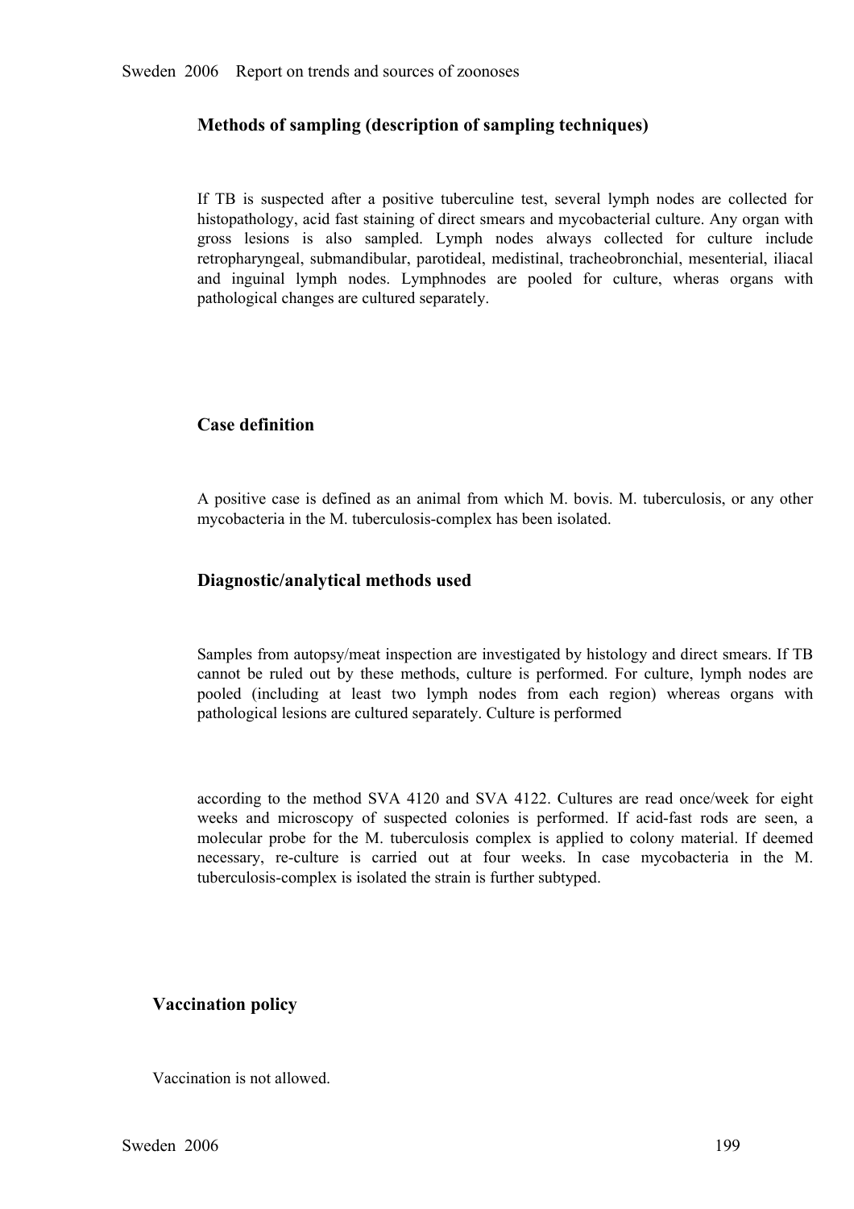### Methods of sampling (description of sampling techniques)

If TB is suspected after a positive tuberculine test, several lymph nodes are collected for histopathology, acid fast staining of direct smears and mycobacterial culture. Any organ with gross lesions is also sampled. Lymph nodes always collected for culture include retropharyngeal, submandibular, parotideal, medistinal, tracheobronchial, mesenterial, iliacal and inguinal lymph nodes. Lymphnodes are pooled for culture, wheras organs with pathological changes are cultured separately.

### Case definition

A positive case is defined as an animal from which M. bovis. M. tuberculosis, or any other mycobacteria in the M. tuberculosis-complex has been isolated.

### Diagnostic/analytical methods used

Samples from autopsy/meat inspection are investigated by histology and direct smears. If TB cannot be ruled out by these methods, culture is performed. For culture, lymph nodes are pooled (including at least two lymph nodes from each region) whereas organs with pathological lesions are cultured separately. Culture is performed

according to the method SVA 4120 and SVA 4122. Cultures are read once/week for eight weeks and microscopy of suspected colonies is performed. If acid-fast rods are seen, a molecular probe for the M. tuberculosis complex is applied to colony material. If deemed necessary, re-culture is carried out at four weeks. In case mycobacteria in the M. tuberculosis-complex is isolated the strain is further subtyped.

### Vaccination policy

Vaccination is not allowed.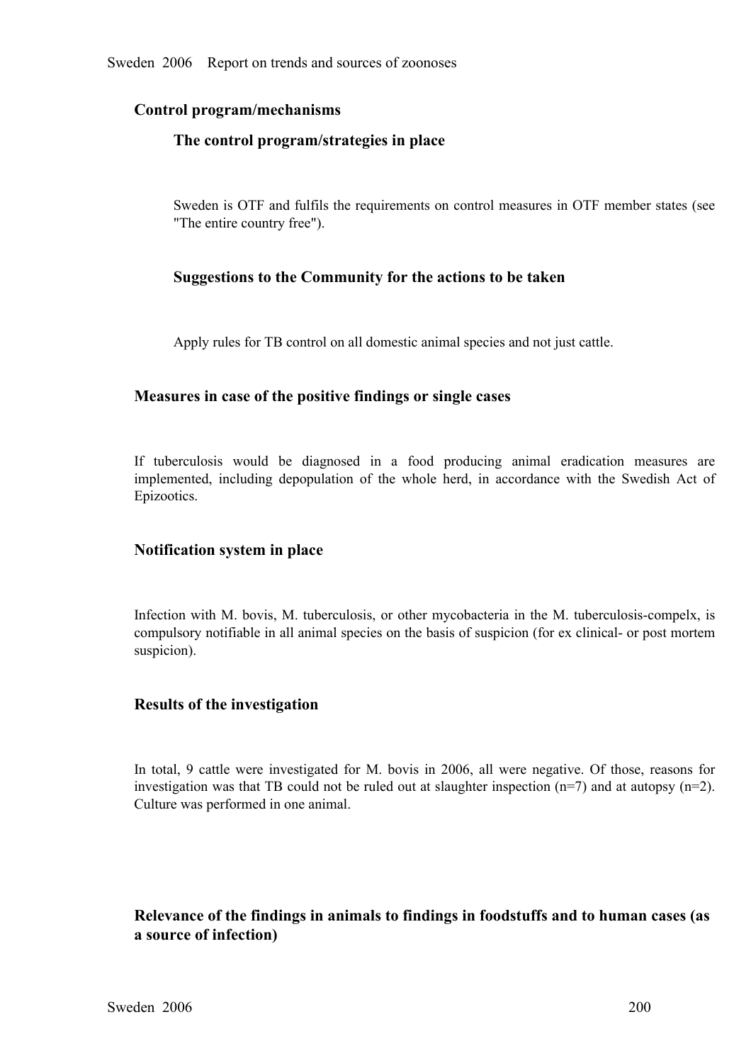## Control program/mechanisms

### The control program/strategies in place

Sweden is OTF and fulfils the requirements on control measures in OTF member states (see "The entire country free").

### Suggestions to the Community for the actions to be taken

Apply rules for TB control on all domestic animal species and not just cattle.

## Measures in case of the positive findings or single cases

If tuberculosis would be diagnosed in a food producing animal eradication measures are implemented, including depopulation of the whole herd, in accordance with the Swedish Act of Epizootics.

## Notification system in place

Infection with M. bovis, M. tuberculosis, or other mycobacteria in the M. tuberculosis-compelx, is compulsory notifiable in all animal species on the basis of suspicion (for ex clinical- or post mortem suspicion).

## Results of the investigation

In total, 9 cattle were investigated for M. bovis in 2006, all were negative. Of those, reasons for investigation was that TB could not be ruled out at slaughter inspection (n=7) and at autopsy (n=2). Culture was performed in one animal.

## Relevance of the findings in animals to findings in foodstuffs and to human cases (as a source of infection)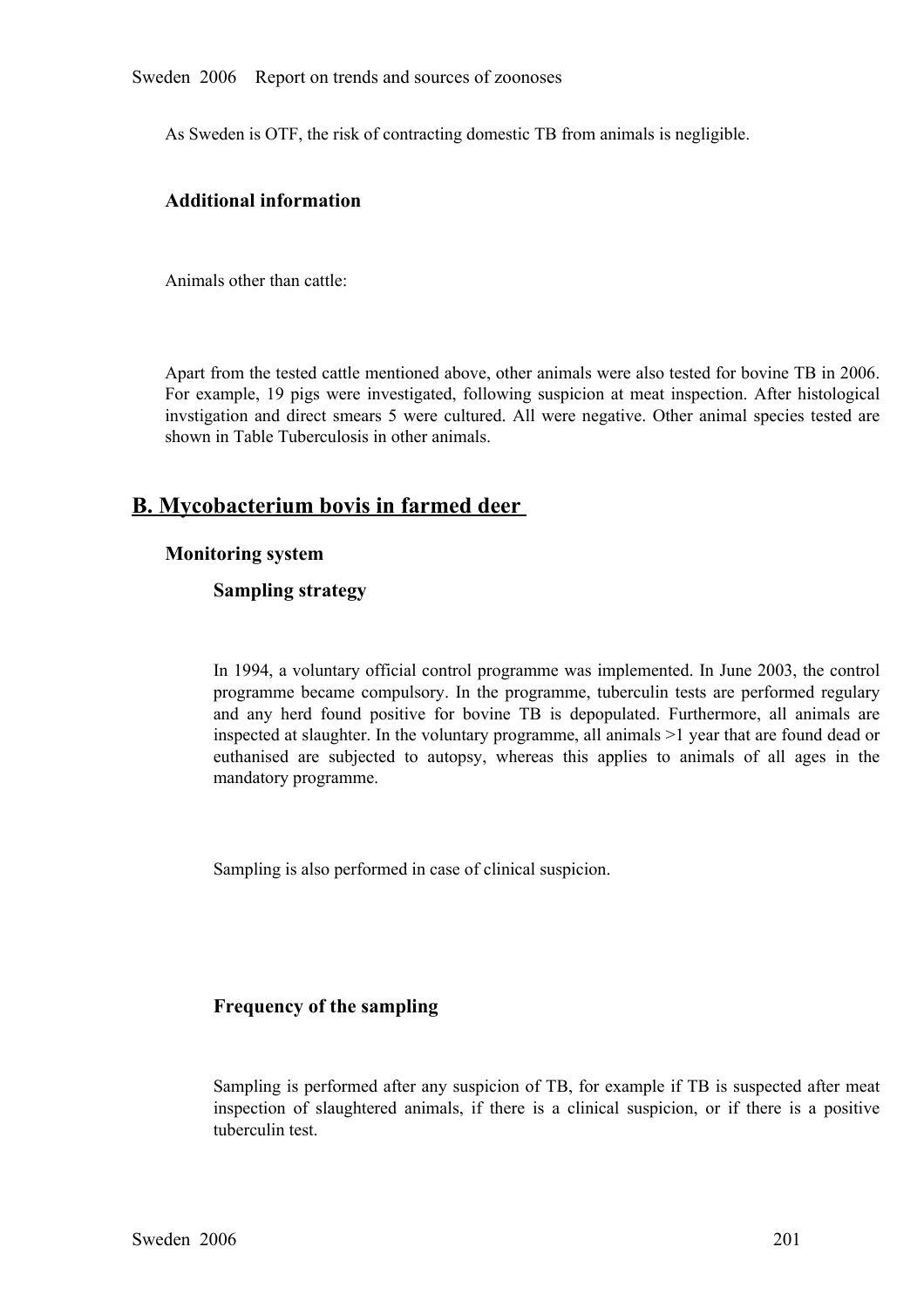As Sweden is OTF, the risk of contracting domestic TB from animals is negligible.

### Additional information

Animals other than cattle:

Apart from the tested cattle mentioned above, other animals were also tested for bovine TB in 2006. For example, 19 pigs were investigated, following suspicion at meat inspection. After histological invstigation and direct smears 5 were cultured. All were negative. Other animal species tested are shown in Table Tuberculosis in other animals.

## B. Mycobacterium bovis in farmed deer

### Monitoring system

#### Sampling strategy

In 1994, a voluntary official control programme was implemented. In June 2003, the control programme became compulsory. In the programme, tuberculin tests are performed regulary and any herd found positive for bovine TB is depopulated. Furthermore, all animals are inspected at slaughter. In the voluntary programme, all animals >1 year that are found dead or euthanised are subjected to autopsy, whereas this applies to animals of all ages in the mandatory programme.

Sampling is also performed in case of clinical suspicion.

#### Frequency of the sampling

Sampling is performed after any suspicion of TB, for example if TB is suspected after meat inspection of slaughtered animals, if there is a clinical suspicion, or if there is a positive tuberculin test.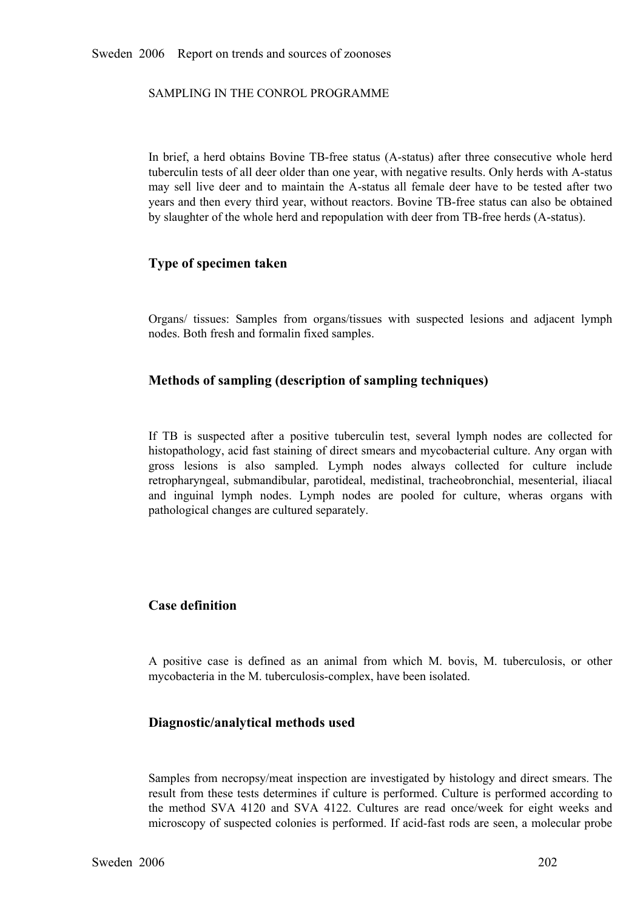SAMPLING IN THE CONROL PROGRAMME

In brief, a herd obtains Bovine TB-free status (A-status) after three consecutive whole herd tuberculin tests of all deer older than one year, with negative results. Only herds with A-status may sell live deer and to maintain the A-status all female deer have to be tested after two years and then every third year, without reactors. Bovine TB-free status can also be obtained by slaughter of the whole herd and repopulation with deer from TB-free herds (A-status).

### Type of specimen taken

Organs/ tissues: Samples from organs/tissues with suspected lesions and adjacent lymph nodes. Both fresh and formalin fixed samples.

### Methods of sampling (description of sampling techniques)

If TB is suspected after a positive tuberculin test, several lymph nodes are collected for histopathology, acid fast staining of direct smears and mycobacterial culture. Any organ with gross lesions is also sampled. Lymph nodes always collected for culture include retropharyngeal, submandibular, parotideal, medistinal, tracheobronchial, mesenterial, iliacal and inguinal lymph nodes. Lymph nodes are pooled for culture, wheras organs with pathological changes are cultured separately.

### Case definition

A positive case is defined as an animal from which M. bovis, M. tuberculosis, or other mycobacteria in the M. tuberculosis-complex, have been isolated.

### Diagnostic/analytical methods used

Samples from necropsy/meat inspection are investigated by histology and direct smears. The result from these tests determines if culture is performed. Culture is performed according to the method SVA 4120 and SVA 4122. Cultures are read once/week for eight weeks and microscopy of suspected colonies is performed. If acid-fast rods are seen, a molecular probe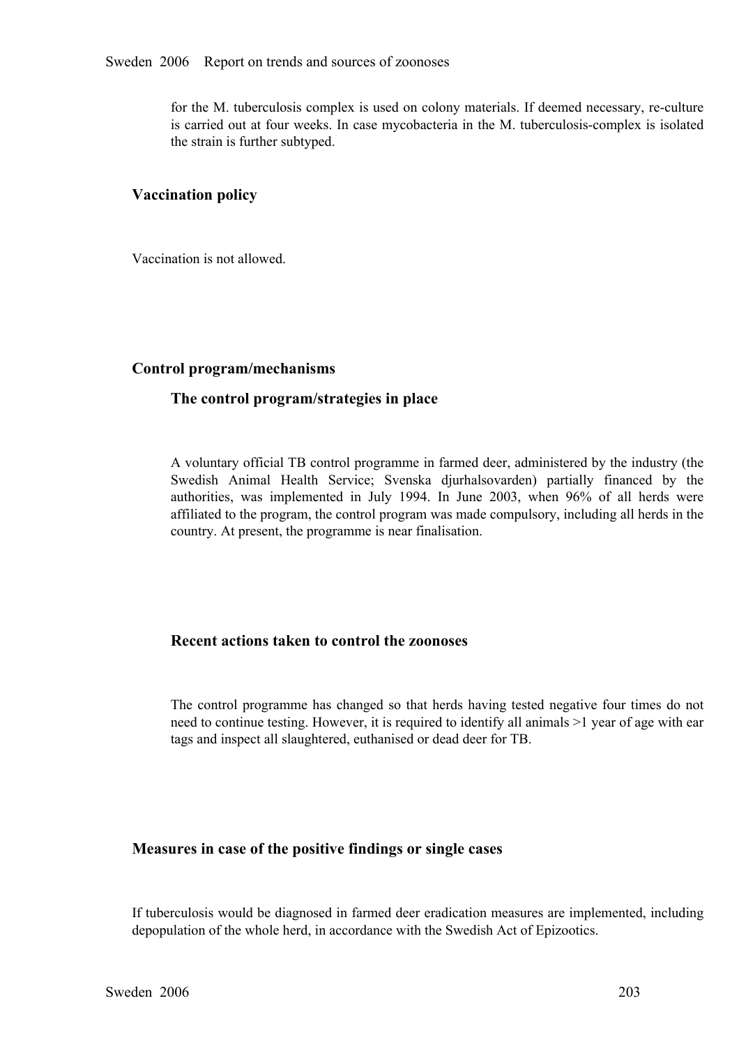for the M. tuberculosis complex is used on colony materials. If deemed necessary, re-culture is carried out at four weeks. In case mycobacteria in the M. tuberculosis-complex is isolated the strain is further subtyped.

## Vaccination policy

Vaccination is not allowed.

## Control program/mechanisms

### The control program/strategies in place

A voluntary official TB control programme in farmed deer, administered by the industry (the Swedish Animal Health Service; Svenska djurhalsovarden) partially financed by the authorities, was implemented in July 1994. In June 2003, when 96% of all herds were affiliated to the program, the control program was made compulsory, including all herds in the country. At present, the programme is near finalisation.

### Recent actions taken to control the zoonoses

The control programme has changed so that herds having tested negative four times do not need to continue testing. However, it is required to identify all animals >1 year of age with ear tags and inspect all slaughtered, euthanised or dead deer for TB.

## Measures in case of the positive findings or single cases

If tuberculosis would be diagnosed in farmed deer eradication measures are implemented, including depopulation of the whole herd, in accordance with the Swedish Act of Epizootics.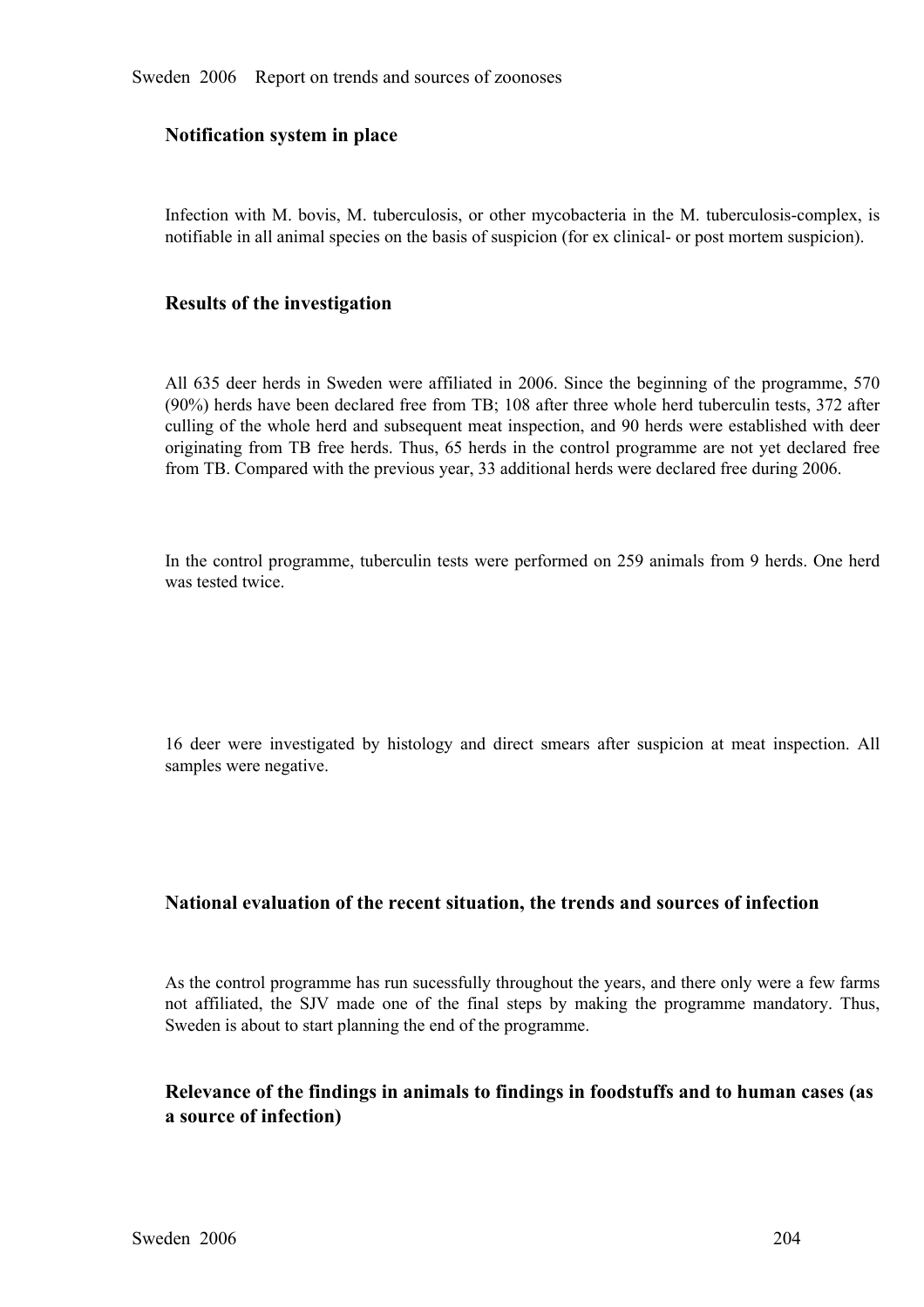## Notification system in place

Infection with M. bovis, M. tuberculosis, or other mycobacteria in the M. tuberculosis-complex, is notifiable in all animal species on the basis of suspicion (for ex clinical- or post mortem suspicion).

## Results of the investigation

All 635 deer herds in Sweden were affiliated in 2006. Since the beginning of the programme, 570 (90%) herds have been declared free from TB; 108 after three whole herd tuberculin tests, 372 after culling of the whole herd and subsequent meat inspection, and 90 herds were established with deer originating from TB free herds. Thus, 65 herds in the control programme are not yet declared free from TB. Compared with the previous year, 33 additional herds were declared free during 2006.

In the control programme, tuberculin tests were performed on 259 animals from 9 herds. One herd was tested twice.

16 deer were investigated by histology and direct smears after suspicion at meat inspection. All samples were negative.

## National evaluation of the recent situation, the trends and sources of infection

As the control programme has run sucessfully throughout the years, and there only were a few farms not affiliated, the SJV made one of the final steps by making the programme mandatory. Thus, Sweden is about to start planning the end of the programme.

## Relevance of the findings in animals to findings in foodstuffs and to human cases (as a source of infection)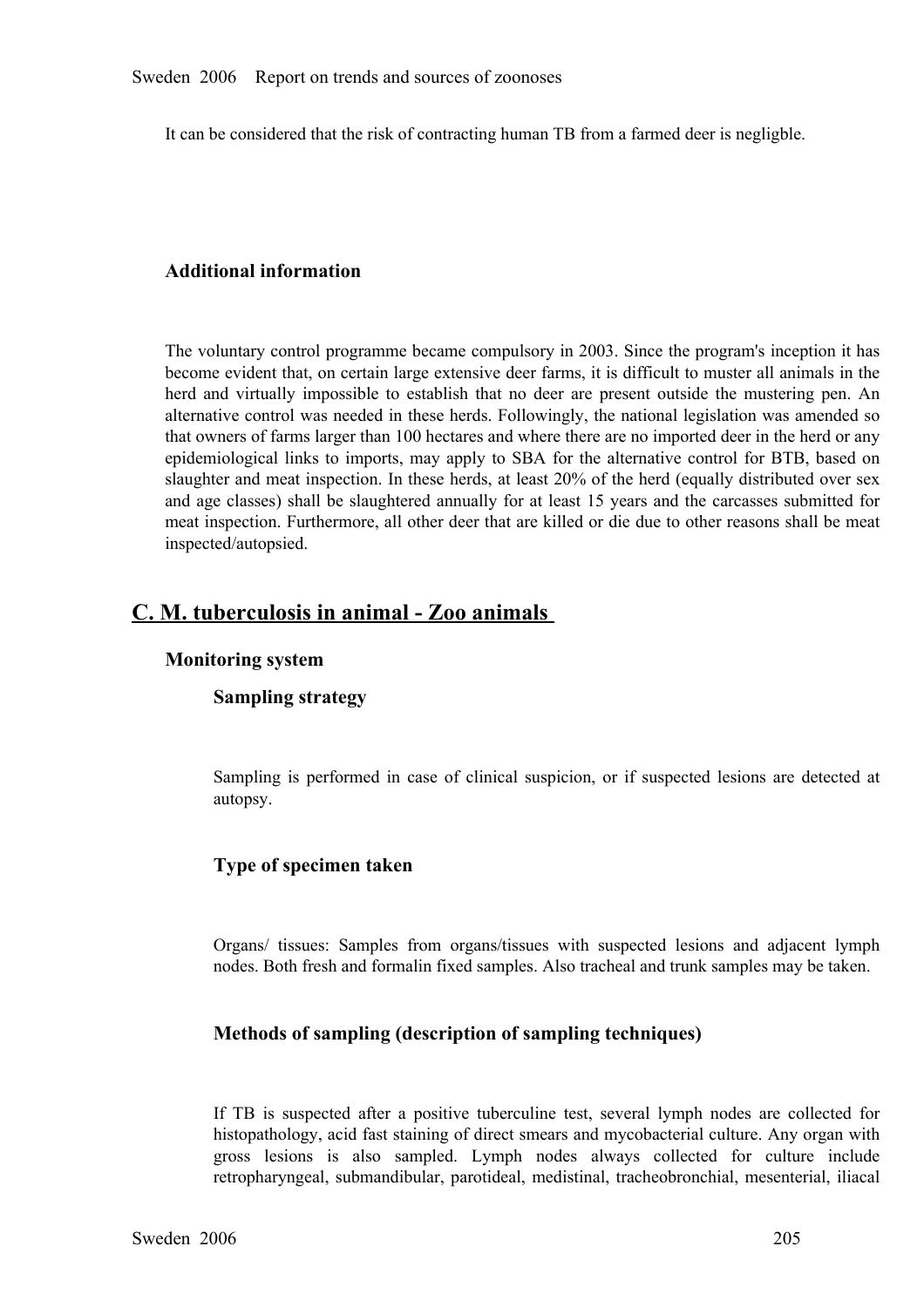It can be considered that the risk of contracting human TB from a farmed deer is negligble.

### Additional information

The voluntary control programme became compulsory in 2003. Since the program's inception it has become evident that, on certain large extensive deer farms, it is difficult to muster all animals in the herd and virtually impossible to establish that no deer are present outside the mustering pen. An alternative control was needed in these herds. Followingly, the national legislation was amended so that owners of farms larger than 100 hectares and where there are no imported deer in the herd or any epidemiological links to imports, may apply to SBA for the alternative control for BTB, based on slaughter and meat inspection. In these herds, at least 20% of the herd (equally distributed over sex and age classes) shall be slaughtered annually for at least 15 years and the carcasses submitted for meat inspection. Furthermore, all other deer that are killed or die due to other reasons shall be meat inspected/autopsied.

## C. M. tuberculosis in animal - Zoo animals

### Monitoring system

#### Sampling strategy

Sampling is performed in case of clinical suspicion, or if suspected lesions are detected at autopsy.

#### Type of specimen taken

Organs/ tissues: Samples from organs/tissues with suspected lesions and adjacent lymph nodes. Both fresh and formalin fixed samples. Also tracheal and trunk samples may be taken.

#### Methods of sampling (description of sampling techniques)

If TB is suspected after a positive tuberculine test, several lymph nodes are collected for histopathology, acid fast staining of direct smears and mycobacterial culture. Any organ with gross lesions is also sampled. Lymph nodes always collected for culture include retropharyngeal, submandibular, parotideal, medistinal, tracheobronchial, mesenterial, iliacal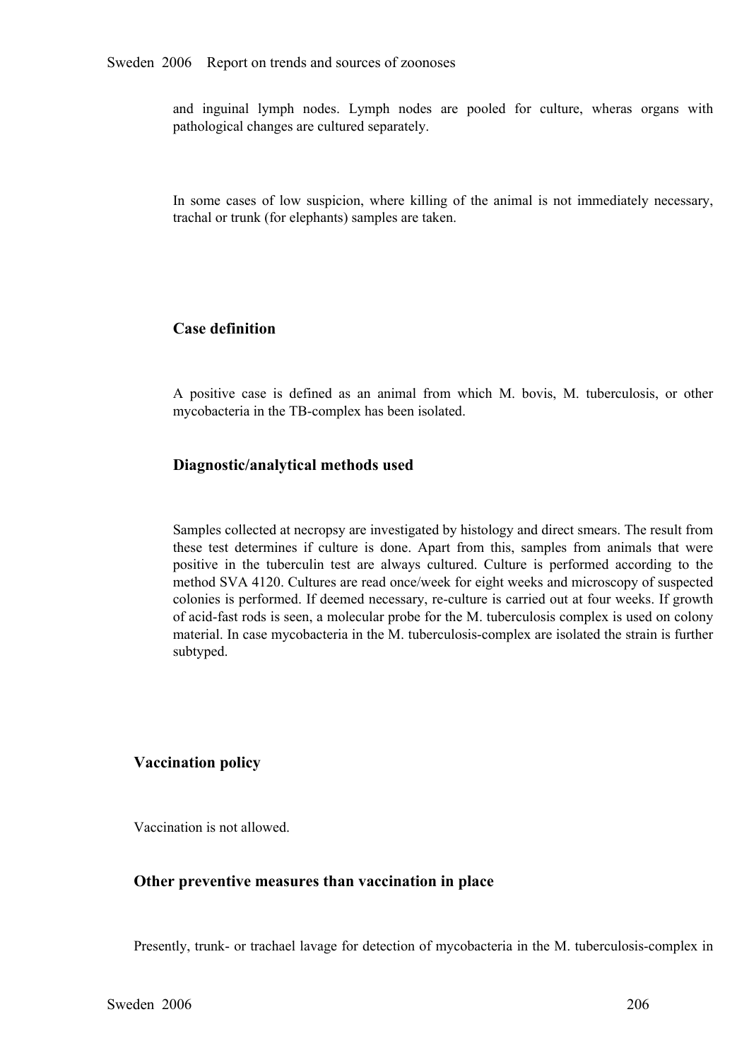and inguinal lymph nodes. Lymph nodes are pooled for culture, wheras organs with pathological changes are cultured separately.

In some cases of low suspicion, where killing of the animal is not immediately necessary, trachal or trunk (for elephants) samples are taken.

### Case definition

A positive case is defined as an animal from which M. bovis, M. tuberculosis, or other mycobacteria in the TB-complex has been isolated.

### Diagnostic/analytical methods used

Samples collected at necropsy are investigated by histology and direct smears. The result from these test determines if culture is done. Apart from this, samples from animals that were positive in the tuberculin test are always cultured. Culture is performed according to the method SVA 4120. Cultures are read once/week for eight weeks and microscopy of suspected colonies is performed. If deemed necessary, re-culture is carried out at four weeks. If growth of acid-fast rods is seen, a molecular probe for the M. tuberculosis complex is used on colony material. In case mycobacteria in the M. tuberculosis-complex are isolated the strain is further subtyped.

## Vaccination policy

Vaccination is not allowed.

## Other preventive measures than vaccination in place

Presently, trunk- or trachael lavage for detection of mycobacteria in the M. tuberculosis-complex in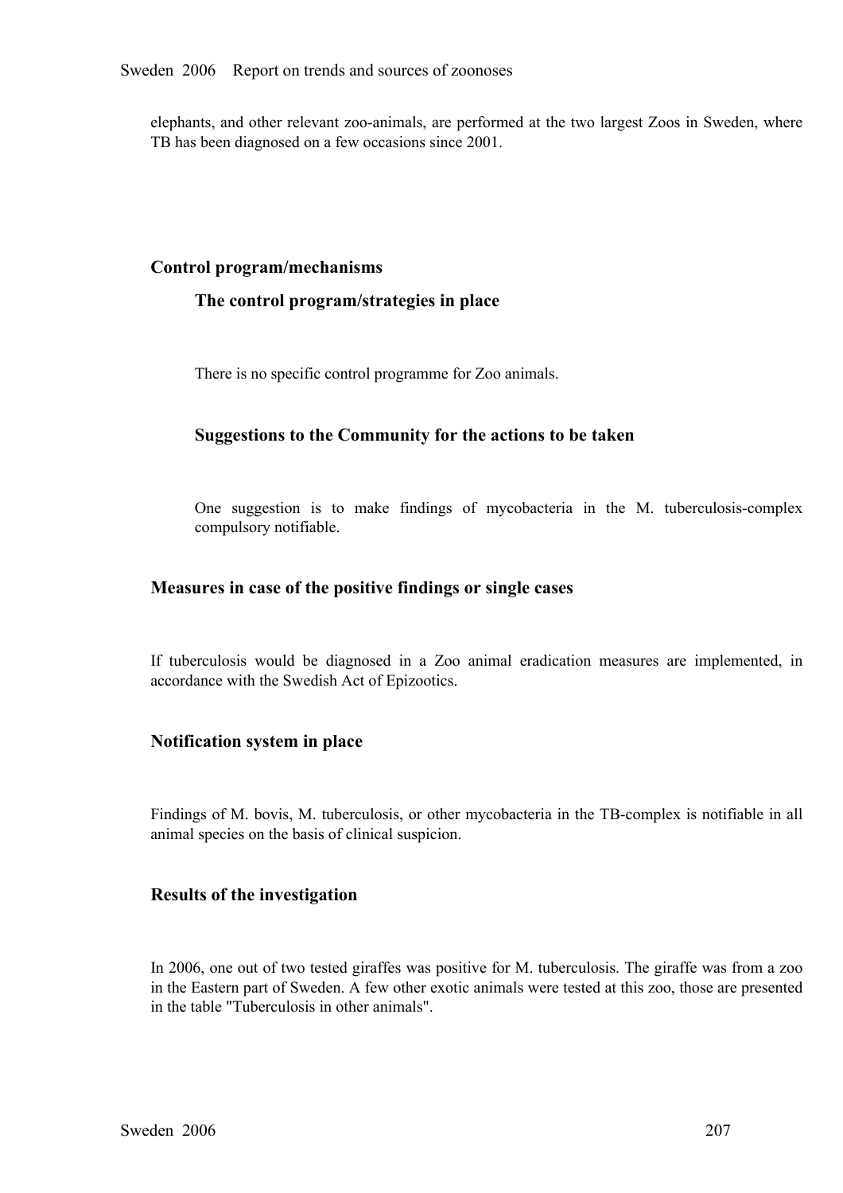elephants, and other relevant zoo-animals, are performed at the two largest Zoos in Sweden, where TB has been diagnosed on a few occasions since 2001.

## Control program/mechanisms

### The control program/strategies in place

There is no specific control programme for Zoo animals.

### Suggestions to the Community for the actions to be taken

One suggestion is to make findings of mycobacteria in the M. tuberculosis-complex compulsory notifiable.

## Measures in case of the positive findings or single cases

If tuberculosis would be diagnosed in a Zoo animal eradication measures are implemented, in accordance with the Swedish Act of Epizootics.

## Notification system in place

Findings of M. bovis, M. tuberculosis, or other mycobacteria in the TB-complex is notifiable in all animal species on the basis of clinical suspicion.

## Results of the investigation

In 2006, one out of two tested giraffes was positive for M. tuberculosis. The giraffe was from a zoo in the Eastern part of Sweden. A few other exotic animals were tested at this zoo, those are presented in the table "Tuberculosis in other animals".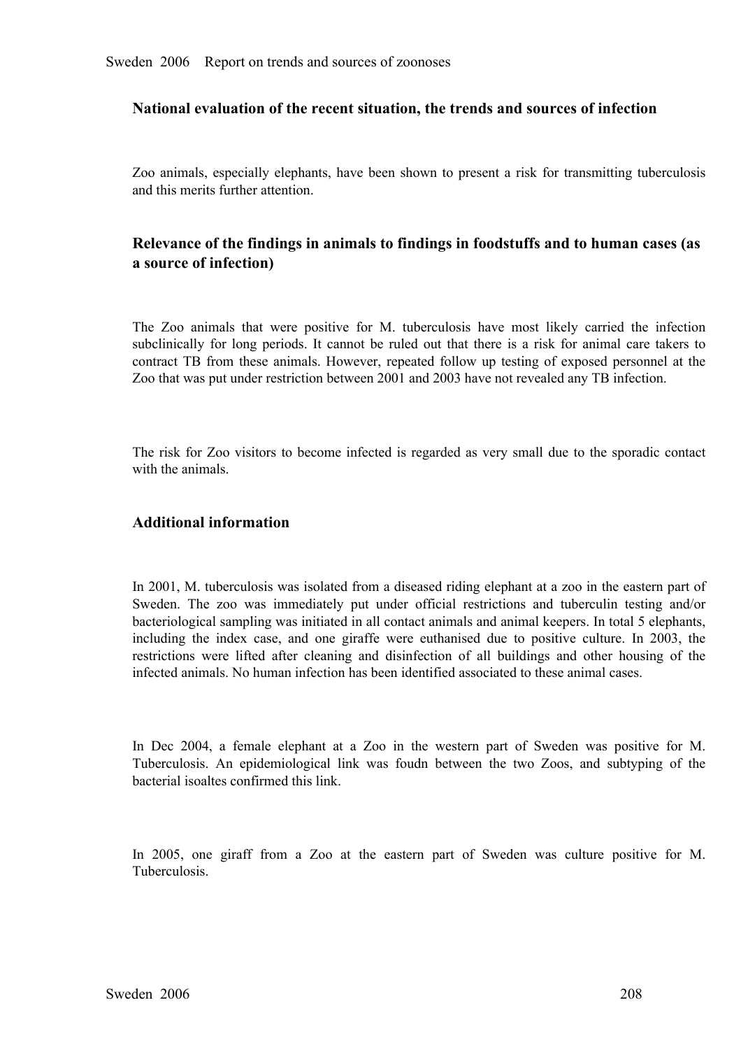### National evaluation of the recent situation, the trends and sources of infection

Zoo animals, especially elephants, have been shown to present a risk for transmitting tuberculosis and this merits further attention.

### Relevance of the findings in animals to findings in foodstuffs and to human cases (as a source of infection)

The Zoo animals that were positive for M. tuberculosis have most likely carried the infection subclinically for long periods. It cannot be ruled out that there is a risk for animal care takers to contract TB from these animals. However, repeated follow up testing of exposed personnel at the Zoo that was put under restriction between 2001 and 2003 have not revealed any TB infection.

The risk for Zoo visitors to become infected is regarded as very small due to the sporadic contact with the animals.

### Additional information

In 2001, M. tuberculosis was isolated from a diseased riding elephant at a zoo in the eastern part of Sweden. The zoo was immediately put under official restrictions and tuberculin testing and/or bacteriological sampling was initiated in all contact animals and animal keepers. In total 5 elephants, including the index case, and one giraffe were euthanised due to positive culture. In 2003, the restrictions were lifted after cleaning and disinfection of all buildings and other housing of the infected animals. No human infection has been identified associated to these animal cases.

In Dec 2004, a female elephant at a Zoo in the western part of Sweden was positive for M. Tuberculosis. An epidemiological link was foudn between the two Zoos, and subtyping of the bacterial isoaltes confirmed this link.

In 2005, one giraff from a Zoo at the eastern part of Sweden was culture positive for M. Tuberculosis.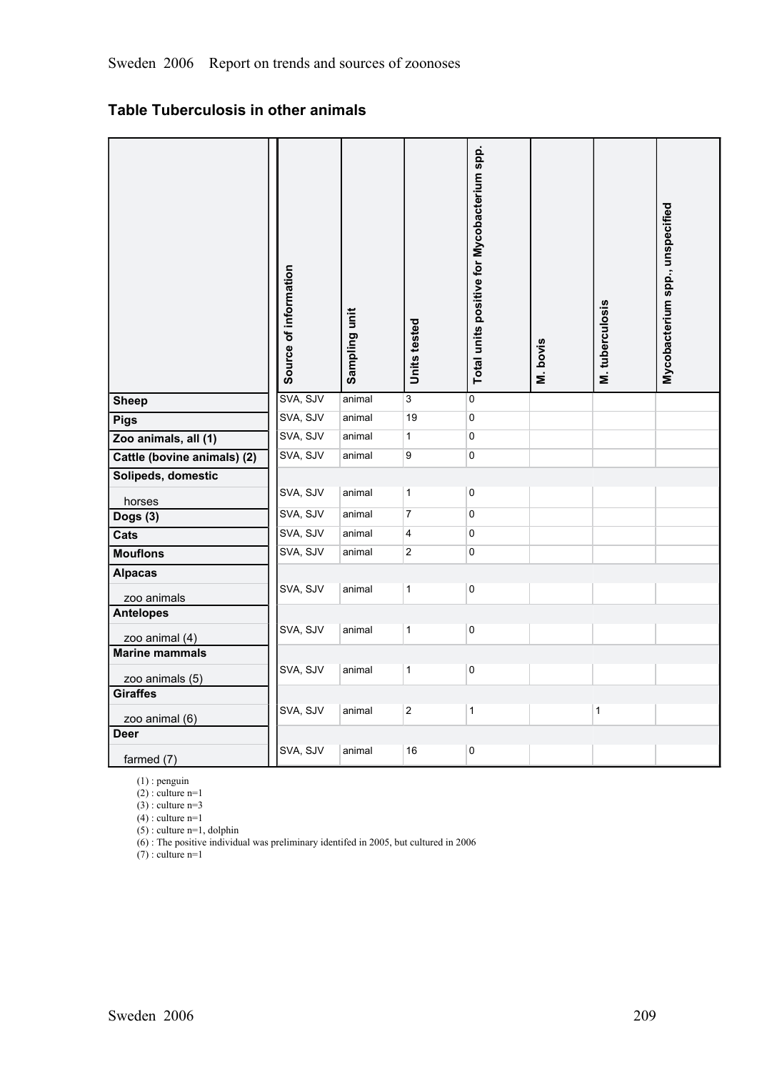## Table Tuberculosis in other animals

| | Source of information | Sampling unit | Units tested | Total units positive for Mycobacterium spp. | M. bovis | M. tuberculosis | Mycobacterium spp., unspecified |
|---|---|---|---|---|---|---|---|
| **Sheep** | SVA, SJV | animal | 3 | 0 | | | |
| **Pigs** | SVA, SJV | animal | 19 | 0 | | | |
| **Zoo animals, all (1)** | SVA, SJV | animal | 1 | 0 | | | |
| **Cattle (bovine animals) (2)** | SVA, SJV | animal | 9 | 0 | | | |
| **Solipeds, domestic** | | | | | | | |
| horses | SVA, SJV | animal | 1 | 0 | | | |
| **Dogs (3)** | SVA, SJV | animal | 7 | 0 | | | |
| **Cats** | SVA, SJV | animal | 4 | 0 | | | |
| **Mouflons** | SVA, SJV | animal | 2 | 0 | | | |
| **Alpacas** | | | | | | | |
| zoo animals | SVA, SJV | animal | 1 | 0 | | | |
| **Antelopes** | | | | | | | |
| zoo animal (4) | SVA, SJV | animal | 1 | 0 | | | |
| **Marine mammals** | | | | | | | |
| zoo animals (5) | SVA, SJV | animal | 1 | 0 | | | |
| **Giraffes** | | | | | | | |
| zoo animal (6) | SVA, SJV | animal | 2 | 1 | | 1 | |
| **Deer** | | | | | | | |
| farmed (7) | SVA, SJV | animal | 16 | 0 | | | |

(1) : penguin
(2) : culture n=1
(3) : culture n=3
(4) : culture n=1
(5) : culture n=1, dolphin
(6) : The positive individual was preliminary identifed in 2005, but cultured in 2006
(7) : culture n=1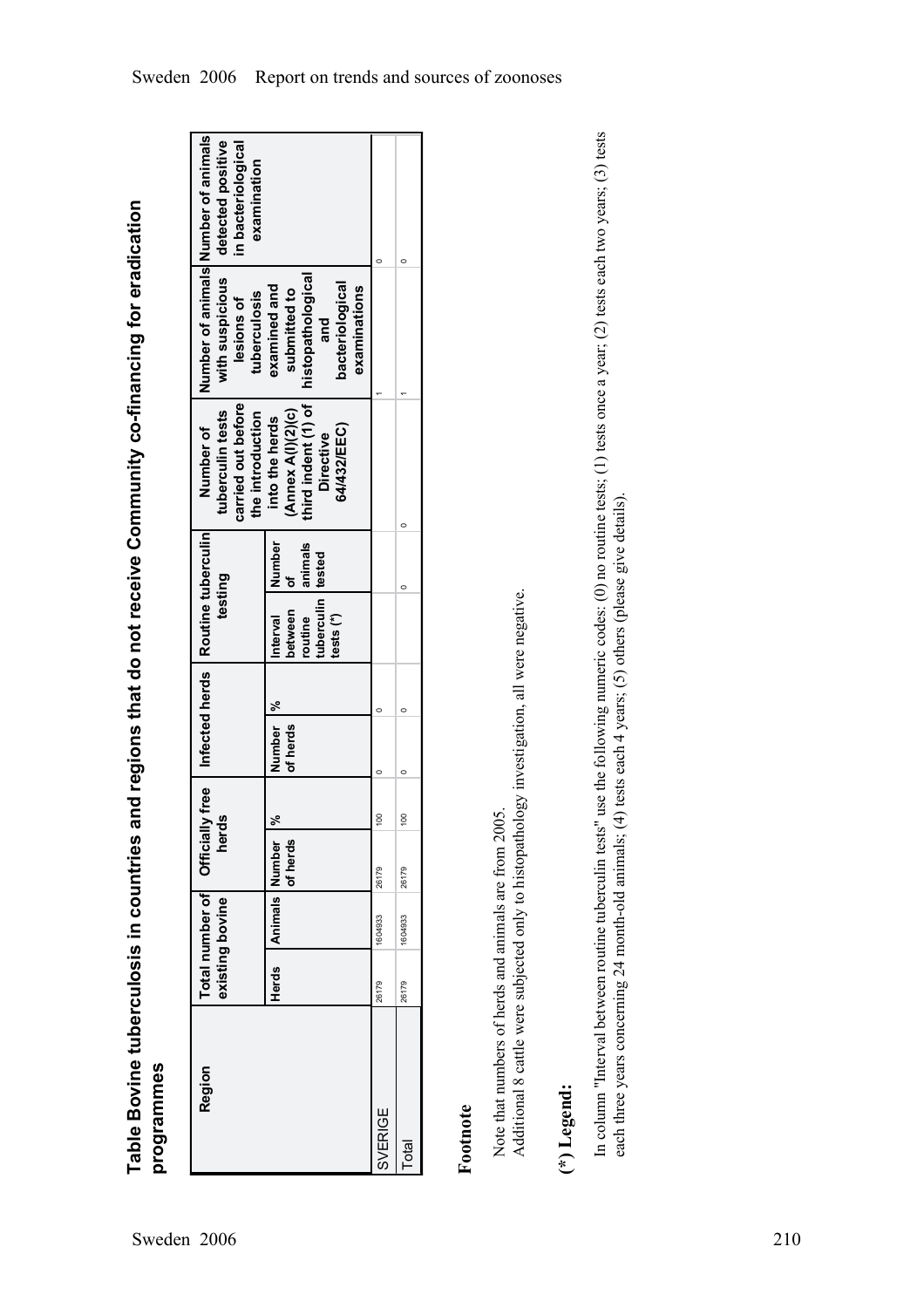# Table Bovine tuberculosis in countries and regions that do not receive Community co-financing for eradication programmes

| Region | Total number of existing bovine | | Officially free herds | | Infected herds | | Routine tuberculin testing | | Number of tuberculin tests carried out before the introduction into the herds (Annex A(I)(2)(c) third indent (1) of Directive 64/432/EEC) | Number of animals with suspicious lesions of tuberculosis examined and submitted to histopathological and bacteriological examinations | Number of animals detected positive in bacteriological examination |
|---|---|---|---|---|---|---|---|---|---|---|---|
| | Herds | Animals | Number of herds | % | Number of herds | % | Interval between routine tuberculin tests (*) | Number of animals tested | | | |
| SVERIGE | 26179 | 1604933 | 26179 | 100 | 0 | 0 | | | | 1 | 0 |
| Total | 26179 | 1604933 | 26179 | 100 | 0 | 0 | | 0 | 0 | 1 | 0 |

## Footnote

Note that numbers of herds and animals are from 2005.
Additional 8 cattle were subjected only to histopathology investigation, all were negative.

## (*) Legend:

In column "Interval between routine tuberculin tests" use the following numeric codes: (0) no routine tests; (1) tests once a year; (2) tests each two years; (3) tests each three years concerning 24 month-old animals; (4) tests each 4 years; (5) others (please give details).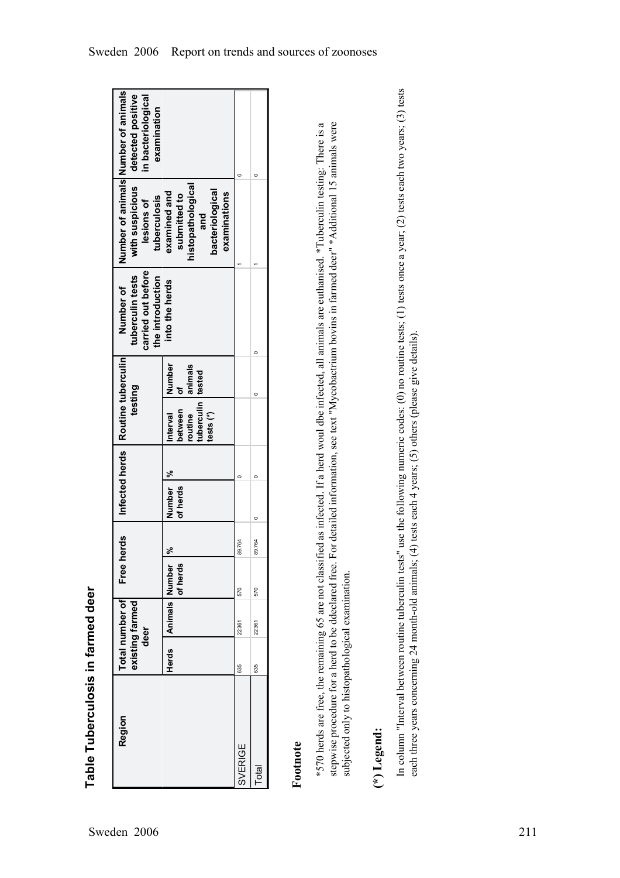## Table Tuberculosis in farmed deer

| Region | Total number of existing farmed deer | | Free herds | | Infected herds | | Routine tuberculin testing | | Number of tuberculin tests carried out before the introduction into the herds | Number of animals with suspicious lesions of tuberculosis examined and submitted to histopathological and bacteriological examinations | Number of animals detected positive in bacteriological examination |
|---|---|---|---|---|---|---|---|---|---|---|---|
| | Herds | Animals | Number of herds | % | Number of herds | % | Interval between routine tuberculin tests (*) | Number of animals tested | | | |
| SVERIGE | 635 | 22361 | 570 | 89.764 | | 0 | | | | 1 | 0 |
| Total | 635 | 22361 | 570 | 89.764 | 0 | 0 | | 0 | 0 | 1 | 0 |

### Footnote

*570 herds are free, the remaining 65 are not classified as infected. If a herd woul dbe infected, all animals are euthanised. *Tuberculin testing: There is a stepwise procedure for a herd to be ddeclared free. For detailed information, see text "Mycobactrium bovins in farmed deer" *Additional 15 animals were subjected only to histopathological examination.

### (*) Legend:

In column "Interval between routine tuberculin tests" use the following numeric codes: (0) no routine tests; (1) tests once a year; (2) tests each two years; (3) tests each three years concerning 24 month-old animals; (4) tests each 4 years; (5) others (please give details).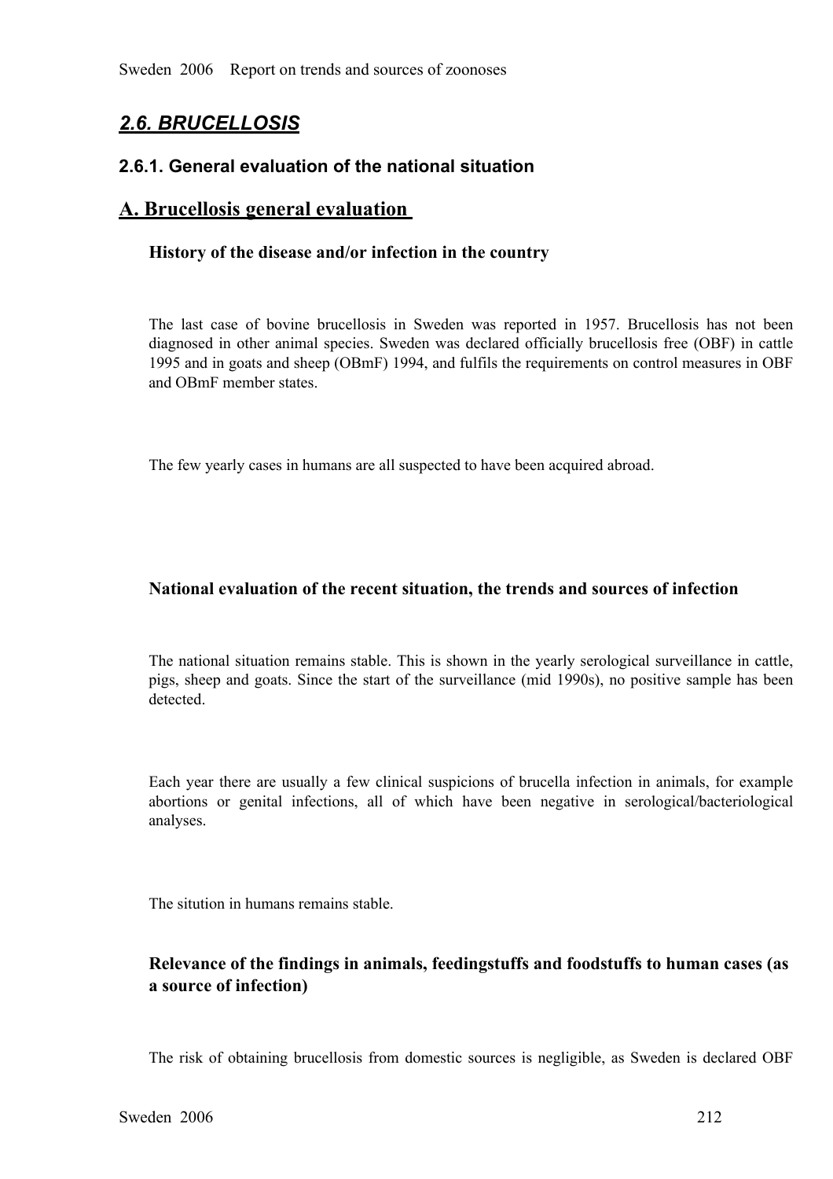## 2.6. BRUCELLOSIS

### 2.6.1. General evaluation of the national situation

## A. Brucellosis general evaluation

#### History of the disease and/or infection in the country

The last case of bovine brucellosis in Sweden was reported in 1957. Brucellosis has not been diagnosed in other animal species. Sweden was declared officially brucellosis free (OBF) in cattle 1995 and in goats and sheep (OBmF) 1994, and fulfils the requirements on control measures in OBF and OBmF member states.

The few yearly cases in humans are all suspected to have been acquired abroad.

#### National evaluation of the recent situation, the trends and sources of infection

The national situation remains stable. This is shown in the yearly serological surveillance in cattle, pigs, sheep and goats. Since the start of the surveillance (mid 1990s), no positive sample has been detected.

Each year there are usually a few clinical suspicions of brucella infection in animals, for example abortions or genital infections, all of which have been negative in serological/bacteriological analyses.

The sitution in humans remains stable.

#### Relevance of the findings in animals, feedingstuffs and foodstuffs to human cases (as a source of infection)

The risk of obtaining brucellosis from domestic sources is negligible, as Sweden is declared OBF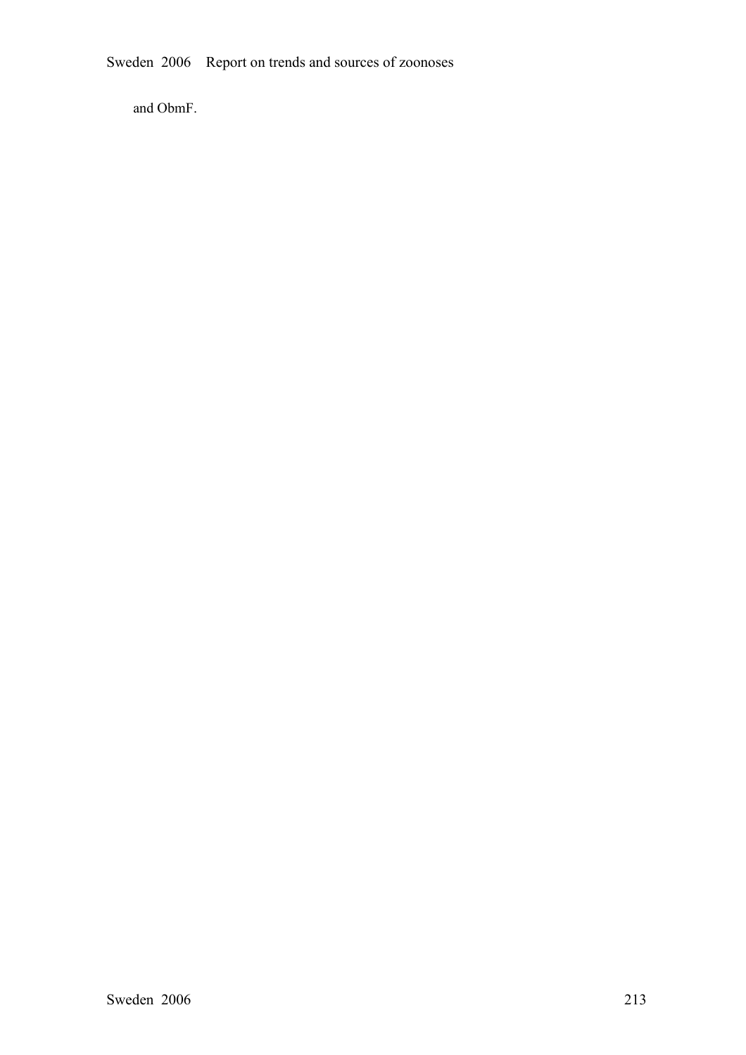and ObmF.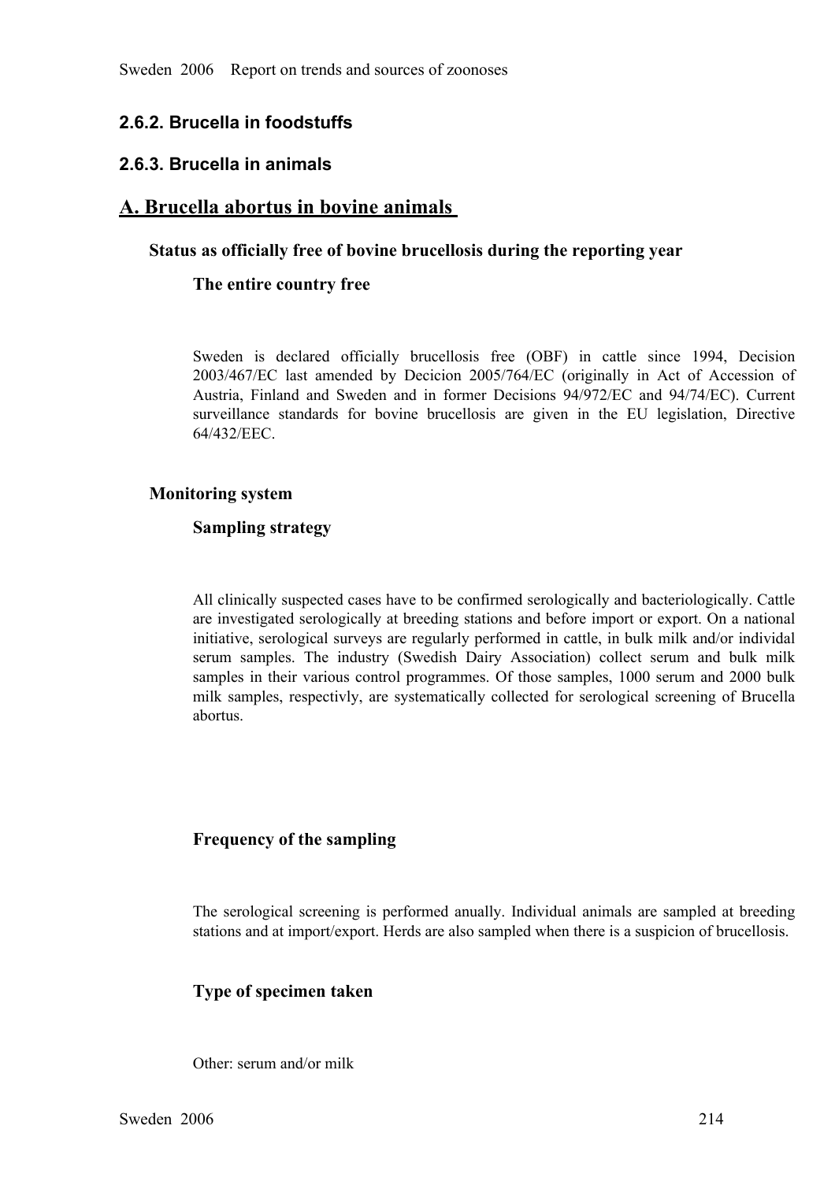### 2.6.2. Brucella in foodstuffs

### 2.6.3. Brucella in animals

## A. Brucella abortus in bovine animals

**Status as officially free of bovine brucellosis during the reporting year**

**The entire country free**

Sweden is declared officially brucellosis free (OBF) in cattle since 1994, Decision 2003/467/EC last amended by Decicion 2005/764/EC (originally in Act of Accession of Austria, Finland and Sweden and in former Decisions 94/972/EC and 94/74/EC). Current surveillance standards for bovine brucellosis are given in the EU legislation, Directive 64/432/EEC.

**Monitoring system**

**Sampling strategy**

All clinically suspected cases have to be confirmed serologically and bacteriologically. Cattle are investigated serologically at breeding stations and before import or export. On a national initiative, serological surveys are regularly performed in cattle, in bulk milk and/or individal serum samples. The industry (Swedish Dairy Association) collect serum and bulk milk samples in their various control programmes. Of those samples, 1000 serum and 2000 bulk milk samples, respectivly, are systematically collected for serological screening of Brucella abortus.

**Frequency of the sampling**

The serological screening is performed anually. Individual animals are sampled at breeding stations and at import/export. Herds are also sampled when there is a suspicion of brucellosis.

**Type of specimen taken**

Other: serum and/or milk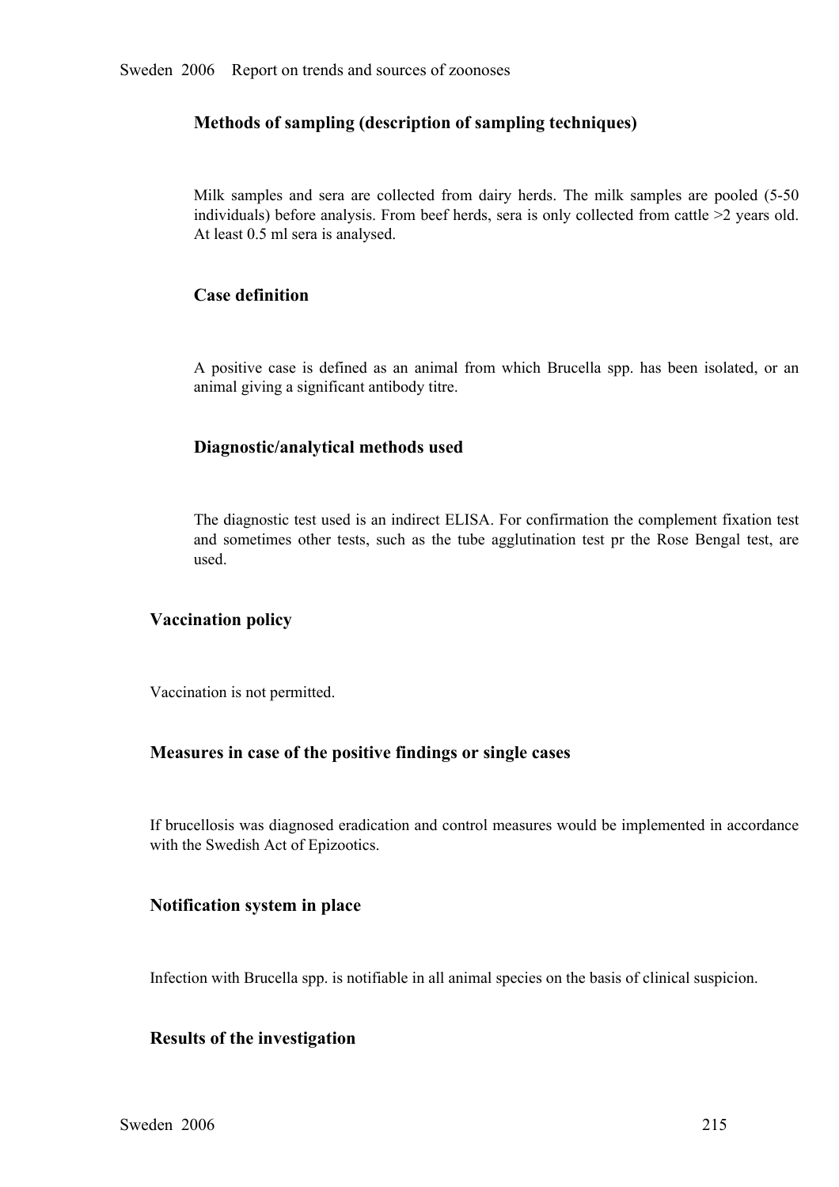### Methods of sampling (description of sampling techniques)

Milk samples and sera are collected from dairy herds. The milk samples are pooled (5-50 individuals) before analysis. From beef herds, sera is only collected from cattle >2 years old. At least 0.5 ml sera is analysed.

### Case definition

A positive case is defined as an animal from which Brucella spp. has been isolated, or an animal giving a significant antibody titre.

### Diagnostic/analytical methods used

The diagnostic test used is an indirect ELISA. For confirmation the complement fixation test and sometimes other tests, such as the tube agglutination test pr the Rose Bengal test, are used.

## Vaccination policy

Vaccination is not permitted.

## Measures in case of the positive findings or single cases

If brucellosis was diagnosed eradication and control measures would be implemented in accordance with the Swedish Act of Epizootics.

## Notification system in place

Infection with Brucella spp. is notifiable in all animal species on the basis of clinical suspicion.

## Results of the investigation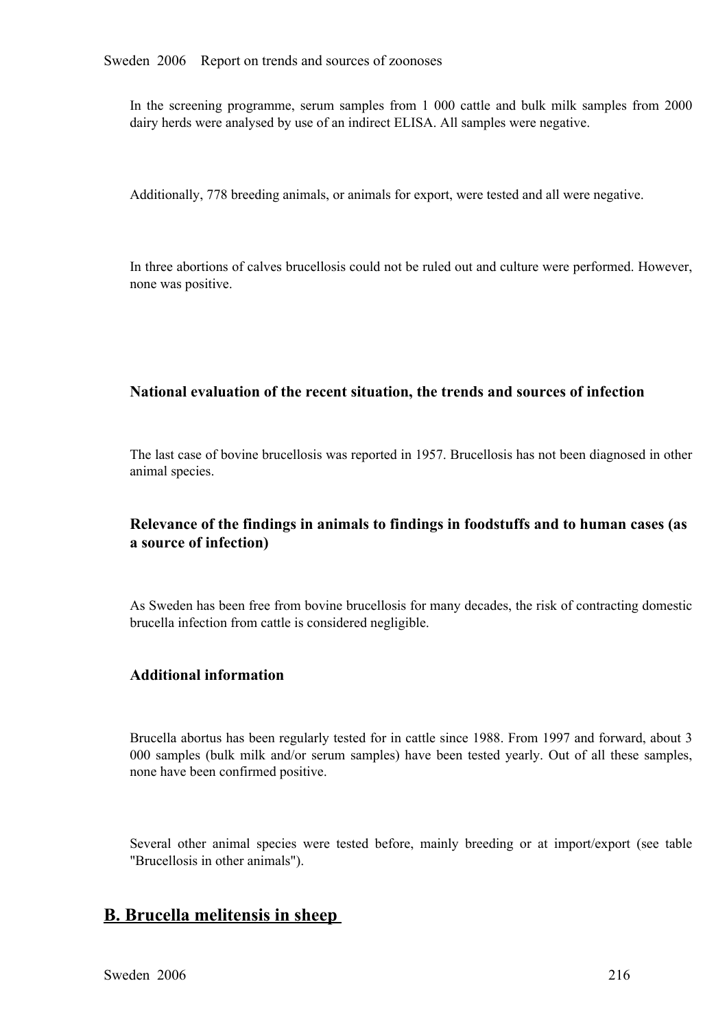In the screening programme, serum samples from 1 000 cattle and bulk milk samples from 2000 dairy herds were analysed by use of an indirect ELISA. All samples were negative.

Additionally, 778 breeding animals, or animals for export, were tested and all were negative.

In three abortions of calves brucellosis could not be ruled out and culture were performed. However, none was positive.

### National evaluation of the recent situation, the trends and sources of infection

The last case of bovine brucellosis was reported in 1957. Brucellosis has not been diagnosed in other animal species.

### Relevance of the findings in animals to findings in foodstuffs and to human cases (as a source of infection)

As Sweden has been free from bovine brucellosis for many decades, the risk of contracting domestic brucella infection from cattle is considered negligible.

### Additional information

Brucella abortus has been regularly tested for in cattle since 1988. From 1997 and forward, about 3 000 samples (bulk milk and/or serum samples) have been tested yearly. Out of all these samples, none have been confirmed positive.

Several other animal species were tested before, mainly breeding or at import/export (see table "Brucellosis in other animals").

## B. Brucella melitensis in sheep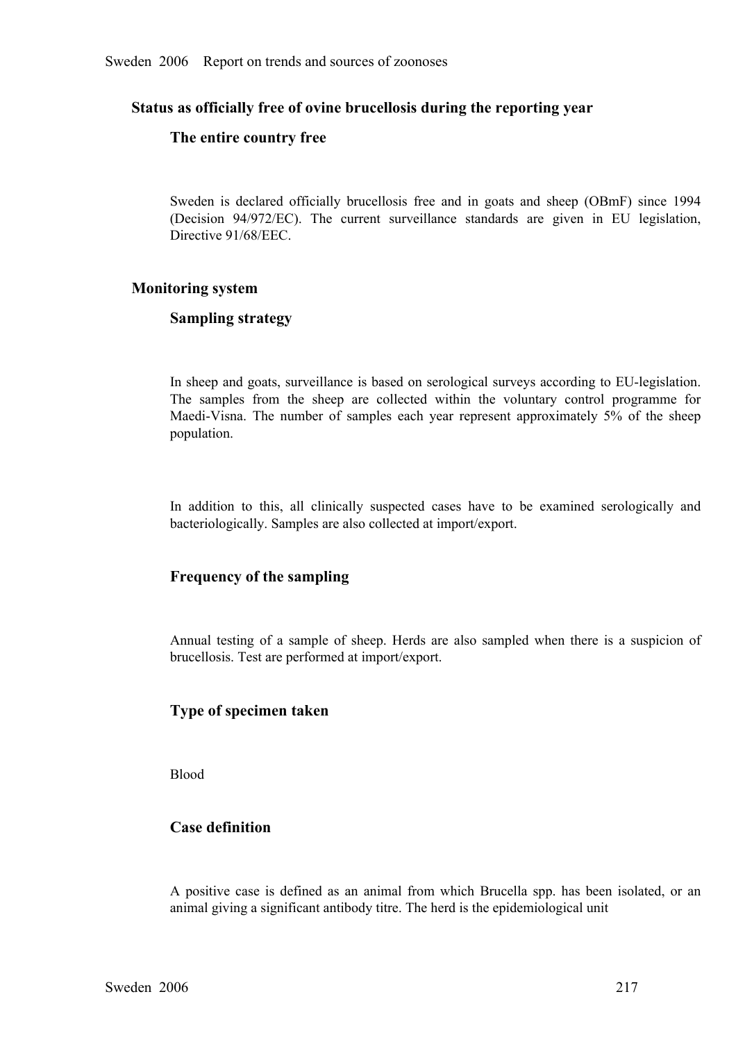## Status as officially free of ovine brucellosis during the reporting year

### The entire country free

Sweden is declared officially brucellosis free and in goats and sheep (OBmF) since 1994 (Decision 94/972/EC). The current surveillance standards are given in EU legislation, Directive 91/68/EEC.

## Monitoring system

### Sampling strategy

In sheep and goats, surveillance is based on serological surveys according to EU-legislation. The samples from the sheep are collected within the voluntary control programme for Maedi-Visna. The number of samples each year represent approximately 5% of the sheep population.

In addition to this, all clinically suspected cases have to be examined serologically and bacteriologically. Samples are also collected at import/export.

### Frequency of the sampling

Annual testing of a sample of sheep. Herds are also sampled when there is a suspicion of brucellosis. Test are performed at import/export.

### Type of specimen taken

Blood

### Case definition

A positive case is defined as an animal from which Brucella spp. has been isolated, or an animal giving a significant antibody titre. The herd is the epidemiological unit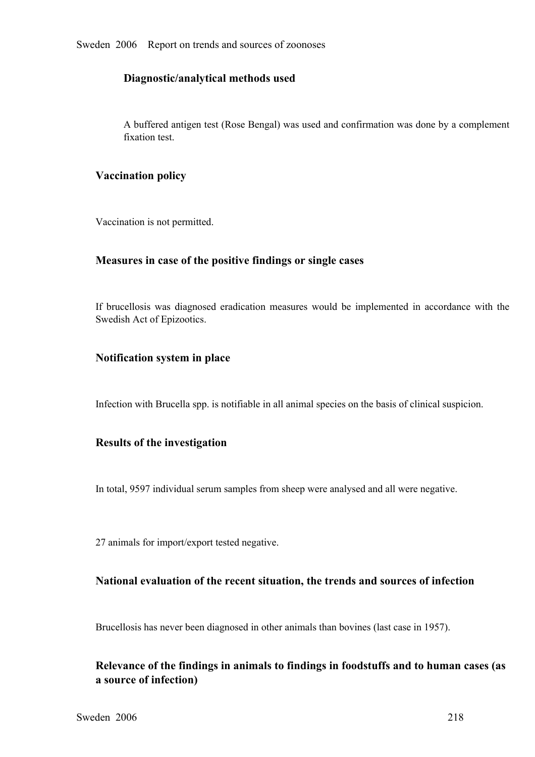#### Diagnostic/analytical methods used

A buffered antigen test (Rose Bengal) was used and confirmation was done by a complement fixation test.

### Vaccination policy

Vaccination is not permitted.

### Measures in case of the positive findings or single cases

If brucellosis was diagnosed eradication measures would be implemented in accordance with the Swedish Act of Epizootics.

### Notification system in place

Infection with Brucella spp. is notifiable in all animal species on the basis of clinical suspicion.

### Results of the investigation

In total, 9597 individual serum samples from sheep were analysed and all were negative.

27 animals for import/export tested negative.

### National evaluation of the recent situation, the trends and sources of infection

Brucellosis has never been diagnosed in other animals than bovines (last case in 1957).

### Relevance of the findings in animals to findings in foodstuffs and to human cases (as a source of infection)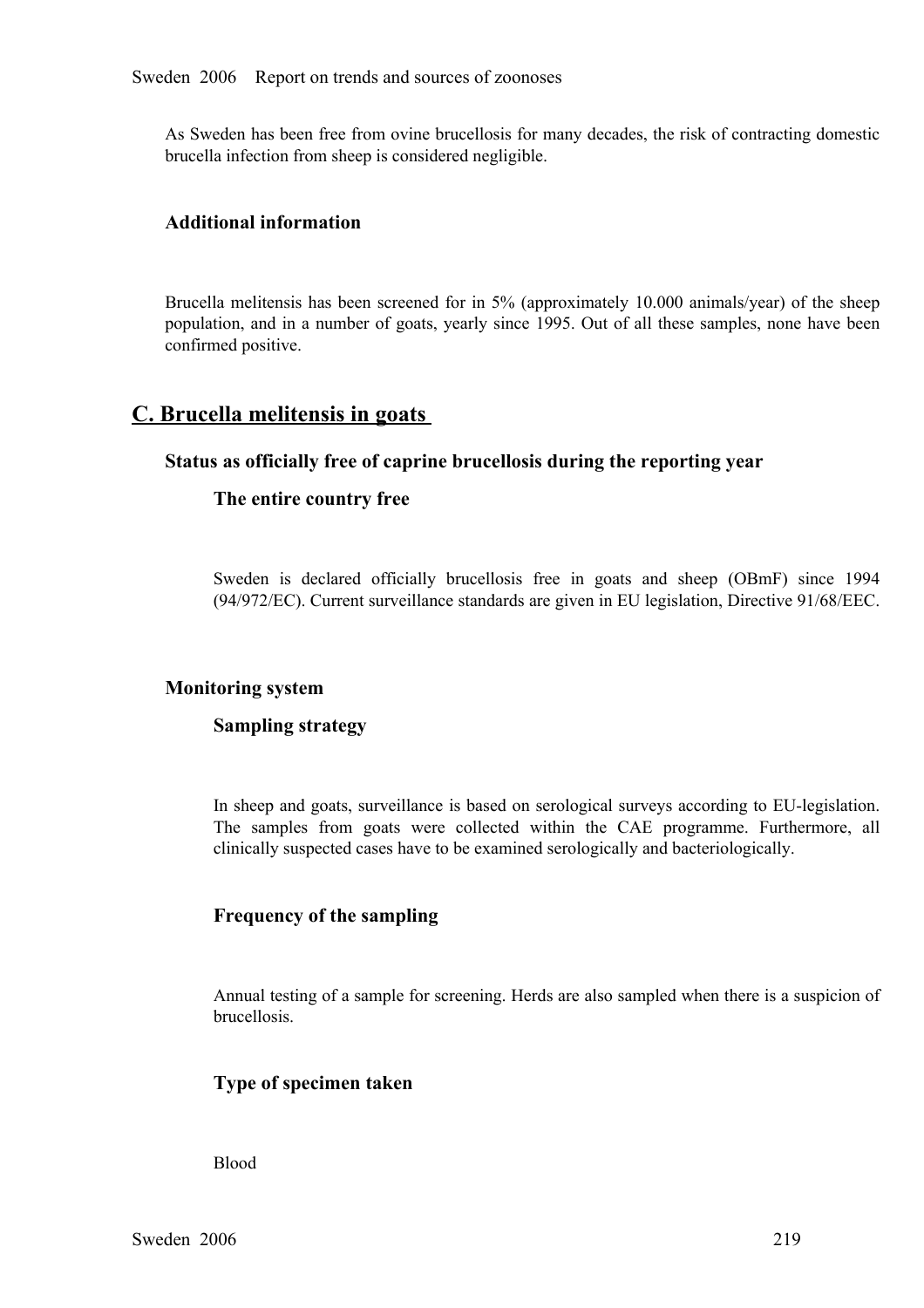As Sweden has been free from ovine brucellosis for many decades, the risk of contracting domestic brucella infection from sheep is considered negligible.

### Additional information

Brucella melitensis has been screened for in 5% (approximately 10.000 animals/year) of the sheep population, and in a number of goats, yearly since 1995. Out of all these samples, none have been confirmed positive.

## C. Brucella melitensis in goats

### Status as officially free of caprine brucellosis during the reporting year

#### The entire country free

Sweden is declared officially brucellosis free in goats and sheep (OBmF) since 1994 (94/972/EC). Current surveillance standards are given in EU legislation, Directive 91/68/EEC.

### Monitoring system

#### Sampling strategy

In sheep and goats, surveillance is based on serological surveys according to EU-legislation. The samples from goats were collected within the CAE programme. Furthermore, all clinically suspected cases have to be examined serologically and bacteriologically.

#### Frequency of the sampling

Annual testing of a sample for screening. Herds are also sampled when there is a suspicion of brucellosis.

#### Type of specimen taken

Blood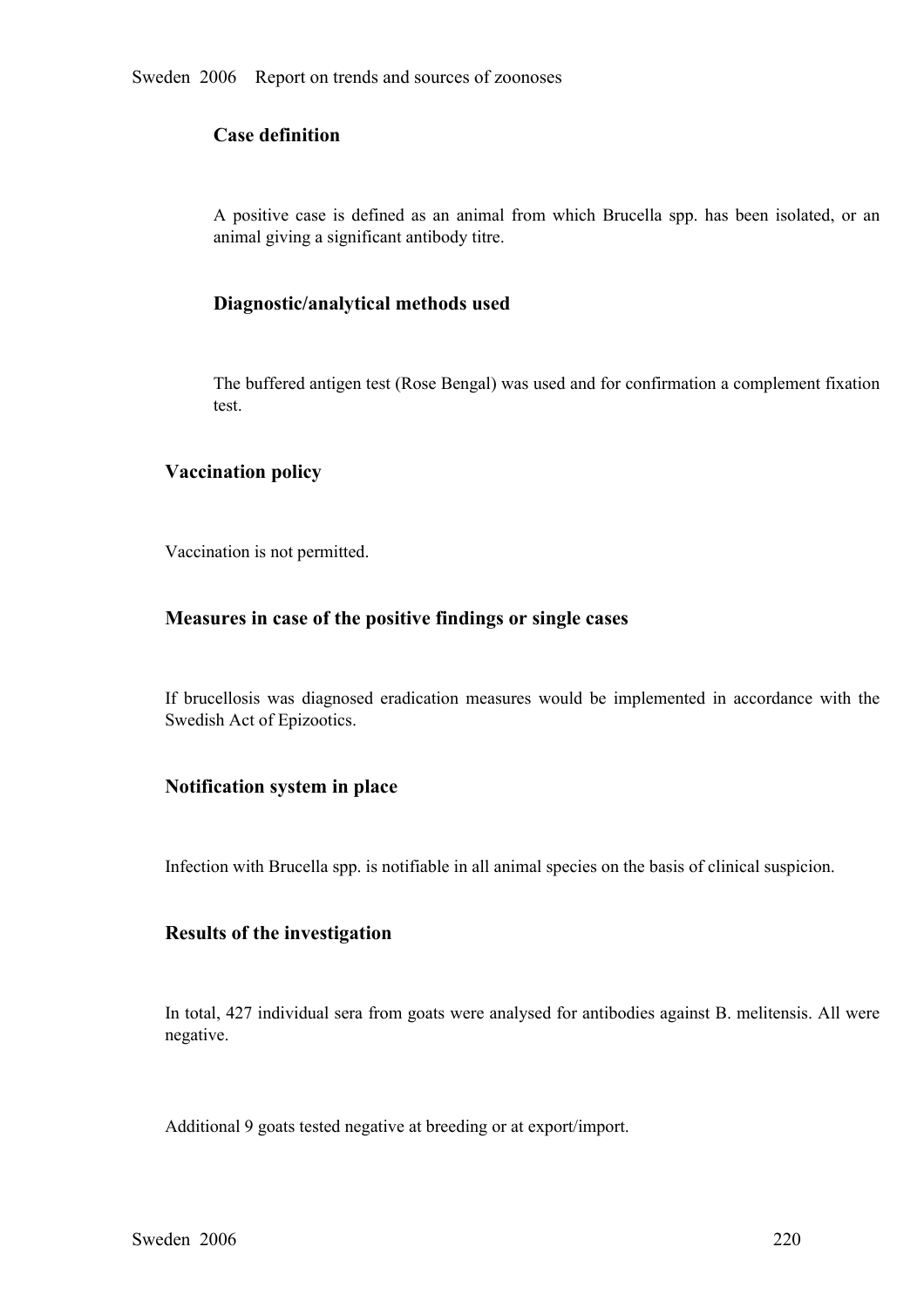### Case definition

A positive case is defined as an animal from which Brucella spp. has been isolated, or an animal giving a significant antibody titre.

### Diagnostic/analytical methods used

The buffered antigen test (Rose Bengal) was used and for confirmation a complement fixation test.

## Vaccination policy

Vaccination is not permitted.

## Measures in case of the positive findings or single cases

If brucellosis was diagnosed eradication measures would be implemented in accordance with the Swedish Act of Epizootics.

## Notification system in place

Infection with Brucella spp. is notifiable in all animal species on the basis of clinical suspicion.

## Results of the investigation

In total, 427 individual sera from goats were analysed for antibodies against B. melitensis. All were negative.

Additional 9 goats tested negative at breeding or at export/import.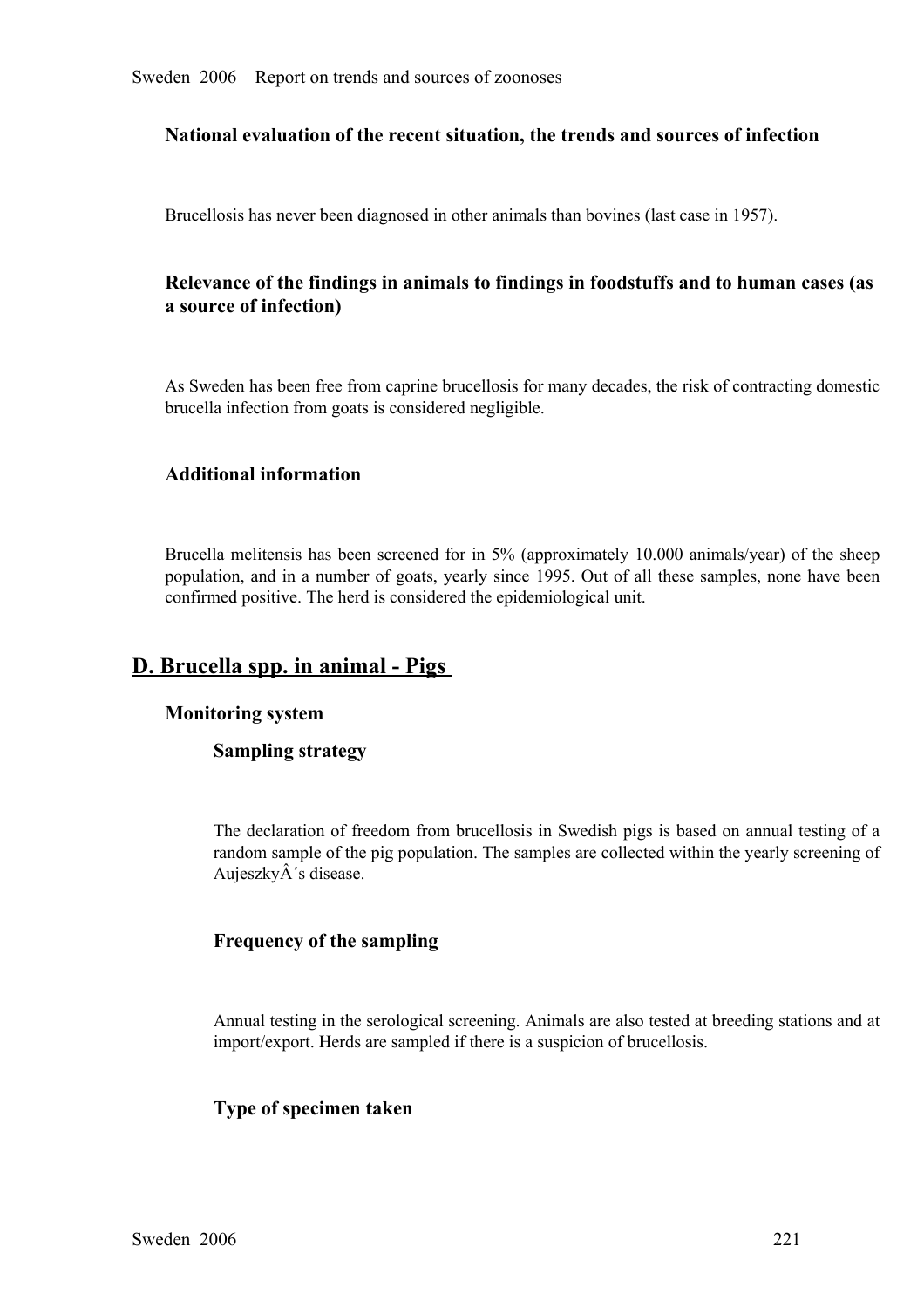### National evaluation of the recent situation, the trends and sources of infection

Brucellosis has never been diagnosed in other animals than bovines (last case in 1957).

### Relevance of the findings in animals to findings in foodstuffs and to human cases (as a source of infection)

As Sweden has been free from caprine brucellosis for many decades, the risk of contracting domestic brucella infection from goats is considered negligible.

### Additional information

Brucella melitensis has been screened for in 5% (approximately 10.000 animals/year) of the sheep population, and in a number of goats, yearly since 1995. Out of all these samples, none have been confirmed positive. The herd is considered the epidemiological unit.

## D. Brucella spp. in animal - Pigs

### Monitoring system

#### Sampling strategy

The declaration of freedom from brucellosis in Swedish pigs is based on annual testing of a random sample of the pig population. The samples are collected within the yearly screening of AujeszkyÂ´s disease.

#### Frequency of the sampling

Annual testing in the serological screening. Animals are also tested at breeding stations and at import/export. Herds are sampled if there is a suspicion of brucellosis.

#### Type of specimen taken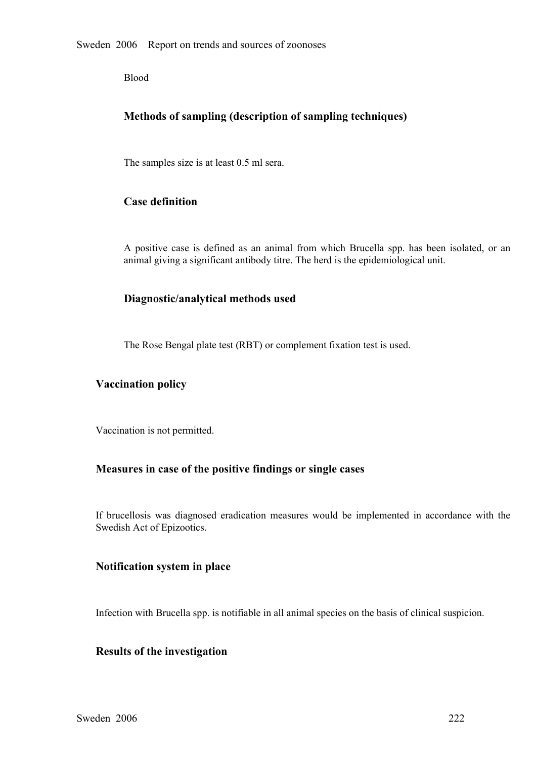Blood

### Methods of sampling (description of sampling techniques)

The samples size is at least 0.5 ml sera.

### Case definition

A positive case is defined as an animal from which Brucella spp. has been isolated, or an animal giving a significant antibody titre. The herd is the epidemiological unit.

### Diagnostic/analytical methods used

The Rose Bengal plate test (RBT) or complement fixation test is used.

## Vaccination policy

Vaccination is not permitted.

## Measures in case of the positive findings or single cases

If brucellosis was diagnosed eradication measures would be implemented in accordance with the Swedish Act of Epizootics.

## Notification system in place

Infection with Brucella spp. is notifiable in all animal species on the basis of clinical suspicion.

## Results of the investigation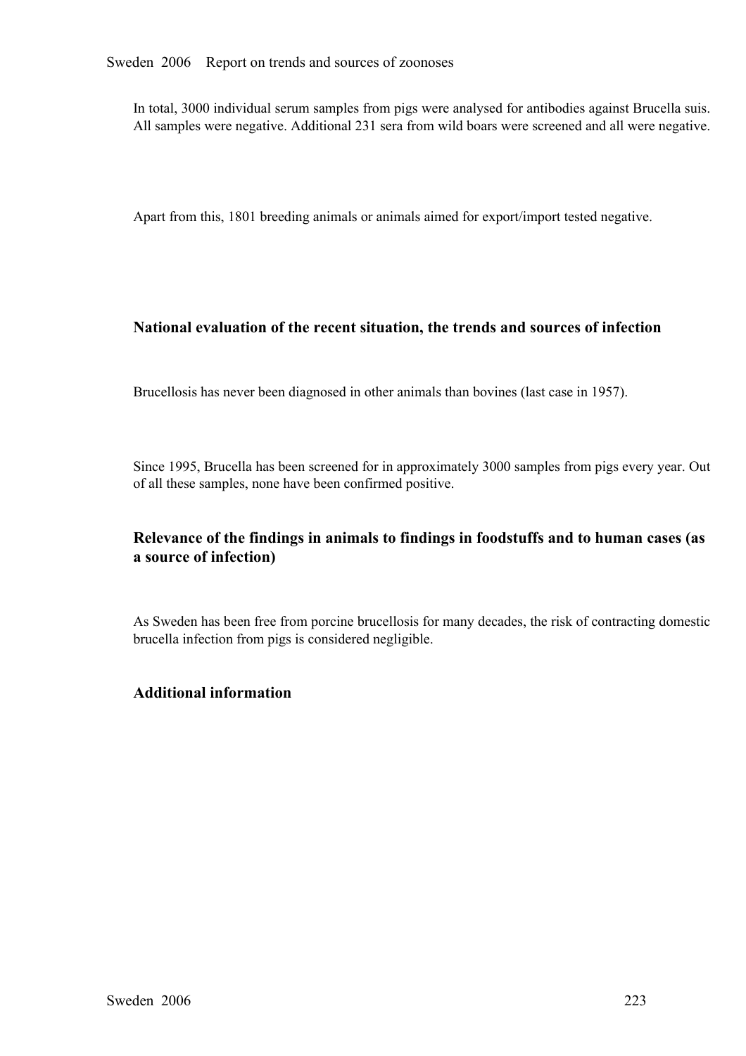In total, 3000 individual serum samples from pigs were analysed for antibodies against Brucella suis. All samples were negative. Additional 231 sera from wild boars were screened and all were negative.

Apart from this, 1801 breeding animals or animals aimed for export/import tested negative.

### National evaluation of the recent situation, the trends and sources of infection

Brucellosis has never been diagnosed in other animals than bovines (last case in 1957).

Since 1995, Brucella has been screened for in approximately 3000 samples from pigs every year. Out of all these samples, none have been confirmed positive.

### Relevance of the findings in animals to findings in foodstuffs and to human cases (as a source of infection)

As Sweden has been free from porcine brucellosis for many decades, the risk of contracting domestic brucella infection from pigs is considered negligible.

### Additional information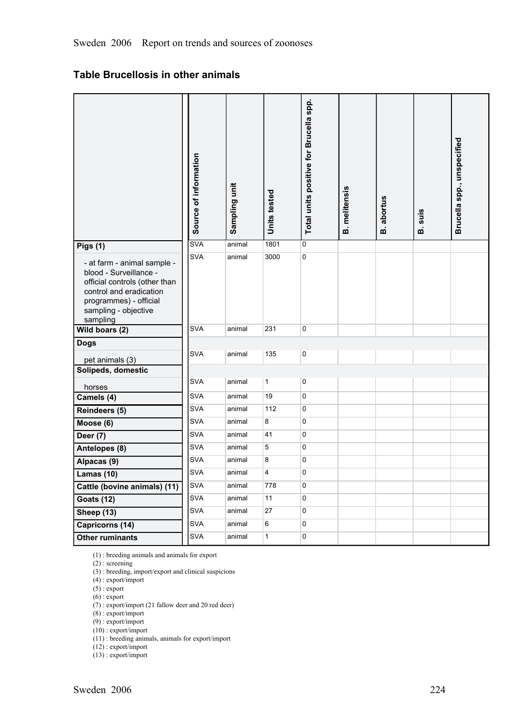## Table Brucellosis in other animals

| | Source of information | Sampling unit | Units tested | Total units positive for Brucella spp. | B. melitensis | B. abortus | B. suis | Brucella spp., unspecified |
|---|---|---|---|---|---|---|---|---|
| **Pigs (1)** | SVA | animal | 1801 | 0 | | | | |
| - at farm - animal sample - blood - Surveillance - official controls (other than control and eradication programmes) - official sampling - objective sampling | SVA | animal | 3000 | 0 | | | | |
| **Wild boars (2)** | SVA | animal | 231 | 0 | | | | |
| **Dogs** | | | | | | | | |
| pet animals (3) | SVA | animal | 135 | 0 | | | | |
| **Solipeds, domestic** | | | | | | | | |
| horses | SVA | animal | 1 | 0 | | | | |
| **Camels (4)** | SVA | animal | 19 | 0 | | | | |
| **Reindeers (5)** | SVA | animal | 112 | 0 | | | | |
| **Moose (6)** | SVA | animal | 8 | 0 | | | | |
| **Deer (7)** | SVA | animal | 41 | 0 | | | | |
| **Antelopes (8)** | SVA | animal | 5 | 0 | | | | |
| **Alpacas (9)** | SVA | animal | 8 | 0 | | | | |
| **Lamas (10)** | SVA | animal | 4 | 0 | | | | |
| **Cattle (bovine animals) (11)** | SVA | animal | 778 | 0 | | | | |
| **Goats (12)** | SVA | animal | 11 | 0 | | | | |
| **Sheep (13)** | SVA | animal | 27 | 0 | | | | |
| **Capricorns (14)** | SVA | animal | 6 | 0 | | | | |
| **Other ruminants** | SVA | animal | 1 | 0 | | | | |

(1) : breeding animals and animals for export
(2) : screening
(3) : breeding, import/export and clinical suspicions
(4) : export/import
(5) : export
(6) : export
(7) : export/import (21 fallow deer and 20 red deer)
(8) : export/import
(9) : export/import
(10) : export/import
(11) : breeding animals, animals for export/import
(12) : export/import
(13) : export/import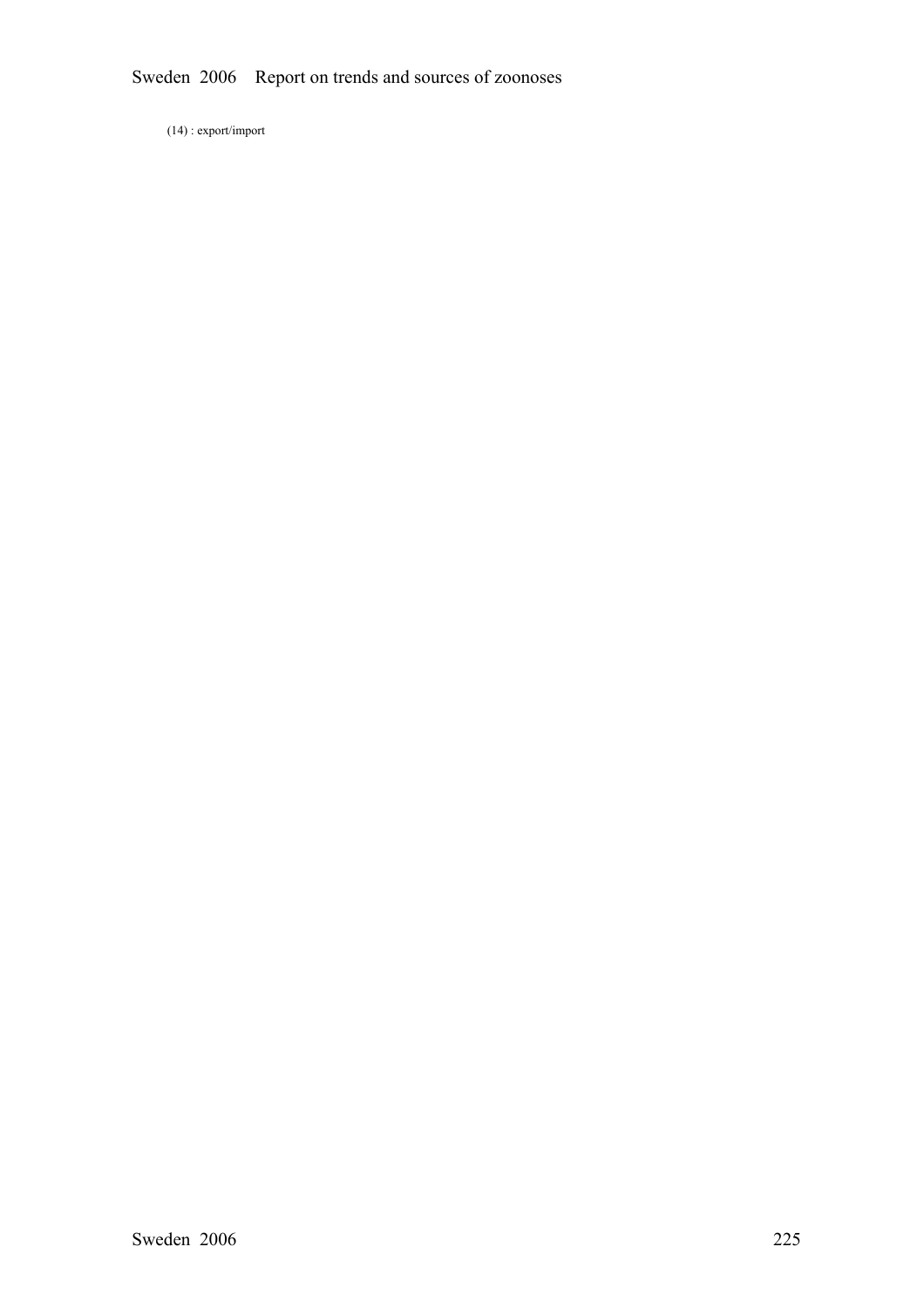(14) : export/import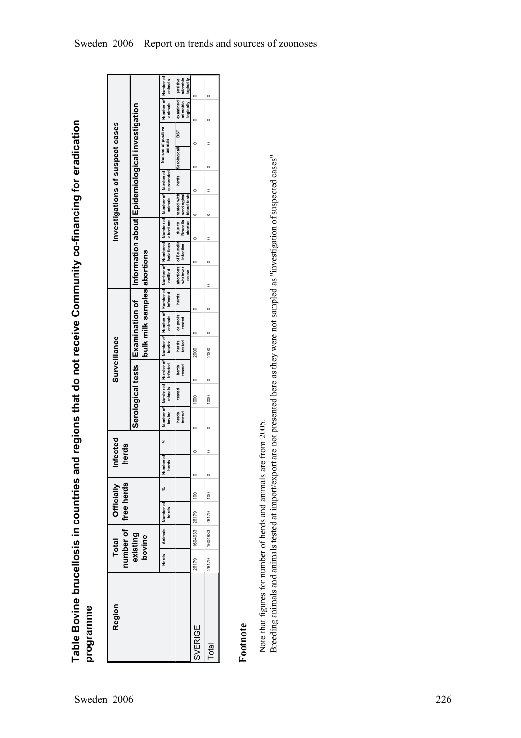# Table Bovine brucellosis in countries and regions that do not receive Community co-financing for eradication programme

| Region | Total number of existing bovine | | Officially free herds | | Infected herds | | Surveillance | | | | | | Investigations of suspect cases | | | | | | | | |
|---|---|---|---|---|---|---|---|---|---|---|---|---|---|---|---|---|---|---|---|---|---|
| | | | | | | | Serological tests | | | Examination of bulk milk samples | | | Information about abortions | | | Epidemiological investigation | | | | | |
| | Herds | Animals | Number of herds | % | Number of herds | % | Number of bovine herds tested | Number of animals tested | Number of infected herds tested | Number of bovine herds tested | Number of animals or pools tested | Number of infected herds | Number of notified abortions whatever cause | Number of isolations of Brucella infection | Number of abortions due to Brucella abortus | Number of animals tested with serological blood tests | Number of suspended herds | Number of positive animals Serologically | Number of positive animals BST | Number of animals examined microbiologically | Number of animals positive microbiologically |
| SVERIGE | 26179 | 1604933 | 26179 | 100 | 0 | 0 | 0 | 1000 | 0 | 2000 | 0 | 0 | | 0 | 0 | 0 | 0 | 0 | 0 | 0 | 0 |
| Total | 26179 | 1604933 | 26179 | 100 | 0 | 0 | 0 | 1000 | 0 | 2000 | 0 | 0 | 0 | 0 | 0 | 0 | 0 | 0 | 0 | 0 | 0 |

## Footnote

Note that figures for number of herds and animals are from 2005.
Breeding animals and animals tested at import/export are not presented here as they were not sampled as "investigation of suspected cases".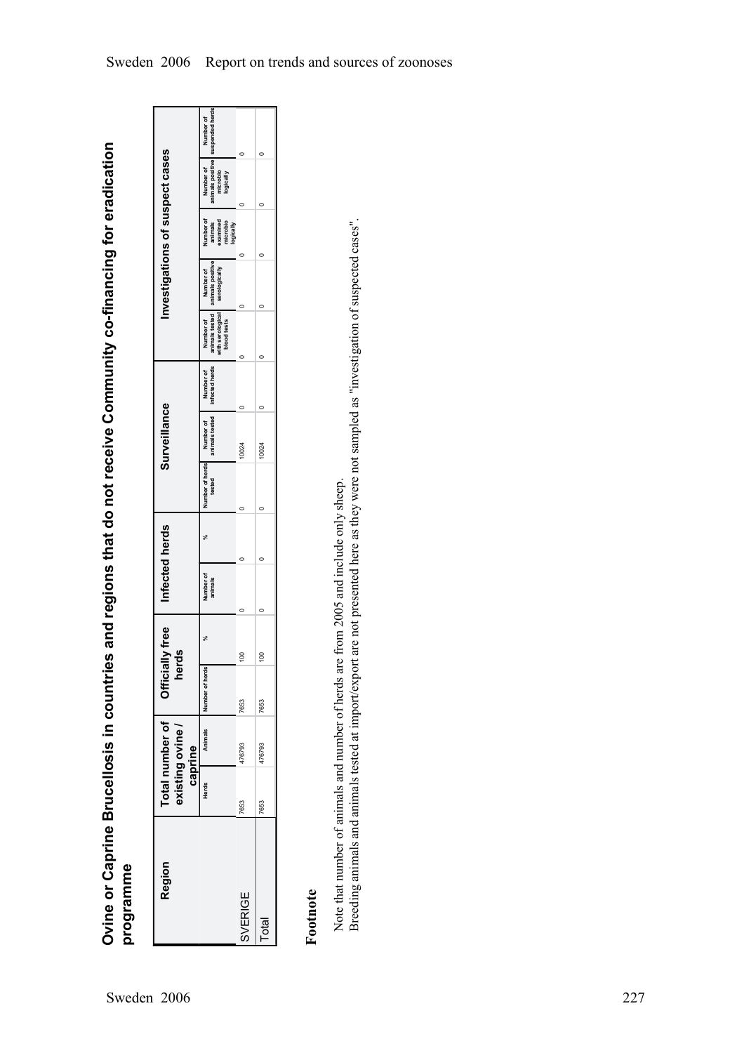## Ovine or Caprine Brucellosis in countries and regions that do not receive Community co-financing for eradication programme

| Region | Total number of existing ovine / caprine | | Officially free herds | | Infected herds | | Surveillance | | | Investigations of suspect cases | | | | |
|---|---|---|---|---|---|---|---|---|---|---|---|---|---|---|
| | Herds | Animals | Number of herds | % | Number of animals | % | Number of herds tested | Number of animals tested | Number of infected herds | Number of animals tested with serological blood tests | Number of animals positive serologically | Number of animals examined microbio logically | Number of animals positive microbio logically | Number of suspended herds |
| SVERIGE | 7653 | 476793 | 7653 | 100 | 0 | 0 | 0 | 10024 | 0 | 0 | 0 | 0 | 0 | 0 |
| Total | 7653 | 476793 | 7653 | 100 | 0 | 0 | 0 | 10024 | 0 | 0 | 0 | 0 | 0 | 0 |

### Footnote

Note that number of animals and number of herds are from 2005 and include only sheep.
Breeding animals and animals tested at import/export are not presented here as they were not sampled as "investigation of suspected cases".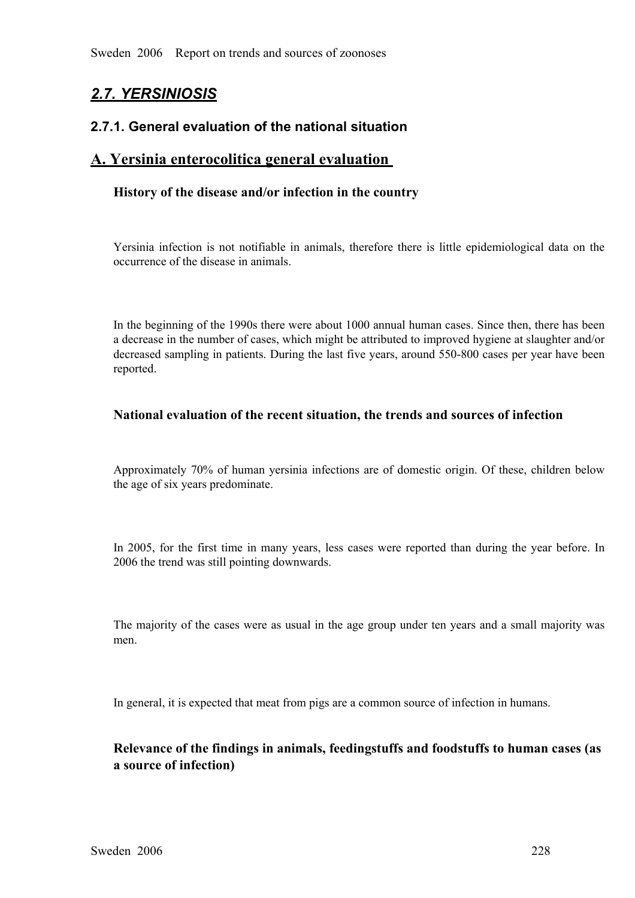## *2.7. YERSINIOSIS*

### 2.7.1. General evaluation of the national situation

## A. Yersinia enterocolitica general evaluation

#### History of the disease and/or infection in the country

Yersinia infection is not notifiable in animals, therefore there is little epidemiological data on the occurrence of the disease in animals.

In the beginning of the 1990s there were about 1000 annual human cases. Since then, there has been a decrease in the number of cases, which might be attributed to improved hygiene at slaughter and/or decreased sampling in patients. During the last five years, around 550-800 cases per year have been reported.

#### National evaluation of the recent situation, the trends and sources of infection

Approximately 70% of human yersinia infections are of domestic origin. Of these, children below the age of six years predominate.

In 2005, for the first time in many years, less cases were reported than during the year before. In 2006 the trend was still pointing downwards.

The majority of the cases were as usual in the age group under ten years and a small majority was men.

In general, it is expected that meat from pigs are a common source of infection in humans.

#### Relevance of the findings in animals, feedingstuffs and foodstuffs to human cases (as a source of infection)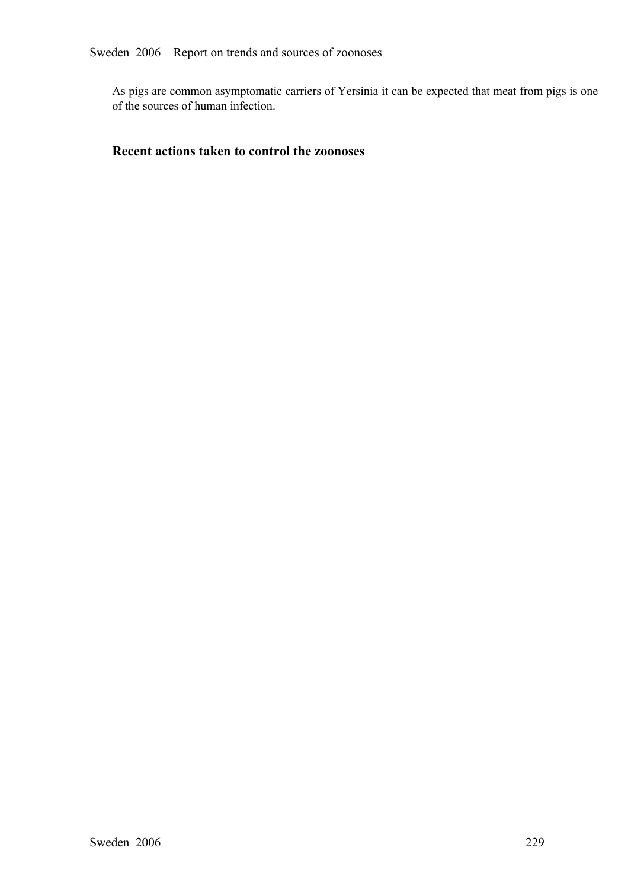As pigs are common asymptomatic carriers of Yersinia it can be expected that meat from pigs is one of the sources of human infection.

### Recent actions taken to control the zoonoses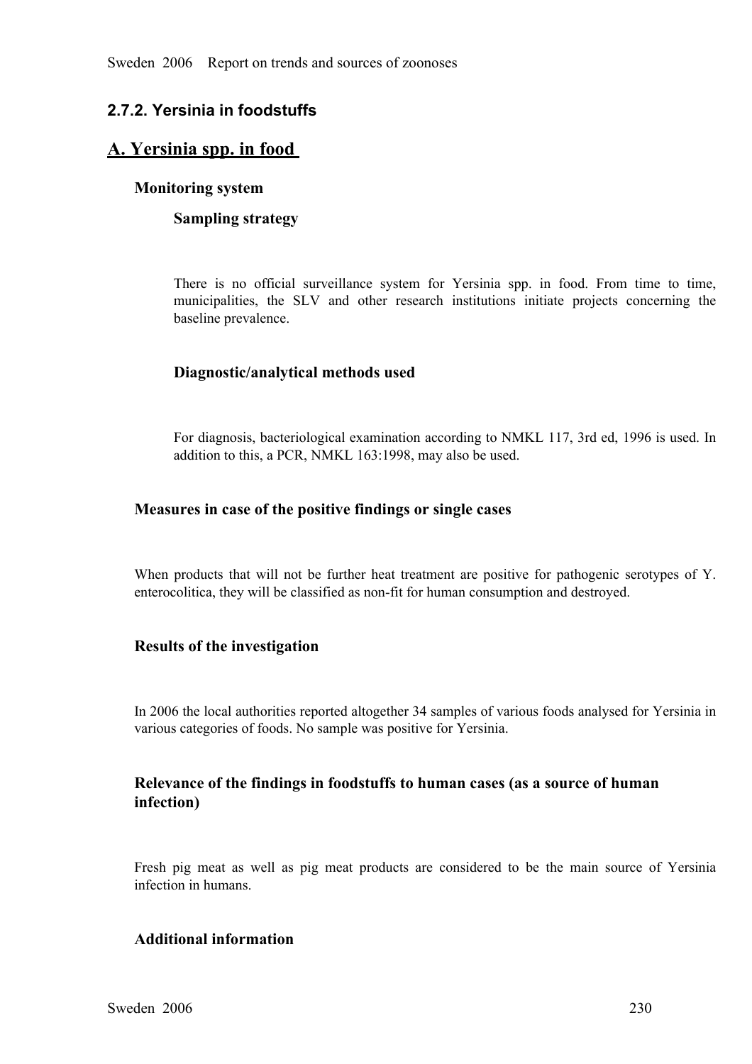## 2.7.2. Yersinia in foodstuffs

## A. Yersinia spp. in food

### Monitoring system

#### Sampling strategy

There is no official surveillance system for Yersinia spp. in food. From time to time, municipalities, the SLV and other research institutions initiate projects concerning the baseline prevalence.

#### Diagnostic/analytical methods used

For diagnosis, bacteriological examination according to NMKL 117, 3rd ed, 1996 is used. In addition to this, a PCR, NMKL 163:1998, may also be used.

### Measures in case of the positive findings or single cases

When products that will not be further heat treatment are positive for pathogenic serotypes of Y. enterocolitica, they will be classified as non-fit for human consumption and destroyed.

### Results of the investigation

In 2006 the local authorities reported altogether 34 samples of various foods analysed for Yersinia in various categories of foods. No sample was positive for Yersinia.

### Relevance of the findings in foodstuffs to human cases (as a source of human infection)

Fresh pig meat as well as pig meat products are considered to be the main source of Yersinia infection in humans.

### Additional information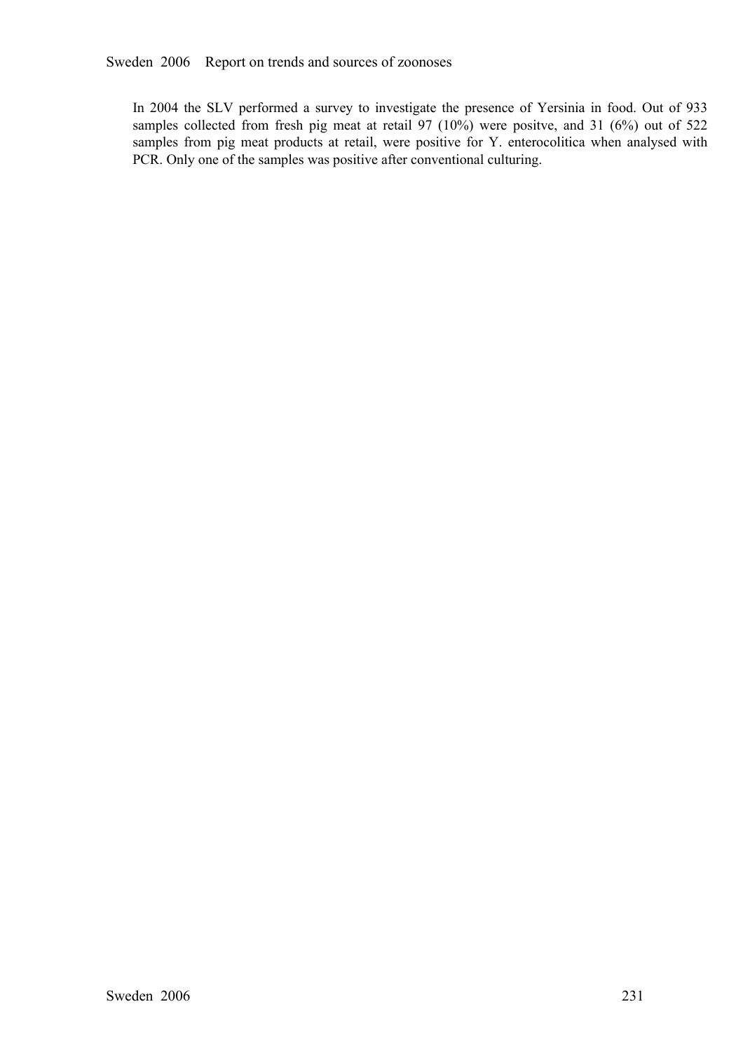In 2004 the SLV performed a survey to investigate the presence of Yersinia in food. Out of 933 samples collected from fresh pig meat at retail 97 (10%) were positve, and 31 (6%) out of 522 samples from pig meat products at retail, were positive for Y. enterocolitica when analysed with PCR. Only one of the samples was positive after conventional culturing.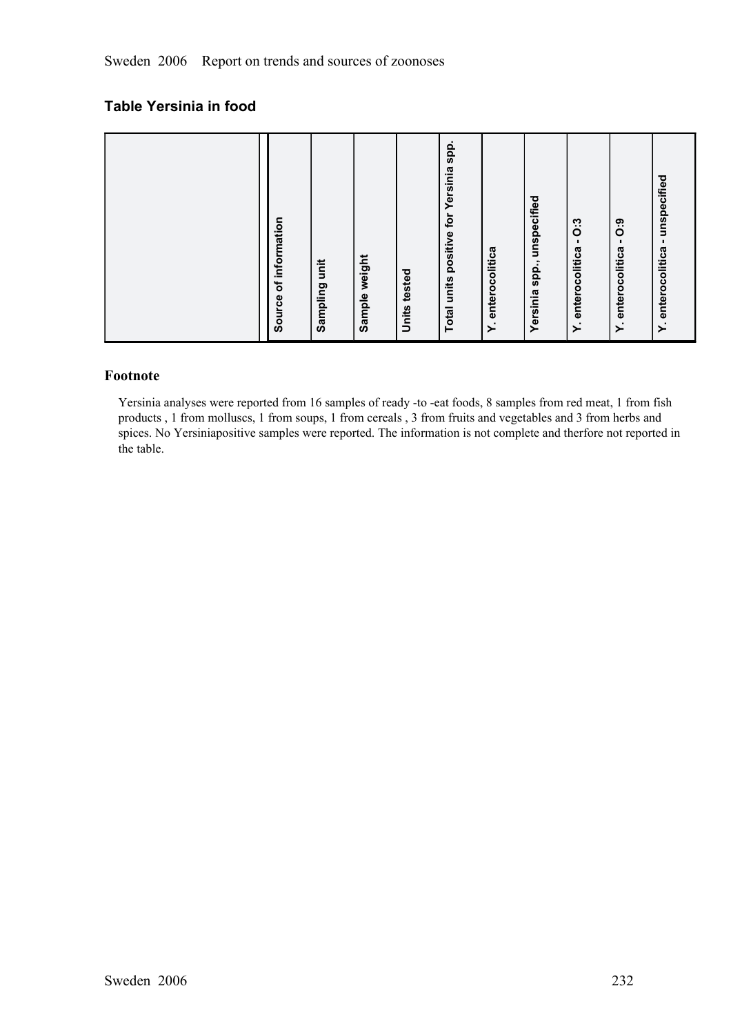## Table Yersinia in food

| | Source of information | Sampling unit | Sample weight | Units tested | Total units positive for Yersinia spp. | Y. enterocolitica | Yersinia spp., unspecified | Y. enterocolitica - O:3 | Y. enterocolitica - O:9 | Y. enterocolitica - unspecified |
|---|---|---|---|---|---|---|---|---|---|---|

### Footnote

Yersinia analyses were reported from 16 samples of ready -to -eat foods, 8 samples from red meat, 1 from fish products , 1 from molluscs, 1 from soups, 1 from cereals , 3 from fruits and vegetables and 3 from herbs and spices. No Yersiniapositive samples were reported. The information is not complete and therfore not reported in the table.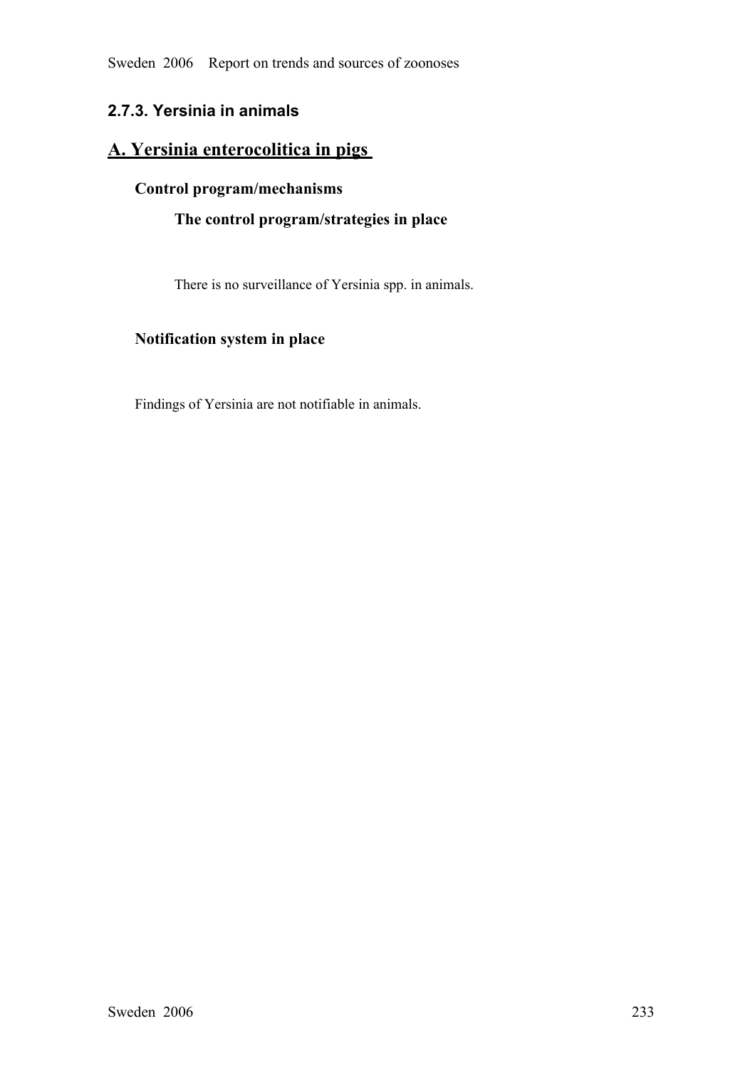### 2.7.3. Yersinia in animals

## A. Yersinia enterocolitica in pigs

**Control program/mechanisms**

**The control program/strategies in place**

There is no surveillance of Yersinia spp. in animals.

**Notification system in place**

Findings of Yersinia are not notifiable in animals.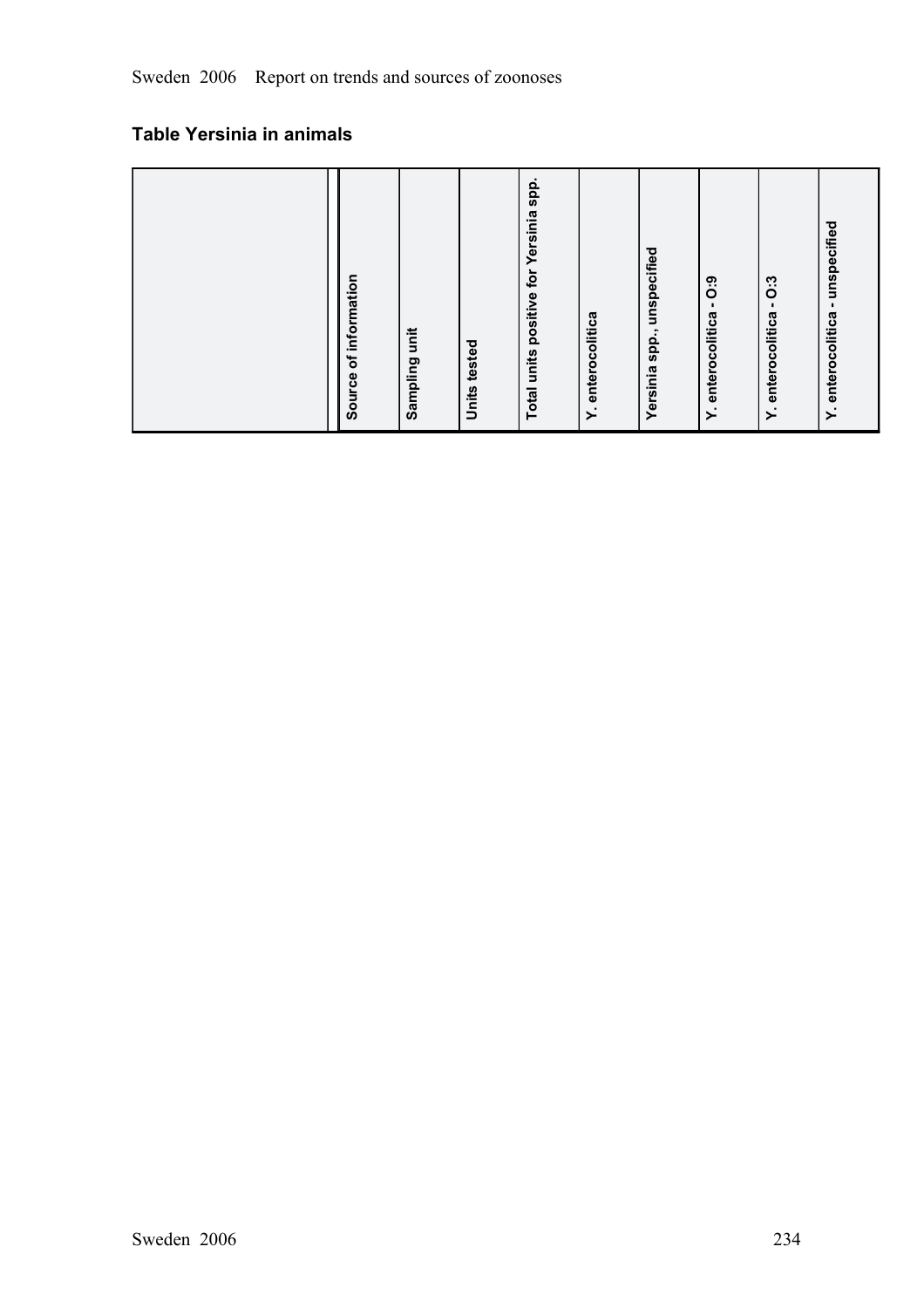## Table Yersinia in animals

| | Source of information | Sampling unit | Units tested | Total units positive for Yersinia spp. | Y. enterocolitica | Yersinia spp., unspecified | Y. enterocolitica - O:9 | Y. enterocolitica - O:3 | Y. enterocolitica - unspecified |
|---|---|---|---|---|---|---|---|---|---|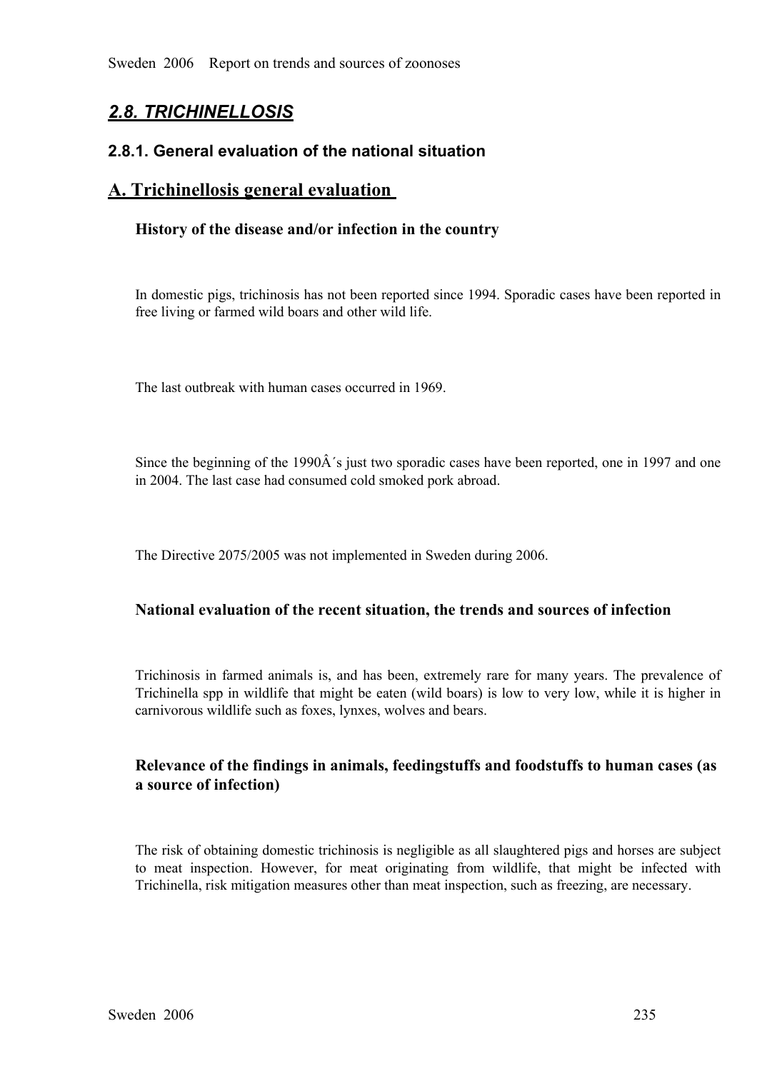## *2.8. TRICHINELLOSIS*

### 2.8.1. General evaluation of the national situation

### A. Trichinellosis general evaluation

#### History of the disease and/or infection in the country

In domestic pigs, trichinosis has not been reported since 1994. Sporadic cases have been reported in free living or farmed wild boars and other wild life.

The last outbreak with human cases occurred in 1969.

Since the beginning of the 1990Â´s just two sporadic cases have been reported, one in 1997 and one in 2004. The last case had consumed cold smoked pork abroad.

The Directive 2075/2005 was not implemented in Sweden during 2006.

#### National evaluation of the recent situation, the trends and sources of infection

Trichinosis in farmed animals is, and has been, extremely rare for many years. The prevalence of Trichinella spp in wildlife that might be eaten (wild boars) is low to very low, while it is higher in carnivorous wildlife such as foxes, lynxes, wolves and bears.

#### Relevance of the findings in animals, feedingstuffs and foodstuffs to human cases (as a source of infection)

The risk of obtaining domestic trichinosis is negligible as all slaughtered pigs and horses are subject to meat inspection. However, for meat originating from wildlife, that might be infected with Trichinella, risk mitigation measures other than meat inspection, such as freezing, are necessary.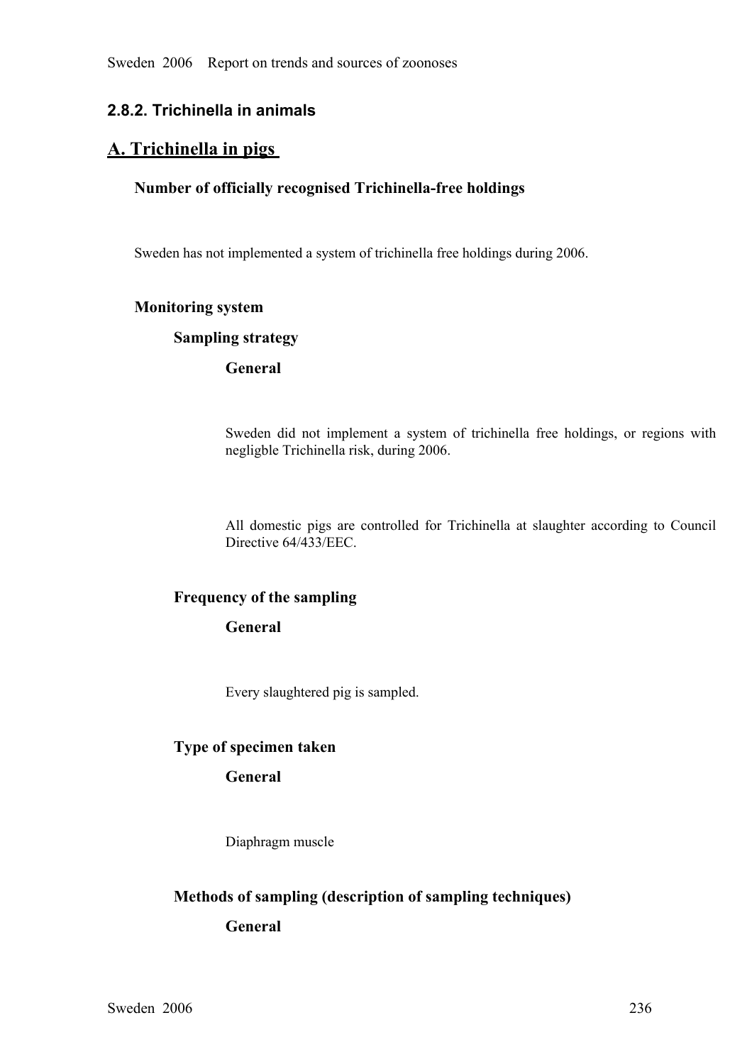### 2.8.2. Trichinella in animals

## A. Trichinella in pigs

**Number of officially recognised Trichinella-free holdings**

Sweden has not implemented a system of trichinella free holdings during 2006.

**Monitoring system**

**Sampling strategy**

**General**

Sweden did not implement a system of trichinella free holdings, or regions with negligble Trichinella risk, during 2006.

All domestic pigs are controlled for Trichinella at slaughter according to Council Directive 64/433/EEC.

**Frequency of the sampling**

**General**

Every slaughtered pig is sampled.

**Type of specimen taken**

**General**

Diaphragm muscle

**Methods of sampling (description of sampling techniques)**

**General**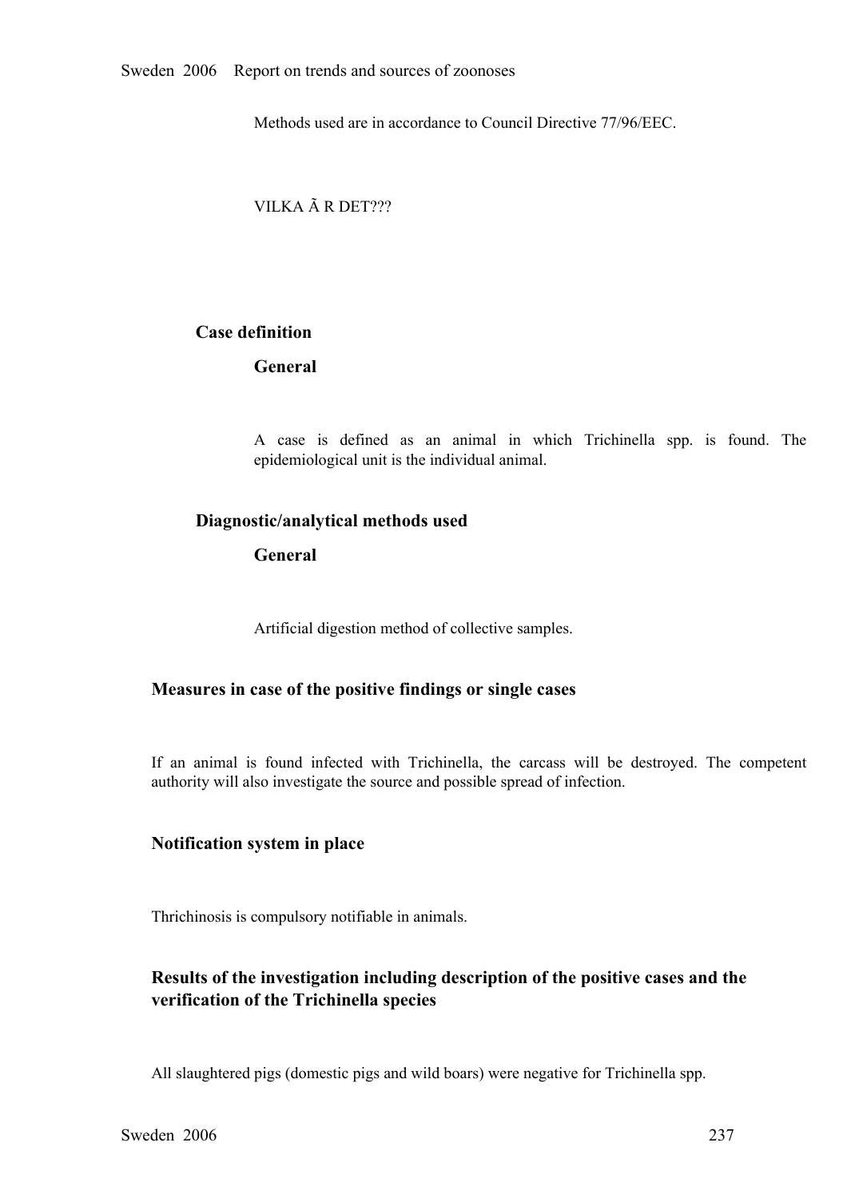Methods used are in accordance to Council Directive 77/96/EEC.

VILKA Ã R DET???

### Case definition

#### General

A case is defined as an animal in which Trichinella spp. is found. The epidemiological unit is the individual animal.

### Diagnostic/analytical methods used

#### General

Artificial digestion method of collective samples.

## Measures in case of the positive findings or single cases

If an animal is found infected with Trichinella, the carcass will be destroyed. The competent authority will also investigate the source and possible spread of infection.

## Notification system in place

Thrichinosis is compulsory notifiable in animals.

## Results of the investigation including description of the positive cases and the verification of the Trichinella species

All slaughtered pigs (domestic pigs and wild boars) were negative for Trichinella spp.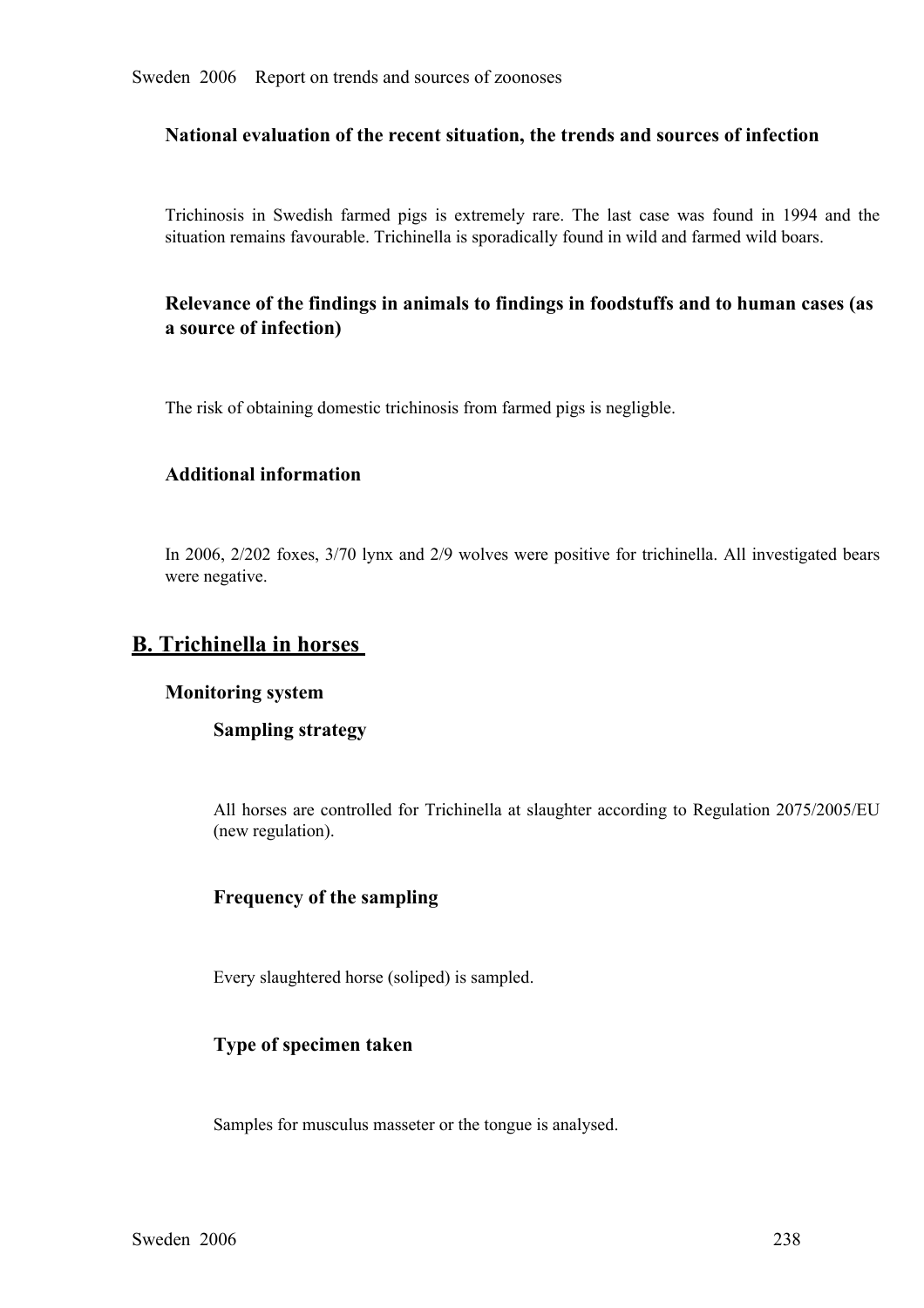### National evaluation of the recent situation, the trends and sources of infection

Trichinosis in Swedish farmed pigs is extremely rare. The last case was found in 1994 and the situation remains favourable. Trichinella is sporadically found in wild and farmed wild boars.

### Relevance of the findings in animals to findings in foodstuffs and to human cases (as a source of infection)

The risk of obtaining domestic trichinosis from farmed pigs is negligble.

### Additional information

In 2006, 2/202 foxes, 3/70 lynx and 2/9 wolves were positive for trichinella. All investigated bears were negative.

## B. Trichinella in horses

### Monitoring system

#### Sampling strategy

All horses are controlled for Trichinella at slaughter according to Regulation 2075/2005/EU (new regulation).

#### Frequency of the sampling

Every slaughtered horse (soliped) is sampled.

#### Type of specimen taken

Samples for musculus masseter or the tongue is analysed.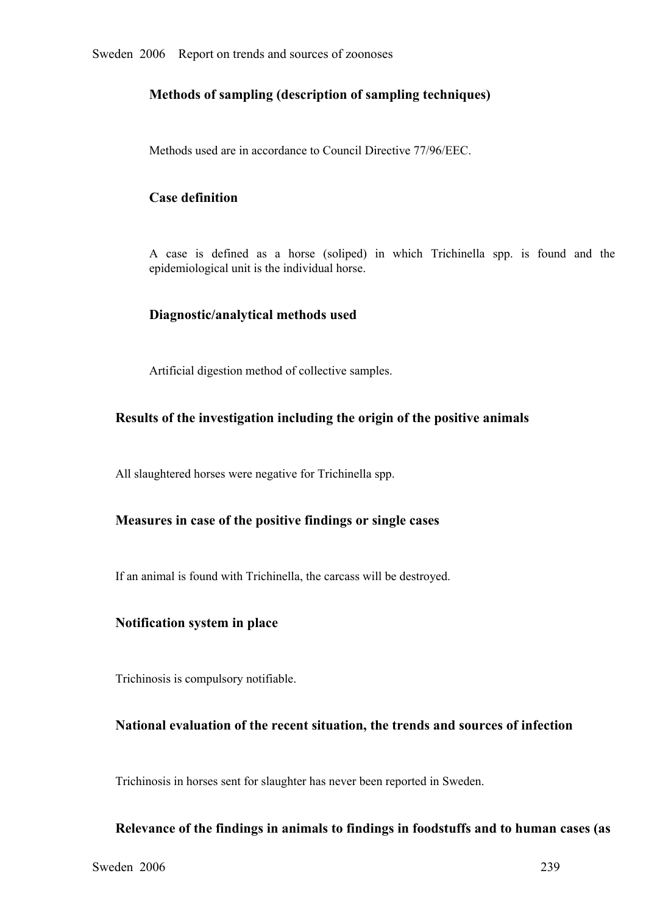#### Methods of sampling (description of sampling techniques)

Methods used are in accordance to Council Directive 77/96/EEC.

#### Case definition

A case is defined as a horse (soliped) in which Trichinella spp. is found and the epidemiological unit is the individual horse.

#### Diagnostic/analytical methods used

Artificial digestion method of collective samples.

### Results of the investigation including the origin of the positive animals

All slaughtered horses were negative for Trichinella spp.

### Measures in case of the positive findings or single cases

If an animal is found with Trichinella, the carcass will be destroyed.

### Notification system in place

Trichinosis is compulsory notifiable.

### National evaluation of the recent situation, the trends and sources of infection

Trichinosis in horses sent for slaughter has never been reported in Sweden.

### Relevance of the findings in animals to findings in foodstuffs and to human cases (as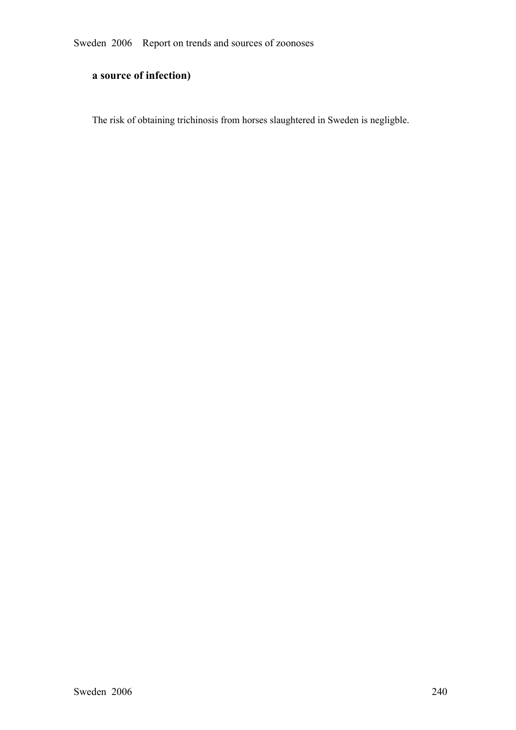**a source of infection)**

The risk of obtaining trichinosis from horses slaughtered in Sweden is negligble.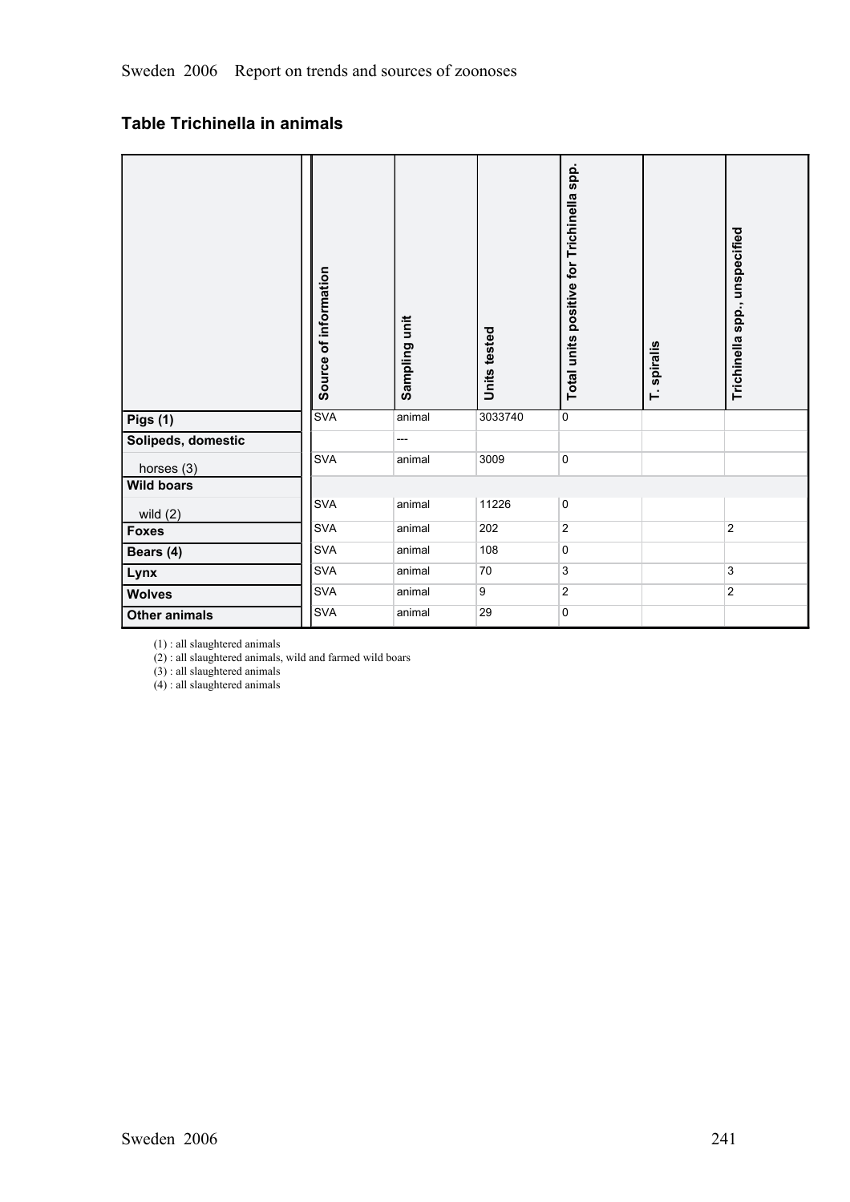## Table Trichinella in animals

| | Source of information | Sampling unit | Units tested | Total units positive for Trichinella spp. | T. spiralis | Trichinella spp., unspecified |
|---|---|---|---|---|---|---|
| **Pigs (1)** | SVA | animal | 3033740 | 0 | | |
| **Solipeds, domestic** | | --- | | | | |
| horses (3) | SVA | animal | 3009 | 0 | | |
| **Wild boars** | | | | | | |
| wild (2) | SVA | animal | 11226 | 0 | | |
| **Foxes** | SVA | animal | 202 | 2 | | 2 |
| **Bears (4)** | SVA | animal | 108 | 0 | | |
| **Lynx** | SVA | animal | 70 | 3 | | 3 |
| **Wolves** | SVA | animal | 9 | 2 | | 2 |
| **Other animals** | SVA | animal | 29 | 0 | | |

(1) : all slaughtered animals
(2) : all slaughtered animals, wild and farmed wild boars
(3) : all slaughtered animals
(4) : all slaughtered animals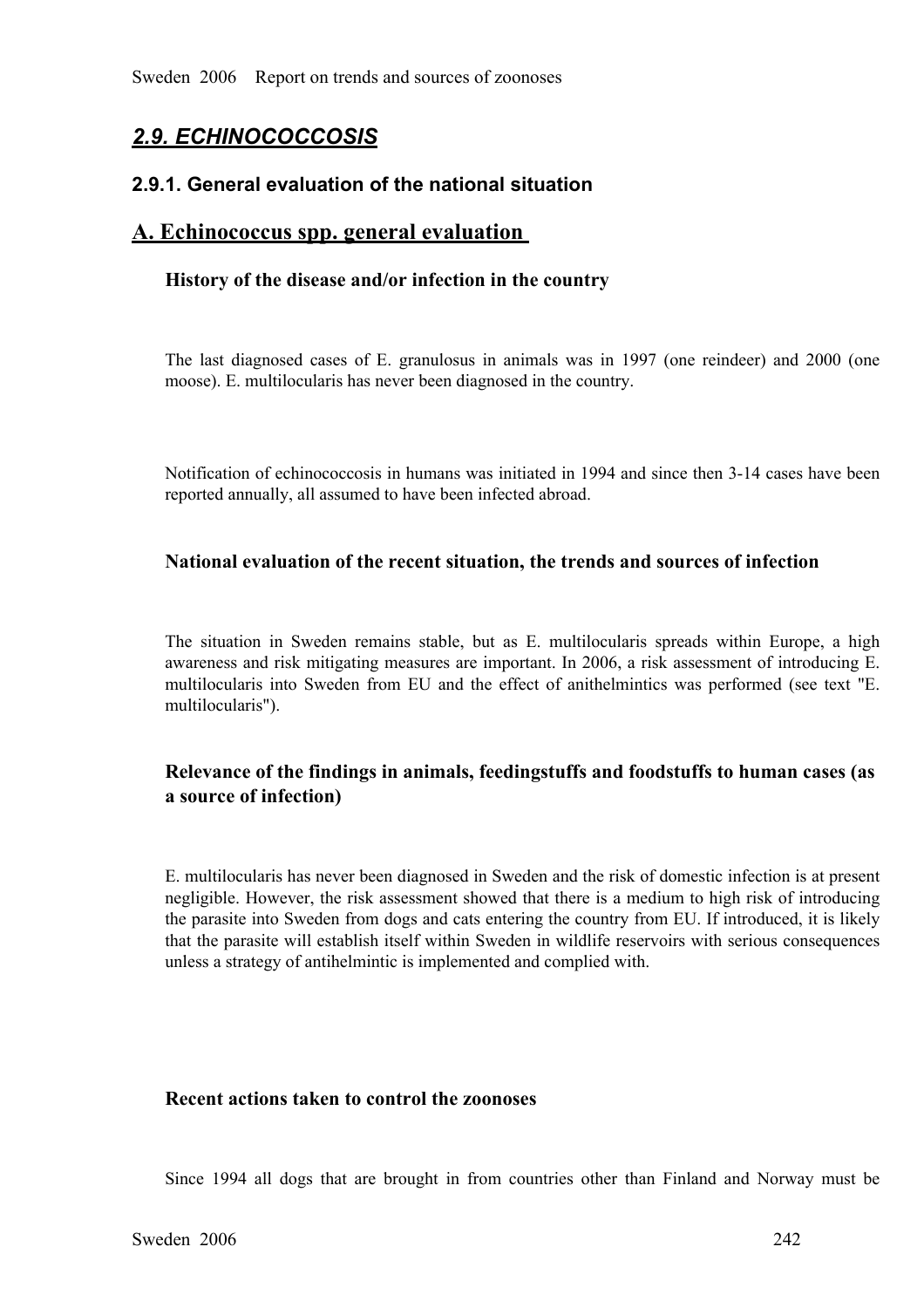## *2.9. ECHINOCOCCOSIS*

### 2.9.1. General evaluation of the national situation

### A. Echinococcus spp. general evaluation

#### History of the disease and/or infection in the country

The last diagnosed cases of E. granulosus in animals was in 1997 (one reindeer) and 2000 (one moose). E. multilocularis has never been diagnosed in the country.

Notification of echinococcosis in humans was initiated in 1994 and since then 3-14 cases have been reported annually, all assumed to have been infected abroad.

#### National evaluation of the recent situation, the trends and sources of infection

The situation in Sweden remains stable, but as E. multilocularis spreads within Europe, a high awareness and risk mitigating measures are important. In 2006, a risk assessment of introducing E. multilocularis into Sweden from EU and the effect of anithelmintics was performed (see text "E. multilocularis").

#### Relevance of the findings in animals, feedingstuffs and foodstuffs to human cases (as a source of infection)

E. multilocularis has never been diagnosed in Sweden and the risk of domestic infection is at present negligible. However, the risk assessment showed that there is a medium to high risk of introducing the parasite into Sweden from dogs and cats entering the country from EU. If introduced, it is likely that the parasite will establish itself within Sweden in wildlife reservoirs with serious consequences unless a strategy of antihelmintic is implemented and complied with.

#### Recent actions taken to control the zoonoses

Since 1994 all dogs that are brought in from countries other than Finland and Norway must be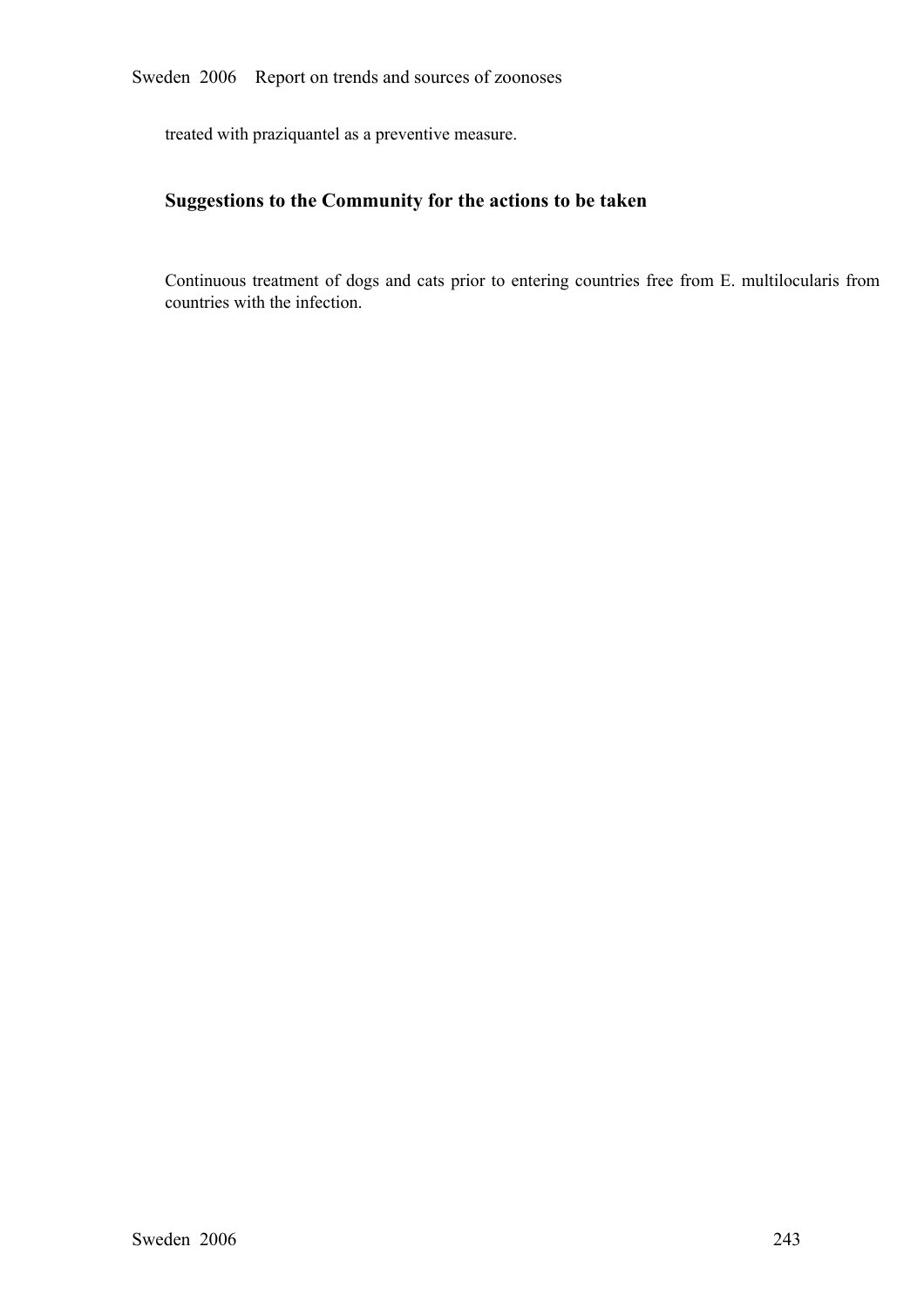treated with praziquantel as a preventive measure.

## Suggestions to the Community for the actions to be taken

Continuous treatment of dogs and cats prior to entering countries free from E. multilocularis from countries with the infection.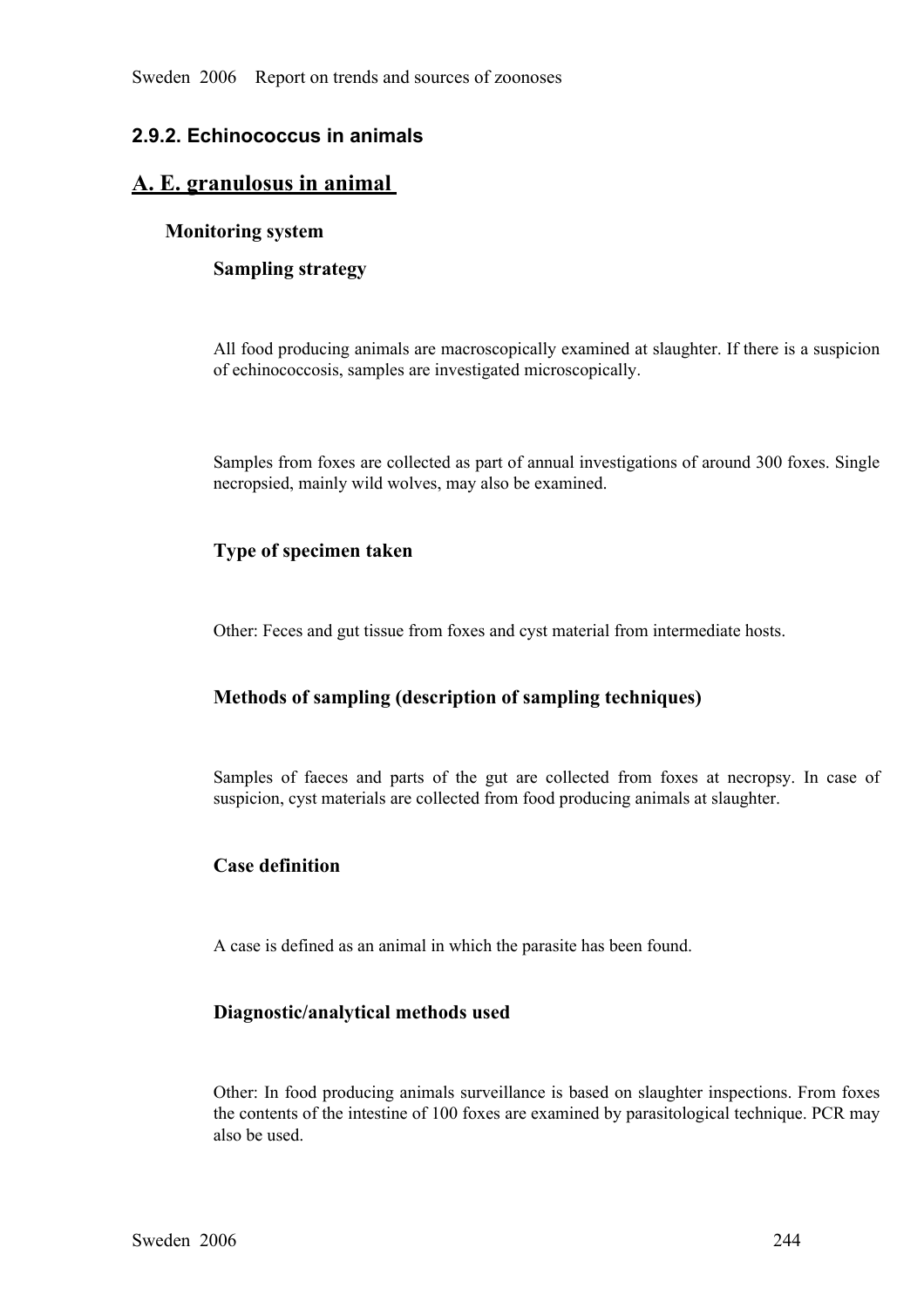## 2.9.2. Echinococcus in animals

## A. E. granulosus in animal

### Monitoring system

#### Sampling strategy

All food producing animals are macroscopically examined at slaughter. If there is a suspicion of echinococcosis, samples are investigated microscopically.

Samples from foxes are collected as part of annual investigations of around 300 foxes. Single necropsied, mainly wild wolves, may also be examined.

#### Type of specimen taken

Other: Feces and gut tissue from foxes and cyst material from intermediate hosts.

#### Methods of sampling (description of sampling techniques)

Samples of faeces and parts of the gut are collected from foxes at necropsy. In case of suspicion, cyst materials are collected from food producing animals at slaughter.

#### Case definition

A case is defined as an animal in which the parasite has been found.

#### Diagnostic/analytical methods used

Other: In food producing animals surveillance is based on slaughter inspections. From foxes the contents of the intestine of 100 foxes are examined by parasitological technique. PCR may also be used.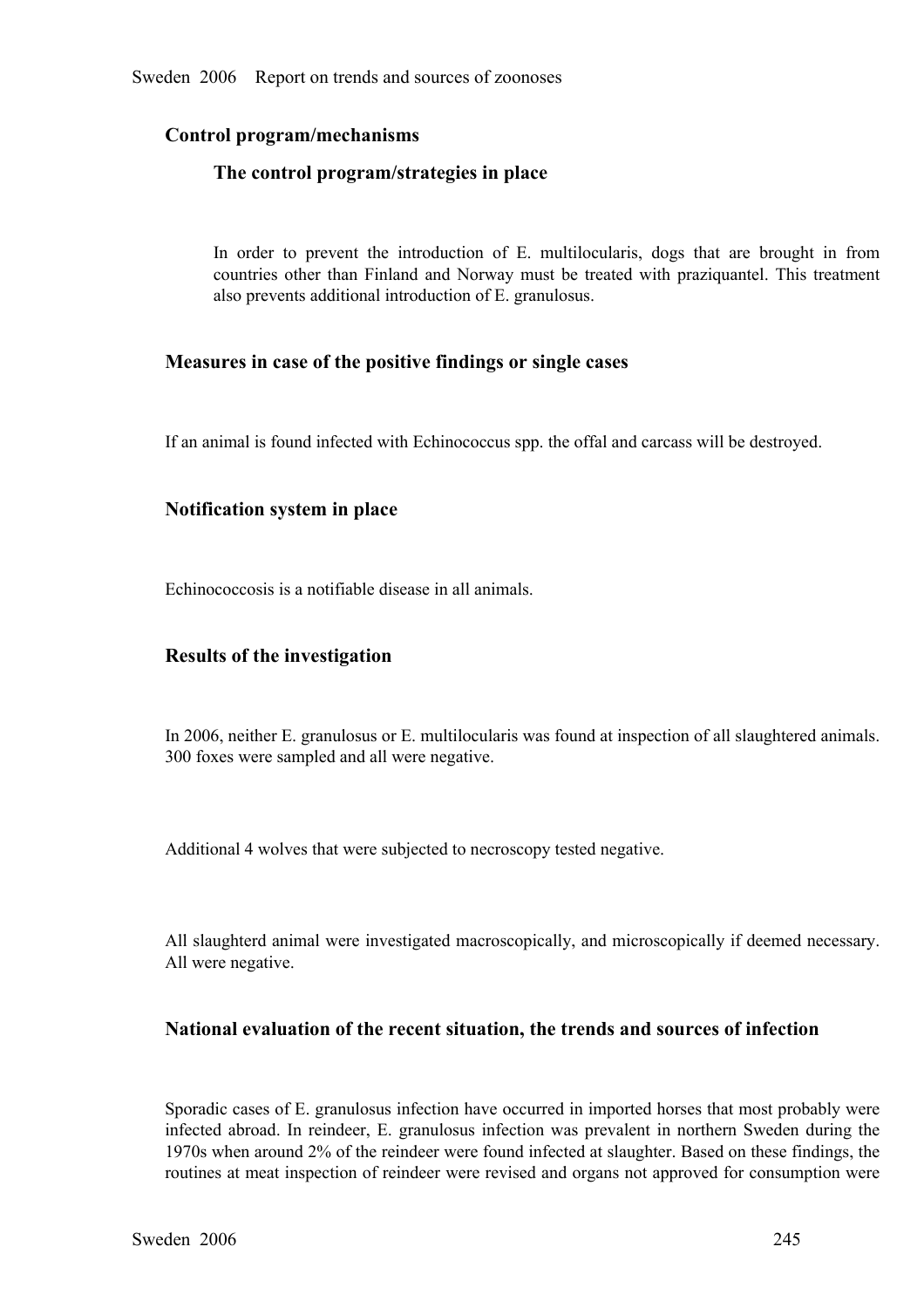## Control program/mechanisms

### The control program/strategies in place

In order to prevent the introduction of E. multilocularis, dogs that are brought in from countries other than Finland and Norway must be treated with praziquantel. This treatment also prevents additional introduction of E. granulosus.

## Measures in case of the positive findings or single cases

If an animal is found infected with Echinococcus spp. the offal and carcass will be destroyed.

## Notification system in place

Echinococcosis is a notifiable disease in all animals.

## Results of the investigation

In 2006, neither E. granulosus or E. multilocularis was found at inspection of all slaughtered animals. 300 foxes were sampled and all were negative.

Additional 4 wolves that were subjected to necroscopy tested negative.

All slaughterd animal were investigated macroscopically, and microscopically if deemed necessary. All were negative.

## National evaluation of the recent situation, the trends and sources of infection

Sporadic cases of E. granulosus infection have occurred in imported horses that most probably were infected abroad. In reindeer, E. granulosus infection was prevalent in northern Sweden during the 1970s when around 2% of the reindeer were found infected at slaughter. Based on these findings, the routines at meat inspection of reindeer were revised and organs not approved for consumption were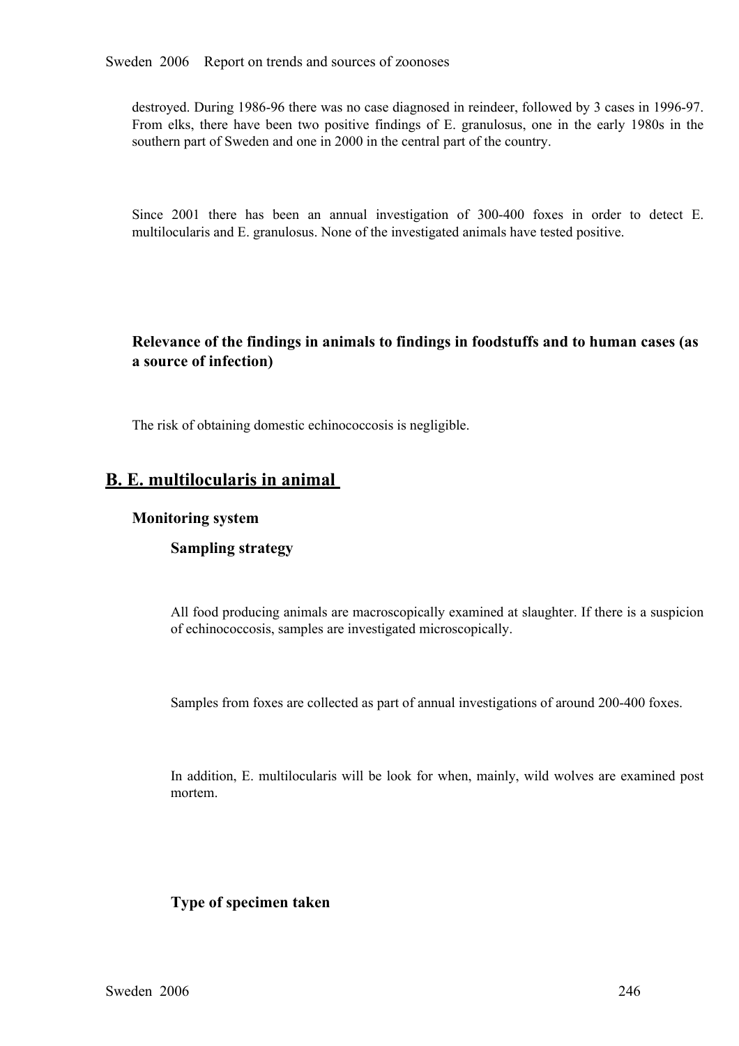destroyed. During 1986-96 there was no case diagnosed in reindeer, followed by 3 cases in 1996-97. From elks, there have been two positive findings of E. granulosus, one in the early 1980s in the southern part of Sweden and one in 2000 in the central part of the country.

Since 2001 there has been an annual investigation of 300-400 foxes in order to detect E. multilocularis and E. granulosus. None of the investigated animals have tested positive.

### Relevance of the findings in animals to findings in foodstuffs and to human cases (as a source of infection)

The risk of obtaining domestic echinococcosis is negligible.

## B. E. multilocularis in animal

### Monitoring system

#### Sampling strategy

All food producing animals are macroscopically examined at slaughter. If there is a suspicion of echinococcosis, samples are investigated microscopically.

Samples from foxes are collected as part of annual investigations of around 200-400 foxes.

In addition, E. multilocularis will be look for when, mainly, wild wolves are examined post mortem.

#### Type of specimen taken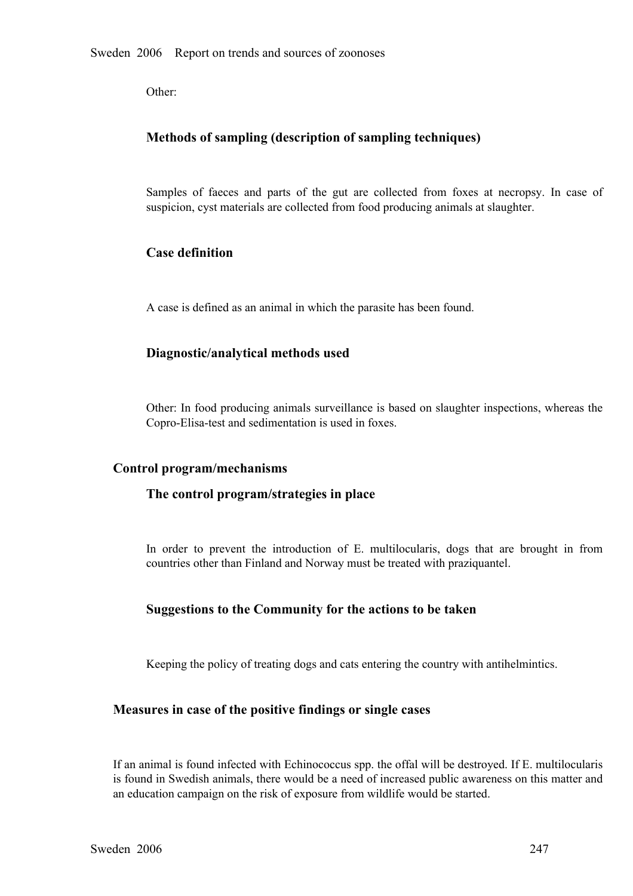Other:

### Methods of sampling (description of sampling techniques)

Samples of faeces and parts of the gut are collected from foxes at necropsy. In case of suspicion, cyst materials are collected from food producing animals at slaughter.

### Case definition

A case is defined as an animal in which the parasite has been found.

### Diagnostic/analytical methods used

Other: In food producing animals surveillance is based on slaughter inspections, whereas the Copro-Elisa-test and sedimentation is used in foxes.

## Control program/mechanisms

### The control program/strategies in place

In order to prevent the introduction of E. multilocularis, dogs that are brought in from countries other than Finland and Norway must be treated with praziquantel.

### Suggestions to the Community for the actions to be taken

Keeping the policy of treating dogs and cats entering the country with antihelmintics.

## Measures in case of the positive findings or single cases

If an animal is found infected with Echinococcus spp. the offal will be destroyed. If E. multilocularis is found in Swedish animals, there would be a need of increased public awareness on this matter and an education campaign on the risk of exposure from wildlife would be started.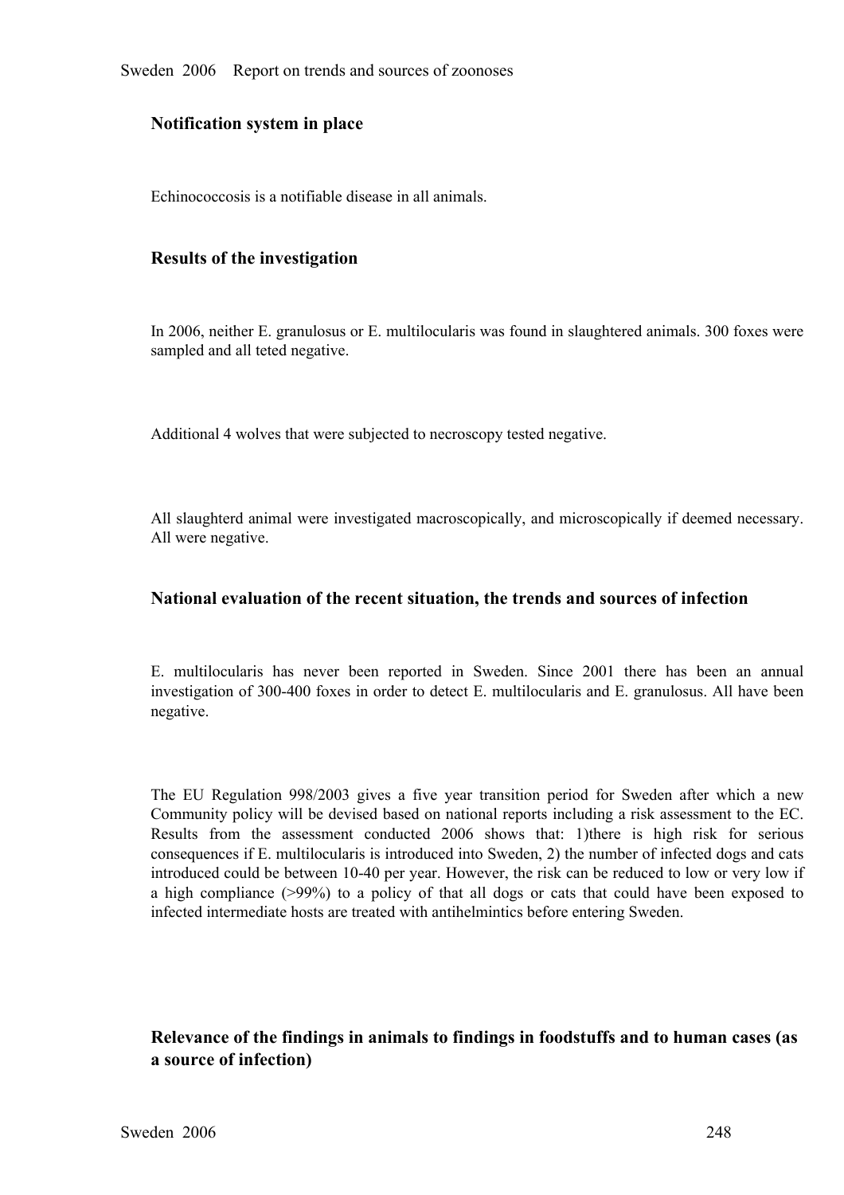### Notification system in place

Echinococcosis is a notifiable disease in all animals.

### Results of the investigation

In 2006, neither E. granulosus or E. multilocularis was found in slaughtered animals. 300 foxes were sampled and all teted negative.

Additional 4 wolves that were subjected to necroscopy tested negative.

All slaughterd animal were investigated macroscopically, and microscopically if deemed necessary. All were negative.

### National evaluation of the recent situation, the trends and sources of infection

E. multilocularis has never been reported in Sweden. Since 2001 there has been an annual investigation of 300-400 foxes in order to detect E. multilocularis and E. granulosus. All have been negative.

The EU Regulation 998/2003 gives a five year transition period for Sweden after which a new Community policy will be devised based on national reports including a risk assessment to the EC. Results from the assessment conducted 2006 shows that: 1)there is high risk for serious consequences if E. multilocularis is introduced into Sweden, 2) the number of infected dogs and cats introduced could be between 10-40 per year. However, the risk can be reduced to low or very low if a high compliance (>99%) to a policy of that all dogs or cats that could have been exposed to infected intermediate hosts are treated with antihelmintics before entering Sweden.

### Relevance of the findings in animals to findings in foodstuffs and to human cases (as a source of infection)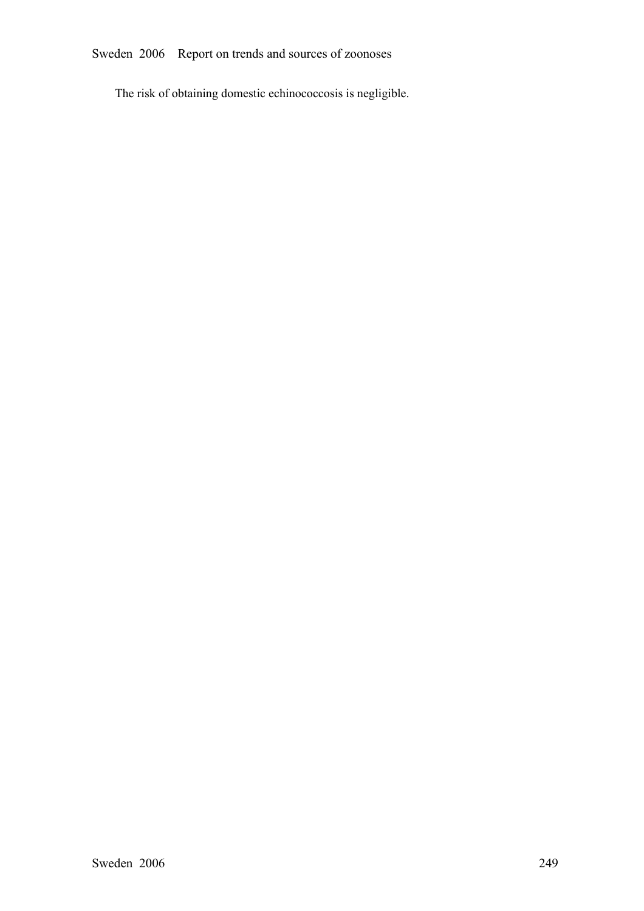The risk of obtaining domestic echinococcosis is negligible.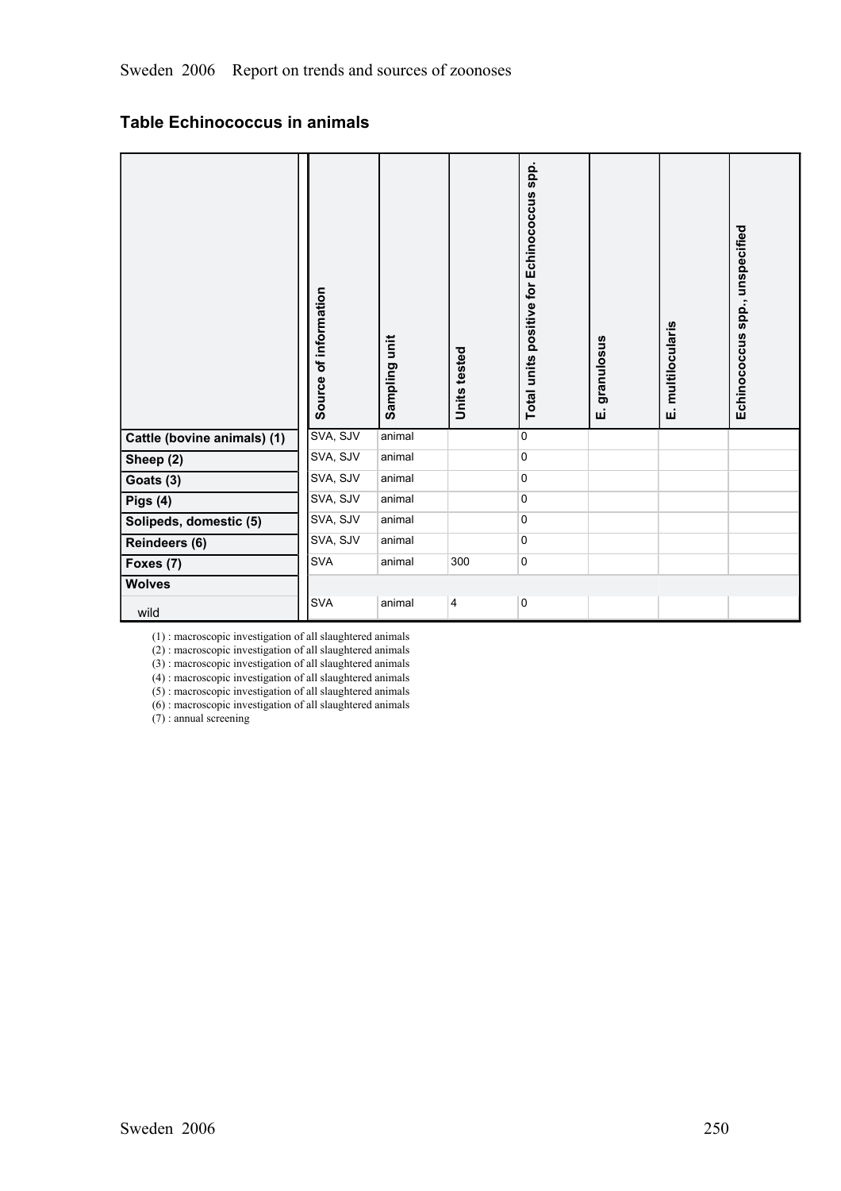## Table Echinococcus in animals

| | Source of information | Sampling unit | Units tested | Total units positive for Echinococcus spp. | E. granulosus | E. multilocularis | Echinococcus spp., unspecified |
|---|---|---|---|---|---|---|---|
| **Cattle (bovine animals) (1)** | SVA, SJV | animal | | 0 | | | |
| **Sheep (2)** | SVA, SJV | animal | | 0 | | | |
| **Goats (3)** | SVA, SJV | animal | | 0 | | | |
| **Pigs (4)** | SVA, SJV | animal | | 0 | | | |
| **Solipeds, domestic (5)** | SVA, SJV | animal | | 0 | | | |
| **Reindeers (6)** | SVA, SJV | animal | | 0 | | | |
| **Foxes (7)** | SVA | animal | 300 | 0 | | | |
| **Wolves** | | | | | | | |
| wild | SVA | animal | 4 | 0 | | | |

(1) : macroscopic investigation of all slaughtered animals
(2) : macroscopic investigation of all slaughtered animals
(3) : macroscopic investigation of all slaughtered animals
(4) : macroscopic investigation of all slaughtered animals
(5) : macroscopic investigation of all slaughtered animals
(6) : macroscopic investigation of all slaughtered animals
(7) : annual screening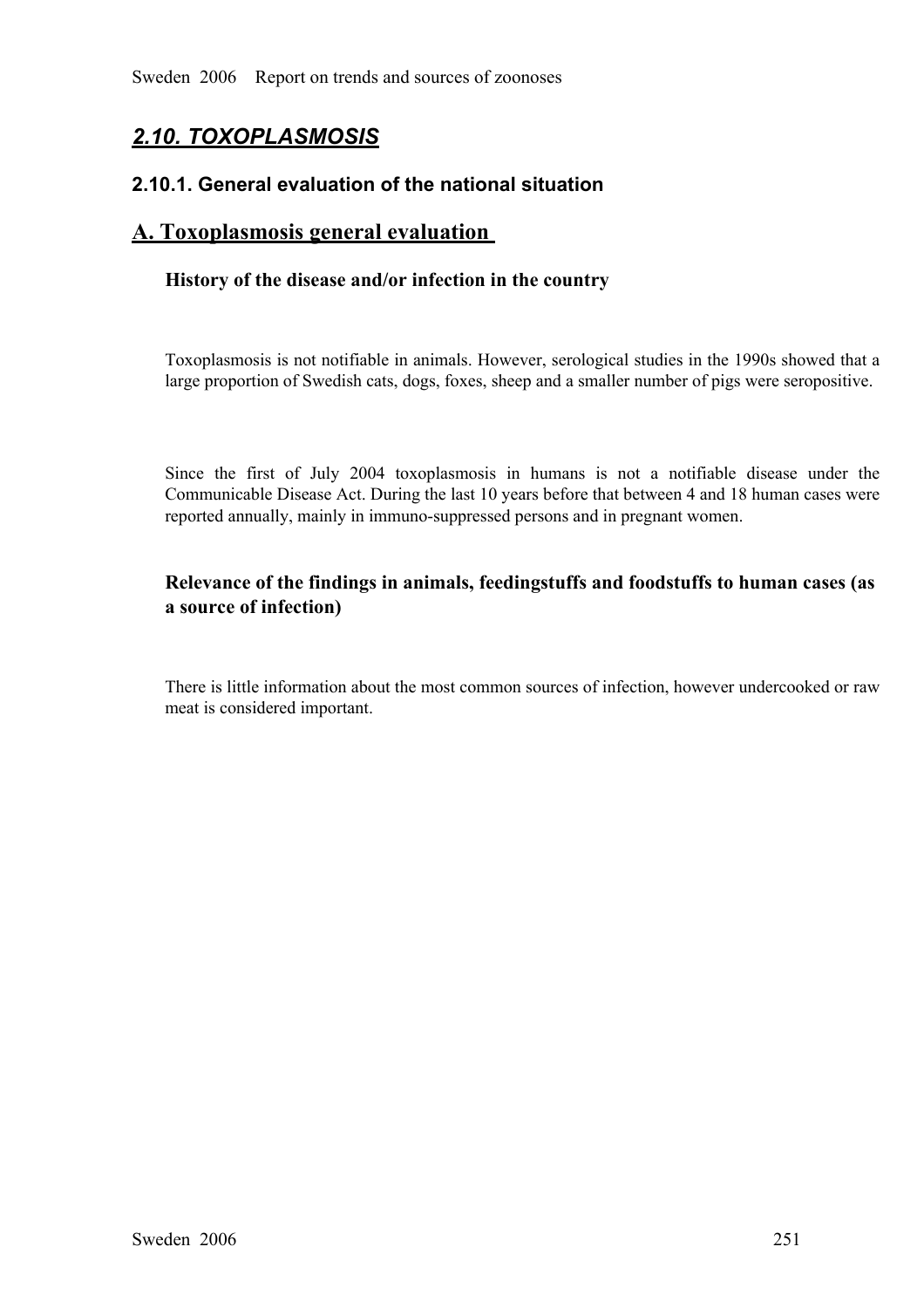## *2.10. TOXOPLASMOSIS*

### 2.10.1. General evaluation of the national situation

## A. Toxoplasmosis general evaluation

#### History of the disease and/or infection in the country

Toxoplasmosis is not notifiable in animals. However, serological studies in the 1990s showed that a large proportion of Swedish cats, dogs, foxes, sheep and a smaller number of pigs were seropositive.

Since the first of July 2004 toxoplasmosis in humans is not a notifiable disease under the Communicable Disease Act. During the last 10 years before that between 4 and 18 human cases were reported annually, mainly in immuno-suppressed persons and in pregnant women.

#### Relevance of the findings in animals, feedingstuffs and foodstuffs to human cases (as a source of infection)

There is little information about the most common sources of infection, however undercooked or raw meat is considered important.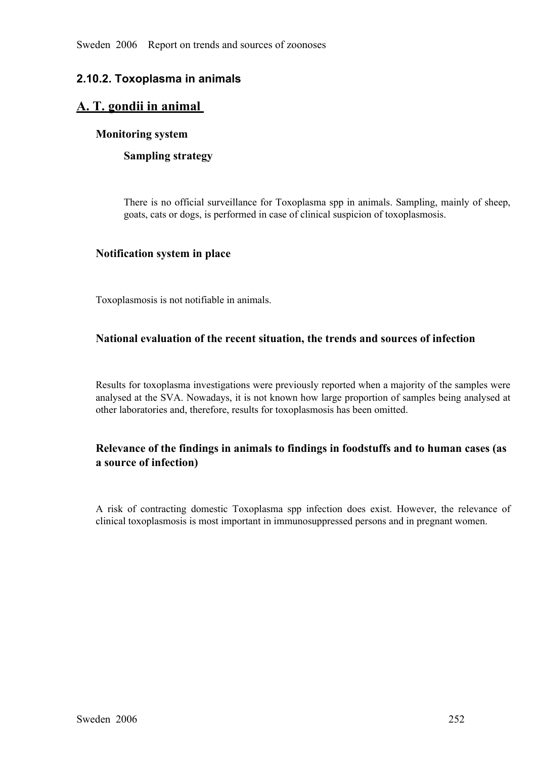## 2.10.2. Toxoplasma in animals

# A. T. gondii in animal

### Monitoring system

#### Sampling strategy

There is no official surveillance for Toxoplasma spp in animals. Sampling, mainly of sheep, goats, cats or dogs, is performed in case of clinical suspicion of toxoplasmosis.

### Notification system in place

Toxoplasmosis is not notifiable in animals.

### National evaluation of the recent situation, the trends and sources of infection

Results for toxoplasma investigations were previously reported when a majority of the samples were analysed at the SVA. Nowadays, it is not known how large proportion of samples being analysed at other laboratories and, therefore, results for toxoplasmosis has been omitted.

### Relevance of the findings in animals to findings in foodstuffs and to human cases (as a source of infection)

A risk of contracting domestic Toxoplasma spp infection does exist. However, the relevance of clinical toxoplasmosis is most important in immunosuppressed persons and in pregnant women.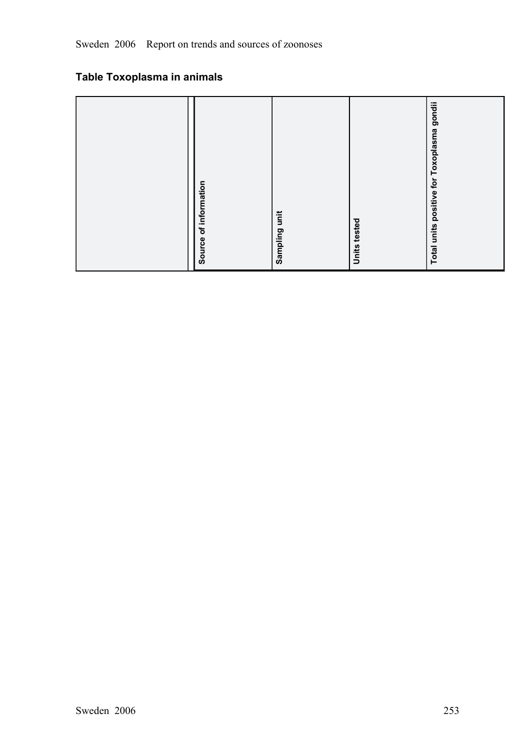## Table Toxoplasma in animals

| | Source of information | Sampling unit | Units tested | Total units positive for Toxoplasma gondii |
|---|---|---|---|---|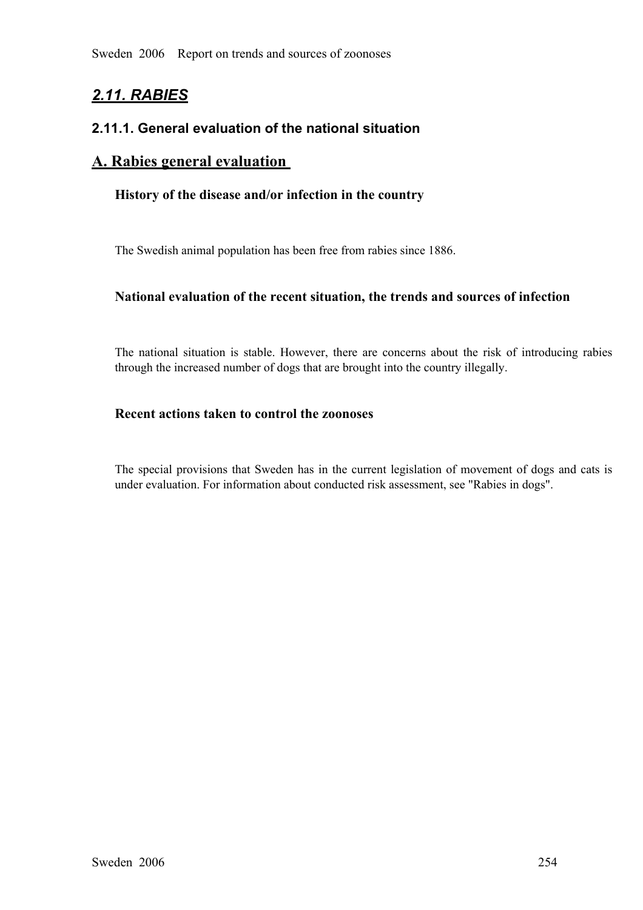## *2.11. RABIES*

### 2.11.1. General evaluation of the national situation

## A. Rabies general evaluation

#### History of the disease and/or infection in the country

The Swedish animal population has been free from rabies since 1886.

#### National evaluation of the recent situation, the trends and sources of infection

The national situation is stable. However, there are concerns about the risk of introducing rabies through the increased number of dogs that are brought into the country illegally.

#### Recent actions taken to control the zoonoses

The special provisions that Sweden has in the current legislation of movement of dogs and cats is under evaluation. For information about conducted risk assessment, see "Rabies in dogs".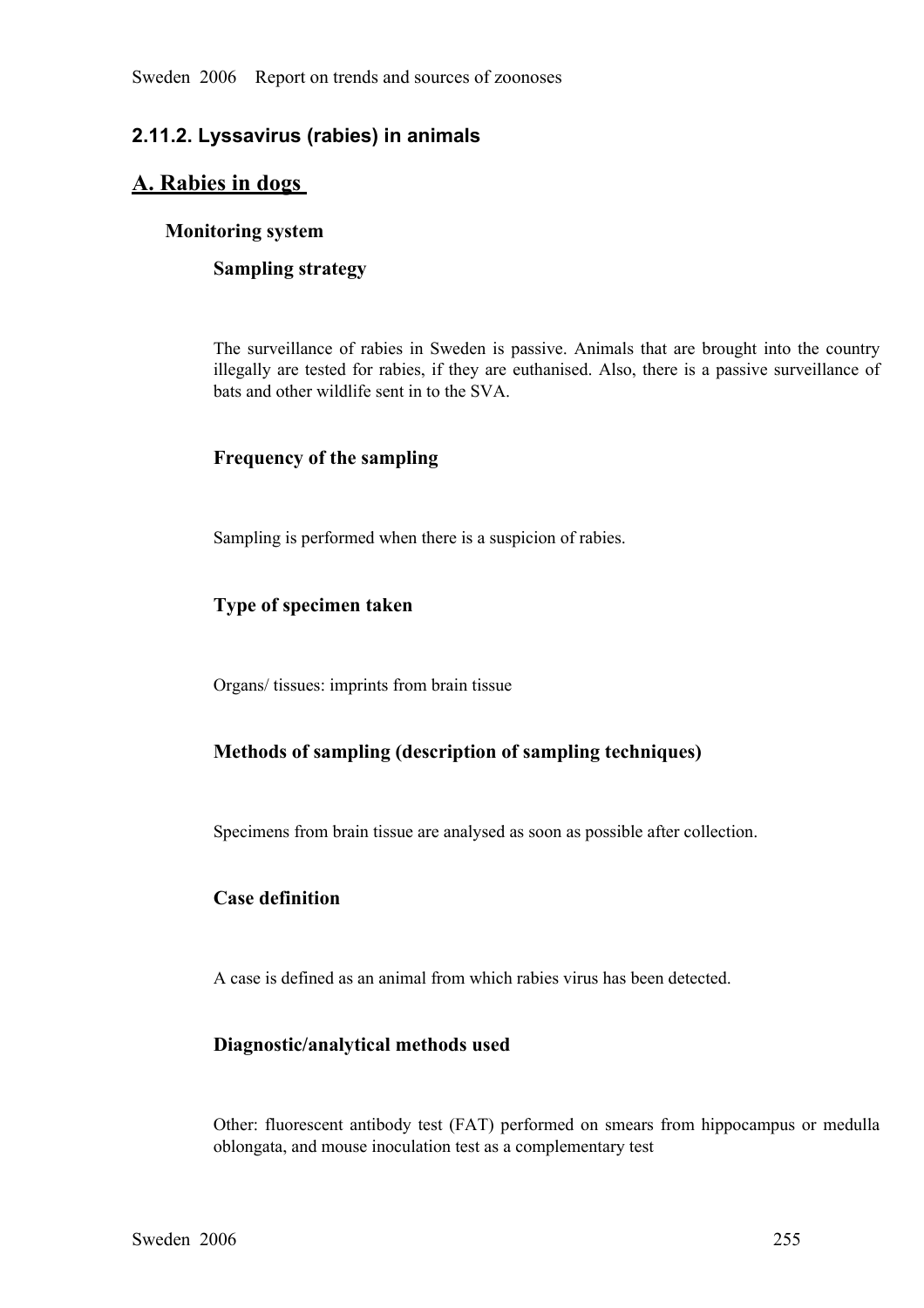## 2.11.2. Lyssavirus (rabies) in animals

## A. Rabies in dogs

### Monitoring system

#### Sampling strategy

The surveillance of rabies in Sweden is passive. Animals that are brought into the country illegally are tested for rabies, if they are euthanised. Also, there is a passive surveillance of bats and other wildlife sent in to the SVA.

#### Frequency of the sampling

Sampling is performed when there is a suspicion of rabies.

#### Type of specimen taken

Organs/ tissues: imprints from brain tissue

#### Methods of sampling (description of sampling techniques)

Specimens from brain tissue are analysed as soon as possible after collection.

#### Case definition

A case is defined as an animal from which rabies virus has been detected.

#### Diagnostic/analytical methods used

Other: fluorescent antibody test (FAT) performed on smears from hippocampus or medulla oblongata, and mouse inoculation test as a complementary test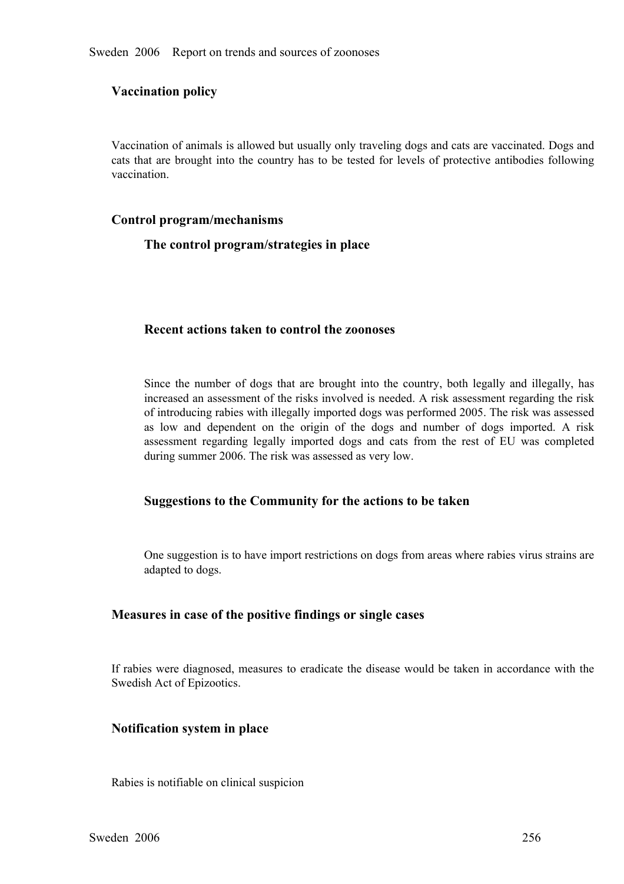## Vaccination policy

Vaccination of animals is allowed but usually only traveling dogs and cats are vaccinated. Dogs and cats that are brought into the country has to be tested for levels of protective antibodies following vaccination.

## Control program/mechanisms

### The control program/strategies in place

### Recent actions taken to control the zoonoses

Since the number of dogs that are brought into the country, both legally and illegally, has increased an assessment of the risks involved is needed. A risk assessment regarding the risk of introducing rabies with illegally imported dogs was performed 2005. The risk was assessed as low and dependent on the origin of the dogs and number of dogs imported. A risk assessment regarding legally imported dogs and cats from the rest of EU was completed during summer 2006. The risk was assessed as very low.

### Suggestions to the Community for the actions to be taken

One suggestion is to have import restrictions on dogs from areas where rabies virus strains are adapted to dogs.

## Measures in case of the positive findings or single cases

If rabies were diagnosed, measures to eradicate the disease would be taken in accordance with the Swedish Act of Epizootics.

## Notification system in place

Rabies is notifiable on clinical suspicion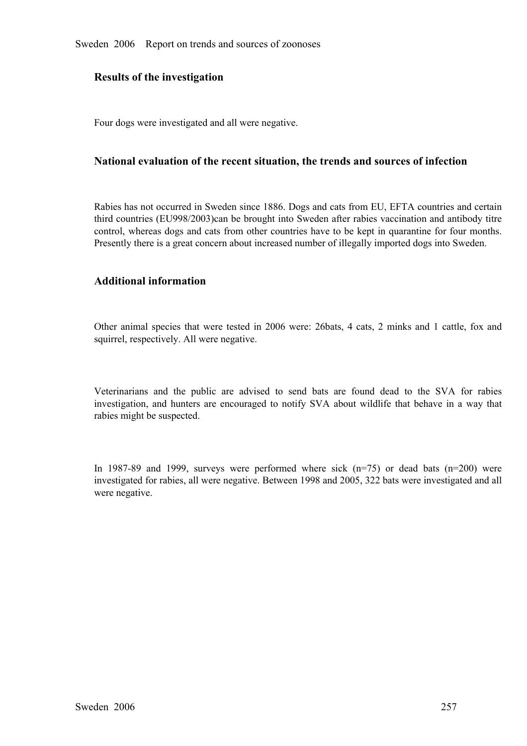### Results of the investigation

Four dogs were investigated and all were negative.

### National evaluation of the recent situation, the trends and sources of infection

Rabies has not occurred in Sweden since 1886. Dogs and cats from EU, EFTA countries and certain third countries (EU998/2003)can be brought into Sweden after rabies vaccination and antibody titre control, whereas dogs and cats from other countries have to be kept in quarantine for four months. Presently there is a great concern about increased number of illegally imported dogs into Sweden.

### Additional information

Other animal species that were tested in 2006 were: 26bats, 4 cats, 2 minks and 1 cattle, fox and squirrel, respectively. All were negative.

Veterinarians and the public are advised to send bats are found dead to the SVA for rabies investigation, and hunters are encouraged to notify SVA about wildlife that behave in a way that rabies might be suspected.

In 1987-89 and 1999, surveys were performed where sick (n=75) or dead bats (n=200) were investigated for rabies, all were negative. Between 1998 and 2005, 322 bats were investigated and all were negative.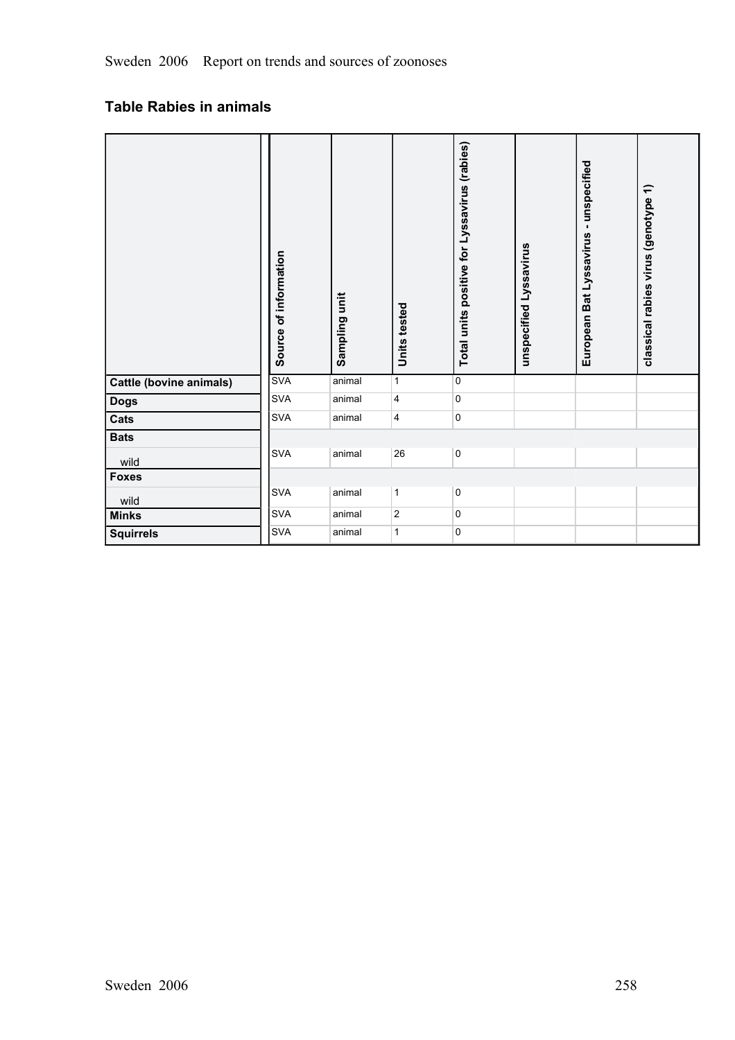## Table Rabies in animals

| | Source of information | Sampling unit | Units tested | Total units positive for Lyssavirus (rabies) | unspecified Lyssavirus | European Bat Lyssavirus - unspecified | classical rabies virus (genotype 1) |
|---|---|---|---|---|---|---|---|
| **Cattle (bovine animals)** | SVA | animal | 1 | 0 | | | |
| **Dogs** | SVA | animal | 4 | 0 | | | |
| **Cats** | SVA | animal | 4 | 0 | | | |
| **Bats** | | | | | | | |
| wild | SVA | animal | 26 | 0 | | | |
| **Foxes** | | | | | | | |
| wild | SVA | animal | 1 | 0 | | | |
| **Minks** | SVA | animal | 2 | 0 | | | |
| **Squirrels** | SVA | animal | 1 | 0 | | | |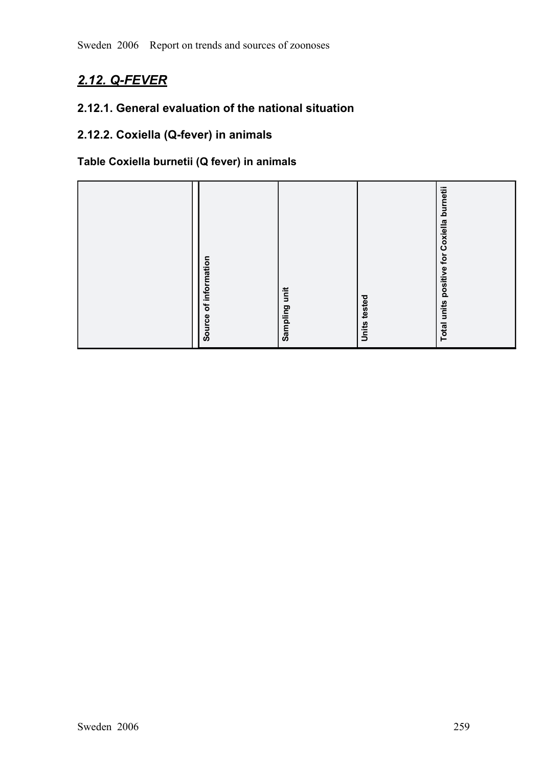## *2.12. Q-FEVER*

### 2.12.1. General evaluation of the national situation

### 2.12.2. Coxiella (Q-fever) in animals

#### Table Coxiella burnetii (Q fever) in animals

| | Source of information | Sampling unit | Units tested | Total units positive for Coxiella burnetii |
|---|---|---|---|---|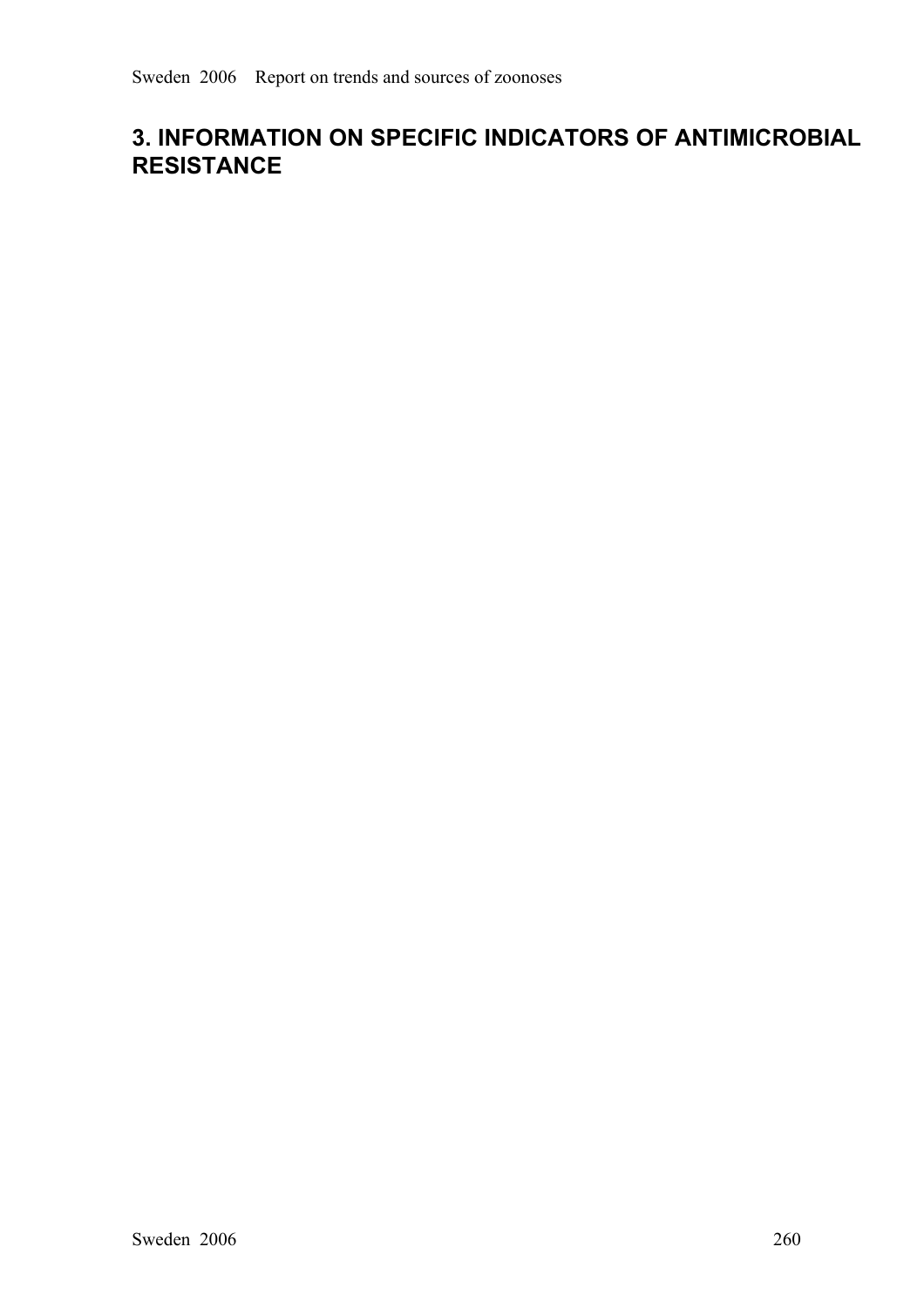# 3. INFORMATION ON SPECIFIC INDICATORS OF ANTIMICROBIAL RESISTANCE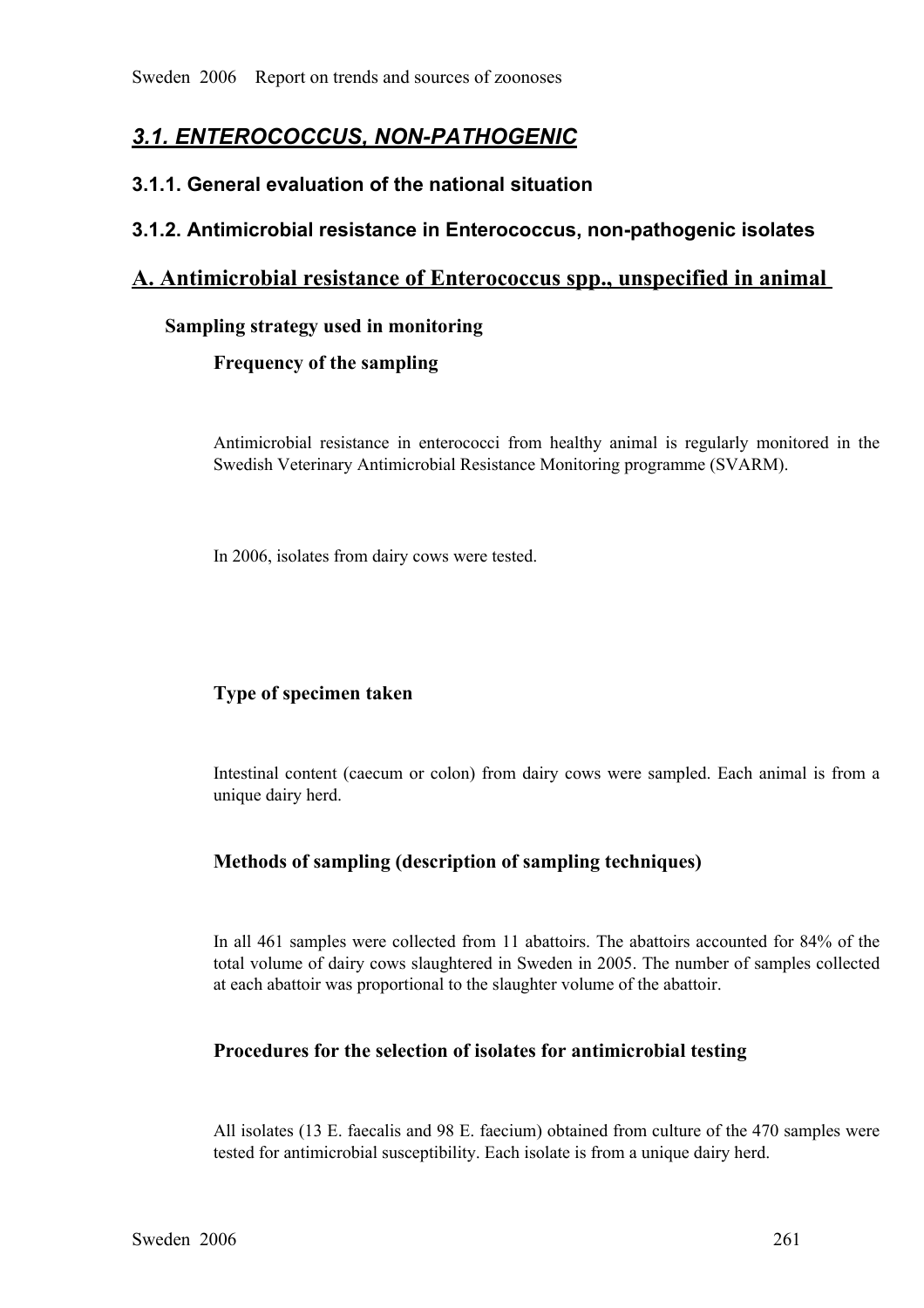## *3.1. ENTEROCOCCUS, NON-PATHOGENIC*

### 3.1.1. General evaluation of the national situation

### 3.1.2. Antimicrobial resistance in Enterococcus, non-pathogenic isolates

## A. Antimicrobial resistance of Enterococcus spp., unspecified in animal

**Sampling strategy used in monitoring**

**Frequency of the sampling**

Antimicrobial resistance in enterococci from healthy animal is regularly monitored in the Swedish Veterinary Antimicrobial Resistance Monitoring programme (SVARM).

In 2006, isolates from dairy cows were tested.

**Type of specimen taken**

Intestinal content (caecum or colon) from dairy cows were sampled. Each animal is from a unique dairy herd.

**Methods of sampling (description of sampling techniques)**

In all 461 samples were collected from 11 abattoirs. The abattoirs accounted for 84% of the total volume of dairy cows slaughtered in Sweden in 2005. The number of samples collected at each abattoir was proportional to the slaughter volume of the abattoir.

**Procedures for the selection of isolates for antimicrobial testing**

All isolates (13 E. faecalis and 98 E. faecium) obtained from culture of the 470 samples were tested for antimicrobial susceptibility. Each isolate is from a unique dairy herd.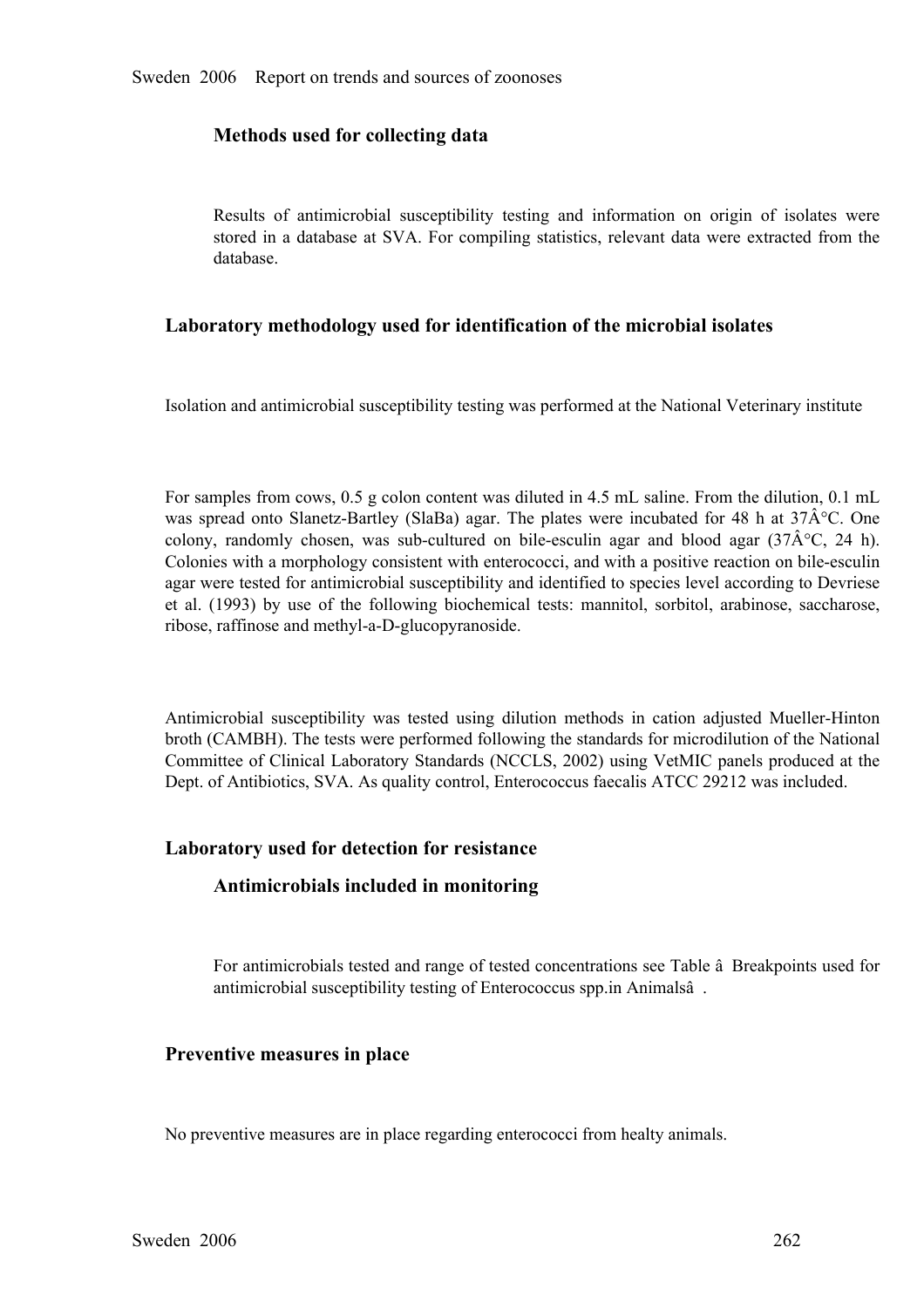### Methods used for collecting data

Results of antimicrobial susceptibility testing and information on origin of isolates were stored in a database at SVA. For compiling statistics, relevant data were extracted from the database.

## Laboratory methodology used for identification of the microbial isolates

Isolation and antimicrobial susceptibility testing was performed at the National Veterinary institute

For samples from cows, 0.5 g colon content was diluted in 4.5 mL saline. From the dilution, 0.1 mL was spread onto Slanetz-Bartley (SlaBa) agar. The plates were incubated for 48 h at 37Â°C. One colony, randomly chosen, was sub-cultured on bile-esculin agar and blood agar (37Â°C, 24 h). Colonies with a morphology consistent with enterococci, and with a positive reaction on bile-esculin agar were tested for antimicrobial susceptibility and identified to species level according to Devriese et al. (1993) by use of the following biochemical tests: mannitol, sorbitol, arabinose, saccharose, ribose, raffinose and methyl-a-D-glucopyranoside.

Antimicrobial susceptibility was tested using dilution methods in cation adjusted Mueller-Hinton broth (CAMBH). The tests were performed following the standards for microdilution of the National Committee of Clinical Laboratory Standards (NCCLS, 2002) using VetMIC panels produced at the Dept. of Antibiotics, SVA. As quality control, Enterococcus faecalis ATCC 29212 was included.

## Laboratory used for detection for resistance

### Antimicrobials included in monitoring

For antimicrobials tested and range of tested concentrations see Table â Breakpoints used for antimicrobial susceptibility testing of Enterococcus spp.in Animalsâ .

## Preventive measures in place

No preventive measures are in place regarding enterococci from healty animals.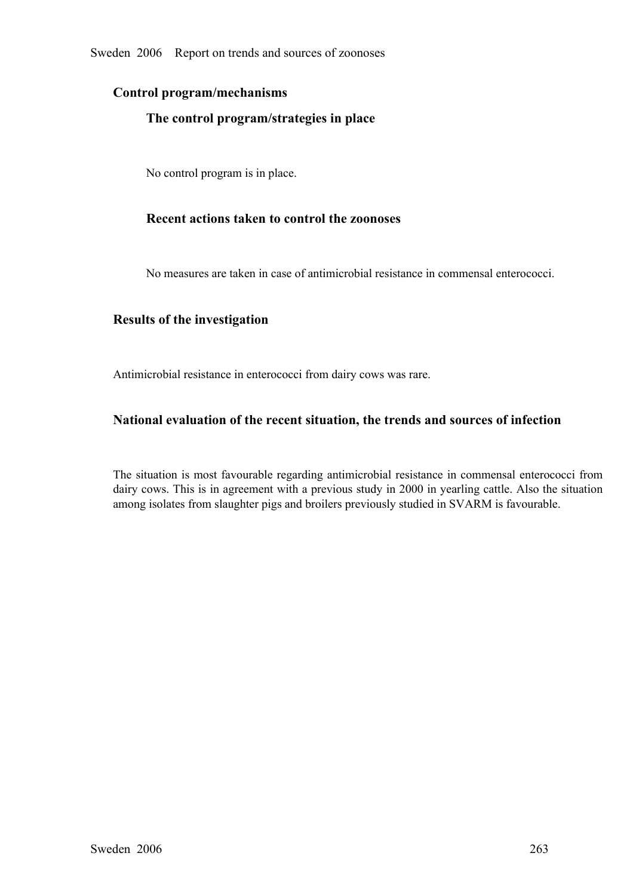## Control program/mechanisms

### The control program/strategies in place

No control program is in place.

### Recent actions taken to control the zoonoses

No measures are taken in case of antimicrobial resistance in commensal enterococci.

## Results of the investigation

Antimicrobial resistance in enterococci from dairy cows was rare.

## National evaluation of the recent situation, the trends and sources of infection

The situation is most favourable regarding antimicrobial resistance in commensal enterococci from dairy cows. This is in agreement with a previous study in 2000 in yearling cattle. Also the situation among isolates from slaughter pigs and broilers previously studied in SVARM is favourable.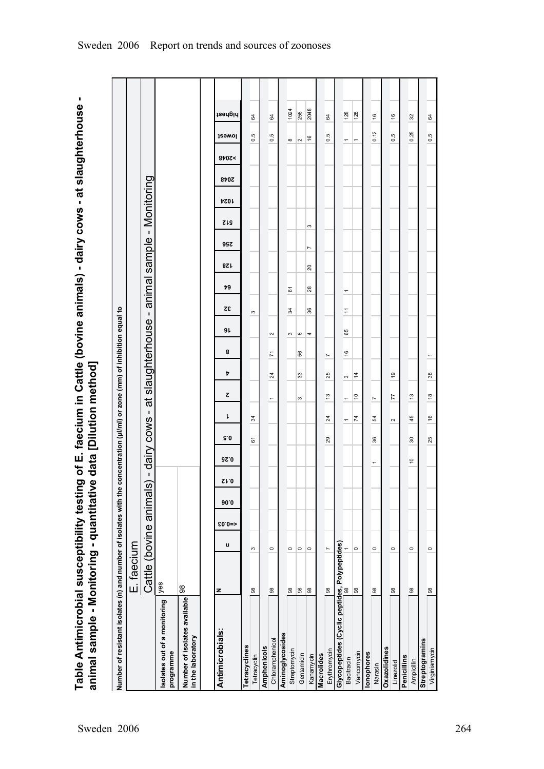# Table Antimicrobial susceptibility testing of E. faecium in Cattle (bovine animals) - dairy cows - at slaughterhouse - animal sample - Monitoring - quantitative data [Dilution method]

Number of resistant isolates (n) and number of isolates with the concentration (µl/ml) or zone (mm) of inhibition equal to

| | E. faecium |
|---|---|
| | Cattle (bovine animals) - dairy cows - at slaughterhouse - animal sample - Monitoring |
| Isolates out of a monitoring programme | yes |
| Number of isolates available in the laboratory | 98 |

| Antimicrobials: | N | n | <=0.03 | 0.06 | 0.12 | 0.25 | 0.5 | 1 | 2 | 4 | 8 | 16 | 32 | 64 | 128 | 256 | 512 | 1024 | 2048 | >2048 | lowest | highest |
|---|---|---|---|---|---|---|---|---|---|---|---|---|---|---|---|---|---|---|---|---|---|---|
| **Tetracyclines** | | | | | | | | | | | | | | | | | | | | | | |
| Tetracyclin | 98 | 3 | | | | | 61 | 34 | | | | | 3 | | | | | | | | 0.5 | 64 |
| **Amphenicols** | | | | | | | | | | | | | | | | | | | | | | |
| Chloramphenicol | 98 | 0 | | | | | | | 1 | 24 | 71 | 2 | | | | | | | | | 0.5 | 64 |
| **Aminoglycosides** | | | | | | | | | | | | | | | | | | | | | | |
| Streptomycin | 98 | 0 | | | | | | | | | | 3 | 34 | 61 | | | | | | | 8 | 1024 |
| Gentamicin | 98 | 0 | | | | | | | 3 | 33 | 56 | 6 | | | | | | | | | 2 | 256 |
| Kanamycin | 98 | 0 | | | | | | | | | | 4 | 36 | 28 | 20 | 7 | 3 | | | | 16 | 2048 |
| **Macrolides** | | | | | | | | | | | | | | | | | | | | | | |
| Erythromycin | 98 | 7 | | | | | 29 | 24 | 13 | 25 | 7 | | | | | | | | | | 0.5 | 64 |
| **Glycopeptides (Cyclic peptides, Polypeptides)** | | | | | | | | | | | | | | | | | | | | | | |
| Bacitracin | 98 | 1 | | | | | | 1 | 1 | 3 | 16 | 65 | 11 | 1 | | | | | | | 1 | 128 |
| Vancomycin | 98 | 0 | | | | | | 74 | 10 | 14 | | | | | | | | | | | 1 | 128 |
| **Ionophores** | | | | | | | | | | | | | | | | | | | | | | |
| Narasin | 98 | 0 | | | | 1 | 36 | 54 | 7 | | | | | | | | | | | | 0.12 | 16 |
| **Oxazolidines** | | | | | | | | | | | | | | | | | | | | | | |
| Linezolid | 98 | 0 | | | | | | 2 | 77 | 19 | | | | | | | | | | | 0.5 | 16 |
| **Penicillins** | | | | | | | | | | | | | | | | | | | | | | |
| Ampicillin | 98 | 0 | | | | 10 | 30 | 45 | 13 | | | | | | | | | | | | 0.25 | 32 |
| **Streptogramins** | | | | | | | | | | | | | | | | | | | | | | |
| Virginiamycin | 98 | 0 | | | | | 25 | 16 | 18 | 38 | 1 | | | | | | | | | | 0.5 | 64 |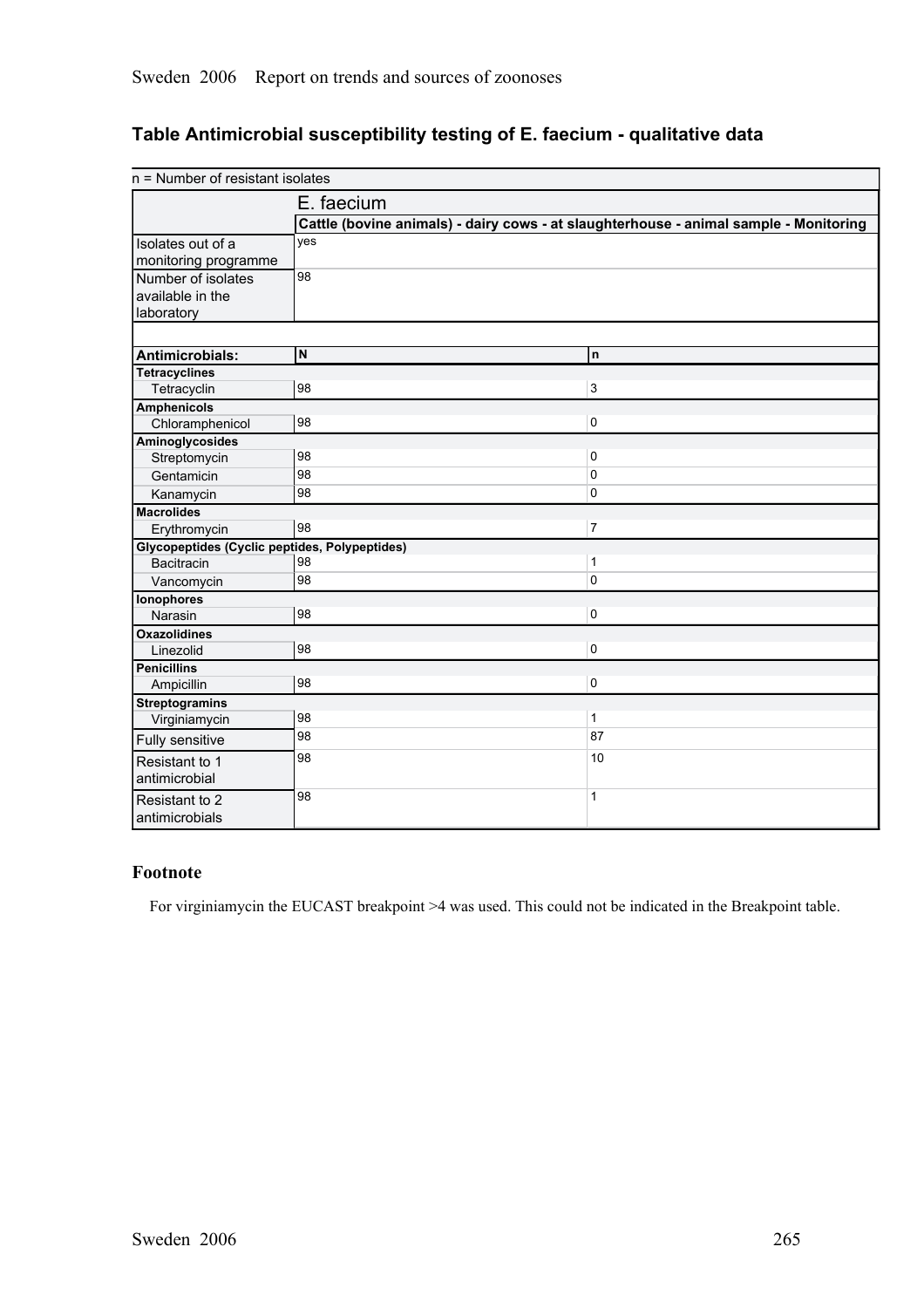## Table Antimicrobial susceptibility testing of E. faecium - qualitative data

| n = Number of resistant isolates | | |
|---|---|---|
| | E. faecium | |
| | Cattle (bovine animals) - dairy cows - at slaughterhouse - animal sample - Monitoring | |
| Isolates out of a monitoring programme | yes | |
| Number of isolates available in the laboratory | 98 | |
| **Antimicrobials:** | **N** | **n** |
| **Tetracyclines** | | |
| Tetracyclin | 98 | 3 |
| **Amphenicols** | | |
| Chloramphenicol | 98 | 0 |
| **Aminoglycosides** | | |
| Streptomycin | 98 | 0 |
| Gentamicin | 98 | 0 |
| Kanamycin | 98 | 0 |
| **Macrolides** | | |
| Erythromycin | 98 | 7 |
| **Glycopeptides (Cyclic peptides, Polypeptides)** | | |
| Bacitracin | 98 | 1 |
| Vancomycin | 98 | 0 |
| **Ionophores** | | |
| Narasin | 98 | 0 |
| **Oxazolidines** | | |
| Linezolid | 98 | 0 |
| **Penicillins** | | |
| Ampicillin | 98 | 0 |
| **Streptogramins** | | |
| Virginiamycin | 98 | 1 |
| Fully sensitive | 98 | 87 |
| Resistant to 1 antimicrobial | 98 | 10 |
| Resistant to 2 antimicrobials | 98 | 1 |

### Footnote

For virginiamycin the EUCAST breakpoint >4 was used. This could not be indicated in the Breakpoint table.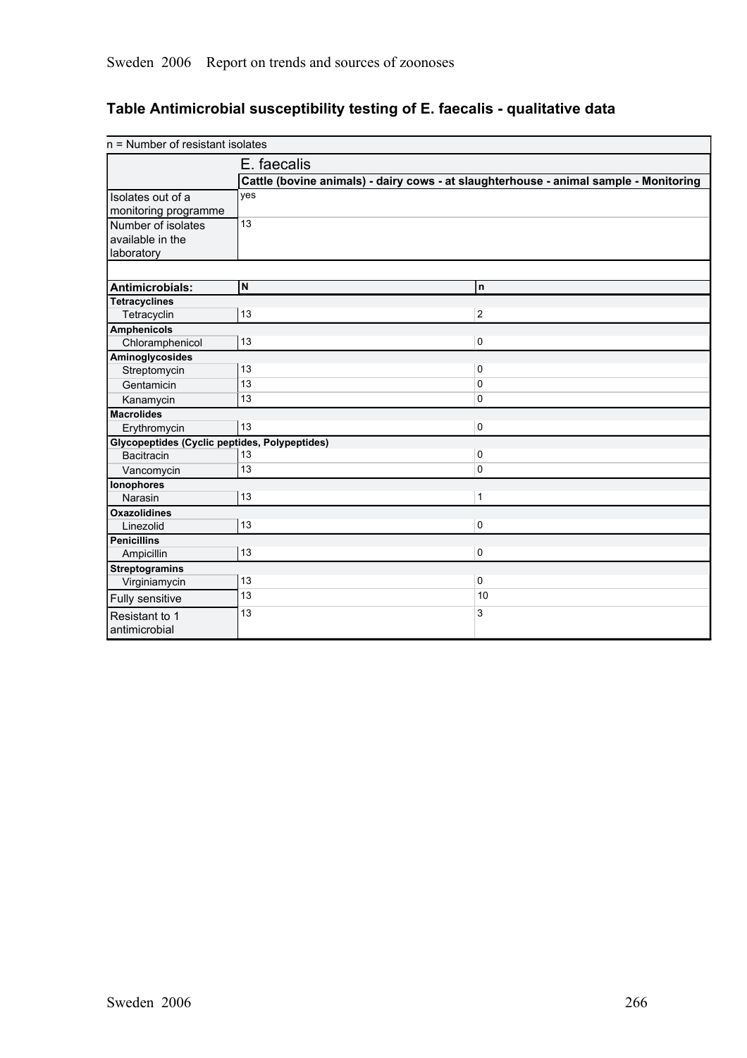## Table Antimicrobial susceptibility testing of E. faecalis - qualitative data

| n = Number of resistant isolates | | |
|---|---|---|
| | E. faecalis | |
| | Cattle (bovine animals) - dairy cows - at slaughterhouse - animal sample - Monitoring | |
| Isolates out of a monitoring programme | yes | |
| Number of isolates available in the laboratory | 13 | |
| **Antimicrobials:** | **N** | **n** |
| **Tetracyclines** | | |
| Tetracyclin | 13 | 2 |
| **Amphenicols** | | |
| Chloramphenicol | 13 | 0 |
| **Aminoglycosides** | | |
| Streptomycin | 13 | 0 |
| Gentamicin | 13 | 0 |
| Kanamycin | 13 | 0 |
| **Macrolides** | | |
| Erythromycin | 13 | 0 |
| **Glycopeptides (Cyclic peptides, Polypeptides)** | | |
| Bacitracin | 13 | 0 |
| Vancomycin | 13 | 0 |
| **Ionophores** | | |
| Narasin | 13 | 1 |
| **Oxazolidines** | | |
| Linezolid | 13 | 0 |
| **Penicillins** | | |
| Ampicillin | 13 | 0 |
| **Streptogramins** | | |
| Virginiamycin | 13 | 0 |
| Fully sensitive | 13 | 10 |
| Resistant to 1 antimicrobial | 13 | 3 |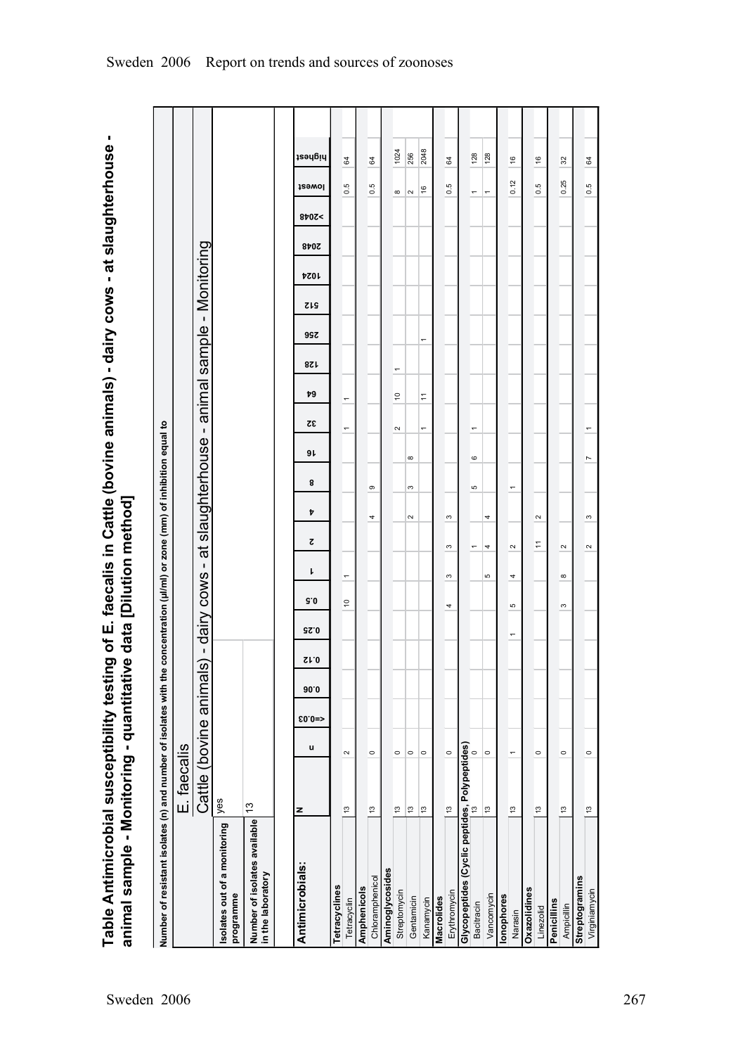# Table Antimicrobial susceptibility testing of E. faecalis in Cattle (bovine animals) - dairy cows - at slaughterhouse - animal sample - Monitoring - quantitative data [Dilution method]

Number of resistant isolates (n) and number of isolates with the concentration (µl/ml) or zone (mm) of inhibition equal to

| | E. faecalis | | | | | | | | | | | | | | | | | | | | | |
|---|---|---|---|---|---|---|---|---|---|---|---|---|---|---|---|---|---|---|---|---|---|---|
| | Cattle (bovine animals) - dairy cows - at slaughterhouse - animal sample - Monitoring | | | | | | | | | | | | | | | | | | | | | |
| Isolates out of a monitoring programme | yes | | | | | | | | | | | | | | | | | | | | | |
| Number of isolates available in the laboratory | 13 | | | | | | | | | | | | | | | | | | | | | |
| **Antimicrobials:** | **N** | **n** | **<=0.03** | **0.06** | **0.12** | **0.25** | **0.5** | **1** | **2** | **4** | **8** | **16** | **32** | **64** | **128** | **256** | **512** | **1024** | **2048** | **>2048** | **lowest** | **highest** |
| **Tetracyclines** | | | | | | | | | | | | | | | | | | | | | | |
| Tetracyclin | 13 | 2 | | | | | 10 | 1 | | | | | 1 | 1 | | | | | | | 0.5 | 64 |
| **Amphenicols** | | | | | | | | | | | | | | | | | | | | | | |
| Chloramphenicol | 13 | 0 | | | | | | | | 4 | 9 | | | | | | | | | | 0.5 | 64 |
| **Aminoglycosides** | | | | | | | | | | | | | | | | | | | | | | |
| Streptomycin | 13 | 0 | | | | | | | | | | | 2 | 10 | 1 | | | | | | 8 | 1024 |
| Gentamicin | 13 | 0 | | | | | | | | 2 | 3 | 8 | | | | | | | | | 2 | 256 |
| Kanamycin | 13 | 0 | | | | | | | | | | | 1 | 11 | | 1 | | | | | 16 | 2048 |
| **Macrolides** | | | | | | | | | | | | | | | | | | | | | | |
| Erythromycin | 13 | 0 | | | | | 4 | 3 | 3 | 3 | | | | | | | | | | | 0.5 | 64 |
| **Glycopeptides (Cyclic peptides, Polypeptides)** | | | | | | | | | | | | | | | | | | | | | | |
| Bacitracin | 13 | 0 | | | | | | | 1 | | 5 | 6 | 1 | | | | | | | | 1 | 128 |
| Vancomycin | 13 | 0 | | | | | | 5 | 4 | 4 | | | | | | | | | | | 1 | 128 |
| **Ionophores** | | | | | | | | | | | | | | | | | | | | | | |
| Narasin | 13 | 1 | | | | 1 | 5 | 4 | 2 | | 1 | | | | | | | | | | 0.12 | 16 |
| **Oxazolidines** | | | | | | | | | | | | | | | | | | | | | | |
| Linezolid | 13 | 0 | | | | | | | 11 | 2 | | | | | | | | | | | 0.5 | 16 |
| **Penicillins** | | | | | | | | | | | | | | | | | | | | | | |
| Ampicillin | 13 | 0 | | | | | 3 | 8 | 2 | | | | | | | | | | | | 0.25 | 32 |
| **Streptogramins** | | | | | | | | | | | | | | | | | | | | | | |
| Virginiamycin | 13 | 0 | | | | | | | 2 | 3 | | 7 | 1 | | | | | | | | 0.5 | 64 |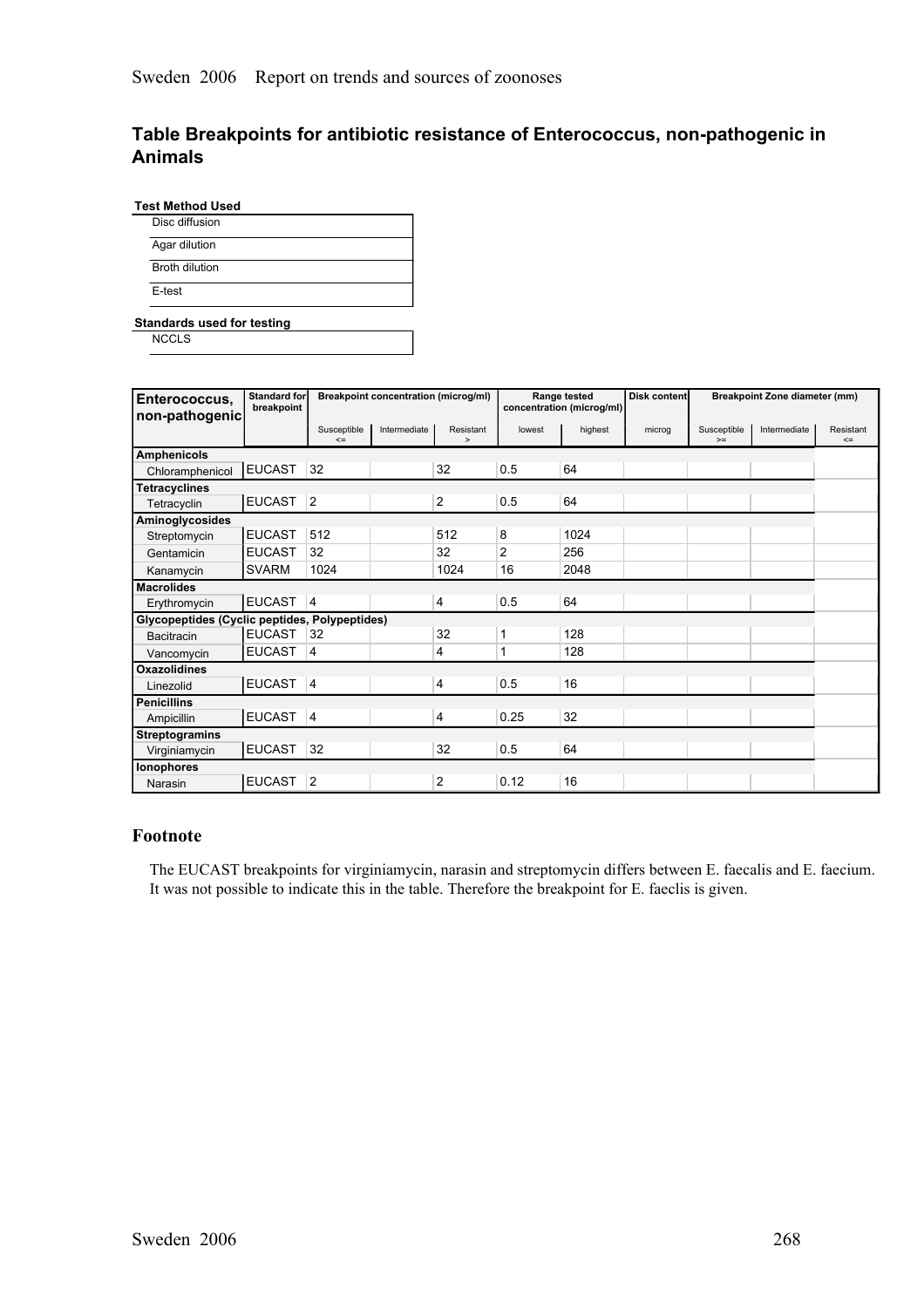## Table Breakpoints for antibiotic resistance of Enterococcus, non-pathogenic in Animals

**Test Method Used**

| |
|---|
| Disc diffusion |
| Agar dilution |
| Broth dilution |
| E-test |

**Standards used for testing**

| |
|---|
| NCCLS |

| Enterococcus, non-pathogenic | Standard for breakpoint | Breakpoint concentration (microg/ml) | | | Range tested concentration (microg/ml) | | Disk content | Breakpoint Zone diameter (mm) | | |
|---|---|---|---|---|---|---|---|---|---|---|
| | | Susceptible <= | Intermediate | Resistant > | lowest | highest | microg | Susceptible >= | Intermediate | Resistant <= |
| **Amphenicols** | | | | | | | | | | |
| Chloramphenicol | EUCAST | 32 | | 32 | 0.5 | 64 | | | | |
| **Tetracyclines** | | | | | | | | | | |
| Tetracyclin | EUCAST | 2 | | 2 | 0.5 | 64 | | | | |
| **Aminoglycosides** | | | | | | | | | | |
| Streptomycin | EUCAST | 512 | | 512 | 8 | 1024 | | | | |
| Gentamicin | EUCAST | 32 | | 32 | 2 | 256 | | | | |
| Kanamycin | SVARM | 1024 | | 1024 | 16 | 2048 | | | | |
| **Macrolides** | | | | | | | | | | |
| Erythromycin | EUCAST | 4 | | 4 | 0.5 | 64 | | | | |
| **Glycopeptides (Cyclic peptides, Polypeptides)** | | | | | | | | | | |
| Bacitracin | EUCAST | 32 | | 32 | 1 | 128 | | | | |
| Vancomycin | EUCAST | 4 | | 4 | 1 | 128 | | | | |
| **Oxazolidines** | | | | | | | | | | |
| Linezolid | EUCAST | 4 | | 4 | 0.5 | 16 | | | | |
| **Penicillins** | | | | | | | | | | |
| Ampicillin | EUCAST | 4 | | 4 | 0.25 | 32 | | | | |
| **Streptogramins** | | | | | | | | | | |
| Virginiamycin | EUCAST | 32 | | 32 | 0.5 | 64 | | | | |
| **Ionophores** | | | | | | | | | | |
| Narasin | EUCAST | 2 | | 2 | 0.12 | 16 | | | | |

### Footnote

The EUCAST breakpoints for virginiamycin, narasin and streptomycin differs between E. faecalis and E. faecium. It was not possible to indicate this in the table. Therefore the breakpoint for E. faeclis is given.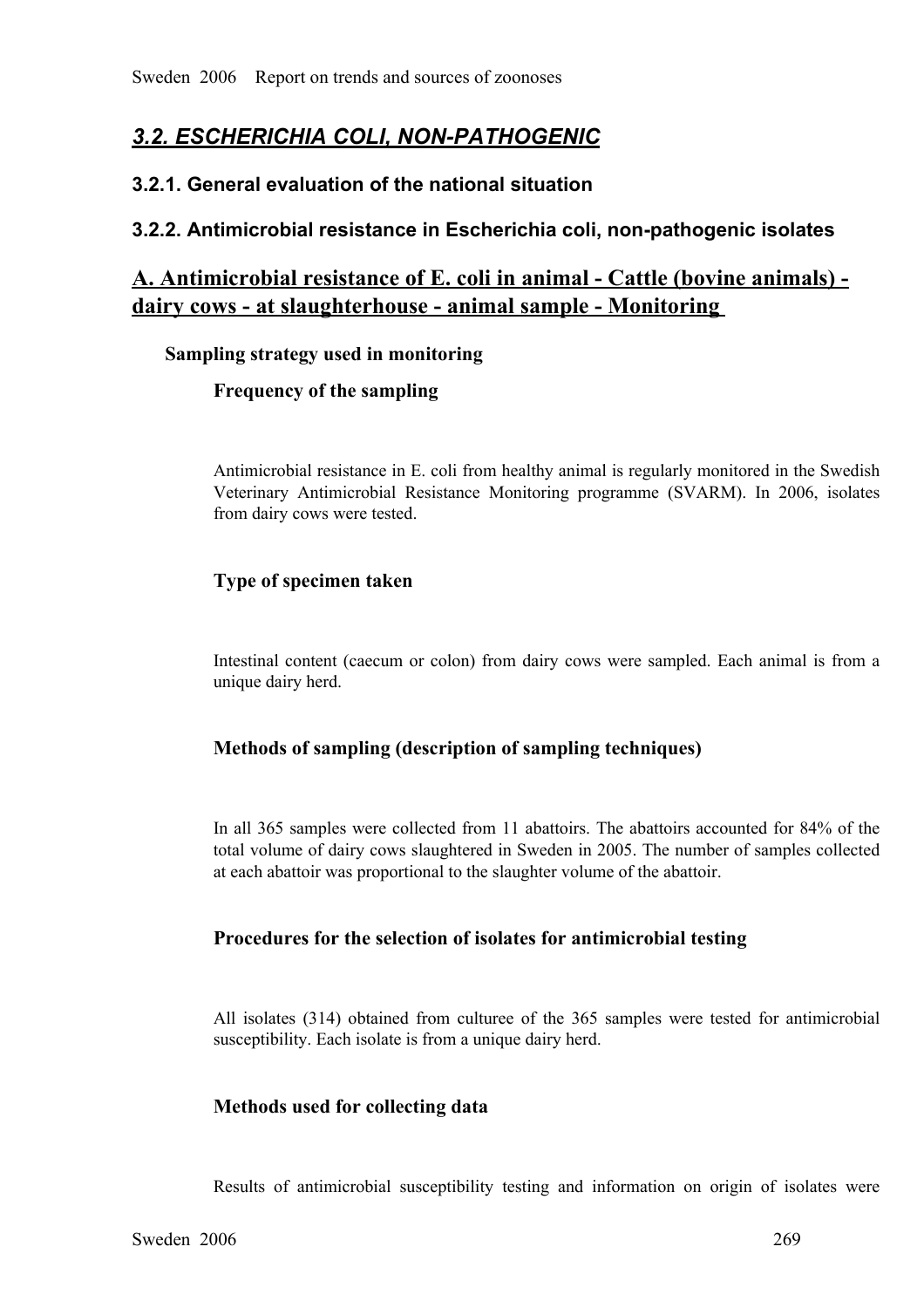## *3.2. ESCHERICHIA COLI, NON-PATHOGENIC*

### 3.2.1. General evaluation of the national situation

### 3.2.2. Antimicrobial resistance in Escherichia coli, non-pathogenic isolates

## A. Antimicrobial resistance of E. coli in animal - Cattle (bovine animals) - dairy cows - at slaughterhouse - animal sample - Monitoring

**Sampling strategy used in monitoring**

**Frequency of the sampling**

Antimicrobial resistance in E. coli from healthy animal is regularly monitored in the Swedish Veterinary Antimicrobial Resistance Monitoring programme (SVARM). In 2006, isolates from dairy cows were tested.

**Type of specimen taken**

Intestinal content (caecum or colon) from dairy cows were sampled. Each animal is from a unique dairy herd.

**Methods of sampling (description of sampling techniques)**

In all 365 samples were collected from 11 abattoirs. The abattoirs accounted for 84% of the total volume of dairy cows slaughtered in Sweden in 2005. The number of samples collected at each abattoir was proportional to the slaughter volume of the abattoir.

**Procedures for the selection of isolates for antimicrobial testing**

All isolates (314) obtained from culturee of the 365 samples were tested for antimicrobial susceptibility. Each isolate is from a unique dairy herd.

**Methods used for collecting data**

Results of antimicrobial susceptibility testing and information on origin of isolates were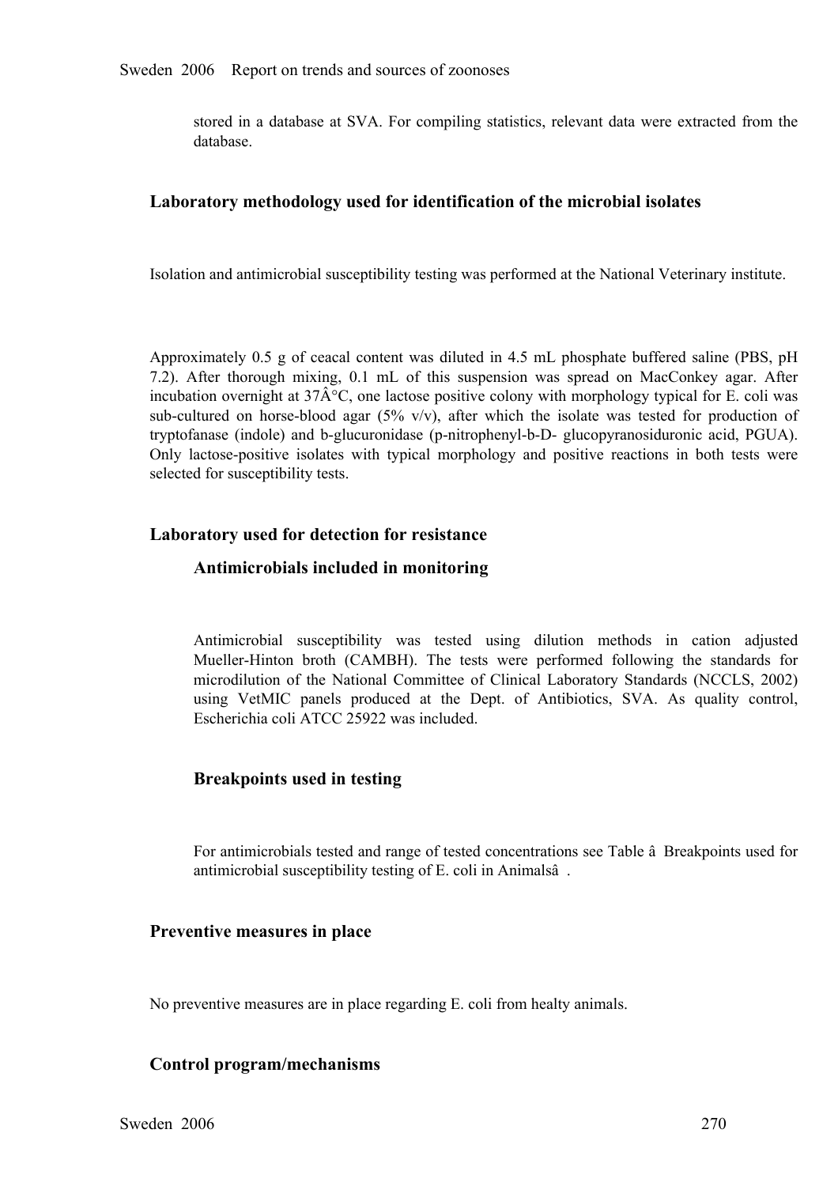stored in a database at SVA. For compiling statistics, relevant data were extracted from the database.

### Laboratory methodology used for identification of the microbial isolates

Isolation and antimicrobial susceptibility testing was performed at the National Veterinary institute.

Approximately 0.5 g of ceacal content was diluted in 4.5 mL phosphate buffered saline (PBS, pH 7.2). After thorough mixing, 0.1 mL of this suspension was spread on MacConkey agar. After incubation overnight at 37Â°C, one lactose positive colony with morphology typical for E. coli was sub-cultured on horse-blood agar (5% v/v), after which the isolate was tested for production of tryptofanase (indole) and b-glucuronidase (p-nitrophenyl-b-D- glucopyranosiduronic acid, PGUA). Only lactose-positive isolates with typical morphology and positive reactions in both tests were selected for susceptibility tests.

### Laboratory used for detection for resistance

#### Antimicrobials included in monitoring

Antimicrobial susceptibility was tested using dilution methods in cation adjusted Mueller-Hinton broth (CAMBH). The tests were performed following the standards for microdilution of the National Committee of Clinical Laboratory Standards (NCCLS, 2002) using VetMIC panels produced at the Dept. of Antibiotics, SVA. As quality control, Escherichia coli ATCC 25922 was included.

#### Breakpoints used in testing

For antimicrobials tested and range of tested concentrations see Table â Breakpoints used for antimicrobial susceptibility testing of E. coli in Animalsâ .

### Preventive measures in place

No preventive measures are in place regarding E. coli from healty animals.

### Control program/mechanisms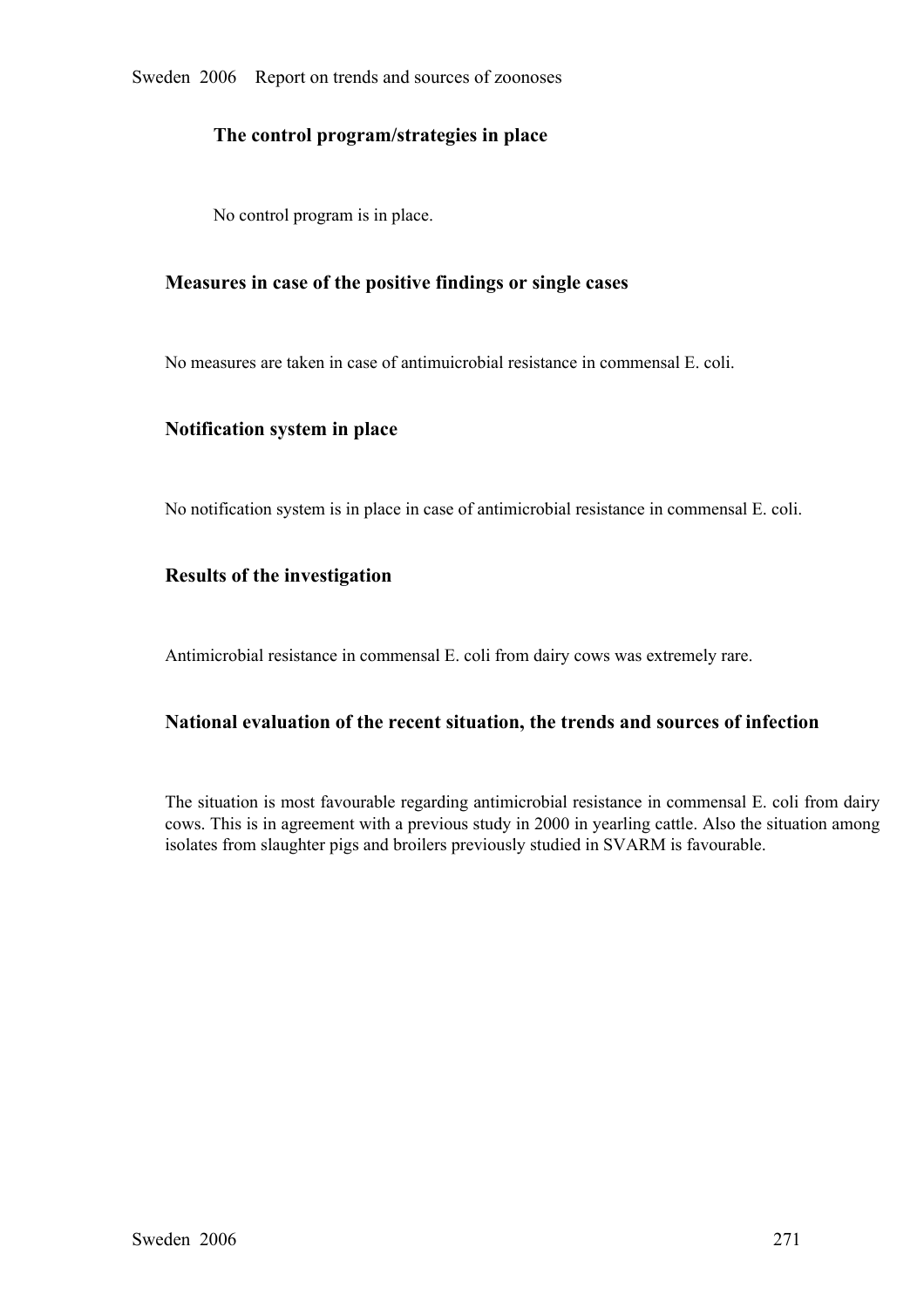### The control program/strategies in place

No control program is in place.

## Measures in case of the positive findings or single cases

No measures are taken in case of antimuicrobial resistance in commensal E. coli.

## Notification system in place

No notification system is in place in case of antimicrobial resistance in commensal E. coli.

## Results of the investigation

Antimicrobial resistance in commensal E. coli from dairy cows was extremely rare.

## National evaluation of the recent situation, the trends and sources of infection

The situation is most favourable regarding antimicrobial resistance in commensal E. coli from dairy cows. This is in agreement with a previous study in 2000 in yearling cattle. Also the situation among isolates from slaughter pigs and broilers previously studied in SVARM is favourable.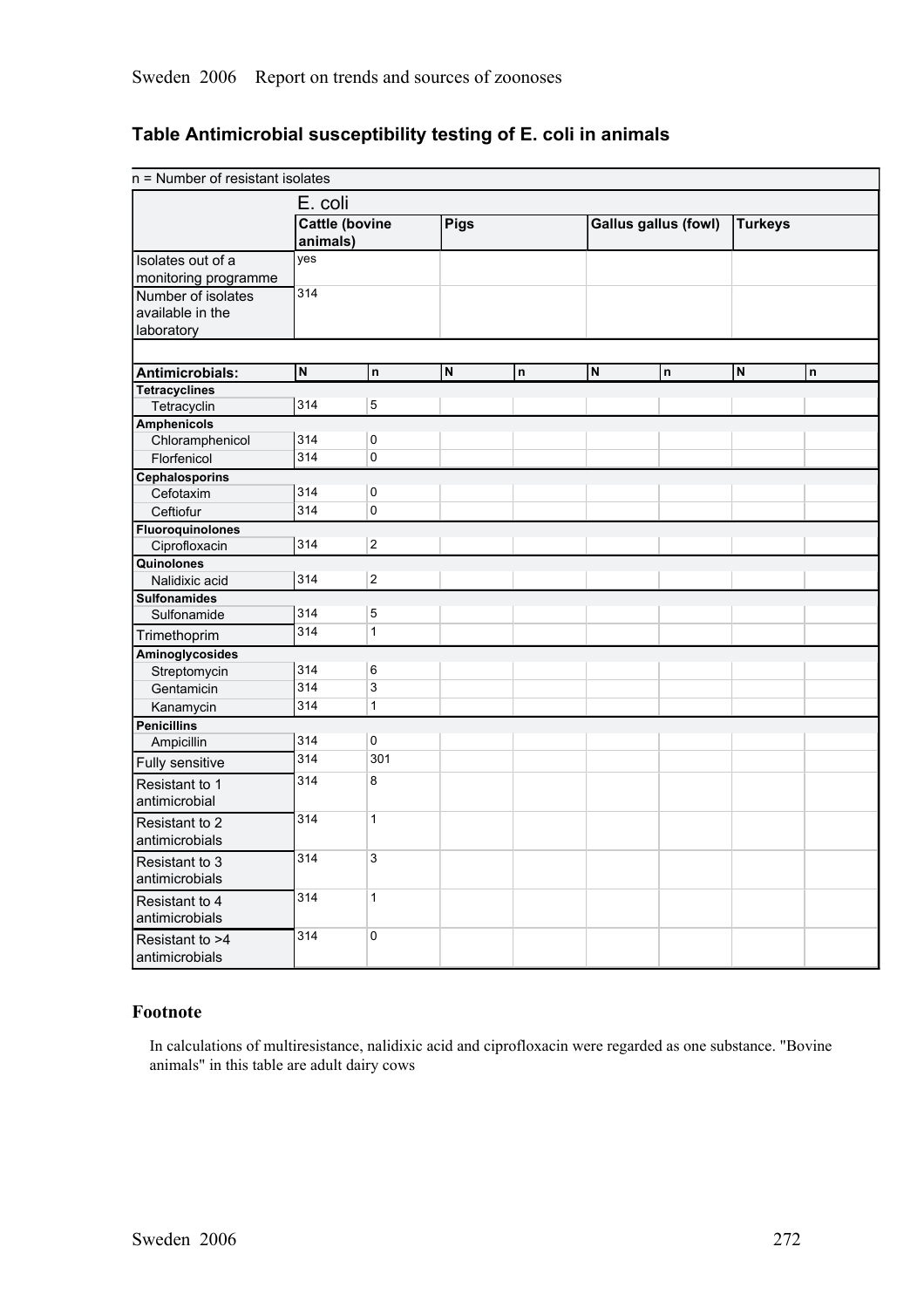## Table Antimicrobial susceptibility testing of E. coli in animals

| n = Number of resistant isolates | | | | | | | | |
|---|---|---|---|---|---|---|---|---|
| | E. coli | | | | | | | |
| | Cattle (bovine animals) | | Pigs | | Gallus gallus (fowl) | | Turkeys | |
| Isolates out of a monitoring programme | yes | | | | | | | |
| Number of isolates available in the laboratory | 314 | | | | | | | |
| **Antimicrobials:** | **N** | **n** | **N** | **n** | **N** | **n** | **N** | **n** |
| **Tetracyclines** | | | | | | | | |
| Tetracyclin | 314 | 5 | | | | | | |
| **Amphenicols** | | | | | | | | |
| Chloramphenicol | 314 | 0 | | | | | | |
| Florfenicol | 314 | 0 | | | | | | |
| **Cephalosporins** | | | | | | | | |
| Cefotaxim | 314 | 0 | | | | | | |
| Ceftiofur | 314 | 0 | | | | | | |
| **Fluoroquinolones** | | | | | | | | |
| Ciprofloxacin | 314 | 2 | | | | | | |
| **Quinolones** | | | | | | | | |
| Nalidixic acid | 314 | 2 | | | | | | |
| **Sulfonamides** | | | | | | | | |
| Sulfonamide | 314 | 5 | | | | | | |
| Trimethoprim | 314 | 1 | | | | | | |
| **Aminoglycosides** | | | | | | | | |
| Streptomycin | 314 | 6 | | | | | | |
| Gentamicin | 314 | 3 | | | | | | |
| Kanamycin | 314 | 1 | | | | | | |
| **Penicillins** | | | | | | | | |
| Ampicillin | 314 | 0 | | | | | | |
| Fully sensitive | 314 | 301 | | | | | | |
| Resistant to 1 antimicrobial | 314 | 8 | | | | | | |
| Resistant to 2 antimicrobials | 314 | 1 | | | | | | |
| Resistant to 3 antimicrobials | 314 | 3 | | | | | | |
| Resistant to 4 antimicrobials | 314 | 1 | | | | | | |
| Resistant to >4 antimicrobials | 314 | 0 | | | | | | |

### Footnote

In calculations of multiresistance, nalidixic acid and ciprofloxacin were regarded as one substance. "Bovine animals" in this table are adult dairy cows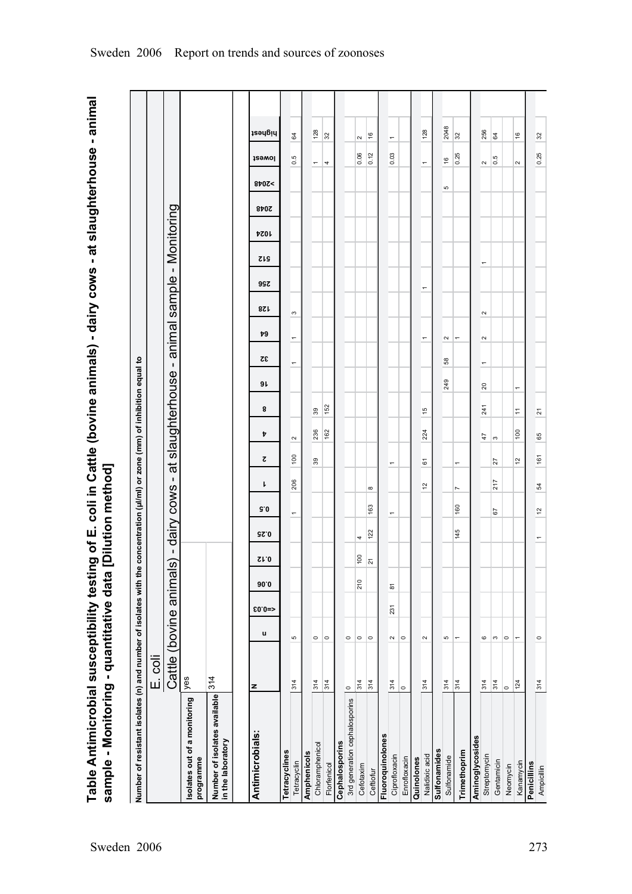# Table Antimicrobial susceptibility testing of E. coli in Cattle (bovine animals) - dairy cows - at slaughterhouse - animal sample - Monitoring - quantitative data [Dilution method]

Number of resistant isolates (n) and number of isolates with the concentration (µl/ml) or zone (mm) of inhibition equal to

| | E. coli | | | | | | | | | | | | | | | | | | | | | |
|---|---|---|---|---|---|---|---|---|---|---|---|---|---|---|---|---|---|---|---|---|---|---|
| | Cattle (bovine animals) - dairy cows - at slaughterhouse - animal sample - Monitoring | | | | | | | | | | | | | | | | | | | | | |
| Isolates out of a monitoring programme | yes | | | | | | | | | | | | | | | | | | | | | |
| Number of isolates available in the laboratory | 314 | | | | | | | | | | | | | | | | | | | | | |
| **Antimicrobials:** | **N** | n | <=0.03 | 0.06 | 0.12 | 0.25 | 0.5 | 1 | 2 | 4 | 8 | 16 | 32 | 64 | 128 | 256 | 512 | 1024 | 2048 | >2048 | lowest | highest |
| **Tetracyclines** | | | | | | | | | | | | | | | | | | | | | | |
| Tetracyclin | 314 | 5 | | | | | 1 | 206 | 100 | 2 | | | 1 | 1 | 3 | | | | | | 0.5 | 64 |
| **Amphenicols** | | | | | | | | | | | | | | | | | | | | | | |
| Chloramphenicol | 314 | 0 | | | | | | | 39 | 236 | 39 | | | | | | | | | | 1 | 128 |
| Florfenicol | 314 | 0 | | | | | | | | 162 | 152 | | | | | | | | | | 4 | 32 |
| **Cephalosporins** | | | | | | | | | | | | | | | | | | | | | | |
| 3rd generation cephalosporins | 0 | 0 | | | | | | | | | | | | | | | | | | | | |
| Cefotaxim | 314 | 0 | | 210 | 100 | 4 | | | | | | | | | | | | | | | 0.06 | 2 |
| Ceftiofur | 314 | 0 | | | 21 | 122 | 163 | 8 | | | | | | | | | | | | | 0.12 | 16 |
| **Fluoroquinolones** | | | | | | | | | | | | | | | | | | | | | | |
| Ciprofloxacin | 314 | 2 | 231 | 81 | | | 1 | | 1 | | | | | | | | | | | | 0.03 | 1 |
| Enrofloxacin | 0 | 0 | | | | | | | | | | | | | | | | | | | | |
| **Quinolones** | | | | | | | | | | | | | | | | | | | | | | |
| Nalidixic acid | 314 | 2 | | | | | | 12 | 61 | 224 | 15 | | | 1 | | 1 | | | | | 1 | 128 |
| **Sulfonamides** | | | | | | | | | | | | | | | | | | | | | | |
| Sulfonamide | 314 | 5 | | | | | | | | | | 249 | 58 | 2 | | | | | | 5 | 16 | 2048 |
| **Trimethoprim** | 314 | 1 | | | | 145 | 160 | 7 | 1 | | | | | 1 | | | | | | | 0.25 | 32 |
| **Aminoglycosides** | | | | | | | | | | | | | | | | | | | | | | |
| Streptomycin | 314 | 6 | | | | | | | | 47 | 241 | 20 | 1 | 2 | 2 | | 1 | | | | 2 | 256 |
| Gentamicin | 314 | 3 | | | | | 67 | 217 | 27 | 3 | | | | | | | | | | | 0.5 | 64 |
| Neomycin | 0 | 0 | | | | | | | | | | | | | | | | | | | | |
| Kanamycin | 124 | 1 | | | | | | | 12 | 100 | 11 | 1 | | | | | | | | | 2 | 16 |
| **Penicillins** | | | | | | | | | | | | | | | | | | | | | | |
| Ampicillin | 314 | 0 | | | | 1 | 12 | 54 | 161 | 65 | 21 | | | | | | | | | | 0.25 | 32 |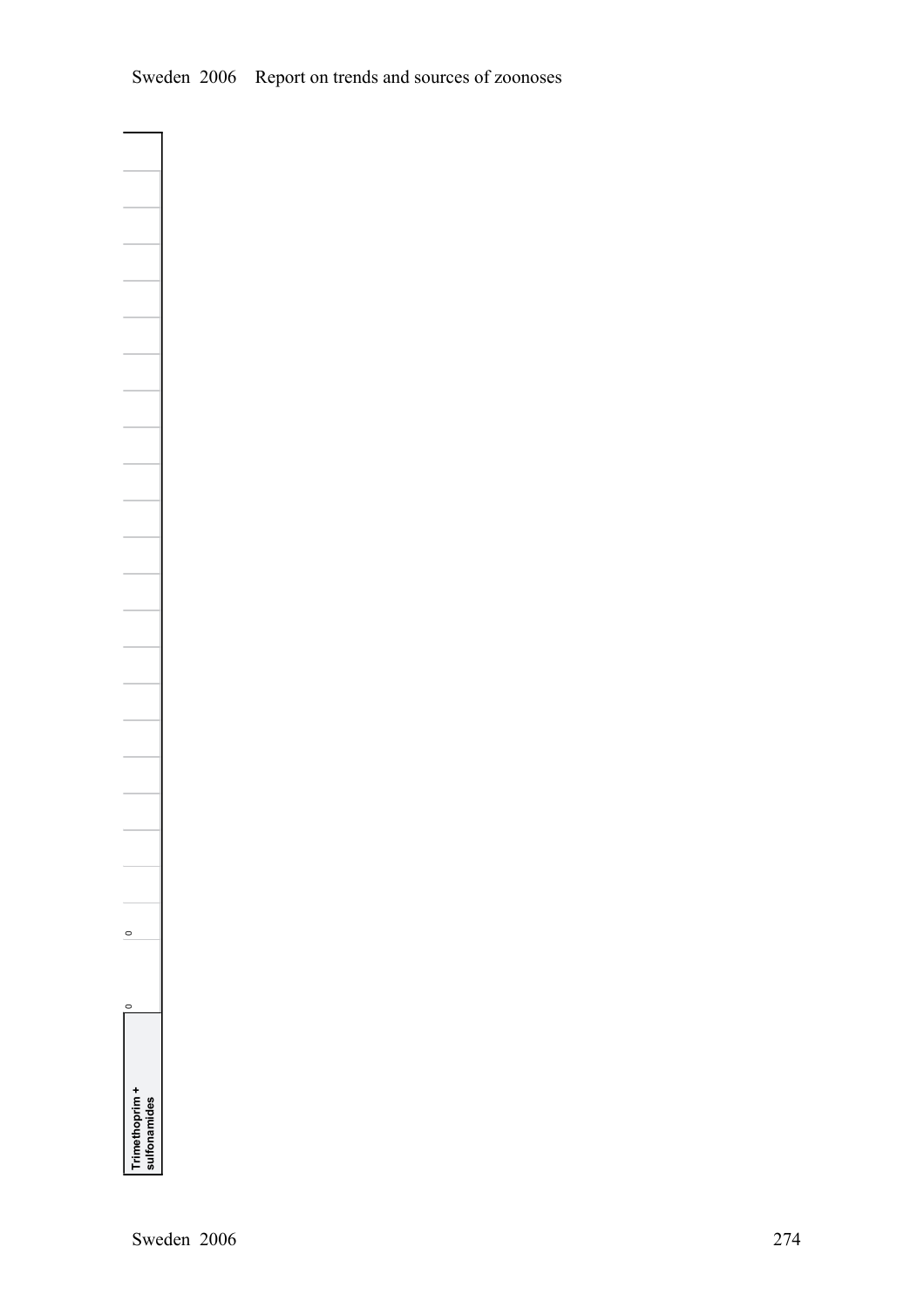| Trimethoprim + sulfonamides | 0 | 0 | | | | | | | | | | | | | | | | | | | | | | |
|---|---|---|---|---|---|---|---|---|---|---|---|---|---|---|---|---|---|---|---|---|---|---|---|---|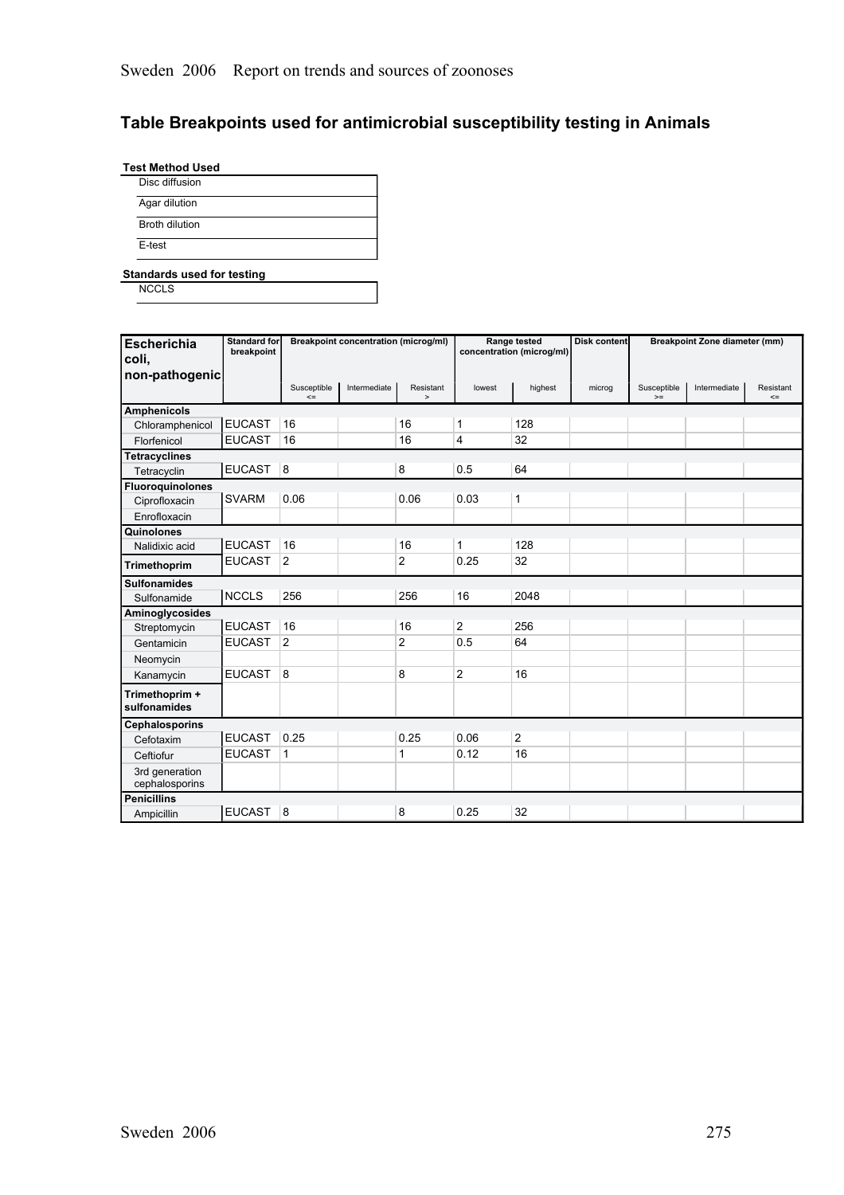## Table Breakpoints used for antimicrobial susceptibility testing in Animals

**Test Method Used**

| |
|---|
| Disc diffusion |
| Agar dilution |
| Broth dilution |
| E-test |

**Standards used for testing**

| |
|---|
| NCCLS |

| Escherichia coli, non-pathogenic | Standard for breakpoint | Breakpoint concentration (microg/ml) | | | Range tested concentration (microg/ml) | | Disk content | Breakpoint Zone diameter (mm) | | |
|---|---|---|---|---|---|---|---|---|---|---|
| | | Susceptible <= | Intermediate | Resistant > | lowest | highest | microg | Susceptible >= | Intermediate | Resistant <= |
| **Amphenicols** | | | | | | | | | | |
| Chloramphenicol | EUCAST | 16 | | 16 | 1 | 128 | | | | |
| Florfenicol | EUCAST | 16 | | 16 | 4 | 32 | | | | |
| **Tetracyclines** | | | | | | | | | | |
| Tetracyclin | EUCAST | 8 | | 8 | 0.5 | 64 | | | | |
| **Fluoroquinolones** | | | | | | | | | | |
| Ciprofloxacin | SVARM | 0.06 | | 0.06 | 0.03 | 1 | | | | |
| Enrofloxacin | | | | | | | | | | |
| **Quinolones** | | | | | | | | | | |
| Nalidixic acid | EUCAST | 16 | | 16 | 1 | 128 | | | | |
| **Trimethoprim** | EUCAST | 2 | | 2 | 0.25 | 32 | | | | |
| **Sulfonamides** | | | | | | | | | | |
| Sulfonamide | NCCLS | 256 | | 256 | 16 | 2048 | | | | |
| **Aminoglycosides** | | | | | | | | | | |
| Streptomycin | EUCAST | 16 | | 16 | 2 | 256 | | | | |
| Gentamicin | EUCAST | 2 | | 2 | 0.5 | 64 | | | | |
| Neomycin | | | | | | | | | | |
| Kanamycin | EUCAST | 8 | | 8 | 2 | 16 | | | | |
| **Trimethoprim + sulfonamides** | | | | | | | | | | |
| **Cephalosporins** | | | | | | | | | | |
| Cefotaxim | EUCAST | 0.25 | | 0.25 | 0.06 | 2 | | | | |
| Ceftiofur | EUCAST | 1 | | 1 | 0.12 | 16 | | | | |
| 3rd generation cephalosporins | | | | | | | | | | |
| **Penicillins** | | | | | | | | | | |
| Ampicillin | EUCAST | 8 | | 8 | 0.25 | 32 | | | | |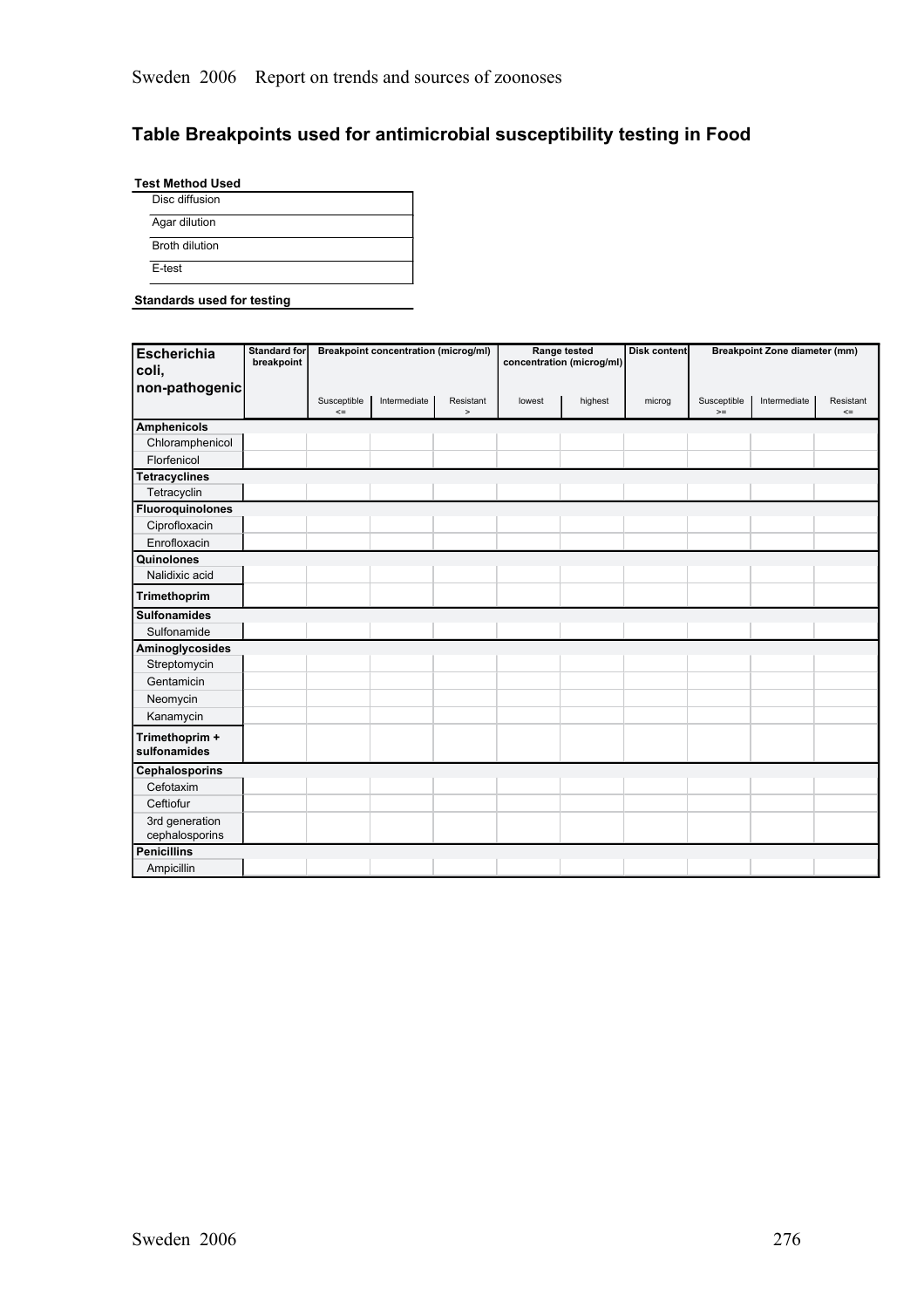## Table Breakpoints used for antimicrobial susceptibility testing in Food

| Test Method Used |
|---|
| Disc diffusion |
| Agar dilution |
| Broth dilution |
| E-test |

**Standards used for testing**

| Escherichia coli, non-pathogenic | Standard for breakpoint | Breakpoint concentration (microg/ml) | | | Range tested concentration (microg/ml) | | Disk content | Breakpoint Zone diameter (mm) | | |
|---|---|---|---|---|---|---|---|---|---|---|
| | | Susceptible <= | Intermediate | Resistant > | lowest | highest | microg | Susceptible >= | Intermediate | Resistant <= |
| **Amphenicols** | | | | | | | | | | |
| Chloramphenicol | | | | | | | | | | |
| Florfenicol | | | | | | | | | | |
| **Tetracyclines** | | | | | | | | | | |
| Tetracyclin | | | | | | | | | | |
| **Fluoroquinolones** | | | | | | | | | | |
| Ciprofloxacin | | | | | | | | | | |
| Enrofloxacin | | | | | | | | | | |
| **Quinolones** | | | | | | | | | | |
| Nalidixic acid | | | | | | | | | | |
| **Trimethoprim** | | | | | | | | | | |
| **Sulfonamides** | | | | | | | | | | |
| Sulfonamide | | | | | | | | | | |
| **Aminoglycosides** | | | | | | | | | | |
| Streptomycin | | | | | | | | | | |
| Gentamicin | | | | | | | | | | |
| Neomycin | | | | | | | | | | |
| Kanamycin | | | | | | | | | | |
| **Trimethoprim + sulfonamides** | | | | | | | | | | |
| **Cephalosporins** | | | | | | | | | | |
| Cefotaxim | | | | | | | | | | |
| Ceftiofur | | | | | | | | | | |
| 3rd generation cephalosporins | | | | | | | | | | |
| **Penicillins** | | | | | | | | | | |
| Ampicillin | | | | | | | | | | |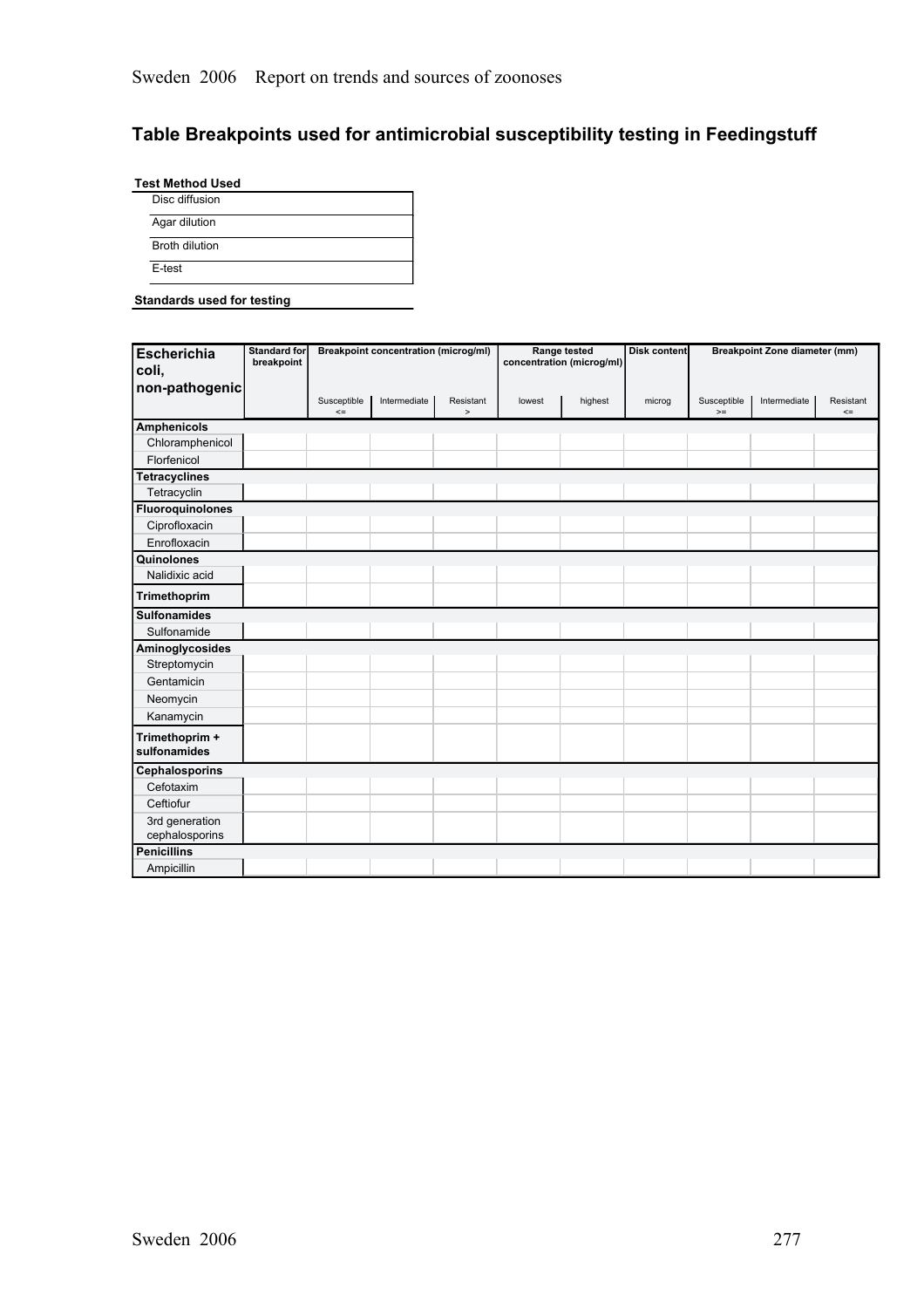## Table Breakpoints used for antimicrobial susceptibility testing in Feedingstuff

| Test Method Used |
|---|
| Disc diffusion |
| Agar dilution |
| Broth dilution |
| E-test |

**Standards used for testing**

| Escherichia coli, non-pathogenic | Standard for breakpoint | Breakpoint concentration (microg/ml) | | | Range tested concentration (microg/ml) | | Disk content | Breakpoint Zone diameter (mm) | | |
|---|---|---|---|---|---|---|---|---|---|---|
| | | Susceptible <= | Intermediate | Resistant > | lowest | highest | microg | Susceptible >= | Intermediate | Resistant <= |
| **Amphenicols** | | | | | | | | | | |
| Chloramphenicol | | | | | | | | | | |
| Florfenicol | | | | | | | | | | |
| **Tetracyclines** | | | | | | | | | | |
| Tetracyclin | | | | | | | | | | |
| **Fluoroquinolones** | | | | | | | | | | |
| Ciprofloxacin | | | | | | | | | | |
| Enrofloxacin | | | | | | | | | | |
| **Quinolones** | | | | | | | | | | |
| Nalidixic acid | | | | | | | | | | |
| **Trimethoprim** | | | | | | | | | | |
| **Sulfonamides** | | | | | | | | | | |
| Sulfonamide | | | | | | | | | | |
| **Aminoglycosides** | | | | | | | | | | |
| Streptomycin | | | | | | | | | | |
| Gentamicin | | | | | | | | | | |
| Neomycin | | | | | | | | | | |
| Kanamycin | | | | | | | | | | |
| **Trimethoprim + sulfonamides** | | | | | | | | | | |
| **Cephalosporins** | | | | | | | | | | |
| Cefotaxim | | | | | | | | | | |
| Ceftiofur | | | | | | | | | | |
| 3rd generation cephalosporins | | | | | | | | | | |
| **Penicillins** | | | | | | | | | | |
| Ampicillin | | | | | | | | | | |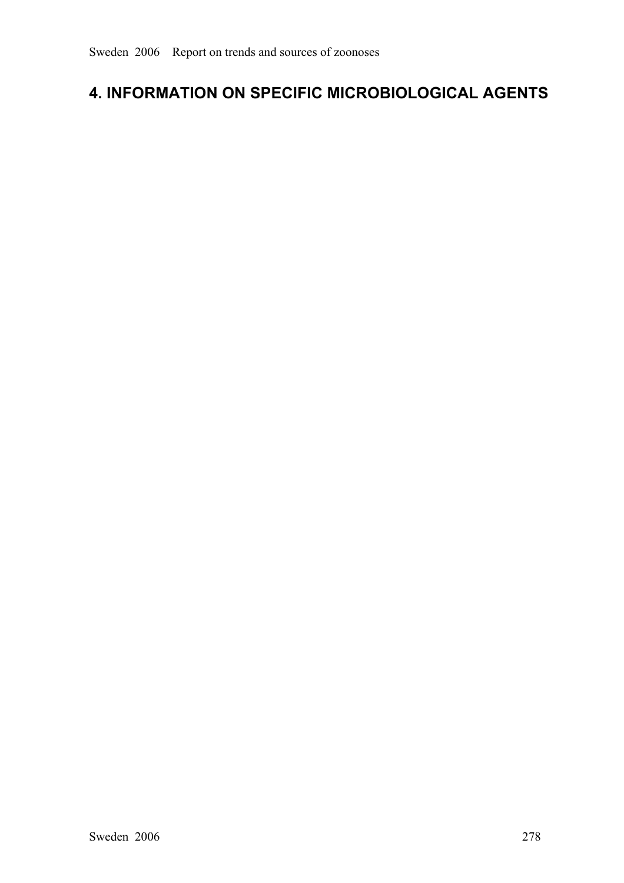# 4. INFORMATION ON SPECIFIC MICROBIOLOGICAL AGENTS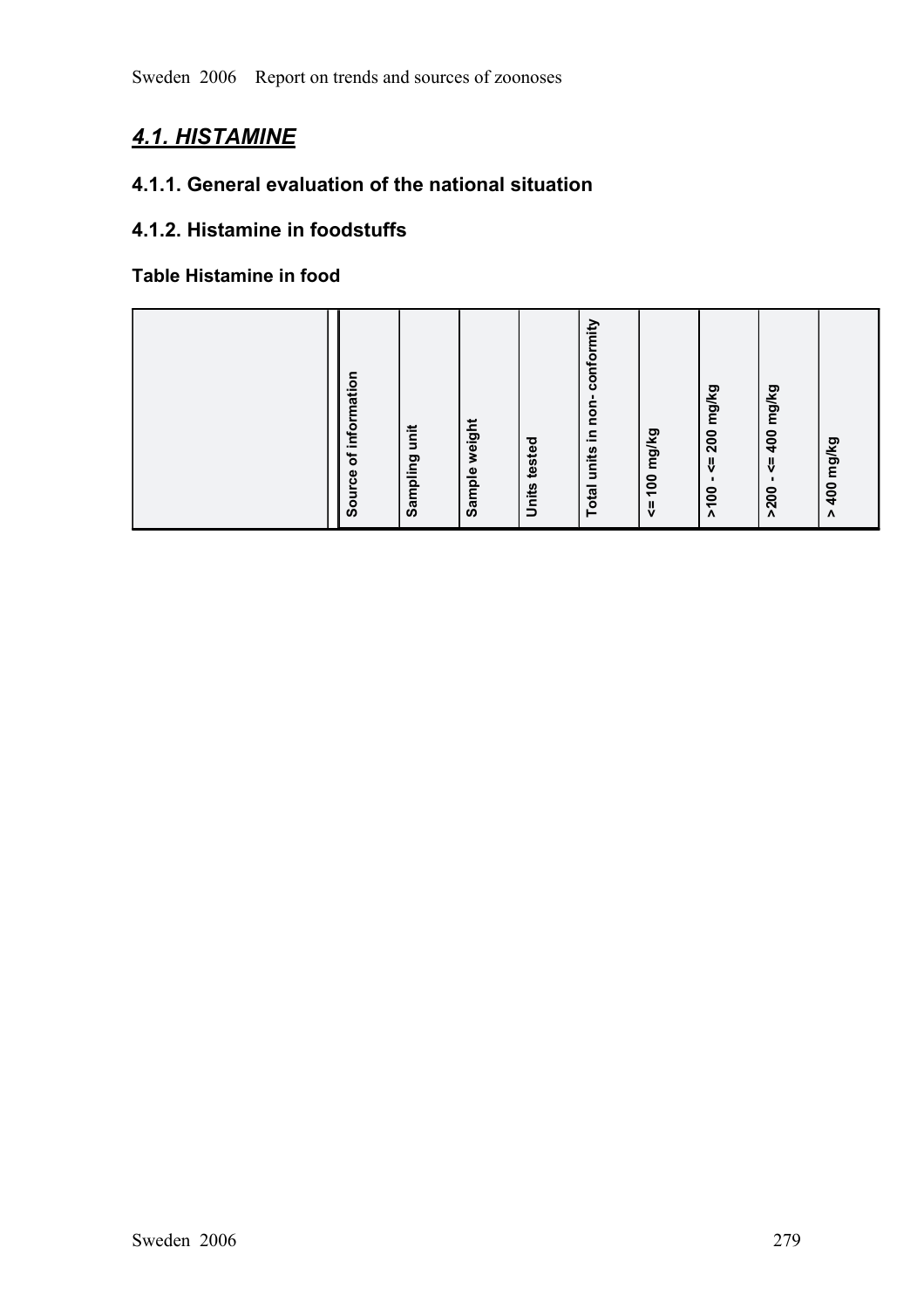# *4.1. HISTAMINE*

## 4.1.1. General evaluation of the national situation

## 4.1.2. Histamine in foodstuffs

### Table Histamine in food

| | Source of information | Sampling unit | Sample weight | Units tested | Total units in non- conformity | <= 100 mg/kg | >100 - <= 200 mg/kg | >200 - <= 400 mg/kg | > 400 mg/kg |
|---|---|---|---|---|---|---|---|---|---|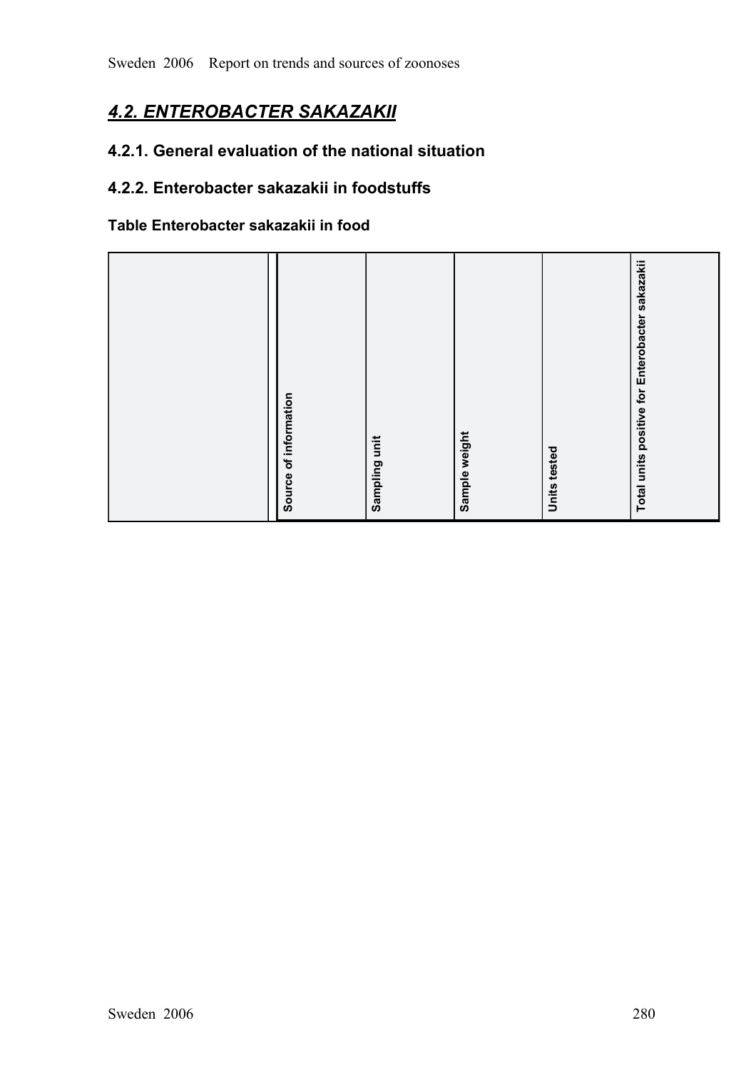## *4.2. ENTEROBACTER SAKAZAKII*

### 4.2.1. General evaluation of the national situation

### 4.2.2. Enterobacter sakazakii in foodstuffs

#### Table Enterobacter sakazakii in food

| | Source of information | Sampling unit | Sample weight | Units tested | Total units positive for Enterobacter sakazakii |
|---|---|---|---|---|---|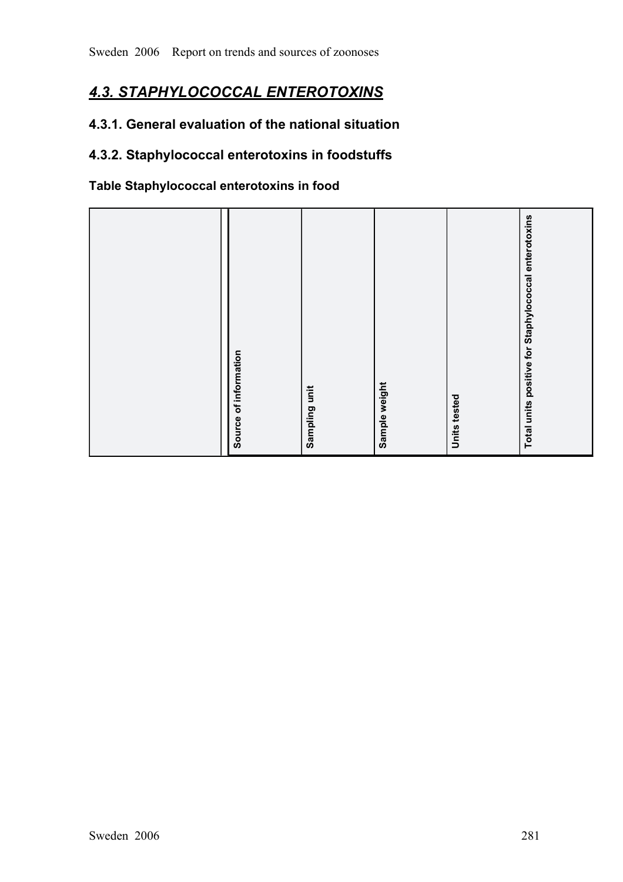# *4.3. STAPHYLOCOCCAL ENTEROTOXINS*

## 4.3.1. General evaluation of the national situation

## 4.3.2. Staphylococcal enterotoxins in foodstuffs

### Table Staphylococcal enterotoxins in food

| | Source of information | Sampling unit | Sample weight | Units tested | Total units positive for Staphylococcal enterotoxins |
|---|---|---|---|---|---|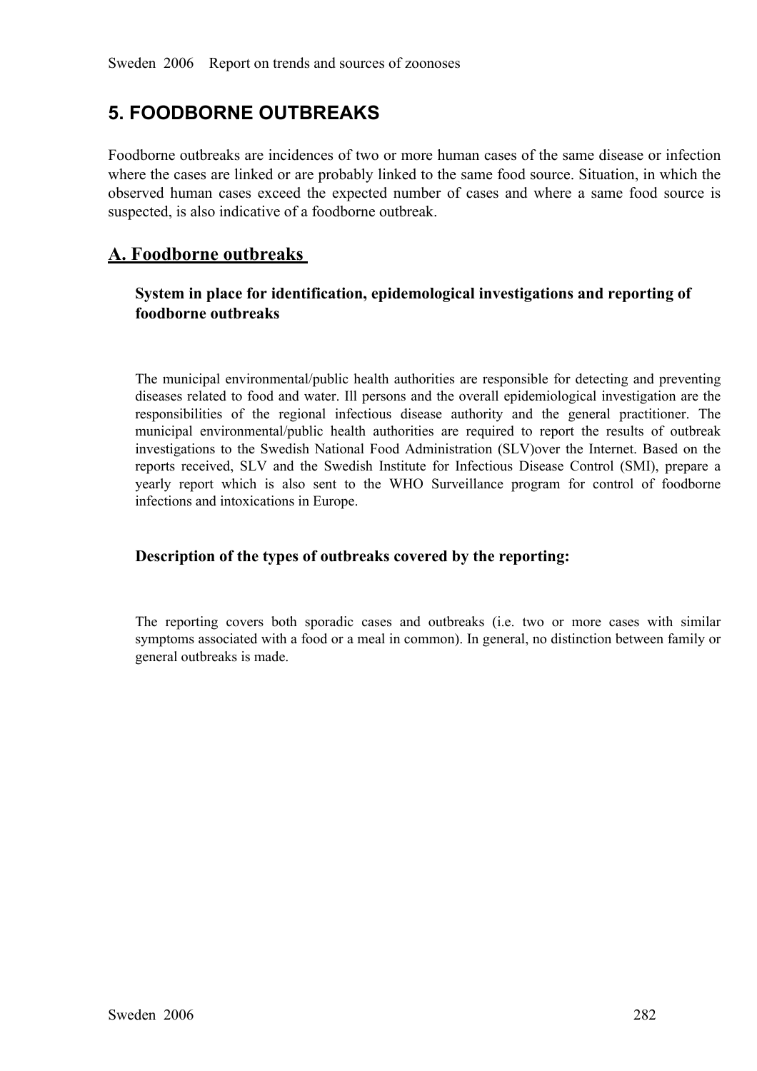# 5. FOODBORNE OUTBREAKS

Foodborne outbreaks are incidences of two or more human cases of the same disease or infection where the cases are linked or are probably linked to the same food source. Situation, in which the observed human cases exceed the expected number of cases and where a same food source is suspected, is also indicative of a foodborne outbreak.

## A. Foodborne outbreaks

### System in place for identification, epidemological investigations and reporting of foodborne outbreaks

The municipal environmental/public health authorities are responsible for detecting and preventing diseases related to food and water. Ill persons and the overall epidemiological investigation are the responsibilities of the regional infectious disease authority and the general practitioner. The municipal environmental/public health authorities are required to report the results of outbreak investigations to the Swedish National Food Administration (SLV)over the Internet. Based on the reports received, SLV and the Swedish Institute for Infectious Disease Control (SMI), prepare a yearly report which is also sent to the WHO Surveillance program for control of foodborne infections and intoxications in Europe.

### Description of the types of outbreaks covered by the reporting:

The reporting covers both sporadic cases and outbreaks (i.e. two or more cases with similar symptoms associated with a food or a meal in common). In general, no distinction between family or general outbreaks is made.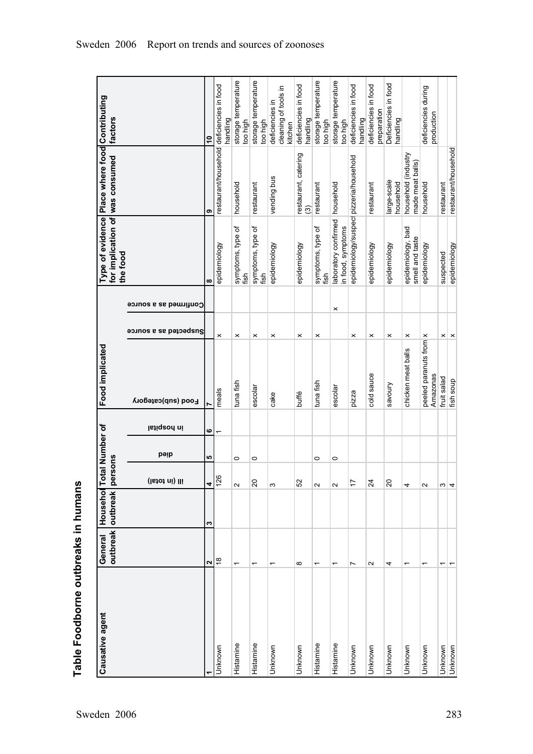## Table Foodborne outbreaks in humans

| Causative agent | General outbreak | Household outbreak | Total Number of persons | | | Food implicated | | | Type of evidence for implication of the food | Place where food was consumed | Contributing factors |
|---|---|---|---|---|---|---|---|---|---|---|---|
| | | | ill (in total) | died | in hospital | Food (sub)category | Suspected as a source | Confirmed as a source | | | |
| 1 | 2 | 3 | 4 | 5 | 6 | 7 | | | 8 | 9 | 10 |
| Unknown | 18 | | 126 | | 1 | meals | x | | epidemiology | restaurant/household | deficiencies in food handling |
| Histamine | 1 | | 2 | 0 | | tuna fish | x | | symptoms, type of fish | household | storage temperature too high |
| Histamine | 1 | | 20 | 0 | | escolar | x | | symptoms, type of fish | restaurant | storage temperature too high |
| Unknown | 1 | | 3 | | | cake | x | | epidemiology | vending bus | deficiencies in cleaning of tools in kitchen |
| Unknown | 8 | | 52 | | | buffé | x | | epidemiology | restaurant, catering (3) | deficiencies in food handling |
| Histamine | 1 | | 2 | 0 | | tuna fish | x | | symptoms, type of fish | restaurant | storage temperature too high |
| Histamine | 1 | | 2 | 0 | | escolar | | x | laboratory confirmed in food, symptoms | household | storage temperature too high |
| Unknown | 7 | | 17 | | | pizza | x | | epidemiology/suspected | pizzeria/household | deficiencies in food handling |
| Unknown | 2 | | 24 | | | cold sauce | x | | epidemiology | restaurant | deficiencies in food preparation |
| Unknown | 4 | | 20 | | | savoury | x | | epidemiology | large-scale household | Deficiencies in food handling |
| Unknown | 1 | | 4 | | | chicken meat balls | x | | epidemiology, bad smell and taste | household (industry made meat balls) | |
| Unknown | 1 | | 2 | | | peeled paranuts from Amazonas | x | | epidemiology | household | deficiencies during production |
| Unknown | 1 | | 3 | | | fruit salad | x | | suspected | restaurant | |
| Unknown | 1 | | 4 | | | fish soup | x | | epidemiology | restaurant/household | |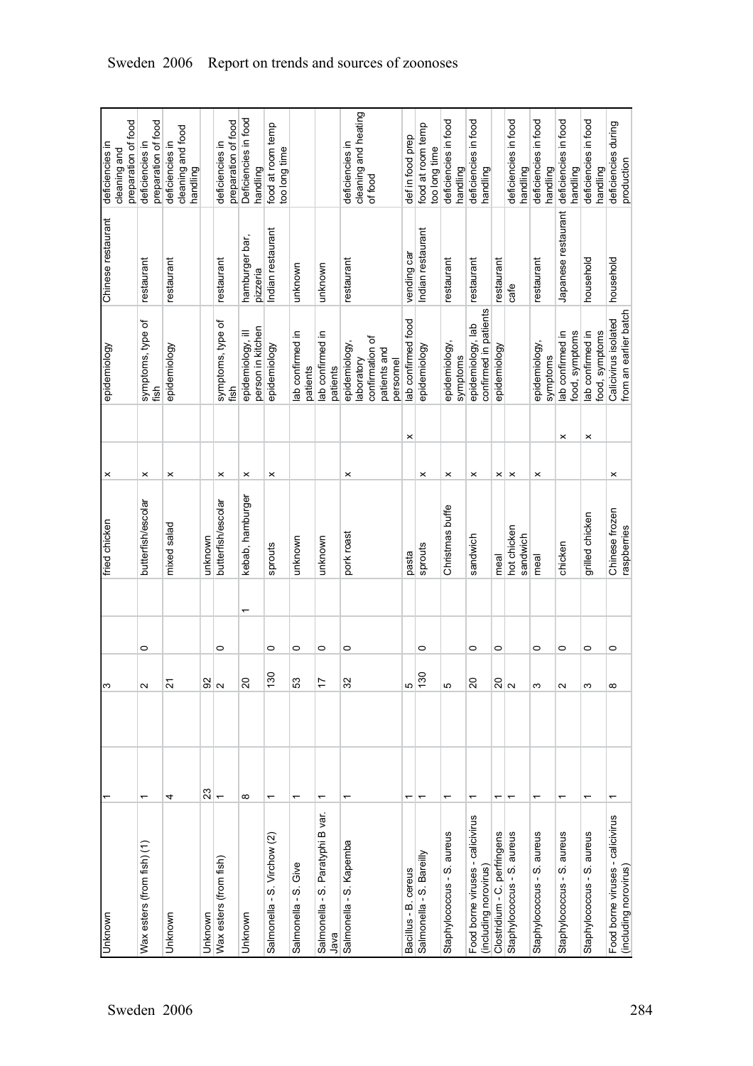| | | | | | | | | | | | |
|---|---|---|---|---|---|---|---|---|---|---|---|
| Unknown | 1 | | 3 | | | fried chicken | x | | epidemiology | Chinese restaurant | deficiencies in cleaning and preparation of food |
| Wax esters (from fish) (1) | 1 | | 2 | 0 | | butterfish/escolar | x | | symptoms, type of fish | restaurant | deficiencies in preparation of food |
| Unknown | 4 | | 21 | | | mixed salad | x | | epidemiology | restaurant | deficiencies in cleaning and food handling |
| Unknown | 23 | | 92 | | | unknown | | | | | |
| Wax esters (from fish) | 1 | | 2 | 0 | | butterfish/escolar | x | | symptoms, type of fish | restaurant | deficiencies in preparation of food |
| Unknown | 8 | | 20 | | 1 | kebab, hamburger | x | | epidemiology, ill person in kitchen | hamburger bar, pizzeria | Deficiencies in food handling |
| Salmonella - S. Virchow (2) | 1 | | 130 | 0 | | sprouts | x | | epidemiology | Indian restaurant | food at room temp too long time |
| Salmonella - S. Give | 1 | | 53 | 0 | | unknown | | | lab confirmed in patients | unknown | |
| Salmonella - S. Paratyphi B var. Java | 1 | | 17 | 0 | | unknown | | | lab confirmed in patients | unknown | |
| Salmonella - S. Kapemba | 1 | | 32 | 0 | | pork roast | x | | epidemiology, laboratory confirmation of patients and personnel | restaurant | deficiencies in cleaning and heating of food |
| Bacillus - B. cereus | 1 | | 5 | | | pasta | | x | lab confirmed food | vending car | def in food prep |
| Salmonella - S. Bareilly | 1 | | 130 | 0 | | sprouts | x | | epidemiology | Indian restaurant | food at room temp too long time |
| Staphylococcus - S. aureus | 1 | | 5 | | | Christmas buffe | x | | epidemiology, symptoms | restaurant | deficiencies in food handling |
| Food borne viruses - calicivirus (including norovirus) | 1 | | 20 | 0 | | sandwich | x | | epidemiology, lab confirmed in patients | restaurant | deficiencies in food handling |
| Clostridium - C. perfringens | 1 | | 20 | 0 | | meal | x | | epidemiology | restaurant | |
| Staphylococcus - S. aureus | 1 | | 2 | | | hot chicken sandwich | x | | | cafe | deficiencies in food handling |
| Staphylococcus - S. aureus | 1 | | 3 | 0 | | meal | x | | epidemiology, symptoms | restaurant | deficiencies in food handling |
| Staphylococcus - S. aureus | 1 | | 2 | 0 | | chicken | | x | lab confirmed in food, symptoms | Japanese restaurant | deficiencies in food handling |
| Staphylococcus - S. aureus | 1 | | 3 | 0 | | grilled chicken | | x | lab confirmed in food, symptoms | household | deficiencies in food handling |
| Food borne viruses - calicivirus (including norovirus) | 1 | | 8 | 0 | | Chinese frozen raspberries | x | | Calicivirus isolated from an earlier batch | household | deficiencies during production |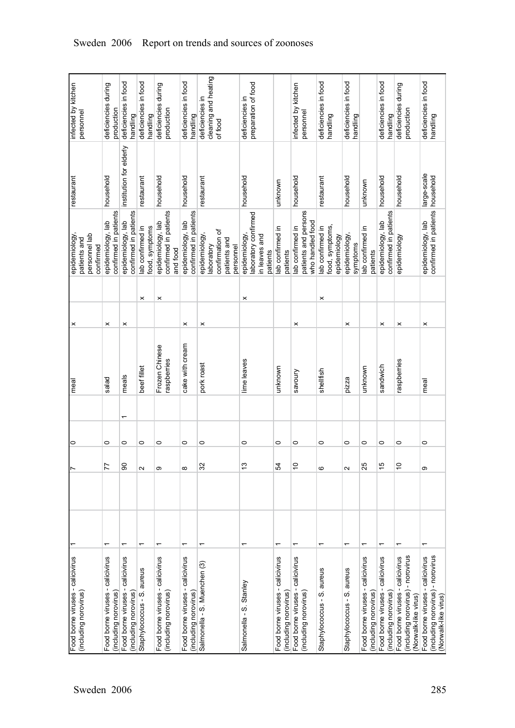| | | | | | | | | | | | |
|---|---|---|---|---|---|---|---|---|---|---|---|
| Food borne viruses - calicivirus (including norovirus) | 1 | | 7 | 0 | | meal | x | | epidemiology, patients and personnel lab confirmed | restaurant | infected by kitchen personnel |
| Food borne viruses - calicivirus (including norovirus) | 1 | | 77 | 0 | | salad | x | | epidemiology, lab confirmed in patients | household | deficiencies during production |
| Food borne viruses - calicivirus (including norovirus) | 1 | | 90 | 0 | 1 | meals | x | | epidemiology, lab confirmed in patients | institution for elderly | deficiencies in food handling |
| Staphylococcus - S. aureus | 1 | | 2 | 0 | | beef fillet | | x | lab confirmed in food, symptoms | restaurant | deficiencies in food handling |
| Food borne viruses - calicivirus (including norovirus) | 1 | | 9 | 0 | | Frozen Chinese raspberries | | x | epidemiology, lab confirmed in patients and food | household | deficiencies during production |
| Food borne viruses - calicivirus (including norovirus) | 1 | | 8 | 0 | | cake with cream | x | | epidemiology, lab confirmed in patients | household | deficiencies in food handling |
| Salmonella - S. Muenchen (3) | 1 | | 32 | 0 | | pork roast | x | | epidemiology, laboratory confirmation of patients and personnel | restaurant | deficiencies in cleaning and heating of food |
| Salmonella - S. Stanley | 1 | | 13 | 0 | | lime leaves | | x | epidemiology, laboratory confirmed in leaves and patients | household | deficiencies in preparation of food |
| Food borne viruses - calicivirus (including norovirus) | 1 | | 54 | 0 | | unknown | | | lab confirmed in patients | unknown | |
| Food borne viruses - calicivirus (including norovirus) | 1 | | 10 | 0 | | savoury | x | | lab confirmed in patients and persons who handled food | household | infected by kitchen personnel |
| Staphylococcus - S. aureus | 1 | | 6 | 0 | | shellfish | | x | lab confirmed in food, symptoms, epidemiology | restaurant | deficiencies in food handling |
| Staphylococcus - S. aureus | 1 | | 2 | 0 | | pizza | x | | epidemiology, symptoms | household | deficiencies in food handling |
| Food borne viruses - calicivirus (including norovirus) | 1 | | 25 | 0 | | unknown | | | lab confirmed in patients | unknown | |
| Food borne viruses - calicivirus (including norovirus) | 1 | | 15 | 0 | | sandwich | x | | epidemiology, lab confirmed in patients | household | deficiencies in food handling |
| Food borne viruses - calicivirus (including norovirus) - norovirus (Norwalk-like virus) | 1 | | 10 | 0 | | raspberries | x | | epidemiology | household | deficiencies during production |
| Food borne viruses - calicivirus (including norovirus) - norovirus (Norwalk-like virus) | 1 | | 9 | 0 | | meal | x | | epidemiology, lab confirmed in patients | large-scale household | deficiencies in food handling |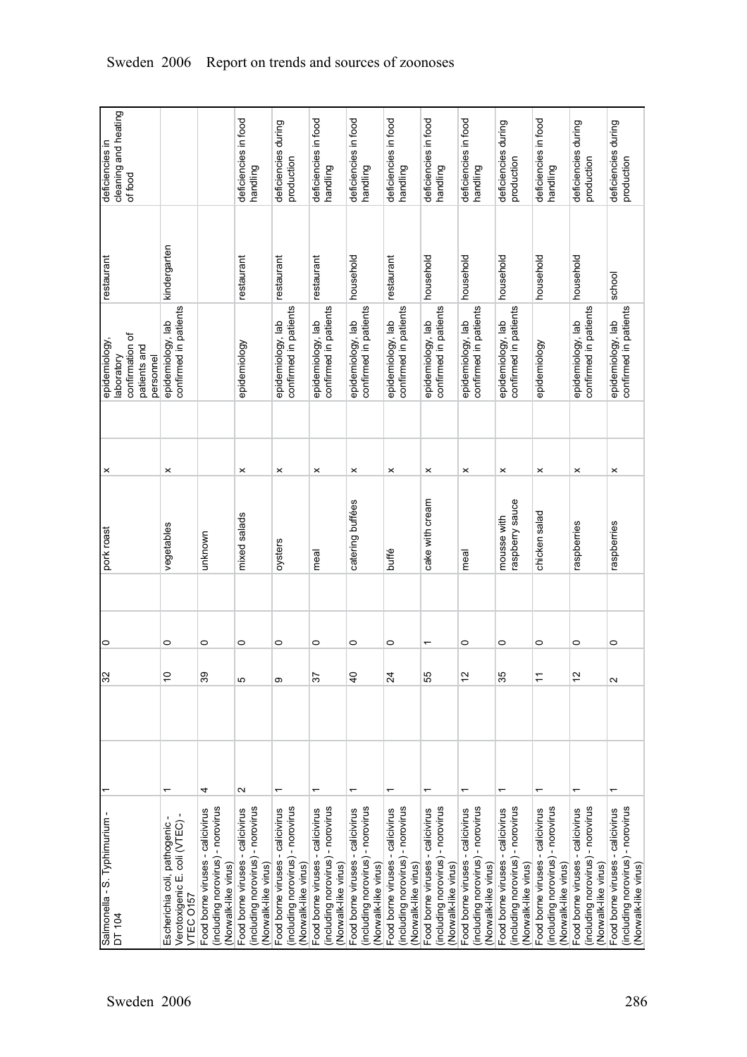| | | | | | | | | | | | | |
|---|---|---|---|---|---|---|---|---|---|---|---|---|
| Salmonella - S. Typhimurium - DT 104 | 1 | | | 32 | 0 | | pork roast | x | | epidemiology, laboratory confirmation of patients and personnel | restaurant | deficiencies in cleaning and heating of food |
| Escherichia coli, pathogenic - Verotoxigenic E. coli (VTEC) - VTEC O157 | 1 | | | 10 | 0 | | vegetables | x | | epidemiology, lab confirmed in patients | kindergarten | |
| Food borne viruses - calicivirus (including norovirus) - norovirus (Norwalk-like virus) | 4 | | | 39 | 0 | | unknown | | | | | |
| Food borne viruses - calicivirus (including norovirus) - norovirus (Norwalk-like virus) | 2 | | | 5 | 0 | | mixed salads | x | | epidemiology | restaurant | deficiencies in food handling |
| Food borne viruses - calicivirus (including norovirus) - norovirus (Norwalk-like virus) | 1 | | | 9 | 0 | | oysters | x | | epidemiology, lab confirmed in patients | restaurant | deficiencies during production |
| Food borne viruses - calicivirus (including norovirus) - norovirus (Norwalk-like virus) | 1 | | | 37 | 0 | | meal | x | | epidemiology, lab confirmed in patients | restaurant | deficiencies in food handling |
| Food borne viruses - calicivirus (including norovirus) - norovirus (Norwalk-like virus) | 1 | | | 40 | 0 | | catering buffées | x | | epidemiology, lab confirmed in patients | household | deficiencies in food handling |
| Food borne viruses - calicivirus (including norovirus) - norovirus (Norwalk-like virus) | 1 | | | 24 | 0 | | buffé | x | | epidemiology, lab confirmed in patients | restaurant | deficiencies in food handling |
| Food borne viruses - calicivirus (including norovirus) - norovirus (Norwalk-like virus) | 1 | | | 55 | 1 | | cake with cream | x | | epidemiology, lab confirmed in patients | household | deficiencies in food handling |
| Food borne viruses - calicivirus (including norovirus) - norovirus (Norwalk-like virus) | 1 | | | 12 | 0 | | meal | x | | epidemiology, lab confirmed in patients | household | deficiencies in food handling |
| Food borne viruses - calicivirus (including norovirus) - norovirus (Norwalk-like virus) | 1 | | | 35 | 0 | | mousse with raspberry sauce | x | | epidemiology, lab confirmed in patients | household | deficiencies during production |
| Food borne viruses - calicivirus (including norovirus) - norovirus (Norwalk-like virus) | 1 | | | 11 | 0 | | chicken salad | x | | epidemiology | household | deficiencies in food handling |
| Food borne viruses - calicivirus (including norovirus) - norovirus (Norwalk-like virus) | 1 | | | 12 | 0 | | raspberries | x | | epidemiology, lab confirmed in patients | household | deficiencies during production |
| Food borne viruses - calicivirus (including norovirus) - norovirus (Norwalk-like virus) | 1 | | | 2 | 0 | | raspberries | x | | epidemiology, lab confirmed in patients | school | deficiencies during production |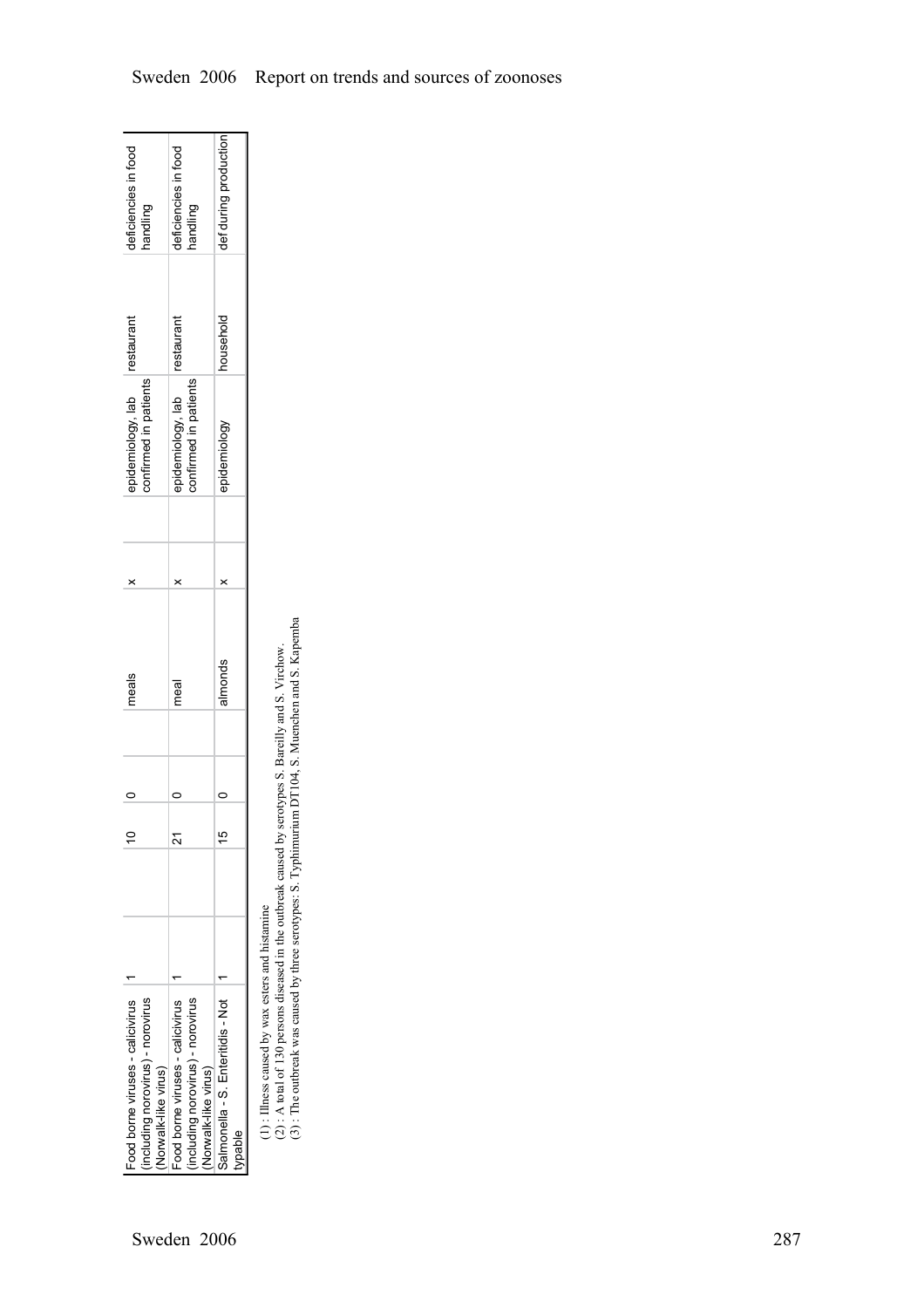| | | | | | | | | | | |
|---|---|---|---|---|---|---|---|---|---|---|
| Food borne viruses - calicivirus (including norovirus) - norovirus (Norwalk-like virus) | 1 | | 10 | 0 | | meals | x | epidemiology, lab confirmed in patients | restaurant | deficiencies in food handling |
| Food borne viruses - calicivirus (including norovirus) - norovirus (Norwalk-like virus) | 1 | | 21 | 0 | | meal | x | epidemiology, lab confirmed in patients | restaurant | deficiencies in food handling |
| Salmonella - S. Enteritidis - Not typable | 1 | | 15 | 0 | | almonds | x | epidemiology | household | def during production |

(1) : Illness caused by wax esters and histamine

(2) : A total of 130 persons diseased in the outbreak caused by serotypes S. Bareilly and S. Virchow.

(3) : The outbreak was caused by three serotypes: S. Typhimurium DT104, S. Muenchen and S. Kapemba